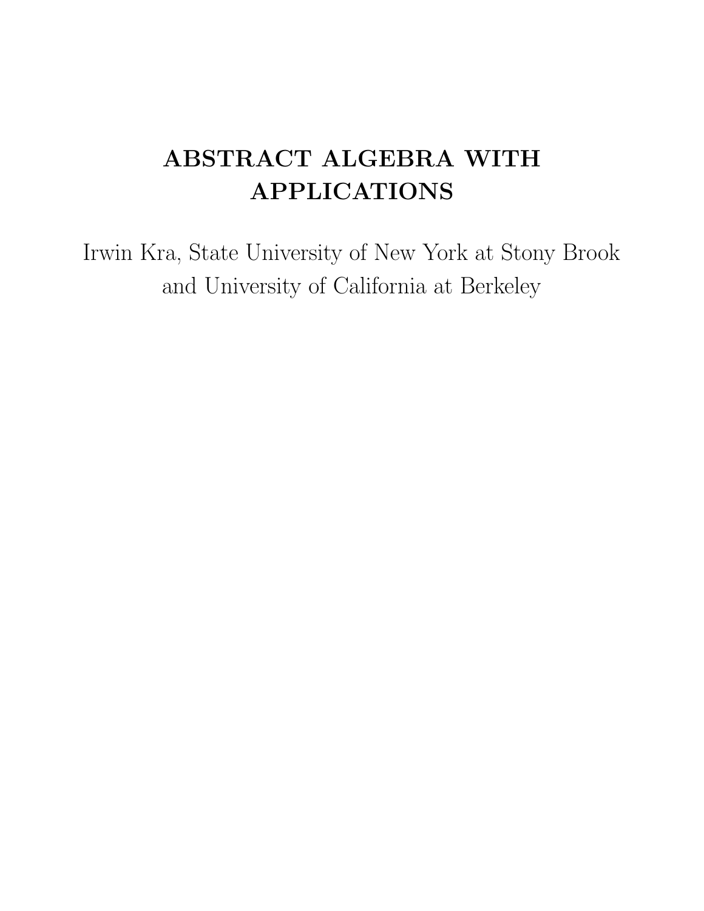# ABSTRACT ALGEBRA WITH APPLICATIONS

Irwin Kra, State University of New York at Stony Brook and University of California at Berkeley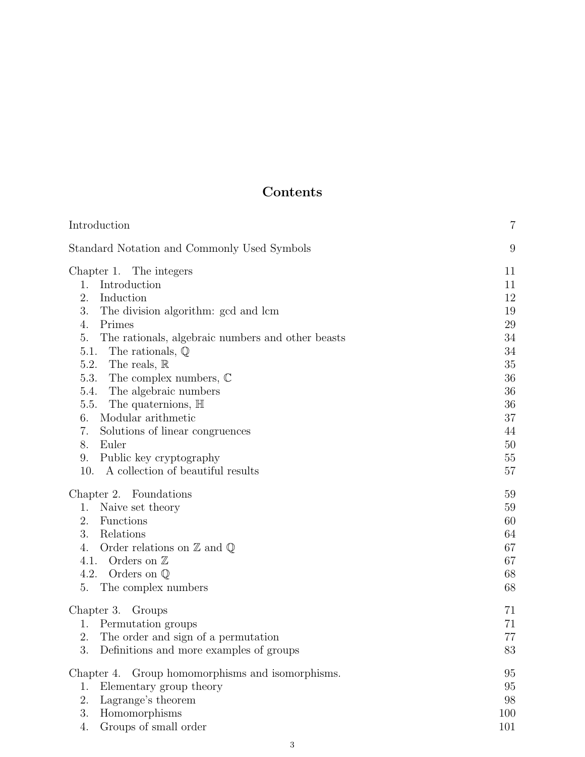# Contents

| | |
|---|---|
| Introduction | 7 |
| Standard Notation and Commonly Used Symbols | 9 |
| Chapter 1. The integers | 11 |
| 1. Introduction | 11 |
| 2. Induction | 12 |
| 3. The division algorithm: gcd and lcm | 19 |
| 4. Primes | 29 |
| 5. The rationals, algebraic numbers and other beasts | 34 |
| 5.1. The rationals, $\mathbb{Q}$ | 34 |
| 5.2. The reals, $\mathbb{R}$ | 35 |
| 5.3. The complex numbers, $\mathbb{C}$ | 36 |
| 5.4. The algebraic numbers | 36 |
| 5.5. The quaternions, $\mathbb{H}$ | 36 |
| 6. Modular arithmetic | 37 |
| 7. Solutions of linear congruences | 44 |
| 8. Euler | 50 |
| 9. Public key cryptography | 55 |
| 10. A collection of beautiful results | 57 |
| Chapter 2. Foundations | 59 |
| 1. Naive set theory | 59 |
| 2. Functions | 60 |
| 3. Relations | 64 |
| 4. Order relations on $\mathbb{Z}$ and $\mathbb{Q}$ | 67 |
| 4.1. Orders on $\mathbb{Z}$ | 67 |
| 4.2. Orders on $\mathbb{Q}$ | 68 |
| 5. The complex numbers | 68 |
| Chapter 3. Groups | 71 |
| 1. Permutation groups | 71 |
| 2. The order and sign of a permutation | 77 |
| 3. Definitions and more examples of groups | 83 |
| Chapter 4. Group homomorphisms and isomorphisms. | 95 |
| 1. Elementary group theory | 95 |
| 2. Lagrange's theorem | 98 |
| 3. Homomorphisms | 100 |
| 4. Groups of small order | 101 |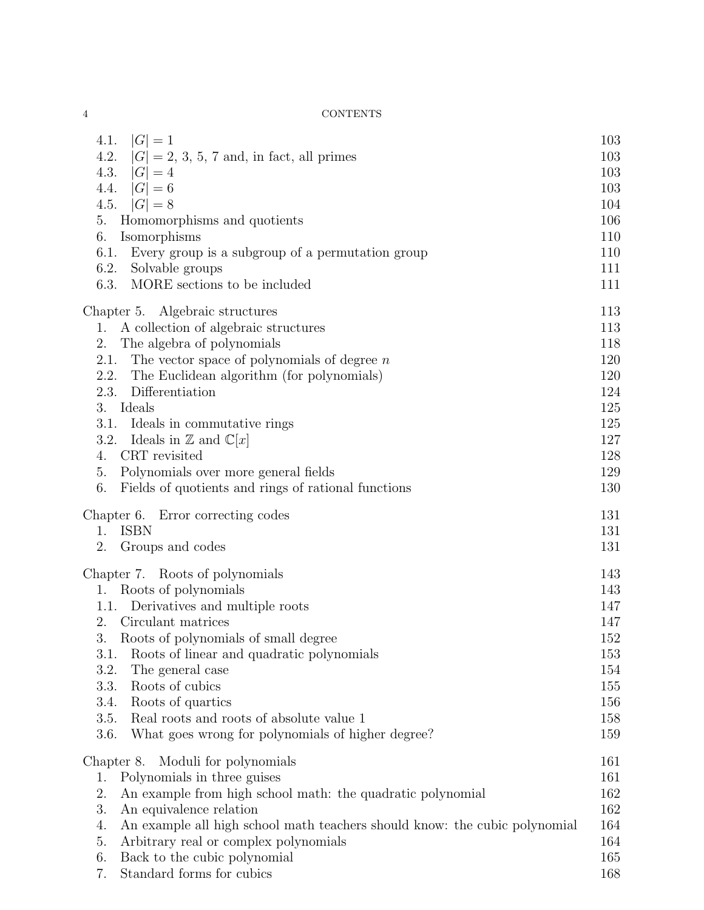| | |
|---|---|
| 4.1. $|G| = 1$ | 103 |
| 4.2. $|G| = 2, 3, 5, 7$ and, in fact, all primes | 103 |
| 4.3. $|G| = 4$ | 103 |
| 4.4. $|G| = 6$ | 103 |
| 4.5. $|G| = 8$ | 104 |
| 5. Homomorphisms and quotients | 106 |
| 6. Isomorphisms | 110 |
| 6.1. Every group is a subgroup of a permutation group | 110 |
| 6.2. Solvable groups | 111 |
| 6.3. MORE sections to be included | 111 |
| Chapter 5. Algebraic structures | 113 |
| 1. A collection of algebraic structures | 113 |
| 2. The algebra of polynomials | 118 |
| 2.1. The vector space of polynomials of degree $n$ | 120 |
| 2.2. The Euclidean algorithm (for polynomials) | 120 |
| 2.3. Differentiation | 124 |
| 3. Ideals | 125 |
| 3.1. Ideals in commutative rings | 125 |
| 3.2. Ideals in $\mathbb{Z}$ and $\mathbb{C}[x]$ | 127 |
| 4. CRT revisited | 128 |
| 5. Polynomials over more general fields | 129 |
| 6. Fields of quotients and rings of rational functions | 130 |
| Chapter 6. Error correcting codes | 131 |
| 1. ISBN | 131 |
| 2. Groups and codes | 131 |
| Chapter 7. Roots of polynomials | 143 |
| 1. Roots of polynomials | 143 |
| 1.1. Derivatives and multiple roots | 147 |
| 2. Circulant matrices | 147 |
| 3. Roots of polynomials of small degree | 152 |
| 3.1. Roots of linear and quadratic polynomials | 153 |
| 3.2. The general case | 154 |
| 3.3. Roots of cubics | 155 |
| 3.4. Roots of quartics | 156 |
| 3.5. Real roots and roots of absolute value 1 | 158 |
| 3.6. What goes wrong for polynomials of higher degree? | 159 |
| Chapter 8. Moduli for polynomials | 161 |
| 1. Polynomials in three guises | 161 |
| 2. An example from high school math: the quadratic polynomial | 162 |
| 3. An equivalence relation | 162 |
| 4. An example all high school math teachers should know: the cubic polynomial | 164 |
| 5. Arbitrary real or complex polynomials | 164 |
| 6. Back to the cubic polynomial | 165 |
| 7. Standard forms for cubics | 168 |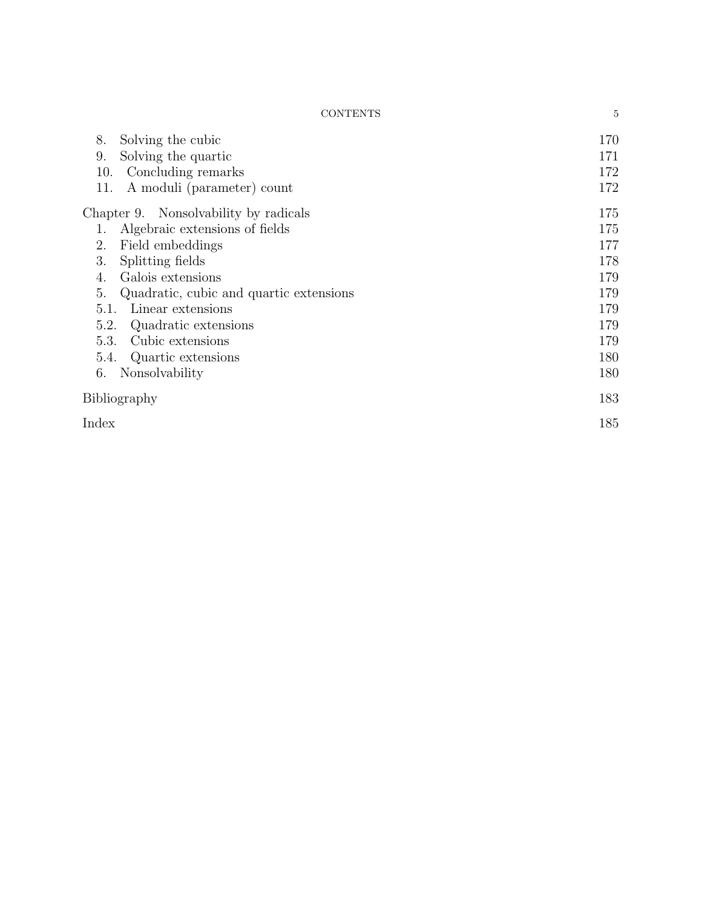8. Solving the cubic 170
9. Solving the quartic 171
10. Concluding remarks 172
11. A moduli (parameter) count 172

Chapter 9. Nonsolvability by radicals 175
1. Algebraic extensions of fields 175
2. Field embeddings 177
3. Splitting fields 178
4. Galois extensions 179
5. Quadratic, cubic and quartic extensions 179
5.1. Linear extensions 179
5.2. Quadratic extensions 179
5.3. Cubic extensions 179
5.4. Quartic extensions 180
6. Nonsolvability 180

Bibliography 183

Index 185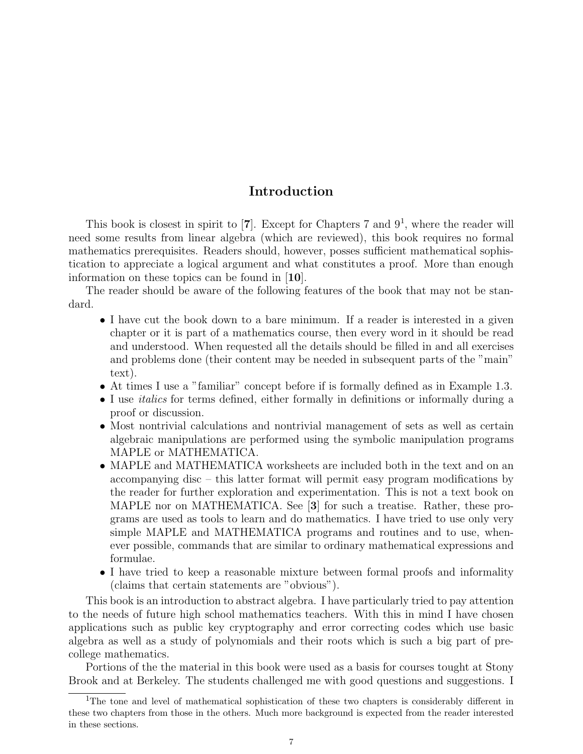# Introduction

This book is closest in spirit to [**7**]. Except for Chapters 7 and 9[1], where the reader will need some results from linear algebra (which are reviewed), this book requires no formal mathematics prerequisites. Readers should, however, posses sufficient mathematical sophistication to appreciate a logical argument and what constitutes a proof. More than enough information on these topics can be found in [**10**].

The reader should be aware of the following features of the book that may not be standard.

- I have cut the book down to a bare minimum. If a reader is interested in a given chapter or it is part of a mathematics course, then every word in it should be read and understood. When requested all the details should be filled in and all exercises and problems done (their content may be needed in subsequent parts of the "main" text).
- At times I use a "familiar" concept before if is formally defined as in Example 1.3.
- I use *italics* for terms defined, either formally in definitions or informally during a proof or discussion.
- Most nontrivial calculations and nontrivial management of sets as well as certain algebraic manipulations are performed using the symbolic manipulation programs MAPLE or MATHEMATICA.
- MAPLE and MATHEMATICA worksheets are included both in the text and on an accompanying disc – this latter format will permit easy program modifications by the reader for further exploration and experimentation. This is not a text book on MAPLE nor on MATHEMATICA. See [**3**] for such a treatise. Rather, these programs are used as tools to learn and do mathematics. I have tried to use only very simple MAPLE and MATHEMATICA programs and routines and to use, whenever possible, commands that are similar to ordinary mathematical expressions and formulae.
- I have tried to keep a reasonable mixture between formal proofs and informality (claims that certain statements are "obvious").

This book is an introduction to abstract algebra. I have particularly tried to pay attention to the needs of future high school mathematics teachers. With this in mind I have chosen applications such as public key cryptography and error correcting codes which use basic algebra as well as a study of polynomials and their roots which is such a big part of precollege mathematics.

Portions of the the material in this book were used as a basis for courses tought at Stony Brook and at Berkeley. The students challenged me with good questions and suggestions. I

[1] The tone and level of mathematical sophistication of these two chapters is considerably different in these two chapters from those in the others. Much more background is expected from the reader interested in these sections.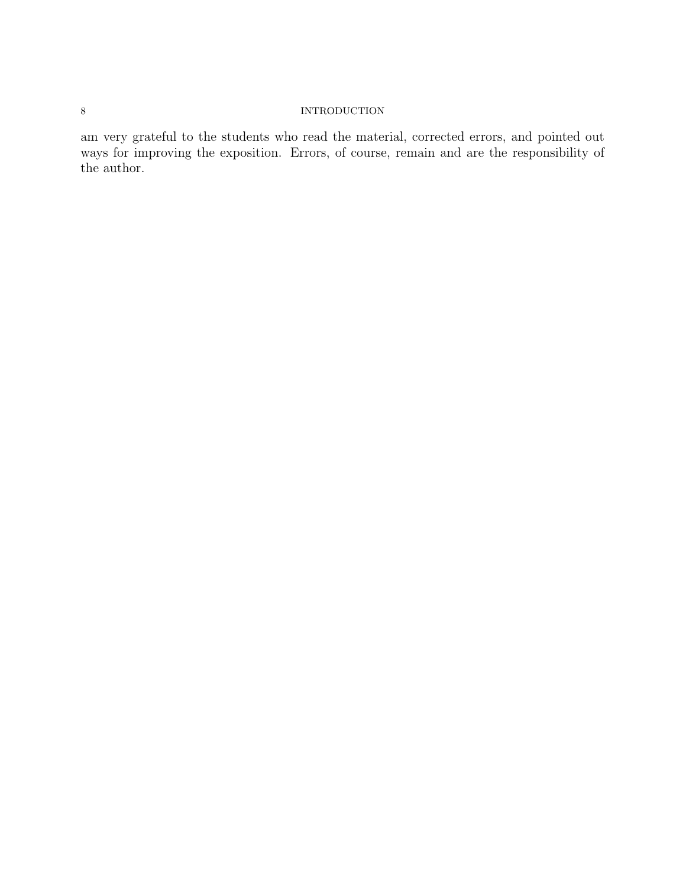am very grateful to the students who read the material, corrected errors, and pointed out ways for improving the exposition. Errors, of course, remain and are the responsibility of the author.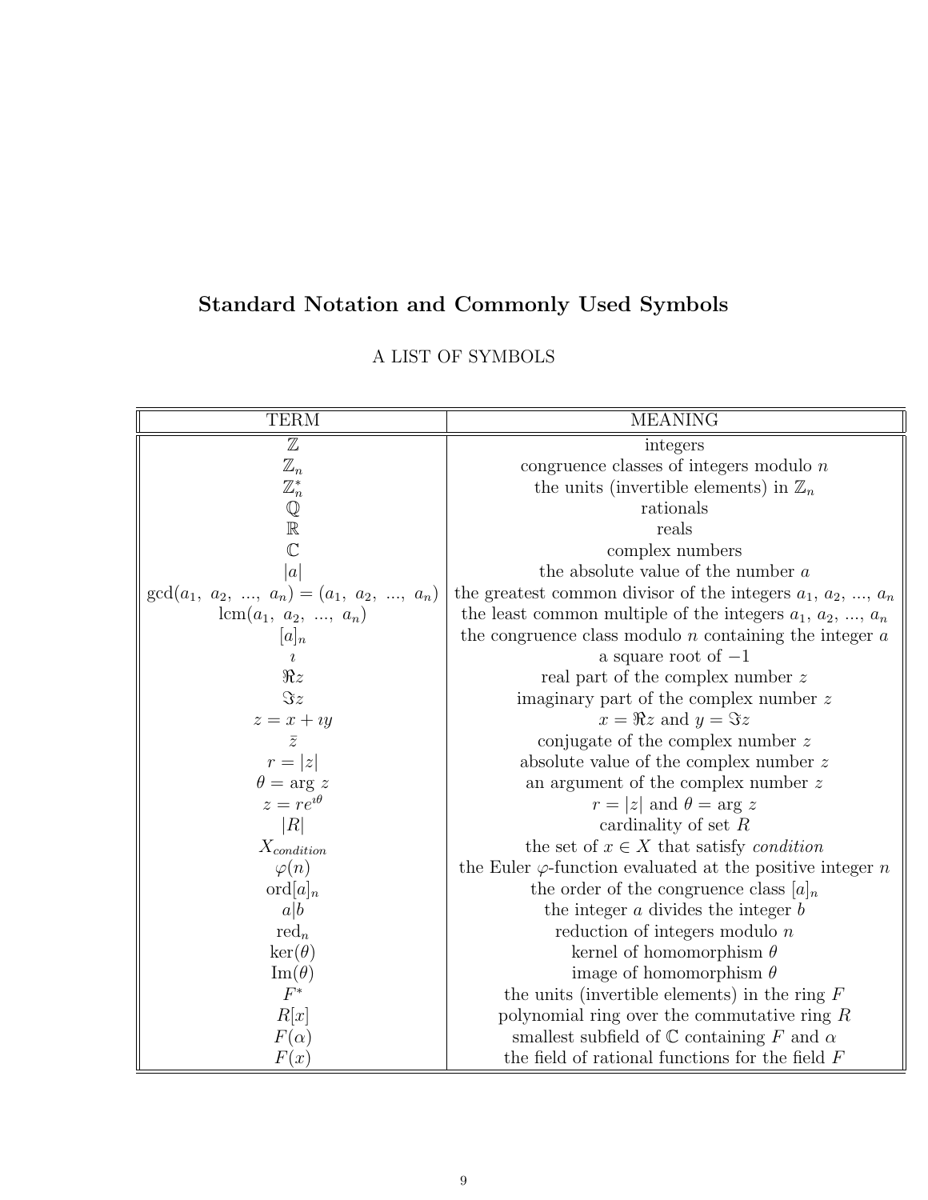## Standard Notation and Commonly Used Symbols

A LIST OF SYMBOLS

| TERM | MEANING |
|---|---|
| $\mathbb{Z}$ | integers |
| $\mathbb{Z}_n$ | congruence classes of integers modulo $n$ |
| $\mathbb{Z}_n^*$ | the units (invertible elements) in $\mathbb{Z}_n$ |
| $\mathbb{Q}$ | rationals |
| $\mathbb{R}$ | reals |
| $\mathbb{C}$ | complex numbers |
| $\|a\|$ | the absolute value of the number $a$ |
| $\gcd(a_1,\ a_2,\ ...,\ a_n) = (a_1,\ a_2,\ ...,\ a_n)$ | the greatest common divisor of the integers $a_1$, $a_2$, ..., $a_n$ |
| $\operatorname{lcm}(a_1,\ a_2,\ ...,\ a_n)$ | the least common multiple of the integers $a_1$, $a_2$, ..., $a_n$ |
| $[a]_n$ | the congruence class modulo $n$ containing the integer $a$ |
| $\imath$ | a square root of $-1$ |
| $\Re z$ | real part of the complex number $z$ |
| $\Im z$ | imaginary part of the complex number $z$ |
| $z = x + \imath y$ | $x = \Re z$ and $y = \Im z$ |
| $\bar{z}$ | conjugate of the complex number $z$ |
| $r = \|z\|$ | absolute value of the complex number $z$ |
| $\theta = \arg\, z$ | an argument of the complex number $z$ |
| $z = re^{\imath\theta}$ | $r = \|z\|$ and $\theta = \arg\, z$ |
| $\|R\|$ | cardinality of set $R$ |
| $X_{condition}$ | the set of $x \in X$ that satisfy *condition* |
| $\varphi(n)$ | the Euler $\varphi$-function evaluated at the positive integer $n$ |
| $\operatorname{ord}[a]_n$ | the order of the congruence class $[a]_n$ |
| $a\|b$ | the integer $a$ divides the integer $b$ |
| $\operatorname{red}_n$ | reduction of integers modulo $n$ |
| $\ker(\theta)$ | kernel of homomorphism $\theta$ |
| $\operatorname{Im}(\theta)$ | image of homomorphism $\theta$ |
| $F^*$ | the units (invertible elements) in the ring $F$ |
| $R[x]$ | polynomial ring over the commutative ring $R$ |
| $F(\alpha)$ | smallest subfield of $\mathbb{C}$ containing $F$ and $\alpha$ |
| $F(x)$ | the field of rational functions for the field $F$ |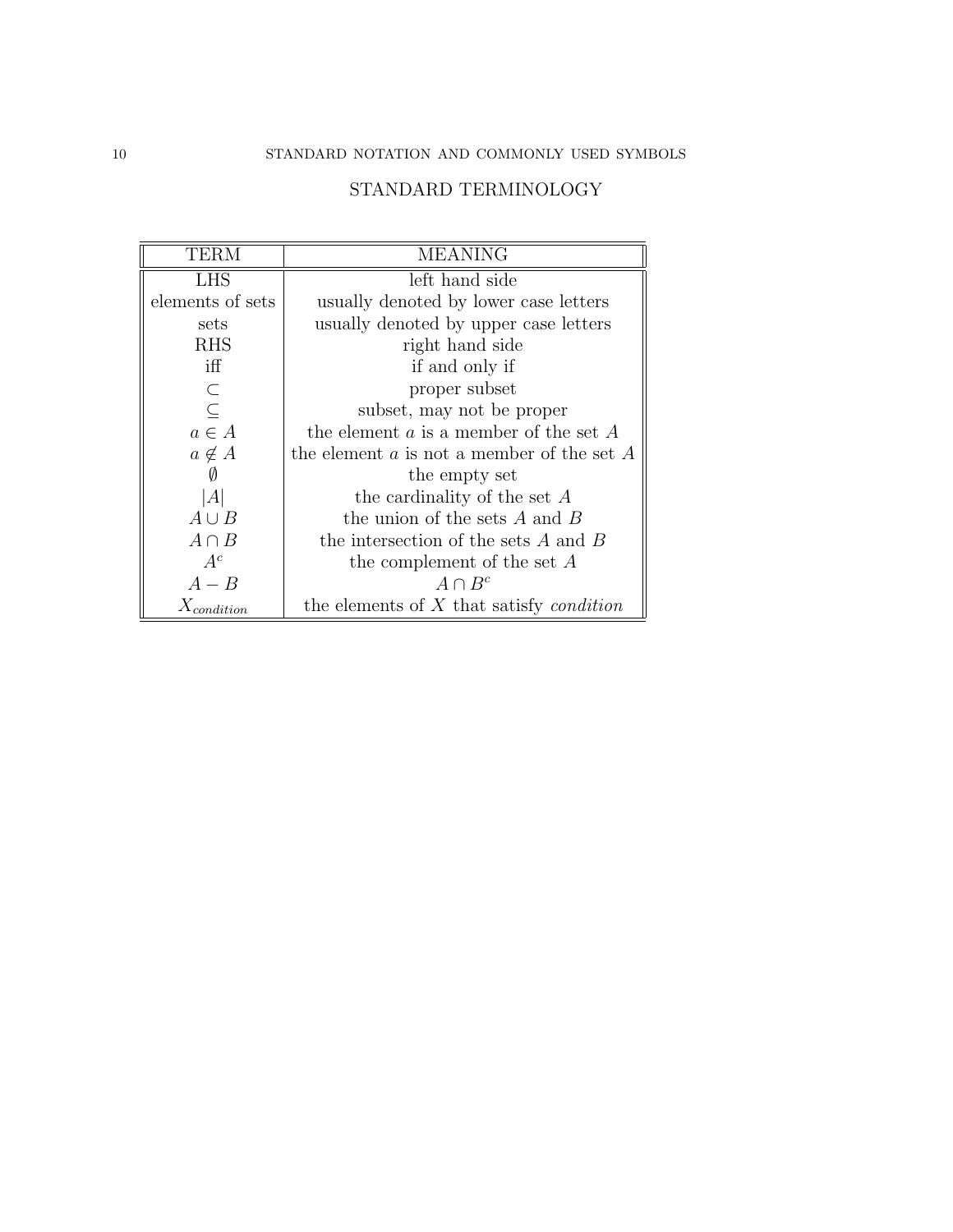## STANDARD TERMINOLOGY

| TERM | MEANING |
|---|---|
| LHS | left hand side |
| elements of sets | usually denoted by lower case letters |
| sets | usually denoted by upper case letters |
| RHS | right hand side |
| iff | if and only if |
| $\subset$ | proper subset |
| $\subseteq$ | subset, may not be proper |
| $a \in A$ | the element $a$ is a member of the set $A$ |
| $a \notin A$ | the element $a$ is not a member of the set $A$ |
| $\emptyset$ | the empty set |
| $\|A\|$ | the cardinality of the set $A$ |
| $A \cup B$ | the union of the sets $A$ and $B$ |
| $A \cap B$ | the intersection of the sets $A$ and $B$ |
| $A^c$ | the complement of the set $A$ |
| $A - B$ | $A \cap B^c$ |
| $X_{condition}$ | the elements of $X$ that satisfy *condition* |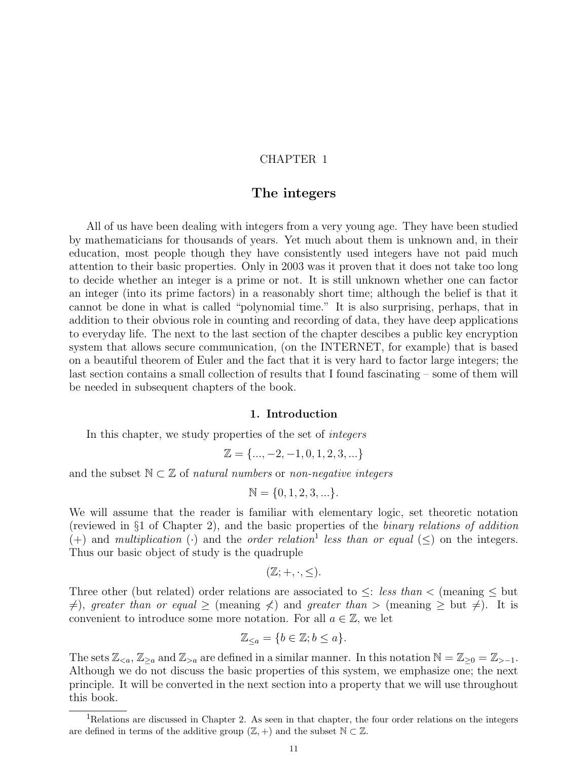CHAPTER 1

# The integers

All of us have been dealing with integers from a very young age. They have been studied by mathematicians for thousands of years. Yet much about them is unknown and, in their education, most people though they have consistently used integers have not paid much attention to their basic properties. Only in 2003 was it proven that it does not take too long to decide whether an integer is a prime or not. It is still unknown whether one can factor an integer (into its prime factors) in a reasonably short time; although the belief is that it cannot be done in what is called "polynomial time." It is also surprising, perhaps, that in addition to their obvious role in counting and recording of data, they have deep applications to everyday life. The next to the last section of the chapter descibes a public key encryption system that allows secure communication, (on the INTERNET, for example) that is based on a beautiful theorem of Euler and the fact that it is very hard to factor large integers; the last section contains a small collection of results that I found fascinating – some of them will be needed in subsequent chapters of the book.

## 1. Introduction

In this chapter, we study properties of the set of *integers*

$$\mathbb{Z} = \{..., -2, -1, 0, 1, 2, 3, ...\}$$

and the subset $\mathbb{N} \subset \mathbb{Z}$ of *natural numbers* or *non-negative integers*

$$\mathbb{N} = \{0, 1, 2, 3, ...\}.$$

We will assume that the reader is familiar with elementary logic, set theoretic notation (reviewed in §1 of Chapter 2), and the basic properties of the *binary relations of addition* (+) and *multiplication* ($\cdot$) and the *order relation*[1] *less than or equal* ($\leq$) on the integers. Thus our basic object of study is the quadruple

$$(\mathbb{Z}; +, \cdot, \leq).$$

Three other (but related) order relations are associated to $\leq$: *less than* $<$ (meaning $\leq$ but $\neq$), *greater than or equal* $\geq$ (meaning $\not<$) and *greater than* $>$ (meaning $\geq$ but $\neq$). It is convenient to introduce some more notation. For all $a \in \mathbb{Z}$, we let

$$\mathbb{Z}_{\leq a} = \{b \in \mathbb{Z}; b \leq a\}.$$

The sets $\mathbb{Z}_{<a}$, $\mathbb{Z}_{\geq a}$ and $\mathbb{Z}_{>a}$ are defined in a similar manner. In this notation $\mathbb{N} = \mathbb{Z}_{\geq 0} = \mathbb{Z}_{>-1}$. Although we do not discuss the basic properties of this system, we emphasize one; the next principle. It will be converted in the next section into a property that we will use throughout this book.

[1] Relations are discussed in Chapter 2. As seen in that chapter, the four order relations on the integers are defined in terms of the additive group $(\mathbb{Z}, +)$ and the subset $\mathbb{N} \subset \mathbb{Z}$.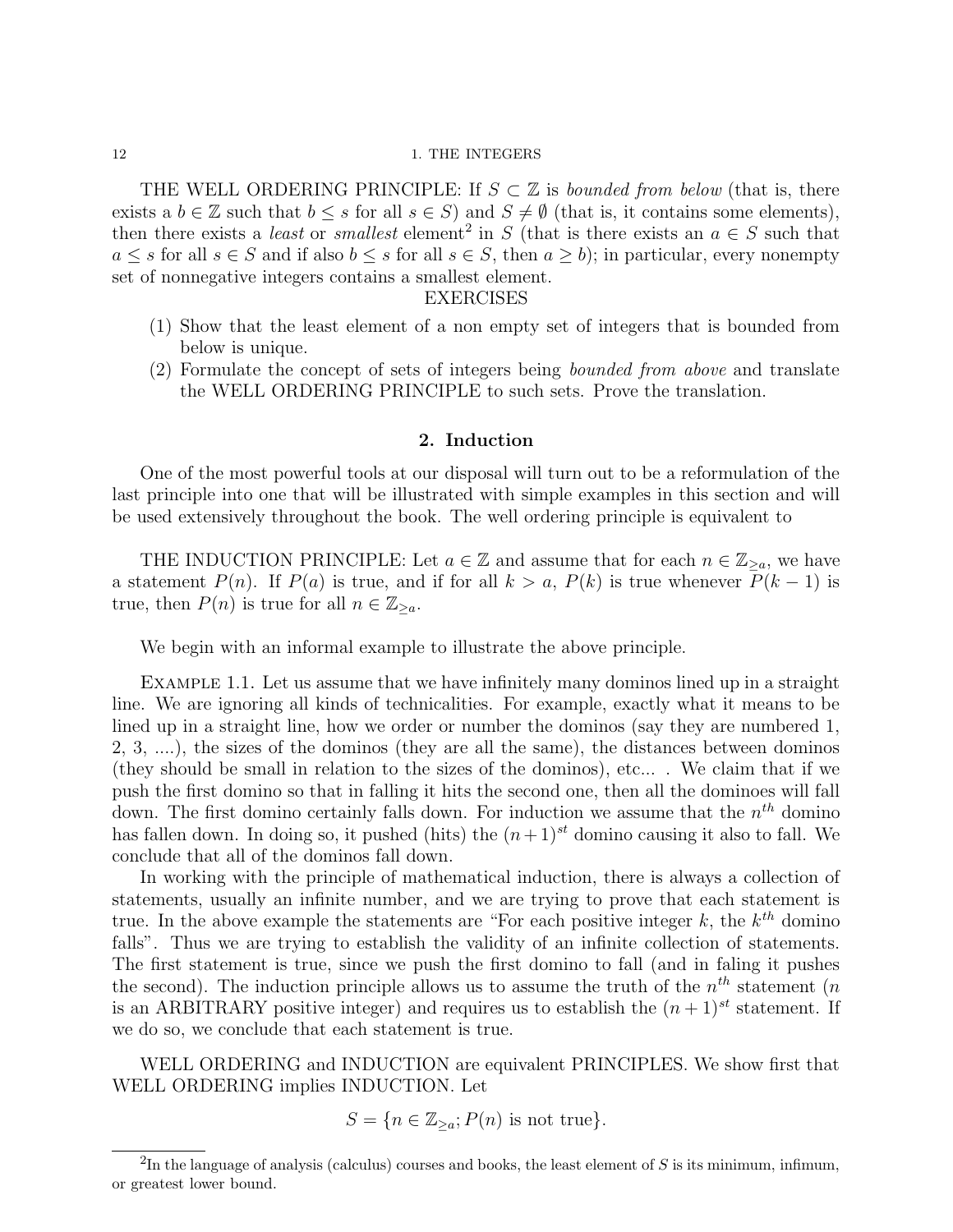THE WELL ORDERING PRINCIPLE: If $S \subset \mathbb{Z}$ is *bounded from below* (that is, there exists a $b \in \mathbb{Z}$ such that $b \leq s$ for all $s \in S$) and $S \neq \emptyset$ (that is, it contains some elements), then there exists a *least* or *smallest* element[2] in $S$ (that is there exists an $a \in S$ such that $a \leq s$ for all $s \in S$ and if also $b \leq s$ for all $s \in S$, then $a \geq b$); in particular, every nonempty set of nonnegative integers contains a smallest element.

EXERCISES

(1) Show that the least element of a non empty set of integers that is bounded from below is unique.
(2) Formulate the concept of sets of integers being *bounded from above* and translate the WELL ORDERING PRINCIPLE to such sets. Prove the translation.

## 2. Induction

One of the most powerful tools at our disposal will turn out to be a reformulation of the last principle into one that will be illustrated with simple examples in this section and will be used extensively throughout the book. The well ordering principle is equivalent to

THE INDUCTION PRINCIPLE: Let $a \in \mathbb{Z}$ and assume that for each $n \in \mathbb{Z}_{\geq a}$, we have a statement $P(n)$. If $P(a)$ is true, and if for all $k > a$, $P(k)$ is true whenever $P(k-1)$ is true, then $P(n)$ is true for all $n \in \mathbb{Z}_{\geq a}$.

We begin with an informal example to illustrate the above principle.

EXAMPLE 1.1. Let us assume that we have infinitely many dominos lined up in a straight line. We are ignoring all kinds of technicalities. For example, exactly what it means to be lined up in a straight line, how we order or number the dominos (say they are numbered 1, 2, 3, ....), the sizes of the dominos (they are all the same), the distances between dominos (they should be small in relation to the sizes of the dominos), etc... . We claim that if we push the first domino so that in falling it hits the second one, then all the dominoes will fall down. The first domino certainly falls down. For induction we assume that the $n^{th}$ domino has fallen down. In doing so, it pushed (hits) the $(n+1)^{st}$ domino causing it also to fall. We conclude that all of the dominos fall down.

In working with the principle of mathematical induction, there is always a collection of statements, usually an infinite number, and we are trying to prove that each statement is true. In the above example the statements are "For each positive integer $k$, the $k^{th}$ domino falls". Thus we are trying to establish the validity of an infinite collection of statements. The first statement is true, since we push the first domino to fall (and in faling it pushes the second). The induction principle allows us to assume the truth of the $n^{th}$ statement ($n$ is an ARBITRARY positive integer) and requires us to establish the $(n+1)^{st}$ statement. If we do so, we conclude that each statement is true.

WELL ORDERING and INDUCTION are equivalent PRINCIPLES. We show first that WELL ORDERING implies INDUCTION. Let

$$S = \{n \in \mathbb{Z}_{\geq a}; P(n) \text{ is not true}\}.$$

[2] In the language of analysis (calculus) courses and books, the least element of $S$ is its minimum, infimum, or greatest lower bound.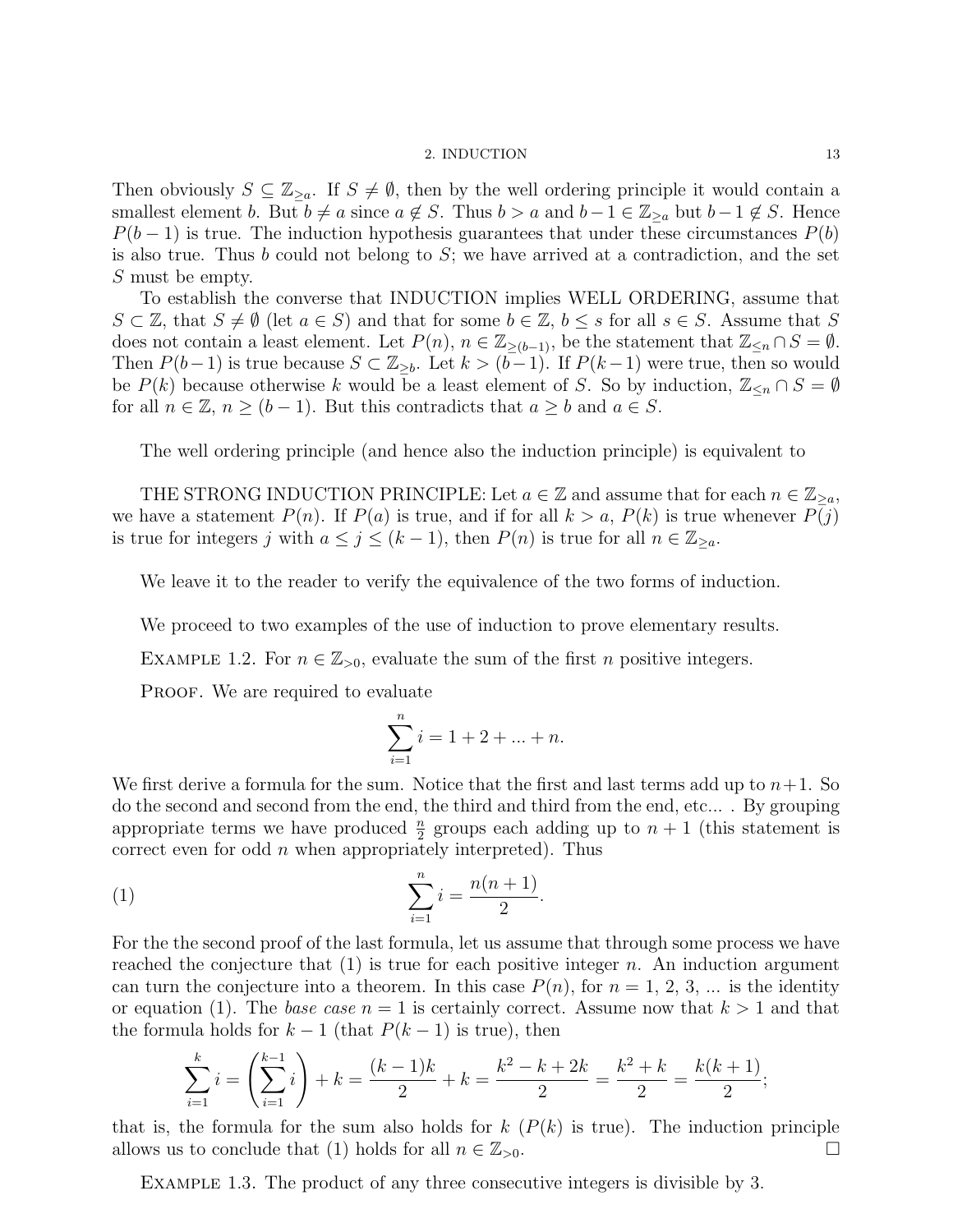Then obviously $S \subseteq \mathbb{Z}_{\geq a}$. If $S \neq \emptyset$, then by the well ordering principle it would contain a smallest element $b$. But $b \neq a$ since $a \notin S$. Thus $b > a$ and $b-1 \in \mathbb{Z}_{\geq a}$ but $b-1 \notin S$. Hence $P(b-1)$ is true. The induction hypothesis guarantees that under these circumstances $P(b)$ is also true. Thus $b$ could not belong to $S$; we have arrived at a contradiction, and the set $S$ must be empty.

To establish the converse that INDUCTION implies WELL ORDERING, assume that $S \subset \mathbb{Z}$, that $S \neq \emptyset$ (let $a \in S$) and that for some $b \in \mathbb{Z}$, $b \leq s$ for all $s \in S$. Assume that $S$ does not contain a least element. Let $P(n)$, $n \in \mathbb{Z}_{\geq (b-1)}$, be the statement that $\mathbb{Z}_{\leq n} \cap S = \emptyset$. Then $P(b-1)$ is true because $S \subset \mathbb{Z}_{\geq b}$. Let $k > (b-1)$. If $P(k-1)$ were true, then so would be $P(k)$ because otherwise $k$ would be a least element of $S$. So by induction, $\mathbb{Z}_{\leq n} \cap S = \emptyset$ for all $n \in \mathbb{Z}$, $n \geq (b-1)$. But this contradicts that $a \geq b$ and $a \in S$.

The well ordering principle (and hence also the induction principle) is equivalent to

THE STRONG INDUCTION PRINCIPLE: Let $a \in \mathbb{Z}$ and assume that for each $n \in \mathbb{Z}_{\geq a}$, we have a statement $P(n)$. If $P(a)$ is true, and if for all $k > a$, $P(k)$ is true whenever $P(j)$ is true for integers $j$ with $a \leq j \leq (k-1)$, then $P(n)$ is true for all $n \in \mathbb{Z}_{\geq a}$.

We leave it to the reader to verify the equivalence of the two forms of induction.

We proceed to two examples of the use of induction to prove elementary results.

EXAMPLE 1.2. For $n \in \mathbb{Z}_{>0}$, evaluate the sum of the first $n$ positive integers.

PROOF. We are required to evaluate

$$\sum_{i=1}^{n} i = 1 + 2 + ... + n.$$

We first derive a formula for the sum. Notice that the first and last terms add up to $n+1$. So do the second and second from the end, the third and third from the end, etc... . By grouping appropriate terms we have produced $\frac{n}{2}$ groups each adding up to $n+1$ (this statement is correct even for odd $n$ when appropriately interpreted). Thus

$$\sum_{i=1}^{n} i = \frac{n(n+1)}{2}. \tag{1}$$

For the the second proof of the last formula, let us assume that through some process we have reached the conjecture that (1) is true for each positive integer $n$. An induction argument can turn the conjecture into a theorem. In this case $P(n)$, for $n = 1, 2, 3, ...$ is the identity or equation (1). The *base case* $n = 1$ is certainly correct. Assume now that $k > 1$ and that the formula holds for $k-1$ (that $P(k-1)$ is true), then

$$\sum_{i=1}^{k} i = \left(\sum_{i=1}^{k-1} i\right) + k = \frac{(k-1)k}{2} + k = \frac{k^2 - k + 2k}{2} = \frac{k^2 + k}{2} = \frac{k(k+1)}{2};$$

that is, the formula for the sum also holds for $k$ ($P(k)$ is true). The induction principle allows us to conclude that (1) holds for all $n \in \mathbb{Z}_{>0}$. □

EXAMPLE 1.3. The product of any three consecutive integers is divisible by 3.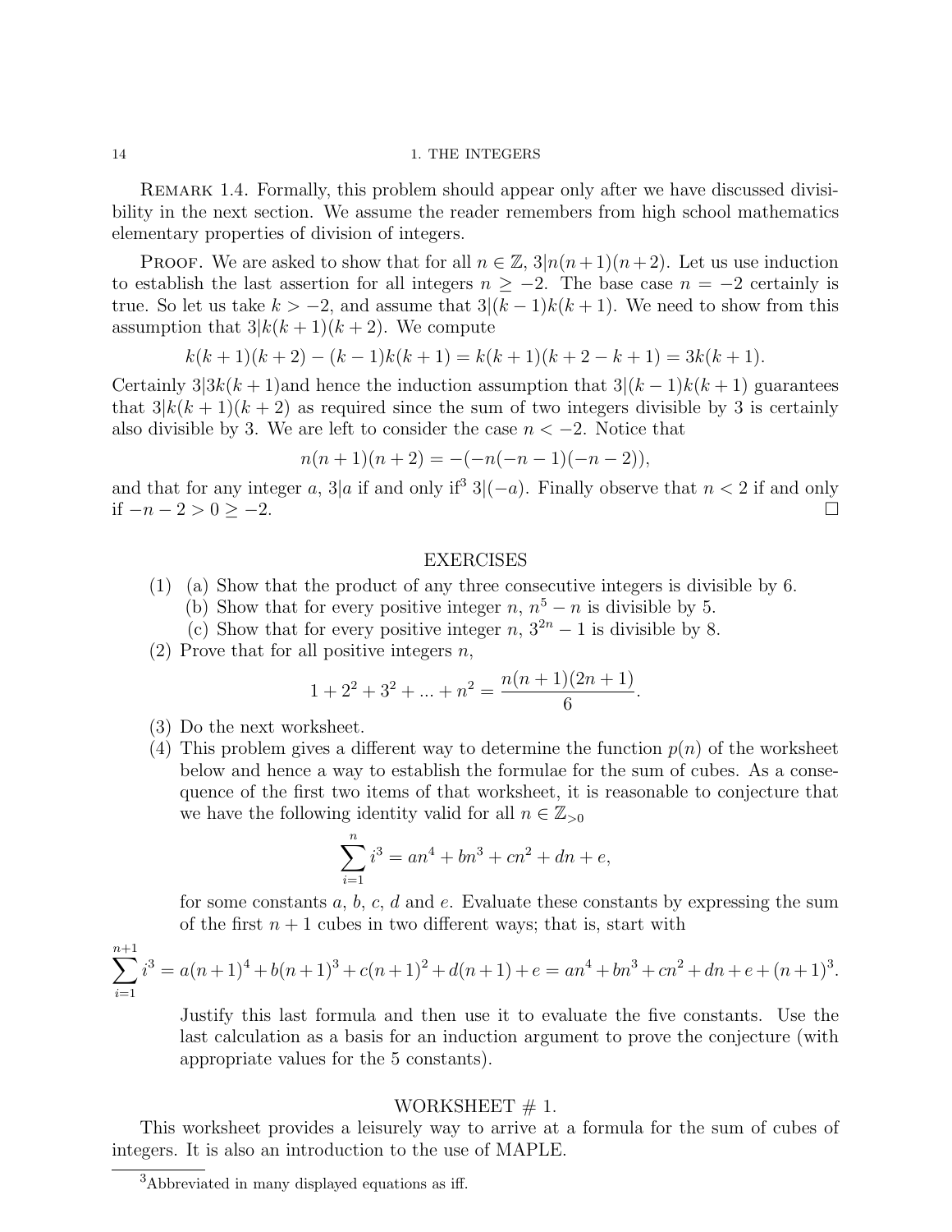Remark 1.4. Formally, this problem should appear only after we have discussed divisibility in the next section. We assume the reader remembers from high school mathematics elementary properties of division of integers.

Proof. We are asked to show that for all $n \in \mathbb{Z}$, $3|n(n+1)(n+2)$. Let us use induction to establish the last assertion for all integers $n \geq -2$. The base case $n = -2$ certainly is true. So let us take $k > -2$, and assume that $3|(k-1)k(k+1)$. We need to show from this assumption that $3|k(k+1)(k+2)$. We compute

$$k(k+1)(k+2) - (k-1)k(k+1) = k(k+1)(k+2-k+1) = 3k(k+1).$$

Certainly $3|3k(k+1)$and hence the induction assumption that $3|(k-1)k(k+1)$ guarantees that $3|k(k+1)(k+2)$ as required since the sum of two integers divisible by 3 is certainly also divisible by 3. We are left to consider the case $n < -2$. Notice that

$$n(n+1)(n+2) = -(-n(-n-1)(-n-2)),$$

and that for any integer $a$, $3|a$ if and only if[3] $3|(-a)$. Finally observe that $n < 2$ if and only if $-n-2 > 0 \geq -2$. □

## EXERCISES

(1) (a) Show that the product of any three consecutive integers is divisible by 6.
    (b) Show that for every positive integer $n$, $n^5 - n$ is divisible by 5.
    (c) Show that for every positive integer $n$, $3^{2n} - 1$ is divisible by 8.

(2) Prove that for all positive integers $n$,

$$1 + 2^2 + 3^2 + ... + n^2 = \frac{n(n+1)(2n+1)}{6}.$$

(3) Do the next worksheet.

(4) This problem gives a different way to determine the function $p(n)$ of the worksheet below and hence a way to establish the formulae for the sum of cubes. As a consequence of the first two items of that worksheet, it is reasonable to conjecture that we have the following identity valid for all $n \in \mathbb{Z}_{>0}$

$$\sum_{i=1}^{n} i^3 = an^4 + bn^3 + cn^2 + dn + e,$$

for some constants $a$, $b$, $c$, $d$ and $e$. Evaluate these constants by expressing the sum of the first $n+1$ cubes in two different ways; that is, start with

$$\sum_{i=1}^{n+1} i^3 = a(n+1)^4 + b(n+1)^3 + c(n+1)^2 + d(n+1) + e = an^4 + bn^3 + cn^2 + dn + e + (n+1)^3.$$

Justify this last formula and then use it to evaluate the five constants. Use the last calculation as a basis for an induction argument to prove the conjecture (with appropriate values for the 5 constants).

## WORKSHEET # 1.

This worksheet provides a leisurely way to arrive at a formula for the sum of cubes of integers. It is also an introduction to the use of MAPLE.

[3] Abbreviated in many displayed equations as iff.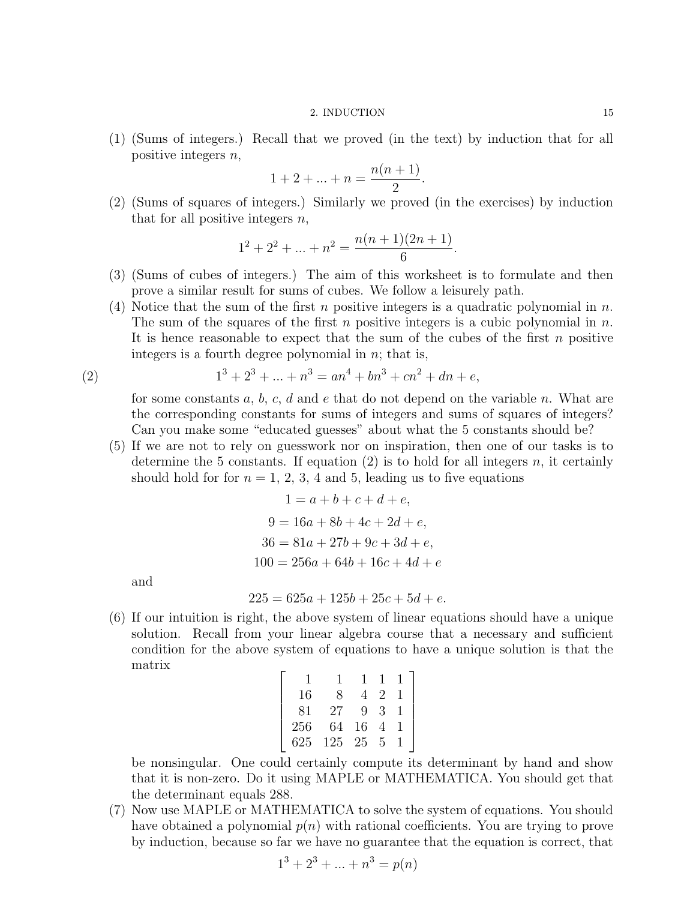(1) (Sums of integers.) Recall that we proved (in the text) by induction that for all positive integers $n$,

$$1 + 2 + ... + n = \frac{n(n+1)}{2}.$$

(2) (Sums of squares of integers.) Similarly we proved (in the exercises) by induction that for all positive integers $n$,

$$1^2 + 2^2 + ... + n^2 = \frac{n(n+1)(2n+1)}{6}.$$

(3) (Sums of cubes of integers.) The aim of this worksheet is to formulate and then prove a similar result for sums of cubes. We follow a leisurely path.

(4) Notice that the sum of the first $n$ positive integers is a quadratic polynomial in $n$. The sum of the squares of the first $n$ positive integers is a cubic polynomial in $n$. It is hence reasonable to expect that the sum of the cubes of the first $n$ positive integers is a fourth degree polynomial in $n$; that is,

$$1^3 + 2^3 + ... + n^3 = an^4 + bn^3 + cn^2 + dn + e, \tag{2}$$

for some constants $a$, $b$, $c$, $d$ and $e$ that do not depend on the variable $n$. What are the corresponding constants for sums of integers and sums of squares of integers? Can you make some "educated guesses" about what the 5 constants should be?

(5) If we are not to rely on guesswork nor on inspiration, then one of our tasks is to determine the 5 constants. If equation (2) is to hold for all integers $n$, it certainly should hold for for $n = 1$, 2, 3, 4 and 5, leading us to five equations

$$1 = a + b + c + d + e,$$

$$9 = 16a + 8b + 4c + 2d + e,$$

$$36 = 81a + 27b + 9c + 3d + e,$$

$$100 = 256a + 64b + 16c + 4d + e$$

and

$$225 = 625a + 125b + 25c + 5d + e.$$

(6) If our intuition is right, the above system of linear equations should have a unique solution. Recall from your linear algebra course that a necessary and sufficient condition for the above system of equations to have a unique solution is that the matrix

$$\begin{bmatrix} 1 & 1 & 1 & 1 & 1 \\ 16 & 8 & 4 & 2 & 1 \\ 81 & 27 & 9 & 3 & 1 \\ 256 & 64 & 16 & 4 & 1 \\ 625 & 125 & 25 & 5 & 1 \end{bmatrix}$$

be nonsingular. One could certainly compute its determinant by hand and show that it is non-zero. Do it using MAPLE or MATHEMATICA. You should get that the determinant equals 288.

(7) Now use MAPLE or MATHEMATICA to solve the system of equations. You should have obtained a polynomial $p(n)$ with rational coefficients. You are trying to prove by induction, because so far we have no guarantee that the equation is correct, that

$$1^3 + 2^3 + ... + n^3 = p(n)$$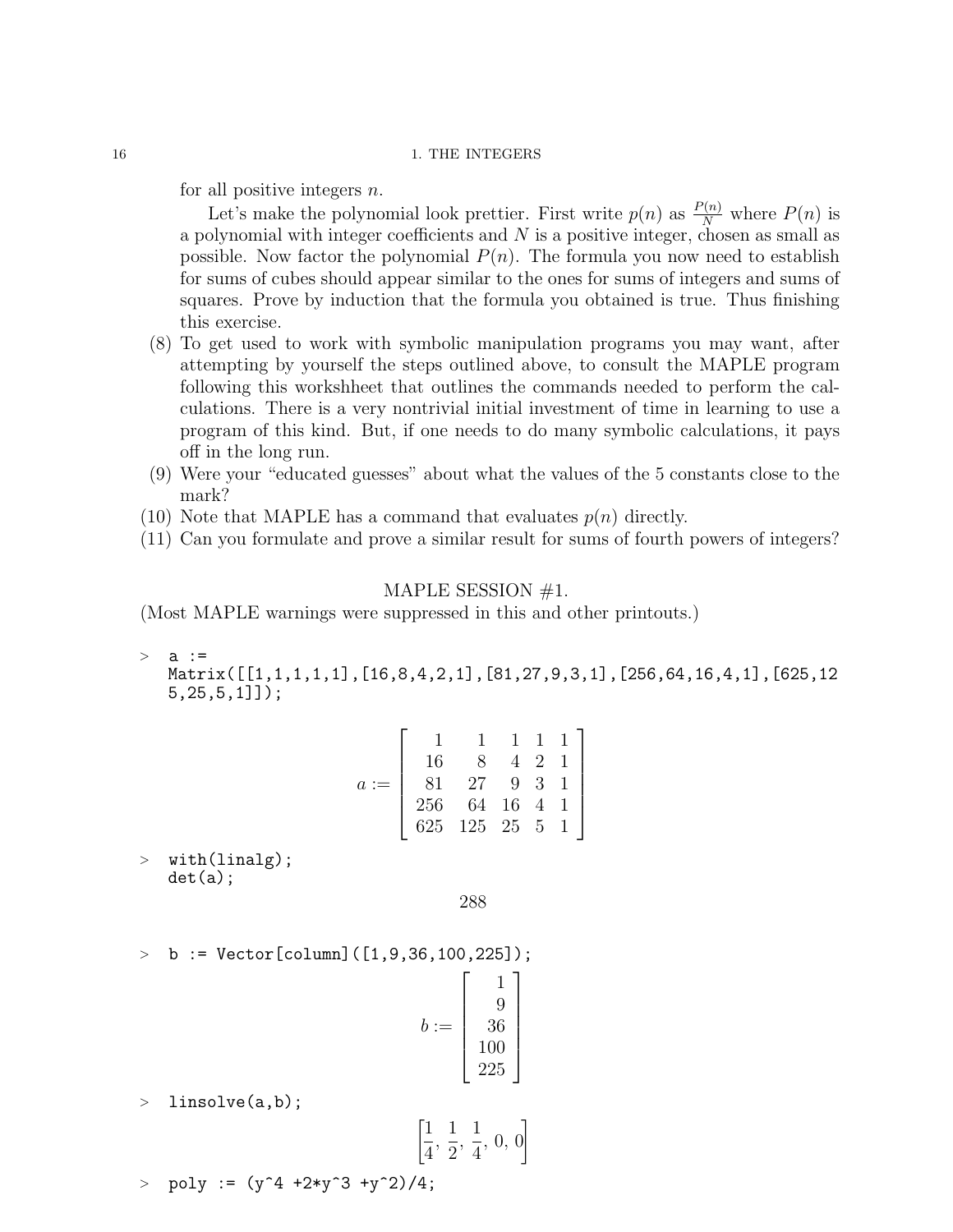for all positive integers $n$.

Let's make the polynomial look prettier. First write $p(n)$ as $\frac{P(n)}{N}$ where $P(n)$ is a polynomial with integer coefficients and $N$ is a positive integer, chosen as small as possible. Now factor the polynomial $P(n)$. The formula you now need to establish for sums of cubes should appear similar to the ones for sums of integers and sums of squares. Prove by induction that the formula you obtained is true. Thus finishing this exercise.

(8) To get used to work with symbolic manipulation programs you may want, after attempting by yourself the steps outlined above, to consult the MAPLE program following this workshheet that outlines the commands needed to perform the calculations. There is a very nontrivial initial investment of time in learning to use a program of this kind. But, if one needs to do many symbolic calculations, it pays off in the long run.

(9) Were your "educated guesses" about what the values of the 5 constants close to the mark?

(10) Note that MAPLE has a command that evaluates $p(n)$ directly.

(11) Can you formulate and prove a similar result for sums of fourth powers of integers?

## MAPLE SESSION #1.

(Most MAPLE warnings were suppressed in this and other printouts.)

```
> a :=
  Matrix([[1,1,1,1,1],[16,8,4,2,1],[81,27,9,3,1],[256,64,16,4,1],[625,12
  5,25,5,1]]);
```

$$a := \begin{bmatrix} 1 & 1 & 1 & 1 & 1 \\ 16 & 8 & 4 & 2 & 1 \\ 81 & 27 & 9 & 3 & 1 \\ 256 & 64 & 16 & 4 & 1 \\ 625 & 125 & 25 & 5 & 1 \end{bmatrix}$$

```
> with(linalg);
  det(a);
```

$$288$$

```
> b := Vector[column]([1,9,36,100,225]);
```

$$b := \begin{bmatrix} 1 \\ 9 \\ 36 \\ 100 \\ 225 \end{bmatrix}$$

```
> linsolve(a,b);
```

$$\left[\frac{1}{4}, \frac{1}{2}, \frac{1}{4}, 0, 0\right]$$

```
> poly := (y^4 +2*y^3 +y^2)/4;
```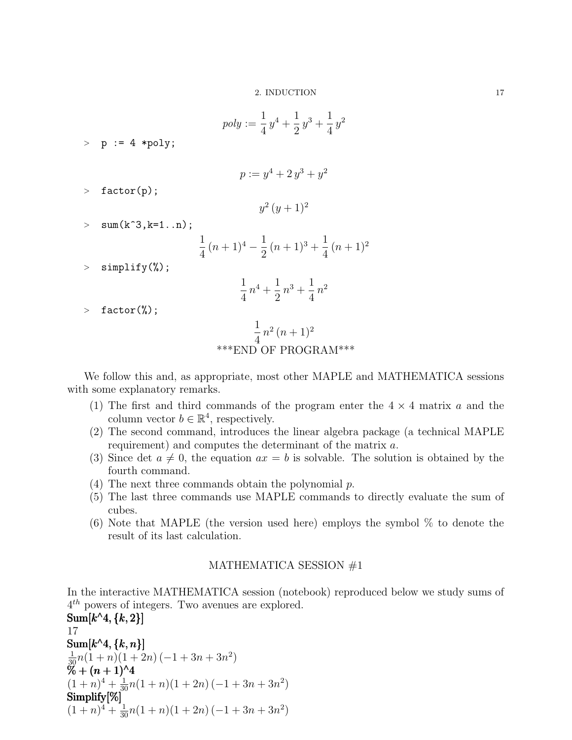$$poly := \frac{1}{4}\,y^4 + \frac{1}{2}\,y^3 + \frac{1}{4}\,y^2$$

```
>  p := 4 *poly;
```

$$p := y^4 + 2\,y^3 + y^2$$

```
>  factor(p);
```

$$y^2\,(y+1)^2$$

```
>  sum(k^3,k=1..n);
```

$$\frac{1}{4}\,(n+1)^4 - \frac{1}{2}\,(n+1)^3 + \frac{1}{4}\,(n+1)^2$$

```
>  simplify(%);
```

$$\frac{1}{4}\,n^4 + \frac{1}{2}\,n^3 + \frac{1}{4}\,n^2$$

```
>  factor(%);
```

$$\frac{1}{4}\,n^2\,(n+1)^2$$

***END OF PROGRAM***

We follow this and, as appropriate, most other MAPLE and MATHEMATICA sessions with some explanatory remarks.

1. The first and third commands of the program enter the $4 \times 4$ matrix $a$ and the column vector $b \in \mathbb{R}^4$, respectively.
2. The second command, introduces the linear algebra package (a technical MAPLE requirement) and computes the determinant of the matrix $a$.
3. Since det $a \neq 0$, the equation $ax = b$ is solvable. The solution is obtained by the fourth command.
4. The next three commands obtain the polynomial $p$.
5. The last three commands use MAPLE commands to directly evaluate the sum of cubes.
6. Note that MAPLE (the version used here) employs the symbol % to denote the result of its last calculation.

## MATHEMATICA SESSION #1

In the interactive MATHEMATICA session (notebook) reproduced below we study sums of $4^{th}$ powers of integers. Two avenues are explored.

**Sum[k^4, {k, 2}]**

17

**Sum[k^4, {k, n}]**

$\frac{1}{30}n(1+n)(1+2n)\left(-1+3n+3n^2\right)$

**% + (n + 1)^4**

$(1+n)^4 + \frac{1}{30}n(1+n)(1+2n)\left(-1+3n+3n^2\right)$

**Simplify[%]**

$(1+n)^4 + \frac{1}{30}n(1+n)(1+2n)\left(-1+3n+3n^2\right)$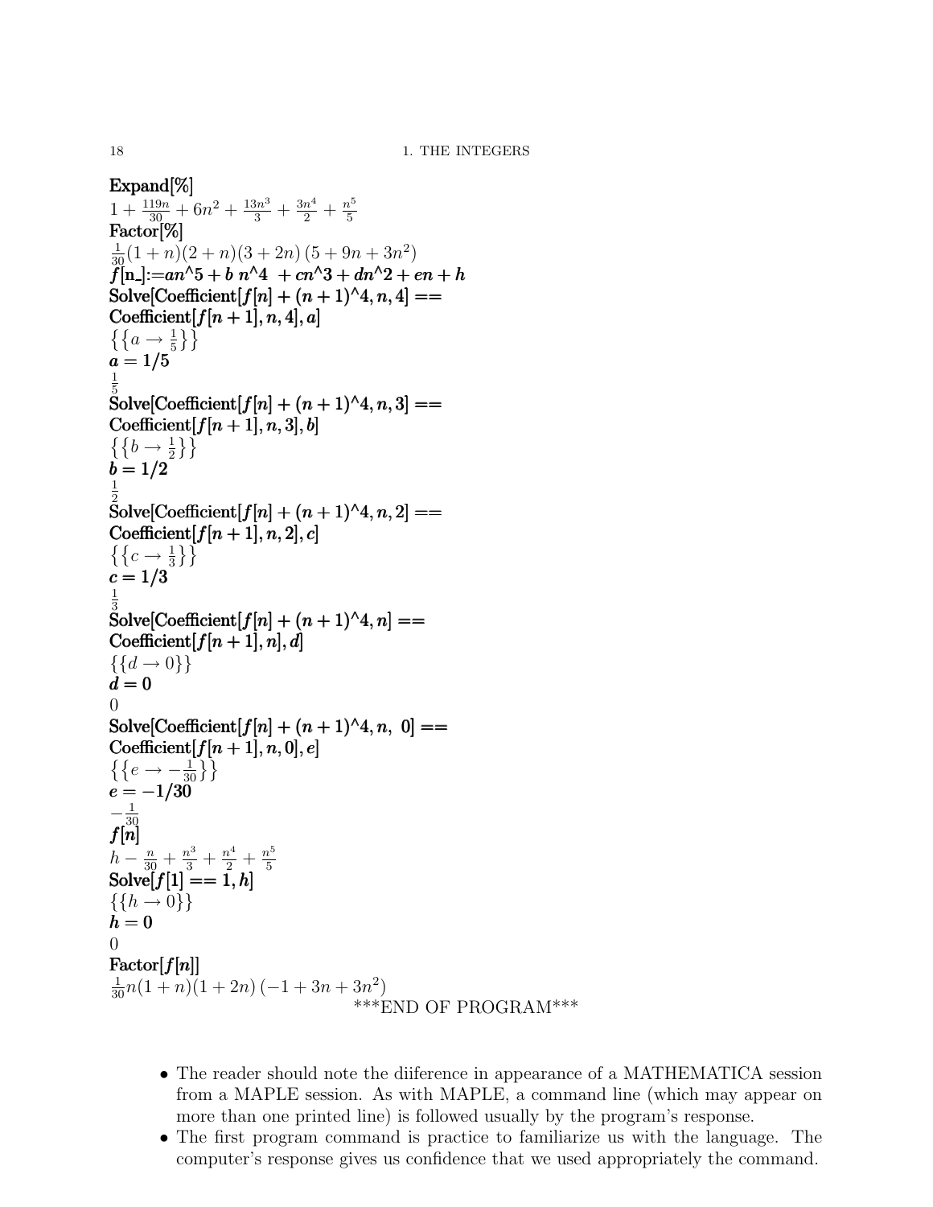**Expand[%]**

$1+\frac{119n}{30}+6n^2+\frac{13n^3}{3}+\frac{3n^4}{2}+\frac{n^5}{5}$

**Factor[%]**

$\frac{1}{30}(1+n)(2+n)(3+2n)\left(5+9n+3n^2\right)$

**f[n_]:=an^5 + b n^4 + cn^3 + dn^2 + en + h**

**Solve[Coefficient[f[n] + (n + 1)^4, n, 4] == Coefficient[f[n + 1], n, 4], a]**

$\{\{a \to \frac{1}{5}\}\}$

**a = 1/5**

$\frac{1}{5}$

**Solve[Coefficient[f[n] + (n + 1)^4, n, 3] == Coefficient[f[n + 1], n, 3], b]**

$\{\{b \to \frac{1}{2}\}\}$

**b = 1/2**

$\frac{1}{2}$

**Solve[Coefficient[f[n] + (n + 1)^4, n, 2] == Coefficient[f[n + 1], n, 2], c]**

$\{\{c \to \frac{1}{3}\}\}$

**c = 1/3**

$\frac{1}{3}$

**Solve[Coefficient[f[n] + (n + 1)^4, n] == Coefficient[f[n + 1], n], d]**

$\{\{d \to 0\}\}$

**d = 0**

0

**Solve[Coefficient[f[n] + (n + 1)^4, n, 0] == Coefficient[f[n + 1], n, 0], e]**

$\{\{e \to -\frac{1}{30}\}\}$

**e = −1/30**

$-\frac{1}{30}$

**f[n]**

$h-\frac{n}{30}+\frac{n^3}{3}+\frac{n^4}{2}+\frac{n^5}{5}$

**Solve[f[1] == 1, h]**

$\{\{h \to 0\}\}$

**h = 0**

0

**Factor[f[n]]**

$\frac{1}{30}n(1+n)(1+2n)\left(-1+3n+3n^2\right)$

***END OF PROGRAM***

- The reader should note the diiference in appearance of a MATHEMATICA session from a MAPLE session. As with MAPLE, a command line (which may appear on more than one printed line) is followed usually by the program's response.
- The first program command is practice to familiarize us with the language. The computer's response gives us confidence that we used appropriately the command.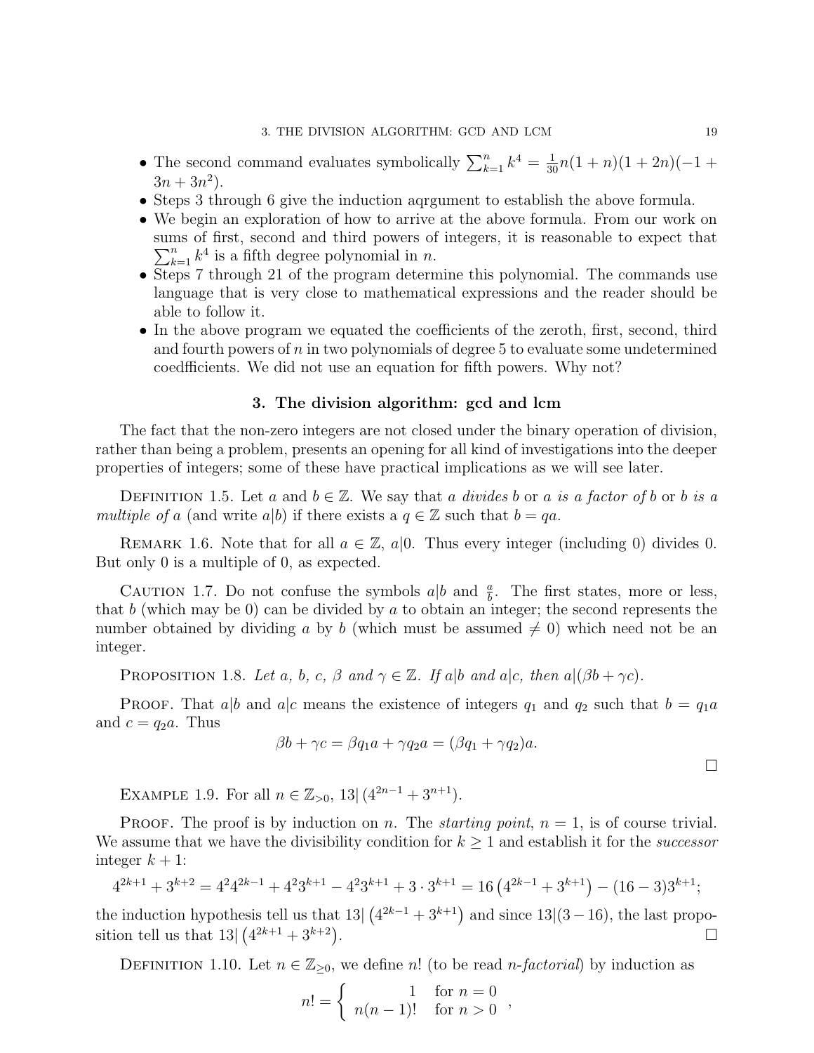- The second command evaluates symbolically $\sum_{k=1}^{n} k^4 = \frac{1}{30} n(1+n)(1+2n)(-1+3n+3n^2)$.
- Steps 3 through 6 give the induction aqrgument to establish the above formula.
- We begin an exploration of how to arrive at the above formula. From our work on sums of first, second and third powers of integers, it is reasonable to expect that $\sum_{k=1}^{n} k^4$ is a fifth degree polynomial in $n$.
- Steps 7 through 21 of the program determine this polynomial. The commands use language that is very close to mathematical expressions and the reader should be able to follow it.
- In the above program we equated the coefficients of the zeroth, first, second, third and fourth powers of $n$ in two polynomials of degree 5 to evaluate some undetermined coedfficients. We did not use an equation for fifth powers. Why not?

## 3. The division algorithm: gcd and lcm

The fact that the non-zero integers are not closed under the binary operation of division, rather than being a problem, presents an opening for all kind of investigations into the deeper properties of integers; some of these have practical implications as we will see later.

Definition 1.5. Let $a$ and $b \in \mathbb{Z}$. We say that *a divides* $b$ or *a is a factor of* $b$ or *b is a multiple of* $a$ (and write $a|b$) if there exists a $q \in \mathbb{Z}$ such that $b = qa$.

Remark 1.6. Note that for all $a \in \mathbb{Z}$, $a|0$. Thus every integer (including 0) divides 0. But only 0 is a multiple of 0, as expected.

Caution 1.7. Do not confuse the symbols $a|b$ and $\frac{a}{b}$. The first states, more or less, that $b$ (which may be 0) can be divided by $a$ to obtain an integer; the second represents the number obtained by dividing $a$ by $b$ (which must be assumed $\neq 0$) which need not be an integer.

Proposition 1.8. *Let $a$, $b$, $c$, $\beta$ and $\gamma \in \mathbb{Z}$. If $a|b$ and $a|c$, then $a|(\beta b + \gamma c)$.*

Proof. That $a|b$ and $a|c$ means the existence of integers $q_1$ and $q_2$ such that $b = q_1 a$ and $c = q_2 a$. Thus

$$\beta b + \gamma c = \beta q_1 a + \gamma q_2 a = (\beta q_1 + \gamma q_2)a.$$

□

Example 1.9. For all $n \in \mathbb{Z}_{>0}$, $13|\left(4^{2n-1} + 3^{n+1}\right)$.

Proof. The proof is by induction on $n$. The *starting point*, $n = 1$, is of course trivial. We assume that we have the divisibility condition for $k \geq 1$ and establish it for the *successor* integer $k+1$:

$$4^{2k+1} + 3^{k+2} = 4^2 4^{2k-1} + 4^2 3^{k+1} - 4^2 3^{k+1} + 3 \cdot 3^{k+1} = 16\left(4^{2k-1} + 3^{k+1}\right) - (16-3)3^{k+1};$$

the induction hypothesis tell us that $13|\left(4^{2k-1} + 3^{k+1}\right)$ and since $13|(3-16)$, the last proposition tell us that $13|\left(4^{2k+1} + 3^{k+2}\right)$. □

Definition 1.10. Let $n \in \mathbb{Z}_{\geq 0}$, we define $n!$ (to be read *n-factorial*) by induction as

$$n! = \begin{cases} 1 & \text{for } n = 0 \\ n(n-1)! & \text{for } n > 0 \end{cases},$$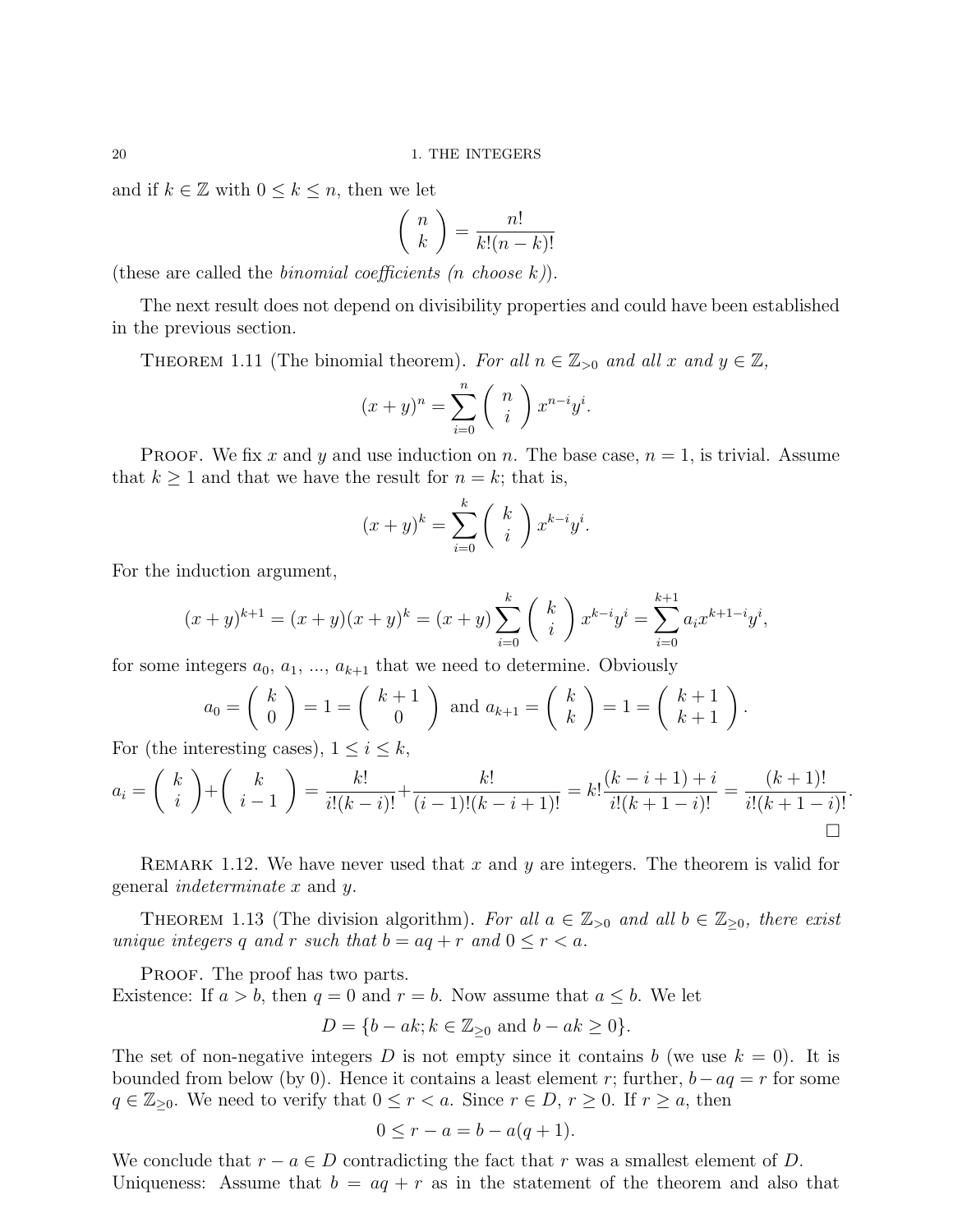and if $k \in \mathbb{Z}$ with $0 \leq k \leq n$, then we let

$$\binom{n}{k} = \frac{n!}{k!(n-k)!}$$

(these are called the *binomial coefficients (n choose k)*).

The next result does not depend on divisibility properties and could have been established in the previous section.

Theorem 1.11 (The binomial theorem). *For all $n \in \mathbb{Z}_{>0}$ and all $x$ and $y \in \mathbb{Z}$,*

$$(x+y)^n = \sum_{i=0}^{n} \binom{n}{i} x^{n-i} y^i.$$

Proof. We fix $x$ and $y$ and use induction on $n$. The base case, $n = 1$, is trivial. Assume that $k \geq 1$ and that we have the result for $n = k$; that is,

$$(x+y)^k = \sum_{i=0}^{k} \binom{k}{i} x^{k-i} y^i.$$

For the induction argument,

$$(x+y)^{k+1} = (x+y)(x+y)^k = (x+y)\sum_{i=0}^{k} \binom{k}{i} x^{k-i} y^i = \sum_{i=0}^{k+1} a_i x^{k+1-i} y^i,$$

for some integers $a_0$, $a_1$, ..., $a_{k+1}$ that we need to determine. Obviously

$$a_0 = \binom{k}{0} = 1 = \binom{k+1}{0} \text{ and } a_{k+1} = \binom{k}{k} = 1 = \binom{k+1}{k+1}.$$

For (the interesting cases), $1 \leq i \leq k$,

$$a_i = \binom{k}{i} + \binom{k}{i-1} = \frac{k!}{i!(k-i)!} + \frac{k!}{(i-1)!(k-i+1)!} = k!\frac{(k-i+1)+i}{i!(k+1-i)!} = \frac{(k+1)!}{i!(k+1-i)!}.$$

□

Remark 1.12. We have never used that $x$ and $y$ are integers. The theorem is valid for general *indeterminate* $x$ and $y$.

Theorem 1.13 (The division algorithm). *For all $a \in \mathbb{Z}_{>0}$ and all $b \in \mathbb{Z}_{\geq 0}$, there exist unique integers $q$ and $r$ such that $b = aq + r$ and $0 \leq r < a$.*

Proof. The proof has two parts.
Existence: If $a > b$, then $q = 0$ and $r = b$. Now assume that $a \leq b$. We let

$$D = \{b - ak; k \in \mathbb{Z}_{\geq 0} \text{ and } b - ak \geq 0\}.$$

The set of non-negative integers $D$ is not empty since it contains $b$ (we use $k = 0$). It is bounded from below (by 0). Hence it contains a least element $r$; further, $b - aq = r$ for some $q \in \mathbb{Z}_{\geq 0}$. We need to verify that $0 \leq r < a$. Since $r \in D$, $r \geq 0$. If $r \geq a$, then

$$0 \leq r - a = b - a(q+1).$$

We conclude that $r - a \in D$ contradicting the fact that $r$ was a smallest element of $D$.
Uniqueness: Assume that $b = aq + r$ as in the statement of the theorem and also that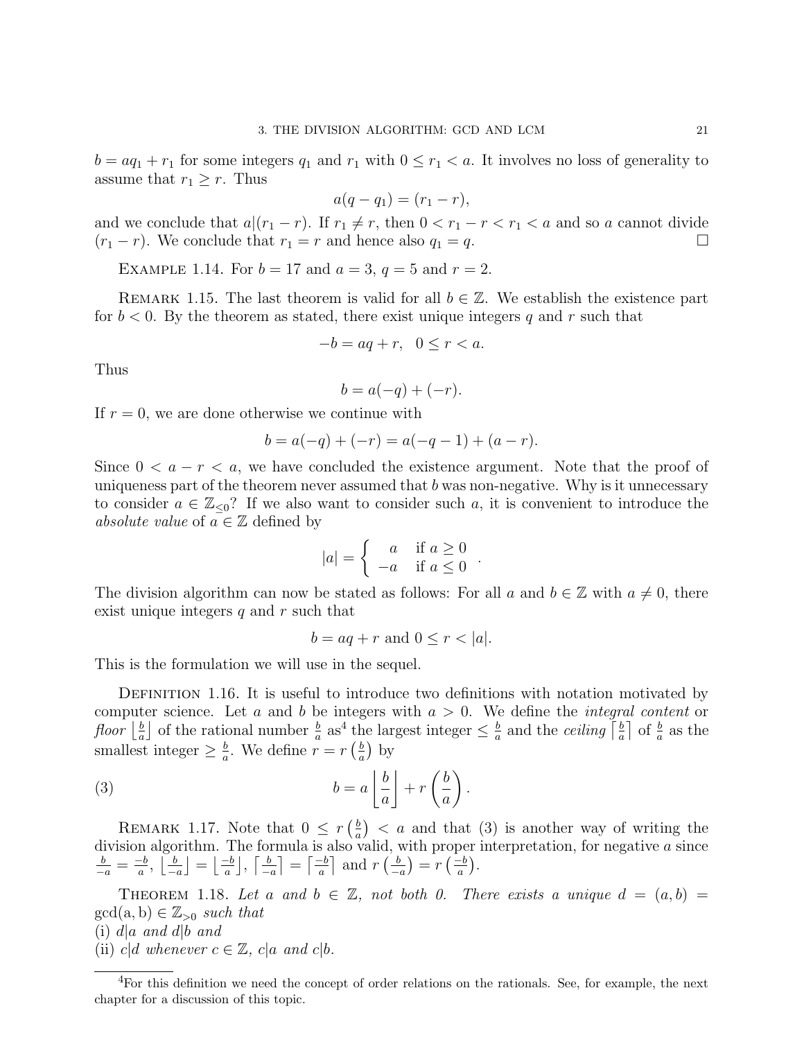$b = aq_1 + r_1$ for some integers $q_1$ and $r_1$ with $0 \leq r_1 < a$. It involves no loss of generality to assume that $r_1 \geq r$. Thus

$$a(q - q_1) = (r_1 - r),$$

and we conclude that $a|(r_1 - r)$. If $r_1 \neq r$, then $0 < r_1 - r < r_1 < a$ and so $a$ cannot divide $(r_1 - r)$. We conclude that $r_1 = r$ and hence also $q_1 = q$. $\square$

EXAMPLE 1.14. For $b = 17$ and $a = 3$, $q = 5$ and $r = 2$.

REMARK 1.15. The last theorem is valid for all $b \in \mathbb{Z}$. We establish the existence part for $b < 0$. By the theorem as stated, there exist unique integers $q$ and $r$ such that

$$-b = aq + r, \quad 0 \leq r < a.$$

Thus

$$b = a(-q) + (-r).$$

If $r = 0$, we are done otherwise we continue with

$$b = a(-q) + (-r) = a(-q-1) + (a - r).$$

Since $0 < a - r < a$, we have concluded the existence argument. Note that the proof of uniqueness part of the theorem never assumed that $b$ was non-negative. Why is it unnecessary to consider $a \in \mathbb{Z}_{\leq 0}$? If we also want to consider such $a$, it is convenient to introduce the *absolute value* of $a \in \mathbb{Z}$ defined by

$$|a| = \begin{cases} a & \text{if } a \geq 0 \\ -a & \text{if } a \leq 0 \end{cases}.$$

The division algorithm can now be stated as follows: For all $a$ and $b \in \mathbb{Z}$ with $a \neq 0$, there exist unique integers $q$ and $r$ such that

$$b = aq + r \text{ and } 0 \leq r < |a|.$$

This is the formulation we will use in the sequel.

DEFINITION 1.16. It is useful to introduce two definitions with notation motivated by computer science. Let $a$ and $b$ be integers with $a > 0$. We define the *integral content* or *floor* $\left\lfloor \frac{b}{a} \right\rfloor$ of the rational number $\frac{b}{a}$ as[4] the largest integer $\leq \frac{b}{a}$ and the *ceiling* $\left\lceil \frac{b}{a} \right\rceil$ of $\frac{b}{a}$ as the smallest integer $\geq \frac{b}{a}$. We define $r = r\left(\frac{b}{a}\right)$ by

$$b = a\left\lfloor \frac{b}{a} \right\rfloor + r\left(\frac{b}{a}\right). \tag{3}$$

REMARK 1.17. Note that $0 \leq r\left(\frac{b}{a}\right) < a$ and that (3) is another way of writing the division algorithm. The formula is also valid, with proper interpretation, for negative $a$ since $\frac{b}{-a} = \frac{-b}{a}$, $\left\lfloor \frac{b}{-a} \right\rfloor = \left\lfloor \frac{-b}{a} \right\rfloor$, $\left\lceil \frac{b}{-a} \right\rceil = \left\lceil \frac{-b}{a} \right\rceil$ and $r\left(\frac{b}{-a}\right) = r\left(\frac{-b}{a}\right)$.

THEOREM 1.18. *Let $a$ and $b \in \mathbb{Z}$, not both 0. There exists a unique $d = (a, b) = \gcd(a, b) \in \mathbb{Z}_{>0}$ such that*
*(i) $d|a$ and $d|b$ and*
*(ii) $c|d$ whenever $c \in \mathbb{Z}$, $c|a$ and $c|b$.*

---

[4] For this definition we need the concept of order relations on the rationals. See, for example, the next chapter for a discussion of this topic.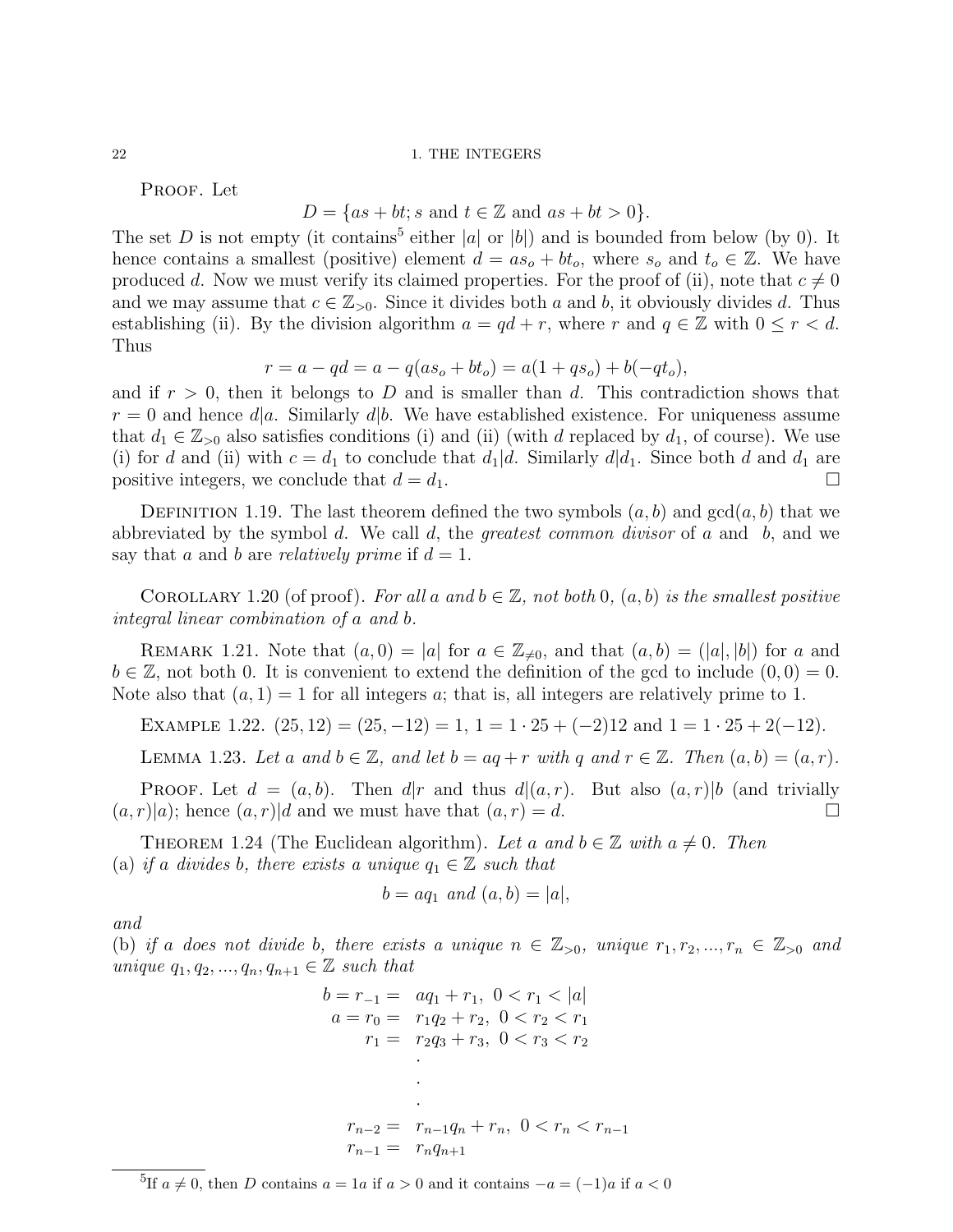PROOF. Let

$$D = \{as + bt; s \text{ and } t \in \mathbb{Z} \text{ and } as + bt > 0\}.$$

The set $D$ is not empty (it contains[5] either $|a|$ or $|b|$) and is bounded from below (by 0). It hence contains a smallest (positive) element $d = as_o + bt_o$, where $s_o$ and $t_o \in \mathbb{Z}$. We have produced $d$. Now we must verify its claimed properties. For the proof of (ii), note that $c \neq 0$ and we may assume that $c \in \mathbb{Z}_{>0}$. Since it divides both $a$ and $b$, it obviously divides $d$. Thus establishing (ii). By the division algorithm $a = qd + r$, where $r$ and $q \in \mathbb{Z}$ with $0 \leq r < d$. Thus

$$r = a - qd = a - q(as_o + bt_o) = a(1 + qs_o) + b(-qt_o),$$

and if $r > 0$, then it belongs to $D$ and is smaller than $d$. This contradiction shows that $r = 0$ and hence $d|a$. Similarly $d|b$. We have established existence. For uniqueness assume that $d_1 \in \mathbb{Z}_{>0}$ also satisfies conditions (i) and (ii) (with $d$ replaced by $d_1$, of course). We use (i) for $d$ and (ii) with $c = d_1$ to conclude that $d_1|d$. Similarly $d|d_1$. Since both $d$ and $d_1$ are positive integers, we conclude that $d = d_1$. $\square$

DEFINITION 1.19. The last theorem defined the two symbols $(a, b)$ and $\gcd(a, b)$ that we abbreviated by the symbol $d$. We call $d$, the *greatest common divisor* of $a$ and $b$, and we say that $a$ and $b$ are *relatively prime* if $d = 1$.

COROLLARY 1.20 (of proof). *For all $a$ and $b \in \mathbb{Z}$, not both 0, $(a, b)$ is the smallest positive integral linear combination of $a$ and $b$.*

REMARK 1.21. Note that $(a, 0) = |a|$ for $a \in \mathbb{Z}_{\neq 0}$, and that $(a, b) = (|a|, |b|)$ for $a$ and $b \in \mathbb{Z}$, not both 0. It is convenient to extend the definition of the gcd to include $(0, 0) = 0$. Note also that $(a, 1) = 1$ for all integers $a$; that is, all integers are relatively prime to 1.

EXAMPLE 1.22. $(25, 12) = (25, -12) = 1$, $1 = 1 \cdot 25 + (-2)12$ and $1 = 1 \cdot 25 + 2(-12)$.

LEMMA 1.23. *Let $a$ and $b \in \mathbb{Z}$, and let $b = aq + r$ with $q$ and $r \in \mathbb{Z}$. Then $(a, b) = (a, r)$.*

PROOF. Let $d = (a, b)$. Then $d|r$ and thus $d|(a, r)$. But also $(a, r)|b$ (and trivially $(a, r)|a$); hence $(a, r)|d$ and we must have that $(a, r) = d$. $\square$

THEOREM 1.24 (The Euclidean algorithm). *Let $a$ and $b \in \mathbb{Z}$ with $a \neq 0$. Then*
(a) *if $a$ divides $b$, there exists a unique $q_1 \in \mathbb{Z}$ such that*

$$b = aq_1 \text{ and } (a, b) = |a|,$$

*and*
(b) *if $a$ does not divide $b$, there exists a unique $n \in \mathbb{Z}_{>0}$, unique $r_1, r_2, ..., r_n \in \mathbb{Z}_{>0}$ and unique $q_1, q_2, ..., q_n, q_{n+1} \in \mathbb{Z}$ such that*

$$\begin{aligned}
b = r_{-1} = &\ aq_1 + r_1, \ 0 < r_1 < |a| \\
a = r_0 = &\ r_1 q_2 + r_2, \ 0 < r_2 < r_1 \\
r_1 = &\ r_2 q_3 + r_3, \ 0 < r_3 < r_2 \\
&\ \cdot \\
&\ \cdot \\
&\ \cdot \\
r_{n-2} = &\ r_{n-1} q_n + r_n, \ 0 < r_n < r_{n-1} \\
r_{n-1} = &\ r_n q_{n+1}
\end{aligned}$$

[5]If $a \neq 0$, then $D$ contains $a = 1a$ if $a > 0$ and it contains $-a = (-1)a$ if $a < 0$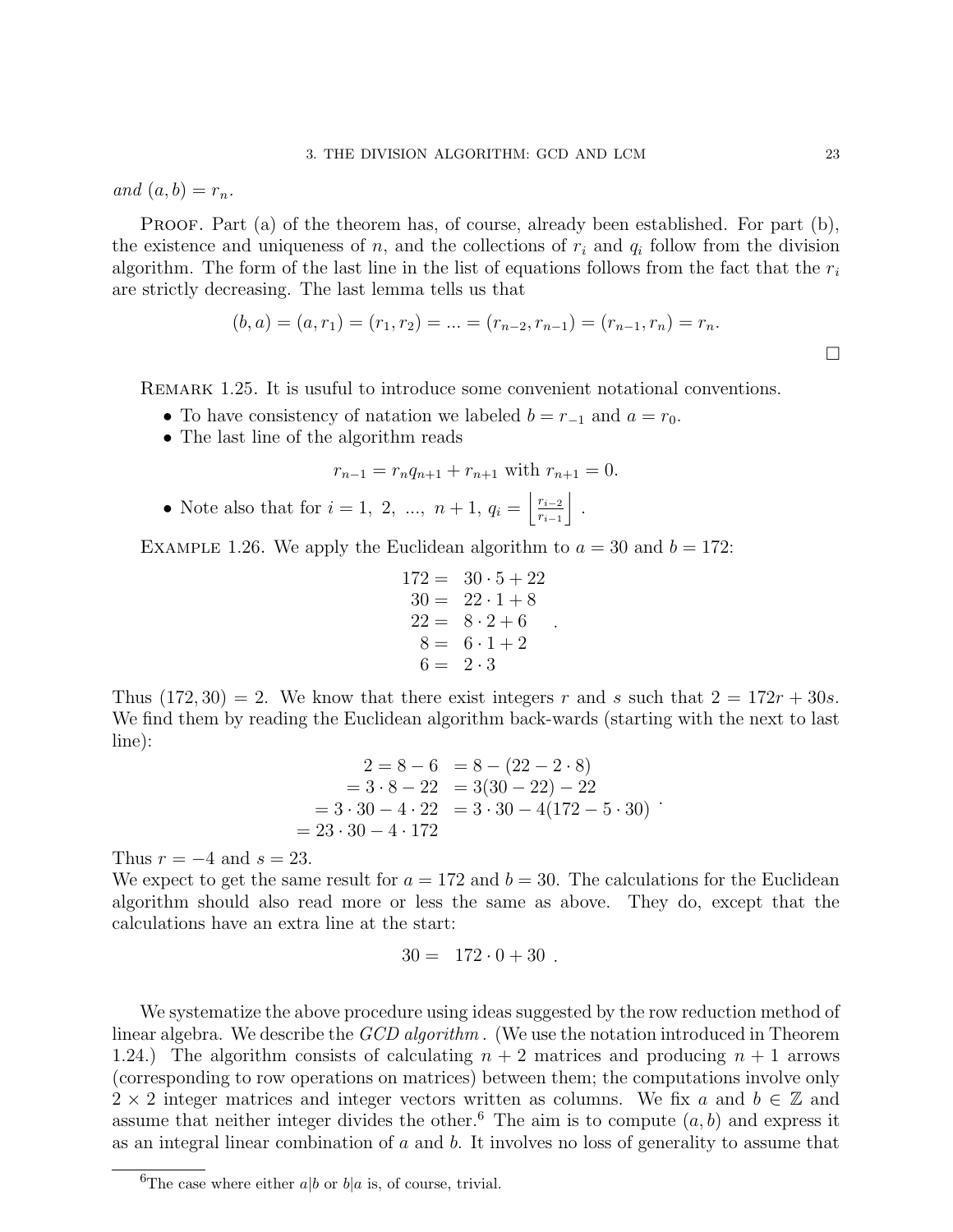*and* $(a, b) = r_n$.

Proof. Part (a) of the theorem has, of course, already been established. For part (b), the existence and uniqueness of $n$, and the collections of $r_i$ and $q_i$ follow from the division algorithm. The form of the last line in the list of equations follows from the fact that the $r_i$ are strictly decreasing. The last lemma tells us that

$$(b, a) = (a, r_1) = (r_1, r_2) = ... = (r_{n-2}, r_{n-1}) = (r_{n-1}, r_n) = r_n.$$

□

Remark 1.25. It is usuful to introduce some convenient notational conventions.

- To have consistency of natation we labeled $b = r_{-1}$ and $a = r_0$.
- The last line of the algorithm reads
$$r_{n-1} = r_n q_{n+1} + r_{n+1} \text{ with } r_{n+1} = 0.$$
- Note also that for $i = 1,\ 2,\ ...,\ n+1$, $q_i = \left\lfloor \frac{r_{i-2}}{r_{i-1}} \right\rfloor$ .

Example 1.26. We apply the Euclidean algorithm to $a = 30$ and $b = 172$:

$$\begin{aligned} 172 &= \ 30 \cdot 5 + 22 \\ 30 &= \ 22 \cdot 1 + 8 \\ 22 &= \ 8 \cdot 2 + 6 \\ 8 &= \ 6 \cdot 1 + 2 \\ 6 &= \ 2 \cdot 3 \end{aligned}.$$

Thus $(172, 30) = 2$. We know that there exist integers $r$ and $s$ such that $2 = 172r + 30s$. We find them by reading the Euclidean algorithm back-wards (starting with the next to last line):

$$\begin{aligned} 2 = 8 - 6 \quad &= 8 - (22 - 2 \cdot 8) \\ = 3 \cdot 8 - 22 \quad &= 3(30 - 22) - 22 \\ = 3 \cdot 30 - 4 \cdot 22 \quad &= 3 \cdot 30 - 4(172 - 5 \cdot 30) \\ = 23 \cdot 30 - 4 \cdot 172 & \end{aligned}.$$

Thus $r = -4$ and $s = 23$.
We expect to get the same result for $a = 172$ and $b = 30$. The calculations for the Euclidean algorithm should also read more or less the same as above. They do, except that the calculations have an extra line at the start:

$$30 = \ 172 \cdot 0 + 30 \ .$$

We systematize the above procedure using ideas suggested by the row reduction method of linear algebra. We describe the *GCD algorithm* . (We use the notation introduced in Theorem 1.24.) The algorithm consists of calculating $n+2$ matrices and producing $n+1$ arrows (corresponding to row operations on matrices) between them; the computations involve only $2 \times 2$ integer matrices and integer vectors written as columns. We fix $a$ and $b \in \mathbb{Z}$ and assume that neither integer divides the other.[6] The aim is to compute $(a, b)$ and express it as an integral linear combination of $a$ and $b$. It involves no loss of generality to assume that

[6] The case where either $a|b$ or $b|a$ is, of course, trivial.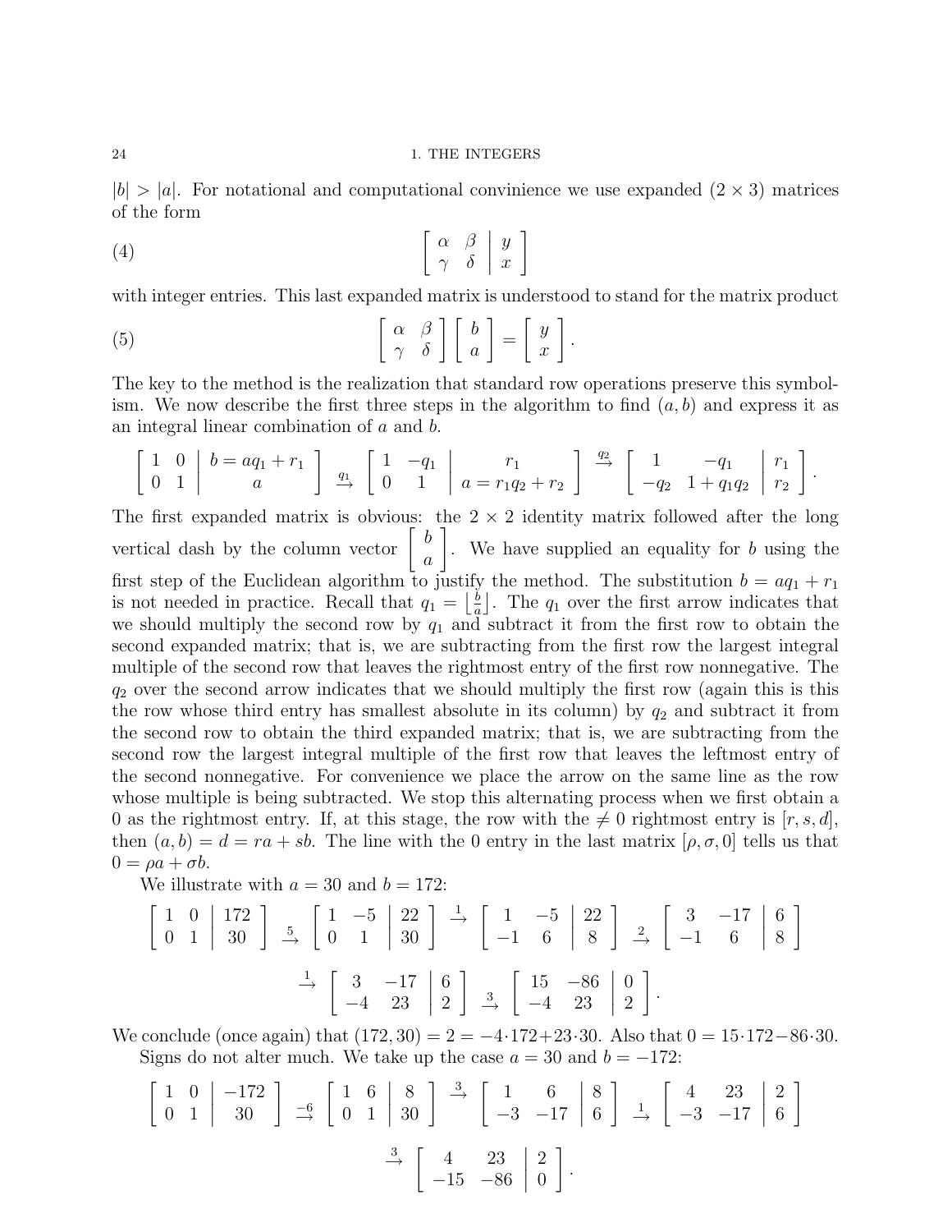$|b| > |a|$. For notational and computational convinience we use expanded $(2 \times 3)$ matrices of the form

$$\left[\begin{array}{cc|c} \alpha & \beta & y \\ \gamma & \delta & x \end{array}\right] \tag{4}$$

with integer entries. This last expanded matrix is understood to stand for the matrix product

$$\begin{bmatrix} \alpha & \beta \\ \gamma & \delta \end{bmatrix} \begin{bmatrix} b \\ a \end{bmatrix} = \begin{bmatrix} y \\ x \end{bmatrix}. \tag{5}$$

The key to the method is the realization that standard row operations preserve this symbolism. We now describe the first three steps in the algorithm to find $(a, b)$ and express it as an integral linear combination of $a$ and $b$.

$$\left[\begin{array}{cc|c} 1 & 0 & b = aq_1 + r_1 \\ 0 & 1 & a \end{array}\right] \xrightarrow{q_1} \left[\begin{array}{cc|c} 1 & -q_1 & r_1 \\ 0 & 1 & a = r_1 q_2 + r_2 \end{array}\right] \xrightarrow{q_2} \left[\begin{array}{cc|c} 1 & -q_1 & r_1 \\ -q_2 & 1 + q_1 q_2 & r_2 \end{array}\right].$$

The first expanded matrix is obvious: the $2 \times 2$ identity matrix followed after the long vertical dash by the column vector $\begin{bmatrix} b \\ a \end{bmatrix}$. We have supplied an equality for $b$ using the first step of the Euclidean algorithm to justify the method. The substitution $b = aq_1 + r_1$ is not needed in practice. Recall that $q_1 = \left\lfloor \frac{b}{a} \right\rfloor$. The $q_1$ over the first arrow indicates that we should multiply the second row by $q_1$ and subtract it from the first row to obtain the second expanded matrix; that is, we are subtracting from the first row the largest integral multiple of the second row that leaves the rightmost entry of the first row nonnegative. The $q_2$ over the second arrow indicates that we should multiply the first row (again this is this the row whose third entry has smallest absolute in its column) by $q_2$ and subtract it from the second row to obtain the third expanded matrix; that is, we are subtracting from the second row the largest integral multiple of the first row that leaves the leftmost entry of the second nonnegative. For convenience we place the arrow on the same line as the row whose multiple is being subtracted. We stop this alternating process when we first obtain a 0 as the rightmost entry. If, at this stage, the row with the $\neq 0$ rightmost entry is $[r, s, d]$, then $(a, b) = d = ra + sb$. The line with the 0 entry in the last matrix $[\rho, \sigma, 0]$ tells us that $0 = \rho a + \sigma b$.

We illustrate with $a = 30$ and $b = 172$:

$$\left[\begin{array}{cc|c} 1 & 0 & 172 \\ 0 & 1 & 30 \end{array}\right] \xrightarrow{5} \left[\begin{array}{cc|c} 1 & -5 & 22 \\ 0 & 1 & 30 \end{array}\right] \xrightarrow{1} \left[\begin{array}{cc|c} 1 & -5 & 22 \\ -1 & 6 & 8 \end{array}\right] \xrightarrow{2} \left[\begin{array}{cc|c} 3 & -17 & 6 \\ -1 & 6 & 8 \end{array}\right]$$

$$\xrightarrow{1} \left[\begin{array}{cc|c} 3 & -17 & 6 \\ -4 & 23 & 2 \end{array}\right] \xrightarrow{3} \left[\begin{array}{cc|c} 15 & -86 & 0 \\ -4 & 23 & 2 \end{array}\right].$$

We conclude (once again) that $(172, 30) = 2 = -4 \cdot 172 + 23 \cdot 30$. Also that $0 = 15 \cdot 172 - 86 \cdot 30$.

Signs do not alter much. We take up the case $a = 30$ and $b = -172$:

$$\left[\begin{array}{cc|c} 1 & 0 & -172 \\ 0 & 1 & 30 \end{array}\right] \xrightarrow{-6} \left[\begin{array}{cc|c} 1 & 6 & 8 \\ 0 & 1 & 30 \end{array}\right] \xrightarrow{3} \left[\begin{array}{cc|c} 1 & 6 & 8 \\ -3 & -17 & 6 \end{array}\right] \xrightarrow{1} \left[\begin{array}{cc|c} 4 & 23 & 2 \\ -3 & -17 & 6 \end{array}\right]$$

$$\xrightarrow{3} \left[\begin{array}{cc|c} 4 & 23 & 2 \\ -15 & -86 & 0 \end{array}\right].$$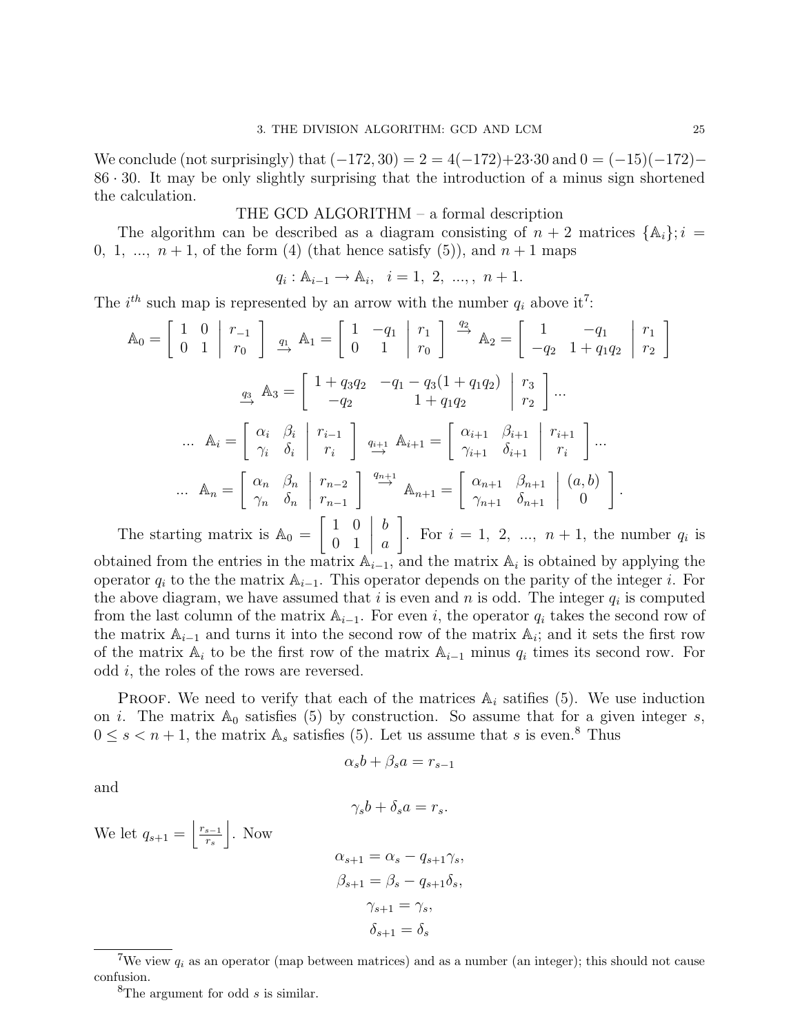We conclude (not surprisingly) that $(-172, 30) = 2 = 4(-172)+23\cdot 30$ and $0 = (-15)(-172) - 86 \cdot 30$. It may be only slightly surprising that the introduction of a minus sign shortened the calculation.

THE GCD ALGORITHM – a formal description

The algorithm can be described as a diagram consisting of $n+2$ matrices $\{\mathbb{A}_i\}; i = 0,\ 1,\ ...,\ n+1$, of the form (4) (that hence satisfy (5)), and $n+1$ maps

$$q_i : \mathbb{A}_{i-1} \to \mathbb{A}_i, \quad i = 1,\ 2,\ ...,,\ n+1.$$

The $i^{th}$ such map is represented by an arrow with the number $q_i$ above it[7]:

$$\mathbb{A}_0 = \left[\begin{array}{cc|c} 1 & 0 & r_{-1} \\ 0 & 1 & r_0 \end{array}\right] \xrightarrow{q_1} \mathbb{A}_1 = \left[\begin{array}{cc|c} 1 & -q_1 & r_1 \\ 0 & 1 & r_0 \end{array}\right] \xrightarrow{q_2} \mathbb{A}_2 = \left[\begin{array}{cc|c} 1 & -q_1 & r_1 \\ -q_2 & 1+q_1q_2 & r_2 \end{array}\right]$$

$$\xrightarrow{q_3} \mathbb{A}_3 = \left[\begin{array}{cc|c} 1+q_3q_2 & -q_1-q_3(1+q_1q_2) & r_3 \\ -q_2 & 1+q_1q_2 & r_2 \end{array}\right] ...$$

$$...\ \mathbb{A}_i = \left[\begin{array}{cc|c} \alpha_i & \beta_i & r_{i-1} \\ \gamma_i & \delta_i & r_i \end{array}\right] \xrightarrow{q_{i+1}} \mathbb{A}_{i+1} = \left[\begin{array}{cc|c} \alpha_{i+1} & \beta_{i+1} & r_{i+1} \\ \gamma_{i+1} & \delta_{i+1} & r_i \end{array}\right] ...$$

$$...\ \mathbb{A}_n = \left[\begin{array}{cc|c} \alpha_n & \beta_n & r_{n-2} \\ \gamma_n & \delta_n & r_{n-1} \end{array}\right] \xrightarrow{q_{n+1}} \mathbb{A}_{n+1} = \left[\begin{array}{cc|c} \alpha_{n+1} & \beta_{n+1} & (a,b) \\ \gamma_{n+1} & \delta_{n+1} & 0 \end{array}\right].$$

The starting matrix is $\mathbb{A}_0 = \left[\begin{array}{cc|c} 1 & 0 & b \\ 0 & 1 & a \end{array}\right]$. For $i = 1,\ 2,\ ...,\ n+1$, the number $q_i$ is obtained from the entries in the matrix $\mathbb{A}_{i-1}$, and the matrix $\mathbb{A}_i$ is obtained by applying the operator $q_i$ to the the matrix $\mathbb{A}_{i-1}$. This operator depends on the parity of the integer $i$. For the above diagram, we have assumed that $i$ is even and $n$ is odd. The integer $q_i$ is computed from the last column of the matrix $\mathbb{A}_{i-1}$. For even $i$, the operator $q_i$ takes the second row of the matrix $\mathbb{A}_{i-1}$ and turns it into the second row of the matrix $\mathbb{A}_i$; and it sets the first row of the matrix $\mathbb{A}_i$ to be the first row of the matrix $\mathbb{A}_{i-1}$ minus $q_i$ times its second row. For odd $i$, the roles of the rows are reversed.

Proof. We need to verify that each of the matrices $\mathbb{A}_i$ satifies (5). We use induction on $i$. The matrix $\mathbb{A}_0$ satisfies (5) by construction. So assume that for a given integer $s$, $0 \le s < n+1$, the matrix $\mathbb{A}_s$ satisfies (5). Let us assume that $s$ is even.[8] Thus

$$\alpha_s b + \beta_s a = r_{s-1}$$

and

$$\gamma_s b + \delta_s a = r_s.$$

We let $q_{s+1} = \left\lfloor \frac{r_{s-1}}{r_s} \right\rfloor$. Now

$$\alpha_{s+1} = \alpha_s - q_{s+1}\gamma_s,$$

$$\beta_{s+1} = \beta_s - q_{s+1}\delta_s,$$

$$\gamma_{s+1} = \gamma_s,$$

$$\delta_{s+1} = \delta_s$$

[7] We view $q_i$ as an operator (map between matrices) and as a number (an integer); this should not cause confusion.

[8] The argument for odd $s$ is similar.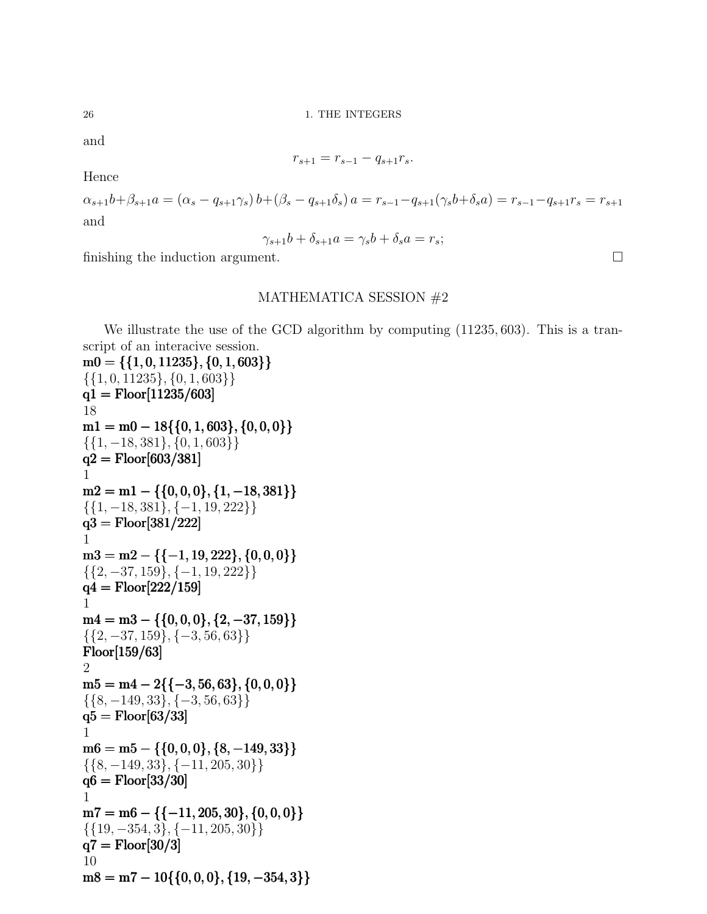and

$$r_{s+1} = r_{s-1} - q_{s+1}r_s.$$

Hence

$$\alpha_{s+1}b+\beta_{s+1}a = (\alpha_s - q_{s+1}\gamma_s)\, b+(\beta_s - q_{s+1}\delta_s)\, a = r_{s-1}-q_{s+1}(\gamma_s b+\delta_s a) = r_{s-1}-q_{s+1}r_s = r_{s+1}$$

and

$$\gamma_{s+1}b + \delta_{s+1}a = \gamma_s b + \delta_s a = r_s;$$

finishing the induction argument. $\square$

## MATHEMATICA SESSION #2

We illustrate the use of the GCD algorithm by computing $(11235, 603)$. This is a transcript of an interacive session.

**m0 = {{1, 0, 11235}, {0, 1, 603}}**
{{1, 0, 11235}, {0, 1, 603}}
**q1 = Floor[11235/603]**
18
**m1 = m0 − 18{{0, 1, 603}, {0, 0, 0}}**
{{1, −18, 381}, {0, 1, 603}}
**q2 = Floor[603/381]**
1
**m2 = m1 − {{0, 0, 0}, {1, −18, 381}}**
{{1, −18, 381}, {−1, 19, 222}}
**q3 = Floor[381/222]**
1
**m3 = m2 − {{−1, 19, 222}, {0, 0, 0}}**
{{2, −37, 159}, {−1, 19, 222}}
**q4 = Floor[222/159]**
1
**m4 = m3 − {{0, 0, 0}, {2, −37, 159}}**
{{2, −37, 159}, {−3, 56, 63}}
**Floor[159/63]**
2
**m5 = m4 − 2{{−3, 56, 63}, {0, 0, 0}}**
{{8, −149, 33}, {−3, 56, 63}}
**q5 = Floor[63/33]**
1
**m6 = m5 − {{0, 0, 0}, {8, −149, 33}}**
{{8, −149, 33}, {−11, 205, 30}}
**q6 = Floor[33/30]**
1
**m7 = m6 − {{−11, 205, 30}, {0, 0, 0}}**
{{19, −354, 3}, {−11, 205, 30}}
**q7 = Floor[30/3]**
10
**m8 = m7 − 10{{0, 0, 0}, {19, −354, 3}}**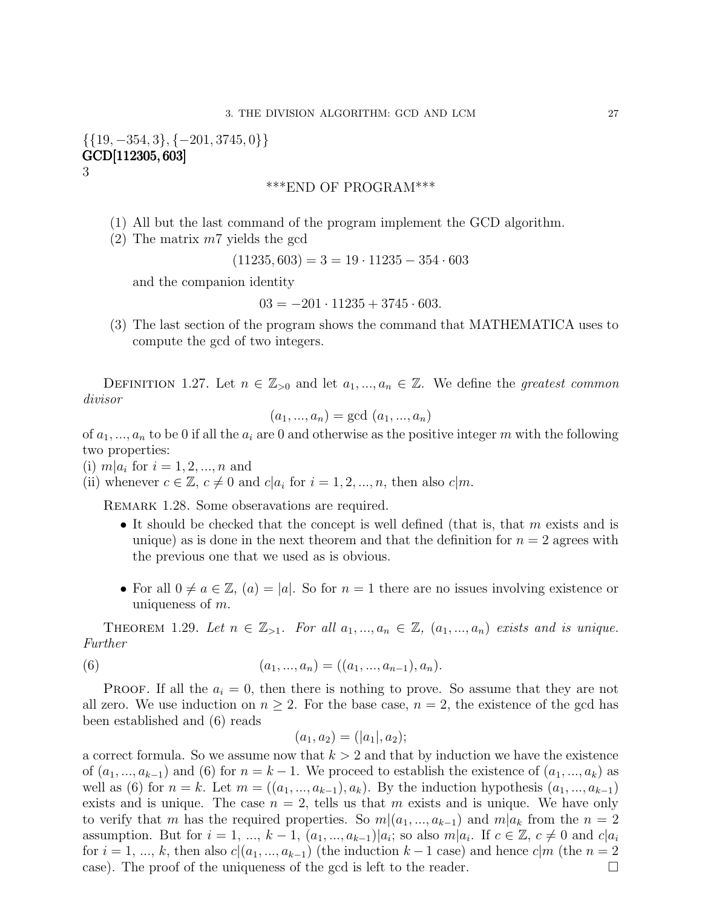$\{\{19, -354, 3\}, \{-201, 3745, 0\}\}$
**GCD[112305, 603]**
3

***END OF PROGRAM***

(1) All but the last command of the program implement the GCD algorithm.
(2) The matrix $m7$ yields the gcd

$$(11235, 603) = 3 = 19 \cdot 11235 - 354 \cdot 603$$

and the companion identity

$$03 = -201 \cdot 11235 + 3745 \cdot 603.$$

(3) The last section of the program shows the command that MATHEMATICA uses to compute the gcd of two integers.

Definition 1.27. Let $n \in \mathbb{Z}_{>0}$ and let $a_1, ..., a_n \in \mathbb{Z}$. We define the *greatest common divisor*

$$(a_1, ..., a_n) = \text{gcd } (a_1, ..., a_n)$$

of $a_1, ..., a_n$ to be 0 if all the $a_i$ are 0 and otherwise as the positive integer $m$ with the following two properties:
(i) $m|a_i$ for $i = 1, 2, ..., n$ and
(ii) whenever $c \in \mathbb{Z}$, $c \neq 0$ and $c|a_i$ for $i = 1, 2, ..., n$, then also $c|m$.

Remark 1.28. Some obseravations are required.

- It should be checked that the concept is well defined (that is, that $m$ exists and is unique) as is done in the next theorem and that the definition for $n = 2$ agrees with the previous one that we used as is obvious.
- For all $0 \neq a \in \mathbb{Z}$, $(a) = |a|$. So for $n = 1$ there are no issues involving existence or uniqueness of $m$.

Theorem 1.29. *Let $n \in \mathbb{Z}_{>1}$. For all $a_1, ..., a_n \in \mathbb{Z}$, $(a_1, ..., a_n)$ exists and is unique. Further*

$$(a_1, ..., a_n) = ((a_1, ..., a_{n-1}), a_n). \tag{6}$$

Proof. If all the $a_i = 0$, then there is nothing to prove. So assume that they are not all zero. We use induction on $n \geq 2$. For the base case, $n = 2$, the existence of the gcd has been established and (6) reads

$$(a_1, a_2) = (|a_1|, a_2);$$

a correct formula. So we assume now that $k > 2$ and that by induction we have the existence of $(a_1, ..., a_{k-1})$ and (6) for $n = k - 1$. We proceed to establish the existence of $(a_1, ..., a_k)$ as well as (6) for $n = k$. Let $m = ((a_1, ..., a_{k-1}), a_k)$. By the induction hypothesis $(a_1, ..., a_{k-1})$ exists and is unique. The case $n = 2$, tells us that $m$ exists and is unique. We have only to verify that $m$ has the required properties. So $m|(a_1, ..., a_{k-1})$ and $m|a_k$ from the $n = 2$ assumption. But for $i = 1, ..., k - 1$, $(a_1, ..., a_{k-1})|a_i$; so also $m|a_i$. If $c \in \mathbb{Z}$, $c \neq 0$ and $c|a_i$ for $i = 1, ..., k$, then also $c|(a_1, ..., a_{k-1})$ (the induction $k - 1$ case) and hence $c|m$ (the $n = 2$ case). The proof of the uniqueness of the gcd is left to the reader. □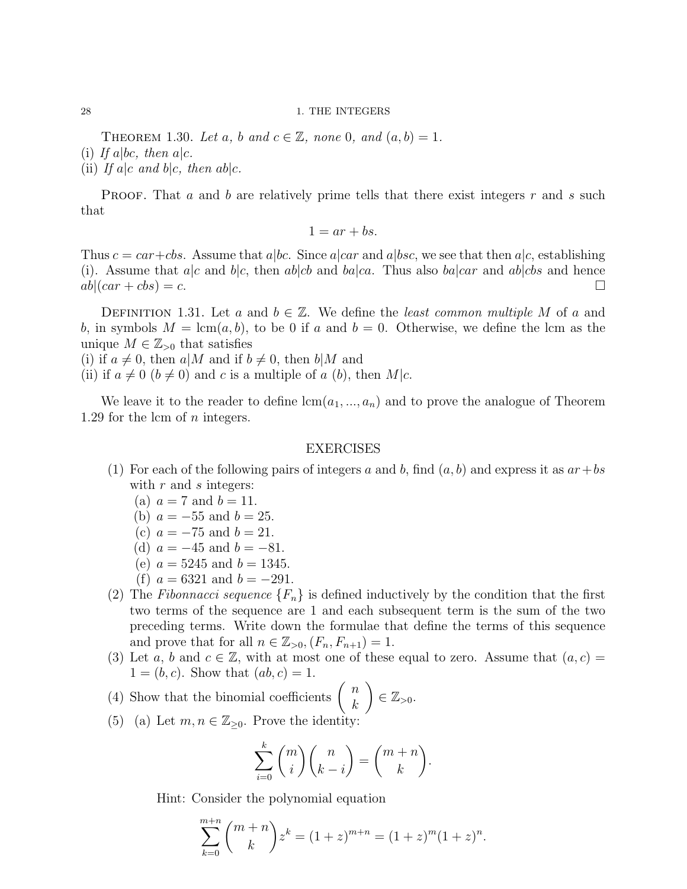**Theorem 1.30.** *Let $a$, $b$ and $c \in \mathbb{Z}$, none 0, and $(a,b) = 1$.*
(i) *If $a|bc$, then $a|c$.*
(ii) *If $a|c$ and $b|c$, then $ab|c$.*

**Proof.** That $a$ and $b$ are relatively prime tells that there exist integers $r$ and $s$ such that

$$1 = ar + bs.$$

Thus $c = car + cbs$. Assume that $a|bc$. Since $a|car$ and $a|bsc$, we see that then $a|c$, establishing (i). Assume that $a|c$ and $b|c$, then $ab|cb$ and $ba|ca$. Thus also $ba|car$ and $ab|cbs$ and hence $ab|(car + cbs) = c$. □

**Definition 1.31.** Let $a$ and $b \in \mathbb{Z}$. We define the *least common multiple* $M$ of $a$ and $b$, in symbols $M = \operatorname{lcm}(a,b)$, to be 0 if $a$ and $b = 0$. Otherwise, we define the lcm as the unique $M \in \mathbb{Z}_{>0}$ that satisfies
(i) if $a \neq 0$, then $a|M$ and if $b \neq 0$, then $b|M$ and
(ii) if $a \neq 0$ ($b \neq 0$) and $c$ is a multiple of $a$ ($b$), then $M|c$.

We leave it to the reader to define $\operatorname{lcm}(a_1, ..., a_n)$ and to prove the analogue of Theorem 1.29 for the lcm of $n$ integers.

## EXERCISES

(1) For each of the following pairs of integers $a$ and $b$, find $(a,b)$ and express it as $ar+bs$ with $r$ and $s$ integers:
   (a) $a = 7$ and $b = 11$.
   (b) $a = -55$ and $b = 25$.
   (c) $a = -75$ and $b = 21$.
   (d) $a = -45$ and $b = -81$.
   (e) $a = 5245$ and $b = 1345$.
   (f) $a = 6321$ and $b = -291$.

(2) The *Fibonnacci sequence* $\{F_n\}$ is defined inductively by the condition that the first two terms of the sequence are 1 and each subsequent term is the sum of the two preceding terms. Write down the formulae that define the terms of this sequence and prove that for all $n \in \mathbb{Z}_{>0}$, $(F_n, F_{n+1}) = 1$.

(3) Let $a$, $b$ and $c \in \mathbb{Z}$, with at most one of these equal to zero. Assume that $(a,c) = 1 = (b,c)$. Show that $(ab,c) = 1$.

(4) Show that the binomial coefficients $\begin{pmatrix} n \\ k \end{pmatrix} \in \mathbb{Z}_{>0}$.

(5) (a) Let $m, n \in \mathbb{Z}_{\geq 0}$. Prove the identity:

$$\sum_{i=0}^{k} \binom{m}{i}\binom{n}{k-i} = \binom{m+n}{k}.$$

Hint: Consider the polynomial equation

$$\sum_{k=0}^{m+n} \binom{m+n}{k} z^k = (1+z)^{m+n} = (1+z)^m(1+z)^n.$$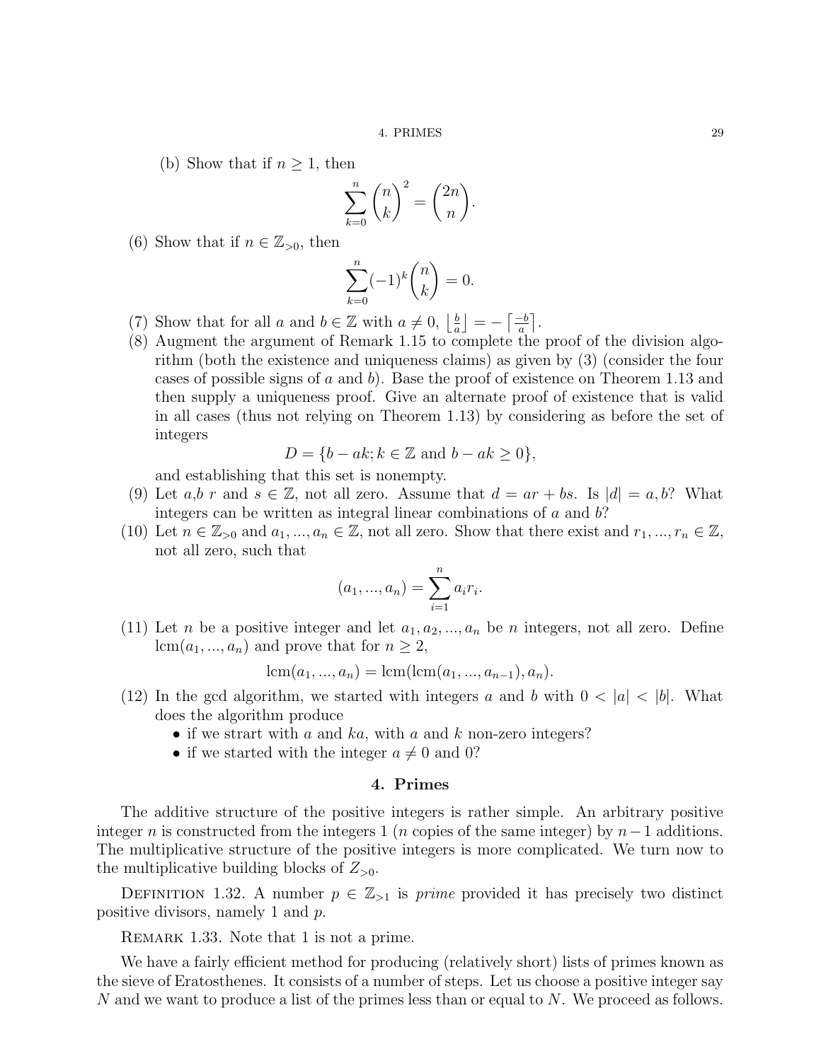(b) Show that if $n \geq 1$, then

$$\sum_{k=0}^{n} \binom{n}{k}^2 = \binom{2n}{n}.$$

(6) Show that if $n \in \mathbb{Z}_{>0}$, then

$$\sum_{k=0}^{n} (-1)^k \binom{n}{k} = 0.$$

(7) Show that for all $a$ and $b \in \mathbb{Z}$ with $a \neq 0$, $\left\lfloor \frac{b}{a} \right\rfloor = -\left\lceil \frac{-b}{a} \right\rceil$.

(8) Augment the argument of Remark 1.15 to complete the proof of the division algorithm (both the existence and uniqueness claims) as given by (3) (consider the four cases of possible signs of $a$ and $b$). Base the proof of existence on Theorem 1.13 and then supply a uniqueness proof. Give an alternate proof of existence that is valid in all cases (thus not relying on Theorem 1.13) by considering as before the set of integers

$$D = \{b - ak; k \in \mathbb{Z} \text{ and } b - ak \geq 0\},$$

and establishing that this set is nonempty.

(9) Let $a$,$b$ $r$ and $s \in \mathbb{Z}$, not all zero. Assume that $d = ar + bs$. Is $|d| = a, b$? What integers can be written as integral linear combinations of $a$ and $b$?

(10) Let $n \in \mathbb{Z}_{>0}$ and $a_1, ..., a_n \in \mathbb{Z}$, not all zero. Show that there exist and $r_1, ..., r_n \in \mathbb{Z}$, not all zero, such that

$$(a_1, ..., a_n) = \sum_{i=1}^{n} a_i r_i.$$

(11) Let $n$ be a positive integer and let $a_1, a_2, ..., a_n$ be $n$ integers, not all zero. Define $\text{lcm}(a_1, ..., a_n)$ and prove that for $n \geq 2$,

$$\text{lcm}(a_1, ..., a_n) = \text{lcm}(\text{lcm}(a_1, ..., a_{n-1}), a_n).$$

(12) In the gcd algorithm, we started with integers $a$ and $b$ with $0 < |a| < |b|$. What does the algorithm produce
- if we strart with $a$ and $ka$, with $a$ and $k$ non-zero integers?
- if we started with the integer $a \neq 0$ and 0?

## 4. Primes

The additive structure of the positive integers is rather simple. An arbitrary positive integer $n$ is constructed from the integers 1 ($n$ copies of the same integer) by $n-1$ additions. The multiplicative structure of the positive integers is more complicated. We turn now to the multiplicative building blocks of $Z_{>0}$.

Definition 1.32. A number $p \in \mathbb{Z}_{>1}$ is *prime* provided it has precisely two distinct positive divisors, namely 1 and $p$.

Remark 1.33. Note that 1 is not a prime.

We have a fairly efficient method for producing (relatively short) lists of primes known as the sieve of Eratosthenes. It consists of a number of steps. Let us choose a positive integer say $N$ and we want to produce a list of the primes less than or equal to $N$. We proceed as follows.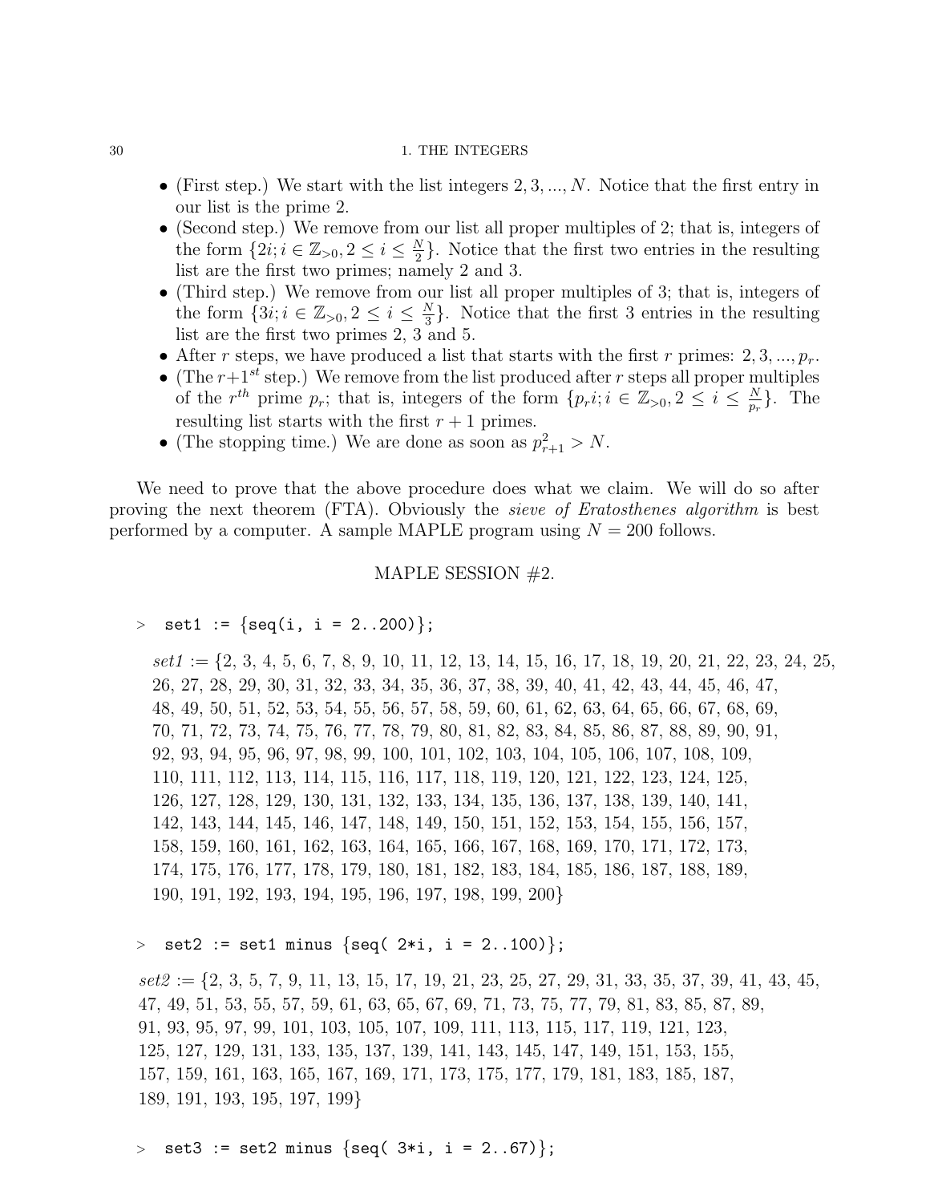- (First step.) We start with the list integers $2, 3, ..., N$. Notice that the first entry in our list is the prime 2.
- (Second step.) We remove from our list all proper multiples of 2; that is, integers of the form $\{2i; i \in \mathbb{Z}_{>0}, 2 \leq i \leq \frac{N}{2}\}$. Notice that the first two entries in the resulting list are the first two primes; namely 2 and 3.
- (Third step.) We remove from our list all proper multiples of 3; that is, integers of the form $\{3i; i \in \mathbb{Z}_{>0}, 2 \leq i \leq \frac{N}{3}\}$. Notice that the first 3 entries in the resulting list are the first two primes 2, 3 and 5.
- After $r$ steps, we have produced a list that starts with the first $r$ primes: $2, 3, ..., p_r$.
- (The $r+1^{st}$ step.) We remove from the list produced after $r$ steps all proper multiples of the $r^{th}$ prime $p_r$; that is, integers of the form $\{p_r i; i \in \mathbb{Z}_{>0}, 2 \leq i \leq \frac{N}{p_r}\}$. The resulting list starts with the first $r+1$ primes.
- (The stopping time.) We are done as soon as $p_{r+1}^2 > N$.

We need to prove that the above procedure does what we claim. We will do so after proving the next theorem (FTA). Obviously the *sieve of Eratosthenes algorithm* is best performed by a computer. A sample MAPLE program using $N = 200$ follows.

MAPLE SESSION #2.

```
> set1 := {seq(i, i = 2..200)};
```

*set1* := {2, 3, 4, 5, 6, 7, 8, 9, 10, 11, 12, 13, 14, 15, 16, 17, 18, 19, 20, 21, 22, 23, 24, 25, 26, 27, 28, 29, 30, 31, 32, 33, 34, 35, 36, 37, 38, 39, 40, 41, 42, 43, 44, 45, 46, 47, 48, 49, 50, 51, 52, 53, 54, 55, 56, 57, 58, 59, 60, 61, 62, 63, 64, 65, 66, 67, 68, 69, 70, 71, 72, 73, 74, 75, 76, 77, 78, 79, 80, 81, 82, 83, 84, 85, 86, 87, 88, 89, 90, 91, 92, 93, 94, 95, 96, 97, 98, 99, 100, 101, 102, 103, 104, 105, 106, 107, 108, 109, 110, 111, 112, 113, 114, 115, 116, 117, 118, 119, 120, 121, 122, 123, 124, 125, 126, 127, 128, 129, 130, 131, 132, 133, 134, 135, 136, 137, 138, 139, 140, 141, 142, 143, 144, 145, 146, 147, 148, 149, 150, 151, 152, 153, 154, 155, 156, 157, 158, 159, 160, 161, 162, 163, 164, 165, 166, 167, 168, 169, 170, 171, 172, 173, 174, 175, 176, 177, 178, 179, 180, 181, 182, 183, 184, 185, 186, 187, 188, 189, 190, 191, 192, 193, 194, 195, 196, 197, 198, 199, 200}

```
> set2 := set1 minus {seq( 2*i, i = 2..100)};
```

*set2* := {2, 3, 5, 7, 9, 11, 13, 15, 17, 19, 21, 23, 25, 27, 29, 31, 33, 35, 37, 39, 41, 43, 45, 47, 49, 51, 53, 55, 57, 59, 61, 63, 65, 67, 69, 71, 73, 75, 77, 79, 81, 83, 85, 87, 89, 91, 93, 95, 97, 99, 101, 103, 105, 107, 109, 111, 113, 115, 117, 119, 121, 123, 125, 127, 129, 131, 133, 135, 137, 139, 141, 143, 145, 147, 149, 151, 153, 155, 157, 159, 161, 163, 165, 167, 169, 171, 173, 175, 177, 179, 181, 183, 185, 187, 189, 191, 193, 195, 197, 199}

```
> set3 := set2 minus {seq( 3*i, i = 2..67)};
```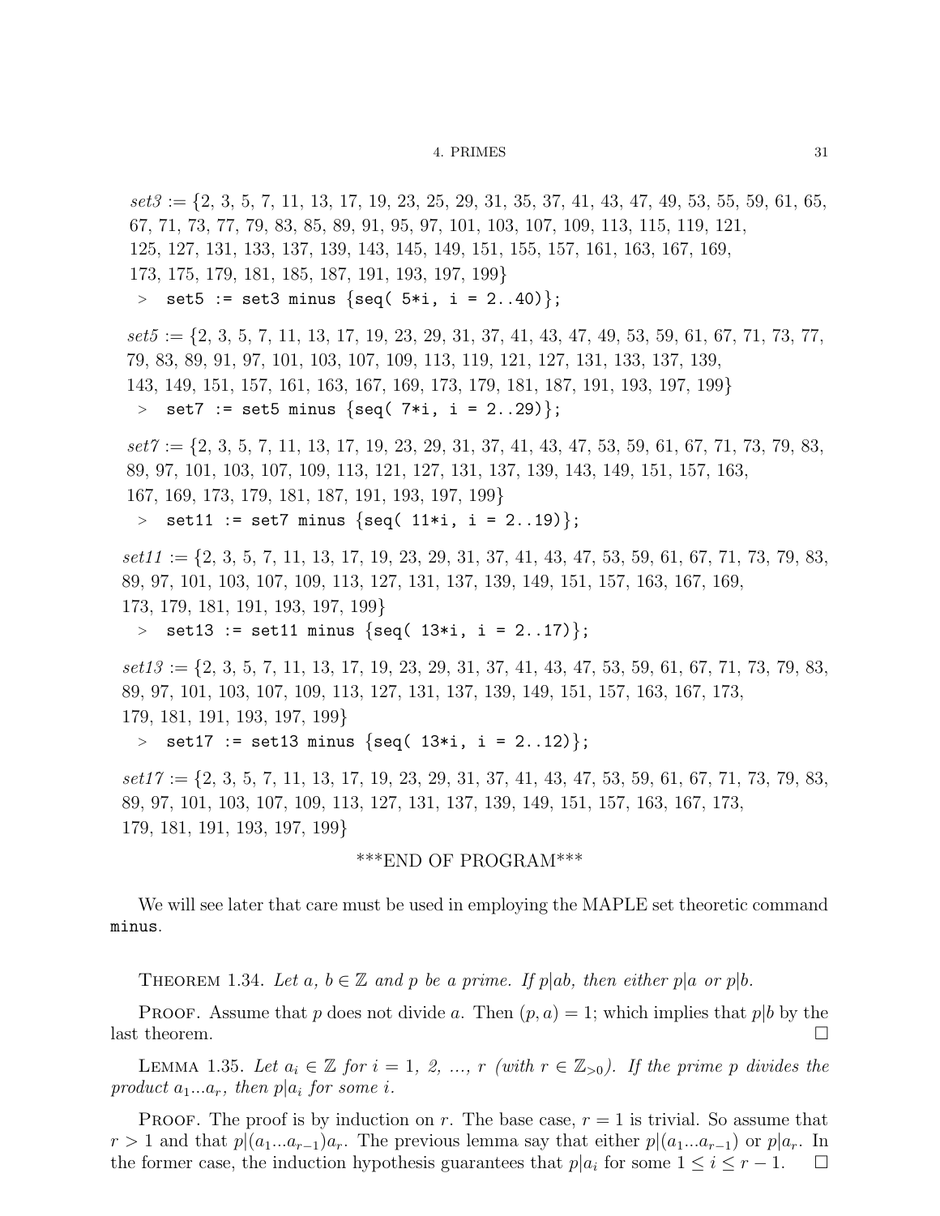*set3* := {2, 3, 5, 7, 11, 13, 17, 19, 23, 25, 29, 31, 35, 37, 41, 43, 47, 49, 53, 55, 59, 61, 65, 67, 71, 73, 77, 79, 83, 85, 89, 91, 95, 97, 101, 103, 107, 109, 113, 115, 119, 121, 125, 127, 131, 133, 137, 139, 143, 145, 149, 151, 155, 157, 161, 163, 167, 169, 173, 175, 179, 181, 185, 187, 191, 193, 197, 199}

```
> set5 := set3 minus {seq( 5*i, i = 2..40)};
```

*set5* := {2, 3, 5, 7, 11, 13, 17, 19, 23, 29, 31, 37, 41, 43, 47, 49, 53, 59, 61, 67, 71, 73, 77, 79, 83, 89, 91, 97, 101, 103, 107, 109, 113, 119, 121, 127, 131, 133, 137, 139, 143, 149, 151, 157, 161, 163, 167, 169, 173, 179, 181, 187, 191, 193, 197, 199}

```
> set7 := set5 minus {seq( 7*i, i = 2..29)};
```

*set7* := {2, 3, 5, 7, 11, 13, 17, 19, 23, 29, 31, 37, 41, 43, 47, 53, 59, 61, 67, 71, 73, 79, 83, 89, 97, 101, 103, 107, 109, 113, 121, 127, 131, 137, 139, 143, 149, 151, 157, 163, 167, 169, 173, 179, 181, 187, 191, 193, 197, 199}

```
> set11 := set7 minus {seq( 11*i, i = 2..19)};
```

*set11* := {2, 3, 5, 7, 11, 13, 17, 19, 23, 29, 31, 37, 41, 43, 47, 53, 59, 61, 67, 71, 73, 79, 83, 89, 97, 101, 103, 107, 109, 113, 127, 131, 137, 139, 149, 151, 157, 163, 167, 169, 173, 179, 181, 191, 193, 197, 199}

```
> set13 := set11 minus {seq( 13*i, i = 2..17)};
```

*set13* := {2, 3, 5, 7, 11, 13, 17, 19, 23, 29, 31, 37, 41, 43, 47, 53, 59, 61, 67, 71, 73, 79, 83, 89, 97, 101, 103, 107, 109, 113, 127, 131, 137, 139, 149, 151, 157, 163, 167, 173, 179, 181, 191, 193, 197, 199}

```
> set17 := set13 minus {seq( 13*i, i = 2..12)};
```

*set17* := {2, 3, 5, 7, 11, 13, 17, 19, 23, 29, 31, 37, 41, 43, 47, 53, 59, 61, 67, 71, 73, 79, 83, 89, 97, 101, 103, 107, 109, 113, 127, 131, 137, 139, 149, 151, 157, 163, 167, 173, 179, 181, 191, 193, 197, 199}

***END OF PROGRAM***

We will see later that care must be used in employing the MAPLE set theoretic command `minus`.

**Theorem 1.34.** *Let $a$, $b \in \mathbb{Z}$ and $p$ be a prime. If $p|ab$, then either $p|a$ or $p|b$.*

**Proof.** Assume that $p$ does not divide $a$. Then $(p, a) = 1$; which implies that $p|b$ by the last theorem. ☐

**Lemma 1.35.** *Let $a_i \in \mathbb{Z}$ for $i = 1, 2, \ldots, r$ (with $r \in \mathbb{Z}_{>0}$). If the prime $p$ divides the product $a_1 \ldots a_r$, then $p|a_i$ for some $i$.*

**Proof.** The proof is by induction on $r$. The base case, $r = 1$ is trivial. So assume that $r > 1$ and that $p|(a_1 \ldots a_{r-1})a_r$. The previous lemma say that either $p|(a_1 \ldots a_{r-1})$ or $p|a_r$. In the former case, the induction hypothesis guarantees that $p|a_i$ for some $1 \leq i \leq r - 1$. ☐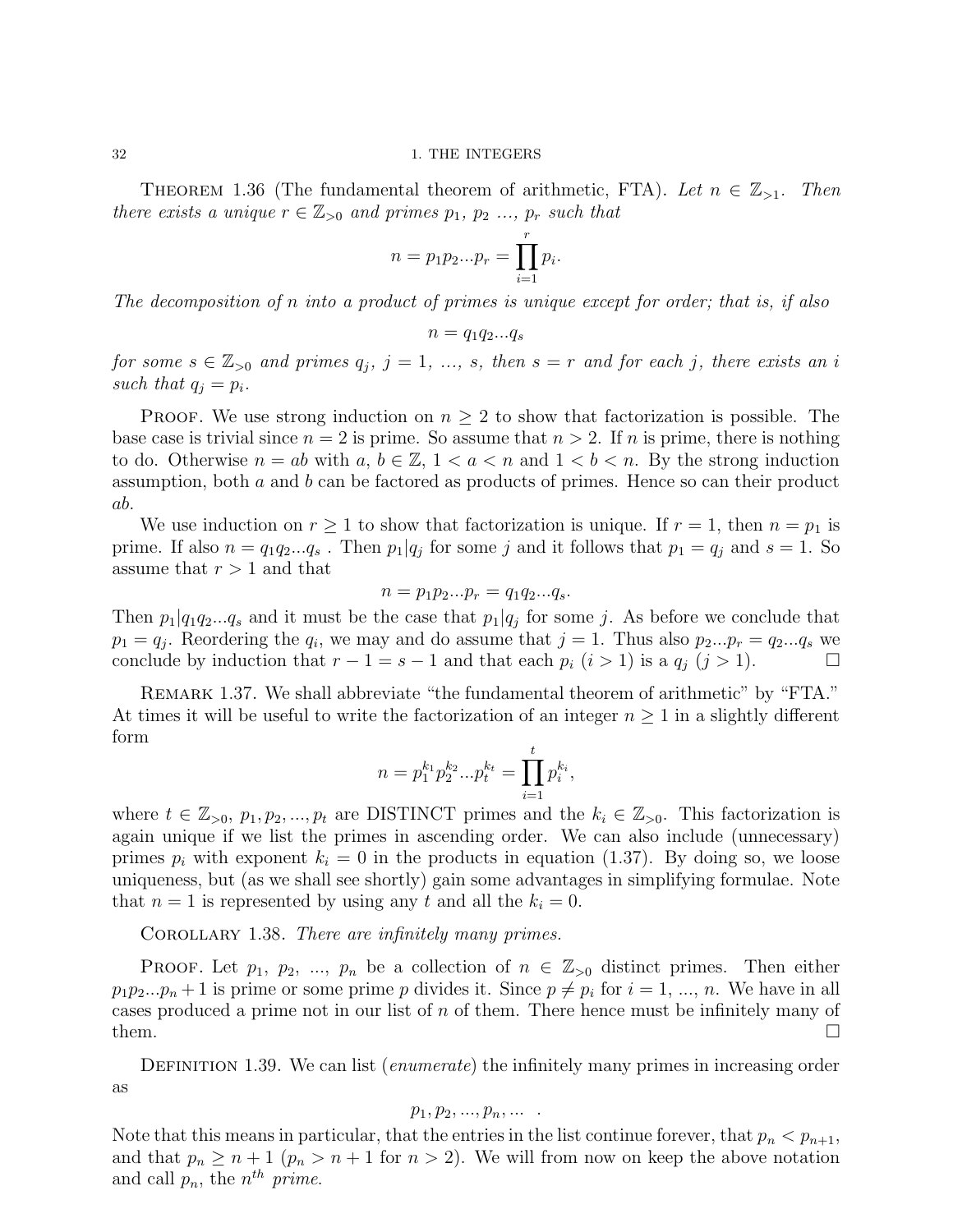**Theorem 1.36** (The fundamental theorem of arithmetic, FTA). *Let $n \in \mathbb{Z}_{>1}$. Then there exists a unique $r \in \mathbb{Z}_{>0}$ and primes $p_1$, $p_2$ ..., $p_r$ such that*

$$n = p_1 p_2 ... p_r = \prod_{i=1}^{r} p_i.$$

*The decomposition of n into a product of primes is unique except for order; that is, if also*

$$n = q_1 q_2 ... q_s$$

*for some $s \in \mathbb{Z}_{>0}$ and primes $q_j$, $j = 1$, ..., $s$, then $s = r$ and for each $j$, there exists an $i$ such that $q_j = p_i$.*

Proof. We use strong induction on $n \geq 2$ to show that factorization is possible. The base case is trivial since $n = 2$ is prime. So assume that $n > 2$. If $n$ is prime, there is nothing to do. Otherwise $n = ab$ with $a$, $b \in \mathbb{Z}$, $1 < a < n$ and $1 < b < n$. By the strong induction assumption, both $a$ and $b$ can be factored as products of primes. Hence so can their product $ab$.

We use induction on $r \geq 1$ to show that factorization is unique. If $r = 1$, then $n = p_1$ is prime. If also $n = q_1 q_2 ... q_s$ . Then $p_1 | q_j$ for some $j$ and it follows that $p_1 = q_j$ and $s = 1$. So assume that $r > 1$ and that

$$n = p_1 p_2 ... p_r = q_1 q_2 ... q_s.$$

Then $p_1 | q_1 q_2 ... q_s$ and it must be the case that $p_1 | q_j$ for some $j$. As before we conclude that $p_1 = q_j$. Reordering the $q_i$, we may and do assume that $j = 1$. Thus also $p_2 ... p_r = q_2 ... q_s$ we conclude by induction that $r - 1 = s - 1$ and that each $p_i$ ($i > 1$) is a $q_j$ ($j > 1$). ☐

Remark 1.37. We shall abbreviate "the fundamental theorem of arithmetic" by "FTA." At times it will be useful to write the factorization of an integer $n \geq 1$ in a slightly different form

$$n = p_1^{k_1} p_2^{k_2} ... p_t^{k_t} = \prod_{i=1}^{t} p_i^{k_i},$$

where $t \in \mathbb{Z}_{>0}$, $p_1, p_2, ..., p_t$ are DISTINCT primes and the $k_i \in \mathbb{Z}_{>0}$. This factorization is again unique if we list the primes in ascending order. We can also include (unnecessary) primes $p_i$ with exponent $k_i = 0$ in the products in equation (1.37). By doing so, we loose uniqueness, but (as we shall see shortly) gain some advantages in simplifying formulae. Note that $n = 1$ is represented by using any $t$ and all the $k_i = 0$.

**Corollary 1.38.** *There are infinitely many primes.*

Proof. Let $p_1$, $p_2$, ..., $p_n$ be a collection of $n \in \mathbb{Z}_{>0}$ distinct primes. Then either $p_1 p_2 ... p_n + 1$ is prime or some prime $p$ divides it. Since $p \neq p_i$ for $i = 1$, ..., $n$. We have in all cases produced a prime not in our list of $n$ of them. There hence must be infinitely many of them. ☐

Definition 1.39. We can list (*enumerate*) the infinitely many primes in increasing order as

$$p_1, p_2, ..., p_n, ... \quad .$$

Note that this means in particular, that the entries in the list continue forever, that $p_n < p_{n+1}$, and that $p_n \geq n + 1$ ($p_n > n + 1$ for $n > 2$). We will from now on keep the above notation and call $p_n$, the $n^{th}$ *prime*.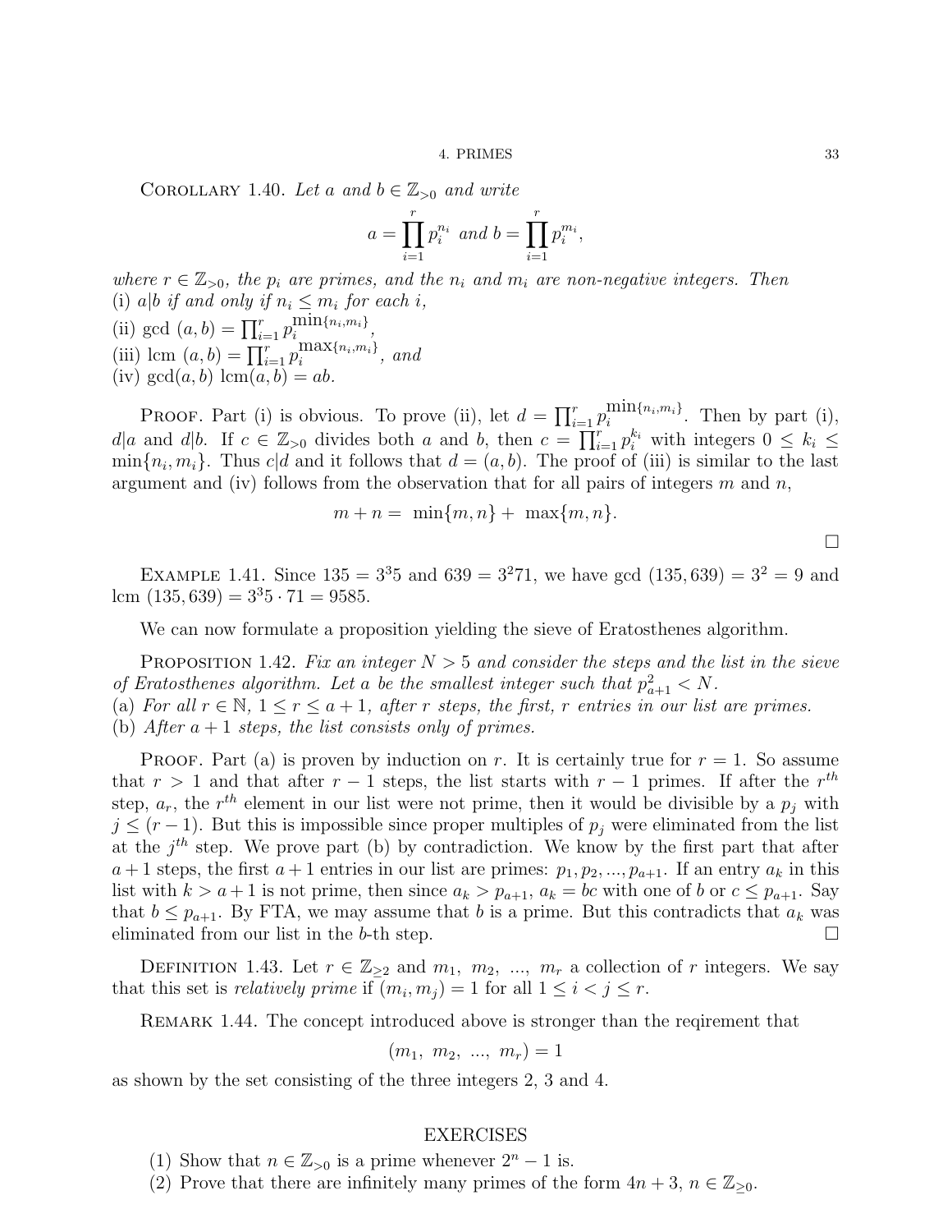Corollary 1.40. *Let $a$ and $b \in \mathbb{Z}_{>0}$ and write*

$$a = \prod_{i=1}^{r} p_i^{n_i} \text{ and } b = \prod_{i=1}^{r} p_i^{m_i},$$

*where $r \in \mathbb{Z}_{>0}$, the $p_i$ are primes, and the $n_i$ and $m_i$ are non-negative integers. Then*
(i) *$a|b$ if and only if $n_i \le m_i$ for each $i$,*
(ii) gcd $(a, b) = \prod_{i=1}^{r} p_i^{\min\{n_i,m_i\}}$,
(iii) lcm $(a, b) = \prod_{i=1}^{r} p_i^{\max\{n_i,m_i\}}$, *and*
(iv) $\gcd(a, b)\ \text{lcm}(a, b) = ab$.

Proof. Part (i) is obvious. To prove (ii), let $d = \prod_{i=1}^{r} p_i^{\min\{n_i,m_i\}}$. Then by part (i), $d|a$ and $d|b$. If $c \in \mathbb{Z}_{>0}$ divides both $a$ and $b$, then $c = \prod_{i=1}^{r} p_i^{k_i}$ with integers $0 \le k_i \le \min\{n_i, m_i\}$. Thus $c|d$ and it follows that $d = (a, b)$. The proof of (iii) is similar to the last argument and (iv) follows from the observation that for all pairs of integers $m$ and $n$,

$$m + n = \min\{m, n\} + \max\{m, n\}.$$

□

Example 1.41. Since $135 = 3^3 5$ and $639 = 3^2 71$, we have gcd $(135, 639) = 3^2 = 9$ and lcm $(135, 639) = 3^3 5 \cdot 71 = 9585$.

We can now formulate a proposition yielding the sieve of Eratosthenes algorithm.

Proposition 1.42. *Fix an integer $N > 5$ and consider the steps and the list in the sieve of Eratosthenes algorithm. Let $a$ be the smallest integer such that $p_{a+1}^2 < N$.*
(a) *For all $r \in \mathbb{N}$, $1 \le r \le a + 1$, after $r$ steps, the first, $r$ entries in our list are primes.*
(b) *After $a + 1$ steps, the list consists only of primes.*

Proof. Part (a) is proven by induction on $r$. It is certainly true for $r = 1$. So assume that $r > 1$ and that after $r - 1$ steps, the list starts with $r - 1$ primes. If after the $r^{th}$ step, $a_r$, the $r^{th}$ element in our list were not prime, then it would be divisible by a $p_j$ with $j \le (r - 1)$. But this is impossible since proper multiples of $p_j$ were eliminated from the list at the $j^{th}$ step. We prove part (b) by contradiction. We know by the first part that after $a + 1$ steps, the first $a + 1$ entries in our list are primes: $p_1, p_2, ..., p_{a+1}$. If an entry $a_k$ in this list with $k > a + 1$ is not prime, then since $a_k > p_{a+1}$, $a_k = bc$ with one of $b$ or $c \le p_{a+1}$. Say that $b \le p_{a+1}$. By FTA, we may assume that $b$ is a prime. But this contradicts that $a_k$ was eliminated from our list in the $b$-th step. □

Definition 1.43. Let $r \in \mathbb{Z}_{\ge 2}$ and $m_1,\ m_2,\ ...,\ m_r$ a collection of $r$ integers. We say that this set is *relatively prime* if $(m_i, m_j) = 1$ for all $1 \le i < j \le r$.

Remark 1.44. The concept introduced above is stronger than the reqirement that

$$(m_1,\ m_2,\ ...,\ m_r) = 1$$

as shown by the set consisting of the three integers 2, 3 and 4.

## EXERCISES

(1) Show that $n \in \mathbb{Z}_{>0}$ is a prime whenever $2^n - 1$ is.
(2) Prove that there are infinitely many primes of the form $4n + 3$, $n \in \mathbb{Z}_{\ge 0}$.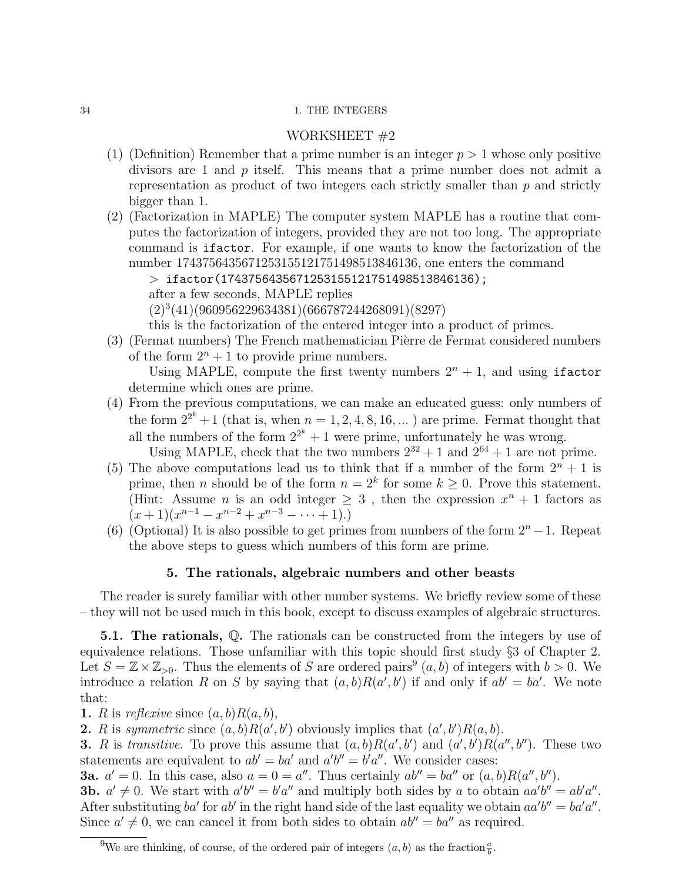## WORKSHEET #2

(1) (Definition) Remember that a prime number is an integer $p > 1$ whose only positive divisors are 1 and $p$ itself. This means that a prime number does not admit a representation as product of two integers each strictly smaller than $p$ and strictly bigger than 1.

(2) (Factorization in MAPLE) The computer system MAPLE has a routine that computes the factorization of integers, provided they are not too long. The appropriate command is `ifactor`. For example, if one wants to know the factorization of the number 174375643567125315512175149851384613​6, one enters the command

```
> ifactor(1743756435671253155121751498513846136);
```

after a few seconds, MAPLE replies

$(2)^3(41)(960956229634381)(666787244268091)(8297)$

this is the factorization of the entered integer into a product of primes.

(3) (Fermat numbers) The French mathematician Pièrre de Fermat considered numbers of the form $2^n + 1$ to provide prime numbers.

Using MAPLE, compute the first twenty numbers $2^n + 1$, and using `ifactor` determine which ones are prime.

(4) From the previous computations, we can make an educated guess: only numbers of the form $2^{2^k}+1$ (that is, when $n = 1, 2, 4, 8, 16, \dots$ ) are prime. Fermat thought that all the numbers of the form $2^{2^k} + 1$ were prime, unfortunately he was wrong.

Using MAPLE, check that the two numbers $2^{32} + 1$ and $2^{64} + 1$ are not prime.

(5) The above computations lead us to think that if a number of the form $2^n + 1$ is prime, then $n$ should be of the form $n = 2^k$ for some $k \geq 0$. Prove this statement. (Hint: Assume $n$ is an odd integer $\geq 3$ , then the expression $x^n + 1$ factors as $(x + 1)(x^{n-1} - x^{n-2} + x^{n-3} - \cdots + 1)$.)

(6) (Optional) It is also possible to get primes from numbers of the form $2^n - 1$. Repeat the above steps to guess which numbers of this form are prime.

## 5. The rationals, algebraic numbers and other beasts

The reader is surely familiar with other number systems. We briefly review some of these – they will not be used much in this book, except to discuss examples of algebraic structures.

**5.1. The rationals, $\mathbb{Q}$.** The rationals can be constructed from the integers by use of equivalence relations. Those unfamiliar with this topic should first study §3 of Chapter 2. Let $S = \mathbb{Z} \times \mathbb{Z}_{>0}$. Thus the elements of $S$ are ordered pairs[9] $(a, b)$ of integers with $b > 0$. We introduce a relation $R$ on $S$ by saying that $(a, b)R(a', b')$ if and only if $ab' = ba'$. We note that:

**1.** $R$ is *reflexive* since $(a, b)R(a, b)$,

**2.** $R$ is *symmetric* since $(a, b)R(a', b')$ obviously implies that $(a', b')R(a, b)$.

**3.** $R$ is *transitive*. To prove this assume that $(a, b)R(a', b')$ and $(a', b')R(a'', b'')$. These two statements are equivalent to $ab' = ba'$ and $a'b'' = b'a''$. We consider cases:

**3a.** $a' = 0$. In this case, also $a = 0 = a''$. Thus certainly $ab'' = ba''$ or $(a, b)R(a'', b'')$.

**3b.** $a' \neq 0$. We start with $a'b'' = b'a''$ and multiply both sides by $a$ to obtain $aa'b'' = ab'a''$. After substituting $ba'$ for $ab'$ in the right hand side of the last equality we obtain $aa'b'' = ba'a''$. Since $a' \neq 0$, we can cancel it from both sides to obtain $ab'' = ba''$ as required.

---

[9] We are thinking, of course, of the ordered pair of integers $(a, b)$ as the fraction $\frac{a}{b}$.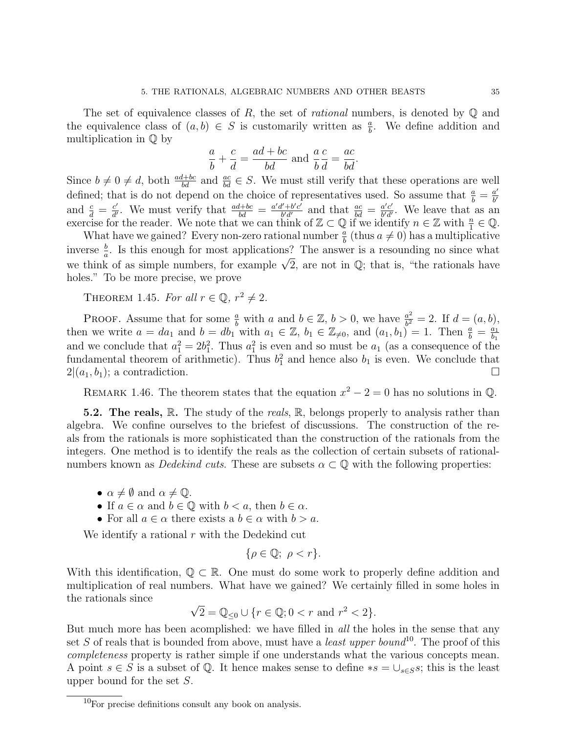The set of equivalence classes of $R$, the set of *rational* numbers, is denoted by $\mathbb{Q}$ and the equivalence class of $(a, b) \in S$ is customarily written as $\frac{a}{b}$. We define addition and multiplication in $\mathbb{Q}$ by

$$\frac{a}{b} + \frac{c}{d} = \frac{ad + bc}{bd} \text{ and } \frac{a}{b}\frac{c}{d} = \frac{ac}{bd}.$$

Since $b \neq 0 \neq d$, both $\frac{ad+bc}{bd}$ and $\frac{ac}{bd} \in S$. We must still verify that these operations are well defined; that is do not depend on the choice of representatives used. So assume that $\frac{a}{b} = \frac{a'}{b'}$ and $\frac{c}{d} = \frac{c'}{d'}$. We must verify that $\frac{ad+bc}{bd} = \frac{a'd'+b'c'}{b'd'}$ and that $\frac{ac}{bd} = \frac{a'c'}{b'd'}$. We leave that as an exercise for the reader. We note that we can think of $\mathbb{Z} \subset \mathbb{Q}$ if we identify $n \in \mathbb{Z}$ with $\frac{n}{1} \in \mathbb{Q}$.

What have we gained? Every non-zero rational number $\frac{a}{b}$ (thus $a \neq 0$) has a multiplicative inverse $\frac{b}{a}$. Is this enough for most applications? The answer is a resounding no since what we think of as simple numbers, for example $\sqrt{2}$, are not in $\mathbb{Q}$; that is, "the rationals have holes." To be more precise, we prove

THEOREM 1.45. *For all $r \in \mathbb{Q}$, $r^2 \neq 2$.*

PROOF. Assume that for some $\frac{a}{b}$ with $a$ and $b \in \mathbb{Z}$, $b > 0$, we have $\frac{a^2}{b^2} = 2$. If $d = (a, b)$, then we write $a = da_1$ and $b = db_1$ with $a_1 \in \mathbb{Z}$, $b_1 \in \mathbb{Z}_{\neq 0}$, and $(a_1, b_1) = 1$. Then $\frac{a}{b} = \frac{a_1}{b_1}$ and we conclude that $a_1^2 = 2b_1^2$. Thus $a_1^2$ is even and so must be $a_1$ (as a consequence of the fundamental theorem of arithmetic). Thus $b_1^2$ and hence also $b_1$ is even. We conclude that $2|(a_1, b_1)$; a contradiction. □

REMARK 1.46. The theorem states that the equation $x^2 - 2 = 0$ has no solutions in $\mathbb{Q}$.

**5.2. The reals, $\mathbb{R}$.** The study of the *reals*, $\mathbb{R}$, belongs properly to analysis rather than algebra. We confine ourselves to the briefest of discussions. The construction of the reals from the rationals is more sophisticated than the construction of the rationals from the integers. One method is to identify the reals as the collection of certain subsets of rational-numbers known as *Dedekind cuts*. These are subsets $\alpha \subset \mathbb{Q}$ with the following properties:

- $\alpha \neq \emptyset$ and $\alpha \neq \mathbb{Q}$.
- If $a \in \alpha$ and $b \in \mathbb{Q}$ with $b < a$, then $b \in \alpha$.
- For all $a \in \alpha$ there exists a $b \in \alpha$ with $b > a$.

We identify a rational $r$ with the Dedekind cut

$$\{\rho \in \mathbb{Q};\ \rho < r\}.$$

With this identification, $\mathbb{Q} \subset \mathbb{R}$. One must do some work to properly define addition and multiplication of real numbers. What have we gained? We certainly filled in some holes in the rationals since

$$\sqrt{2} = \mathbb{Q}_{\leq 0} \cup \{r \in \mathbb{Q}; 0 < r \text{ and } r^2 < 2\}.$$

But much more has been acomplished: we have filled in *all* the holes in the sense that any set $S$ of reals that is bounded from above, must have a *least upper bound*[10]. The proof of this *completeness* property is rather simple if one understands what the various concepts mean. A point $s \in S$ is a subset of $\mathbb{Q}$. It hence makes sense to define $*s = \cup_{s \in S} s$; this is the least upper bound for the set $S$.

[10]For precise definitions consult any book on analysis.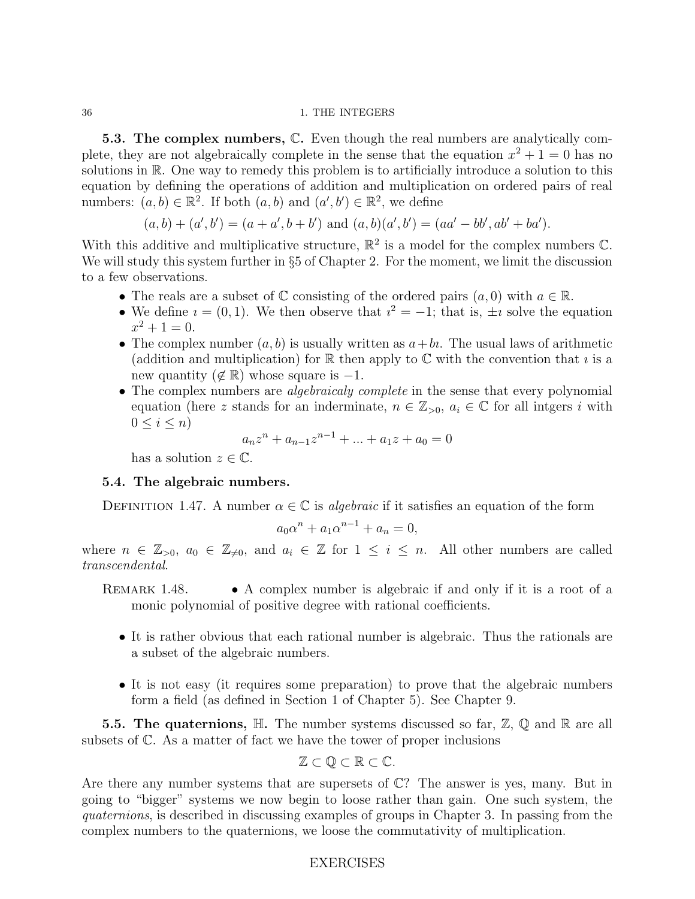**5.3. The complex numbers, $\mathbb{C}$.** Even though the real numbers are analytically complete, they are not algebraically complete in the sense that the equation $x^2 + 1 = 0$ has no solutions in $\mathbb{R}$. One way to remedy this problem is to artificially introduce a solution to this equation by defining the operations of addition and multiplication on ordered pairs of real numbers: $(a, b) \in \mathbb{R}^2$. If both $(a, b)$ and $(a', b') \in \mathbb{R}^2$, we define

$$(a, b) + (a', b') = (a + a', b + b') \text{ and } (a, b)(a', b') = (aa' - bb', ab' + ba').$$

With this additive and multiplicative structure, $\mathbb{R}^2$ is a model for the complex numbers $\mathbb{C}$. We will study this system further in §5 of Chapter 2. For the moment, we limit the discussion to a few observations.

- The reals are a subset of $\mathbb{C}$ consisting of the ordered pairs $(a, 0)$ with $a \in \mathbb{R}$.
- We define $\imath = (0, 1)$. We then observe that $\imath^2 = -1$; that is, $\pm\imath$ solve the equation $x^2 + 1 = 0$.
- The complex number $(a, b)$ is usually written as $a + b\imath$. The usual laws of arithmetic (addition and multiplication) for $\mathbb{R}$ then apply to $\mathbb{C}$ with the convention that $\imath$ is a new quantity ($\notin \mathbb{R}$) whose square is $-1$.
- The complex numbers are *algebraicaly complete* in the sense that every polynomial equation (here $z$ stands for an inderminate, $n \in \mathbb{Z}_{>0}$, $a_i \in \mathbb{C}$ for all intgers $i$ with $0 \leq i \leq n$)
$$a_n z^n + a_{n-1} z^{n-1} + ... + a_1 z + a_0 = 0$$
has a solution $z \in \mathbb{C}$.

**5.4. The algebraic numbers.**

DEFINITION 1.47. A number $\alpha \in \mathbb{C}$ is *algebraic* if it satisfies an equation of the form

$$a_0 \alpha^n + a_1 \alpha^{n-1} + a_n = 0,$$

where $n \in \mathbb{Z}_{>0}$, $a_0 \in \mathbb{Z}_{\neq 0}$, and $a_i \in \mathbb{Z}$ for $1 \leq i \leq n$. All other numbers are called *transcendental*.

REMARK 1.48.
- A complex number is algebraic if and only if it is a root of a monic polynomial of positive degree with rational coefficients.
- It is rather obvious that each rational number is algebraic. Thus the rationals are a subset of the algebraic numbers.
- It is not easy (it requires some preparation) to prove that the algebraic numbers form a field (as defined in Section 1 of Chapter 5). See Chapter 9.

**5.5. The quaternions, $\mathbb{H}$.** The number systems discussed so far, $\mathbb{Z}$, $\mathbb{Q}$ and $\mathbb{R}$ are all subsets of $\mathbb{C}$. As a matter of fact we have the tower of proper inclusions

$$\mathbb{Z} \subset \mathbb{Q} \subset \mathbb{R} \subset \mathbb{C}.$$

Are there any number systems that are supersets of $\mathbb{C}$? The answer is yes, many. But in going to "bigger" systems we now begin to loose rather than gain. One such system, the *quaternions*, is described in discussing examples of groups in Chapter 3. In passing from the complex numbers to the quaternions, we loose the commutativity of multiplication.

## EXERCISES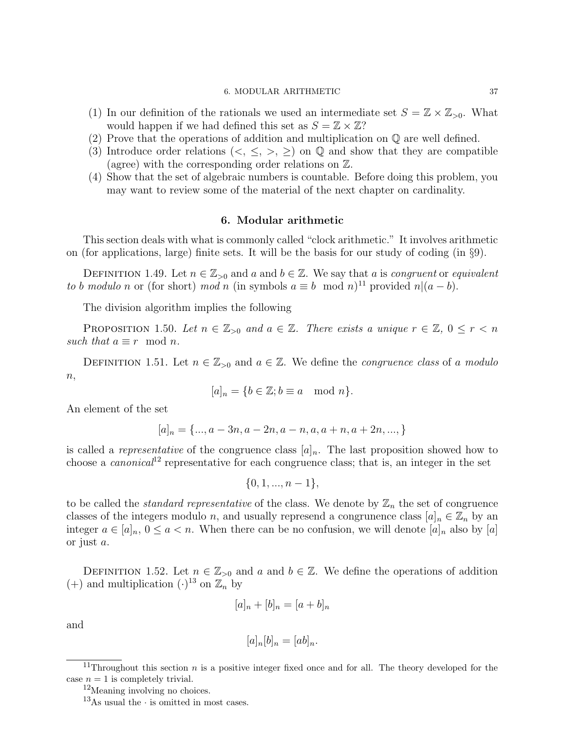(1) In our definition of the rationals we used an intermediate set $S = \mathbb{Z} \times \mathbb{Z}_{>0}$. What would happen if we had defined this set as $S = \mathbb{Z} \times \mathbb{Z}$?
(2) Prove that the operations of addition and multiplication on $\mathbb{Q}$ are well defined.
(3) Introduce order relations ($<$, $\leq$, $>$, $\geq$) on $\mathbb{Q}$ and show that they are compatible (agree) with the corresponding order relations on $\mathbb{Z}$.
(4) Show that the set of algebraic numbers is countable. Before doing this problem, you may want to review some of the material of the next chapter on cardinality.

## 6. Modular arithmetic

This section deals with what is commonly called "clock arithmetic." It involves arithmetic on (for applications, large) finite sets. It will be the basis for our study of coding (in §9).

DEFINITION 1.49. Let $n \in \mathbb{Z}_{>0}$ and $a$ and $b \in \mathbb{Z}$. We say that $a$ is *congruent* or *equivalent to* $b$ *modulo* $n$ or (for short) *mod* $n$ (in symbols $a \equiv b \mod n$)[11] provided $n|(a-b)$.

The division algorithm implies the following

PROPOSITION 1.50. *Let $n \in \mathbb{Z}_{>0}$ and $a \in \mathbb{Z}$. There exists a unique $r \in \mathbb{Z}$, $0 \leq r < n$ such that $a \equiv r \mod n$.*

DEFINITION 1.51. Let $n \in \mathbb{Z}_{>0}$ and $a \in \mathbb{Z}$. We define the *congruence class* of $a$ *modulo* $n$,

$$[a]_n = \{b \in \mathbb{Z}; b \equiv a \mod n\}.$$

An element of the set

$$[a]_n = \{..., a-3n, a-2n, a-n, a, a+n, a+2n, ...,\}$$

is called a *representative* of the congruence class $[a]_n$. The last proposition showed how to choose a *canonical*[12] representative for each congruence class; that is, an integer in the set

$$\{0, 1, ..., n-1\},$$

to be called the *standard representative* of the class. We denote by $\mathbb{Z}_n$ the set of congruence classes of the integers modulo $n$, and usually represend a congrunence class $[a]_n \in \mathbb{Z}_n$ by an integer $a \in [a]_n$, $0 \leq a < n$. When there can be no confusion, we will denote $[a]_n$ also by $[a]$ or just $a$.

DEFINITION 1.52. Let $n \in \mathbb{Z}_{>0}$ and $a$ and $b \in \mathbb{Z}$. We define the operations of addition ($+$) and multiplication ($\cdot$)[13] on $\mathbb{Z}_n$ by

$$[a]_n + [b]_n = [a+b]_n$$

and

$$[a]_n[b]_n = [ab]_n.$$

---

[11] Throughout this section $n$ is a positive integer fixed once and for all. The theory developed for the case $n = 1$ is completely trivial.

[12] Meaning involving no choices.

[13] As usual the $\cdot$ is omitted in most cases.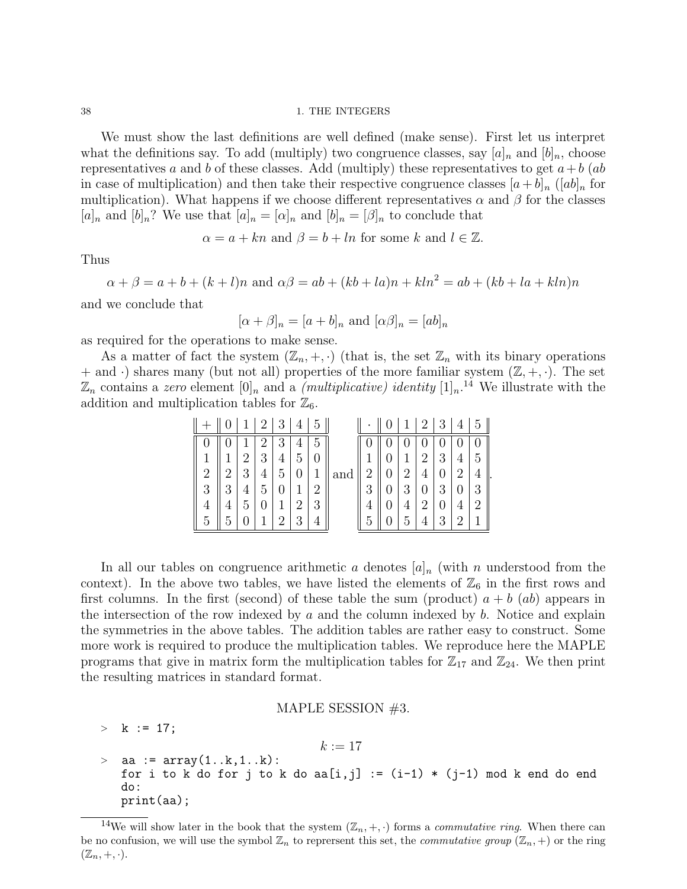We must show the last definitions are well defined (make sense). First let us interpret what the definitions say. To add (multiply) two congruence classes, say $[a]_n$ and $[b]_n$, choose representatives $a$ and $b$ of these classes. Add (multiply) these representatives to get $a+b$ ($ab$ in case of multiplication) and then take their respective congruence classes $[a+b]_n$ ($[ab]_n$ for multiplication). What happens if we choose different representatives $\alpha$ and $\beta$ for the classes $[a]_n$ and $[b]_n$? We use that $[a]_n = [\alpha]_n$ and $[b]_n = [\beta]_n$ to conclude that

$$\alpha = a + kn \text{ and } \beta = b + ln \text{ for some } k \text{ and } l \in \mathbb{Z}.$$

Thus

$$\alpha + \beta = a + b + (k+l)n \text{ and } \alpha\beta = ab + (kb + la)n + kln^2 = ab + (kb + la + kln)n$$

and we conclude that

$$[\alpha + \beta]_n = [a+b]_n \text{ and } [\alpha\beta]_n = [ab]_n$$

as required for the operations to make sense.

As a matter of fact the system $(\mathbb{Z}_n, +, \cdot)$ (that is, the set $\mathbb{Z}_n$ with its binary operations $+$ and $\cdot$) shares many (but not all) properties of the more familiar system $(\mathbb{Z}, +, \cdot)$. The set $\mathbb{Z}_n$ contains a *zero* element $[0]_n$ and a *(multiplicative) identity* $[1]_n$.[14] We illustrate with the addition and multiplication tables for $\mathbb{Z}_6$.

| + | 0 | 1 | 2 | 3 | 4 | 5 |
|---|---|---|---|---|---|---|
| 0 | 0 | 1 | 2 | 3 | 4 | 5 |
| 1 | 1 | 2 | 3 | 4 | 5 | 0 |
| 2 | 2 | 3 | 4 | 5 | 0 | 1 |
| 3 | 3 | 4 | 5 | 0 | 1 | 2 |
| 4 | 4 | 5 | 0 | 1 | 2 | 3 |
| 5 | 5 | 0 | 1 | 2 | 3 | 4 |

and

| $\cdot$ | 0 | 1 | 2 | 3 | 4 | 5 |
|---|---|---|---|---|---|---|
| 0 | 0 | 0 | 0 | 0 | 0 | 0 |
| 1 | 0 | 1 | 2 | 3 | 4 | 5 |
| 2 | 0 | 2 | 4 | 0 | 2 | 4 |
| 3 | 0 | 3 | 0 | 3 | 0 | 3 |
| 4 | 0 | 4 | 2 | 0 | 4 | 2 |
| 5 | 0 | 5 | 4 | 3 | 2 | 1 |

In all our tables on congruence arithmetic $a$ denotes $[a]_n$ (with $n$ understood from the context). In the above two tables, we have listed the elements of $\mathbb{Z}_6$ in the first rows and first columns. In the first (second) of these table the sum (product) $a + b$ ($ab$) appears in the intersection of the row indexed by $a$ and the column indexed by $b$. Notice and explain the symmetries in the above tables. The addition tables are rather easy to construct. Some more work is required to produce the multiplication tables. We reproduce here the MAPLE programs that give in matrix form the multiplication tables for $\mathbb{Z}_{17}$ and $\mathbb{Z}_{24}$. We then print the resulting matrices in standard format.

MAPLE SESSION #3.

```
> k := 17;
```

$$k := 17$$

```
> aa := array(1..k,1..k):
  for i to k do for j to k do aa[i,j] := (i-1) * (j-1) mod k end do end
  do:
  print(aa);
```

[14] We will show later in the book that the system $(\mathbb{Z}_n, +, \cdot)$ forms a *commutative ring*. When there can be no confusion, we will use the symbol $\mathbb{Z}_n$ to reprersent this set, the *commutative group* $(\mathbb{Z}_n, +)$ or the ring $(\mathbb{Z}_n, +, \cdot)$.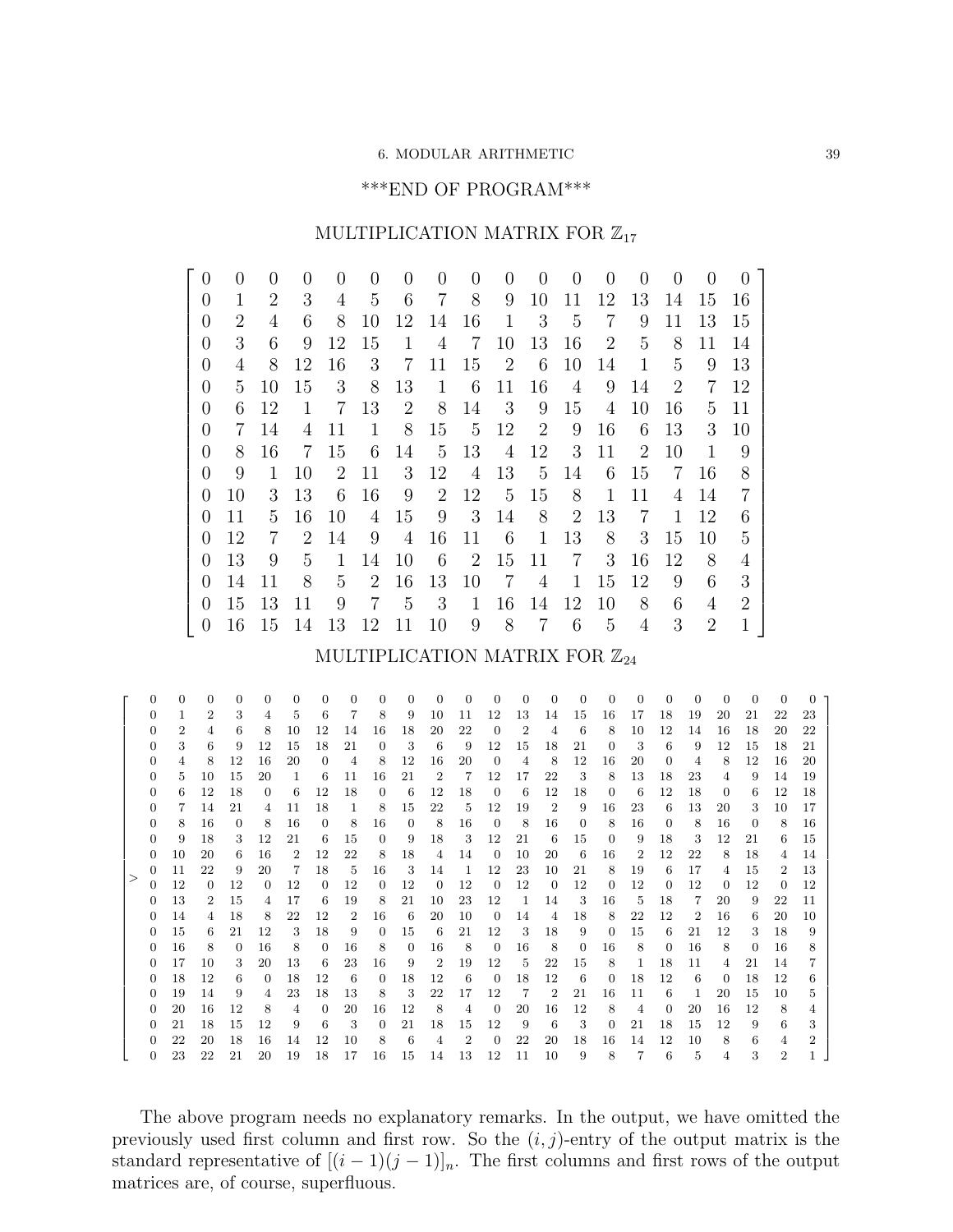\*\*\*END OF PROGRAM\*\*\*

MULTIPLICATION MATRIX FOR $\mathbb{Z}_{17}$

$$
\begin{bmatrix}
0 & 0 & 0 & 0 & 0 & 0 & 0 & 0 & 0 & 0 & 0 & 0 & 0 & 0 & 0 & 0 & 0 \\
0 & 1 & 2 & 3 & 4 & 5 & 6 & 7 & 8 & 9 & 10 & 11 & 12 & 13 & 14 & 15 & 16 \\
0 & 2 & 4 & 6 & 8 & 10 & 12 & 14 & 16 & 1 & 3 & 5 & 7 & 9 & 11 & 13 & 15 \\
0 & 3 & 6 & 9 & 12 & 15 & 1 & 4 & 7 & 10 & 13 & 16 & 2 & 5 & 8 & 11 & 14 \\
0 & 4 & 8 & 12 & 16 & 3 & 7 & 11 & 15 & 2 & 6 & 10 & 14 & 1 & 5 & 9 & 13 \\
0 & 5 & 10 & 15 & 3 & 8 & 13 & 1 & 6 & 11 & 16 & 4 & 9 & 14 & 2 & 7 & 12 \\
0 & 6 & 12 & 1 & 7 & 13 & 2 & 8 & 14 & 3 & 9 & 15 & 4 & 10 & 16 & 5 & 11 \\
0 & 7 & 14 & 4 & 11 & 1 & 8 & 15 & 5 & 12 & 2 & 9 & 16 & 6 & 13 & 3 & 10 \\
0 & 8 & 16 & 7 & 15 & 6 & 14 & 5 & 13 & 4 & 12 & 3 & 11 & 2 & 10 & 1 & 9 \\
0 & 9 & 1 & 10 & 2 & 11 & 3 & 12 & 4 & 13 & 5 & 14 & 6 & 15 & 7 & 16 & 8 \\
0 & 10 & 3 & 13 & 6 & 16 & 9 & 2 & 12 & 5 & 15 & 8 & 1 & 11 & 4 & 14 & 7 \\
0 & 11 & 5 & 16 & 10 & 4 & 15 & 9 & 3 & 14 & 8 & 2 & 13 & 7 & 1 & 12 & 6 \\
0 & 12 & 7 & 2 & 14 & 9 & 4 & 16 & 11 & 6 & 1 & 13 & 8 & 3 & 15 & 10 & 5 \\
0 & 13 & 9 & 5 & 1 & 14 & 10 & 6 & 2 & 15 & 11 & 7 & 3 & 16 & 12 & 8 & 4 \\
0 & 14 & 11 & 8 & 5 & 2 & 16 & 13 & 10 & 7 & 4 & 1 & 15 & 12 & 9 & 6 & 3 \\
0 & 15 & 13 & 11 & 9 & 7 & 5 & 3 & 1 & 16 & 14 & 12 & 10 & 8 & 6 & 4 & 2 \\
0 & 16 & 15 & 14 & 13 & 12 & 11 & 10 & 9 & 8 & 7 & 6 & 5 & 4 & 3 & 2 & 1
\end{bmatrix}
$$

MULTIPLICATION MATRIX FOR $\mathbb{Z}_{24}$

$$
\begin{bmatrix}
0 & 0 & 0 & 0 & 0 & 0 & 0 & 0 & 0 & 0 & 0 & 0 & 0 & 0 & 0 & 0 & 0 & 0 & 0 & 0 & 0 & 0 & 0 & 0 \\
0 & 1 & 2 & 3 & 4 & 5 & 6 & 7 & 8 & 9 & 10 & 11 & 12 & 13 & 14 & 15 & 16 & 17 & 18 & 19 & 20 & 21 & 22 & 23 \\
0 & 2 & 4 & 6 & 8 & 10 & 12 & 14 & 16 & 18 & 20 & 22 & 0 & 2 & 4 & 6 & 8 & 10 & 12 & 14 & 16 & 18 & 20 & 22 \\
0 & 3 & 6 & 9 & 12 & 15 & 18 & 21 & 0 & 3 & 6 & 9 & 12 & 15 & 18 & 21 & 0 & 3 & 6 & 9 & 12 & 15 & 18 & 21 \\
0 & 4 & 8 & 12 & 16 & 20 & 0 & 4 & 8 & 12 & 16 & 20 & 0 & 4 & 8 & 12 & 16 & 20 & 0 & 4 & 8 & 12 & 16 & 20 \\
0 & 5 & 10 & 15 & 20 & 1 & 6 & 11 & 16 & 21 & 2 & 7 & 12 & 17 & 22 & 3 & 8 & 13 & 18 & 23 & 4 & 9 & 14 & 19 \\
0 & 6 & 12 & 18 & 0 & 6 & 12 & 18 & 0 & 6 & 12 & 18 & 0 & 6 & 12 & 18 & 0 & 6 & 12 & 18 & 0 & 6 & 12 & 18 \\
0 & 7 & 14 & 21 & 4 & 11 & 18 & 1 & 8 & 15 & 22 & 5 & 12 & 19 & 2 & 9 & 16 & 23 & 6 & 13 & 20 & 3 & 10 & 17 \\
0 & 8 & 16 & 0 & 8 & 16 & 0 & 8 & 16 & 0 & 8 & 16 & 0 & 8 & 16 & 0 & 8 & 16 & 0 & 8 & 16 & 0 & 8 & 16 \\
0 & 9 & 18 & 3 & 12 & 21 & 6 & 15 & 0 & 9 & 18 & 3 & 12 & 21 & 6 & 15 & 0 & 9 & 18 & 3 & 12 & 21 & 6 & 15 \\
0 & 10 & 20 & 6 & 16 & 2 & 12 & 22 & 8 & 18 & 4 & 14 & 0 & 10 & 20 & 6 & 16 & 2 & 12 & 22 & 8 & 18 & 4 & 14 \\
0 & 11 & 22 & 9 & 20 & 7 & 18 & 5 & 16 & 3 & 14 & 1 & 12 & 23 & 10 & 21 & 8 & 19 & 6 & 17 & 4 & 15 & 2 & 13 \\
0 & 12 & 0 & 12 & 0 & 12 & 0 & 12 & 0 & 12 & 0 & 12 & 0 & 12 & 0 & 12 & 0 & 12 & 0 & 12 & 0 & 12 & 0 & 12 \\
0 & 13 & 2 & 15 & 4 & 17 & 6 & 19 & 8 & 21 & 10 & 23 & 12 & 1 & 14 & 3 & 16 & 5 & 18 & 7 & 20 & 9 & 22 & 11 \\
0 & 14 & 4 & 18 & 8 & 22 & 12 & 2 & 16 & 6 & 20 & 10 & 0 & 14 & 4 & 18 & 8 & 22 & 12 & 2 & 16 & 6 & 20 & 10 \\
0 & 15 & 6 & 21 & 12 & 3 & 18 & 9 & 0 & 15 & 6 & 21 & 12 & 3 & 18 & 9 & 0 & 15 & 6 & 21 & 12 & 3 & 18 & 9 \\
0 & 16 & 8 & 0 & 16 & 8 & 0 & 16 & 8 & 0 & 16 & 8 & 0 & 16 & 8 & 0 & 16 & 8 & 0 & 16 & 8 & 0 & 16 & 8 \\
0 & 17 & 10 & 3 & 20 & 13 & 6 & 23 & 16 & 9 & 2 & 19 & 12 & 5 & 22 & 15 & 8 & 1 & 18 & 11 & 4 & 21 & 14 & 7 \\
0 & 18 & 12 & 6 & 0 & 18 & 12 & 6 & 0 & 18 & 12 & 6 & 0 & 18 & 12 & 6 & 0 & 18 & 12 & 6 & 0 & 18 & 12 & 6 \\
0 & 19 & 14 & 9 & 4 & 23 & 18 & 13 & 8 & 3 & 22 & 17 & 12 & 7 & 2 & 21 & 16 & 11 & 6 & 1 & 20 & 15 & 10 & 5 \\
0 & 20 & 16 & 12 & 8 & 4 & 0 & 20 & 16 & 12 & 8 & 4 & 0 & 20 & 16 & 12 & 8 & 4 & 0 & 20 & 16 & 12 & 8 & 4 \\
0 & 21 & 18 & 15 & 12 & 9 & 6 & 3 & 0 & 21 & 18 & 15 & 12 & 9 & 6 & 3 & 0 & 21 & 18 & 15 & 12 & 9 & 6 & 3 \\
0 & 22 & 20 & 18 & 16 & 14 & 12 & 10 & 8 & 6 & 4 & 2 & 0 & 22 & 20 & 18 & 16 & 14 & 12 & 10 & 8 & 6 & 4 & 2 \\
0 & 23 & 22 & 21 & 20 & 19 & 18 & 17 & 16 & 15 & 14 & 13 & 12 & 11 & 10 & 9 & 8 & 7 & 6 & 5 & 4 & 3 & 2 & 1
\end{bmatrix}
$$

The above program needs no explanatory remarks. In the output, we have omitted the previously used first column and first row. So the $(i, j)$-entry of the output matrix is the standard representative of $[(i-1)(j-1)]_n$. The first columns and first rows of the output matrices are, of course, superfluous.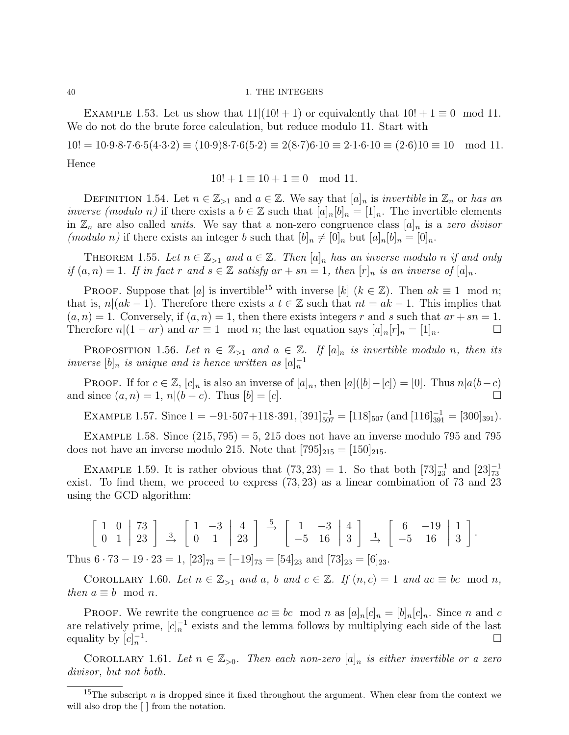EXAMPLE 1.53. Let us show that $11|(10!+1)$ or equivalently that $10!+1 \equiv 0 \mod 11$. We do not do the brute force calculation, but reduce modulo 11. Start with

$$10! = 10{\cdot}9{\cdot}8{\cdot}7{\cdot}6{\cdot}5(4{\cdot}3{\cdot}2) \equiv (10{\cdot}9)8{\cdot}7{\cdot}6(5{\cdot}2) \equiv 2(8{\cdot}7)6{\cdot}10 \equiv 2{\cdot}1{\cdot}6{\cdot}10 \equiv (2{\cdot}6)10 \equiv 10 \mod 11.$$

Hence

$$10!+1 \equiv 10+1 \equiv 0 \mod 11.$$

DEFINITION 1.54. Let $n \in \mathbb{Z}_{>1}$ and $a \in \mathbb{Z}$. We say that $[a]_n$ is *invertible* in $\mathbb{Z}_n$ or *has an inverse (modulo n)* if there exists a $b \in \mathbb{Z}$ such that $[a]_n[b]_n = [1]_n$. The invertible elements in $\mathbb{Z}_n$ are also called *units*. We say that a non-zero congruence class $[a]_n$ is a *zero divisor (modulo n)* if there exists an integer $b$ such that $[b]_n \neq [0]_n$ but $[a]_n[b]_n = [0]_n$.

THEOREM 1.55. *Let $n \in \mathbb{Z}_{>1}$ and $a \in \mathbb{Z}$. Then $[a]_n$ has an inverse modulo $n$ if and only if $(a,n) = 1$. If in fact $r$ and $s \in \mathbb{Z}$ satisfy $ar + sn = 1$, then $[r]_n$ is an inverse of $[a]_n$.*

PROOF. Suppose that $[a]$ is invertible[15] with inverse $[k]$ ($k \in \mathbb{Z}$). Then $ak \equiv 1 \mod n$; that is, $n|(ak-1)$. Therefore there exists a $t \in \mathbb{Z}$ such that $nt = ak - 1$. This implies that $(a,n) = 1$. Conversely, if $(a,n) = 1$, then there exists integers $r$ and $s$ such that $ar + sn = 1$. Therefore $n|(1-ar)$ and $ar \equiv 1 \mod n$; the last equation says $[a]_n[r]_n = [1]_n$. □

PROPOSITION 1.56. *Let $n \in \mathbb{Z}_{>1}$ and $a \in \mathbb{Z}$. If $[a]_n$ is invertible modulo $n$, then its inverse $[b]_n$ is unique and is hence written as $[a]_n^{-1}$*

PROOF. If for $c \in \mathbb{Z}$, $[c]_n$ is also an inverse of $[a]_n$, then $[a]([b]-[c]) = [0]$. Thus $n|a(b-c)$ and since $(a,n) = 1$, $n|(b-c)$. Thus $[b] = [c]$. □

EXAMPLE 1.57. Since $1 = -91{\cdot}507 + 118{\cdot}391$, $[391]_{507}^{-1} = [118]_{507}$ (and $[116]_{391}^{-1} = [300]_{391}$).

EXAMPLE 1.58. Since $(215, 795) = 5$, 215 does not have an inverse modulo 795 and 795 does not have an inverse modulo 215. Note that $[795]_{215} = [150]_{215}$.

EXAMPLE 1.59. It is rather obvious that $(73, 23) = 1$. So that both $[73]_{23}^{-1}$ and $[23]_{73}^{-1}$ exist. To find them, we proceed to express $(73, 23)$ as a linear combination of 73 and 23 using the GCD algorithm:

$$\left[\begin{array}{cc|c} 1 & 0 & 73 \\ 0 & 1 & 23 \end{array}\right] \underset{3}{\rightarrow} \left[\begin{array}{cc|c} 1 & -3 & 4 \\ 0 & 1 & 23 \end{array}\right] \overset{5}{\rightarrow} \left[\begin{array}{cc|c} 1 & -3 & 4 \\ -5 & 16 & 3 \end{array}\right] \underset{1}{\rightarrow} \left[\begin{array}{cc|c} 6 & -19 & 1 \\ -5 & 16 & 3 \end{array}\right].$$

Thus $6 \cdot 73 - 19 \cdot 23 = 1$, $[23]_{73} = [-19]_{73} = [54]_{23}$ and $[73]_{23} = [6]_{23}$.

COROLLARY 1.60. *Let $n \in \mathbb{Z}_{>1}$ and $a$, $b$ and $c \in \mathbb{Z}$. If $(n,c) = 1$ and $ac \equiv bc \mod n$, then $a \equiv b \mod n$.*

PROOF. We rewrite the congruence $ac \equiv bc \mod n$ as $[a]_n[c]_n = [b]_n[c]_n$. Since $n$ and $c$ are relatively prime, $[c]_n^{-1}$ exists and the lemma follows by multiplying each side of the last equality by $[c]_n^{-1}$. □

COROLLARY 1.61. *Let $n \in \mathbb{Z}_{>0}$. Then each non-zero $[a]_n$ is either invertible or a zero divisor, but not both.*

---

[15] The subscript $n$ is dropped since it fixed throughout the argument. When clear from the context we will also drop the [ ] from the notation.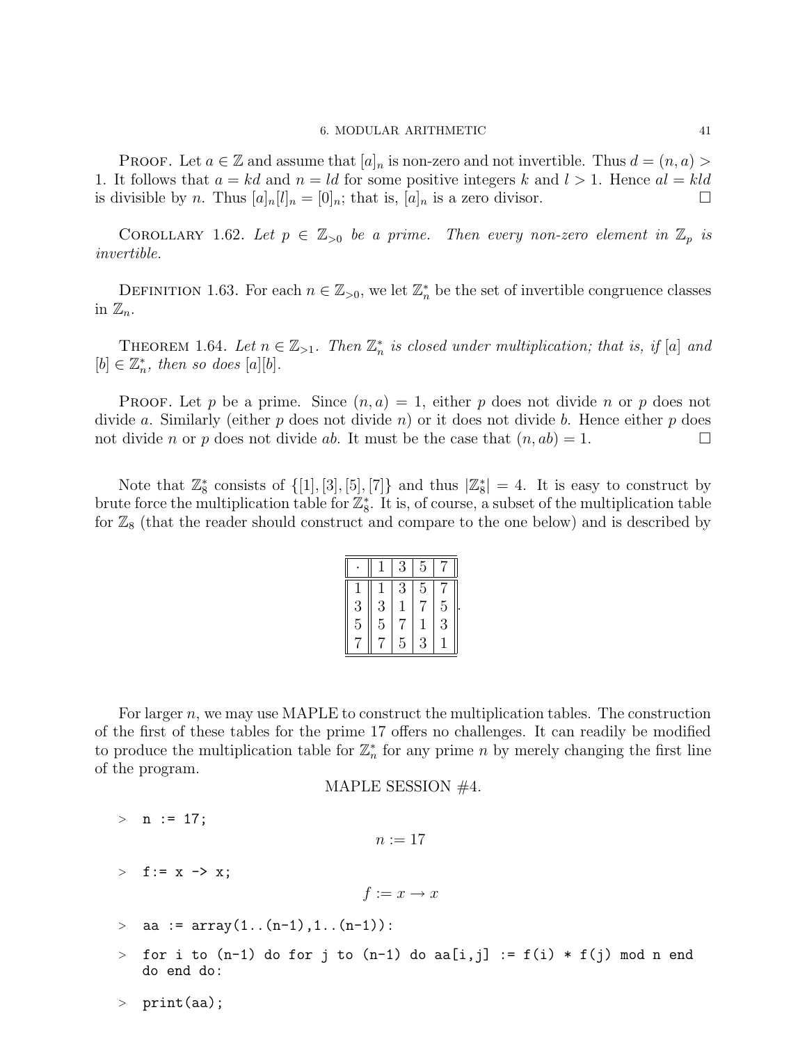**Proof.** Let $a \in \mathbb{Z}$ and assume that $[a]_n$ is non-zero and not invertible. Thus $d = (n, a) > 1$. It follows that $a = kd$ and $n = ld$ for some positive integers $k$ and $l > 1$. Hence $al = kld$ is divisible by $n$. Thus $[a]_n[l]_n = [0]_n$; that is, $[a]_n$ is a zero divisor. □

**Corollary 1.62.** *Let $p \in \mathbb{Z}_{>0}$ be a prime. Then every non-zero element in $\mathbb{Z}_p$ is invertible.*

**Definition 1.63.** For each $n \in \mathbb{Z}_{>0}$, we let $\mathbb{Z}_n^*$ be the set of invertible congruence classes in $\mathbb{Z}_n$.

**Theorem 1.64.** *Let $n \in \mathbb{Z}_{>1}$. Then $\mathbb{Z}_n^*$ is closed under multiplication; that is, if $[a]$ and $[b] \in \mathbb{Z}_n^*$, then so does $[a][b]$.*

**Proof.** Let $p$ be a prime. Since $(n, a) = 1$, either $p$ does not divide $n$ or $p$ does not divide $a$. Similarly (either $p$ does not divide $n$) or it does not divide $b$. Hence either $p$ does not divide $n$ or $p$ does not divide $ab$. It must be the case that $(n, ab) = 1$. □

Note that $\mathbb{Z}_8^*$ consists of $\{[1], [3], [5], [7]\}$ and thus $|\mathbb{Z}_8^*| = 4$. It is easy to construct by brute force the multiplication table for $\mathbb{Z}_8^*$. It is, of course, a subset of the multiplication table for $\mathbb{Z}_8$ (that the reader should construct and compare to the one below) and is described by

| $\cdot$ | 1 | 3 | 5 | 7 |
|---|---|---|---|---|
| 1 | 1 | 3 | 5 | 7 |
| 3 | 3 | 1 | 7 | 5 |
| 5 | 5 | 7 | 1 | 3 |
| 7 | 7 | 5 | 3 | 1 |

For larger $n$, we may use MAPLE to construct the multiplication tables. The construction of the first of these tables for the prime 17 offers no challenges. It can readily be modified to produce the multiplication table for $\mathbb{Z}_n^*$ for any prime $n$ by merely changing the first line of the program.

MAPLE SESSION #4.

```
> n := 17;
```

$$n := 17$$

```
> f:= x -> x;
```

$$f := x \to x$$

```
> aa := array(1..(n-1),1..(n-1)):

> for i to (n-1) do for j to (n-1) do aa[i,j] := f(i) * f(j) mod n end
  do end do:

> print(aa);
```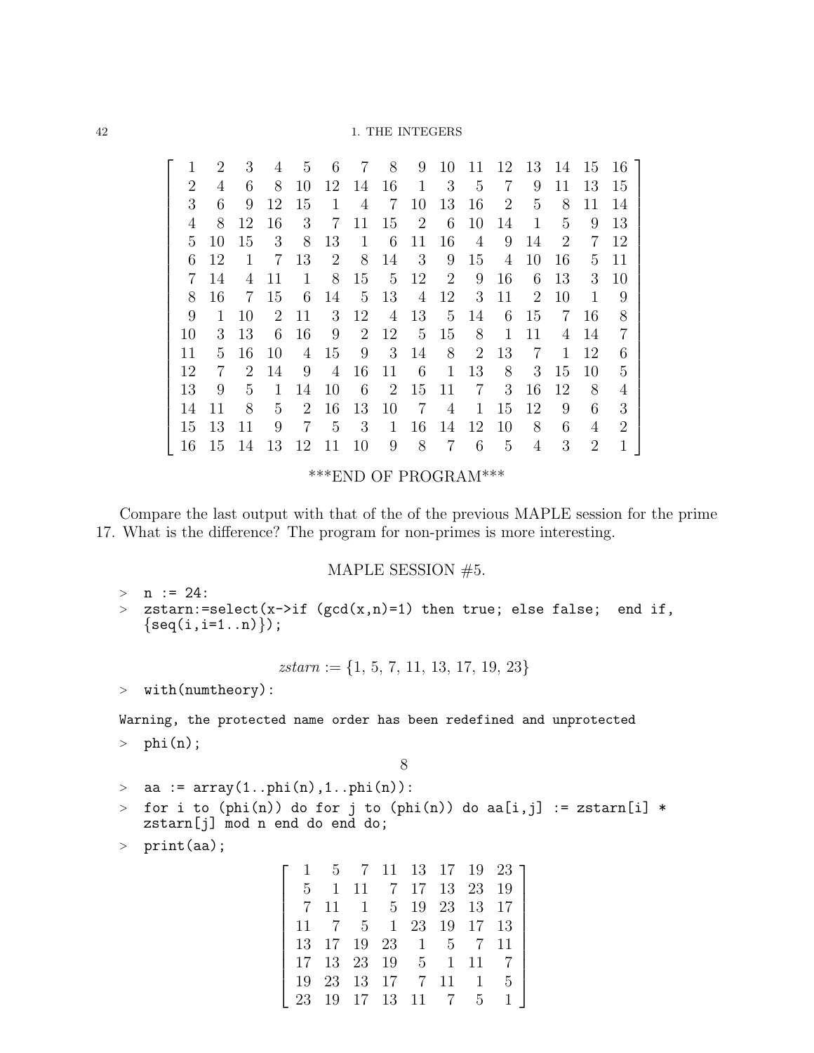$$
\begin{bmatrix}
1 & 2 & 3 & 4 & 5 & 6 & 7 & 8 & 9 & 10 & 11 & 12 & 13 & 14 & 15 & 16 \\
2 & 4 & 6 & 8 & 10 & 12 & 14 & 16 & 1 & 3 & 5 & 7 & 9 & 11 & 13 & 15 \\
3 & 6 & 9 & 12 & 15 & 1 & 4 & 7 & 10 & 13 & 16 & 2 & 5 & 8 & 11 & 14 \\
4 & 8 & 12 & 16 & 3 & 7 & 11 & 15 & 2 & 6 & 10 & 14 & 1 & 5 & 9 & 13 \\
5 & 10 & 15 & 3 & 8 & 13 & 1 & 6 & 11 & 16 & 4 & 9 & 14 & 2 & 7 & 12 \\
6 & 12 & 1 & 7 & 13 & 2 & 8 & 14 & 3 & 9 & 15 & 4 & 10 & 16 & 5 & 11 \\
7 & 14 & 4 & 11 & 1 & 8 & 15 & 5 & 12 & 2 & 9 & 16 & 6 & 13 & 3 & 10 \\
8 & 16 & 7 & 15 & 6 & 14 & 5 & 13 & 4 & 12 & 3 & 11 & 2 & 10 & 1 & 9 \\
9 & 1 & 10 & 2 & 11 & 3 & 12 & 4 & 13 & 5 & 14 & 6 & 15 & 7 & 16 & 8 \\
10 & 3 & 13 & 6 & 16 & 9 & 2 & 12 & 5 & 15 & 8 & 1 & 11 & 4 & 14 & 7 \\
11 & 5 & 16 & 10 & 4 & 15 & 9 & 3 & 14 & 8 & 2 & 13 & 7 & 1 & 12 & 6 \\
12 & 7 & 2 & 14 & 9 & 4 & 16 & 11 & 6 & 1 & 13 & 8 & 3 & 15 & 10 & 5 \\
13 & 9 & 5 & 1 & 14 & 10 & 6 & 2 & 15 & 11 & 7 & 3 & 16 & 12 & 8 & 4 \\
14 & 11 & 8 & 5 & 2 & 16 & 13 & 10 & 7 & 4 & 1 & 15 & 12 & 9 & 6 & 3 \\
15 & 13 & 11 & 9 & 7 & 5 & 3 & 1 & 16 & 14 & 12 & 10 & 8 & 6 & 4 & 2 \\
16 & 15 & 14 & 13 & 12 & 11 & 10 & 9 & 8 & 7 & 6 & 5 & 4 & 3 & 2 & 1
\end{bmatrix}
$$

***END OF PROGRAM***

Compare the last output with that of the of the previous MAPLE session for the prime 17. What is the difference? The program for non-primes is more interesting.

MAPLE SESSION #5.

```
> n := 24:
> zstarn:=select(x->if (gcd(x,n)=1) then true; else false;  end if,
  {seq(i,i=1..n)});
```

$$zstarn := \{1, 5, 7, 11, 13, 17, 19, 23\}$$

```
> with(numtheory):
Warning, the protected name order has been redefined and unprotected
> phi(n);
```

$$8$$

```
> aa := array(1..phi(n),1..phi(n)):
> for i to (phi(n)) do for j to (phi(n)) do aa[i,j] := zstarn[i] *
  zstarn[j] mod n end do end do;
> print(aa);
```

$$
\begin{bmatrix}
1 & 5 & 7 & 11 & 13 & 17 & 19 & 23 \\
5 & 1 & 11 & 7 & 17 & 13 & 23 & 19 \\
7 & 11 & 1 & 5 & 19 & 23 & 13 & 17 \\
11 & 7 & 5 & 1 & 23 & 19 & 17 & 13 \\
13 & 17 & 19 & 23 & 1 & 5 & 7 & 11 \\
17 & 13 & 23 & 19 & 5 & 1 & 11 & 7 \\
19 & 23 & 13 & 17 & 7 & 11 & 1 & 5 \\
23 & 19 & 17 & 13 & 11 & 7 & 5 & 1
\end{bmatrix}
$$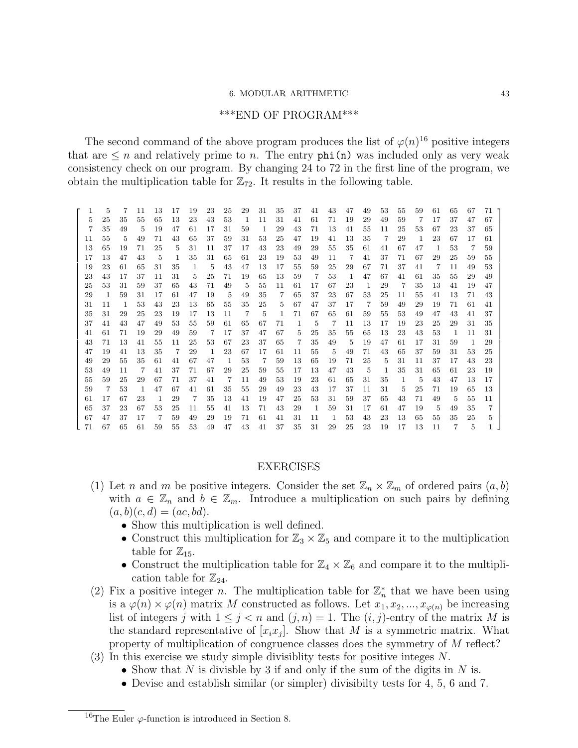***END OF PROGRAM***

The second command of the above program produces the list of $\varphi(n)$[16] positive integers that are $\leq n$ and relatively prime to $n$. The entry `phi(n)` was included only as very weak consistency check on our program. By changing 24 to 72 in the first line of the program, we obtain the multiplication table for $\mathbb{Z}_{72}$. It results in the following table.

$$
\left[\begin{array}{*{24}{r}}
1 & 5 & 7 & 11 & 13 & 17 & 19 & 23 & 25 & 29 & 31 & 35 & 37 & 41 & 43 & 47 & 49 & 53 & 55 & 59 & 61 & 65 & 67 & 71 \\
5 & 25 & 35 & 55 & 65 & 13 & 23 & 43 & 53 & 1 & 11 & 31 & 41 & 61 & 71 & 19 & 29 & 49 & 59 & 7 & 17 & 37 & 47 & 67 \\
7 & 35 & 49 & 5 & 19 & 47 & 61 & 17 & 31 & 59 & 1 & 29 & 43 & 71 & 13 & 41 & 55 & 11 & 25 & 53 & 67 & 23 & 37 & 65 \\
11 & 55 & 5 & 49 & 71 & 43 & 65 & 37 & 59 & 31 & 53 & 25 & 47 & 19 & 41 & 13 & 35 & 7 & 29 & 1 & 23 & 67 & 17 & 61 \\
13 & 65 & 19 & 71 & 25 & 5 & 31 & 11 & 37 & 17 & 43 & 23 & 49 & 29 & 55 & 35 & 61 & 41 & 67 & 47 & 1 & 53 & 7 & 59 \\
17 & 13 & 47 & 43 & 5 & 1 & 35 & 31 & 65 & 61 & 23 & 19 & 53 & 49 & 11 & 7 & 41 & 37 & 71 & 67 & 29 & 25 & 59 & 55 \\
19 & 23 & 61 & 65 & 31 & 35 & 1 & 5 & 43 & 47 & 13 & 17 & 55 & 59 & 25 & 29 & 67 & 71 & 37 & 41 & 7 & 11 & 49 & 53 \\
23 & 43 & 17 & 37 & 11 & 31 & 5 & 25 & 71 & 19 & 65 & 13 & 59 & 7 & 53 & 1 & 47 & 67 & 41 & 61 & 35 & 55 & 29 & 49 \\
25 & 53 & 31 & 59 & 37 & 65 & 43 & 71 & 49 & 5 & 55 & 11 & 61 & 17 & 67 & 23 & 1 & 29 & 7 & 35 & 13 & 41 & 19 & 47 \\
29 & 1 & 59 & 31 & 17 & 61 & 47 & 19 & 5 & 49 & 35 & 7 & 65 & 37 & 23 & 67 & 53 & 25 & 11 & 55 & 41 & 13 & 71 & 43 \\
31 & 11 & 1 & 53 & 43 & 23 & 13 & 65 & 55 & 35 & 25 & 5 & 67 & 47 & 37 & 17 & 7 & 59 & 49 & 29 & 19 & 71 & 61 & 41 \\
35 & 31 & 29 & 25 & 23 & 19 & 17 & 13 & 11 & 7 & 5 & 1 & 71 & 67 & 65 & 61 & 59 & 55 & 53 & 49 & 47 & 43 & 41 & 37 \\
37 & 41 & 43 & 47 & 49 & 53 & 55 & 59 & 61 & 65 & 67 & 71 & 1 & 5 & 7 & 11 & 13 & 17 & 19 & 23 & 25 & 29 & 31 & 35 \\
41 & 61 & 71 & 19 & 29 & 49 & 59 & 7 & 17 & 37 & 47 & 67 & 5 & 25 & 35 & 55 & 65 & 13 & 23 & 43 & 53 & 1 & 11 & 31 \\
43 & 71 & 13 & 41 & 55 & 11 & 25 & 53 & 67 & 23 & 37 & 65 & 7 & 35 & 49 & 5 & 19 & 47 & 61 & 17 & 31 & 59 & 1 & 29 \\
47 & 19 & 41 & 13 & 35 & 7 & 29 & 1 & 23 & 67 & 17 & 61 & 11 & 55 & 5 & 49 & 71 & 43 & 65 & 37 & 59 & 31 & 53 & 25 \\
49 & 29 & 55 & 35 & 61 & 41 & 67 & 47 & 1 & 53 & 7 & 59 & 13 & 65 & 19 & 71 & 25 & 5 & 31 & 11 & 37 & 17 & 43 & 23 \\
53 & 49 & 11 & 7 & 41 & 37 & 71 & 67 & 29 & 25 & 59 & 55 & 17 & 13 & 47 & 43 & 5 & 1 & 35 & 31 & 65 & 61 & 23 & 19 \\
55 & 59 & 25 & 29 & 67 & 71 & 37 & 41 & 7 & 11 & 49 & 53 & 19 & 23 & 61 & 65 & 31 & 35 & 1 & 5 & 43 & 47 & 13 & 17 \\
59 & 7 & 53 & 1 & 47 & 67 & 41 & 61 & 35 & 55 & 29 & 49 & 23 & 43 & 17 & 37 & 11 & 31 & 5 & 25 & 71 & 19 & 65 & 13 \\
61 & 17 & 67 & 23 & 1 & 29 & 7 & 35 & 13 & 41 & 19 & 47 & 25 & 53 & 31 & 59 & 37 & 65 & 43 & 71 & 49 & 5 & 55 & 11 \\
65 & 37 & 23 & 67 & 53 & 25 & 11 & 55 & 41 & 13 & 71 & 43 & 29 & 1 & 59 & 31 & 17 & 61 & 47 & 19 & 5 & 49 & 35 & 7 \\
67 & 47 & 37 & 17 & 7 & 59 & 49 & 29 & 19 & 71 & 61 & 41 & 31 & 11 & 1 & 53 & 43 & 23 & 13 & 65 & 55 & 35 & 25 & 5 \\
71 & 67 & 65 & 61 & 59 & 55 & 53 & 49 & 47 & 43 & 41 & 37 & 35 & 31 & 29 & 25 & 23 & 19 & 17 & 13 & 11 & 7 & 5 & 1
\end{array}\right]
$$

## EXERCISES

(1) Let $n$ and $m$ be positive integers. Consider the set $\mathbb{Z}_n \times \mathbb{Z}_m$ of ordered pairs $(a, b)$ with $a \in \mathbb{Z}_n$ and $b \in \mathbb{Z}_m$. Introduce a multiplication on such pairs by defining $(a, b)(c, d) = (ac, bd)$.
- Show this multiplication is well defined.
- Construct this multiplication for $\mathbb{Z}_3 \times \mathbb{Z}_5$ and compare it to the multiplication table for $\mathbb{Z}_{15}$.
- Construct the multiplication table for $\mathbb{Z}_4 \times \mathbb{Z}_6$ and compare it to the multiplication table for $\mathbb{Z}_{24}$.

(2) Fix a positive integer $n$. The multiplication table for $\mathbb{Z}_n^*$ that we have been using is a $\varphi(n) \times \varphi(n)$ matrix $M$ constructed as follows. Let $x_1, x_2, ..., x_{\varphi(n)}$ be increasing list of integers $j$ with $1 \leq j < n$ and $(j, n) = 1$. The $(i, j)$-entry of the matrix $M$ is the standard representative of $[x_i x_j]$. Show that $M$ is a symmetric matrix. What property of multiplication of congruence classes does the symmetry of $M$ reflect?

(3) In this exercise we study simple divisiblity tests for positive integes $N$.
- Show that $N$ is divisble by 3 if and only if the sum of the digits in $N$ is.
- Devise and establish similar (or simpler) divisibilty tests for 4, 5, 6 and 7.

---

[16] The Euler $\varphi$-function is introduced in Section 8.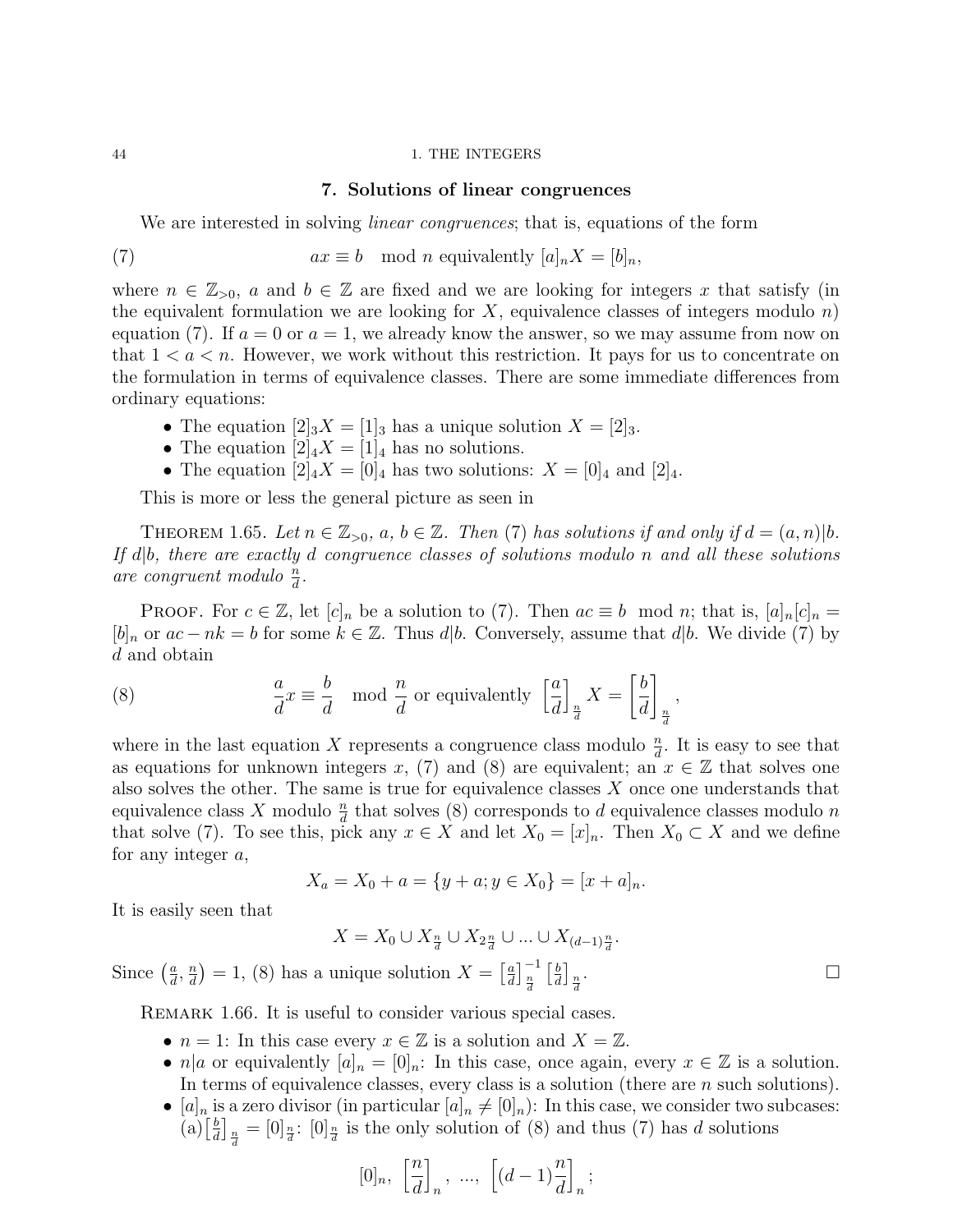## 7. Solutions of linear congruences

We are interested in solving *linear congruences*; that is, equations of the form

$$ax \equiv b \mod n \text{ equivalently } [a]_n X = [b]_n, \tag{7}$$

where $n \in \mathbb{Z}_{>0}$, $a$ and $b \in \mathbb{Z}$ are fixed and we are looking for integers $x$ that satisfy (in the equivalent formulation we are looking for $X$, equivalence classes of integers modulo $n$) equation (7). If $a = 0$ or $a = 1$, we already know the answer, so we may assume from now on that $1 < a < n$. However, we work without this restriction. It pays for us to concentrate on the formulation in terms of equivalence classes. There are some immediate differences from ordinary equations:

- The equation $[2]_3 X = [1]_3$ has a unique solution $X = [2]_3$.
- The equation $[2]_4 X = [1]_4$ has no solutions.
- The equation $[2]_4 X = [0]_4$ has two solutions: $X = [0]_4$ and $[2]_4$.

This is more or less the general picture as seen in

Theorem 1.65. *Let $n \in \mathbb{Z}_{>0}$, $a$, $b \in \mathbb{Z}$. Then (7) has solutions if and only if $d = (a, n)|b$. If $d|b$, there are exactly $d$ congruence classes of solutions modulo $n$ and all these solutions are congruent modulo $\frac{n}{d}$.*

Proof. For $c \in \mathbb{Z}$, let $[c]_n$ be a solution to (7). Then $ac \equiv b \mod n$; that is, $[a]_n[c]_n = [b]_n$ or $ac - nk = b$ for some $k \in \mathbb{Z}$. Thus $d|b$. Conversely, assume that $d|b$. We divide (7) by $d$ and obtain

$$\frac{a}{d}x \equiv \frac{b}{d} \mod \frac{n}{d} \text{ or equivalently } \left[\frac{a}{d}\right]_{\frac{n}{d}} X = \left[\frac{b}{d}\right]_{\frac{n}{d}}, \tag{8}$$

where in the last equation $X$ represents a congruence class modulo $\frac{n}{d}$. It is easy to see that as equations for unknown integers $x$, (7) and (8) are equivalent; an $x \in \mathbb{Z}$ that solves one also solves the other. The same is true for equivalence classes $X$ once one understands that equivalence class $X$ modulo $\frac{n}{d}$ that solves (8) corresponds to $d$ equivalence classes modulo $n$ that solve (7). To see this, pick any $x \in X$ and let $X_0 = [x]_n$. Then $X_0 \subset X$ and we define for any integer $a$,

$$X_a = X_0 + a = \{y + a; y \in X_0\} = [x + a]_n.$$

It is easily seen that

$$X = X_0 \cup X_{\frac{n}{d}} \cup X_{2\frac{n}{d}} \cup ... \cup X_{(d-1)\frac{n}{d}}.$$

Since $\left(\frac{a}{d}, \frac{n}{d}\right) = 1$, (8) has a unique solution $X = \left[\frac{a}{d}\right]_{\frac{n}{d}}^{-1} \left[\frac{b}{d}\right]_{\frac{n}{d}}$. □

Remark 1.66. It is useful to consider various special cases.

- $n = 1$: In this case every $x \in \mathbb{Z}$ is a solution and $X = \mathbb{Z}$.
- $n|a$ or equivalently $[a]_n = [0]_n$: In this case, once again, every $x \in \mathbb{Z}$ is a solution. In terms of equivalence classes, every class is a solution (there are $n$ such solutions).
- $[a]_n$ is a zero divisor (in particular $[a]_n \neq [0]_n$): In this case, we consider two subcases: (a) $\left[\frac{b}{d}\right]_{\frac{n}{d}} = [0]_{\frac{n}{d}}$: $[0]_{\frac{n}{d}}$ is the only solution of (8) and thus (7) has $d$ solutions

$$[0]_n,\ \left[\frac{n}{d}\right]_n,\ ...,\ \left[(d-1)\frac{n}{d}\right]_n;$$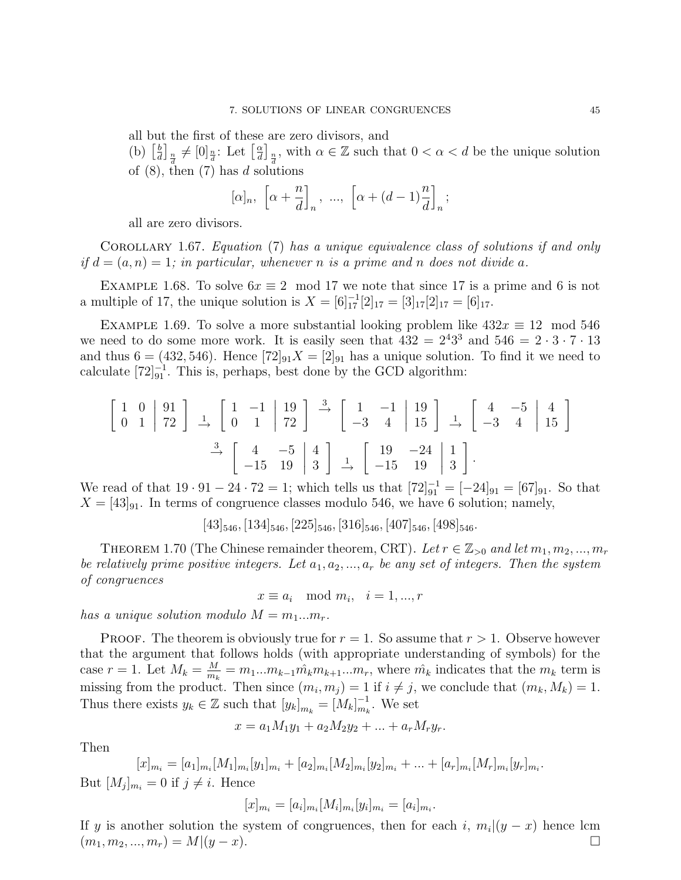all but the first of these are zero divisors, and

(b) $\left[\frac{b}{d}\right]_{\frac{n}{d}} \neq [0]_{\frac{n}{d}}$: Let $\left[\frac{\alpha}{d}\right]_{\frac{n}{d}}$, with $\alpha \in \mathbb{Z}$ such that $0 < \alpha < d$ be the unique solution of (8), then (7) has $d$ solutions

$$[\alpha]_n,\ \left[\alpha + \frac{n}{d}\right]_n,\ ...,\ \left[\alpha + (d-1)\frac{n}{d}\right]_n;$$

all are zero divisors.

Corollary 1.67. *Equation (7) has a unique equivalence class of solutions if and only if $d = (a,n) = 1$; in particular, whenever $n$ is a prime and $n$ does not divide $a$.*

Example 1.68. To solve $6x \equiv 2 \mod 17$ we note that since 17 is a prime and 6 is not a multiple of 17, the unique solution is $X = [6]_{17}^{-1}[2]_{17} = [3]_{17}[2]_{17} = [6]_{17}$.

Example 1.69. To solve a more substantial looking problem like $432x \equiv 12 \mod 546$ we need to do some more work. It is easily seen that $432 = 2^4 3^3$ and $546 = 2 \cdot 3 \cdot 7 \cdot 13$ and thus $6 = (432, 546)$. Hence $[72]_{91}X = [2]_{91}$ has a unique solution. To find it we need to calculate $[72]_{91}^{-1}$. This is, perhaps, best done by the GCD algorithm:

$$\left[\begin{array}{cc|c} 1 & 0 & 91 \\ 0 & 1 & 72 \end{array}\right] \xrightarrow{1} \left[\begin{array}{cc|c} 1 & -1 & 19 \\ 0 & 1 & 72 \end{array}\right] \xrightarrow{3} \left[\begin{array}{cc|c} 1 & -1 & 19 \\ -3 & 4 & 15 \end{array}\right] \xrightarrow{1} \left[\begin{array}{cc|c} 4 & -5 & 4 \\ -3 & 4 & 15 \end{array}\right]$$

$$\xrightarrow{3} \left[\begin{array}{cc|c} 4 & -5 & 4 \\ -15 & 19 & 3 \end{array}\right] \xrightarrow{1} \left[\begin{array}{cc|c} 19 & -24 & 1 \\ -15 & 19 & 3 \end{array}\right].$$

We read of that $19 \cdot 91 - 24 \cdot 72 = 1$; which tells us that $[72]_{91}^{-1} = [-24]_{91} = [67]_{91}$. So that $X = [43]_{91}$. In terms of congruence classes modulo 546, we have 6 solution; namely,

$$[43]_{546}, [134]_{546}, [225]_{546}, [316]_{546}, [407]_{546}, [498]_{546}.$$

Theorem 1.70 (The Chinese remainder theorem, CRT). *Let $r \in \mathbb{Z}_{>0}$ and let $m_1, m_2, ..., m_r$ be relatively prime positive integers. Let $a_1, a_2, ..., a_r$ be any set of integers. Then the system of congruences*

$$x \equiv a_i \mod m_i, \quad i = 1, ..., r$$

*has a unique solution modulo $M = m_1...m_r$.*

Proof. The theorem is obviously true for $r = 1$. So assume that $r > 1$. Observe however that the argument that follows holds (with appropriate understanding of symbols) for the case $r = 1$. Let $M_k = \frac{M}{m_k} = m_1...m_{k-1}\hat{m_k}m_{k+1}...m_r$, where $\hat{m_k}$ indicates that the $m_k$ term is missing from the product. Then since $(m_i, m_j) = 1$ if $i \neq j$, we conclude that $(m_k, M_k) = 1$. Thus there exists $y_k \in \mathbb{Z}$ such that $[y_k]_{m_k} = [M_k]_{m_k}^{-1}$. We set

$$x = a_1 M_1 y_1 + a_2 M_2 y_2 + ... + a_r M_r y_r.$$

Then

$$[x]_{m_i} = [a_1]_{m_i}[M_1]_{m_i}[y_1]_{m_i} + [a_2]_{m_i}[M_2]_{m_i}[y_2]_{m_i} + ... + [a_r]_{m_i}[M_r]_{m_i}[y_r]_{m_i}.$$

But $[M_j]_{m_i} = 0$ if $j \neq i$. Hence

$$[x]_{m_i} = [a_i]_{m_i}[M_i]_{m_i}[y_i]_{m_i} = [a_i]_{m_i}.$$

If $y$ is another solution the system of congruences, then for each $i$, $m_i|(y - x)$ hence lcm $(m_1, m_2, ..., m_r) = M|(y - x)$. $\square$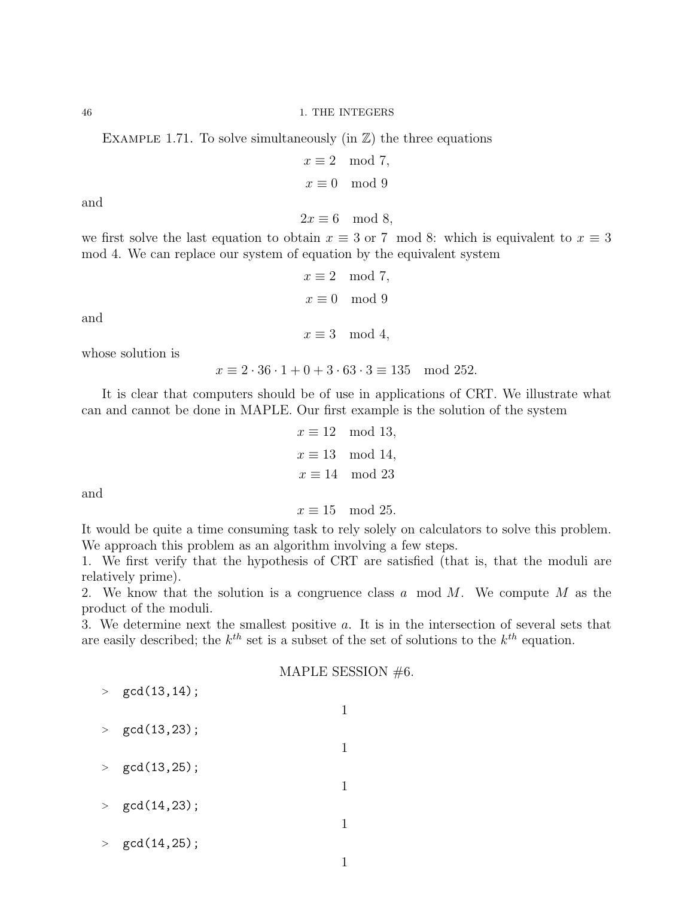Example 1.71. To solve simultaneously (in $\mathbb{Z}$) the three equations

$$x \equiv 2 \mod 7,$$

$$x \equiv 0 \mod 9$$

and

$$2x \equiv 6 \mod 8,$$

we first solve the last equation to obtain $x \equiv 3$ or $7 \mod 8$: which is equivalent to $x \equiv 3 \mod 4$. We can replace our system of equation by the equivalent system

$$x \equiv 2 \mod 7,$$

$$x \equiv 0 \mod 9$$

and

$$x \equiv 3 \mod 4,$$

whose solution is

$$x \equiv 2 \cdot 36 \cdot 1 + 0 + 3 \cdot 63 \cdot 3 \equiv 135 \mod 252.$$

It is clear that computers should be of use in applications of CRT. We illustrate what can and cannot be done in MAPLE. Our first example is the solution of the system

$$x \equiv 12 \mod 13,$$

$$x \equiv 13 \mod 14,$$

$$x \equiv 14 \mod 23$$

and

$$x \equiv 15 \mod 25.$$

It would be quite a time consuming task to rely solely on calculators to solve this problem. We approach this problem as an algorithm involving a few steps.

1. We first verify that the hypothesis of CRT are satisfied (that is, that the moduli are relatively prime).
2. We know that the solution is a congruence class $a \mod M$. We compute $M$ as the product of the moduli.
3. We determine next the smallest positive $a$. It is in the intersection of several sets that are easily described; the $k^{th}$ set is a subset of the set of solutions to the $k^{th}$ equation.

MAPLE SESSION #6.

```
> gcd(13,14);
                                    1
> gcd(13,23);
                                    1
> gcd(13,25);
                                    1
> gcd(14,23);
                                    1
> gcd(14,25);
                                    1
```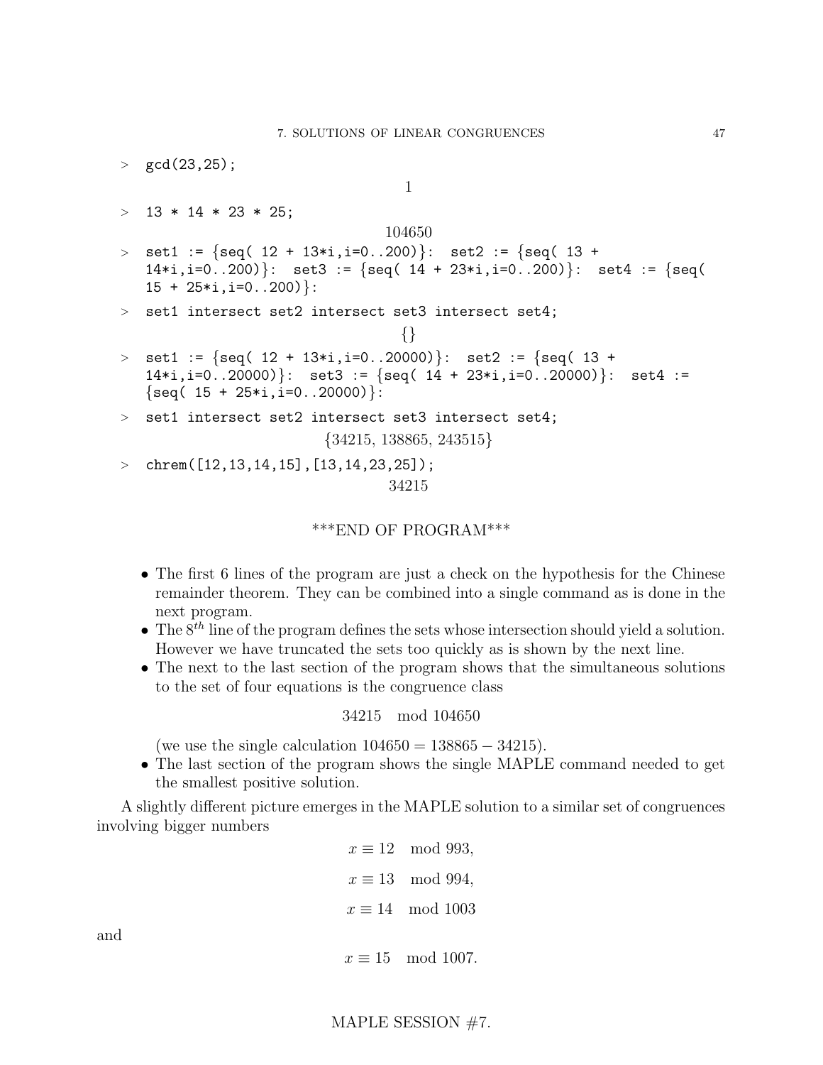```
> gcd(23,25);
                                    1
> 13 * 14 * 23 * 25;
                                 104650
> set1 := {seq( 12 + 13*i,i=0..200)}:  set2 := {seq( 13 +
  14*i,i=0..200)}:  set3 := {seq( 14 + 23*i,i=0..200)}:  set4 := {seq(
  15 + 25*i,i=0..200)}:
> set1 intersect set2 intersect set3 intersect set4;
                                   {}
> set1 := {seq( 12 + 13*i,i=0..20000)}:  set2 := {seq( 13 +
  14*i,i=0..20000)}:  set3 := {seq( 14 + 23*i,i=0..20000)}:  set4 :=
  {seq( 15 + 25*i,i=0..20000)}:
> set1 intersect set2 intersect set3 intersect set4;
                         {34215, 138865, 243515}
> chrem([12,13,14,15],[13,14,23,25]);
                                  34215
```

***END OF PROGRAM***

- The first 6 lines of the program are just a check on the hypothesis for the Chinese remainder theorem. They can be combined into a single command as is done in the next program.
- The $8^{th}$ line of the program defines the sets whose intersection should yield a solution. However we have truncated the sets too quickly as is shown by the next line.
- The next to the last section of the program shows that the simultaneous solutions to the set of four equations is the congruence class

$$34215 \mod 104650$$

  (we use the single calculation $104650 = 138865 - 34215$).
- The last section of the program shows the single MAPLE command needed to get the smallest positive solution.

A slightly different picture emerges in the MAPLE solution to a similar set of congruences involving bigger numbers

$$x \equiv 12 \mod 993,$$

$$x \equiv 13 \mod 994,$$

$$x \equiv 14 \mod 1003$$

and

$$x \equiv 15 \mod 1007.$$

MAPLE SESSION #7.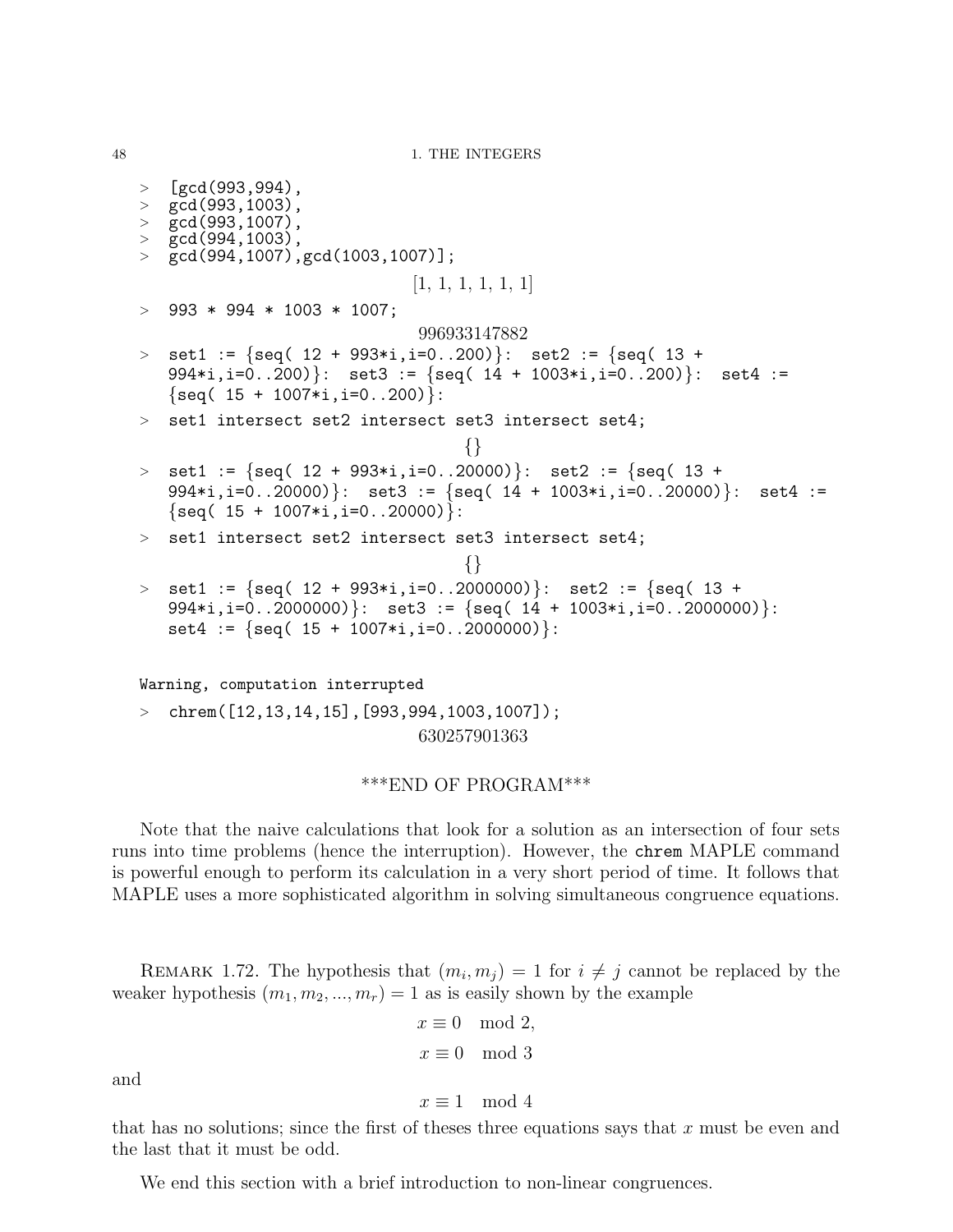```
> [gcd(993,994),
> gcd(993,1003),
> gcd(993,1007),
> gcd(994,1003),
> gcd(994,1007),gcd(1003,1007)];
                              [1, 1, 1, 1, 1, 1]
> 993 * 994 * 1003 * 1007;
                              996933147882
> set1 := {seq( 12 + 993*i,i=0..200)}:  set2 := {seq( 13 +
  994*i,i=0..200)}:  set3 := {seq( 14 + 1003*i,i=0..200)}:  set4 :=
  {seq( 15 + 1007*i,i=0..200)}:
> set1 intersect set2 intersect set3 intersect set4;
                                  {}
> set1 := {seq( 12 + 993*i,i=0..20000)}:  set2 := {seq( 13 +
  994*i,i=0..20000)}:  set3 := {seq( 14 + 1003*i,i=0..20000)}:  set4 :=
  {seq( 15 + 1007*i,i=0..20000)}:
> set1 intersect set2 intersect set3 intersect set4;
                                  {}
> set1 := {seq( 12 + 993*i,i=0..2000000)}:  set2 := {seq( 13 +
  994*i,i=0..2000000)}:  set3 := {seq( 14 + 1003*i,i=0..2000000)}:
  set4 := {seq( 15 + 1007*i,i=0..2000000)}:


Warning, computation interrupted
> chrem([12,13,14,15],[993,994,1003,1007]);
                              630257901363
```

***END OF PROGRAM***

Note that the naive calculations that look for a solution as an intersection of four sets runs into time problems (hence the interruption). However, the `chrem` MAPLE command is powerful enough to perform its calculation in a very short period of time. It follows that MAPLE uses a more sophisticated algorithm in solving simultaneous congruence equations.

REMARK 1.72. The hypothesis that $(m_i, m_j) = 1$ for $i \neq j$ cannot be replaced by the weaker hypothesis $(m_1, m_2, ..., m_r) = 1$ as is easily shown by the example

$$x \equiv 0 \mod 2,$$

$$x \equiv 0 \mod 3$$

and

$$x \equiv 1 \mod 4$$

that has no solutions; since the first of theses three equations says that $x$ must be even and the last that it must be odd.

We end this section with a brief introduction to non-linear congruences.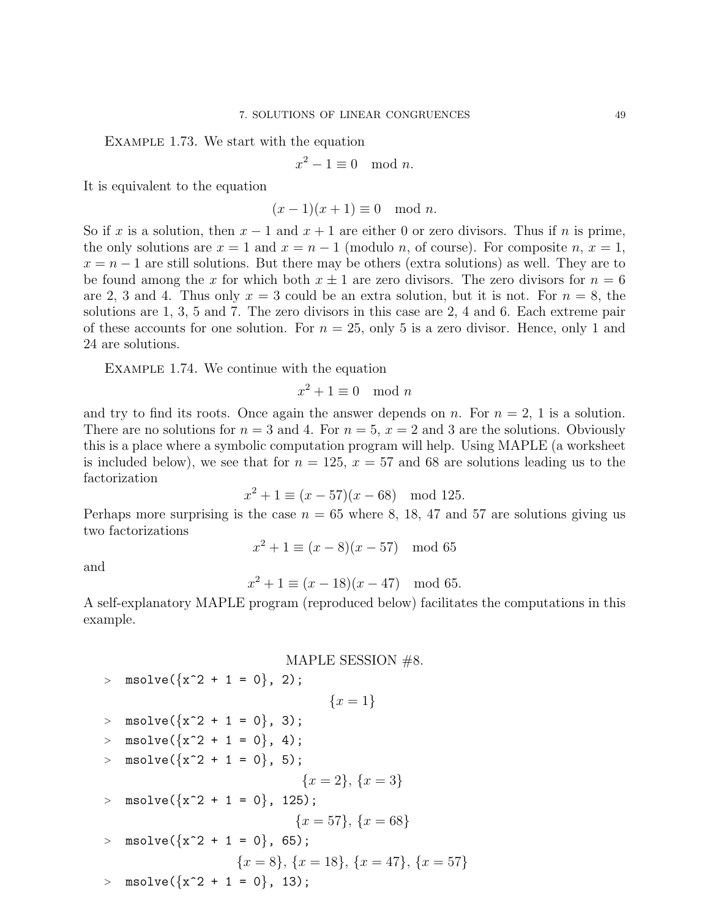Example 1.73. We start with the equation

$$x^2 - 1 \equiv 0 \mod n.$$

It is equivalent to the equation

$$(x-1)(x+1) \equiv 0 \mod n.$$

So if $x$ is a solution, then $x-1$ and $x+1$ are either 0 or zero divisors. Thus if $n$ is prime, the only solutions are $x = 1$ and $x = n-1$ (modulo $n$, of course). For composite $n$, $x = 1$, $x = n-1$ are still solutions. But there may be others (extra solutions) as well. They are to be found among the $x$ for which both $x \pm 1$ are zero divisors. The zero divisors for $n = 6$ are 2, 3 and 4. Thus only $x = 3$ could be an extra solution, but it is not. For $n = 8$, the solutions are 1, 3, 5 and 7. The zero divisors in this case are 2, 4 and 6. Each extreme pair of these accounts for one solution. For $n = 25$, only 5 is a zero divisor. Hence, only 1 and 24 are solutions.

Example 1.74. We continue with the equation

$$x^2 + 1 \equiv 0 \mod n$$

and try to find its roots. Once again the answer depends on $n$. For $n = 2$, 1 is a solution. There are no solutions for $n = 3$ and 4. For $n = 5$, $x = 2$ and 3 are the solutions. Obviously this is a place where a symbolic computation program will help. Using MAPLE (a worksheet is included below), we see that for $n = 125$, $x = 57$ and 68 are solutions leading us to the factorization

$$x^2 + 1 \equiv (x - 57)(x - 68) \mod 125.$$

Perhaps more surprising is the case $n = 65$ where 8, 18, 47 and 57 are solutions giving us two factorizations

$$x^2 + 1 \equiv (x - 8)(x - 57) \mod 65$$

and

$$x^2 + 1 \equiv (x - 18)(x - 47) \mod 65.$$

A self-explanatory MAPLE program (reproduced below) facilitates the computations in this example.

MAPLE SESSION #8.

```
> msolve({x^2 + 1 = 0}, 2);
```

$$\{x = 1\}$$

```
> msolve({x^2 + 1 = 0}, 3);
> msolve({x^2 + 1 = 0}, 4);
> msolve({x^2 + 1 = 0}, 5);
```

$$\{x = 2\}, \{x = 3\}$$

```
> msolve({x^2 + 1 = 0}, 125);
```

$$\{x = 57\}, \{x = 68\}$$

```
> msolve({x^2 + 1 = 0}, 65);
```

$$\{x = 8\}, \{x = 18\}, \{x = 47\}, \{x = 57\}$$

```
> msolve({x^2 + 1 = 0}, 13);
```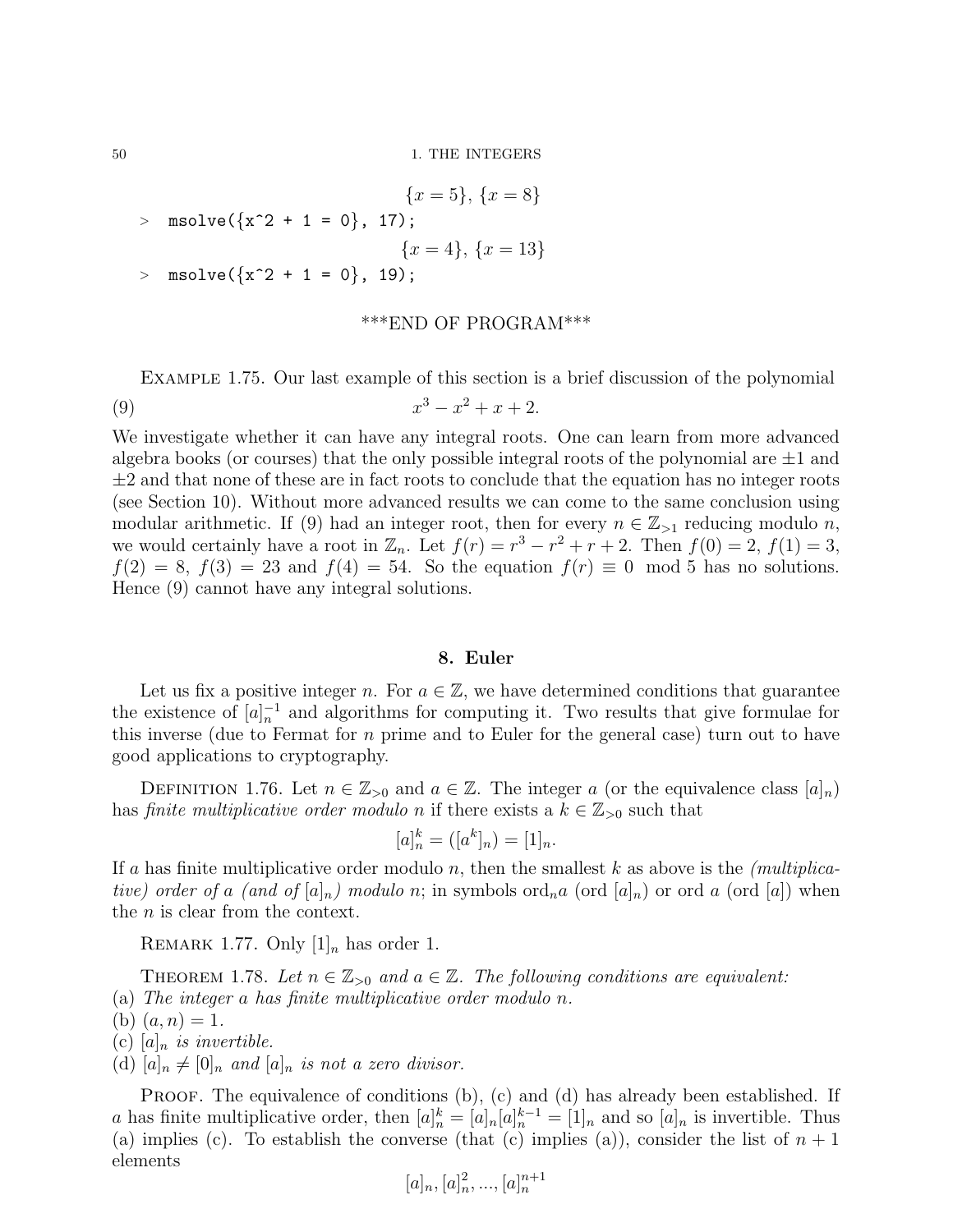$$\{x = 5\}, \{x = 8\}$$

```
> msolve({x^2 + 1 = 0}, 17);
```

$$\{x = 4\}, \{x = 13\}$$

```
> msolve({x^2 + 1 = 0}, 19);
```

\*\*\*END OF PROGRAM\*\*\*

EXAMPLE 1.75. Our last example of this section is a brief discussion of the polynomial

$$x^3 - x^2 + x + 2. \tag{9}$$

We investigate whether it can have any integral roots. One can learn from more advanced algebra books (or courses) that the only possible integral roots of the polynomial are $\pm 1$ and $\pm 2$ and that none of these are in fact roots to conclude that the equation has no integer roots (see Section 10). Without more advanced results we can come to the same conclusion using modular arithmetic. If (9) had an integer root, then for every $n \in \mathbb{Z}_{>1}$ reducing modulo $n$, we would certainly have a root in $\mathbb{Z}_n$. Let $f(r) = r^3 - r^2 + r + 2$. Then $f(0) = 2$, $f(1) = 3$, $f(2) = 8$, $f(3) = 23$ and $f(4) = 54$. So the equation $f(r) \equiv 0 \mod 5$ has no solutions. Hence (9) cannot have any integral solutions.

## 8. Euler

Let us fix a positive integer $n$. For $a \in \mathbb{Z}$, we have determined conditions that guarantee the existence of $[a]_n^{-1}$ and algorithms for computing it. Two results that give formulae for this inverse (due to Fermat for $n$ prime and to Euler for the general case) turn out to have good applications to cryptography.

DEFINITION 1.76. Let $n \in \mathbb{Z}_{>0}$ and $a \in \mathbb{Z}$. The integer $a$ (or the equivalence class $[a]_n$) has *finite multiplicative order modulo n* if there exists a $k \in \mathbb{Z}_{>0}$ such that

$$[a]_n^k = ([a^k]_n) = [1]_n.$$

If $a$ has finite multiplicative order modulo $n$, then the smallest $k$ as above is the *(multiplicative) order of a (and of $[a]_n$) modulo n*; in symbols $\text{ord}_n a$ (ord $[a]_n$) or ord $a$ (ord $[a]$) when the $n$ is clear from the context.

REMARK 1.77. Only $[1]_n$ has order 1.

THEOREM 1.78. *Let $n \in \mathbb{Z}_{>0}$ and $a \in \mathbb{Z}$. The following conditions are equivalent:*
(a) *The integer a has finite multiplicative order modulo n.*
(b) $(a, n) = 1$.
(c) $[a]_n$ *is invertible.*
(d) $[a]_n \neq [0]_n$ *and* $[a]_n$ *is not a zero divisor.*

PROOF. The equivalence of conditions (b), (c) and (d) has already been established. If $a$ has finite multiplicative order, then $[a]_n^k = [a]_n[a]_n^{k-1} = [1]_n$ and so $[a]_n$ is invertible. Thus (a) implies (c). To establish the converse (that (c) implies (a)), consider the list of $n + 1$ elements

$$[a]_n, [a]_n^2, ..., [a]_n^{n+1}$$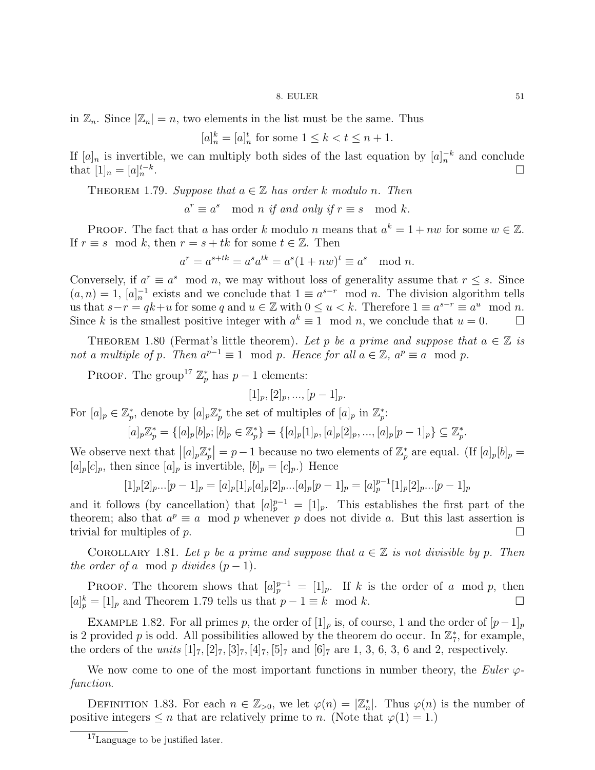in $\mathbb{Z}_n$. Since $|\mathbb{Z}_n| = n$, two elements in the list must be the same. Thus

$$[a]_n^k = [a]_n^t \text{ for some } 1 \le k < t \le n+1.$$

If $[a]_n$ is invertible, we can multiply both sides of the last equation by $[a]_n^{-k}$ and conclude that $[1]_n = [a]_n^{t-k}$. □

**Theorem 1.79.** *Suppose that $a \in \mathbb{Z}$ has order $k$ modulo $n$. Then*

$$a^r \equiv a^s \mod n \text{ if and only if } r \equiv s \mod k.$$

**Proof.** The fact that $a$ has order $k$ modulo $n$ means that $a^k = 1 + nw$ for some $w \in \mathbb{Z}$. If $r \equiv s \mod k$, then $r = s + tk$ for some $t \in \mathbb{Z}$. Then

$$a^r = a^{s+tk} = a^s a^{tk} = a^s(1+nw)^t \equiv a^s \mod n.$$

Conversely, if $a^r \equiv a^s \mod n$, we may without loss of generality assume that $r \le s$. Since $(a,n) = 1$, $[a]_n^{-1}$ exists and we conclude that $1 \equiv a^{s-r} \mod n$. The division algorithm tells us that $s - r = qk + u$ for some $q$ and $u \in \mathbb{Z}$ with $0 \le u < k$. Therefore $1 \equiv a^{s-r} \equiv a^u \mod n$. Since $k$ is the smallest positive integer with $a^k \equiv 1 \mod n$, we conclude that $u = 0$. □

**Theorem 1.80** (Fermat's little theorem). *Let $p$ be a prime and suppose that $a \in \mathbb{Z}$ is not a multiple of $p$. Then $a^{p-1} \equiv 1 \mod p$. Hence for all $a \in \mathbb{Z}$, $a^p \equiv a \mod p$.*

**Proof.** The group[17] $\mathbb{Z}_p^*$ has $p-1$ elements:

$$[1]_p, [2]_p, ..., [p-1]_p.$$

For $[a]_p \in \mathbb{Z}_p^*$, denote by $[a]_p\mathbb{Z}_p^*$ the set of multiples of $[a]_p$ in $\mathbb{Z}_p^*$:

$$[a]_p\mathbb{Z}_p^* = \{[a]_p[b]_p; [b]_p \in \mathbb{Z}_p^*\} = \{[a]_p[1]_p, [a]_p[2]_p, ..., [a]_p[p-1]_p\} \subseteq \mathbb{Z}_p^*.$$

We observe next that $\left|[a]_p\mathbb{Z}_p^*\right| = p-1$ because no two elements of $\mathbb{Z}_p^*$ are equal. (If $[a]_p[b]_p = [a]_p[c]_p$, then since $[a]_p$ is invertible, $[b]_p = [c]_p$.) Hence

$$[1]_p[2]_p...[p-1]_p = [a]_p[1]_p[a]_p[2]_p...[a]_p[p-1]_p = [a]_p^{p-1}[1]_p[2]_p...[p-1]_p$$

and it follows (by cancellation) that $[a]_p^{p-1} = [1]_p$. This establishes the first part of the theorem; also that $a^p \equiv a \mod p$ whenever $p$ does not divide $a$. But this last assertion is trivial for multiples of $p$. □

**Corollary 1.81.** *Let $p$ be a prime and suppose that $a \in \mathbb{Z}$ is not divisible by $p$. Then the order of $a \mod p$ divides $(p-1)$.*

**Proof.** The theorem shows that $[a]_p^{p-1} = [1]_p$. If $k$ is the order of $a \mod p$, then $[a]_p^k = [1]_p$ and Theorem 1.79 tells us that $p - 1 \equiv k \mod k$. □

**Example 1.82.** For all primes $p$, the order of $[1]_p$ is, of course, 1 and the order of $[p-1]_p$ is 2 provided $p$ is odd. All possibilities allowed by the theorem do occur. In $\mathbb{Z}_7^*$, for example, the orders of the *units* $[1]_7, [2]_7, [3]_7, [4]_7, [5]_7$ and $[6]_7$ are 1, 3, 6, 3, 6 and 2, respectively.

We now come to one of the most important functions in number theory, the *Euler $\varphi$-function.*

**Definition 1.83.** For each $n \in \mathbb{Z}_{>0}$, we let $\varphi(n) = |\mathbb{Z}_n^*|$. Thus $\varphi(n)$ is the number of positive integers $\le n$ that are relatively prime to $n$. (Note that $\varphi(1) = 1$.)

---

[17] Language to be justified later.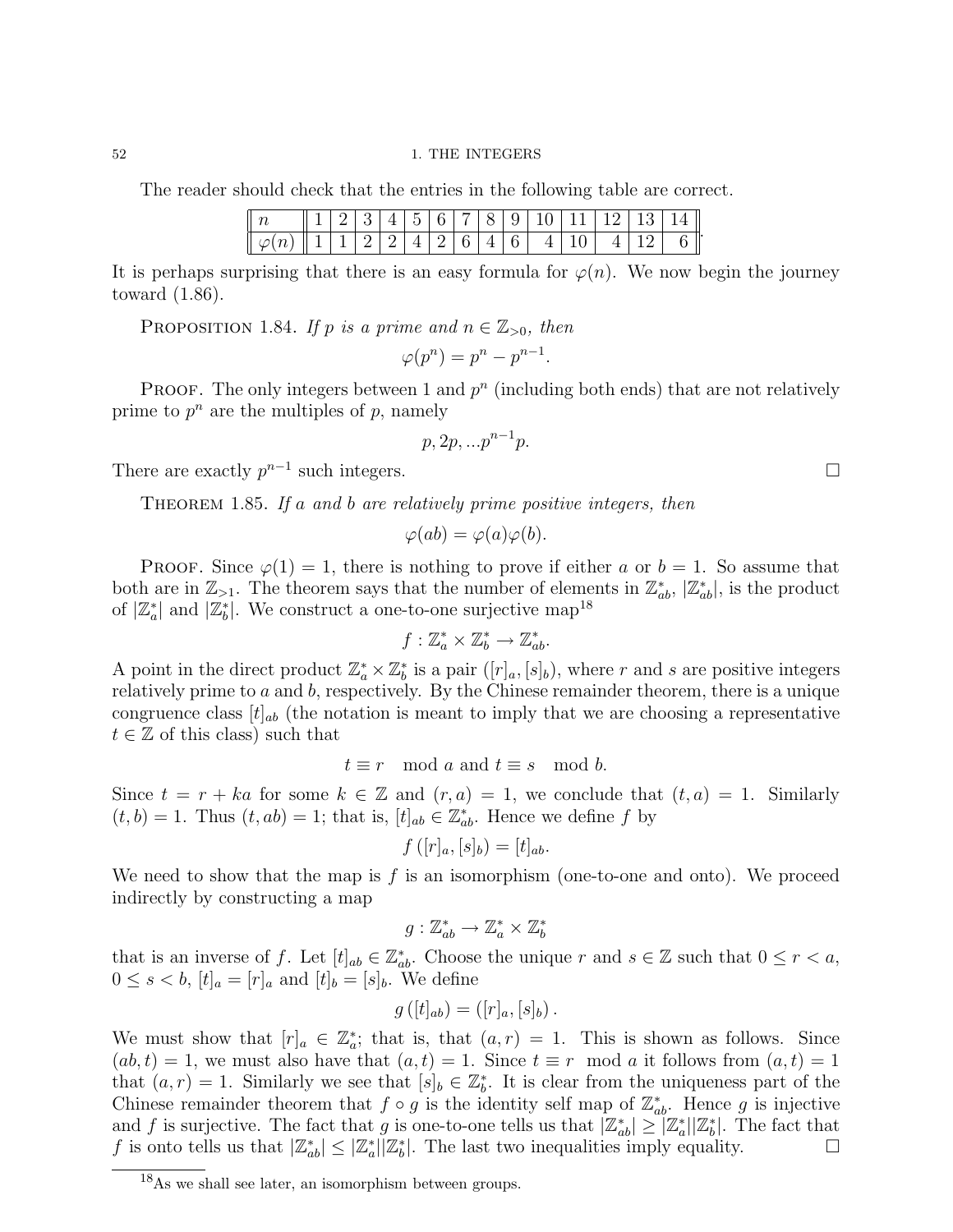The reader should check that the entries in the following table are correct.

| $n$ | 1 | 2 | 3 | 4 | 5 | 6 | 7 | 8 | 9 | 10 | 11 | 12 | 13 | 14 |
|---|---|---|---|---|---|---|---|---|---|---|---|---|---|---|
| $\varphi(n)$ | 1 | 1 | 2 | 2 | 4 | 2 | 6 | 4 | 6 | 4 | 10 | 4 | 12 | 6 |

It is perhaps surprising that there is an easy formula for $\varphi(n)$. We now begin the journey toward (1.86).

PROPOSITION 1.84. *If $p$ is a prime and $n \in \mathbb{Z}_{>0}$, then*

$$\varphi(p^n) = p^n - p^{n-1}.$$

PROOF. The only integers between 1 and $p^n$ (including both ends) that are not relatively prime to $p^n$ are the multiples of $p$, namely

$$p, 2p, ...p^{n-1}p.$$

There are exactly $p^{n-1}$ such integers. $\square$

THEOREM 1.85. *If $a$ and $b$ are relatively prime positive integers, then*

$$\varphi(ab) = \varphi(a)\varphi(b).$$

PROOF. Since $\varphi(1) = 1$, there is nothing to prove if either $a$ or $b = 1$. So assume that both are in $\mathbb{Z}_{>1}$. The theorem says that the number of elements in $\mathbb{Z}^*_{ab}$, $|\mathbb{Z}^*_{ab}|$, is the product of $|\mathbb{Z}^*_a|$ and $|\mathbb{Z}^*_b|$. We construct a one-to-one surjective map[18]

$$f : \mathbb{Z}^*_a \times \mathbb{Z}^*_b \to \mathbb{Z}^*_{ab}.$$

A point in the direct product $\mathbb{Z}^*_a \times \mathbb{Z}^*_b$ is a pair $([r]_a, [s]_b)$, where $r$ and $s$ are positive integers relatively prime to $a$ and $b$, respectively. By the Chinese remainder theorem, there is a unique congruence class $[t]_{ab}$ (the notation is meant to imply that we are choosing a representative $t \in \mathbb{Z}$ of this class) such that

$$t \equiv r \mod a \text{ and } t \equiv s \mod b.$$

Since $t = r + ka$ for some $k \in \mathbb{Z}$ and $(r, a) = 1$, we conclude that $(t, a) = 1$. Similarly $(t, b) = 1$. Thus $(t, ab) = 1$; that is, $[t]_{ab} \in \mathbb{Z}^*_{ab}$. Hence we define $f$ by

$$f([r]_a, [s]_b) = [t]_{ab}.$$

We need to show that the map is $f$ is an isomorphism (one-to-one and onto). We proceed indirectly by constructing a map

$$g : \mathbb{Z}^*_{ab} \to \mathbb{Z}^*_a \times \mathbb{Z}^*_b$$

that is an inverse of $f$. Let $[t]_{ab} \in \mathbb{Z}^*_{ab}$. Choose the unique $r$ and $s \in \mathbb{Z}$ such that $0 \le r < a$, $0 \le s < b$, $[t]_a = [r]_a$ and $[t]_b = [s]_b$. We define

$$g([t]_{ab}) = ([r]_a, [s]_b).$$

We must show that $[r]_a \in \mathbb{Z}^*_a$; that is, that $(a, r) = 1$. This is shown as follows. Since $(ab, t) = 1$, we must also have that $(a, t) = 1$. Since $t \equiv r \mod a$ it follows from $(a, t) = 1$ that $(a, r) = 1$. Similarly we see that $[s]_b \in \mathbb{Z}^*_b$. It is clear from the uniqueness part of the Chinese remainder theorem that $f \circ g$ is the identity self map of $\mathbb{Z}^*_{ab}$. Hence $g$ is injective and $f$ is surjective. The fact that $g$ is one-to-one tells us that $|\mathbb{Z}^*_{ab}| \ge |\mathbb{Z}^*_a||\mathbb{Z}^*_b|$. The fact that $f$ is onto tells us that $|\mathbb{Z}^*_{ab}| \le |\mathbb{Z}^*_a||\mathbb{Z}^*_b|$. The last two inequalities imply equality. $\square$

---

[18] As we shall see later, an isomorphism between groups.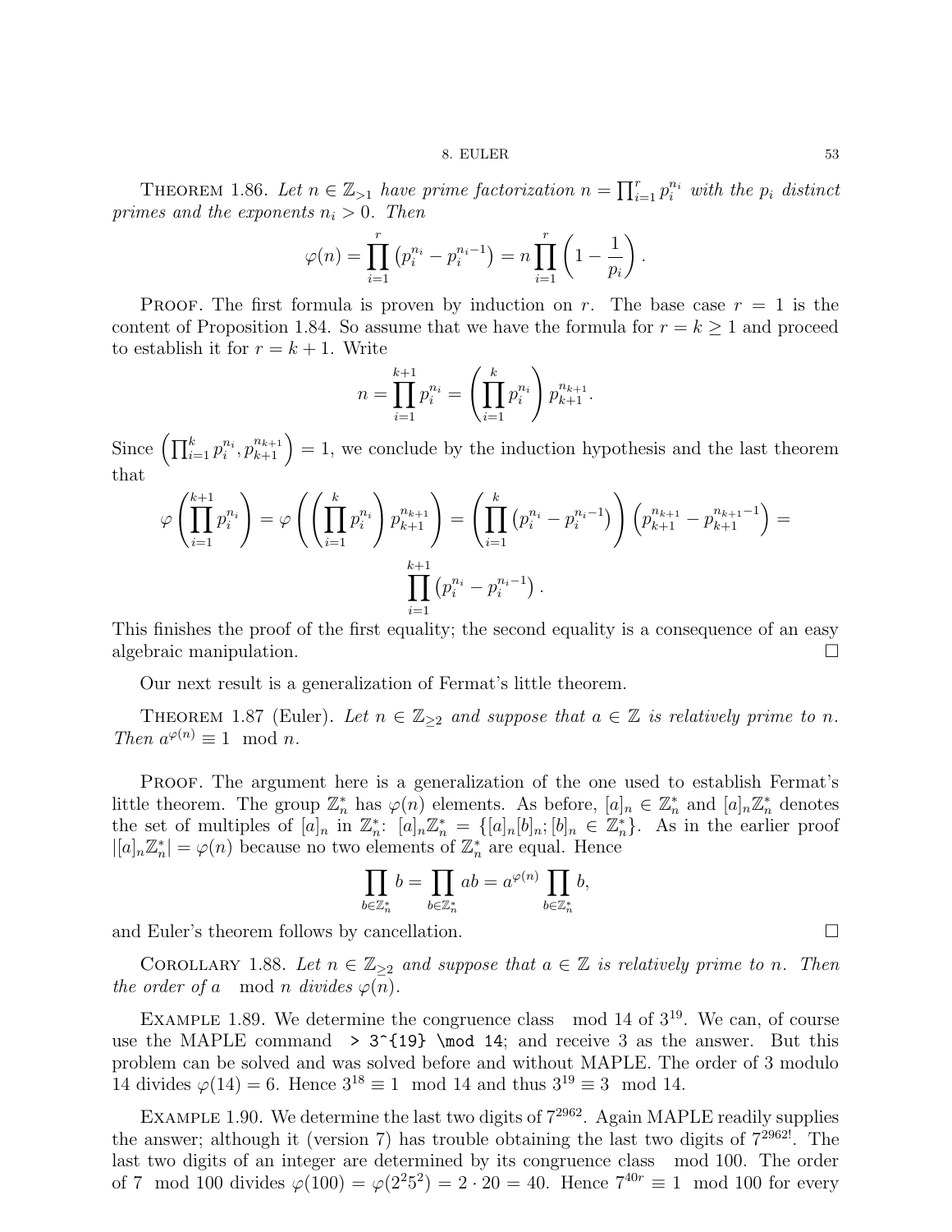**Theorem 1.86.** *Let $n \in \mathbb{Z}_{>1}$ have prime factorization $n = \prod_{i=1}^{r} p_i^{n_i}$ with the $p_i$ distinct primes and the exponents $n_i > 0$. Then*

$$\varphi(n) = \prod_{i=1}^{r} \left(p_i^{n_i} - p_i^{n_i - 1}\right) = n \prod_{i=1}^{r} \left(1 - \frac{1}{p_i}\right).$$

**Proof.** The first formula is proven by induction on $r$. The base case $r = 1$ is the content of Proposition 1.84. So assume that we have the formula for $r = k \geq 1$ and proceed to establish it for $r = k + 1$. Write

$$n = \prod_{i=1}^{k+1} p_i^{n_i} = \left(\prod_{i=1}^{k} p_i^{n_i}\right) p_{k+1}^{n_{k+1}}.$$

Since $\left(\prod_{i=1}^{k} p_i^{n_i}, p_{k+1}^{n_{k+1}}\right) = 1$, we conclude by the induction hypothesis and the last theorem that

$$\varphi\left(\prod_{i=1}^{k+1} p_i^{n_i}\right) = \varphi\left(\left(\prod_{i=1}^{k} p_i^{n_i}\right) p_{k+1}^{n_{k+1}}\right) = \left(\prod_{i=1}^{k} \left(p_i^{n_i} - p_i^{n_i-1}\right)\right) \left(p_{k+1}^{n_{k+1}} - p_{k+1}^{n_{k+1}-1}\right) =$$

$$\prod_{i=1}^{k+1} \left(p_i^{n_i} - p_i^{n_i-1}\right).$$

This finishes the proof of the first equality; the second equality is a consequence of an easy algebraic manipulation. $\square$

Our next result is a generalization of Fermat's little theorem.

**Theorem 1.87** (Euler). *Let $n \in \mathbb{Z}_{\geq 2}$ and suppose that $a \in \mathbb{Z}$ is relatively prime to $n$. Then $a^{\varphi(n)} \equiv 1 \mod n$.*

**Proof.** The argument here is a generalization of the one used to establish Fermat's little theorem. The group $\mathbb{Z}_n^*$ has $\varphi(n)$ elements. As before, $[a]_n \in \mathbb{Z}_n^*$ and $[a]_n \mathbb{Z}_n^*$ denotes the set of multiples of $[a]_n$ in $\mathbb{Z}_n^*$: $[a]_n \mathbb{Z}_n^* = \{[a]_n [b]_n; [b]_n \in \mathbb{Z}_n^*\}$. As in the earlier proof $|[a]_n \mathbb{Z}_n^*| = \varphi(n)$ because no two elements of $\mathbb{Z}_n^*$ are equal. Hence

$$\prod_{b \in \mathbb{Z}_n^*} b = \prod_{b \in \mathbb{Z}_n^*} ab = a^{\varphi(n)} \prod_{b \in \mathbb{Z}_n^*} b,$$

and Euler's theorem follows by cancellation. $\square$

**Corollary 1.88.** *Let $n \in \mathbb{Z}_{\geq 2}$ and suppose that $a \in \mathbb{Z}$ is relatively prime to $n$. Then the order of $a \mod n$ divides $\varphi(n)$.*

**Example 1.89.** We determine the congruence class $\mod 14$ of $3^{19}$. We can, of course use the MAPLE command `> 3^{19} \mod 14;` and receive 3 as the answer. But this problem can be solved and was solved before and without MAPLE. The order of 3 modulo 14 divides $\varphi(14) = 6$. Hence $3^{18} \equiv 1 \mod 14$ and thus $3^{19} \equiv 3 \mod 14$.

**Example 1.90.** We determine the last two digits of $7^{2962}$. Again MAPLE readily supplies the answer; although it (version 7) has trouble obtaining the last two digits of $7^{2962!}$. The last two digits of an integer are determined by its congruence class $\mod 100$. The order of $7 \mod 100$ divides $\varphi(100) = \varphi(2^2 5^2) = 2 \cdot 20 = 40$. Hence $7^{40r} \equiv 1 \mod 100$ for every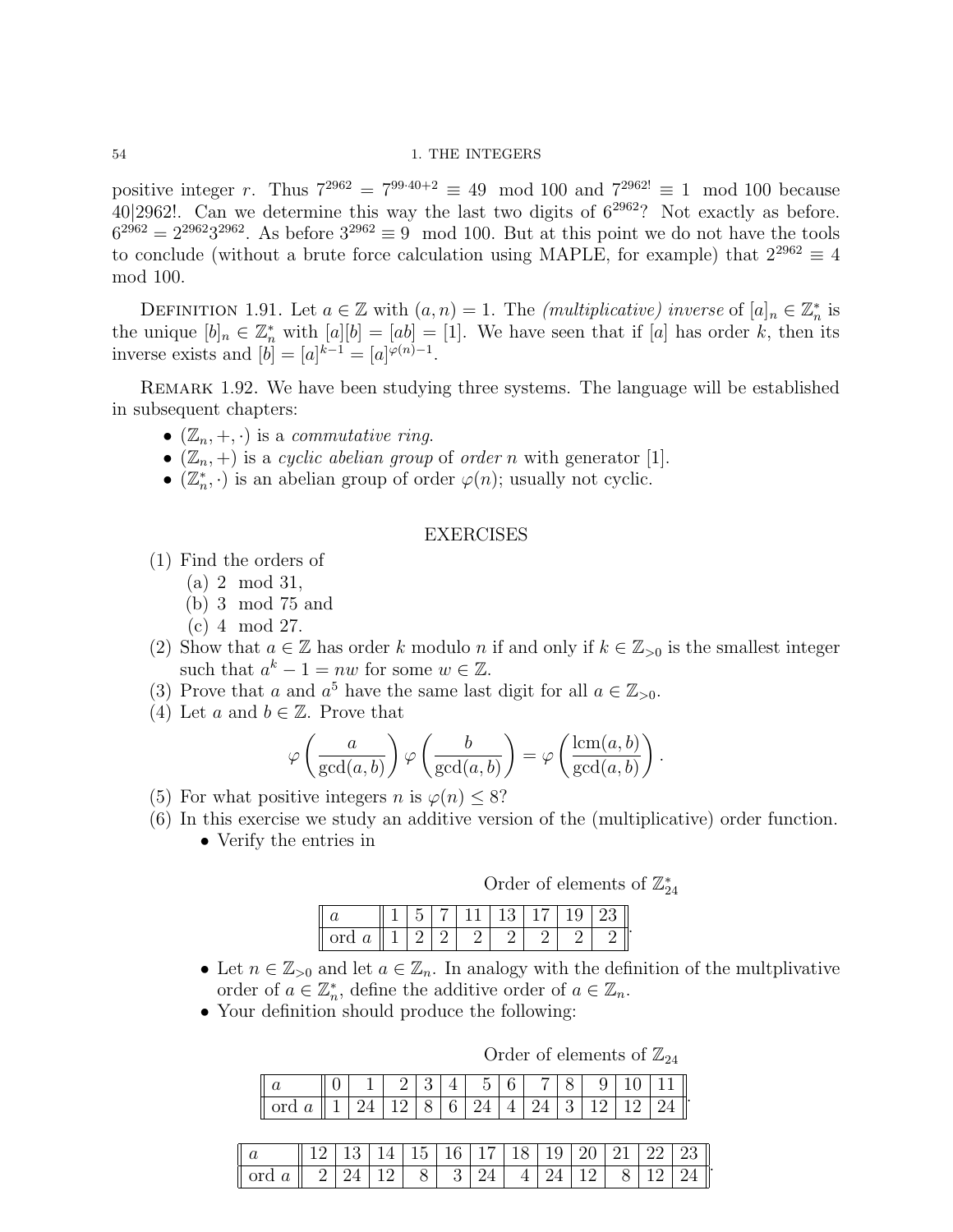positive integer $r$. Thus $7^{2962} = 7^{99 \cdot 40+2} \equiv 49 \mod 100$ and $7^{2962!} \equiv 1 \mod 100$ because $40|2962!$. Can we determine this way the last two digits of $6^{2962}$? Not exactly as before. $6^{2962} = 2^{2962}3^{2962}$. As before $3^{2962} \equiv 9 \mod 100$. But at this point we do not have the tools to conclude (without a brute force calculation using MAPLE, for example) that $2^{2962} \equiv 4 \mod 100$.

DEFINITION 1.91. Let $a \in \mathbb{Z}$ with $(a, n) = 1$. The *(multiplicative) inverse* of $[a]_n \in \mathbb{Z}_n^*$ is the unique $[b]_n \in \mathbb{Z}_n^*$ with $[a][b] = [ab] = [1]$. We have seen that if $[a]$ has order $k$, then its inverse exists and $[b] = [a]^{k-1} = [a]^{\varphi(n)-1}$.

REMARK 1.92. We have been studying three systems. The language will be established in subsequent chapters:

- $(\mathbb{Z}_n, +, \cdot)$ is a *commutative ring*.
- $(\mathbb{Z}_n, +)$ is a *cyclic abelian group* of *order* $n$ with generator $[1]$.
- $(\mathbb{Z}_n^*, \cdot)$ is an abelian group of order $\varphi(n)$; usually not cyclic.

## EXERCISES

(1) Find the orders of
   (a) $2 \mod 31$,
   (b) $3 \mod 75$ and
   (c) $4 \mod 27$.

(2) Show that $a \in \mathbb{Z}$ has order $k$ modulo $n$ if and only if $k \in \mathbb{Z}_{>0}$ is the smallest integer such that $a^k - 1 = nw$ for some $w \in \mathbb{Z}$.

(3) Prove that $a$ and $a^5$ have the same last digit for all $a \in \mathbb{Z}_{>0}$.

(4) Let $a$ and $b \in \mathbb{Z}$. Prove that

$$\varphi\left(\frac{a}{\gcd(a,b)}\right)\varphi\left(\frac{b}{\gcd(a,b)}\right) = \varphi\left(\frac{\text{lcm}(a,b)}{\gcd(a,b)}\right).$$

(5) For what positive integers $n$ is $\varphi(n) \leq 8$?

(6) In this exercise we study an additive version of the (multiplicative) order function.

- Verify the entries in

Order of elements of $\mathbb{Z}_{24}^*$

| $a$ | 1 | 5 | 7 | 11 | 13 | 17 | 19 | 23 |
|---|---|---|---|---|---|---|---|---|
| ord $a$ | 1 | 2 | 2 | 2 | 2 | 2 | 2 | 2 |

- Let $n \in \mathbb{Z}_{>0}$ and let $a \in \mathbb{Z}_n$. In analogy with the definition of the multplivative order of $a \in \mathbb{Z}_n^*$, define the additive order of $a \in \mathbb{Z}_n$.
- Your definition should produce the following:

Order of elements of $\mathbb{Z}_{24}$

| $a$ | 0 | 1 | 2 | 3 | 4 | 5 | 6 | 7 | 8 | 9 | 10 | 11 |
|---|---|---|---|---|---|---|---|---|---|---|---|---|
| ord $a$ | 1 | 24 | 12 | 8 | 6 | 24 | 4 | 24 | 3 | 12 | 12 | 24 |

| $a$ | 12 | 13 | 14 | 15 | 16 | 17 | 18 | 19 | 20 | 21 | 22 | 23 |
|---|---|---|---|---|---|---|---|---|---|---|---|---|
| ord $a$ | 2 | 24 | 12 | 8 | 3 | 24 | 4 | 24 | 12 | 8 | 12 | 24 |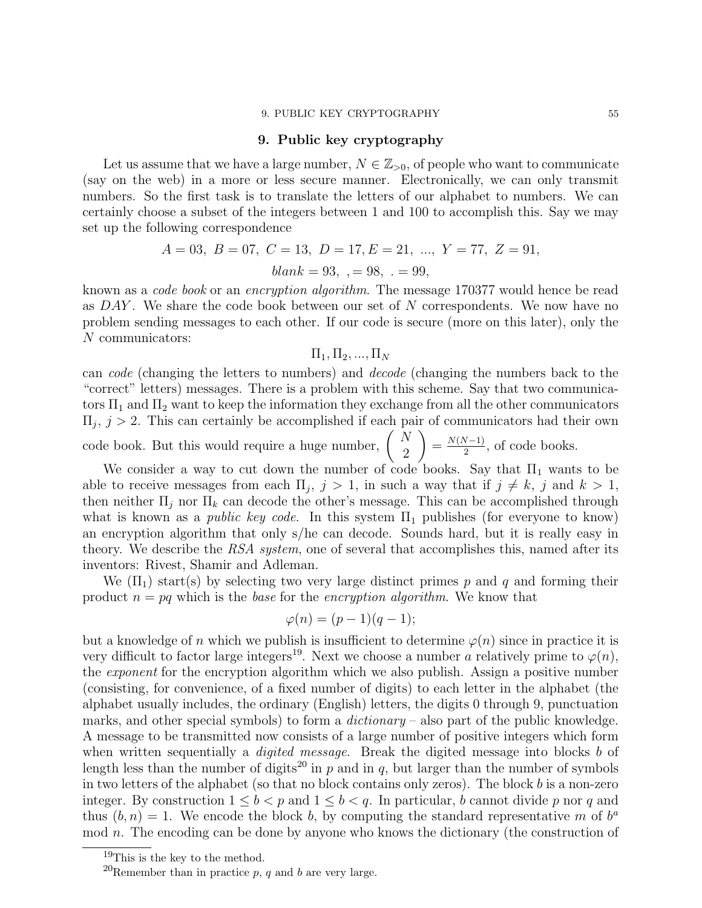## 9. Public key cryptography

Let us assume that we have a large number, $N \in \mathbb{Z}_{>0}$, of people who want to communicate (say on the web) in a more or less secure manner. Electronically, we can only transmit numbers. So the first task is to translate the letters of our alphabet to numbers. We can certainly choose a subset of the integers between 1 and 100 to accomplish this. Say we may set up the following correspondence

$$A = 03,\ B = 07,\ C = 13,\ D = 17, E = 21,\ ...,\ Y = 77,\ Z = 91,$$

$$blank = 93,\ , = 98,\ . = 99,$$

known as a *code book* or an *encryption algorithm*. The message 170377 would hence be read as $DAY$. We share the code book between our set of $N$ correspondents. We now have no problem sending messages to each other. If our code is secure (more on this later), only the $N$ communicators:

$$\Pi_1, \Pi_2, ..., \Pi_N$$

can *code* (changing the letters to numbers) and *decode* (changing the numbers back to the "correct" letters) messages. There is a problem with this scheme. Say that two communicators $\Pi_1$ and $\Pi_2$ want to keep the information they exchange from all the other communicators $\Pi_j$, $j > 2$. This can certainly be accomplished if each pair of communicators had their own code book. But this would require a huge number, $\left( \begin{array}{c} N \\ 2 \end{array} \right) = \frac{N(N-1)}{2}$, of code books.

We consider a way to cut down the number of code books. Say that $\Pi_1$ wants to be able to receive messages from each $\Pi_j$, $j > 1$, in such a way that if $j \neq k$, $j$ and $k > 1$, then neither $\Pi_j$ nor $\Pi_k$ can decode the other's message. This can be accomplished through what is known as a *public key code*. In this system $\Pi_1$ publishes (for everyone to know) an encryption algorithm that only s/he can decode. Sounds hard, but it is really easy in theory. We describe the *RSA system*, one of several that accomplishes this, named after its inventors: Rivest, Shamir and Adleman.

We ($\Pi_1$) start(s) by selecting two very large distinct primes $p$ and $q$ and forming their product $n = pq$ which is the *base* for the *encryption algorithm*. We know that

$$\varphi(n) = (p-1)(q-1);$$

but a knowledge of $n$ which we publish is insufficient to determine $\varphi(n)$ since in practice it is very difficult to factor large integers[19]. Next we choose a number $a$ relatively prime to $\varphi(n)$, the *exponent* for the encryption algorithm which we also publish. Assign a positive number (consisting, for convenience, of a fixed number of digits) to each letter in the alphabet (the alphabet usually includes, the ordinary (English) letters, the digits 0 through 9, punctuation marks, and other special symbols) to form a *dictionary* – also part of the public knowledge. A message to be transmitted now consists of a large number of positive integers which form when written sequentially a *digited message*. Break the digited message into blocks $b$ of length less than the number of digits[20] in $p$ and in $q$, but larger than the number of symbols in two letters of the alphabet (so that no block contains only zeros). The block $b$ is a non-zero integer. By construction $1 \leq b < p$ and $1 \leq b < q$. In particular, $b$ cannot divide $p$ nor $q$ and thus $(b, n) = 1$. We encode the block $b$, by computing the standard representative $m$ of $b^a$ mod $n$. The encoding can be done by anyone who knows the dictionary (the construction of

---

[19] This is the key to the method.

[20] Remember than in practice $p$, $q$ and $b$ are very large.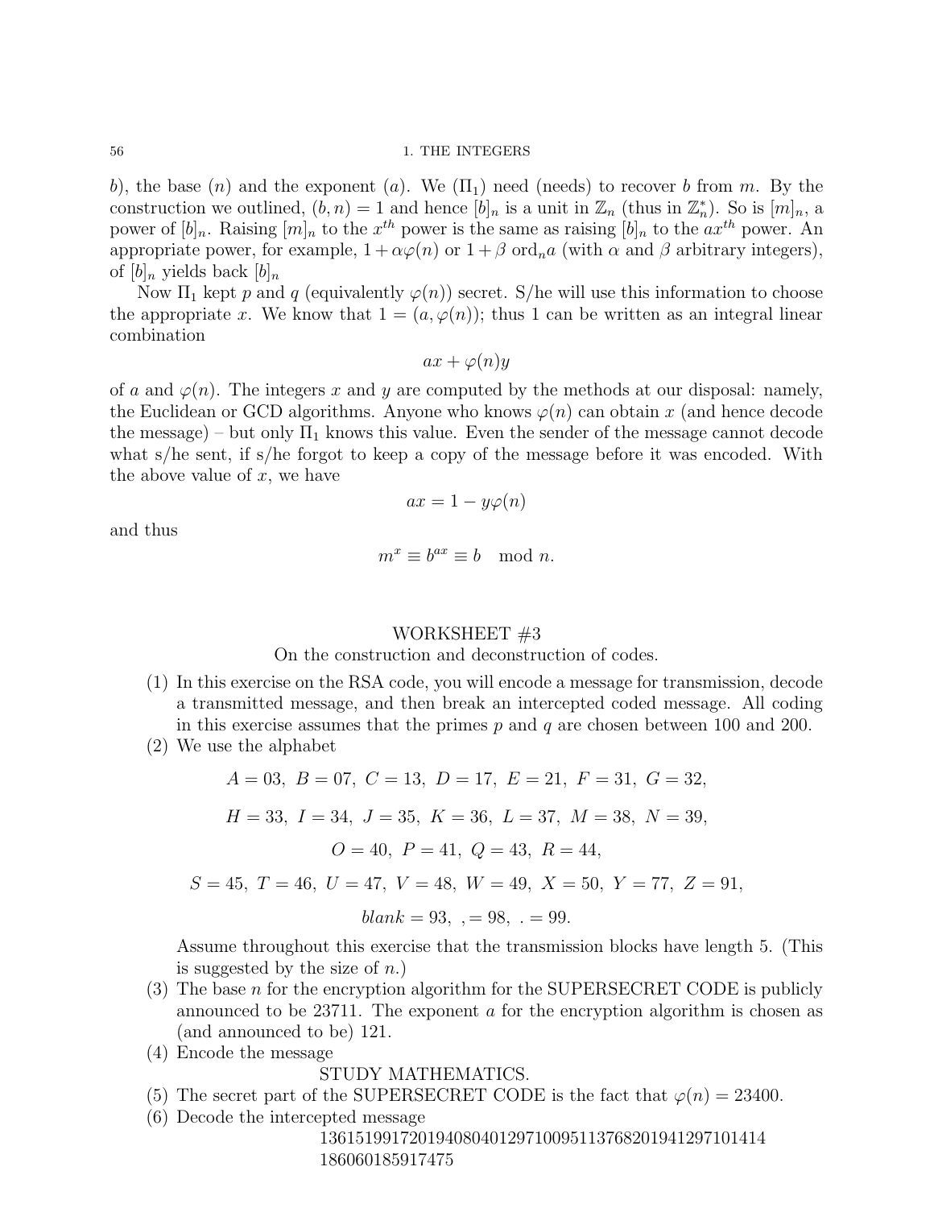b), the base ($n$) and the exponent ($a$). We ($\Pi_1$) need (needs) to recover $b$ from $m$. By the construction we outlined, $(b, n) = 1$ and hence $[b]_n$ is a unit in $\mathbb{Z}_n$ (thus in $\mathbb{Z}_n^*$). So is $[m]_n$, a power of $[b]_n$. Raising $[m]_n$ to the $x^{th}$ power is the same as raising $[b]_n$ to the $ax^{th}$ power. An appropriate power, for example, $1 + \alpha\varphi(n)$ or $1 + \beta \operatorname{ord}_n a$ (with $\alpha$ and $\beta$ arbitrary integers), of $[b]_n$ yields back $[b]_n$

Now $\Pi_1$ kept $p$ and $q$ (equivalently $\varphi(n)$) secret. S/he will use this information to choose the appropriate $x$. We know that $1 = (a, \varphi(n))$; thus 1 can be written as an integral linear combination

$$ax + \varphi(n)y$$

of $a$ and $\varphi(n)$. The integers $x$ and $y$ are computed by the methods at our disposal: namely, the Euclidean or GCD algorithms. Anyone who knows $\varphi(n)$ can obtain $x$ (and hence decode the message) – but only $\Pi_1$ knows this value. Even the sender of the message cannot decode what s/he sent, if s/he forgot to keep a copy of the message before it was encoded. With the above value of $x$, we have

$$ax = 1 - y\varphi(n)$$

and thus

$$m^x \equiv b^{ax} \equiv b \mod n.$$

## WORKSHEET #3

On the construction and deconstruction of codes.

(1) In this exercise on the RSA code, you will encode a message for transmission, decode a transmitted message, and then break an intercepted coded message. All coding in this exercise assumes that the primes $p$ and $q$ are chosen between 100 and 200.

(2) We use the alphabet

$$A = 03,\ B = 07,\ C = 13,\ D = 17,\ E = 21,\ F = 31,\ G = 32,$$

$$H = 33,\ I = 34,\ J = 35,\ K = 36,\ L = 37,\ M = 38,\ N = 39,$$

$$O = 40,\ P = 41,\ Q = 43,\ R = 44,$$

$$S = 45,\ T = 46,\ U = 47,\ V = 48,\ W = 49,\ X = 50,\ Y = 77,\ Z = 91,$$

$$blank = 93,\ , = 98,\ . = 99.$$

Assume throughout this exercise that the transmission blocks have length 5. (This is suggested by the size of $n$.)

(3) The base $n$ for the encryption algorithm for the SUPERSECRET CODE is publicly announced to be 23711. The exponent $a$ for the encryption algorithm is chosen as (and announced to be) 121.

(4) Encode the message

STUDY MATHEMATICS.

(5) The secret part of the SUPERSECRET CODE is the fact that $\varphi(n) = 23400$.

(6) Decode the intercepted message

136151991720194080401297100951137682019412971014l4
186060185917475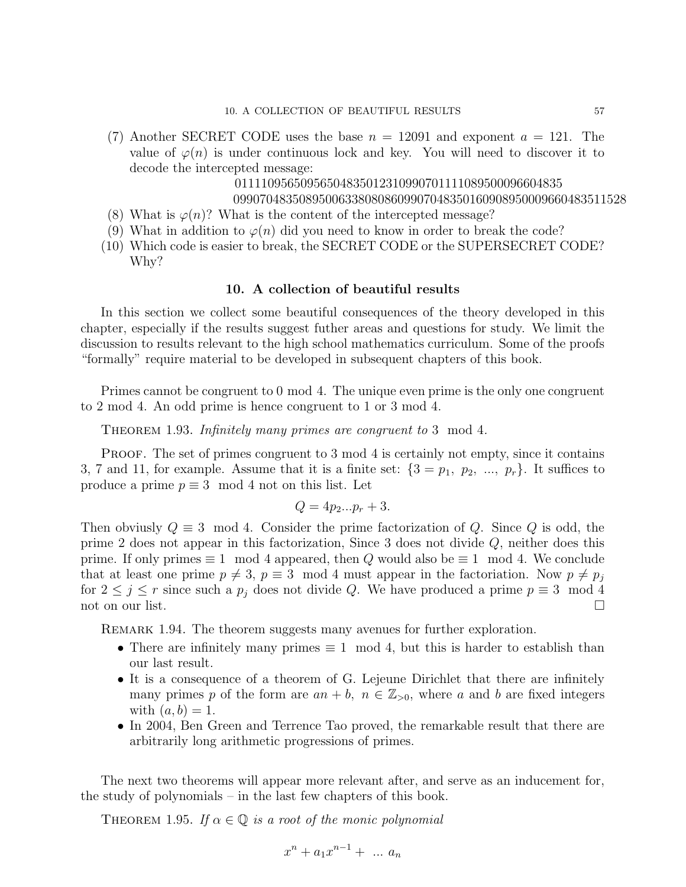(7) Another SECRET CODE uses the base $n = 12091$ and exponent $a = 121$. The value of $\varphi(n)$ is under continuous lock and key. You will need to discover it to decode the intercepted message:

    0111109565095650483501231099070111108950009660483​5
    09907048350895000633808086099070483501609089500096604835115​28

(8) What is $\varphi(n)$? What is the content of the intercepted message?
(9) What in addition to $\varphi(n)$ did you need to know in order to break the code?
(10) Which code is easier to break, the SECRET CODE or the SUPERSECRET CODE? Why?

## 10. A collection of beautiful results

In this section we collect some beautiful consequences of the theory developed in this chapter, especially if the results suggest futher areas and questions for study. We limit the discussion to results relevant to the high school mathematics curriculum. Some of the proofs "formally" require material to be developed in subsequent chapters of this book.

Primes cannot be congruent to 0 mod 4. The unique even prime is the only one congruent to 2 mod 4. An odd prime is hence congruent to 1 or 3 mod 4.

THEOREM 1.93. *Infinitely many primes are congruent to* 3 mod 4.

PROOF. The set of primes congruent to 3 mod 4 is certainly not empty, since it contains 3, 7 and 11, for example. Assume that it is a finite set: $\{3 = p_1,\ p_2,\ ...,\ p_r\}$. It suffices to produce a prime $p \equiv 3 \mod 4$ not on this list. Let

$$Q = 4p_2...p_r + 3.$$

Then obviusly $Q \equiv 3 \mod 4$. Consider the prime factorization of $Q$. Since $Q$ is odd, the prime 2 does not appear in this factorization, Since 3 does not divide $Q$, neither does this prime. If only primes $\equiv 1 \mod 4$ appeared, then $Q$ would also be $\equiv 1 \mod 4$. We conclude that at least one prime $p \neq 3$, $p \equiv 3 \mod 4$ must appear in the factoriation. Now $p \neq p_j$ for $2 \leq j \leq r$ since such a $p_j$ does not divide $Q$. We have produced a prime $p \equiv 3 \mod 4$ not on our list. □

REMARK 1.94. The theorem suggests many avenues for further exploration.

- There are infinitely many primes $\equiv 1 \mod 4$, but this is harder to establish than our last result.
- It is a consequence of a theorem of G. Lejeune Dirichlet that there are infinitely many primes $p$ of the form are $an + b$, $n \in \mathbb{Z}_{>0}$, where $a$ and $b$ are fixed integers with $(a, b) = 1$.
- In 2004, Ben Green and Terrence Tao proved, the remarkable result that there are arbitrarily long arithmetic progressions of primes.

The next two theorems will appear more relevant after, and serve as an inducement for, the study of polynomials – in the last few chapters of this book.

THEOREM 1.95. *If $\alpha \in \mathbb{Q}$ is a root of the monic polynomial*

$$x^n + a_1x^{n-1} + \ ...\ a_n$$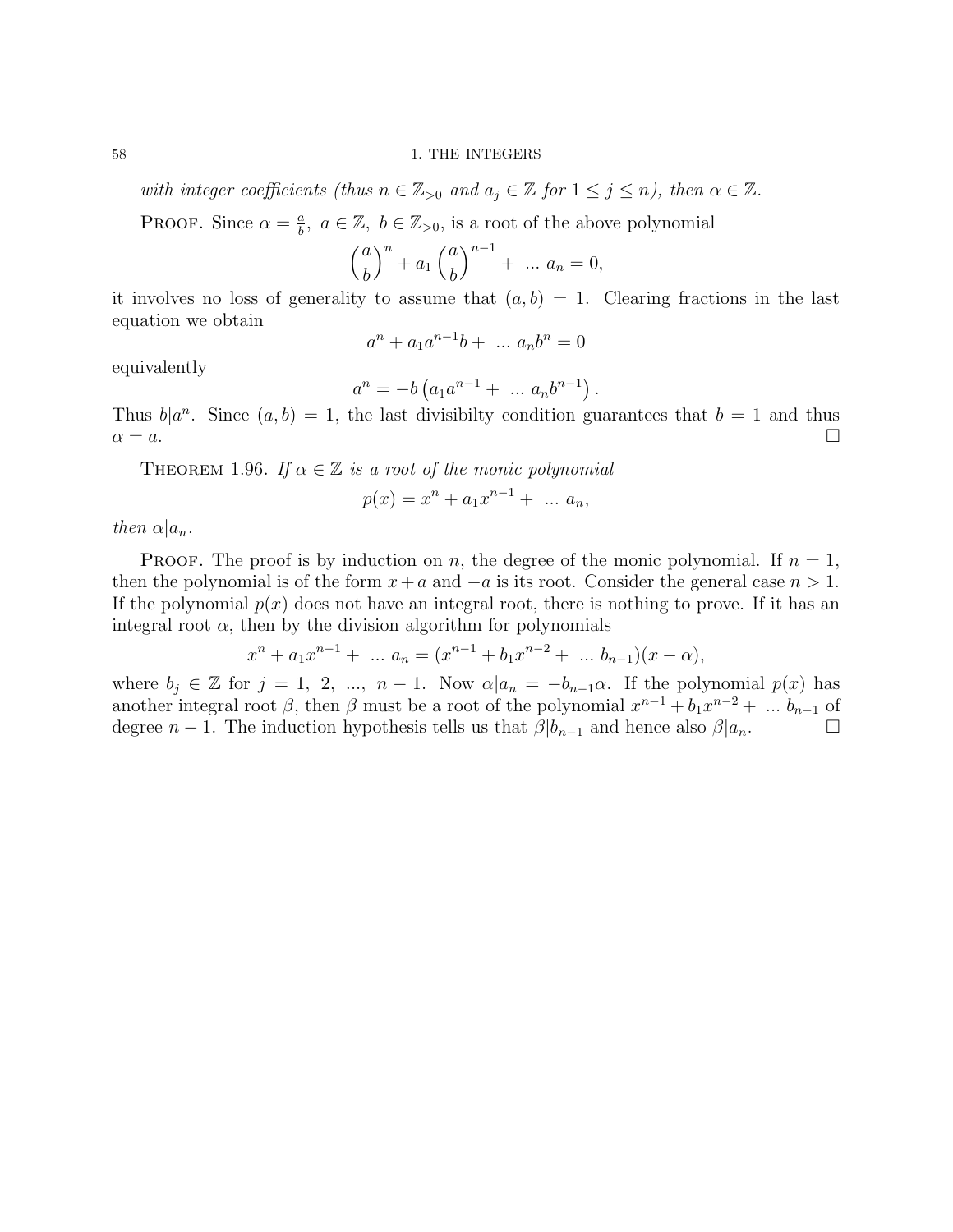*with integer coefficients (thus $n \in \mathbb{Z}_{>0}$ and $a_j \in \mathbb{Z}$ for $1 \leq j \leq n$), then $\alpha \in \mathbb{Z}$.*

Proof. Since $\alpha = \frac{a}{b},\ a \in \mathbb{Z},\ b \in \mathbb{Z}_{>0}$, is a root of the above polynomial

$$\left(\frac{a}{b}\right)^n + a_1\left(\frac{a}{b}\right)^{n-1} + \ \dots\ a_n = 0,$$

it involves no loss of generality to assume that $(a, b) = 1$. Clearing fractions in the last equation we obtain

$$a^n + a_1 a^{n-1} b + \ \dots\ a_n b^n = 0$$

equivalently

$$a^n = -b\left(a_1 a^{n-1} + \ \dots\ a_n b^{n-1}\right).$$

Thus $b|a^n$. Since $(a, b) = 1$, the last divisibilty condition guarantees that $b = 1$ and thus $\alpha = a$. $\square$

Theorem 1.96. *If $\alpha \in \mathbb{Z}$ is a root of the monic polynomial*

$$p(x) = x^n + a_1 x^{n-1} + \ \dots\ a_n,$$

*then $\alpha | a_n$.*

Proof. The proof is by induction on $n$, the degree of the monic polynomial. If $n = 1$, then the polynomial is of the form $x + a$ and $-a$ is its root. Consider the general case $n > 1$. If the polynomial $p(x)$ does not have an integral root, there is nothing to prove. If it has an integral root $\alpha$, then by the division algorithm for polynomials

$$x^n + a_1 x^{n-1} + \ \dots\ a_n = (x^{n-1} + b_1 x^{n-2} + \ \dots\ b_{n-1})(x - \alpha),$$

where $b_j \in \mathbb{Z}$ for $j = 1,\ 2,\ \dots,\ n-1$. Now $\alpha | a_n = -b_{n-1}\alpha$. If the polynomial $p(x)$ has another integral root $\beta$, then $\beta$ must be a root of the polynomial $x^{n-1} + b_1 x^{n-2} + \ \dots\ b_{n-1}$ of degree $n - 1$. The induction hypothesis tells us that $\beta | b_{n-1}$ and hence also $\beta | a_n$. $\square$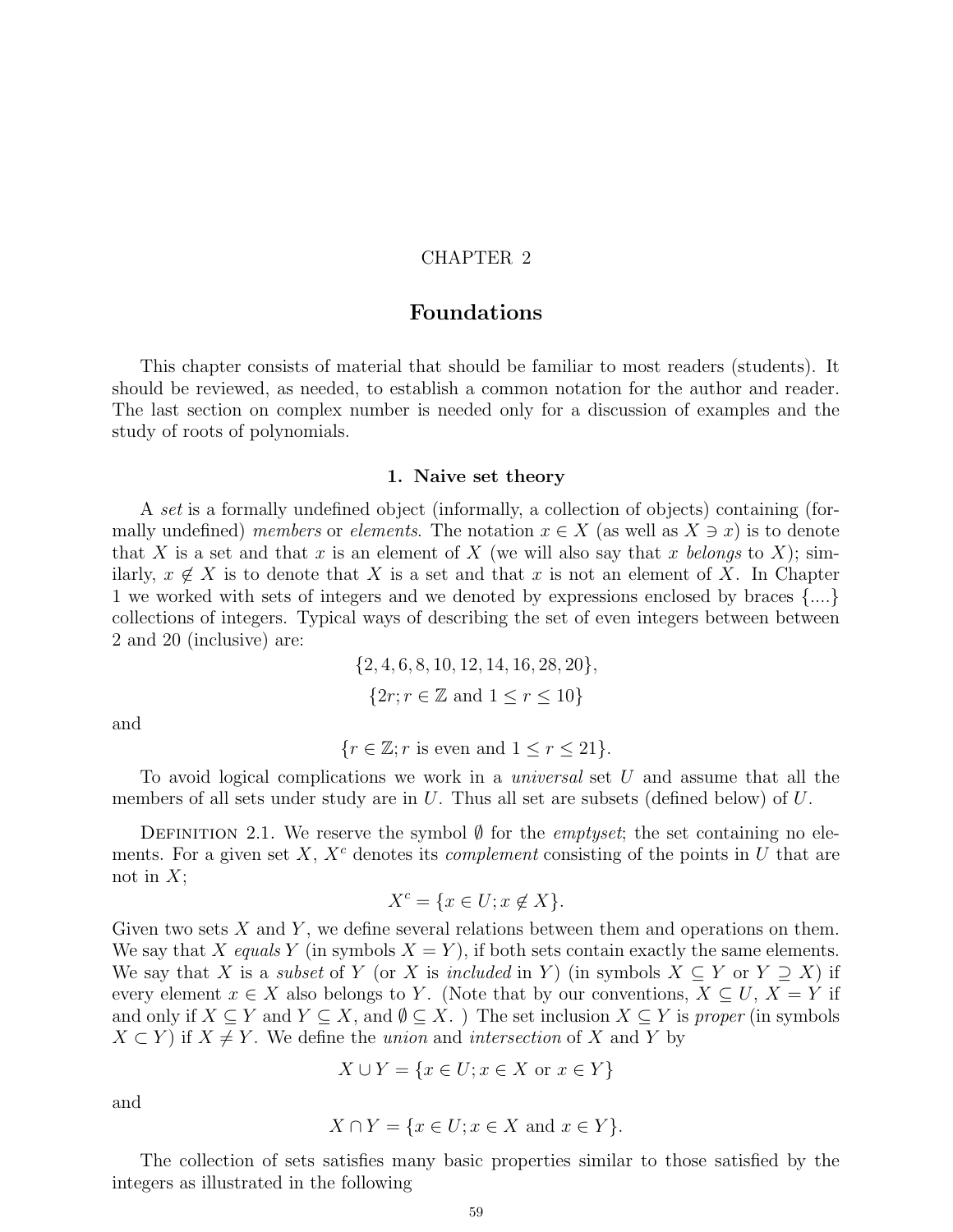CHAPTER 2

# Foundations

This chapter consists of material that should be familiar to most readers (students). It should be reviewed, as needed, to establish a common notation for the author and reader. The last section on complex number is needed only for a discussion of examples and the study of roots of polynomials.

## 1. Naive set theory

A *set* is a formally undefined object (informally, a collection of objects) containing (formally undefined) *members* or *elements*. The notation $x \in X$ (as well as $X \ni x$) is to denote that $X$ is a set and that $x$ is an element of $X$ (we will also say that $x$ *belongs* to $X$); similarly, $x \notin X$ is to denote that $X$ is a set and that $x$ is not an element of $X$. In Chapter 1 we worked with sets of integers and we denoted by expressions enclosed by braces $\{....\}$ collections of integers. Typical ways of describing the set of even integers between between 2 and 20 (inclusive) are:

$$\{2, 4, 6, 8, 10, 12, 14, 16, 28, 20\},$$

$$\{2r; r \in \mathbb{Z} \text{ and } 1 \leq r \leq 10\}$$

and

$$\{r \in \mathbb{Z}; r \text{ is even and } 1 \leq r \leq 21\}.$$

To avoid logical complications we work in a *universal* set $U$ and assume that all the members of all sets under study are in $U$. Thus all set are subsets (defined below) of $U$.

Definition 2.1. We reserve the symbol $\emptyset$ for the *emptyset*; the set containing no elements. For a given set $X$, $X^c$ denotes its *complement* consisting of the points in $U$ that are not in $X$;

$$X^c = \{x \in U; x \notin X\}.$$

Given two sets $X$ and $Y$, we define several relations between them and operations on them. We say that $X$ *equals* $Y$ (in symbols $X = Y$), if both sets contain exactly the same elements. We say that $X$ is a *subset* of $Y$ (or $X$ is *included* in $Y$) (in symbols $X \subseteq Y$ or $Y \supseteq X$) if every element $x \in X$ also belongs to $Y$. (Note that by our conventions, $X \subseteq U$, $X = Y$ if and only if $X \subseteq Y$ and $Y \subseteq X$, and $\emptyset \subseteq X$. ) The set inclusion $X \subseteq Y$ is *proper* (in symbols $X \subset Y$) if $X \neq Y$. We define the *union* and *intersection* of $X$ and $Y$ by

$$X \cup Y = \{x \in U; x \in X \text{ or } x \in Y\}$$

and

$$X \cap Y = \{x \in U; x \in X \text{ and } x \in Y\}.$$

The collection of sets satisfies many basic properties similar to those satisfied by the integers as illustrated in the following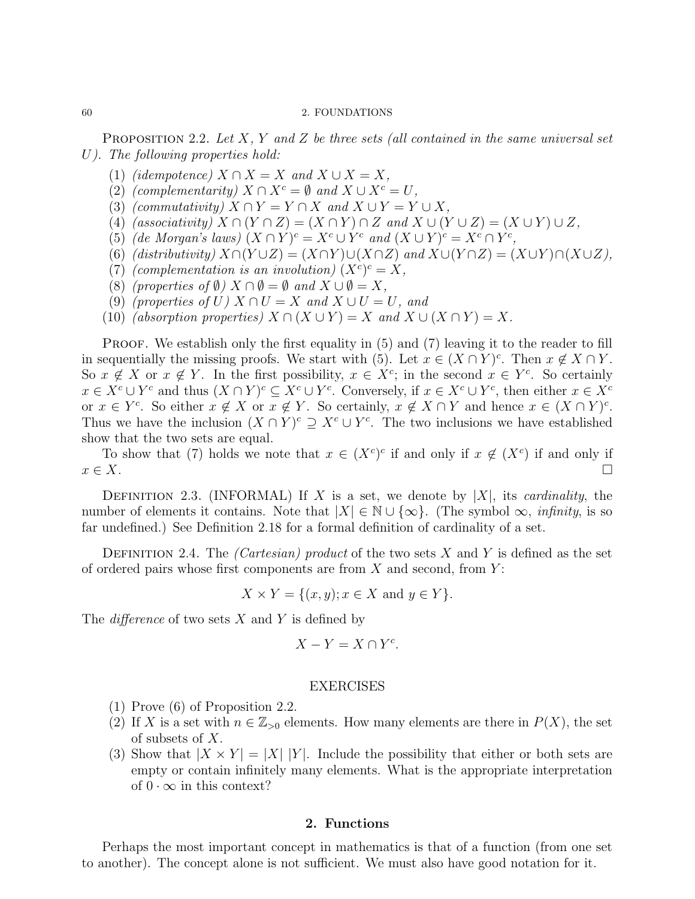**Proposition 2.2.** *Let $X$, $Y$ and $Z$ be three sets (all contained in the same universal set $U$). The following properties hold:*

1. *(idempotence) $X \cap X = X$ and $X \cup X = X$,*
2. *(complementarity) $X \cap X^c = \emptyset$ and $X \cup X^c = U$,*
3. *(commutativity) $X \cap Y = Y \cap X$ and $X \cup Y = Y \cup X$,*
4. *(associativity) $X \cap (Y \cap Z) = (X \cap Y) \cap Z$ and $X \cup (Y \cup Z) = (X \cup Y) \cup Z$,*
5. *(de Morgan's laws) $(X \cap Y)^c = X^c \cup Y^c$ and $(X \cup Y)^c = X^c \cap Y^c$,*
6. *(distributivity) $X \cap (Y \cup Z) = (X \cap Y) \cup (X \cap Z)$ and $X \cup (Y \cap Z) = (X \cup Y) \cap (X \cup Z)$,*
7. *(complementation is an involution) $(X^c)^c = X$,*
8. *(properties of $\emptyset$) $X \cap \emptyset = \emptyset$ and $X \cup \emptyset = X$,*
9. *(properties of $U$) $X \cap U = X$ and $X \cup U = U$, and*
10. *(absorption properties) $X \cap (X \cup Y) = X$ and $X \cup (X \cap Y) = X$.*

Proof. We establish only the first equality in (5) and (7) leaving it to the reader to fill in sequentially the missing proofs. We start with (5). Let $x \in (X \cap Y)^c$. Then $x \notin X \cap Y$. So $x \notin X$ or $x \notin Y$. In the first possibility, $x \in X^c$; in the second $x \in Y^c$. So certainly $x \in X^c \cup Y^c$ and thus $(X \cap Y)^c \subseteq X^c \cup Y^c$. Conversely, if $x \in X^c \cup Y^c$, then either $x \in X^c$ or $x \in Y^c$. So either $x \notin X$ or $x \notin Y$. So certainly, $x \notin X \cap Y$ and hence $x \in (X \cap Y)^c$. Thus we have the inclusion $(X \cap Y)^c \supseteq X^c \cup Y^c$. The two inclusions we have established show that the two sets are equal.

To show that (7) holds we note that $x \in (X^c)^c$ if and only if $x \notin (X^c)$ if and only if $x \in X$. □

**Definition 2.3.** (INFORMAL) If $X$ is a set, we denote by $|X|$, its *cardinality*, the number of elements it contains. Note that $|X| \in \mathbb{N} \cup \{\infty\}$. (The symbol $\infty$, *infinity*, is so far undefined.) See Definition 2.18 for a formal definition of cardinality of a set.

**Definition 2.4.** The *(Cartesian) product* of the two sets $X$ and $Y$ is defined as the set of ordered pairs whose first components are from $X$ and second, from $Y$:

$$X \times Y = \{(x, y); x \in X \text{ and } y \in Y\}.$$

The *difference* of two sets $X$ and $Y$ is defined by

$$X - Y = X \cap Y^c.$$

### EXERCISES

1. Prove (6) of Proposition 2.2.
2. If $X$ is a set with $n \in \mathbb{Z}_{>0}$ elements. How many elements are there in $P(X)$, the set of subsets of $X$.
3. Show that $|X \times Y| = |X|\ |Y|$. Include the possibility that either or both sets are empty or contain infinitely many elements. What is the appropriate interpretation of $0 \cdot \infty$ in this context?

## 2. Functions

Perhaps the most important concept in mathematics is that of a function (from one set to another). The concept alone is not sufficient. We must also have good notation for it.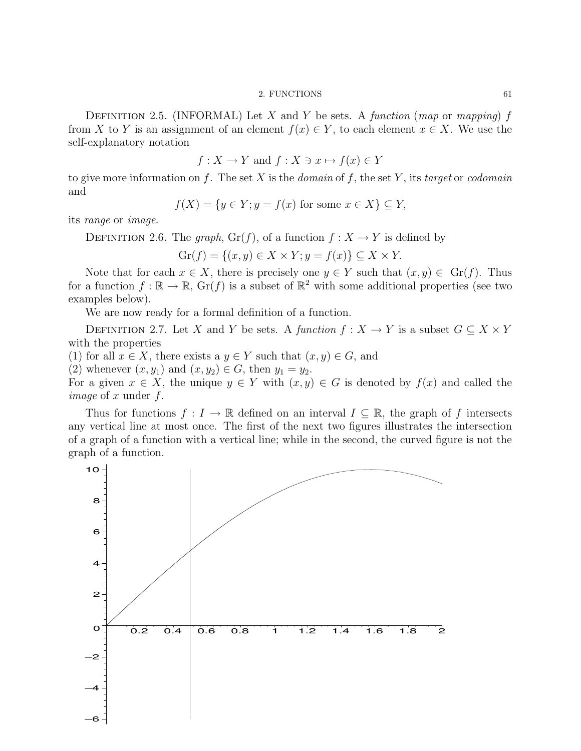Definition 2.5. (INFORMAL) Let $X$ and $Y$ be sets. A *function* (*map* or *mapping*) $f$ from $X$ to $Y$ is an assignment of an element $f(x) \in Y$, to each element $x \in X$. We use the self-explanatory notation

$$f : X \to Y \text{ and } f : X \ni x \mapsto f(x) \in Y$$

to give more information on $f$. The set $X$ is the *domain* of $f$, the set $Y$, its *target* or *codomain* and

$$f(X) = \{y \in Y; y = f(x) \text{ for some } x \in X\} \subseteq Y,$$

its *range* or *image*.

Definition 2.6. The *graph*, $\mathrm{Gr}(f)$, of a function $f : X \to Y$ is defined by

$$\mathrm{Gr}(f) = \{(x, y) \in X \times Y; y = f(x)\} \subseteq X \times Y.$$

Note that for each $x \in X$, there is precisely one $y \in Y$ such that $(x, y) \in \mathrm{Gr}(f)$. Thus for a function $f : \mathbb{R} \to \mathbb{R}$, $\mathrm{Gr}(f)$ is a subset of $\mathbb{R}^2$ with some additional properties (see two examples below).

We are now ready for a formal definition of a function.

Definition 2.7. Let $X$ and $Y$ be sets. A *function* $f : X \to Y$ is a subset $G \subseteq X \times Y$ with the properties
(1) for all $x \in X$, there exists a $y \in Y$ such that $(x, y) \in G$, and
(2) whenever $(x, y_1)$ and $(x, y_2) \in G$, then $y_1 = y_2$.
For a given $x \in X$, the unique $y \in Y$ with $(x, y) \in G$ is denoted by $f(x)$ and called the *image* of $x$ under $f$.

Thus for functions $f : I \to \mathbb{R}$ defined on an interval $I \subseteq \mathbb{R}$, the graph of $f$ intersects any vertical line at most once. The first of the next two figures illustrates the intersection of a graph of a function with a vertical line; while in the second, the curved figure is not the graph of a function.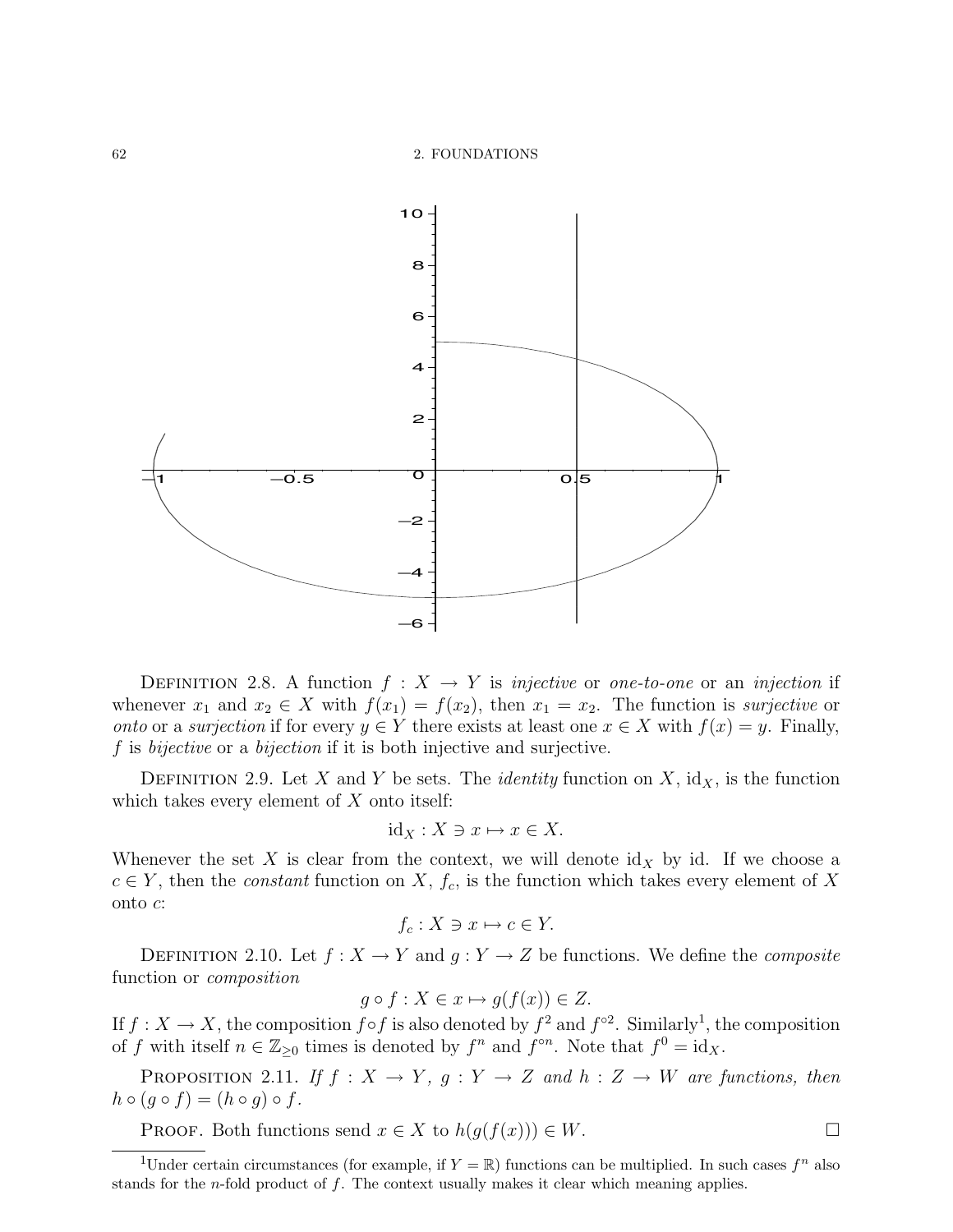Definition 2.8. A function $f : X \to Y$ is *injective* or *one-to-one* or an *injection* if whenever $x_1$ and $x_2 \in X$ with $f(x_1) = f(x_2)$, then $x_1 = x_2$. The function is *surjective* or *onto* or a *surjection* if for every $y \in Y$ there exists at least one $x \in X$ with $f(x) = y$. Finally, $f$ is *bijective* or a *bijection* if it is both injective and surjective.

Definition 2.9. Let $X$ and $Y$ be sets. The *identity* function on $X$, $\mathrm{id}_X$, is the function which takes every element of $X$ onto itself:

$$\mathrm{id}_X : X \ni x \mapsto x \in X.$$

Whenever the set $X$ is clear from the context, we will denote $\mathrm{id}_X$ by id. If we choose a $c \in Y$, then the *constant* function on $X$, $f_c$, is the function which takes every element of $X$ onto $c$:

$$f_c : X \ni x \mapsto c \in Y.$$

Definition 2.10. Let $f : X \to Y$ and $g : Y \to Z$ be functions. We define the *composite* function or *composition*

$$g \circ f : X \in x \mapsto g(f(x)) \in Z.$$

If $f : X \to X$, the composition $f \circ f$ is also denoted by $f^2$ and $f^{\circ 2}$. Similarly[1], the composition of $f$ with itself $n \in \mathbb{Z}_{\geq 0}$ times is denoted by $f^n$ and $f^{\circ n}$. Note that $f^0 = \mathrm{id}_X$.

Proposition 2.11. *If $f : X \to Y$, $g : Y \to Z$ and $h : Z \to W$ are functions, then $h \circ (g \circ f) = (h \circ g) \circ f$.*

Proof. Both functions send $x \in X$ to $h(g(f(x))) \in W$. $\square$

[1] Under certain circumstances (for example, if $Y = \mathbb{R}$) functions can be multiplied. In such cases $f^n$ also stands for the $n$-fold product of $f$. The context usually makes it clear which meaning applies.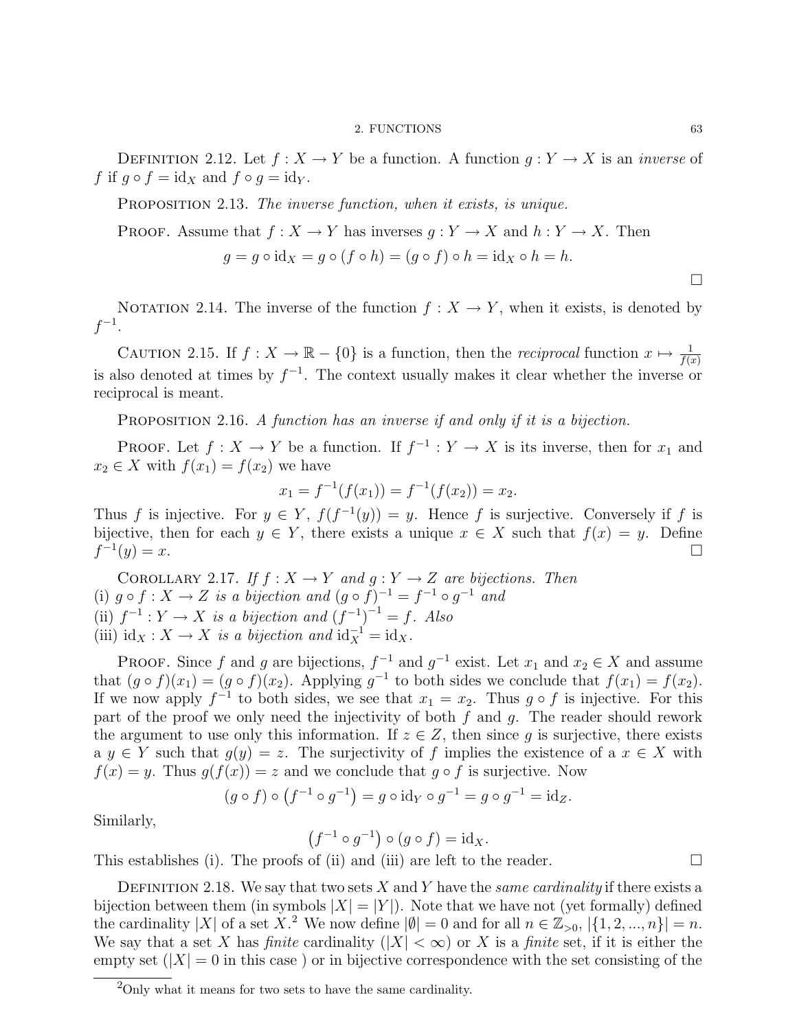Definition 2.12. Let $f : X \to Y$ be a function. A function $g : Y \to X$ is an *inverse* of $f$ if $g \circ f = \text{id}_X$ and $f \circ g = \text{id}_Y$.

Proposition 2.13. *The inverse function, when it exists, is unique.*

Proof. Assume that $f : X \to Y$ has inverses $g : Y \to X$ and $h : Y \to X$. Then

$$g = g \circ \text{id}_X = g \circ (f \circ h) = (g \circ f) \circ h = \text{id}_X \circ h = h.$$

□

Notation 2.14. The inverse of the function $f : X \to Y$, when it exists, is denoted by $f^{-1}$.

Caution 2.15. If $f : X \to \mathbb{R} - \{0\}$ is a function, then the *reciprocal* function $x \mapsto \frac{1}{f(x)}$ is also denoted at times by $f^{-1}$. The context usually makes it clear whether the inverse or reciprocal is meant.

Proposition 2.16. *A function has an inverse if and only if it is a bijection.*

Proof. Let $f : X \to Y$ be a function. If $f^{-1} : Y \to X$ is its inverse, then for $x_1$ and $x_2 \in X$ with $f(x_1) = f(x_2)$ we have

$$x_1 = f^{-1}(f(x_1)) = f^{-1}(f(x_2)) = x_2.$$

Thus $f$ is injective. For $y \in Y$, $f(f^{-1}(y)) = y$. Hence $f$ is surjective. Conversely if $f$ is bijective, then for each $y \in Y$, there exists a unique $x \in X$ such that $f(x) = y$. Define $f^{-1}(y) = x$. □

Corollary 2.17. *If $f : X \to Y$ and $g : Y \to Z$ are bijections. Then*
(i) *$g \circ f : X \to Z$ is a bijection and $(g \circ f)^{-1} = f^{-1} \circ g^{-1}$ and*
(ii) *$f^{-1} : Y \to X$ is a bijection and $(f^{-1})^{-1} = f$. Also*
(iii) *$\text{id}_X : X \to X$ is a bijection and $\text{id}_X^{-1} = \text{id}_X$.*

Proof. Since $f$ and $g$ are bijections, $f^{-1}$ and $g^{-1}$ exist. Let $x_1$ and $x_2 \in X$ and assume that $(g \circ f)(x_1) = (g \circ f)(x_2)$. Applying $g^{-1}$ to both sides we conclude that $f(x_1) = f(x_2)$. If we now apply $f^{-1}$ to both sides, we see that $x_1 = x_2$. Thus $g \circ f$ is injective. For this part of the proof we only need the injectivity of both $f$ and $g$. The reader should rework the argument to use only this information. If $z \in Z$, then since $g$ is surjective, there exists a $y \in Y$ such that $g(y) = z$. The surjectivity of $f$ implies the existence of a $x \in X$ with $f(x) = y$. Thus $g(f(x)) = z$ and we conclude that $g \circ f$ is surjective. Now

$$(g \circ f) \circ \left(f^{-1} \circ g^{-1}\right) = g \circ \text{id}_Y \circ g^{-1} = g \circ g^{-1} = \text{id}_Z.$$

Similarly,

$$\left(f^{-1} \circ g^{-1}\right) \circ (g \circ f) = \text{id}_X.$$

This establishes (i). The proofs of (ii) and (iii) are left to the reader. □

Definition 2.18. We say that two sets $X$ and $Y$ have the *same cardinality* if there exists a bijection between them (in symbols $|X| = |Y|$). Note that we have not (yet formally) defined the cardinality $|X|$ of a set $X$.[2] We now define $|\emptyset| = 0$ and for all $n \in \mathbb{Z}_{>0}$, $|\{1, 2, ..., n\}| = n$. We say that a set $X$ has *finite* cardinality ($|X| < \infty$) or $X$ is a *finite* set, if it is either the empty set ($|X| = 0$ in this case ) or in bijective correspondence with the set consisting of the

[2] Only what it means for two sets to have the same cardinality.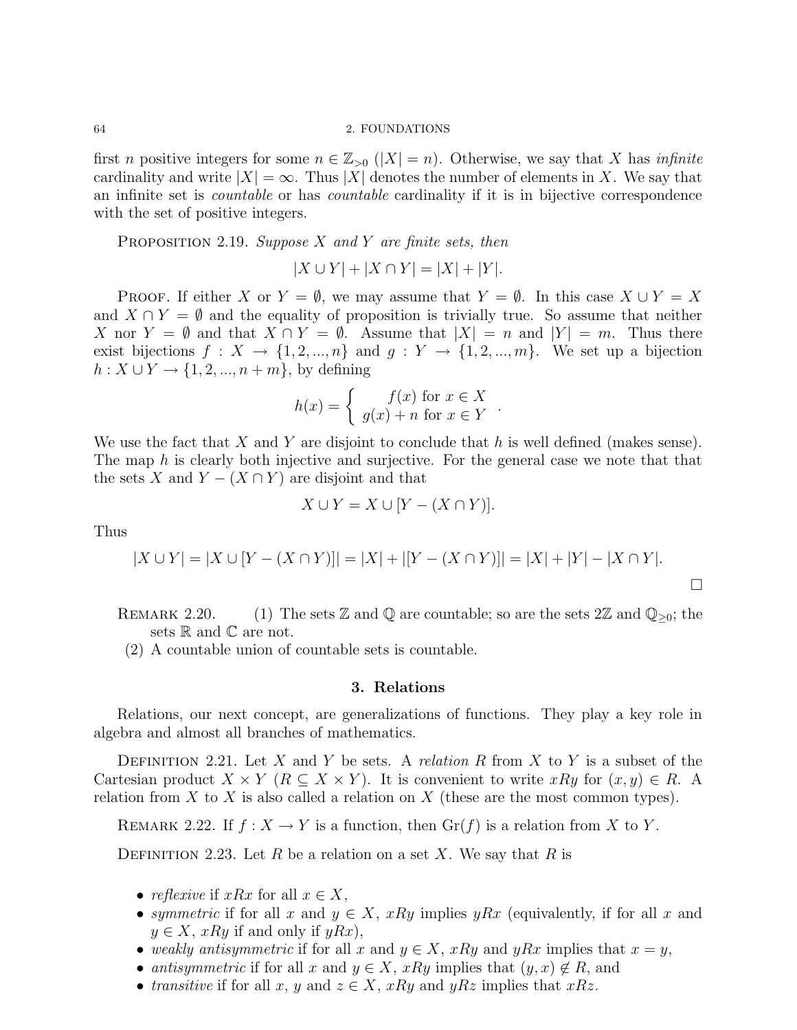first $n$ positive integers for some $n \in \mathbb{Z}_{>0}$ ($|X| = n$). Otherwise, we say that $X$ has *infinite* cardinality and write $|X| = \infty$. Thus $|X|$ denotes the number of elements in $X$. We say that an infinite set is *countable* or has *countable* cardinality if it is in bijective correspondence with the set of positive integers.

Proposition 2.19. *Suppose $X$ and $Y$ are finite sets, then*

$$|X \cup Y| + |X \cap Y| = |X| + |Y|.$$

Proof. If either $X$ or $Y = \emptyset$, we may assume that $Y = \emptyset$. In this case $X \cup Y = X$ and $X \cap Y = \emptyset$ and the equality of proposition is trivially true. So assume that neither $X$ nor $Y = \emptyset$ and that $X \cap Y = \emptyset$. Assume that $|X| = n$ and $|Y| = m$. Thus there exist bijections $f : X \to \{1, 2, ..., n\}$ and $g : Y \to \{1, 2, ..., m\}$. We set up a bijection $h : X \cup Y \to \{1, 2, ..., n + m\}$, by defining

$$h(x) = \begin{cases} f(x) \text{ for } x \in X \\ g(x) + n \text{ for } x \in Y \end{cases}.$$

We use the fact that $X$ and $Y$ are disjoint to conclude that $h$ is well defined (makes sense). The map $h$ is clearly both injective and surjective. For the general case we note that that the sets $X$ and $Y - (X \cap Y)$ are disjoint and that

$$X \cup Y = X \cup [Y - (X \cap Y)].$$

Thus

$$|X \cup Y| = |X \cup [Y - (X \cap Y)]| = |X| + |[Y - (X \cap Y)]| = |X| + |Y| - |X \cap Y|.$$

□

Remark 2.20.
1. The sets $\mathbb{Z}$ and $\mathbb{Q}$ are countable; so are the sets $2\mathbb{Z}$ and $\mathbb{Q}_{\geq 0}$; the sets $\mathbb{R}$ and $\mathbb{C}$ are not.
2. A countable union of countable sets is countable.

## 3. Relations

Relations, our next concept, are generalizations of functions. They play a key role in algebra and almost all branches of mathematics.

Definition 2.21. Let $X$ and $Y$ be sets. A *relation* $R$ from $X$ to $Y$ is a subset of the Cartesian product $X \times Y$ ($R \subseteq X \times Y$). It is convenient to write $xRy$ for $(x, y) \in R$. A relation from $X$ to $X$ is also called a relation on $X$ (these are the most common types).

Remark 2.22. If $f : X \to Y$ is a function, then $\mathrm{Gr}(f)$ is a relation from $X$ to $Y$.

Definition 2.23. Let $R$ be a relation on a set $X$. We say that $R$ is

- *reflexive* if $xRx$ for all $x \in X$,
- *symmetric* if for all $x$ and $y \in X$, $xRy$ implies $yRx$ (equivalently, if for all $x$ and $y \in X$, $xRy$ if and only if $yRx$),
- *weakly antisymmetric* if for all $x$ and $y \in X$, $xRy$ and $yRx$ implies that $x = y$,
- *antisymmetric* if for all $x$ and $y \in X$, $xRy$ implies that $(y, x) \notin R$, and
- *transitive* if for all $x$, $y$ and $z \in X$, $xRy$ and $yRz$ implies that $xRz$.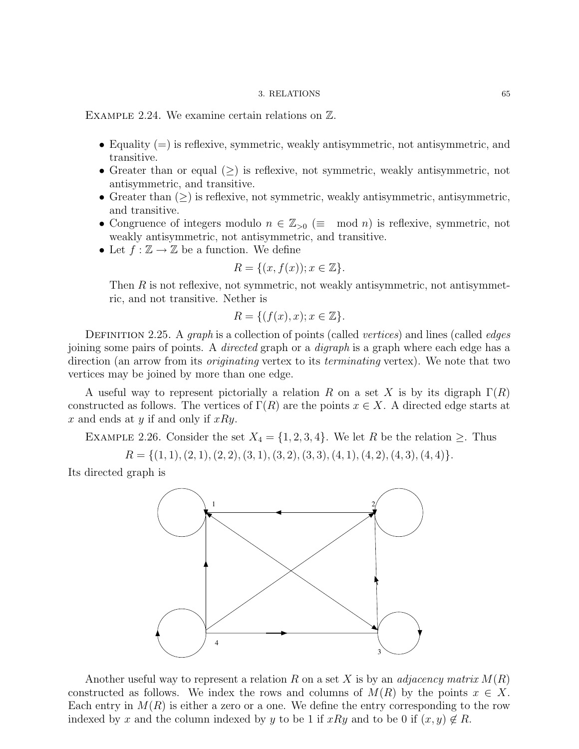Example 2.24. We examine certain relations on $\mathbb{Z}$.

- Equality ($=$) is reflexive, symmetric, weakly antisymmetric, not antisymmetric, and transitive.
- Greater than or equal ($\geq$) is reflexive, not symmetric, weakly antisymmetric, not antisymmetric, and transitive.
- Greater than ($\geq$) is reflexive, not symmetric, weakly antisymmetric, antisymmetric, and transitive.
- Congruence of integers modulo $n \in \mathbb{Z}_{>0}$ ($\equiv \mod n$) is reflexive, symmetric, not weakly antisymmetric, not antisymmetric, and transitive.
- Let $f : \mathbb{Z} \to \mathbb{Z}$ be a function. We define
$$R = \{(x, f(x)); x \in \mathbb{Z}\}.$$
Then $R$ is not reflexive, not symmetric, not weakly antisymmetric, not antisymmetric, and not transitive. Nether is
$$R = \{(f(x), x); x \in \mathbb{Z}\}.$$

Definition 2.25. A *graph* is a collection of points (called *vertices*) and lines (called *edges* joining some pairs of points. A *directed* graph or a *digraph* is a graph where each edge has a direction (an arrow from its *originating* vertex to its *terminating* vertex). We note that two vertices may be joined by more than one edge.

A useful way to represent pictorially a relation $R$ on a set $X$ is by its digraph $\Gamma(R)$ constructed as follows. The vertices of $\Gamma(R)$ are the points $x \in X$. A directed edge starts at $x$ and ends at $y$ if and only if $xRy$.

Example 2.26. Consider the set $X_4 = \{1, 2, 3, 4\}$. We let $R$ be the relation $\geq$. Thus
$$R = \{(1, 1), (2, 1), (2, 2), (3, 1), (3, 2), (3, 3), (4, 1), (4, 2), (4, 3), (4, 4)\}.$$
Its directed graph is

Another useful way to represent a relation $R$ on a set $X$ is by an *adjacency matrix* $M(R)$ constructed as follows. We index the rows and columns of $M(R)$ by the points $x \in X$. Each entry in $M(R)$ is either a zero or a one. We define the entry corresponding to the row indexed by $x$ and the column indexed by $y$ to be 1 if $xRy$ and to be 0 if $(x, y) \notin R$.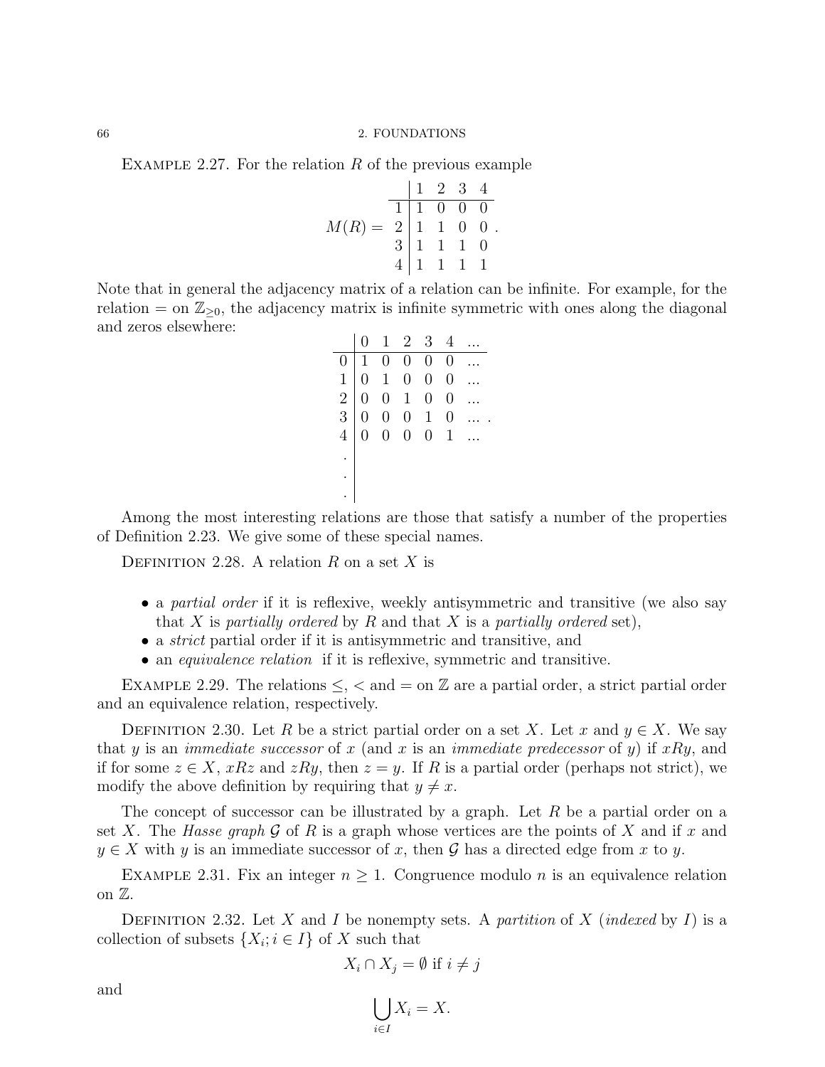Example 2.27. For the relation $R$ of the previous example

$$M(R) = \begin{array}{c|cccc} & 1 & 2 & 3 & 4 \\ \hline 1 & 1 & 0 & 0 & 0 \\ 2 & 1 & 1 & 0 & 0 \\ 3 & 1 & 1 & 1 & 0 \\ 4 & 1 & 1 & 1 & 1 \end{array}.$$

Note that in general the adjacency matrix of a relation can be infinite. For example, for the relation $=$ on $\mathbb{Z}_{\geq 0}$, the adjacency matrix is infinite symmetric with ones along the diagonal and zeros elsewhere:

$$\begin{array}{c|cccccc} & 0 & 1 & 2 & 3 & 4 & ... \\ \hline 0 & 1 & 0 & 0 & 0 & 0 & ... \\ 1 & 0 & 1 & 0 & 0 & 0 & ... \\ 2 & 0 & 0 & 1 & 0 & 0 & ... \\ 3 & 0 & 0 & 0 & 1 & 0 & ... \\ 4 & 0 & 0 & 0 & 0 & 1 & ... \\ . & & & & & & \\ . & & & & & & \\ . & & & & & & \end{array}.$$

Among the most interesting relations are those that satisfy a number of the properties of Definition 2.23. We give some of these special names.

Definition 2.28. A relation $R$ on a set $X$ is

- a *partial order* if it is reflexive, weekly antisymmetric and transitive (we also say that $X$ is *partially ordered* by $R$ and that $X$ is a *partially ordered* set),
- a *strict* partial order if it is antisymmetric and transitive, and
- an *equivalence relation* if it is reflexive, symmetric and transitive.

Example 2.29. The relations $\leq$, $<$ and $=$ on $\mathbb{Z}$ are a partial order, a strict partial order and an equivalence relation, respectively.

Definition 2.30. Let $R$ be a strict partial order on a set $X$. Let $x$ and $y \in X$. We say that $y$ is an *immediate successor* of $x$ (and $x$ is an *immediate predecessor* of $y$) if $xRy$, and if for some $z \in X$, $xRz$ and $zRy$, then $z = y$. If $R$ is a partial order (perhaps not strict), we modify the above definition by requiring that $y \neq x$.

The concept of successor can be illustrated by a graph. Let $R$ be a partial order on a set $X$. The *Hasse graph* $\mathcal{G}$ of $R$ is a graph whose vertices are the points of $X$ and if $x$ and $y \in X$ with $y$ is an immediate successor of $x$, then $\mathcal{G}$ has a directed edge from $x$ to $y$.

Example 2.31. Fix an integer $n \geq 1$. Congruence modulo $n$ is an equivalence relation on $\mathbb{Z}$.

Definition 2.32. Let $X$ and $I$ be nonempty sets. A *partition* of $X$ (*indexed* by $I$) is a collection of subsets $\{X_i; i \in I\}$ of $X$ such that

$$X_i \cap X_j = \emptyset \text{ if } i \neq j$$

and

$$\bigcup_{i \in I} X_i = X.$$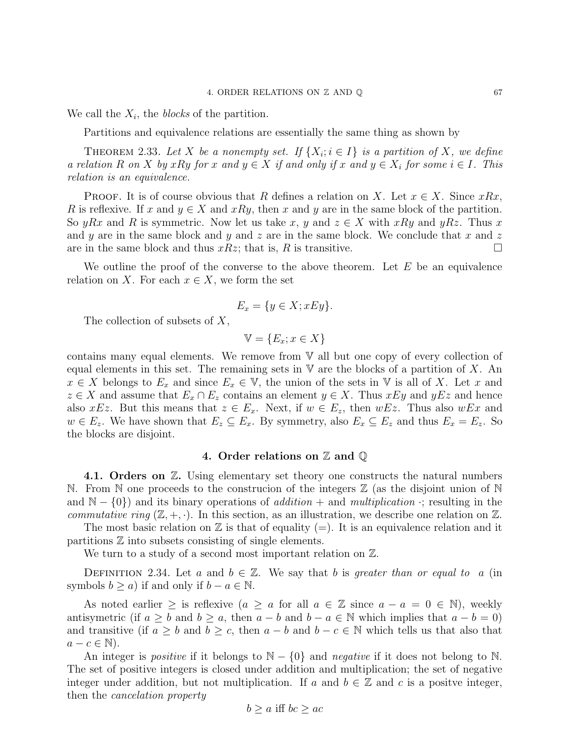We call the $X_i$, the *blocks* of the partition.

Partitions and equivalence relations are essentially the same thing as shown by

THEOREM 2.33. *Let $X$ be a nonempty set. If $\{X_i; i \in I\}$ is a partition of $X$, we define a relation $R$ on $X$ by $xRy$ for $x$ and $y \in X$ if and only if $x$ and $y \in X_i$ for some $i \in I$. This relation is an equivalence.*

PROOF. It is of course obvious that $R$ defines a relation on $X$. Let $x \in X$. Since $xRx$, $R$ is reflexive. If $x$ and $y \in X$ and $xRy$, then $x$ and $y$ are in the same block of the partition. So $yRx$ and $R$ is symmetric. Now let us take $x$, $y$ and $z \in X$ with $xRy$ and $yRz$. Thus $x$ and $y$ are in the same block and $y$ and $z$ are in the same block. We conclude that $x$ and $z$ are in the same block and thus $xRz$; that is, $R$ is transitive. □

We outline the proof of the converse to the above theorem. Let $E$ be an equivalence relation on $X$. For each $x \in X$, we form the set

$$E_x = \{y \in X; xEy\}.$$

The collection of subsets of $X$,

$$\mathbb{V} = \{E_x; x \in X\}$$

contains many equal elements. We remove from $\mathbb{V}$ all but one copy of every collection of equal elements in this set. The remaining sets in $\mathbb{V}$ are the blocks of a partition of $X$. An $x \in X$ belongs to $E_x$ and since $E_x \in \mathbb{V}$, the union of the sets in $\mathbb{V}$ is all of $X$. Let $x$ and $z \in X$ and assume that $E_x \cap E_z$ contains an element $y \in X$. Thus $xEy$ and $yEz$ and hence also $xEz$. But this means that $z \in E_x$. Next, if $w \in E_z$, then $wEz$. Thus also $wEx$ and $w \in E_z$. We have shown that $E_z \subseteq E_x$. By symmetry, also $E_x \subseteq E_z$ and thus $E_x = E_z$. So the blocks are disjoint.

## 4. Order relations on $\mathbb{Z}$ and $\mathbb{Q}$

**4.1. Orders on $\mathbb{Z}$.** Using elementary set theory one constructs the natural numbers $\mathbb{N}$. From $\mathbb{N}$ one proceeds to the construcion of the integers $\mathbb{Z}$ (as the disjoint union of $\mathbb{N}$ and $\mathbb{N} - \{0\}$) and its binary operations of *addition* $+$ and *multiplication* $\cdot$; resulting in the *commutative ring* $(\mathbb{Z}, +, \cdot)$. In this section, as an illustration, we describe one relation on $\mathbb{Z}$.

The most basic relation on $\mathbb{Z}$ is that of equality ($=$). It is an equivalence relation and it partitions $\mathbb{Z}$ into subsets consisting of single elements.

We turn to a study of a second most important relation on $\mathbb{Z}$.

DEFINITION 2.34. Let $a$ and $b \in \mathbb{Z}$. We say that $b$ is *greater than or equal to* $a$ (in symbols $b \geq a$) if and only if $b - a \in \mathbb{N}$.

As noted earlier $\geq$ is reflexive ($a \geq a$ for all $a \in \mathbb{Z}$ since $a - a = 0 \in \mathbb{N}$), weekly antisymetric (if $a \geq b$ and $b \geq a$, then $a - b$ and $b - a \in \mathbb{N}$ which implies that $a - b = 0$) and transitive (if $a \geq b$ and $b \geq c$, then $a - b$ and $b - c \in \mathbb{N}$ which tells us that also that $a - c \in \mathbb{N}$).

An integer is *positive* if it belongs to $\mathbb{N} - \{0\}$ and *negative* if it does not belong to $\mathbb{N}$. The set of positive integers is closed under addition and multiplication; the set of negative integer under addition, but not multiplication. If $a$ and $b \in \mathbb{Z}$ and $c$ is a positve integer, then the *cancelation property*

$$b \geq a \text{ iff } bc \geq ac$$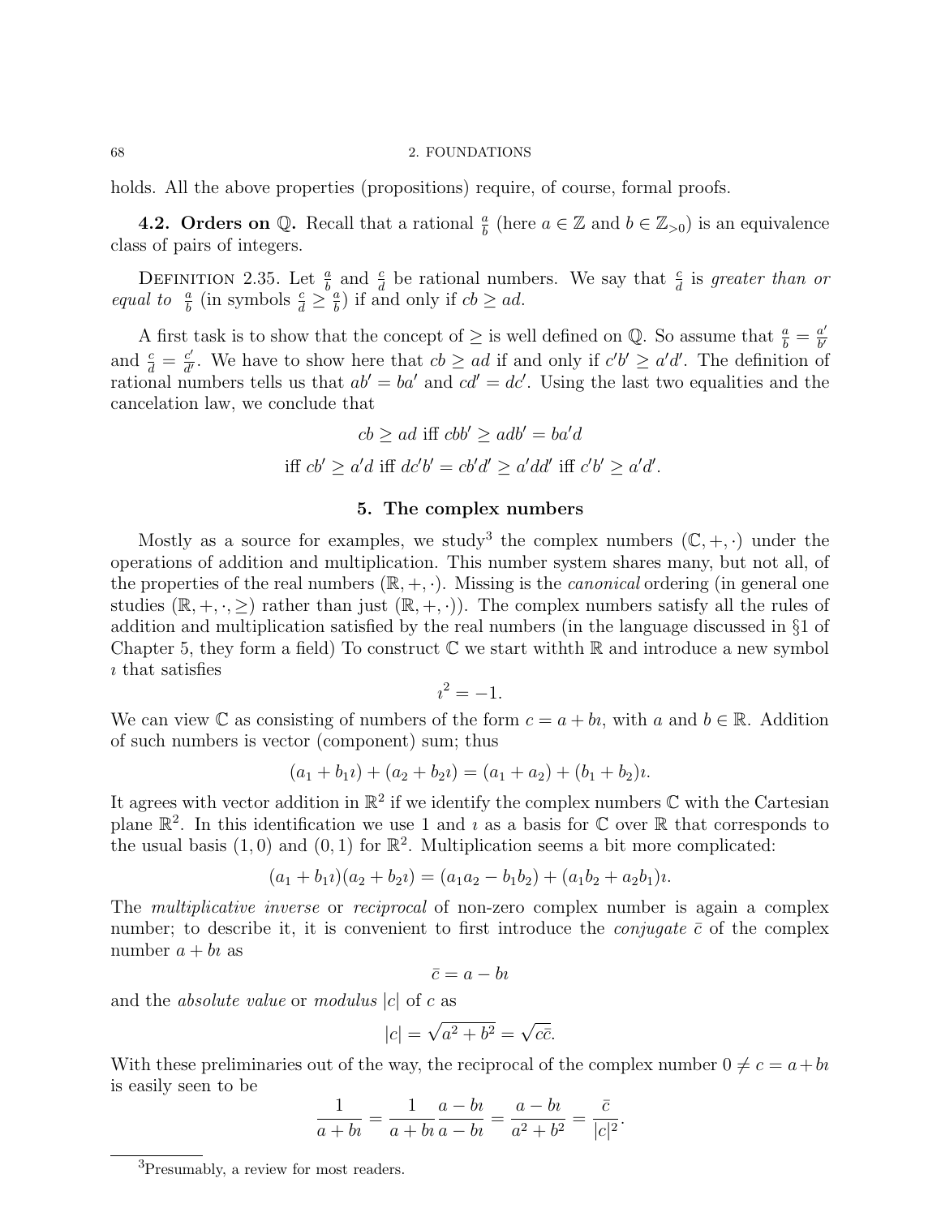holds. All the above properties (propositions) require, of course, formal proofs.

**4.2. Orders on $\mathbb{Q}$.** Recall that a rational $\frac{a}{b}$ (here $a \in \mathbb{Z}$ and $b \in \mathbb{Z}_{>0}$) is an equivalence class of pairs of integers.

DEFINITION 2.35. Let $\frac{a}{b}$ and $\frac{c}{d}$ be rational numbers. We say that $\frac{c}{d}$ is *greater than or equal to* $\frac{a}{b}$ (in symbols $\frac{c}{d} \geq \frac{a}{b}$) if and only if $cb \geq ad$.

A first task is to show that the concept of $\geq$ is well defined on $\mathbb{Q}$. So assume that $\frac{a}{b} = \frac{a'}{b'}$ and $\frac{c}{d} = \frac{c'}{d'}$. We have to show here that $cb \geq ad$ if and only if $c'b' \geq a'd'$. The definition of rational numbers tells us that $ab' = ba'$ and $cd' = dc'$. Using the last two equalities and the cancelation law, we conclude that

$$cb \geq ad \text{ iff } cbb' \geq adb' = ba'd$$
$$\text{iff } cb' \geq a'd \text{ iff } dc'b' = cb'd' \geq a'dd' \text{ iff } c'b' \geq a'd'.$$

## 5. The complex numbers

Mostly as a source for examples, we study[3] the complex numbers $(\mathbb{C}, +, \cdot)$ under the operations of addition and multiplication. This number system shares many, but not all, of the properties of the real numbers $(\mathbb{R}, +, \cdot)$. Missing is the *canonical* ordering (in general one studies $(\mathbb{R}, +, \cdot, \geq)$ rather than just $(\mathbb{R}, +, \cdot)$). The complex numbers satisfy all the rules of addition and multiplication satisfied by the real numbers (in the language discussed in §1 of Chapter 5, they form a field) To construct $\mathbb{C}$ we start withth $\mathbb{R}$ and introduce a new symbol $\imath$ that satisfies

$$\imath^2 = -1.$$

We can view $\mathbb{C}$ as consisting of numbers of the form $c = a + b\imath$, with $a$ and $b \in \mathbb{R}$. Addition of such numbers is vector (component) sum; thus

$$(a_1 + b_1\imath) + (a_2 + b_2\imath) = (a_1 + a_2) + (b_1 + b_2)\imath.$$

It agrees with vector addition in $\mathbb{R}^2$ if we identify the complex numbers $\mathbb{C}$ with the Cartesian plane $\mathbb{R}^2$. In this identification we use 1 and $\imath$ as a basis for $\mathbb{C}$ over $\mathbb{R}$ that corresponds to the usual basis $(1, 0)$ and $(0, 1)$ for $\mathbb{R}^2$. Multiplication seems a bit more complicated:

$$(a_1 + b_1\imath)(a_2 + b_2\imath) = (a_1a_2 - b_1b_2) + (a_1b_2 + a_2b_1)\imath.$$

The *multiplicative inverse* or *reciprocal* of non-zero complex number is again a complex number; to describe it, it is convenient to first introduce the *conjugate* $\bar{c}$ of the complex number $a + b\imath$ as

$$\bar{c} = a - b\imath$$

and the *absolute value* or *modulus* $|c|$ of $c$ as

$$|c| = \sqrt{a^2 + b^2} = \sqrt{c\bar{c}}.$$

With these preliminaries out of the way, the reciprocal of the complex number $0 \neq c = a + b\imath$ is easily seen to be

$$\frac{1}{a + b\imath} = \frac{1}{a + b\imath}\frac{a - b\imath}{a - b\imath} = \frac{a - b\imath}{a^2 + b^2} = \frac{\bar{c}}{|c|^2}.$$

[3] Presumably, a review for most readers.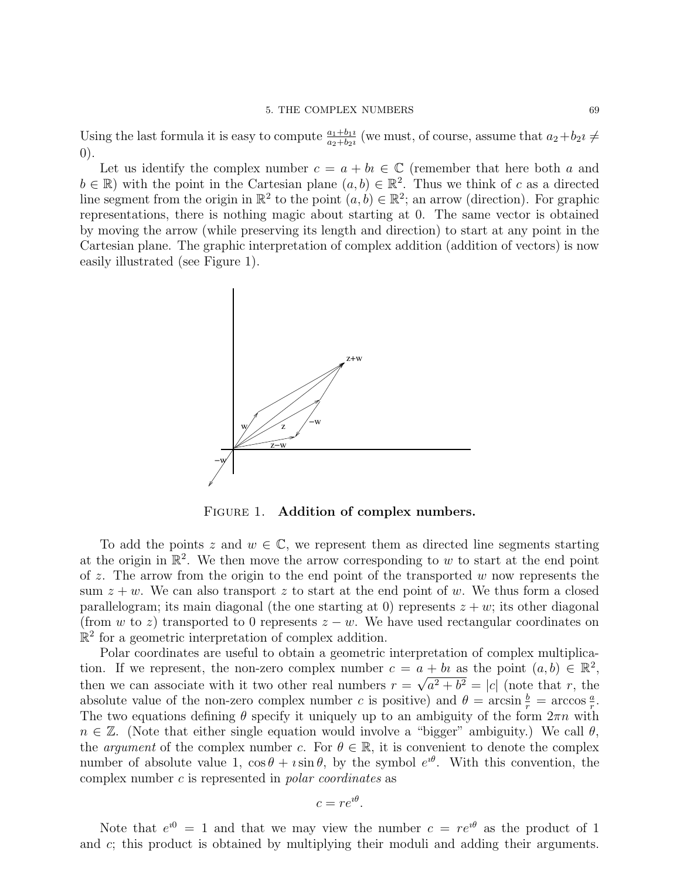Using the last formula it is easy to compute $\frac{a_1+b_1\imath}{a_2+b_2\imath}$ (we must, of course, assume that $a_2+b_2\imath \neq 0$).

Let us identify the complex number $c = a + b\imath \in \mathbb{C}$ (remember that here both $a$ and $b \in \mathbb{R}$) with the point in the Cartesian plane $(a, b) \in \mathbb{R}^2$. Thus we think of $c$ as a directed line segment from the origin in $\mathbb{R}^2$ to the point $(a, b) \in \mathbb{R}^2$; an arrow (direction). For graphic representations, there is nothing magic about starting at 0. The same vector is obtained by moving the arrow (while preserving its length and direction) to start at any point in the Cartesian plane. The graphic interpretation of complex addition (addition of vectors) is now easily illustrated (see Figure 1).

Figure 1. **Addition of complex numbers.**

To add the points $z$ and $w \in \mathbb{C}$, we represent them as directed line segments starting at the origin in $\mathbb{R}^2$. We then move the arrow corresponding to $w$ to start at the end point of $z$. The arrow from the origin to the end point of the transported $w$ now represents the sum $z + w$. We can also transport $z$ to start at the end point of $w$. We thus form a closed parallelogram; its main diagonal (the one starting at 0) represents $z + w$; its other diagonal (from $w$ to $z$) transported to 0 represents $z - w$. We have used rectangular coordinates on $\mathbb{R}^2$ for a geometric interpretation of complex addition.

Polar coordinates are useful to obtain a geometric interpretation of complex multiplication. If we represent, the non-zero complex number $c = a + b\imath$ as the point $(a, b) \in \mathbb{R}^2$, then we can associate with it two other real numbers $r = \sqrt{a^2 + b^2} = |c|$ (note that $r$, the absolute value of the non-zero complex number $c$ is positive) and $\theta = \arcsin \frac{b}{r} = \arccos \frac{a}{r}$. The two equations defining $\theta$ specify it uniquely up to an ambiguity of the form $2\pi n$ with $n \in \mathbb{Z}$. (Note that either single equation would involve a "bigger" ambiguity.) We call $\theta$, the *argument* of the complex number $c$. For $\theta \in \mathbb{R}$, it is convenient to denote the complex number of absolute value 1, $\cos\theta + \imath \sin\theta$, by the symbol $e^{\imath\theta}$. With this convention, the complex number $c$ is represented in *polar coordinates* as

$$c = re^{\imath\theta}.$$

Note that $e^{\imath 0} = 1$ and that we may view the number $c = re^{\imath\theta}$ as the product of 1 and $c$; this product is obtained by multiplying their moduli and adding their arguments.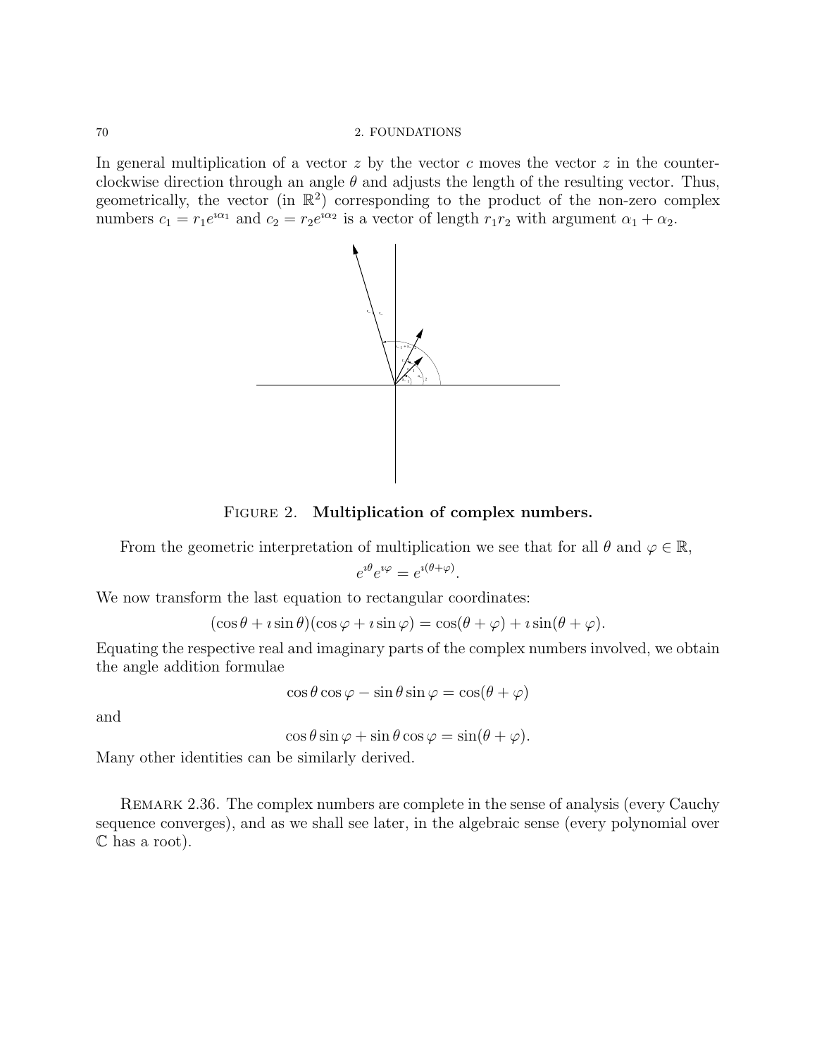In general multiplication of a vector $z$ by the vector $c$ moves the vector $z$ in the counter-clockwise direction through an angle $\theta$ and adjusts the length of the resulting vector. Thus, geometrically, the vector (in $\mathbb{R}^2$) corresponding to the product of the non-zero complex numbers $c_1 = r_1 e^{\imath\alpha_1}$ and $c_2 = r_2 e^{\imath\alpha_2}$ is a vector of length $r_1 r_2$ with argument $\alpha_1 + \alpha_2$.

FIGURE 2. **Multiplication of complex numbers.**

From the geometric interpretation of multiplication we see that for all $\theta$ and $\varphi \in \mathbb{R}$,

$$e^{\imath\theta} e^{\imath\varphi} = e^{\imath(\theta+\varphi)}.$$

We now transform the last equation to rectangular coordinates:

$$(\cos\theta + \imath\sin\theta)(\cos\varphi + \imath\sin\varphi) = \cos(\theta+\varphi) + \imath\sin(\theta+\varphi).$$

Equating the respective real and imaginary parts of the complex numbers involved, we obtain the angle addition formulae

$$\cos\theta\cos\varphi - \sin\theta\sin\varphi = \cos(\theta+\varphi)$$

and

$$\cos\theta\sin\varphi + \sin\theta\cos\varphi = \sin(\theta+\varphi).$$

Many other identities can be similarly derived.

REMARK 2.36. The complex numbers are complete in the sense of analysis (every Cauchy sequence converges), and as we shall see later, in the algebraic sense (every polynomial over $\mathbb{C}$ has a root).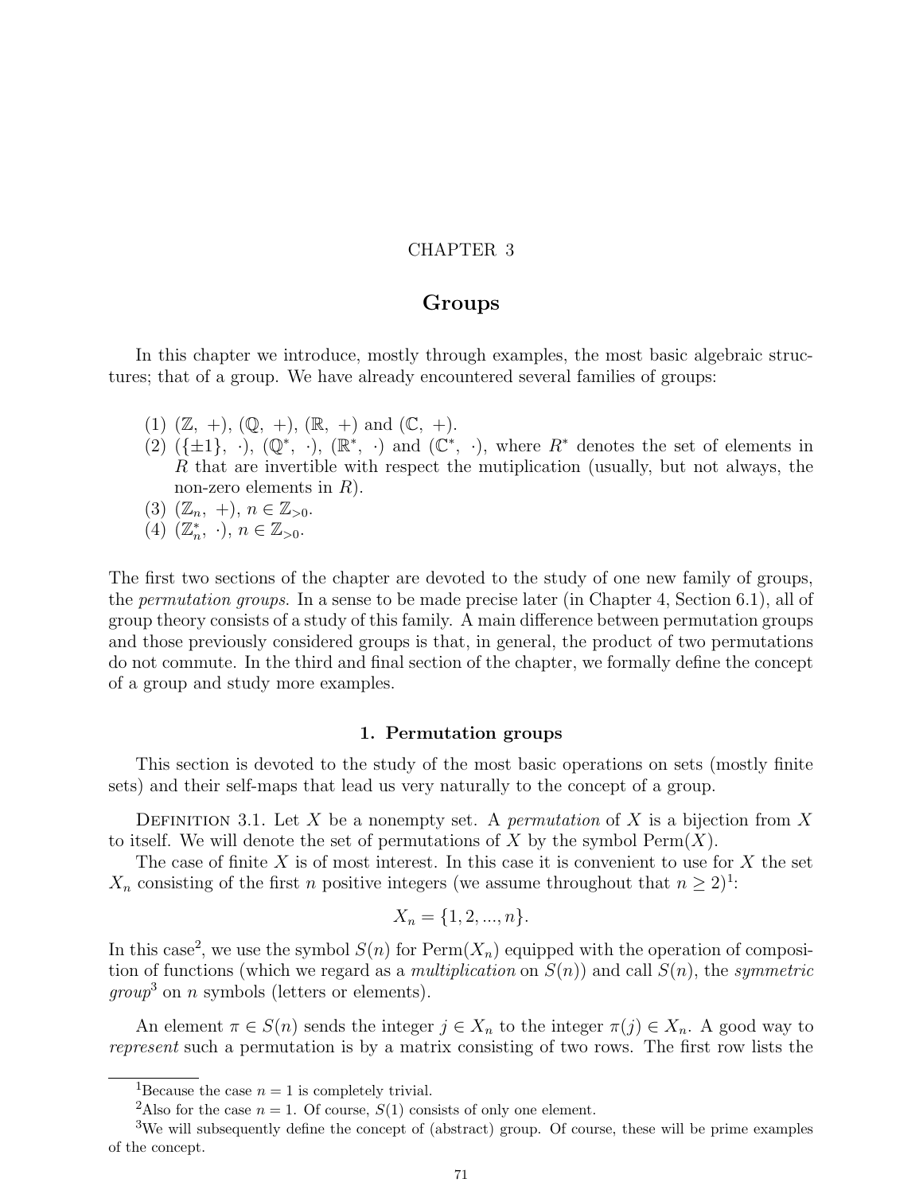# CHAPTER 3

# Groups

In this chapter we introduce, mostly through examples, the most basic algebraic structures; that of a group. We have already encountered several families of groups:

(1) $(\mathbb{Z},\ +)$, $(\mathbb{Q},\ +)$, $(\mathbb{R},\ +)$ and $(\mathbb{C},\ +)$.
(2) $(\{\pm 1\},\ \cdot)$, $(\mathbb{Q}^*,\ \cdot)$, $(\mathbb{R}^*,\ \cdot)$ and $(\mathbb{C}^*,\ \cdot)$, where $R^*$ denotes the set of elements in $R$ that are invertible with respect the mutiplication (usually, but not always, the non-zero elements in $R$).
(3) $(\mathbb{Z}_n,\ +)$, $n \in \mathbb{Z}_{>0}$.
(4) $(\mathbb{Z}_n^*,\ \cdot)$, $n \in \mathbb{Z}_{>0}$.

The first two sections of the chapter are devoted to the study of one new family of groups, the *permutation groups*. In a sense to be made precise later (in Chapter 4, Section 6.1), all of group theory consists of a study of this family. A main difference between permutation groups and those previously considered groups is that, in general, the product of two permutations do not commute. In the third and final section of the chapter, we formally define the concept of a group and study more examples.

## 1. Permutation groups

This section is devoted to the study of the most basic operations on sets (mostly finite sets) and their self-maps that lead us very naturally to the concept of a group.

Definition 3.1. Let $X$ be a nonempty set. A *permutation* of $X$ is a bijection from $X$ to itself. We will denote the set of permutations of $X$ by the symbol $\mathrm{Perm}(X)$.

The case of finite $X$ is of most interest. In this case it is convenient to use for $X$ the set $X_n$ consisting of the first $n$ positive integers (we assume throughout that $n \geq 2$)[1]:

$$X_n = \{1, 2, ..., n\}.$$

In this case[2], we use the symbol $S(n)$ for $\mathrm{Perm}(X_n)$ equipped with the operation of composition of functions (which we regard as a *multiplication* on $S(n)$) and call $S(n)$, the *symmetric group*[3] on $n$ symbols (letters or elements).

An element $\pi \in S(n)$ sends the integer $j \in X_n$ to the integer $\pi(j) \in X_n$. A good way to *represent* such a permutation is by a matrix consisting of two rows. The first row lists the

---

[1] Because the case $n = 1$ is completely trivial.

[2] Also for the case $n = 1$. Of course, $S(1)$ consists of only one element.

[3] We will subsequently define the concept of (abstract) group. Of course, these will be prime examples of the concept.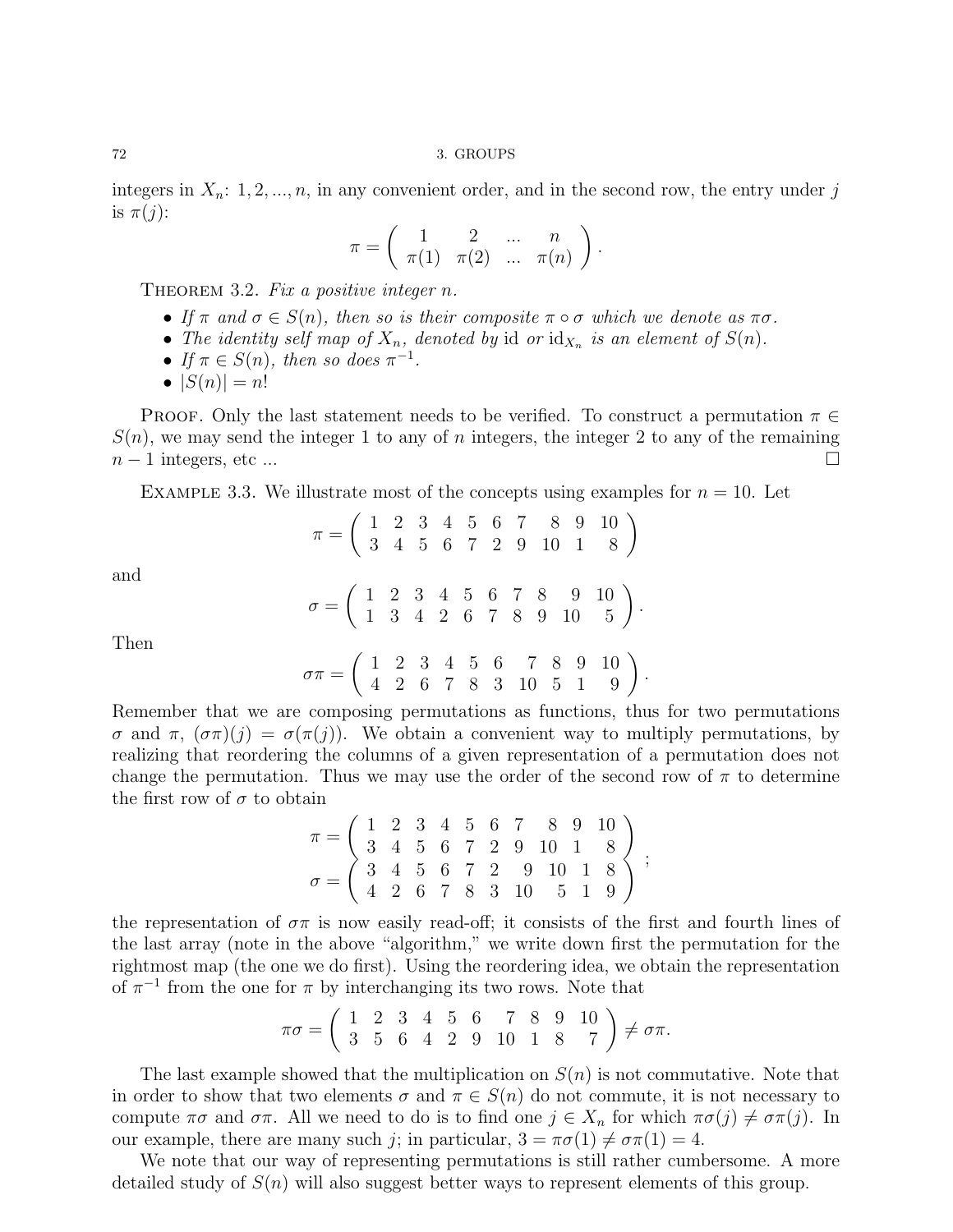integers in $X_n$: $1, 2, ..., n$, in any convenient order, and in the second row, the entry under $j$ is $\pi(j)$:

$$\pi = \begin{pmatrix} 1 & 2 & ... & n \\ \pi(1) & \pi(2) & ... & \pi(n) \end{pmatrix}.$$

THEOREM 3.2. *Fix a positive integer $n$.*

- *If $\pi$ and $\sigma \in S(n)$, then so is their composite $\pi \circ \sigma$ which we denote as $\pi\sigma$.*
- *The identity self map of $X_n$, denoted by* id *or* $\mathrm{id}_{X_n}$ *is an element of $S(n)$.*
- *If $\pi \in S(n)$, then so does $\pi^{-1}$.*
- $|S(n)| = n!$

PROOF. Only the last statement needs to be verified. To construct a permutation $\pi \in S(n)$, we may send the integer 1 to any of $n$ integers, the integer 2 to any of the remaining $n-1$ integers, etc ... $\square$

EXAMPLE 3.3. We illustrate most of the concepts using examples for $n = 10$. Let

$$\pi = \begin{pmatrix} 1 & 2 & 3 & 4 & 5 & 6 & 7 & 8 & 9 & 10 \\ 3 & 4 & 5 & 6 & 7 & 2 & 9 & 10 & 1 & 8 \end{pmatrix}$$

and

$$\sigma = \begin{pmatrix} 1 & 2 & 3 & 4 & 5 & 6 & 7 & 8 & 9 & 10 \\ 1 & 3 & 4 & 2 & 6 & 7 & 8 & 9 & 10 & 5 \end{pmatrix}.$$

Then

$$\sigma\pi = \begin{pmatrix} 1 & 2 & 3 & 4 & 5 & 6 & 7 & 8 & 9 & 10 \\ 4 & 2 & 6 & 7 & 8 & 3 & 10 & 5 & 1 & 9 \end{pmatrix}.$$

Remember that we are composing permutations as functions, thus for two permutations $\sigma$ and $\pi$, $(\sigma\pi)(j) = \sigma(\pi(j))$. We obtain a convenient way to multiply permutations, by realizing that reordering the columns of a given representation of a permutation does not change the permutation. Thus we may use the order of the second row of $\pi$ to determine the first row of $\sigma$ to obtain

$$\begin{aligned} \pi &= \begin{pmatrix} 1 & 2 & 3 & 4 & 5 & 6 & 7 & 8 & 9 & 10 \\ 3 & 4 & 5 & 6 & 7 & 2 & 9 & 10 & 1 & 8 \end{pmatrix} \\ \sigma &= \begin{pmatrix} 3 & 4 & 5 & 6 & 7 & 2 & 9 & 10 & 1 & 8 \\ 4 & 2 & 6 & 7 & 8 & 3 & 10 & 5 & 1 & 9 \end{pmatrix} \end{aligned};$$

the representation of $\sigma\pi$ is now easily read-off; it consists of the first and fourth lines of the last array (note in the above "algorithm," we write down first the permutation for the rightmost map (the one we do first). Using the reordering idea, we obtain the representation of $\pi^{-1}$ from the one for $\pi$ by interchanging its two rows. Note that

$$\pi\sigma = \begin{pmatrix} 1 & 2 & 3 & 4 & 5 & 6 & 7 & 8 & 9 & 10 \\ 3 & 5 & 6 & 4 & 2 & 9 & 10 & 1 & 8 & 7 \end{pmatrix} \neq \sigma\pi.$$

The last example showed that the multiplication on $S(n)$ is not commutative. Note that in order to show that two elements $\sigma$ and $\pi \in S(n)$ do not commute, it is not necessary to compute $\pi\sigma$ and $\sigma\pi$. All we need to do is to find one $j \in X_n$ for which $\pi\sigma(j) \neq \sigma\pi(j)$. In our example, there are many such $j$; in particular, $3 = \pi\sigma(1) \neq \sigma\pi(1) = 4$.

We note that our way of representing permutations is still rather cumbersome. A more detailed study of $S(n)$ will also suggest better ways to represent elements of this group.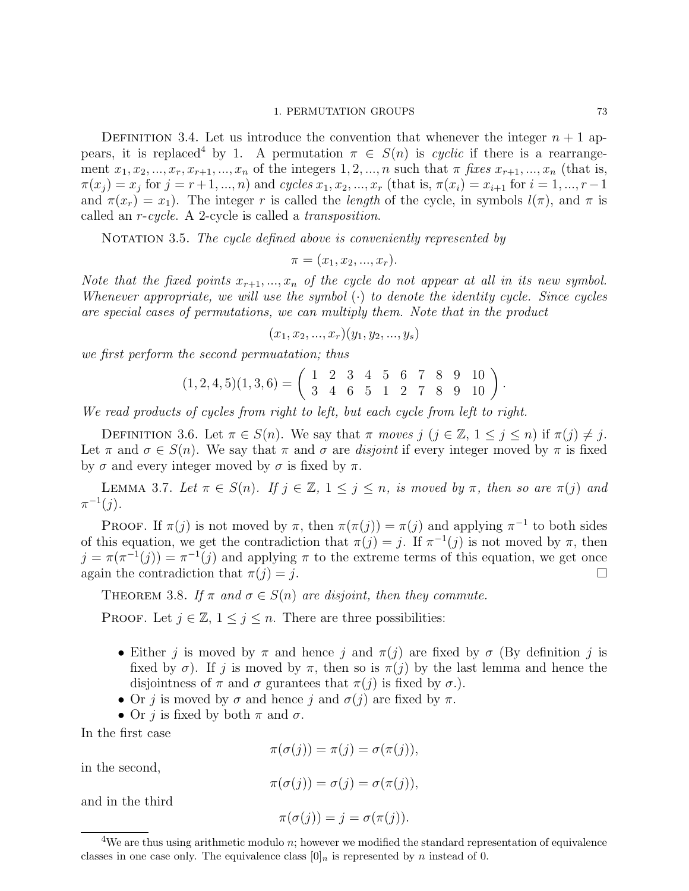Definition 3.4. Let us introduce the convention that whenever the integer $n+1$ appears, it is replaced[4] by 1. A permutation $\pi \in S(n)$ is *cyclic* if there is a rearrangement $x_1, x_2, ..., x_r, x_{r+1}, ..., x_n$ of the integers $1, 2, ..., n$ such that $\pi$ *fixes* $x_{r+1}, ..., x_n$ (that is, $\pi(x_j) = x_j$ for $j = r+1, ..., n$) and *cycles* $x_1, x_2, ..., x_r$ (that is, $\pi(x_i) = x_{i+1}$ for $i = 1, ..., r-1$ and $\pi(x_r) = x_1$). The integer $r$ is called the *length* of the cycle, in symbols $l(\pi)$, and $\pi$ is called an *$r$-cycle*. A 2-cycle is called a *transposition*.

Notation 3.5. *The cycle defined above is conveniently represented by*

$$\pi = (x_1, x_2, ..., x_r).$$

*Note that the fixed points $x_{r+1}, ..., x_n$ of the cycle do not appear at all in its new symbol. Whenever appropriate, we will use the symbol $(\cdot)$ to denote the identity cycle. Since cycles are special cases of permutations, we can multiply them. Note that in the product*

$$(x_1, x_2, ..., x_r)(y_1, y_2, ..., y_s)$$

*we first perform the second permuatation; thus*

$$(1,2,4,5)(1,3,6) = \begin{pmatrix} 1 & 2 & 3 & 4 & 5 & 6 & 7 & 8 & 9 & 10 \\ 3 & 4 & 6 & 5 & 1 & 2 & 7 & 8 & 9 & 10 \end{pmatrix}.$$

*We read products of cycles from right to left, but each cycle from left to right.*

Definition 3.6. Let $\pi \in S(n)$. We say that $\pi$ *moves* $j$ ($j \in \mathbb{Z}$, $1 \le j \le n$) if $\pi(j) \ne j$. Let $\pi$ and $\sigma \in S(n)$. We say that $\pi$ and $\sigma$ are *disjoint* if every integer moved by $\pi$ is fixed by $\sigma$ and every integer moved by $\sigma$ is fixed by $\pi$.

Lemma 3.7. *Let $\pi \in S(n)$. If $j \in \mathbb{Z}$, $1 \le j \le n$, is moved by $\pi$, then so are $\pi(j)$ and $\pi^{-1}(j)$.*

Proof. If $\pi(j)$ is not moved by $\pi$, then $\pi(\pi(j)) = \pi(j)$ and applying $\pi^{-1}$ to both sides of this equation, we get the contradiction that $\pi(j) = j$. If $\pi^{-1}(j)$ is not moved by $\pi$, then $j = \pi(\pi^{-1}(j)) = \pi^{-1}(j)$ and applying $\pi$ to the extreme terms of this equation, we get once again the contradiction that $\pi(j) = j$. □

Theorem 3.8. *If $\pi$ and $\sigma \in S(n)$ are disjoint, then they commute.*

Proof. Let $j \in \mathbb{Z}$, $1 \le j \le n$. There are three possibilities:

- Either $j$ is moved by $\pi$ and hence $j$ and $\pi(j)$ are fixed by $\sigma$ (By definition $j$ is fixed by $\sigma$). If $j$ is moved by $\pi$, then so is $\pi(j)$ by the last lemma and hence the disjointness of $\pi$ and $\sigma$ gurantees that $\pi(j)$ is fixed by $\sigma$.).
- Or $j$ is moved by $\sigma$ and hence $j$ and $\sigma(j)$ are fixed by $\pi$.
- Or $j$ is fixed by both $\pi$ and $\sigma$.

In the first case

$$\pi(\sigma(j)) = \pi(j) = \sigma(\pi(j)),$$

in the second,

$$\pi(\sigma(j)) = \sigma(j) = \sigma(\pi(j)),$$

and in the third

$$\pi(\sigma(j)) = j = \sigma(\pi(j)).$$

[4] We are thus using arithmetic modulo $n$; however we modified the standard representation of equivalence classes in one case only. The equivalence class $[0]_n$ is represented by $n$ instead of 0.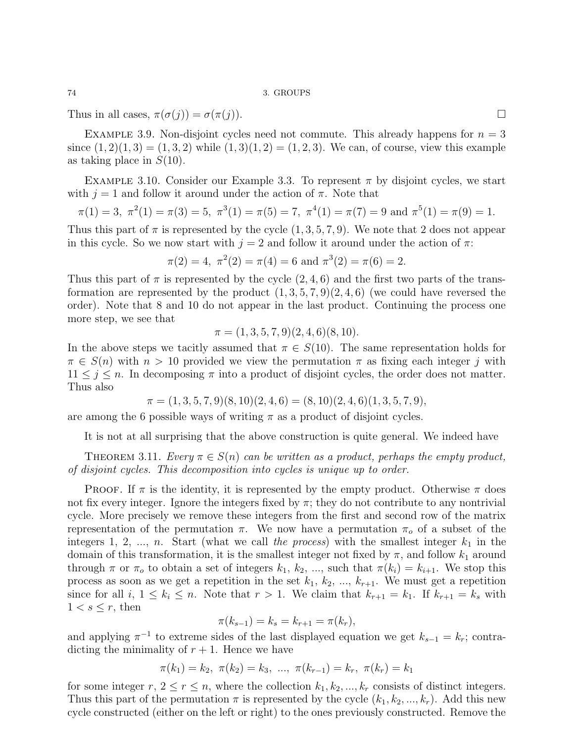Thus in all cases, $\pi(\sigma(j)) = \sigma(\pi(j))$. □

EXAMPLE 3.9. Non-disjoint cycles need not commute. This already happens for $n = 3$ since $(1,2)(1,3) = (1,3,2)$ while $(1,3)(1,2) = (1,2,3)$. We can, of course, view this example as taking place in $S(10)$.

EXAMPLE 3.10. Consider our Example 3.3. To represent $\pi$ by disjoint cycles, we start with $j = 1$ and follow it around under the action of $\pi$. Note that

$$\pi(1) = 3,\ \pi^2(1) = \pi(3) = 5,\ \pi^3(1) = \pi(5) = 7,\ \pi^4(1) = \pi(7) = 9 \text{ and } \pi^5(1) = \pi(9) = 1.$$

Thus this part of $\pi$ is represented by the cycle $(1,3,5,7,9)$. We note that 2 does not appear in this cycle. So we now start with $j = 2$ and follow it around under the action of $\pi$:

$$\pi(2) = 4,\ \pi^2(2) = \pi(4) = 6 \text{ and } \pi^3(2) = \pi(6) = 2.$$

Thus this part of $\pi$ is represented by the cycle $(2,4,6)$ and the first two parts of the transformation are represented by the product $(1,3,5,7,9)(2,4,6)$ (we could have reversed the order). Note that 8 and 10 do not appear in the last product. Continuing the process one more step, we see that

$$\pi = (1,3,5,7,9)(2,4,6)(8,10).$$

In the above steps we tacitly assumed that $\pi \in S(10)$. The same representation holds for $\pi \in S(n)$ with $n > 10$ provided we view the permutation $\pi$ as fixing each integer $j$ with $11 \leq j \leq n$. In decomposing $\pi$ into a product of disjoint cycles, the order does not matter. Thus also

$$\pi = (1,3,5,7,9)(8,10)(2,4,6) = (8,10)(2,4,6)(1,3,5,7,9),$$

are among the 6 possible ways of writing $\pi$ as a product of disjoint cycles.

It is not at all surprising that the above construction is quite general. We indeed have

THEOREM 3.11. *Every $\pi \in S(n)$ can be written as a product, perhaps the empty product, of disjoint cycles. This decomposition into cycles is unique up to order.*

PROOF. If $\pi$ is the identity, it is represented by the empty product. Otherwise $\pi$ does not fix every integer. Ignore the integers fixed by $\pi$; they do not contribute to any nontrivial cycle. More precisely we remove these integers from the first and second row of the matrix representation of the permutation $\pi$. We now have a permutation $\pi_o$ of a subset of the integers 1, 2, ..., $n$. Start (what we call *the process*) with the smallest integer $k_1$ in the domain of this transformation, it is the smallest integer not fixed by $\pi$, and follow $k_1$ around through $\pi$ or $\pi_o$ to obtain a set of integers $k_1$, $k_2$, ..., such that $\pi(k_i) = k_{i+1}$. We stop this process as soon as we get a repetition in the set $k_1$, $k_2$, ..., $k_{r+1}$. We must get a repetition since for all $i$, $1 \leq k_i \leq n$. Note that $r > 1$. We claim that $k_{r+1} = k_1$. If $k_{r+1} = k_s$ with $1 < s \leq r$, then

$$\pi(k_{s-1}) = k_s = k_{r+1} = \pi(k_r),$$

and applying $\pi^{-1}$ to extreme sides of the last displayed equation we get $k_{s-1} = k_r$; contradicting the minimality of $r + 1$. Hence we have

$$\pi(k_1) = k_2,\ \pi(k_2) = k_3,\ ...,\ \pi(k_{r-1}) = k_r,\ \pi(k_r) = k_1$$

for some integer $r$, $2 \leq r \leq n$, where the collection $k_1, k_2, ..., k_r$ consists of distinct integers. Thus this part of the permutation $\pi$ is represented by the cycle $(k_1, k_2, ..., k_r)$. Add this new cycle constructed (either on the left or right) to the ones previously constructed. Remove the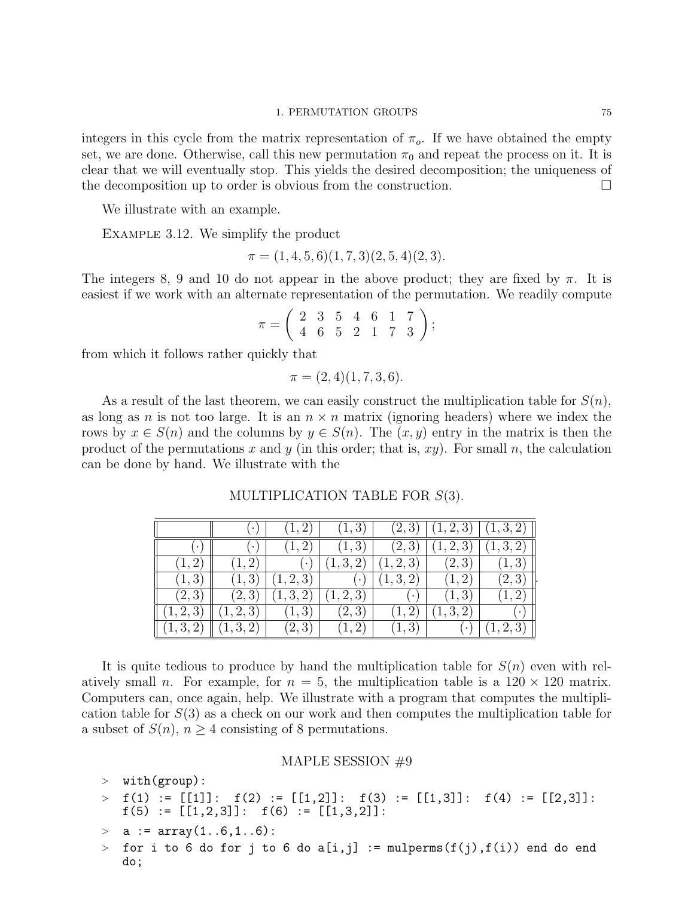integers in this cycle from the matrix representation of $\pi_o$. If we have obtained the empty set, we are done. Otherwise, call this new permutation $\pi_0$ and repeat the process on it. It is clear that we will eventually stop. This yields the desired decomposition; the uniqueness of the decomposition up to order is obvious from the construction. $\square$

We illustrate with an example.

EXAMPLE 3.12. We simplify the product

$$\pi = (1, 4, 5, 6)(1, 7, 3)(2, 5, 4)(2, 3).$$

The integers 8, 9 and 10 do not appear in the above product; they are fixed by $\pi$. It is easiest if we work with an alternate representation of the permutation. We readily compute

$$\pi = \begin{pmatrix} 2 & 3 & 5 & 4 & 6 & 1 & 7 \\ 4 & 6 & 5 & 2 & 1 & 7 & 3 \end{pmatrix};$$

from which it follows rather quickly that

$$\pi = (2, 4)(1, 7, 3, 6).$$

As a result of the last theorem, we can easily construct the multiplication table for $S(n)$, as long as $n$ is not too large. It is an $n \times n$ matrix (ignoring headers) where we index the rows by $x \in S(n)$ and the columns by $y \in S(n)$. The $(x, y)$ entry in the matrix is then the product of the permutations $x$ and $y$ (in this order; that is, $xy$). For small $n$, the calculation can be done by hand. We illustrate with the

MULTIPLICATION TABLE FOR $S(3)$.

| | $(\cdot)$ | $(1,2)$ | $(1,3)$ | $(2,3)$ | $(1,2,3)$ | $(1,3,2)$ |
|---|---|---|---|---|---|---|
| $(\cdot)$ | $(\cdot)$ | $(1,2)$ | $(1,3)$ | $(2,3)$ | $(1,2,3)$ | $(1,3,2)$ |
| $(1,2)$ | $(1,2)$ | $(\cdot)$ | $(1,3,2)$ | $(1,2,3)$ | $(2,3)$ | $(1,3)$ |
| $(1,3)$ | $(1,3)$ | $(1,2,3)$ | $(\cdot)$ | $(1,3,2)$ | $(1,2)$ | $(2,3)$ |
| $(2,3)$ | $(2,3)$ | $(1,3,2)$ | $(1,2,3)$ | $(\cdot)$ | $(1,3)$ | $(1,2)$ |
| $(1,2,3)$ | $(1,2,3)$ | $(1,3)$ | $(2,3)$ | $(1,2)$ | $(1,3,2)$ | $(\cdot)$ |
| $(1,3,2)$ | $(1,3,2)$ | $(2,3)$ | $(1,2)$ | $(1,3)$ | $(\cdot)$ | $(1,2,3)$ |

It is quite tedious to produce by hand the multiplication table for $S(n)$ even with relatively small $n$. For example, for $n = 5$, the multiplication table is a $120 \times 120$ matrix. Computers can, once again, help. We illustrate with a program that computes the multiplication table for $S(3)$ as a check on our work and then computes the multiplication table for a subset of $S(n)$, $n \geq 4$ consisting of 8 permutations.

MAPLE SESSION #9

```
> with(group):
> f(1) := [[1]]:  f(2) := [[1,2]]:  f(3) := [[1,3]]:  f(4) := [[2,3]]:
  f(5) := [[1,2,3]]:  f(6) := [[1,3,2]]:
> a := array(1..6,1..6):
> for i to 6 do for j to 6 do a[i,j] := mulperms(f(j),f(i)) end do end
  do;
```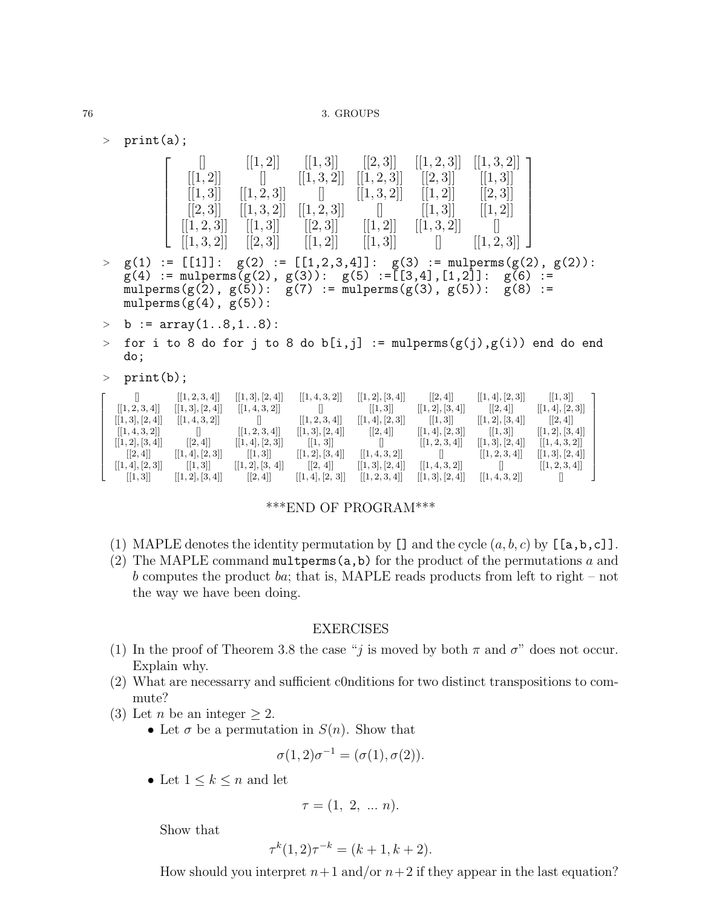```
> print(a);
```

$$\begin{bmatrix} [] & [[1,2]] & [[1,3]] & [[2,3]] & [[1,2,3]] & [[1,3,2]] \\ [[1,2]] & [] & [[1,3,2]] & [[1,2,3]] & [[2,3]] & [[1,3]] \\ [[1,3]] & [[1,2,3]] & [] & [[1,3,2]] & [[1,2]] & [[2,3]] \\ [[2,3]] & [[1,3,2]] & [[1,2,3]] & [] & [[1,3]] & [[1,2]] \\ [[1,2,3]] & [[1,3]] & [[2,3]] & [[1,2]] & [[1,3,2]] & [] \\ [[1,3,2]] & [[2,3]] & [[1,2]] & [[1,3]] & [] & [[1,2,3]] \end{bmatrix}$$

```
> g(1) := [[1]]:  g(2) := [[1,2,3,4]]:  g(3) := mulperms(g(2), g(2)):
  g(4) := mulperms(g(2), g(3)):  g(5) :=[[3,4],[1,2]]:  g(6) :=
  mulperms(g(2), g(5)):  g(7) := mulperms(g(3), g(5)):  g(8) :=
  mulperms(g(4), g(5)):
> b := array(1..8,1..8):
> for i to 8 do for j to 8 do b[i,j] := mulperms(g(j),g(i)) end do end
  do;
> print(b);
```

$$\begin{bmatrix} [] & [[1,2,3,4]] & [[1,3],[2,4]] & [[1,4,3,2]] & [[1,2],[3,4]] & [[2,4]] & [[1,4],[2,3]] & [[1,3]] \\ [[1,2,3,4]] & [[1,3],[2,4]] & [[1,4,3,2]] & [] & [[1,3]] & [[1,2],[3,4]] & [[2,4]] & [[1,4],[2,3]] \\ [[1,3],[2,4]] & [[1,4,3,2]] & [] & [[1,2,3,4]] & [[1,4],[2,3]] & [[1,3]] & [[1,2],[3,4]] & [[2,4]] \\ [[1,4,3,2]] & [] & [[1,2,3,4]] & [[1,3],[2,4]] & [[2,4]] & [[1,4],[2,3]] & [[1,3]] & [[1,2],[3,4]] \\ [[1,2],[3,4]] & [[2,4]] & [[1,4],[2,3]] & [[1,3]] & [] & [[1,2,3,4]] & [[1,3],[2,4]] & [[1,4,3,2]] \\ [[2,4]] & [[1,4],[2,3]] & [[1,3]] & [[1,2],[3,4]] & [[1,4,3,2]] & [] & [[1,2,3,4]] & [[1,3],[2,4]] \\ [[1,4],[2,3]] & [[1,3]] & [[1,2],[3,4]] & [[2,4]] & [[1,3],[2,4]] & [[1,4,3,2]] & [] & [[1,2,3,4]] \\ [[1,3]] & [[1,2],[3,4]] & [[2,4]] & [[1,4],[2,3]] & [[1,2,3,4]] & [[1,3],[2,4]] & [[1,4,3,2]] & [] \end{bmatrix}$$

***END OF PROGRAM***

(1) MAPLE denotes the identity permutation by `[]` and the cycle $(a, b, c)$ by `[[a,b,c]]`.

(2) The MAPLE command `multperms(a,b)` for the product of the permutations $a$ and $b$ computes the product $ba$; that is, MAPLE reads products from left to right – not the way we have been doing.

## EXERCISES

(1) In the proof of Theorem 3.8 the case "$j$ is moved by both $\pi$ and $\sigma$" does not occur. Explain why.

(2) What are necessarry and sufficient c0nditions for two distinct transpositions to commute?

(3) Let $n$ be an integer $\geq 2$.

- Let $\sigma$ be a permutation in $S(n)$. Show that

$$\sigma(1,2)\sigma^{-1} = (\sigma(1), \sigma(2)).$$

- Let $1 \leq k \leq n$ and let

$$\tau = (1,\ 2,\ \dots\ n).$$

Show that

$$\tau^k(1,2)\tau^{-k} = (k+1, k+2).$$

How should you interpret $n+1$ and/or $n+2$ if they appear in the last equation?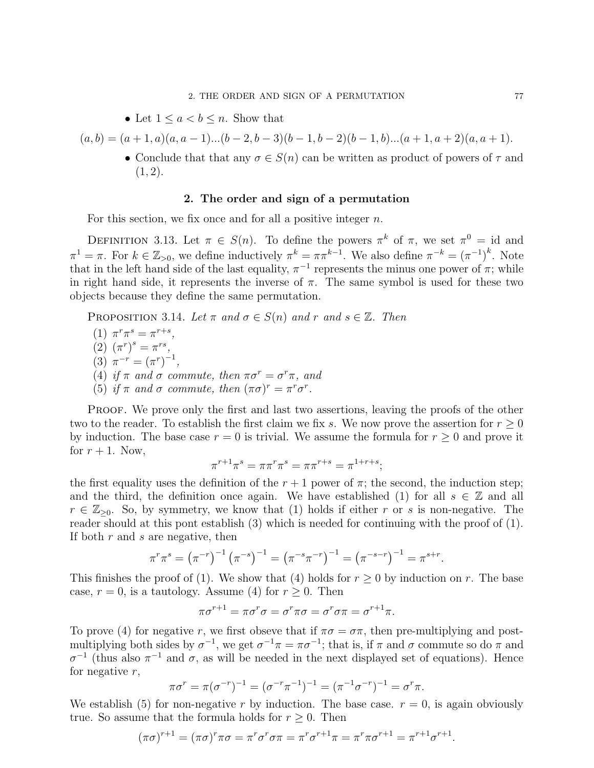- Let $1 \leq a < b \leq n$. Show that

$$(a, b) = (a+1, a)(a, a-1)...(b-2, b-3)(b-1, b-2)(b-1, b)...(a+1, a+2)(a, a+1).$$

- Conclude that that any $\sigma \in S(n)$ can be written as product of powers of $\tau$ and $(1, 2)$.

## 2. The order and sign of a permutation

For this section, we fix once and for all a positive integer $n$.

Definition 3.13. Let $\pi \in S(n)$. To define the powers $\pi^k$ of $\pi$, we set $\pi^0 = \text{id}$ and $\pi^1 = \pi$. For $k \in \mathbb{Z}_{>0}$, we define inductively $\pi^k = \pi\pi^{k-1}$. We also define $\pi^{-k} = (\pi^{-1})^k$. Note that in the left hand side of the last equality, $\pi^{-1}$ represents the minus one power of $\pi$; while in right hand side, it represents the inverse of $\pi$. The same symbol is used for these two objects because they define the same permutation.

Proposition 3.14. *Let $\pi$ and $\sigma \in S(n)$ and $r$ and $s \in \mathbb{Z}$. Then*

1. $\pi^r\pi^s = \pi^{r+s}$,
2. $(\pi^r)^s = \pi^{rs}$,
3. $\pi^{-r} = (\pi^r)^{-1}$,
4. *if $\pi$ and $\sigma$ commute, then $\pi\sigma^r = \sigma^r\pi$, and*
5. *if $\pi$ and $\sigma$ commute, then $(\pi\sigma)^r = \pi^r\sigma^r$.*

Proof. We prove only the first and last two assertions, leaving the proofs of the other two to the reader. To establish the first claim we fix $s$. We now prove the assertion for $r \geq 0$ by induction. The base case $r = 0$ is trivial. We assume the formula for $r \geq 0$ and prove it for $r + 1$. Now,

$$\pi^{r+1}\pi^s = \pi\pi^r\pi^s = \pi\pi^{r+s} = \pi^{1+r+s};$$

the first equality uses the definition of the $r+1$ power of $\pi$; the second, the induction step; and the third, the definition once again. We have established (1) for all $s \in \mathbb{Z}$ and all $r \in \mathbb{Z}_{\geq 0}$. So, by symmetry, we know that (1) holds if either $r$ or $s$ is non-negative. The reader should at this pont establish (3) which is needed for continuing with the proof of (1). If both $r$ and $s$ are negative, then

$$\pi^r\pi^s = \left(\pi^{-r}\right)^{-1}\left(\pi^{-s}\right)^{-1} = \left(\pi^{-s}\pi^{-r}\right)^{-1} = \left(\pi^{-s-r}\right)^{-1} = \pi^{s+r}.$$

This finishes the proof of (1). We show that (4) holds for $r \geq 0$ by induction on $r$. The base case, $r = 0$, is a tautology. Assume (4) for $r \geq 0$. Then

$$\pi\sigma^{r+1} = \pi\sigma^r\sigma = \sigma^r\pi\sigma = \sigma^r\sigma\pi = \sigma^{r+1}\pi.$$

To prove (4) for negative $r$, we first obseve that if $\pi\sigma = \sigma\pi$, then pre-multiplying and post-multiplying both sides by $\sigma^{-1}$, we get $\sigma^{-1}\pi = \pi\sigma^{-1}$; that is, if $\pi$ and $\sigma$ commute so do $\pi$ and $\sigma^{-1}$ (thus also $\pi^{-1}$ and $\sigma$, as will be needed in the next displayed set of equations). Hence for negative $r$,

$$\pi\sigma^r = \pi(\sigma^{-r})^{-1} = (\sigma^{-r}\pi^{-1})^{-1} = (\pi^{-1}\sigma^{-r})^{-1} = \sigma^r\pi.$$

We establish (5) for non-negative $r$ by induction. The base case. $r = 0$, is again obviously true. So assume that the formula holds for $r \geq 0$. Then

$$(\pi\sigma)^{r+1} = (\pi\sigma)^r\pi\sigma = \pi^r\sigma^r\sigma\pi = \pi^r\sigma^{r+1}\pi = \pi^r\pi\sigma^{r+1} = \pi^{r+1}\sigma^{r+1}.$$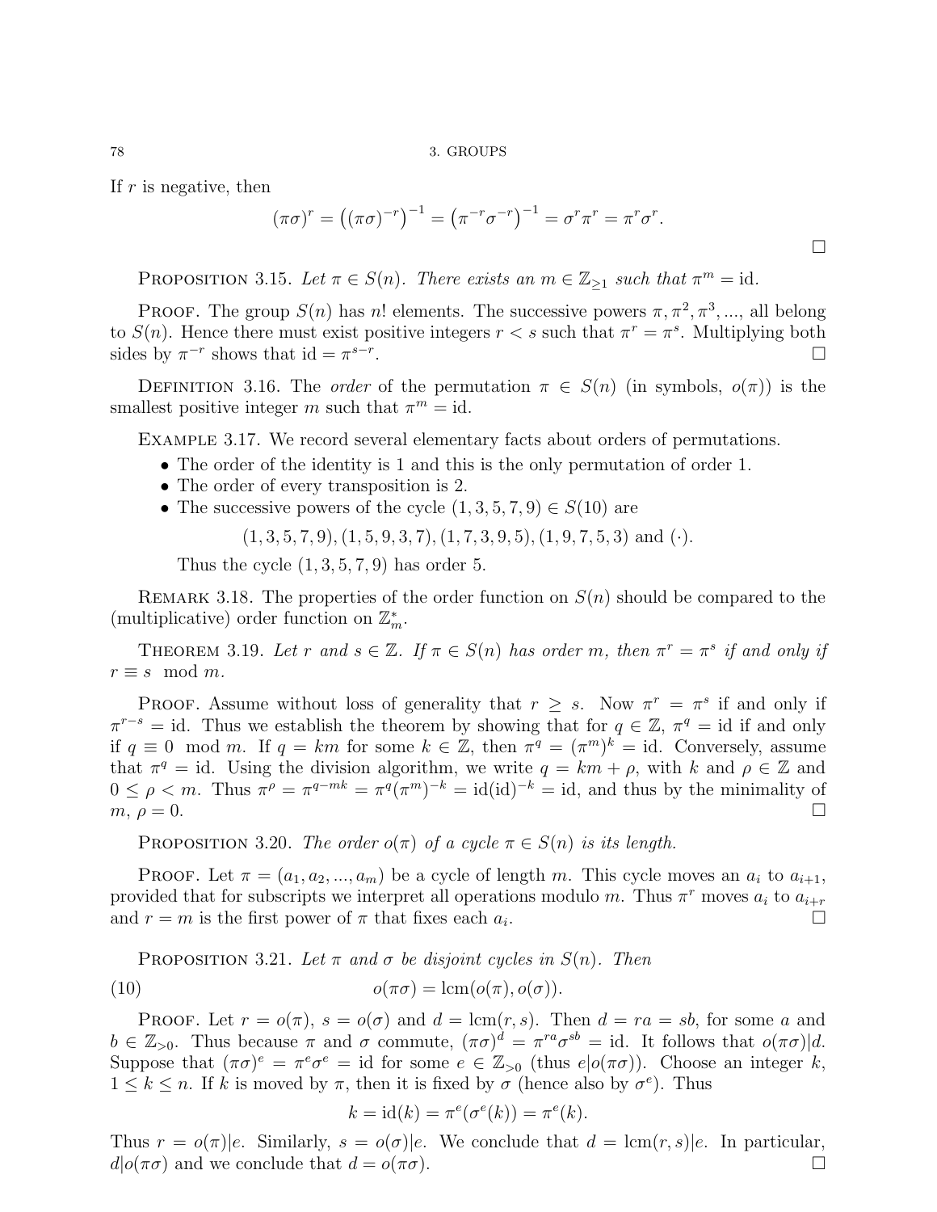If $r$ is negative, then

$$(\pi\sigma)^r = \left((\pi\sigma)^{-r}\right)^{-1} = \left(\pi^{-r}\sigma^{-r}\right)^{-1} = \sigma^r\pi^r = \pi^r\sigma^r.$$

$\square$

**Proposition 3.15.** *Let $\pi \in S(n)$. There exists an $m \in \mathbb{Z}_{\geq 1}$ such that $\pi^m = \mathrm{id}$.*

**Proof.** The group $S(n)$ has $n!$ elements. The successive powers $\pi, \pi^2, \pi^3, ...,$ all belong to $S(n)$. Hence there must exist positive integers $r < s$ such that $\pi^r = \pi^s$. Multiplying both sides by $\pi^{-r}$ shows that $\mathrm{id} = \pi^{s-r}$. $\square$

**Definition 3.16.** The *order* of the permutation $\pi \in S(n)$ (in symbols, $o(\pi)$) is the smallest positive integer $m$ such that $\pi^m = \mathrm{id}$.

**Example 3.17.** We record several elementary facts about orders of permutations.

- The order of the identity is 1 and this is the only permutation of order 1.
- The order of every transposition is 2.
- The successive powers of the cycle $(1, 3, 5, 7, 9) \in S(10)$ are

  $$(1, 3, 5, 7, 9), (1, 5, 9, 3, 7), (1, 7, 3, 9, 5), (1, 9, 7, 5, 3) \text{ and } (\cdot).$$

  Thus the cycle $(1, 3, 5, 7, 9)$ has order 5.

**Remark 3.18.** The properties of the order function on $S(n)$ should be compared to the (multiplicative) order function on $\mathbb{Z}_m^*$.

**Theorem 3.19.** *Let $r$ and $s \in \mathbb{Z}$. If $\pi \in S(n)$ has order $m$, then $\pi^r = \pi^s$ if and only if $r \equiv s \mod m$.*

**Proof.** Assume without loss of generality that $r \geq s$. Now $\pi^r = \pi^s$ if and only if $\pi^{r-s} = \mathrm{id}$. Thus we establish the theorem by showing that for $q \in \mathbb{Z}$, $\pi^q = \mathrm{id}$ if and only if $q \equiv 0 \mod m$. If $q = km$ for some $k \in \mathbb{Z}$, then $\pi^q = (\pi^m)^k = \mathrm{id}$. Conversely, assume that $\pi^q = \mathrm{id}$. Using the division algorithm, we write $q = km + \rho$, with $k$ and $\rho \in \mathbb{Z}$ and $0 \leq \rho < m$. Thus $\pi^\rho = \pi^{q-mk} = \pi^q(\pi^m)^{-k} = \mathrm{id}(\mathrm{id})^{-k} = \mathrm{id}$, and thus by the minimality of $m$, $\rho = 0$. $\square$

**Proposition 3.20.** *The order $o(\pi)$ of a cycle $\pi \in S(n)$ is its length.*

**Proof.** Let $\pi = (a_1, a_2, ..., a_m)$ be a cycle of length $m$. This cycle moves an $a_i$ to $a_{i+1}$, provided that for subscripts we interpret all operations modulo $m$. Thus $\pi^r$ moves $a_i$ to $a_{i+r}$ and $r = m$ is the first power of $\pi$ that fixes each $a_i$. $\square$

**Proposition 3.21.** *Let $\pi$ and $\sigma$ be disjoint cycles in $S(n)$. Then*

$$o(\pi\sigma) = \mathrm{lcm}(o(\pi), o(\sigma)). \tag{10}$$

**Proof.** Let $r = o(\pi)$, $s = o(\sigma)$ and $d = \mathrm{lcm}(r, s)$. Then $d = ra = sb$, for some $a$ and $b \in \mathbb{Z}_{>0}$. Thus because $\pi$ and $\sigma$ commute, $(\pi\sigma)^d = \pi^{ra}\sigma^{sb} = \mathrm{id}$. It follows that $o(\pi\sigma)|d$. Suppose that $(\pi\sigma)^e = \pi^e\sigma^e = \mathrm{id}$ for some $e \in \mathbb{Z}_{>0}$ (thus $e|o(\pi\sigma)$). Choose an integer $k$, $1 \leq k \leq n$. If $k$ is moved by $\pi$, then it is fixed by $\sigma$ (hence also by $\sigma^e$). Thus

$$k = \mathrm{id}(k) = \pi^e(\sigma^e(k)) = \pi^e(k).$$

Thus $r = o(\pi)|e$. Similarly, $s = o(\sigma)|e$. We conclude that $d = \mathrm{lcm}(r, s)|e$. In particular, $d|o(\pi\sigma)$ and we conclude that $d = o(\pi\sigma)$. $\square$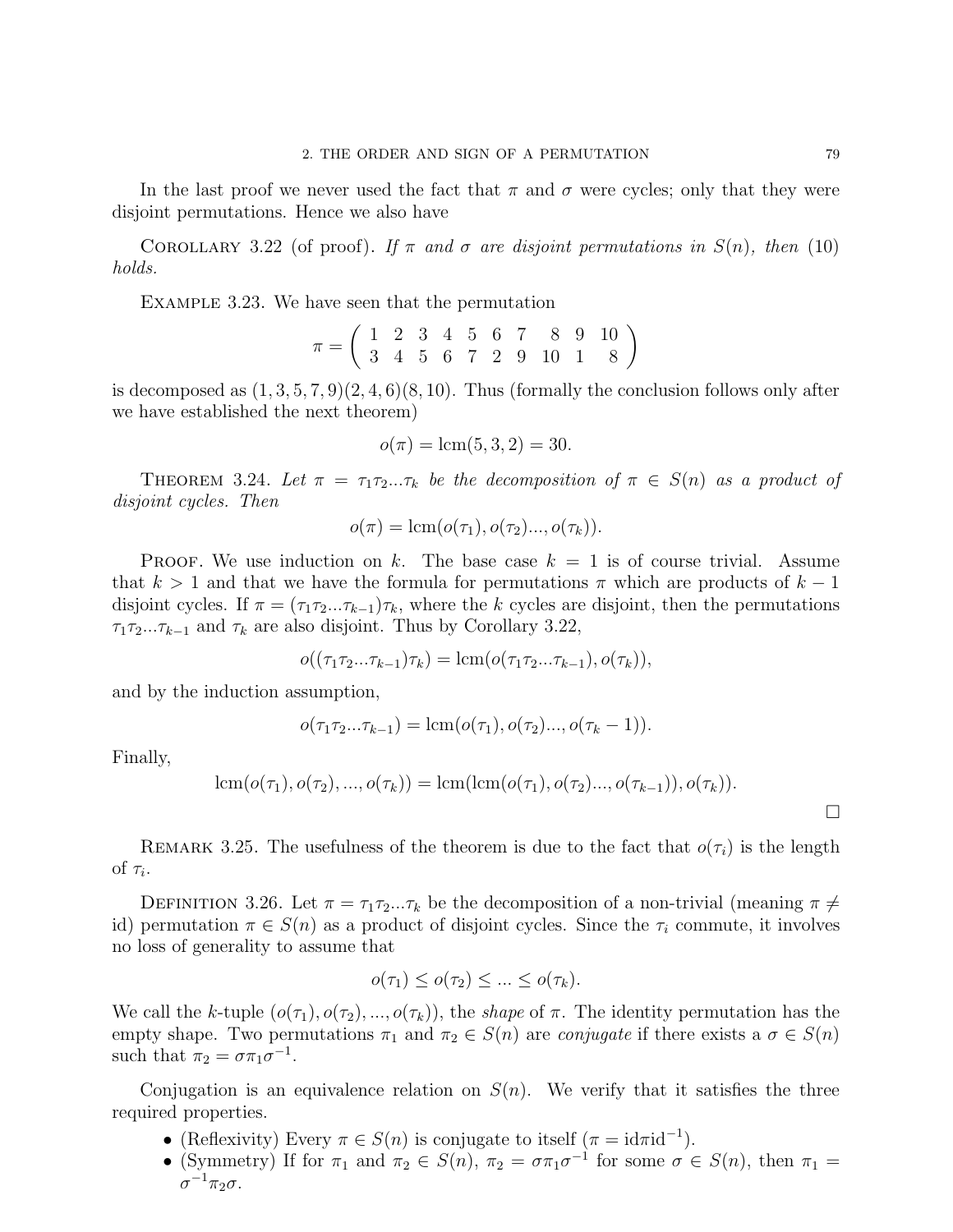In the last proof we never used the fact that $\pi$ and $\sigma$ were cycles; only that they were disjoint permutations. Hence we also have

Corollary 3.22 (of proof). *If $\pi$ and $\sigma$ are disjoint permutations in $S(n)$, then* (10) *holds.*

Example 3.23. We have seen that the permutation

$$\pi = \begin{pmatrix} 1 & 2 & 3 & 4 & 5 & 6 & 7 & 8 & 9 & 10 \\ 3 & 4 & 5 & 6 & 7 & 2 & 9 & 10 & 1 & 8 \end{pmatrix}$$

is decomposed as $(1,3,5,7,9)(2,4,6)(8,10)$. Thus (formally the conclusion follows only after we have established the next theorem)

$$o(\pi) = \text{lcm}(5,3,2) = 30.$$

Theorem 3.24. *Let $\pi = \tau_1\tau_2...\tau_k$ be the decomposition of $\pi \in S(n)$ as a product of disjoint cycles. Then*

$$o(\pi) = \text{lcm}(o(\tau_1), o(\tau_2)..., o(\tau_k)).$$

Proof. We use induction on $k$. The base case $k = 1$ is of course trivial. Assume that $k > 1$ and that we have the formula for permutations $\pi$ which are products of $k-1$ disjoint cycles. If $\pi = (\tau_1\tau_2...\tau_{k-1})\tau_k$, where the $k$ cycles are disjoint, then the permutations $\tau_1\tau_2...\tau_{k-1}$ and $\tau_k$ are also disjoint. Thus by Corollary 3.22,

$$o((\tau_1\tau_2...\tau_{k-1})\tau_k) = \text{lcm}(o(\tau_1\tau_2...\tau_{k-1}), o(\tau_k)),$$

and by the induction assumption,

$$o(\tau_1\tau_2...\tau_{k-1}) = \text{lcm}(o(\tau_1), o(\tau_2)..., o(\tau_k - 1)).$$

Finally,

$$\text{lcm}(o(\tau_1), o(\tau_2), ..., o(\tau_k)) = \text{lcm}(\text{lcm}(o(\tau_1), o(\tau_2)..., o(\tau_{k-1})), o(\tau_k)).$$

□

Remark 3.25. The usefulness of the theorem is due to the fact that $o(\tau_i)$ is the length of $\tau_i$.

Definition 3.26. Let $\pi = \tau_1\tau_2...\tau_k$ be the decomposition of a non-trivial (meaning $\pi \neq$ id) permutation $\pi \in S(n)$ as a product of disjoint cycles. Since the $\tau_i$ commute, it involves no loss of generality to assume that

$$o(\tau_1) \leq o(\tau_2) \leq ... \leq o(\tau_k).$$

We call the $k$-tuple $(o(\tau_1), o(\tau_2), ..., o(\tau_k))$, the *shape* of $\pi$. The identity permutation has the empty shape. Two permutations $\pi_1$ and $\pi_2 \in S(n)$ are *conjugate* if there exists a $\sigma \in S(n)$ such that $\pi_2 = \sigma\pi_1\sigma^{-1}$.

Conjugation is an equivalence relation on $S(n)$. We verify that it satisfies the three required properties.

- (Reflexivity) Every $\pi \in S(n)$ is conjugate to itself ($\pi = \text{id}\pi\text{id}^{-1}$).
- (Symmetry) If for $\pi_1$ and $\pi_2 \in S(n)$, $\pi_2 = \sigma\pi_1\sigma^{-1}$ for some $\sigma \in S(n)$, then $\pi_1 = \sigma^{-1}\pi_2\sigma$.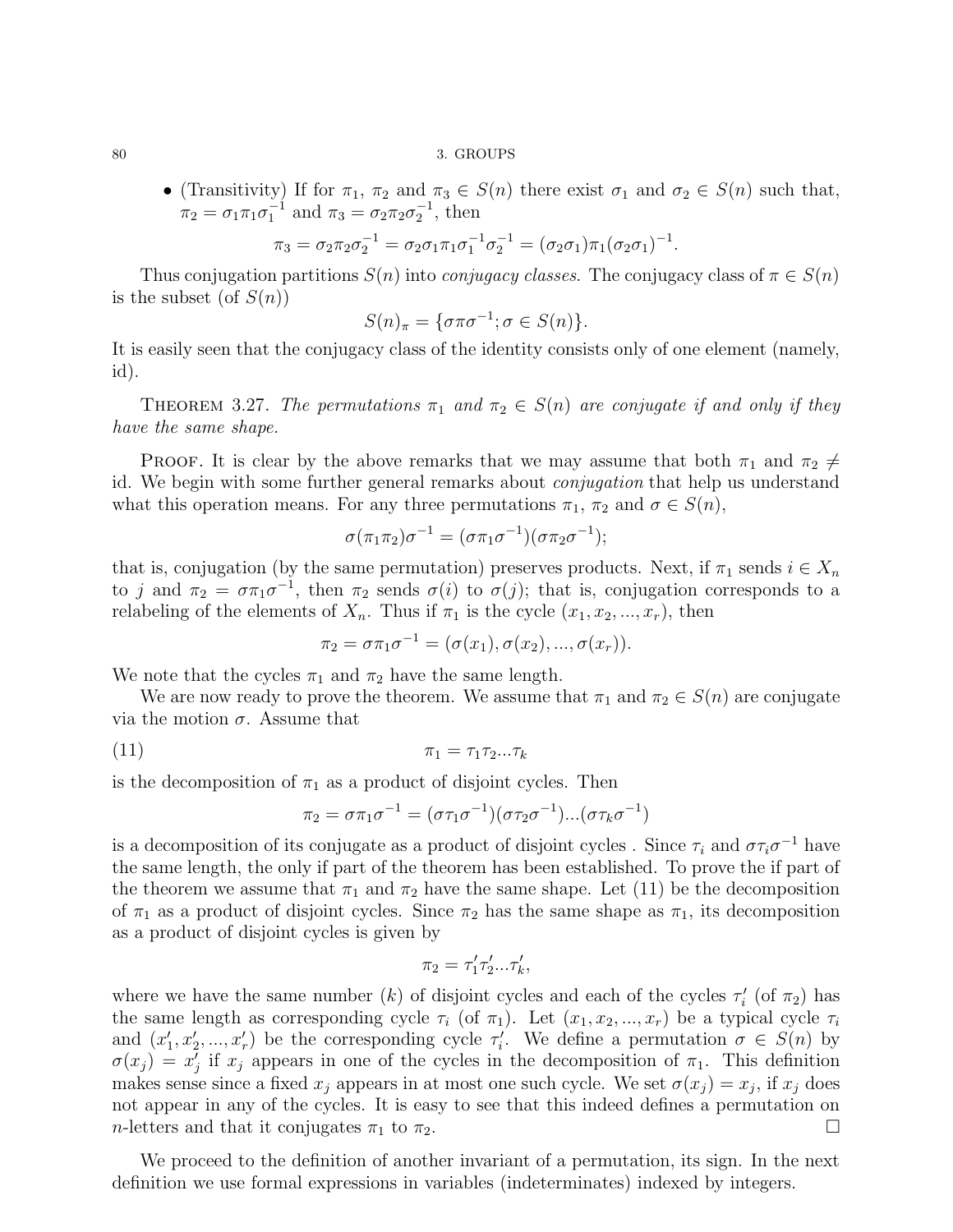- (Transitivity) If for $\pi_1$, $\pi_2$ and $\pi_3 \in S(n)$ there exist $\sigma_1$ and $\sigma_2 \in S(n)$ such that, $\pi_2 = \sigma_1\pi_1\sigma_1^{-1}$ and $\pi_3 = \sigma_2\pi_2\sigma_2^{-1}$, then

$$\pi_3 = \sigma_2\pi_2\sigma_2^{-1} = \sigma_2\sigma_1\pi_1\sigma_1^{-1}\sigma_2^{-1} = (\sigma_2\sigma_1)\pi_1(\sigma_2\sigma_1)^{-1}.$$

Thus conjugation partitions $S(n)$ into *conjugacy classes*. The conjugacy class of $\pi \in S(n)$ is the subset (of $S(n)$)

$$S(n)_\pi = \{\sigma\pi\sigma^{-1}; \sigma \in S(n)\}.$$

It is easily seen that the conjugacy class of the identity consists only of one element (namely, id).

THEOREM 3.27. *The permutations $\pi_1$ and $\pi_2 \in S(n)$ are conjugate if and only if they have the same shape.*

PROOF. It is clear by the above remarks that we may assume that both $\pi_1$ and $\pi_2 \neq$ id. We begin with some further general remarks about *conjugation* that help us understand what this operation means. For any three permutations $\pi_1$, $\pi_2$ and $\sigma \in S(n)$,

$$\sigma(\pi_1\pi_2)\sigma^{-1} = (\sigma\pi_1\sigma^{-1})(\sigma\pi_2\sigma^{-1});$$

that is, conjugation (by the same permutation) preserves products. Next, if $\pi_1$ sends $i \in X_n$ to $j$ and $\pi_2 = \sigma\pi_1\sigma^{-1}$, then $\pi_2$ sends $\sigma(i)$ to $\sigma(j)$; that is, conjugation corresponds to a relabeling of the elements of $X_n$. Thus if $\pi_1$ is the cycle $(x_1, x_2, ..., x_r)$, then

$$\pi_2 = \sigma\pi_1\sigma^{-1} = (\sigma(x_1), \sigma(x_2), ..., \sigma(x_r)).$$

We note that the cycles $\pi_1$ and $\pi_2$ have the same length.

We are now ready to prove the theorem. We assume that $\pi_1$ and $\pi_2 \in S(n)$ are conjugate via the motion $\sigma$. Assume that

$$\pi_1 = \tau_1\tau_2...\tau_k \tag{11}$$

is the decomposition of $\pi_1$ as a product of disjoint cycles. Then

$$\pi_2 = \sigma\pi_1\sigma^{-1} = (\sigma\tau_1\sigma^{-1})(\sigma\tau_2\sigma^{-1})...(\sigma\tau_k\sigma^{-1})$$

is a decomposition of its conjugate as a product of disjoint cycles . Since $\tau_i$ and $\sigma\tau_i\sigma^{-1}$ have the same length, the only if part of the theorem has been established. To prove the if part of the theorem we assume that $\pi_1$ and $\pi_2$ have the same shape. Let (11) be the decomposition of $\pi_1$ as a product of disjoint cycles. Since $\pi_2$ has the same shape as $\pi_1$, its decomposition as a product of disjoint cycles is given by

$$\pi_2 = \tau_1'\tau_2'...\tau_k',$$

where we have the same number ($k$) of disjoint cycles and each of the cycles $\tau_i'$ (of $\pi_2$) has the same length as corresponding cycle $\tau_i$ (of $\pi_1$). Let $(x_1, x_2, ..., x_r)$ be a typical cycle $\tau_i$ and $(x_1', x_2', ..., x_r')$ be the corresponding cycle $\tau_i'$. We define a permutation $\sigma \in S(n)$ by $\sigma(x_j) = x_j'$ if $x_j$ appears in one of the cycles in the decomposition of $\pi_1$. This definition makes sense since a fixed $x_j$ appears in at most one such cycle. We set $\sigma(x_j) = x_j$, if $x_j$ does not appear in any of the cycles. It is easy to see that this indeed defines a permutation on $n$-letters and that it conjugates $\pi_1$ to $\pi_2$. □

We proceed to the definition of another invariant of a permutation, its sign. In the next definition we use formal expressions in variables (indeterminates) indexed by integers.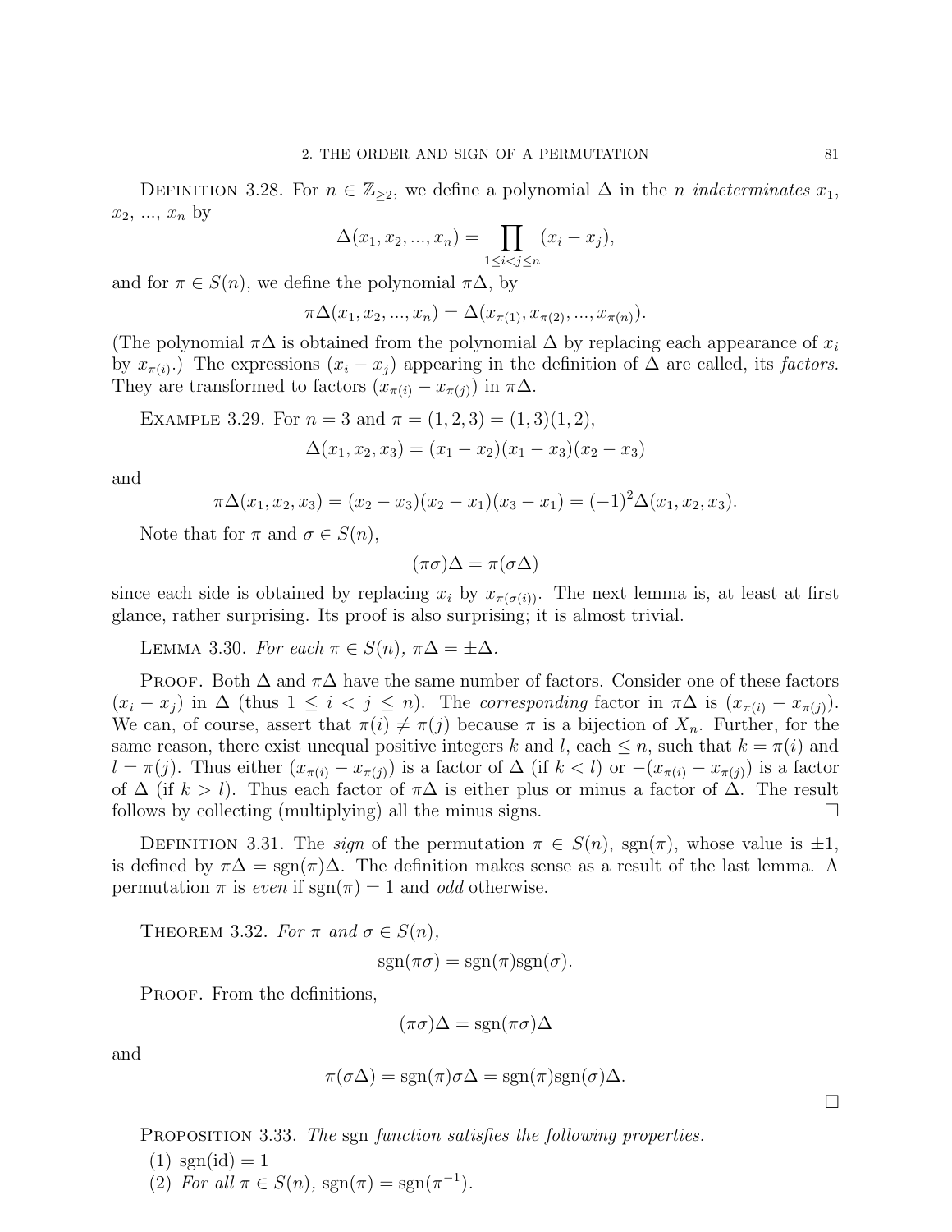Definition 3.28. For $n \in \mathbb{Z}_{\geq 2}$, we define a polynomial $\Delta$ in the $n$ *indeterminates* $x_1$, $x_2$, ..., $x_n$ by

$$\Delta(x_1, x_2, ..., x_n) = \prod_{1 \leq i < j \leq n} (x_i - x_j),$$

and for $\pi \in S(n)$, we define the polynomial $\pi\Delta$, by

$$\pi\Delta(x_1, x_2, ..., x_n) = \Delta(x_{\pi(1)}, x_{\pi(2)}, ..., x_{\pi(n)}).$$

(The polynomial $\pi\Delta$ is obtained from the polynomial $\Delta$ by replacing each appearance of $x_i$ by $x_{\pi(i)}$.) The expressions $(x_i - x_j)$ appearing in the definition of $\Delta$ are called, its *factors*. They are transformed to factors $(x_{\pi(i)} - x_{\pi(j)})$ in $\pi\Delta$.

Example 3.29. For $n = 3$ and $\pi = (1, 2, 3) = (1, 3)(1, 2)$,

$$\Delta(x_1, x_2, x_3) = (x_1 - x_2)(x_1 - x_3)(x_2 - x_3)$$

and

$$\pi\Delta(x_1, x_2, x_3) = (x_2 - x_3)(x_2 - x_1)(x_3 - x_1) = (-1)^2\Delta(x_1, x_2, x_3).$$

Note that for $\pi$ and $\sigma \in S(n)$,

$$(\pi\sigma)\Delta = \pi(\sigma\Delta)$$

since each side is obtained by replacing $x_i$ by $x_{\pi(\sigma(i))}$. The next lemma is, at least at first glance, rather surprising. Its proof is also surprising; it is almost trivial.

Lemma 3.30. *For each $\pi \in S(n)$, $\pi\Delta = \pm\Delta$.*

Proof. Both $\Delta$ and $\pi\Delta$ have the same number of factors. Consider one of these factors $(x_i - x_j)$ in $\Delta$ (thus $1 \leq i < j \leq n$). The *corresponding* factor in $\pi\Delta$ is $(x_{\pi(i)} - x_{\pi(j)})$. We can, of course, assert that $\pi(i) \neq \pi(j)$ because $\pi$ is a bijection of $X_n$. Further, for the same reason, there exist unequal positive integers $k$ and $l$, each $\leq n$, such that $k = \pi(i)$ and $l = \pi(j)$. Thus either $(x_{\pi(i)} - x_{\pi(j)})$ is a factor of $\Delta$ (if $k < l$) or $-(x_{\pi(i)} - x_{\pi(j)})$ is a factor of $\Delta$ (if $k > l$). Thus each factor of $\pi\Delta$ is either plus or minus a factor of $\Delta$. The result follows by collecting (multiplying) all the minus signs. $\square$

Definition 3.31. The *sign* of the permutation $\pi \in S(n)$, $\text{sgn}(\pi)$, whose value is $\pm 1$, is defined by $\pi\Delta = \text{sgn}(\pi)\Delta$. The definition makes sense as a result of the last lemma. A permutation $\pi$ is *even* if $\text{sgn}(\pi) = 1$ and *odd* otherwise.

Theorem 3.32. *For $\pi$ and $\sigma \in S(n)$,*

$$\text{sgn}(\pi\sigma) = \text{sgn}(\pi)\text{sgn}(\sigma).$$

Proof. From the definitions,

$$(\pi\sigma)\Delta = \text{sgn}(\pi\sigma)\Delta$$

and

$$\pi(\sigma\Delta) = \text{sgn}(\pi)\sigma\Delta = \text{sgn}(\pi)\text{sgn}(\sigma)\Delta.$$

$\square$

Proposition 3.33. *The* sgn *function satisfies the following properties.*

(1) $\text{sgn}(\text{id}) = 1$

(2) *For all $\pi \in S(n)$, $\text{sgn}(\pi) = \text{sgn}(\pi^{-1})$.*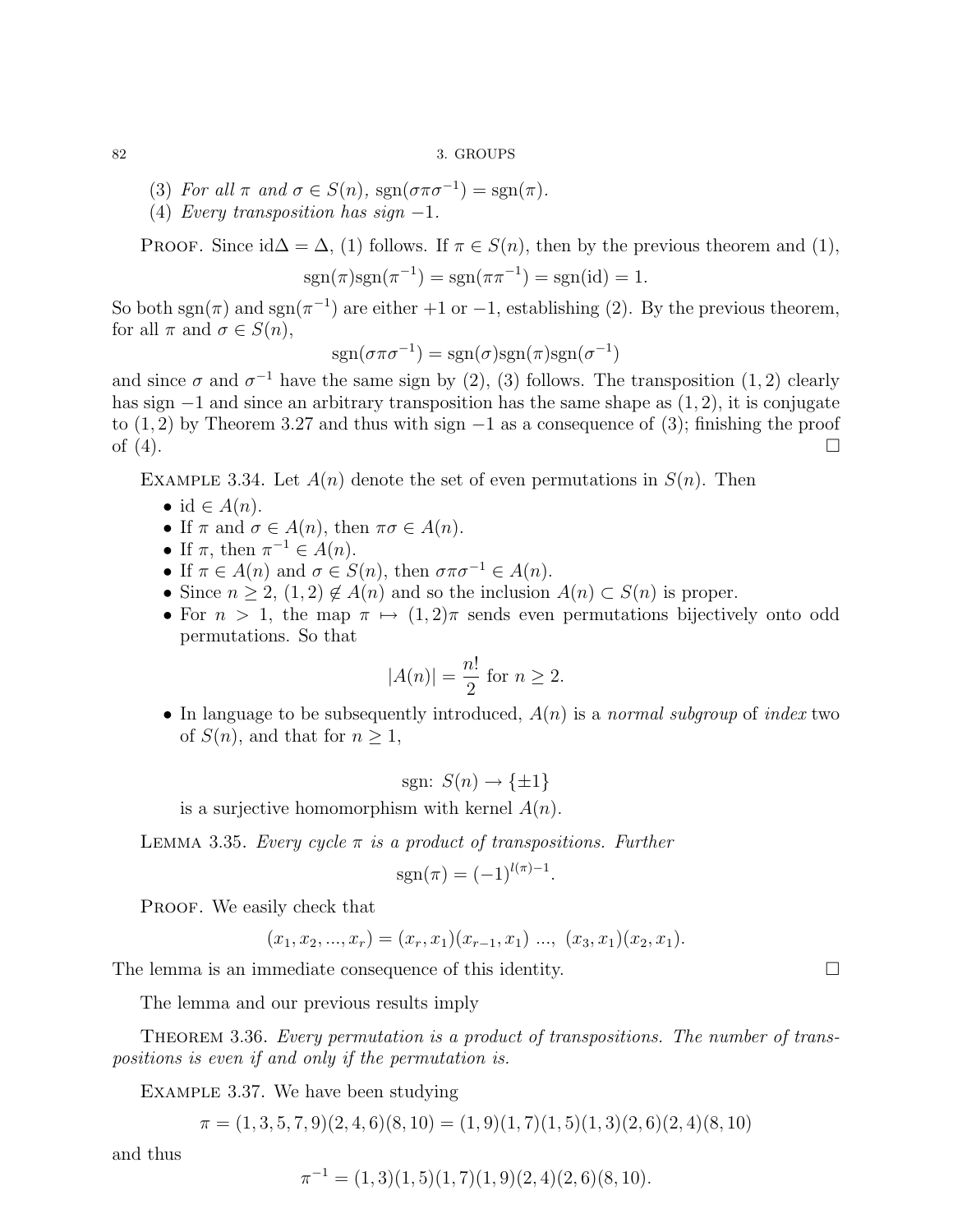(3) *For all $\pi$ and $\sigma \in S(n)$, $\text{sgn}(\sigma\pi\sigma^{-1}) = \text{sgn}(\pi)$.*
(4) *Every transposition has sign $-1$.*

Proof. Since $\text{id}\Delta = \Delta$, (1) follows. If $\pi \in S(n)$, then by the previous theorem and (1),

$$\text{sgn}(\pi)\text{sgn}(\pi^{-1}) = \text{sgn}(\pi\pi^{-1}) = \text{sgn}(\text{id}) = 1.$$

So both $\text{sgn}(\pi)$ and $\text{sgn}(\pi^{-1})$ are either $+1$ or $-1$, establishing (2). By the previous theorem, for all $\pi$ and $\sigma \in S(n)$,

$$\text{sgn}(\sigma\pi\sigma^{-1}) = \text{sgn}(\sigma)\text{sgn}(\pi)\text{sgn}(\sigma^{-1})$$

and since $\sigma$ and $\sigma^{-1}$ have the same sign by (2), (3) follows. The transposition $(1, 2)$ clearly has sign $-1$ and since an arbitrary transposition has the same shape as $(1, 2)$, it is conjugate to $(1, 2)$ by Theorem 3.27 and thus with sign $-1$ as a consequence of (3); finishing the proof of (4). $\square$

Example 3.34. Let $A(n)$ denote the set of even permutations in $S(n)$. Then

- $\text{id} \in A(n)$.
- If $\pi$ and $\sigma \in A(n)$, then $\pi\sigma \in A(n)$.
- If $\pi$, then $\pi^{-1} \in A(n)$.
- If $\pi \in A(n)$ and $\sigma \in S(n)$, then $\sigma\pi\sigma^{-1} \in A(n)$.
- Since $n \geq 2$, $(1, 2) \notin A(n)$ and so the inclusion $A(n) \subset S(n)$ is proper.
- For $n > 1$, the map $\pi \mapsto (1, 2)\pi$ sends even permutations bijectively onto odd permutations. So that
$$|A(n)| = \frac{n!}{2} \text{ for } n \geq 2.$$
- In language to be subsequently introduced, $A(n)$ is a *normal subgroup* of *index* two of $S(n)$, and that for $n \geq 1$,
$$\text{sgn}\colon S(n) \to \{\pm 1\}$$
is a surjective homomorphism with kernel $A(n)$.

Lemma 3.35. *Every cycle $\pi$ is a product of transpositions. Further*

$$\text{sgn}(\pi) = (-1)^{l(\pi)-1}.$$

Proof. We easily check that

$$(x_1, x_2, ..., x_r) = (x_r, x_1)(x_{r-1}, x_1) \ ..., \ (x_3, x_1)(x_2, x_1).$$

The lemma is an immediate consequence of this identity. $\square$

The lemma and our previous results imply

Theorem 3.36. *Every permutation is a product of transpositions. The number of transpositions is even if and only if the permutation is.*

Example 3.37. We have been studying

$$\pi = (1, 3, 5, 7, 9)(2, 4, 6)(8, 10) = (1, 9)(1, 7)(1, 5)(1, 3)(2, 6)(2, 4)(8, 10)$$

and thus

$$\pi^{-1} = (1, 3)(1, 5)(1, 7)(1, 9)(2, 4)(2, 6)(8, 10).$$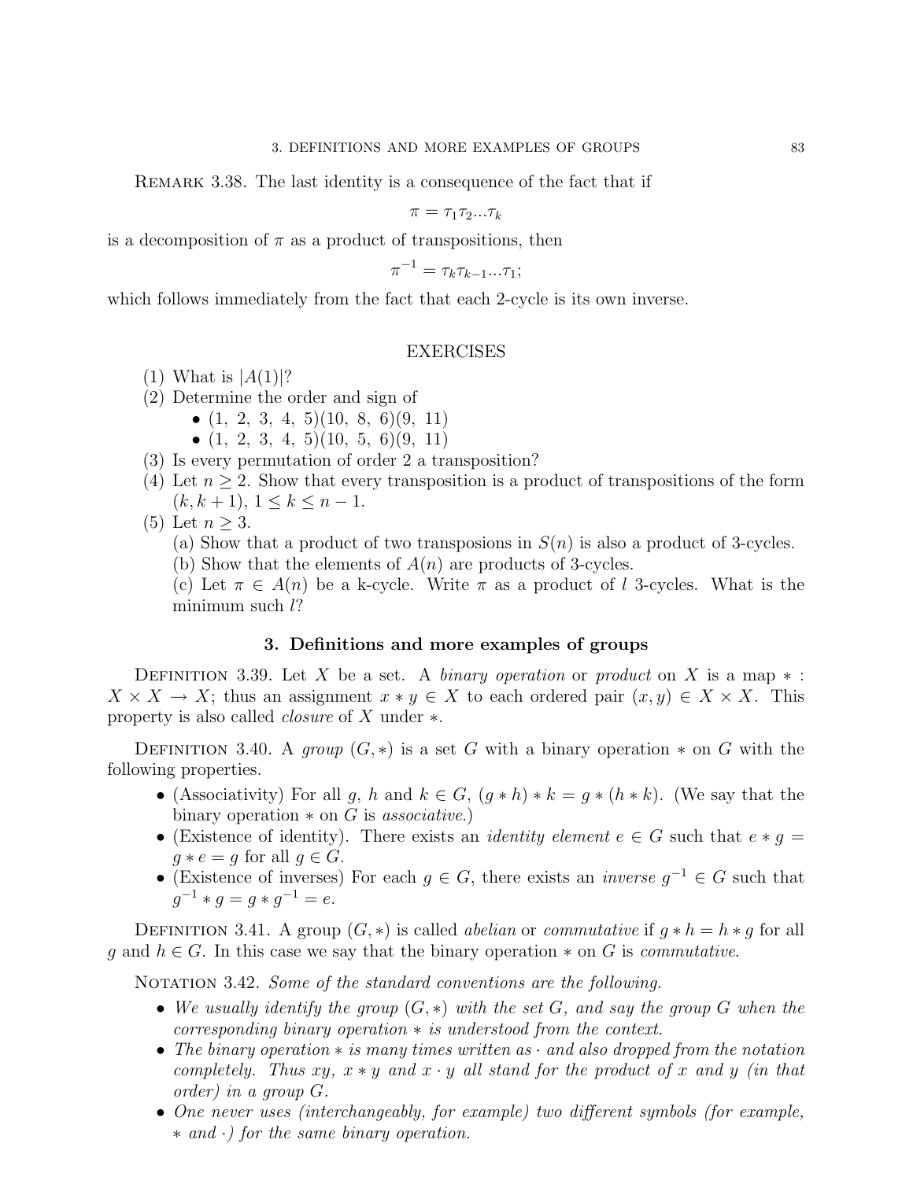Remark 3.38. The last identity is a consequence of the fact that if

$$\pi = \tau_1 \tau_2 ... \tau_k$$

is a decomposition of $\pi$ as a product of transpositions, then

$$\pi^{-1} = \tau_k \tau_{k-1} ... \tau_1;$$

which follows immediately from the fact that each 2-cycle is its own inverse.

## EXERCISES

(1) What is $|A(1)|$?

(2) Determine the order and sign of
- $(1,\ 2,\ 3,\ 4,\ 5)(10,\ 8,\ 6)(9,\ 11)$
- $(1,\ 2,\ 3,\ 4,\ 5)(10,\ 5,\ 6)(9,\ 11)$

(3) Is every permutation of order 2 a transposition?

(4) Let $n \geq 2$. Show that every transposition is a product of transpositions of the form $(k, k+1)$, $1 \leq k \leq n-1$.

(5) Let $n \geq 3$.
(a) Show that a product of two transposions in $S(n)$ is also a product of 3-cycles.
(b) Show that the elements of $A(n)$ are products of 3-cycles.
(c) Let $\pi \in A(n)$ be a k-cycle. Write $\pi$ as a product of $l$ 3-cycles. What is the minimum such $l$?

## 3. Definitions and more examples of groups

Definition 3.39. Let $X$ be a set. A *binary operation* or *product* on $X$ is a map $* : X \times X \to X$; thus an assignment $x * y \in X$ to each ordered pair $(x, y) \in X \times X$. This property is also called *closure* of $X$ under $*$.

Definition 3.40. A *group* $(G, *)$ is a set $G$ with a binary operation $*$ on $G$ with the following properties.
- (Associativity) For all $g$, $h$ and $k \in G$, $(g * h) * k = g * (h * k)$. (We say that the binary operation $*$ on $G$ is *associative*.)
- (Existence of identity). There exists an *identity element* $e \in G$ such that $e * g = g * e = g$ for all $g \in G$.
- (Existence of inverses) For each $g \in G$, there exists an *inverse* $g^{-1} \in G$ such that $g^{-1} * g = g * g^{-1} = e$.

Definition 3.41. A group $(G, *)$ is called *abelian* or *commutative* if $g * h = h * g$ for all $g$ and $h \in G$. In this case we say that the binary operation $*$ on $G$ is *commutative*.

Notation 3.42. *Some of the standard conventions are the following.*
- *We usually identify the group $(G, *)$ with the set $G$, and say the group $G$ when the corresponding binary operation $*$ is understood from the context.*
- *The binary operation $*$ is many times written as $\cdot$ and also dropped from the notation completely. Thus $xy$, $x * y$ and $x \cdot y$ all stand for the product of $x$ and $y$ (in that order) in a group $G$.*
- *One never uses (interchangeably, for example) two different symbols (for example, $*$ and $\cdot$) for the same binary operation.*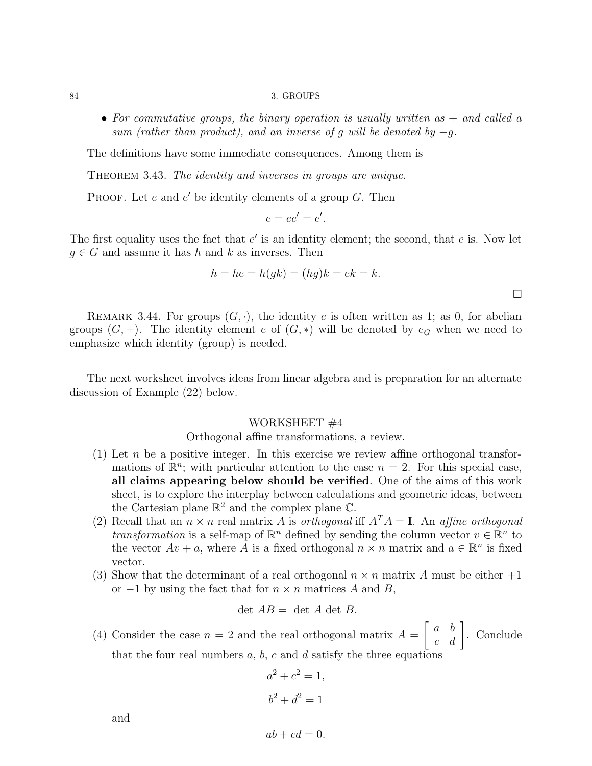- *For commutative groups, the binary operation is usually written as + and called a sum (rather than product), and an inverse of $g$ will be denoted by $-g$.*

The definitions have some immediate consequences. Among them is

THEOREM 3.43. *The identity and inverses in groups are unique.*

PROOF. Let $e$ and $e'$ be identity elements of a group $G$. Then

$$e = ee' = e'.$$

The first equality uses the fact that $e'$ is an identity element; the second, that $e$ is. Now let $g \in G$ and assume it has $h$ and $k$ as inverses. Then

$$h = he = h(gk) = (hg)k = ek = k.$$

□

REMARK 3.44. For groups $(G, \cdot)$, the identity $e$ is often written as 1; as 0, for abelian groups $(G, +)$. The identity element $e$ of $(G, *)$ will be denoted by $e_G$ when we need to emphasize which identity (group) is needed.

The next worksheet involves ideas from linear algebra and is preparation for an alternate discussion of Example (22) below.

## WORKSHEET #4

Orthogonal affine transformations, a review.

(1) Let $n$ be a positive integer. In this exercise we review affine orthogonal transformations of $\mathbb{R}^n$; with particular attention to the case $n = 2$. For this special case, **all claims appearing below should be verified**. One of the aims of this work sheet, is to explore the interplay between calculations and geometric ideas, between the Cartesian plane $\mathbb{R}^2$ and the complex plane $\mathbb{C}$.

(2) Recall that an $n \times n$ real matrix $A$ is *orthogonal* iff $A^T A = \mathbf{I}$. An *affine orthogonal transformation* is a self-map of $\mathbb{R}^n$ defined by sending the column vector $v \in \mathbb{R}^n$ to the vector $Av + a$, where $A$ is a fixed orthogonal $n \times n$ matrix and $a \in \mathbb{R}^n$ is fixed vector.

(3) Show that the determinant of a real orthogonal $n \times n$ matrix $A$ must be either $+1$ or $-1$ by using the fact that for $n \times n$ matrices $A$ and $B$,

$$\det AB = \det A \det B.$$

(4) Consider the case $n = 2$ and the real orthogonal matrix $A = \begin{bmatrix} a & b \\ c & d \end{bmatrix}$. Conclude that the four real numbers $a$, $b$, $c$ and $d$ satisfy the three equations

$$a^2 + c^2 = 1,$$

$$b^2 + d^2 = 1$$

and

$$ab + cd = 0.$$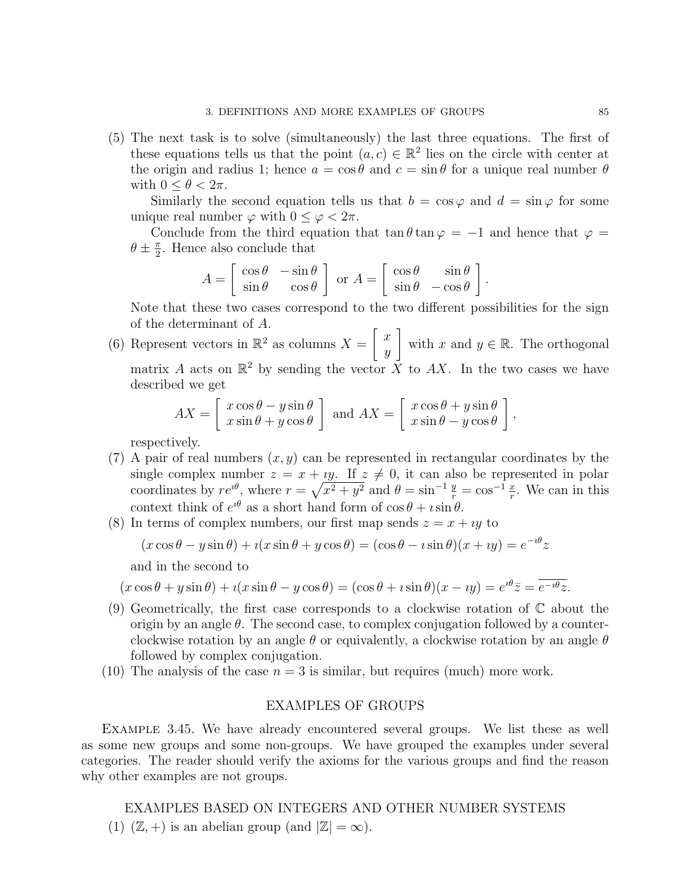(5) The next task is to solve (simultaneously) the last three equations. The first of these equations tells us that the point $(a, c) \in \mathbb{R}^2$ lies on the circle with center at the origin and radius 1; hence $a = \cos\theta$ and $c = \sin\theta$ for a unique real number $\theta$ with $0 \le \theta < 2\pi$.

   Similarly the second equation tells us that $b = \cos\varphi$ and $d = \sin\varphi$ for some unique real number $\varphi$ with $0 \le \varphi < 2\pi$.

   Conclude from the third equation that $\tan\theta\tan\varphi = -1$ and hence that $\varphi = \theta \pm \frac{\pi}{2}$. Hence also conclude that

$$A = \begin{bmatrix} \cos\theta & -\sin\theta \\ \sin\theta & \cos\theta \end{bmatrix} \text{ or } A = \begin{bmatrix} \cos\theta & \sin\theta \\ \sin\theta & -\cos\theta \end{bmatrix}.$$

   Note that these two cases correspond to the two different possibilities for the sign of the determinant of $A$.

(6) Represent vectors in $\mathbb{R}^2$ as columns $X = \begin{bmatrix} x \\ y \end{bmatrix}$ with $x$ and $y \in \mathbb{R}$. The orthogonal matrix $A$ acts on $\mathbb{R}^2$ by sending the vector $X$ to $AX$. In the two cases we have described we get

$$AX = \begin{bmatrix} x\cos\theta - y\sin\theta \\ x\sin\theta + y\cos\theta \end{bmatrix} \text{ and } AX = \begin{bmatrix} x\cos\theta + y\sin\theta \\ x\sin\theta - y\cos\theta \end{bmatrix},$$

   respectively.

(7) A pair of real numbers $(x, y)$ can be represented in rectangular coordinates by the single complex number $z = x + \imath y$. If $z \neq 0$, it can also be represented in polar coordinates by $re^{\imath\theta}$, where $r = \sqrt{x^2 + y^2}$ and $\theta = \sin^{-1}\frac{y}{r} = \cos^{-1}\frac{x}{r}$. We can in this context think of $e^{\imath\theta}$ as a short hand form of $\cos\theta + \imath\sin\theta$.

(8) In terms of complex numbers, our first map sends $z = x + \imath y$ to

$$(x\cos\theta - y\sin\theta) + \imath(x\sin\theta + y\cos\theta) = (\cos\theta - \imath\sin\theta)(x + \imath y) = e^{-\imath\theta}z$$

   and in the second to

$$(x\cos\theta + y\sin\theta) + \imath(x\sin\theta - y\cos\theta) = (\cos\theta + \imath\sin\theta)(x - \imath y) = e^{\imath\theta}\bar{z} = \overline{e^{-\imath\theta}z}.$$

(9) Geometrically, the first case corresponds to a clockwise rotation of $\mathbb{C}$ about the origin by an angle $\theta$. The second case, to complex conjugation followed by a counter-clockwise rotation by an angle $\theta$ or equivalently, a clockwise rotation by an angle $\theta$ followed by complex conjugation.

(10) The analysis of the case $n = 3$ is similar, but requires (much) more work.

## EXAMPLES OF GROUPS

EXAMPLE 3.45. We have already encountered several groups. We list these as well as some new groups and some non-groups. We have grouped the examples under several categories. The reader should verify the axioms for the various groups and find the reason why other examples are not groups.

### EXAMPLES BASED ON INTEGERS AND OTHER NUMBER SYSTEMS

(1) $(\mathbb{Z}, +)$ is an abelian group (and $|\mathbb{Z}| = \infty$).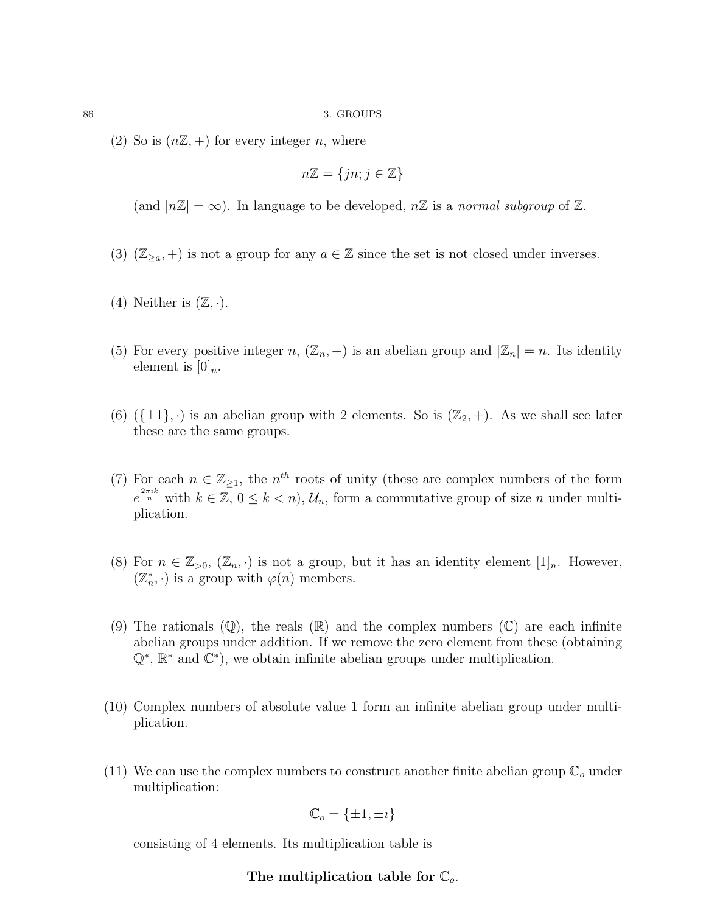(2) So is $(n\mathbb{Z}, +)$ for every integer $n$, where

$$n\mathbb{Z} = \{jn; j \in \mathbb{Z}\}$$

(and $|n\mathbb{Z}| = \infty$). In language to be developed, $n\mathbb{Z}$ is a *normal subgroup* of $\mathbb{Z}$.

(3) $(\mathbb{Z}_{\geq a}, +)$ is not a group for any $a \in \mathbb{Z}$ since the set is not closed under inverses.

(4) Neither is $(\mathbb{Z}, \cdot)$.

(5) For every positive integer $n$, $(\mathbb{Z}_n, +)$ is an abelian group and $|\mathbb{Z}_n| = n$. Its identity element is $[0]_n$.

(6) $(\{\pm 1\}, \cdot)$ is an abelian group with 2 elements. So is $(\mathbb{Z}_2, +)$. As we shall see later these are the same groups.

(7) For each $n \in \mathbb{Z}_{\geq 1}$, the $n^{th}$ roots of unity (these are complex numbers of the form $e^{\frac{2\pi \imath k}{n}}$ with $k \in \mathbb{Z}$, $0 \leq k < n$), $\mathcal{U}_n$, form a commutative group of size $n$ under multiplication.

(8) For $n \in \mathbb{Z}_{>0}$, $(\mathbb{Z}_n, \cdot)$ is not a group, but it has an identity element $[1]_n$. However, $(\mathbb{Z}_n^*, \cdot)$ is a group with $\varphi(n)$ members.

(9) The rationals ($\mathbb{Q}$), the reals ($\mathbb{R}$) and the complex numbers ($\mathbb{C}$) are each infinite abelian groups under addition. If we remove the zero element from these (obtaining $\mathbb{Q}^*$, $\mathbb{R}^*$ and $\mathbb{C}^*$), we obtain infinite abelian groups under multiplication.

(10) Complex numbers of absolute value 1 form an infinite abelian group under multiplication.

(11) We can use the complex numbers to construct another finite abelian group $\mathbb{C}_o$ under multiplication:

$$\mathbb{C}_o = \{\pm 1, \pm \imath\}$$

consisting of 4 elements. Its multiplication table is

**The multiplication table for $\mathbb{C}_o$.**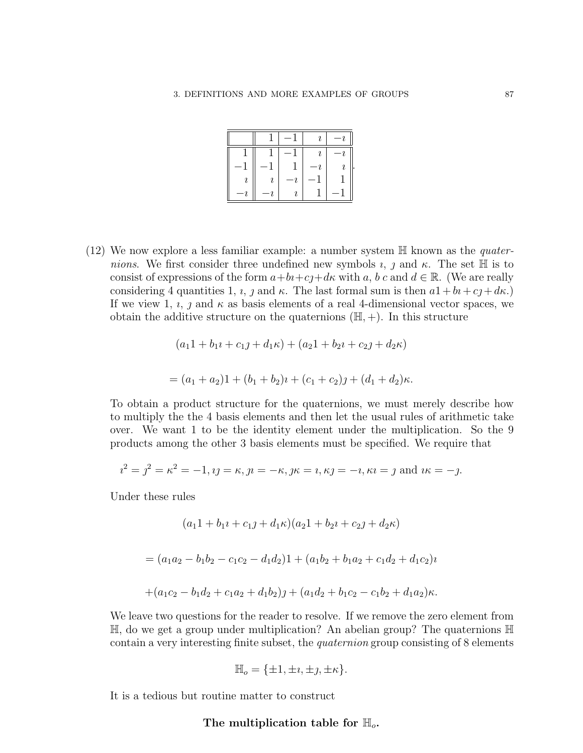|  | $1$ | $-1$ | $\imath$ | $-\imath$ |
|---|---|---|---|---|
| $1$ | $1$ | $-1$ | $\imath$ | $-\imath$ |
| $-1$ | $-1$ | $1$ | $-\imath$ | $\imath$ |
| $\imath$ | $\imath$ | $-\imath$ | $-1$ | $1$ |
| $-\imath$ | $-\imath$ | $\imath$ | $1$ | $-1$ |

(12) We now explore a less familiar example: a number system $\mathbb{H}$ known as the *quaternions*. We first consider three undefined new symbols $\imath$, $\jmath$ and $\kappa$. The set $\mathbb{H}$ is to consist of expressions of the form $a+b\imath+c\jmath+d\kappa$ with $a$, $b$ $c$ and $d \in \mathbb{R}$. (We are really considering 4 quantities 1, $\imath$, $\jmath$ and $\kappa$. The last formal sum is then $a1+b\imath+c\jmath+d\kappa$.) If we view 1, $\imath$, $\jmath$ and $\kappa$ as basis elements of a real 4-dimensional vector spaces, we obtain the additive structure on the quaternions $(\mathbb{H}, +)$. In this structure

$$(a_1 1 + b_1\imath + c_1\jmath + d_1\kappa) + (a_2 1 + b_2\imath + c_2\jmath + d_2\kappa)$$

$$= (a_1 + a_2)1 + (b_1 + b_2)\imath + (c_1 + c_2)\jmath + (d_1 + d_2)\kappa.$$

To obtain a product structure for the quaternions, we must merely describe how to multiply the the 4 basis elements and then let the usual rules of arithmetic take over. We want 1 to be the identity element under the multiplication. So the 9 products among the other 3 basis elements must be specified. We require that

$$\imath^2 = \jmath^2 = \kappa^2 = -1, \imath\jmath = \kappa, \jmath\imath = -\kappa, \jmath\kappa = \imath, \kappa\jmath = -\imath, \kappa\imath = \jmath \text{ and } \imath\kappa = -\jmath.$$

Under these rules

$$(a_1 1 + b_1\imath + c_1\jmath + d_1\kappa)(a_2 1 + b_2\imath + c_2\jmath + d_2\kappa)$$

$$= (a_1a_2 - b_1b_2 - c_1c_2 - d_1d_2)1 + (a_1b_2 + b_1a_2 + c_1d_2 + d_1c_2)\imath$$

$$+(a_1c_2 - b_1d_2 + c_1a_2 + d_1b_2)\jmath + (a_1d_2 + b_1c_2 - c_1b_2 + d_1a_2)\kappa.$$

We leave two questions for the reader to resolve. If we remove the zero element from $\mathbb{H}$, do we get a group under multiplication? An abelian group? The quaternions $\mathbb{H}$ contain a very interesting finite subset, the *quaternion* group consisting of 8 elements

$$\mathbb{H}_o = \{\pm 1, \pm\imath, \pm\jmath, \pm\kappa\}.$$

It is a tedious but routine matter to construct

**The multiplication table for $\mathbb{H}_o$.**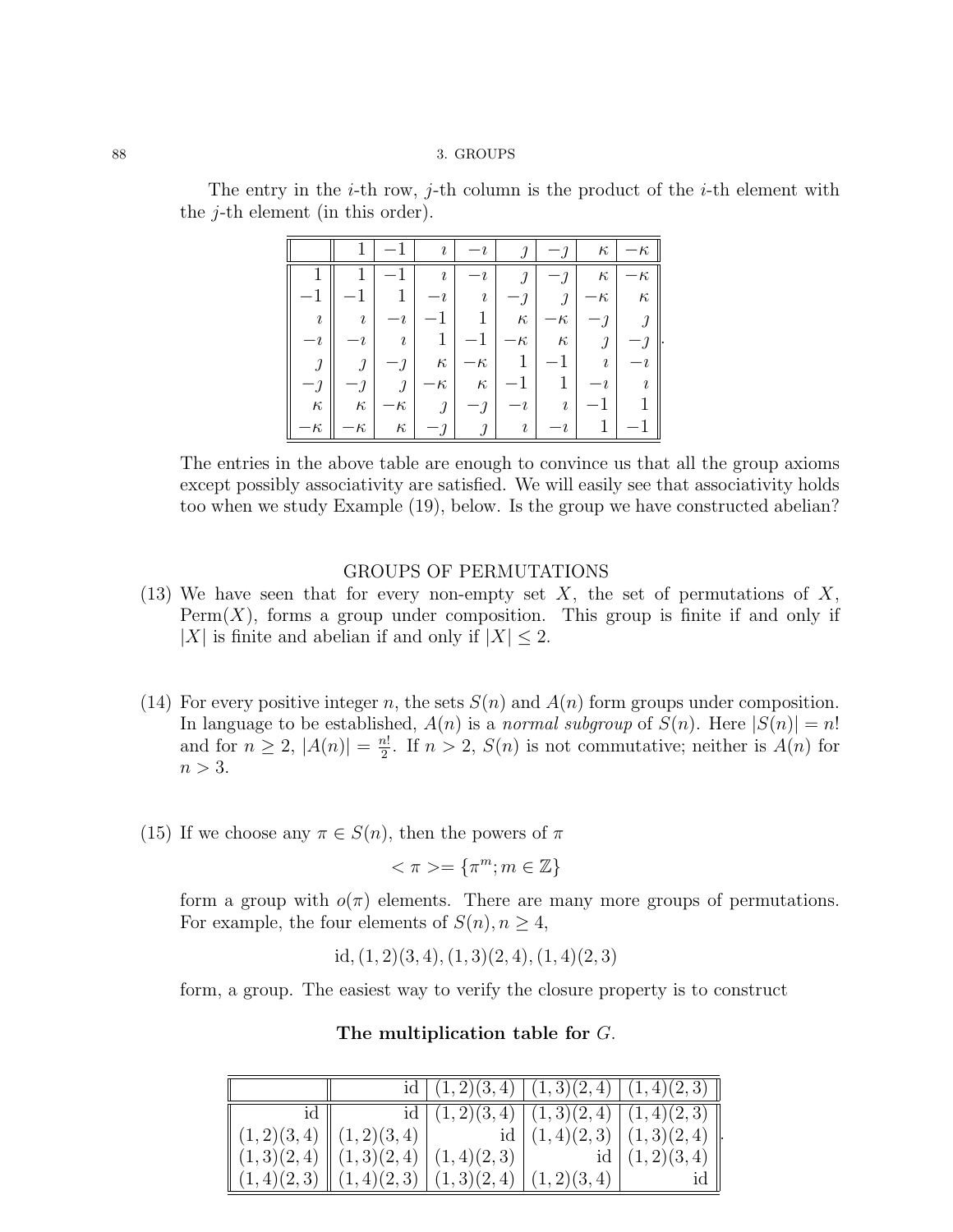The entry in the $i$-th row, $j$-th column is the product of the $i$-th element with the $j$-th element (in this order).

|  | $1$ | $-1$ | $\imath$ | $-\imath$ | $\jmath$ | $-\jmath$ | $\kappa$ | $-\kappa$ |
|---|---|---|---|---|---|---|---|---|
| $1$ | $1$ | $-1$ | $\imath$ | $-\imath$ | $\jmath$ | $-\jmath$ | $\kappa$ | $-\kappa$ |
| $-1$ | $-1$ | $1$ | $-\imath$ | $\imath$ | $-\jmath$ | $\jmath$ | $-\kappa$ | $\kappa$ |
| $\imath$ | $\imath$ | $-\imath$ | $-1$ | $1$ | $\kappa$ | $-\kappa$ | $-\jmath$ | $\jmath$ |
| $-\imath$ | $-\imath$ | $\imath$ | $1$ | $-1$ | $-\kappa$ | $\kappa$ | $\jmath$ | $-\jmath$ |
| $\jmath$ | $\jmath$ | $-\jmath$ | $\kappa$ | $-\kappa$ | $1$ | $-1$ | $\imath$ | $-\imath$ |
| $-\jmath$ | $-\jmath$ | $\jmath$ | $-\kappa$ | $\kappa$ | $-1$ | $1$ | $-\imath$ | $\imath$ |
| $\kappa$ | $\kappa$ | $-\kappa$ | $\jmath$ | $-\jmath$ | $-\imath$ | $\imath$ | $-1$ | $1$ |
| $-\kappa$ | $-\kappa$ | $\kappa$ | $-\jmath$ | $\jmath$ | $\imath$ | $-\imath$ | $1$ | $-1$ |

The entries in the above table are enough to convince us that all the group axioms except possibly associativity are satisfied. We will easily see that associativity holds too when we study Example (19), below. Is the group we have constructed abelian?

## GROUPS OF PERMUTATIONS

(13) We have seen that for every non-empty set $X$, the set of permutations of $X$, $\mathrm{Perm}(X)$, forms a group under composition. This group is finite if and only if $|X|$ is finite and abelian if and only if $|X| \leq 2$.

(14) For every positive integer $n$, the sets $S(n)$ and $A(n)$ form groups under composition. In language to be established, $A(n)$ is a *normal subgroup* of $S(n)$. Here $|S(n)| = n!$ and for $n \geq 2$, $|A(n)| = \frac{n!}{2}$. If $n > 2$, $S(n)$ is not commutative; neither is $A(n)$ for $n > 3$.

(15) If we choose any $\pi \in S(n)$, then the powers of $\pi$

$$< \pi >= \{\pi^m; m \in \mathbb{Z}\}$$

form a group with $o(\pi)$ elements. There are many more groups of permutations. For example, the four elements of $S(n), n \geq 4$,

$$\mathrm{id}, (1,2)(3,4), (1,3)(2,4), (1,4)(2,3)$$

form, a group. The easiest way to verify the closure property is to construct

**The multiplication table for $G$.**

|  | id | $(1,2)(3,4)$ | $(1,3)(2,4)$ | $(1,4)(2,3)$ |
|---|---|---|---|---|
| id | id | $(1,2)(3,4)$ | $(1,3)(2,4)$ | $(1,4)(2,3)$ |
| $(1,2)(3,4)$ | $(1,2)(3,4)$ | id | $(1,4)(2,3)$ | $(1,3)(2,4)$ |
| $(1,3)(2,4)$ | $(1,3)(2,4)$ | $(1,4)(2,3)$ | id | $(1,2)(3,4)$ |
| $(1,4)(2,3)$ | $(1,4)(2,3)$ | $(1,3)(2,4)$ | $(1,2)(3,4)$ | id |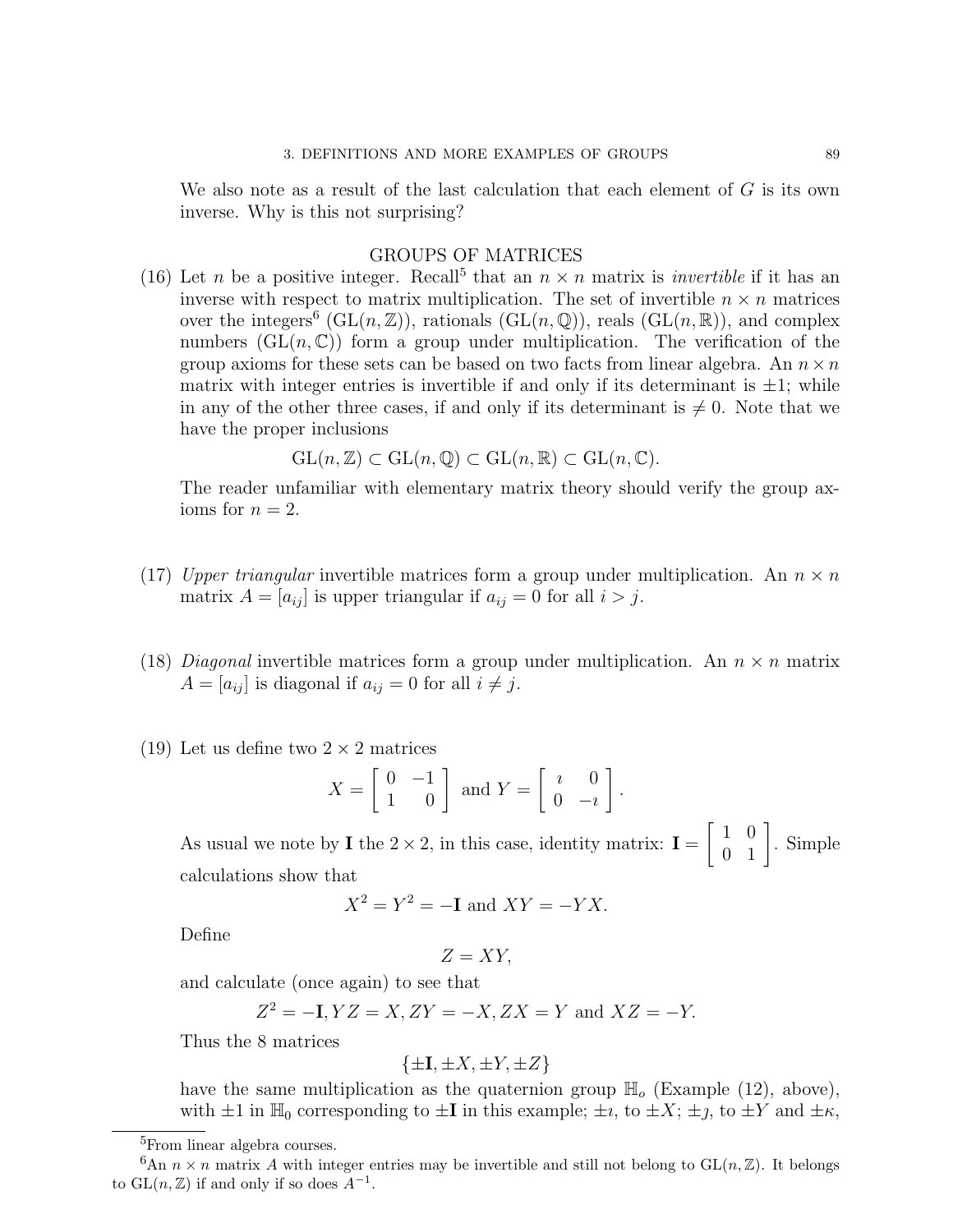We also note as a result of the last calculation that each element of $G$ is its own inverse. Why is this not surprising?

## GROUPS OF MATRICES

(16) Let $n$ be a positive integer. Recall[5] that an $n \times n$ matrix is *invertible* if it has an inverse with respect to matrix multiplication. The set of invertible $n \times n$ matrices over the integers[6] ($\mathrm{GL}(n, \mathbb{Z})$), rationals ($\mathrm{GL}(n, \mathbb{Q})$), reals ($\mathrm{GL}(n, \mathbb{R})$), and complex numbers ($\mathrm{GL}(n, \mathbb{C})$) form a group under multiplication. The verification of the group axioms for these sets can be based on two facts from linear algebra. An $n \times n$ matrix with integer entries is invertible if and only if its determinant is $\pm 1$; while in any of the other three cases, if and only if its determinant is $\neq 0$. Note that we have the proper inclusions

$$\mathrm{GL}(n, \mathbb{Z}) \subset \mathrm{GL}(n, \mathbb{Q}) \subset \mathrm{GL}(n, \mathbb{R}) \subset \mathrm{GL}(n, \mathbb{C}).$$

The reader unfamiliar with elementary matrix theory should verify the group axioms for $n = 2$.

(17) *Upper triangular* invertible matrices form a group under multiplication. An $n \times n$ matrix $A = [a_{ij}]$ is upper triangular if $a_{ij} = 0$ for all $i > j$.

(18) *Diagonal* invertible matrices form a group under multiplication. An $n \times n$ matrix $A = [a_{ij}]$ is diagonal if $a_{ij} = 0$ for all $i \neq j$.

(19) Let us define two $2 \times 2$ matrices

$$X = \begin{bmatrix} 0 & -1 \\ 1 & 0 \end{bmatrix} \text{ and } Y = \begin{bmatrix} \imath & 0 \\ 0 & -\imath \end{bmatrix}.$$

As usual we note by $\mathbf{I}$ the $2 \times 2$, in this case, identity matrix: $\mathbf{I} = \begin{bmatrix} 1 & 0 \\ 0 & 1 \end{bmatrix}$. Simple calculations show that

$$X^2 = Y^2 = -\mathbf{I} \text{ and } XY = -YX.$$

Define

$$Z = XY,$$

and calculate (once again) to see that

$$Z^2 = -\mathbf{I}, YZ = X, ZY = -X, ZX = Y \text{ and } XZ = -Y.$$

Thus the 8 matrices

$$\{\pm\mathbf{I}, \pm X, \pm Y, \pm Z\}$$

have the same multiplication as the quaternion group $\mathbb{H}_o$ (Example (12), above), with $\pm 1$ in $\mathbb{H}_0$ corresponding to $\pm\mathbf{I}$ in this example; $\pm\imath$, to $\pm X$; $\pm\jmath$, to $\pm Y$ and $\pm\kappa$,

[5] From linear algebra courses.

[6] An $n \times n$ matrix $A$ with integer entries may be invertible and still not belong to $\mathrm{GL}(n, \mathbb{Z})$. It belongs to $\mathrm{GL}(n, \mathbb{Z})$ if and only if so does $A^{-1}$.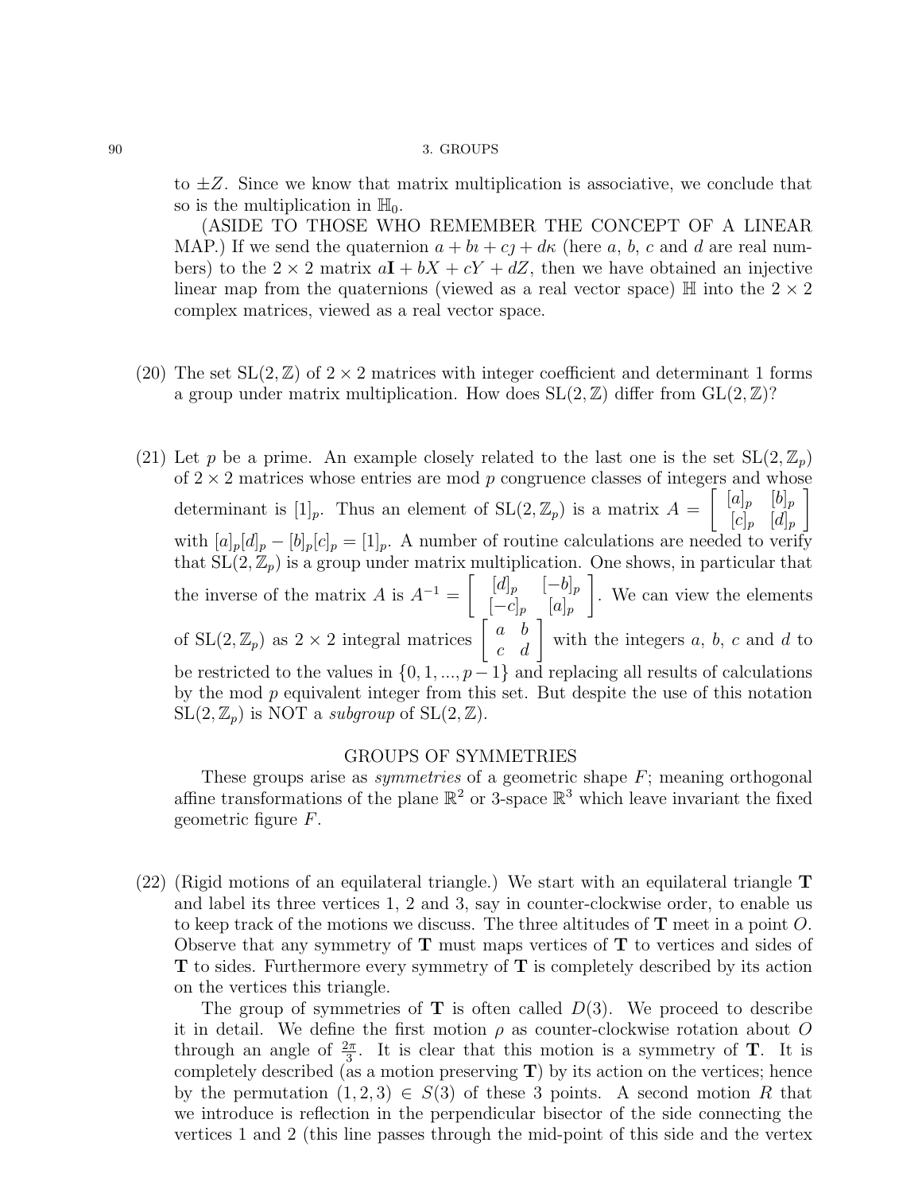to $\pm Z$. Since we know that matrix multiplication is associative, we conclude that so is the multiplication in $\mathbb{H}_0$.

(ASIDE TO THOSE WHO REMEMBER THE CONCEPT OF A LINEAR MAP.) If we send the quaternion $a + b\imath + c\jmath + d\kappa$ (here $a$, $b$, $c$ and $d$ are real numbers) to the $2 \times 2$ matrix $a\mathbf{I} + bX + cY + dZ$, then we have obtained an injective linear map from the quaternions (viewed as a real vector space) $\mathbb{H}$ into the $2 \times 2$ complex matrices, viewed as a real vector space.

(20) The set $\mathrm{SL}(2, \mathbb{Z})$ of $2 \times 2$ matrices with integer coefficient and determinant 1 forms a group under matrix multiplication. How does $\mathrm{SL}(2, \mathbb{Z})$ differ from $\mathrm{GL}(2, \mathbb{Z})$?

(21) Let $p$ be a prime. An example closely related to the last one is the set $\mathrm{SL}(2, \mathbb{Z}_p)$ of $2 \times 2$ matrices whose entries are mod $p$ congruence classes of integers and whose determinant is $[1]_p$. Thus an element of $\mathrm{SL}(2, \mathbb{Z}_p)$ is a matrix $A = \begin{bmatrix} [a]_p & [b]_p \\ [c]_p & [d]_p \end{bmatrix}$ with $[a]_p[d]_p - [b]_p[c]_p = [1]_p$. A number of routine calculations are needed to verify that $\mathrm{SL}(2, \mathbb{Z}_p)$ is a group under matrix multiplication. One shows, in particular that the inverse of the matrix $A$ is $A^{-1} = \begin{bmatrix} [d]_p & [-b]_p \\ [-c]_p & [a]_p \end{bmatrix}$. We can view the elements of $\mathrm{SL}(2, \mathbb{Z}_p)$ as $2 \times 2$ integral matrices $\begin{bmatrix} a & b \\ c & d \end{bmatrix}$ with the integers $a$, $b$, $c$ and $d$ to be restricted to the values in $\{0, 1, ..., p-1\}$ and replacing all results of calculations by the mod $p$ equivalent integer from this set. But despite the use of this notation $\mathrm{SL}(2, \mathbb{Z}_p)$ is NOT a *subgroup* of $\mathrm{SL}(2, \mathbb{Z})$.

## GROUPS OF SYMMETRIES

These groups arise as *symmetries* of a geometric shape $F$; meaning orthogonal affine transformations of the plane $\mathbb{R}^2$ or 3-space $\mathbb{R}^3$ which leave invariant the fixed geometric figure $F$.

(22) (Rigid motions of an equilateral triangle.) We start with an equilateral triangle $\mathbf{T}$ and label its three vertices 1, 2 and 3, say in counter-clockwise order, to enable us to keep track of the motions we discuss. The three altitudes of $\mathbf{T}$ meet in a point $O$. Observe that any symmetry of $\mathbf{T}$ must maps vertices of $\mathbf{T}$ to vertices and sides of $\mathbf{T}$ to sides. Furthermore every symmetry of $\mathbf{T}$ is completely described by its action on the vertices this triangle.

The group of symmetries of $\mathbf{T}$ is often called $D(3)$. We proceed to describe it in detail. We define the first motion $\rho$ as counter-clockwise rotation about $O$ through an angle of $\frac{2\pi}{3}$. It is clear that this motion is a symmetry of $\mathbf{T}$. It is completely described (as a motion preserving $\mathbf{T}$) by its action on the vertices; hence by the permutation $(1, 2, 3) \in S(3)$ of these 3 points. A second motion $R$ that we introduce is reflection in the perpendicular bisector of the side connecting the vertices 1 and 2 (this line passes through the mid-point of this side and the vertex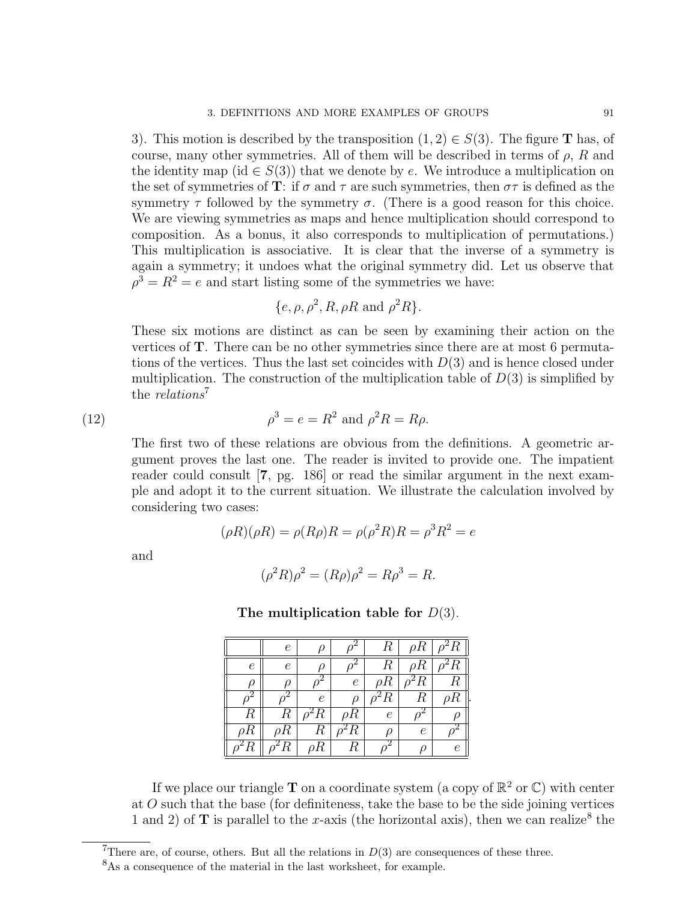3). This motion is described by the transposition $(1, 2) \in S(3)$. The figure $\mathbf{T}$ has, of course, many other symmetries. All of them will be described in terms of $\rho$, $R$ and the identity map ($\text{id} \in S(3)$) that we denote by $e$. We introduce a multiplication on the set of symmetries of $\mathbf{T}$: if $\sigma$ and $\tau$ are such symmetries, then $\sigma\tau$ is defined as the symmetry $\tau$ followed by the symmetry $\sigma$. (There is a good reason for this choice. We are viewing symmetries as maps and hence multiplication should correspond to composition. As a bonus, it also corresponds to multiplication of permutations.) This multiplication is associative. It is clear that the inverse of a symmetry is again a symmetry; it undoes what the original symmetry did. Let us observe that $\rho^3 = R^2 = e$ and start listing some of the symmetries we have:

$$\{e, \rho, \rho^2, R, \rho R \text{ and } \rho^2 R\}.$$

These six motions are distinct as can be seen by examining their action on the vertices of $\mathbf{T}$. There can be no other symmetries since there are at most 6 permutations of the vertices. Thus the last set coincides with $D(3)$ and is hence closed under multiplication. The construction of the multiplication table of $D(3)$ is simplified by the *relations*[7]

$$\rho^3 = e = R^2 \text{ and } \rho^2 R = R\rho. \tag{12}$$

The first two of these relations are obvious from the definitions. A geometric argument proves the last one. The reader is invited to provide one. The impatient reader could consult [**7**, pg. 186] or read the similar argument in the next example and adopt it to the current situation. We illustrate the calculation involved by considering two cases:

$$(\rho R)(\rho R) = \rho(R\rho)R = \rho(\rho^2 R)R = \rho^3 R^2 = e$$

and

$$(\rho^2 R)\rho^2 = (R\rho)\rho^2 = R\rho^3 = R.$$

**The multiplication table for $D(3)$.**

| | $e$ | $\rho$ | $\rho^2$ | $R$ | $\rho R$ | $\rho^2 R$ |
|---|---|---|---|---|---|---|
| $e$ | $e$ | $\rho$ | $\rho^2$ | $R$ | $\rho R$ | $\rho^2 R$ |
| $\rho$ | $\rho$ | $\rho^2$ | $e$ | $\rho R$ | $\rho^2 R$ | $R$ |
| $\rho^2$ | $\rho^2$ | $e$ | $\rho$ | $\rho^2 R$ | $R$ | $\rho R$ |
| $R$ | $R$ | $\rho^2 R$ | $\rho R$ | $e$ | $\rho^2$ | $\rho$ |
| $\rho R$ | $\rho R$ | $R$ | $\rho^2 R$ | $\rho$ | $e$ | $\rho^2$ |
| $\rho^2 R$ | $\rho^2 R$ | $\rho R$ | $R$ | $\rho^2$ | $\rho$ | $e$ |

If we place our triangle $\mathbf{T}$ on a coordinate system (a copy of $\mathbb{R}^2$ or $\mathbb{C}$) with center at $O$ such that the base (for definiteness, take the base to be the side joining vertices 1 and 2) of $\mathbf{T}$ is parallel to the $x$-axis (the horizontal axis), then we can realize[8] the

[7] There are, of course, others. But all the relations in $D(3)$ are consequences of these three.

[8] As a consequence of the material in the last worksheet, for example.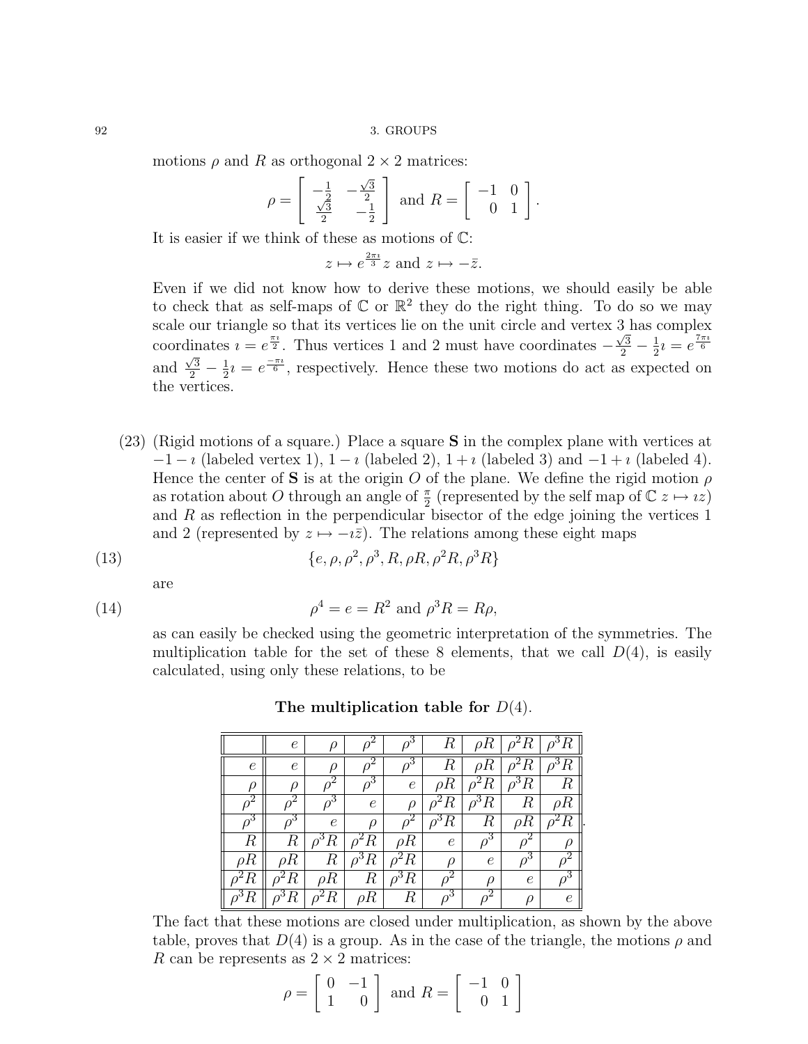motions $\rho$ and $R$ as orthogonal $2 \times 2$ matrices:

$$\rho = \begin{bmatrix} -\frac{1}{2} & -\frac{\sqrt{3}}{2} \\ \frac{\sqrt{3}}{2} & -\frac{1}{2} \end{bmatrix} \text{ and } R = \begin{bmatrix} -1 & 0 \\ 0 & 1 \end{bmatrix}.$$

It is easier if we think of these as motions of $\mathbb{C}$:

$$z \mapsto e^{\frac{2\pi\imath}{3}} z \text{ and } z \mapsto -\bar{z}.$$

Even if we did not know how to derive these motions, we should easily be able to check that as self-maps of $\mathbb{C}$ or $\mathbb{R}^2$ they do the right thing. To do so we may scale our triangle so that its vertices lie on the unit circle and vertex 3 has complex coordinates $\imath = e^{\frac{\pi\imath}{2}}$. Thus vertices 1 and 2 must have coordinates $-\frac{\sqrt{3}}{2} - \frac{1}{2}\imath = e^{\frac{7\pi\imath}{6}}$ and $\frac{\sqrt{3}}{2} - \frac{1}{2}\imath = e^{\frac{-\pi\imath}{6}}$, respectively. Hence these two motions do act as expected on the vertices.

(23) (Rigid motions of a square.) Place a square **S** in the complex plane with vertices at $-1-\imath$ (labeled vertex 1), $1-\imath$ (labeled 2), $1+\imath$ (labeled 3) and $-1+\imath$ (labeled 4). Hence the center of **S** is at the origin $O$ of the plane. We define the rigid motion $\rho$ as rotation about $O$ through an angle of $\frac{\pi}{2}$ (represented by the self map of $\mathbb{C}$ $z \mapsto \imath z$) and $R$ as reflection in the perpendicular bisector of the edge joining the vertices 1 and 2 (represented by $z \mapsto -\imath\bar{z}$). The relations among these eight maps

$$\{e, \rho, \rho^2, \rho^3, R, \rho R, \rho^2 R, \rho^3 R\} \tag{13}$$

are

$$\rho^4 = e = R^2 \text{ and } \rho^3 R = R\rho, \tag{14}$$

as can easily be checked using the geometric interpretation of the symmetries. The multiplication table for the set of these 8 elements, that we call $D(4)$, is easily calculated, using only these relations, to be

**The multiplication table for $D(4)$.**

| | $e$ | $\rho$ | $\rho^2$ | $\rho^3$ | $R$ | $\rho R$ | $\rho^2 R$ | $\rho^3 R$ |
|---|---|---|---|---|---|---|---|---|
| $e$ | $e$ | $\rho$ | $\rho^2$ | $\rho^3$ | $R$ | $\rho R$ | $\rho^2 R$ | $\rho^3 R$ |
| $\rho$ | $\rho$ | $\rho^2$ | $\rho^3$ | $e$ | $\rho R$ | $\rho^2 R$ | $\rho^3 R$ | $R$ |
| $\rho^2$ | $\rho^2$ | $\rho^3$ | $e$ | $\rho$ | $\rho^2 R$ | $\rho^3 R$ | $R$ | $\rho R$ |
| $\rho^3$ | $\rho^3$ | $e$ | $\rho$ | $\rho^2$ | $\rho^3 R$ | $R$ | $\rho R$ | $\rho^2 R$ |
| $R$ | $R$ | $\rho^3 R$ | $\rho^2 R$ | $\rho R$ | $e$ | $\rho^3$ | $\rho^2$ | $\rho$ |
| $\rho R$ | $\rho R$ | $R$ | $\rho^3 R$ | $\rho^2 R$ | $\rho$ | $e$ | $\rho^3$ | $\rho^2$ |
| $\rho^2 R$ | $\rho^2 R$ | $\rho R$ | $R$ | $\rho^3 R$ | $\rho^2$ | $\rho$ | $e$ | $\rho^3$ |
| $\rho^3 R$ | $\rho^3 R$ | $\rho^2 R$ | $\rho R$ | $R$ | $\rho^3$ | $\rho^2$ | $\rho$ | $e$ |

The fact that these motions are closed under multiplication, as shown by the above table, proves that $D(4)$ is a group. As in the case of the triangle, the motions $\rho$ and $R$ can be represents as $2 \times 2$ matrices:

$$\rho = \begin{bmatrix} 0 & -1 \\ 1 & 0 \end{bmatrix} \text{ and } R = \begin{bmatrix} -1 & 0 \\ 0 & 1 \end{bmatrix}$$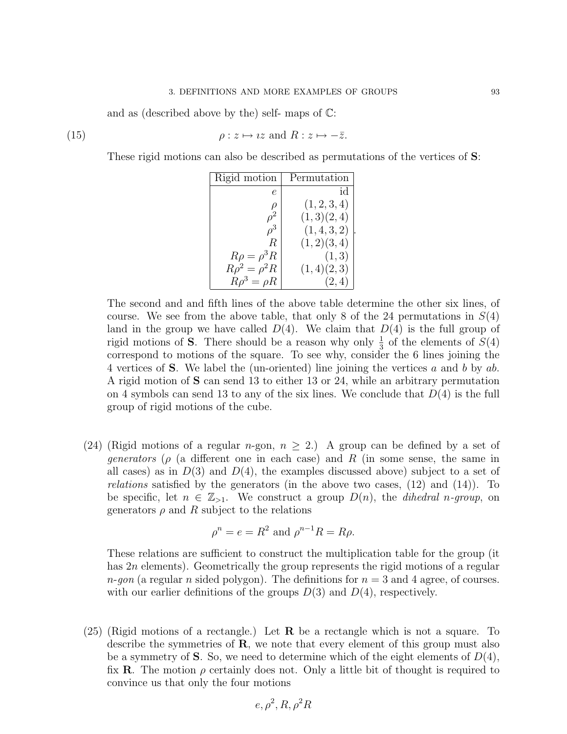and as (described above by the) self- maps of $\mathbb{C}$:

$$\rho : z \mapsto \imath z \text{ and } R : z \mapsto -\bar{z}. \tag{15}$$

These rigid motions can also be described as permutations of the vertices of **S**:

| Rigid motion | Permutation |
|---:|---:|
| $e$ | id |
| $\rho$ | $(1,2,3,4)$ |
| $\rho^2$ | $(1,3)(2,4)$ |
| $\rho^3$ | $(1,4,3,2)$ |
| $R$ | $(1,2)(3,4)$ |
| $R\rho = \rho^3 R$ | $(1,3)$ |
| $R\rho^2 = \rho^2 R$ | $(1,4)(2,3)$ |
| $R\rho^3 = \rho R$ | $(2,4)$ |

The second and and fifth lines of the above table determine the other six lines, of course. We see from the above table, that only 8 of the 24 permutations in $S(4)$ land in the group we have called $D(4)$. We claim that $D(4)$ is the full group of rigid motions of **S**. There should be a reason why only $\frac{1}{3}$ of the elements of $S(4)$ correspond to motions of the square. To see why, consider the 6 lines joining the 4 vertices of **S**. We label the (un-oriented) line joining the vertices $a$ and $b$ by $ab$. A rigid motion of **S** can send 13 to either 13 or 24, while an arbitrary permutation on 4 symbols can send 13 to any of the six lines. We conclude that $D(4)$ is the full group of rigid motions of the cube.

(24) (Rigid motions of a regular $n$-gon, $n \geq 2$.) A group can be defined by a set of *generators* ($\rho$ (a different one in each case) and $R$ (in some sense, the same in all cases) as in $D(3)$ and $D(4)$, the examples discussed above) subject to a set of *relations* satisfied by the generators (in the above two cases, (12) and (14)). To be specific, let $n \in \mathbb{Z}_{>1}$. We construct a group $D(n)$, the *dihedral n-group*, on generators $\rho$ and $R$ subject to the relations

$$\rho^n = e = R^2 \text{ and } \rho^{n-1}R = R\rho.$$

These relations are sufficient to construct the multiplication table for the group (it has $2n$ elements). Geometrically the group represents the rigid motions of a regular *n-gon* (a regular $n$ sided polygon). The definitions for $n = 3$ and 4 agree, of courses. with our earlier definitions of the groups $D(3)$ and $D(4)$, respectively.

(25) (Rigid motions of a rectangle.) Let **R** be a rectangle which is not a square. To describe the symmetries of **R**, we note that every element of this group must also be a symmetry of **S**. So, we need to determine which of the eight elements of $D(4)$, fix **R**. The motion $\rho$ certainly does not. Only a little bit of thought is required to convince us that only the four motions

$$e, \rho^2, R, \rho^2 R$$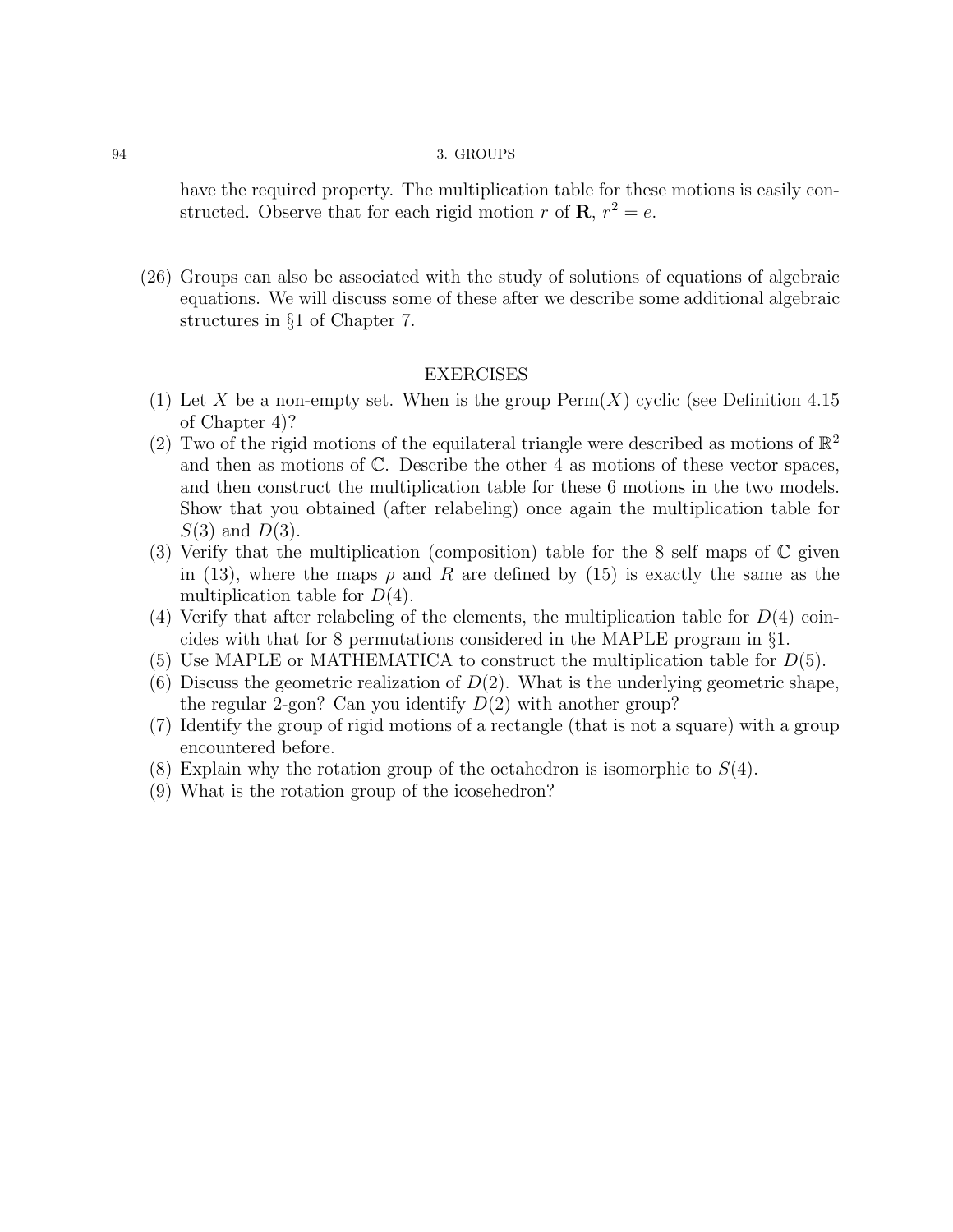have the required property. The multiplication table for these motions is easily constructed. Observe that for each rigid motion $r$ of $\mathbf{R}$, $r^2 = e$.

(26) Groups can also be associated with the study of solutions of equations of algebraic equations. We will discuss some of these after we describe some additional algebraic structures in §1 of Chapter 7.

## EXERCISES

1. Let $X$ be a non-empty set. When is the group Perm($X$) cyclic (see Definition 4.15 of Chapter 4)?
2. Two of the rigid motions of the equilateral triangle were described as motions of $\mathbb{R}^2$ and then as motions of $\mathbb{C}$. Describe the other 4 as motions of these vector spaces, and then construct the multiplication table for these 6 motions in the two models. Show that you obtained (after relabeling) once again the multiplication table for $S(3)$ and $D(3)$.
3. Verify that the multiplication (composition) table for the 8 self maps of $\mathbb{C}$ given in (13), where the maps $\rho$ and $R$ are defined by (15) is exactly the same as the multiplication table for $D(4)$.
4. Verify that after relabeling of the elements, the multiplication table for $D(4)$ coincides with that for 8 permutations considered in the MAPLE program in §1.
5. Use MAPLE or MATHEMATICA to construct the multiplication table for $D(5)$.
6. Discuss the geometric realization of $D(2)$. What is the underlying geometric shape, the regular 2-gon? Can you identify $D(2)$ with another group?
7. Identify the group of rigid motions of a rectangle (that is not a square) with a group encountered before.
8. Explain why the rotation group of the octahedron is isomorphic to $S(4)$.
9. What is the rotation group of the icosehedron?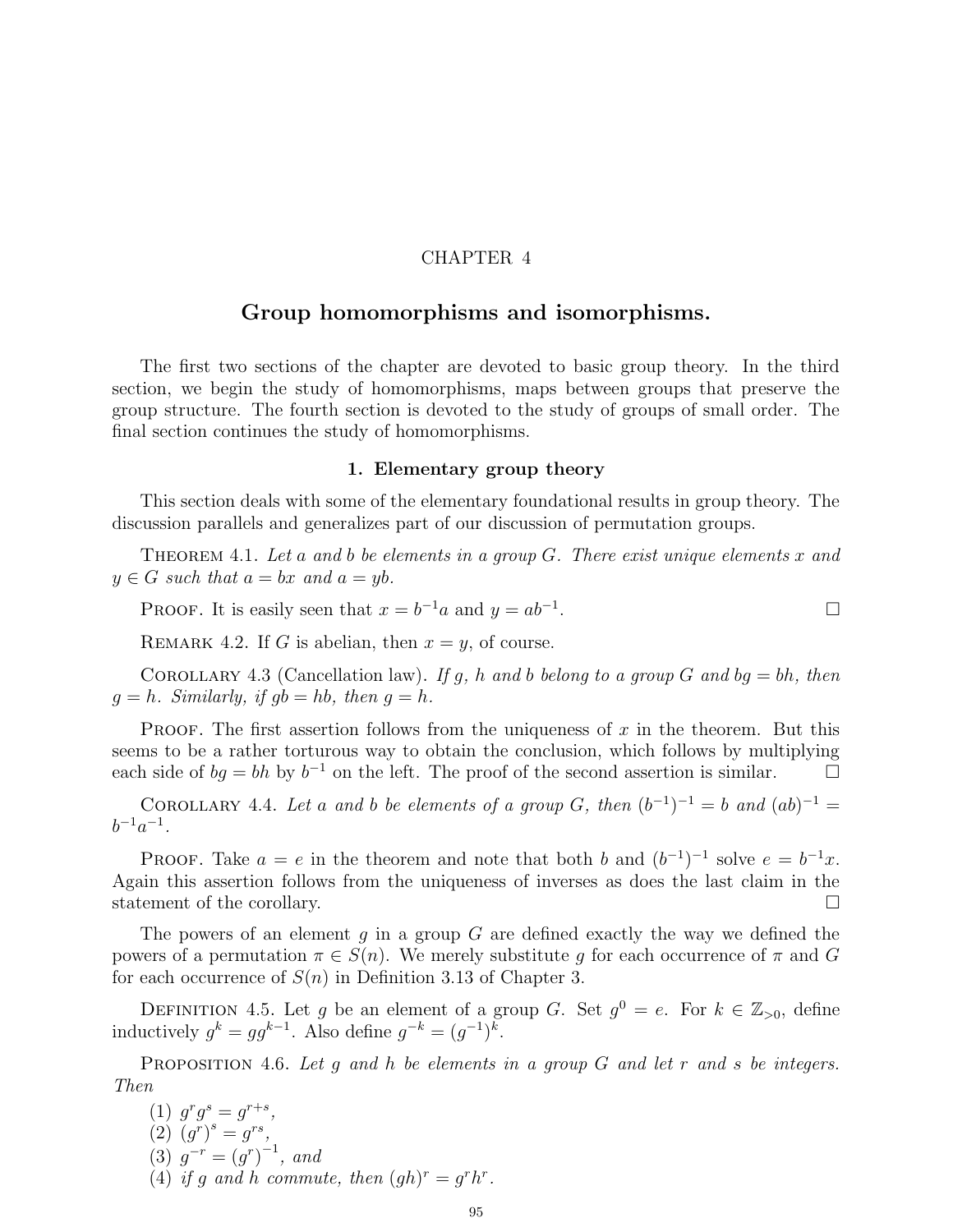CHAPTER 4

# Group homomorphisms and isomorphisms.

The first two sections of the chapter are devoted to basic group theory. In the third section, we begin the study of homomorphisms, maps between groups that preserve the group structure. The fourth section is devoted to the study of groups of small order. The final section continues the study of homomorphisms.

## 1. Elementary group theory

This section deals with some of the elementary foundational results in group theory. The discussion parallels and generalizes part of our discussion of permutation groups.

Theorem 4.1. *Let $a$ and $b$ be elements in a group $G$. There exist unique elements $x$ and $y \in G$ such that $a = bx$ and $a = yb$.*

Proof. It is easily seen that $x = b^{-1}a$ and $y = ab^{-1}$. □

Remark 4.2. If $G$ is abelian, then $x = y$, of course.

Corollary 4.3 (Cancellation law). *If $g$, $h$ and $b$ belong to a group $G$ and $bg = bh$, then $g = h$. Similarly, if $gb = hb$, then $g = h$.*

Proof. The first assertion follows from the uniqueness of $x$ in the theorem. But this seems to be a rather torturous way to obtain the conclusion, which follows by multiplying each side of $bg = bh$ by $b^{-1}$ on the left. The proof of the second assertion is similar. □

Corollary 4.4. *Let $a$ and $b$ be elements of a group $G$, then $(b^{-1})^{-1} = b$ and $(ab)^{-1} = b^{-1}a^{-1}$.*

Proof. Take $a = e$ in the theorem and note that both $b$ and $(b^{-1})^{-1}$ solve $e = b^{-1}x$. Again this assertion follows from the uniqueness of inverses as does the last claim in the statement of the corollary. □

The powers of an element $g$ in a group $G$ are defined exactly the way we defined the powers of a permutation $\pi \in S(n)$. We merely substitute $g$ for each occurrence of $\pi$ and $G$ for each occurrence of $S(n)$ in Definition 3.13 of Chapter 3.

Definition 4.5. Let $g$ be an element of a group $G$. Set $g^0 = e$. For $k \in \mathbb{Z}_{>0}$, define inductively $g^k = gg^{k-1}$. Also define $g^{-k} = (g^{-1})^k$.

Proposition 4.6. *Let $g$ and $h$ be elements in a group $G$ and let $r$ and $s$ be integers. Then*

1. $g^r g^s = g^{r+s}$,
2. $(g^r)^s = g^{rs}$,
3. $g^{-r} = (g^r)^{-1}$, *and*
4. *if $g$ and $h$ commute, then $(gh)^r = g^r h^r$.*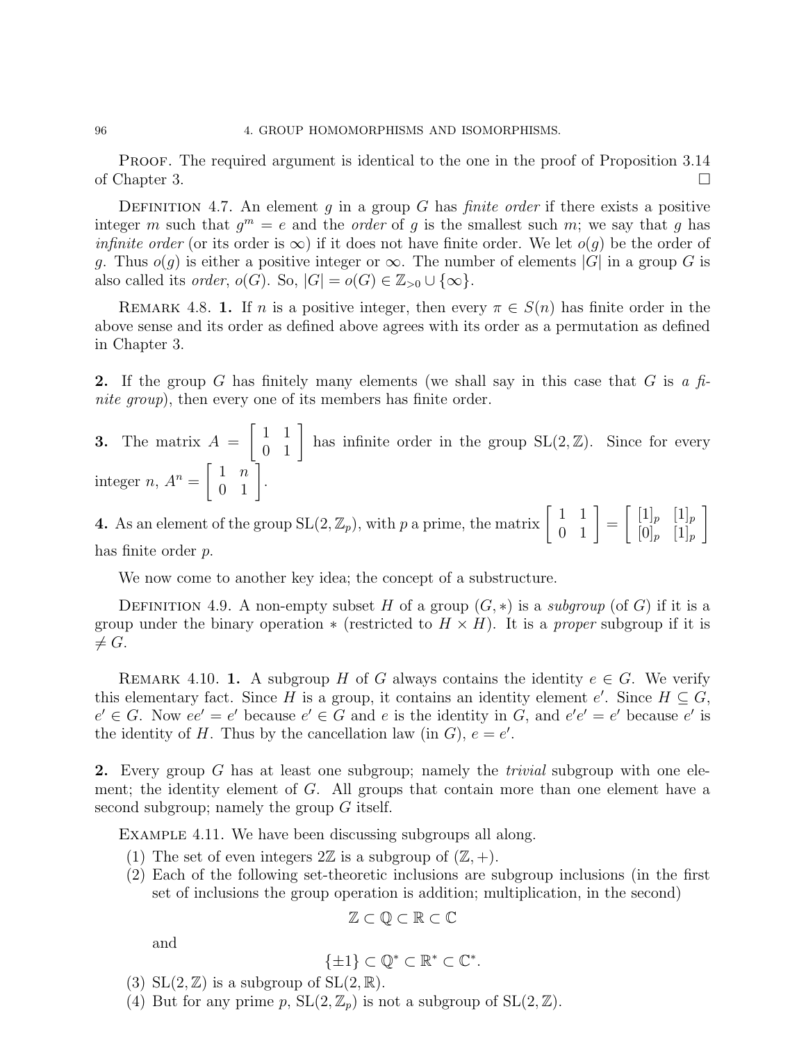PROOF. The required argument is identical to the one in the proof of Proposition 3.14 of Chapter 3. □

DEFINITION 4.7. An element $g$ in a group $G$ has *finite order* if there exists a positive integer $m$ such that $g^m = e$ and the *order* of $g$ is the smallest such $m$; we say that $g$ has *infinite order* (or its order is $\infty$) if it does not have finite order. We let $o(g)$ be the order of $g$. Thus $o(g)$ is either a positive integer or $\infty$. The number of elements $|G|$ in a group $G$ is also called its *order*, $o(G)$. So, $|G| = o(G) \in \mathbb{Z}_{>0} \cup \{\infty\}$.

REMARK 4.8. **1.** If $n$ is a positive integer, then every $\pi \in S(n)$ has finite order in the above sense and its order as defined above agrees with its order as a permutation as defined in Chapter 3.

**2.** If the group $G$ has finitely many elements (we shall say in this case that $G$ is *a finite group*), then every one of its members has finite order.

**3.** The matrix $A = \begin{bmatrix} 1 & 1 \\ 0 & 1 \end{bmatrix}$ has infinite order in the group $\mathrm{SL}(2, \mathbb{Z})$. Since for every integer $n$, $A^n = \begin{bmatrix} 1 & n \\ 0 & 1 \end{bmatrix}$.

**4.** As an element of the group $\mathrm{SL}(2, \mathbb{Z}_p)$, with $p$ a prime, the matrix $\begin{bmatrix} 1 & 1 \\ 0 & 1 \end{bmatrix} = \begin{bmatrix} [1]_p & [1]_p \\ [0]_p & [1]_p \end{bmatrix}$ has finite order $p$.

We now come to another key idea; the concept of a substructure.

DEFINITION 4.9. A non-empty subset $H$ of a group $(G, *)$ is a *subgroup* (of $G$) if it is a group under the binary operation $*$ (restricted to $H \times H$). It is a *proper* subgroup if it is $\neq G$.

REMARK 4.10. **1.** A subgroup $H$ of $G$ always contains the identity $e \in G$. We verify this elementary fact. Since $H$ is a group, it contains an identity element $e'$. Since $H \subseteq G$, $e' \in G$. Now $ee' = e'$ because $e' \in G$ and $e$ is the identity in $G$, and $e'e' = e'$ because $e'$ is the identity of $H$. Thus by the cancellation law (in $G$), $e = e'$.

**2.** Every group $G$ has at least one subgroup; namely the *trivial* subgroup with one element; the identity element of $G$. All groups that contain more than one element have a second subgroup; namely the group $G$ itself.

EXAMPLE 4.11. We have been discussing subgroups all along.

1. The set of even integers $2\mathbb{Z}$ is a subgroup of $(\mathbb{Z}, +)$.
2. Each of the following set-theoretic inclusions are subgroup inclusions (in the first set of inclusions the group operation is addition; multiplication, in the second)

$$\mathbb{Z} \subset \mathbb{Q} \subset \mathbb{R} \subset \mathbb{C}$$

and

$$\{\pm 1\} \subset \mathbb{Q}^* \subset \mathbb{R}^* \subset \mathbb{C}^*.$$

3. $\mathrm{SL}(2, \mathbb{Z})$ is a subgroup of $\mathrm{SL}(2, \mathbb{R})$.
4. But for any prime $p$, $\mathrm{SL}(2, \mathbb{Z}_p)$ is not a subgroup of $\mathrm{SL}(2, \mathbb{Z})$.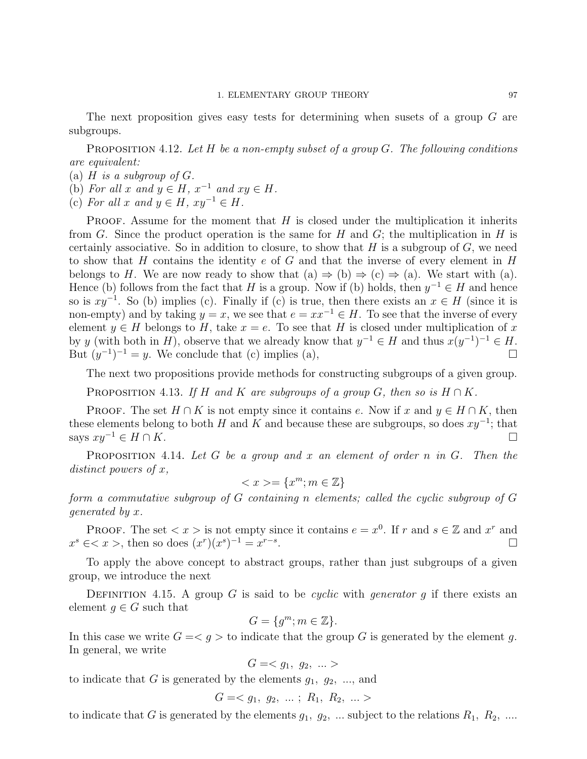The next proposition gives easy tests for determining when susets of a group $G$ are subgroups.

Proposition 4.12. *Let $H$ be a non-empty subset of a group $G$. The following conditions are equivalent:*
(a) *$H$ is a subgroup of $G$.*
(b) *For all $x$ and $y \in H$, $x^{-1}$ and $xy \in H$.*
(c) *For all $x$ and $y \in H$, $xy^{-1} \in H$.*

Proof. Assume for the moment that $H$ is closed under the multiplication it inherits from $G$. Since the product operation is the same for $H$ and $G$; the multiplication in $H$ is certainly associative. So in addition to closure, to show that $H$ is a subgroup of $G$, we need to show that $H$ contains the identity $e$ of $G$ and that the inverse of every element in $H$ belongs to $H$. We are now ready to show that (a) $\Rightarrow$ (b) $\Rightarrow$ (c) $\Rightarrow$ (a). We start with (a). Hence (b) follows from the fact that $H$ is a group. Now if (b) holds, then $y^{-1} \in H$ and hence so is $xy^{-1}$. So (b) implies (c). Finally if (c) is true, then there exists an $x \in H$ (since it is non-empty) and by taking $y = x$, we see that $e = xx^{-1} \in H$. To see that the inverse of every element $y \in H$ belongs to $H$, take $x = e$. To see that $H$ is closed under multiplication of $x$ by $y$ (with both in $H$), observe that we already know that $y^{-1} \in H$ and thus $x(y^{-1})^{-1} \in H$. But $(y^{-1})^{-1} = y$. We conclude that (c) implies (a), □

The next two propositions provide methods for constructing subgroups of a given group.

Proposition 4.13. *If $H$ and $K$ are subgroups of a group $G$, then so is $H \cap K$.*

Proof. The set $H \cap K$ is not empty since it contains $e$. Now if $x$ and $y \in H \cap K$, then these elements belong to both $H$ and $K$ and because these are subgroups, so does $xy^{-1}$; that says $xy^{-1} \in H \cap K$. □

Proposition 4.14. *Let $G$ be a group and $x$ an element of order $n$ in $G$. Then the distinct powers of $x$,*

$$< x >= \{x^m ; m \in \mathbb{Z}\}$$

*form a commutative subgroup of $G$ containing $n$ elements; called the cyclic subgroup of $G$ generated by $x$.*

Proof. The set $< x >$ is not empty since it contains $e = x^0$. If $r$ and $s \in \mathbb{Z}$ and $x^r$ and $x^s \in < x >$, then so does $(x^r)(x^s)^{-1} = x^{r-s}$. □

To apply the above concept to abstract groups, rather than just subgroups of a given group, we introduce the next

Definition 4.15. A group $G$ is said to be *cyclic* with *generator* $g$ if there exists an element $g \in G$ such that

$$G = \{g^m ; m \in \mathbb{Z}\}.$$

In this case we write $G =< g >$ to indicate that the group $G$ is generated by the element $g$. In general, we write

$$G =< g_1,\ g_2,\ ... >$$

to indicate that $G$ is generated by the elements $g_1,\ g_2,\ ...$, and

$$G =< g_1,\ g_2,\ ... ;\ R_1,\ R_2,\ ... >$$

to indicate that $G$ is generated by the elements $g_1,\ g_2,\ ...$ subject to the relations $R_1,\ R_2,\ ....$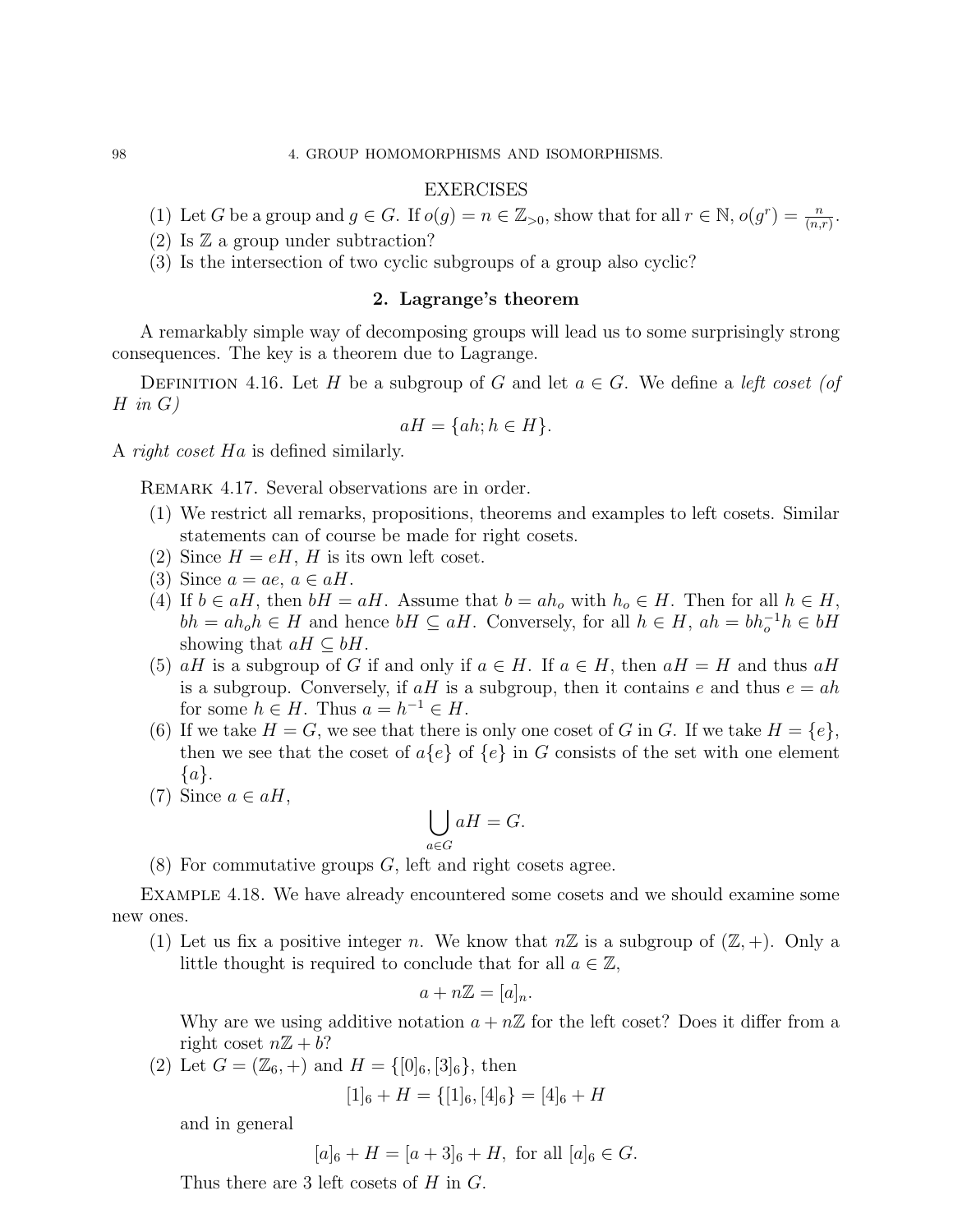EXERCISES

1. Let $G$ be a group and $g \in G$. If $o(g) = n \in \mathbb{Z}_{>0}$, show that for all $r \in \mathbb{N}$, $o(g^r) = \frac{n}{(n,r)}$.
2. Is $\mathbb{Z}$ a group under subtraction?
3. Is the intersection of two cyclic subgroups of a group also cyclic?

## 2. Lagrange's theorem

A remarkably simple way of decomposing groups will lead us to some surprisingly strong consequences. The key is a theorem due to Lagrange.

Definition 4.16. Let $H$ be a subgroup of $G$ and let $a \in G$. We define a *left coset (of $H$ in $G$)*

$$aH = \{ah; h \in H\}.$$

A *right coset* $Ha$ is defined similarly.

Remark 4.17. Several observations are in order.

1. We restrict all remarks, propositions, theorems and examples to left cosets. Similar statements can of course be made for right cosets.
2. Since $H = eH$, $H$ is its own left coset.
3. Since $a = ae$, $a \in aH$.
4. If $b \in aH$, then $bH = aH$. Assume that $b = ah_o$ with $h_o \in H$. Then for all $h \in H$, $bh = ah_oh \in H$ and hence $bH \subseteq aH$. Conversely, for all $h \in H$, $ah = bh_o^{-1}h \in bH$ showing that $aH \subseteq bH$.
5. $aH$ is a subgroup of $G$ if and only if $a \in H$. If $a \in H$, then $aH = H$ and thus $aH$ is a subgroup. Conversely, if $aH$ is a subgroup, then it contains $e$ and thus $e = ah$ for some $h \in H$. Thus $a = h^{-1} \in H$.
6. If we take $H = G$, we see that there is only one coset of $G$ in $G$. If we take $H = \{e\}$, then we see that the coset of $a\{e\}$ of $\{e\}$ in $G$ consists of the set with one element $\{a\}$.
7. Since $a \in aH$,
$$\bigcup_{a \in G} aH = G.$$
8. For commutative groups $G$, left and right cosets agree.

Example 4.18. We have already encountered some cosets and we should examine some new ones.

1. Let us fix a positive integer $n$. We know that $n\mathbb{Z}$ is a subgroup of $(\mathbb{Z}, +)$. Only a little thought is required to conclude that for all $a \in \mathbb{Z}$,
$$a + n\mathbb{Z} = [a]_n.$$
Why are we using additive notation $a + n\mathbb{Z}$ for the left coset? Does it differ from a right coset $n\mathbb{Z} + b$?
2. Let $G = (\mathbb{Z}_6, +)$ and $H = \{[0]_6, [3]_6\}$, then
$$[1]_6 + H = \{[1]_6, [4]_6\} = [4]_6 + H$$
and in general
$$[a]_6 + H = [a+3]_6 + H, \text{ for all } [a]_6 \in G.$$
Thus there are 3 left cosets of $H$ in $G$.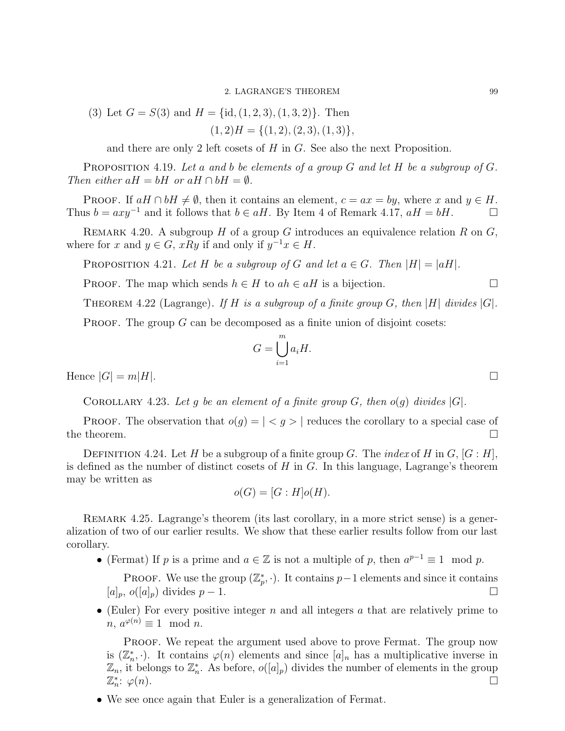(3) Let $G = S(3)$ and $H = \{\text{id}, (1,2,3), (1,3,2)\}$. Then

$$(1,2)H = \{(1,2), (2,3), (1,3)\},$$

and there are only 2 left cosets of $H$ in $G$. See also the next Proposition.

**Proposition 4.19.** *Let $a$ and $b$ be elements of a group $G$ and let $H$ be a subgroup of $G$. Then either $aH = bH$ or $aH \cap bH = \emptyset$.*

**Proof.** If $aH \cap bH \neq \emptyset$, then it contains an element, $c = ax = by$, where $x$ and $y \in H$. Thus $b = axy^{-1}$ and it follows that $b \in aH$. By Item 4 of Remark 4.17, $aH = bH$. $\square$

**Remark 4.20.** A subgroup $H$ of a group $G$ introduces an equivalence relation $R$ on $G$, where for $x$ and $y \in G$, $xRy$ if and only if $y^{-1}x \in H$.

**Proposition 4.21.** *Let $H$ be a subgroup of $G$ and let $a \in G$. Then $|H| = |aH|$.*

**Proof.** The map which sends $h \in H$ to $ah \in aH$ is a bijection. $\square$

**Theorem 4.22** (Lagrange). *If $H$ is a subgroup of a finite group $G$, then $|H|$ divides $|G|$.*

**Proof.** The group $G$ can be decomposed as a finite union of disjoint cosets:

$$G = \bigcup_{i=1}^{m} a_i H.$$

Hence $|G| = m|H|$. $\square$

**Corollary 4.23.** *Let $g$ be an element of a finite group $G$, then $o(g)$ divides $|G|$.*

**Proof.** The observation that $o(g) = |< g >|$ reduces the corollary to a special case of the theorem. $\square$

**Definition 4.24.** Let $H$ be a subgroup of a finite group $G$. The *index* of $H$ in $G$, $[G : H]$, is defined as the number of distinct cosets of $H$ in $G$. In this language, Lagrange's theorem may be written as

$$o(G) = [G : H]o(H).$$

**Remark 4.25.** Lagrange's theorem (its last corollary, in a more strict sense) is a generalization of two of our earlier results. We show that these earlier results follow from our last corollary.

- (Fermat) If $p$ is a prime and $a \in \mathbb{Z}$ is not a multiple of $p$, then $a^{p-1} \equiv 1 \mod p$.

  **Proof.** We use the group $(\mathbb{Z}_p^*, \cdot)$. It contains $p-1$ elements and since it contains $[a]_p$, $o([a]_p)$ divides $p-1$. $\square$

- (Euler) For every positive integer $n$ and all integers $a$ that are relatively prime to $n$, $a^{\varphi(n)} \equiv 1 \mod n$.

  **Proof.** We repeat the argument used above to prove Fermat. The group now is $(\mathbb{Z}_n^*, \cdot)$. It contains $\varphi(n)$ elements and since $[a]_n$ has a multiplicative inverse in $\mathbb{Z}_n$, it belongs to $\mathbb{Z}_n^*$. As before, $o([a]_p)$ divides the number of elements in the group $\mathbb{Z}_n^*$: $\varphi(n)$. $\square$

- We see once again that Euler is a generalization of Fermat.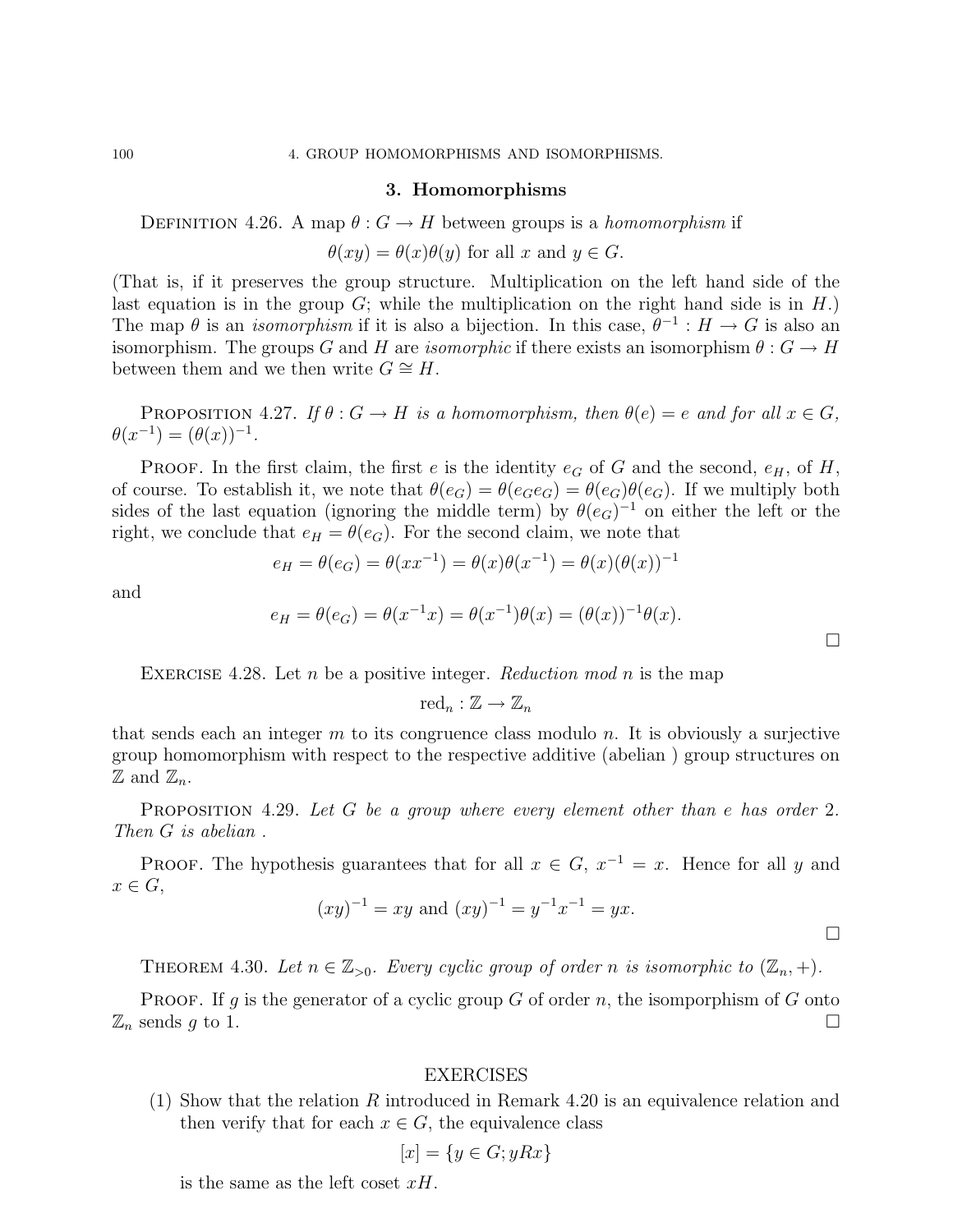## 3. Homomorphisms

Definition 4.26. A map $\theta : G \to H$ between groups is a *homomorphism* if

$$\theta(xy) = \theta(x)\theta(y) \text{ for all } x \text{ and } y \in G.$$

(That is, if it preserves the group structure. Multiplication on the left hand side of the last equation is in the group $G$; while the multiplication on the right hand side is in $H$.) The map $\theta$ is an *isomorphism* if it is also a bijection. In this case, $\theta^{-1} : H \to G$ is also an isomorphism. The groups $G$ and $H$ are *isomorphic* if there exists an isomorphism $\theta : G \to H$ between them and we then write $G \cong H$.

Proposition 4.27. *If $\theta : G \to H$ is a homomorphism, then $\theta(e) = e$ and for all $x \in G$, $\theta(x^{-1}) = (\theta(x))^{-1}$.*

Proof. In the first claim, the first $e$ is the identity $e_G$ of $G$ and the second, $e_H$, of $H$, of course. To establish it, we note that $\theta(e_G) = \theta(e_G e_G) = \theta(e_G)\theta(e_G)$. If we multiply both sides of the last equation (ignoring the middle term) by $\theta(e_G)^{-1}$ on either the left or the right, we conclude that $e_H = \theta(e_G)$. For the second claim, we note that

$$e_H = \theta(e_G) = \theta(xx^{-1}) = \theta(x)\theta(x^{-1}) = \theta(x)(\theta(x))^{-1}$$

and

$$e_H = \theta(e_G) = \theta(x^{-1}x) = \theta(x^{-1})\theta(x) = (\theta(x))^{-1}\theta(x).$$

□

Exercise 4.28. Let $n$ be a positive integer. *Reduction mod $n$* is the map

$$\text{red}_n : \mathbb{Z} \to \mathbb{Z}_n$$

that sends each an integer $m$ to its congruence class modulo $n$. It is obviously a surjective group homomorphism with respect to the respective additive (abelian ) group structures on $\mathbb{Z}$ and $\mathbb{Z}_n$.

Proposition 4.29. *Let $G$ be a group where every element other than $e$ has order 2. Then $G$ is abelian .*

Proof. The hypothesis guarantees that for all $x \in G$, $x^{-1} = x$. Hence for all $y$ and $x \in G$,

$$(xy)^{-1} = xy \text{ and } (xy)^{-1} = y^{-1}x^{-1} = yx.$$

□

Theorem 4.30. *Let $n \in \mathbb{Z}_{>0}$. Every cyclic group of order $n$ is isomorphic to $(\mathbb{Z}_n, +)$.*

Proof. If $g$ is the generator of a cyclic group $G$ of order $n$, the isomporphism of $G$ onto $\mathbb{Z}_n$ sends $g$ to 1. □

### EXERCISES

(1) Show that the relation $R$ introduced in Remark 4.20 is an equivalence relation and then verify that for each $x \in G$, the equivalence class

$$[x] = \{y \in G; yRx\}$$

is the same as the left coset $xH$.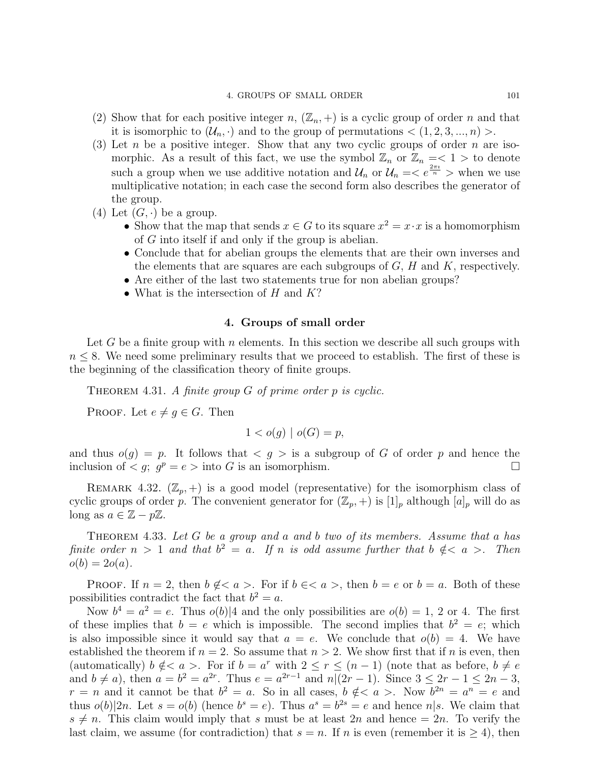(2) Show that for each positive integer $n$, $(\mathbb{Z}_n, +)$ is a cyclic group of order $n$ and that it is isomorphic to $(\mathcal{U}_n, \cdot)$ and to the group of permutations $< (1, 2, 3, ..., n) >$.

(3) Let $n$ be a positive integer. Show that any two cyclic groups of order $n$ are isomorphic. As a result of this fact, we use the symbol $\mathbb{Z}_n$ or $\mathbb{Z}_n =< 1 >$ to denote such a group when we use additive notation and $\mathcal{U}_n$ or $\mathcal{U}_n =< e^{\frac{2\pi\imath}{n}} >$ when we use multiplicative notation; in each case the second form also describes the generator of the group.

(4) Let $(G, \cdot)$ be a group.
   - Show that the map that sends $x \in G$ to its square $x^2 = x \cdot x$ is a homomorphism of $G$ into itself if and only if the group is abelian.
   - Conclude that for abelian groups the elements that are their own inverses and the elements that are squares are each subgroups of $G$, $H$ and $K$, respectively.
   - Are either of the last two statements true for non abelian groups?
   - What is the intersection of $H$ and $K$?

## 4. Groups of small order

Let $G$ be a finite group with $n$ elements. In this section we describe all such groups with $n \leq 8$. We need some preliminary results that we proceed to establish. The first of these is the beginning of the classification theory of finite groups.

THEOREM 4.31. *A finite group $G$ of prime order $p$ is cyclic.*

PROOF. Let $e \neq g \in G$. Then

$$1 < o(g) \mid o(G) = p,$$

and thus $o(g) = p$. It follows that $< g >$ is a subgroup of $G$ of order $p$ and hence the inclusion of $< g;\ g^p = e >$ into $G$ is an isomorphism. □

REMARK 4.32. $(\mathbb{Z}_p, +)$ is a good model (representative) for the isomorphism class of cyclic groups of order $p$. The convenient generator for $(\mathbb{Z}_p, +)$ is $[1]_p$ although $[a]_p$ will do as long as $a \in \mathbb{Z} - p\mathbb{Z}$.

THEOREM 4.33. *Let $G$ be a group and $a$ and $b$ two of its members. Assume that $a$ has finite order $n > 1$ and that $b^2 = a$. If $n$ is odd assume further that $b \notin < a >$. Then $o(b) = 2o(a)$.*

PROOF. If $n = 2$, then $b \notin < a >$. For if $b \in < a >$, then $b = e$ or $b = a$. Both of these possibilities contradict the fact that $b^2 = a$.

Now $b^4 = a^2 = e$. Thus $o(b)|4$ and the only possibilities are $o(b) = 1$, $2$ or $4$. The first of these implies that $b = e$ which is impossible. The second implies that $b^2 = e$; which is also impossible since it would say that $a = e$. We conclude that $o(b) = 4$. We have established the theorem if $n = 2$. So assume that $n > 2$. We show first that if $n$ is even, then (automatically) $b \notin < a >$. For if $b = a^r$ with $2 \leq r \leq (n-1)$ (note that as before, $b \neq e$ and $b \neq a$), then $a = b^2 = a^{2r}$. Thus $e = a^{2r-1}$ and $n|(2r-1)$. Since $3 \leq 2r - 1 \leq 2n - 3$, $r = n$ and it cannot be that $b^2 = a$. So in all cases, $b \notin < a >$. Now $b^{2n} = a^n = e$ and thus $o(b)|2n$. Let $s = o(b)$ (hence $b^s = e$). Thus $a^s = b^{2s} = e$ and hence $n|s$. We claim that $s \neq n$. This claim would imply that $s$ must be at least $2n$ and hence $= 2n$. To verify the last claim, we assume (for contradiction) that $s = n$. If $n$ is even (remember it is $\geq 4$), then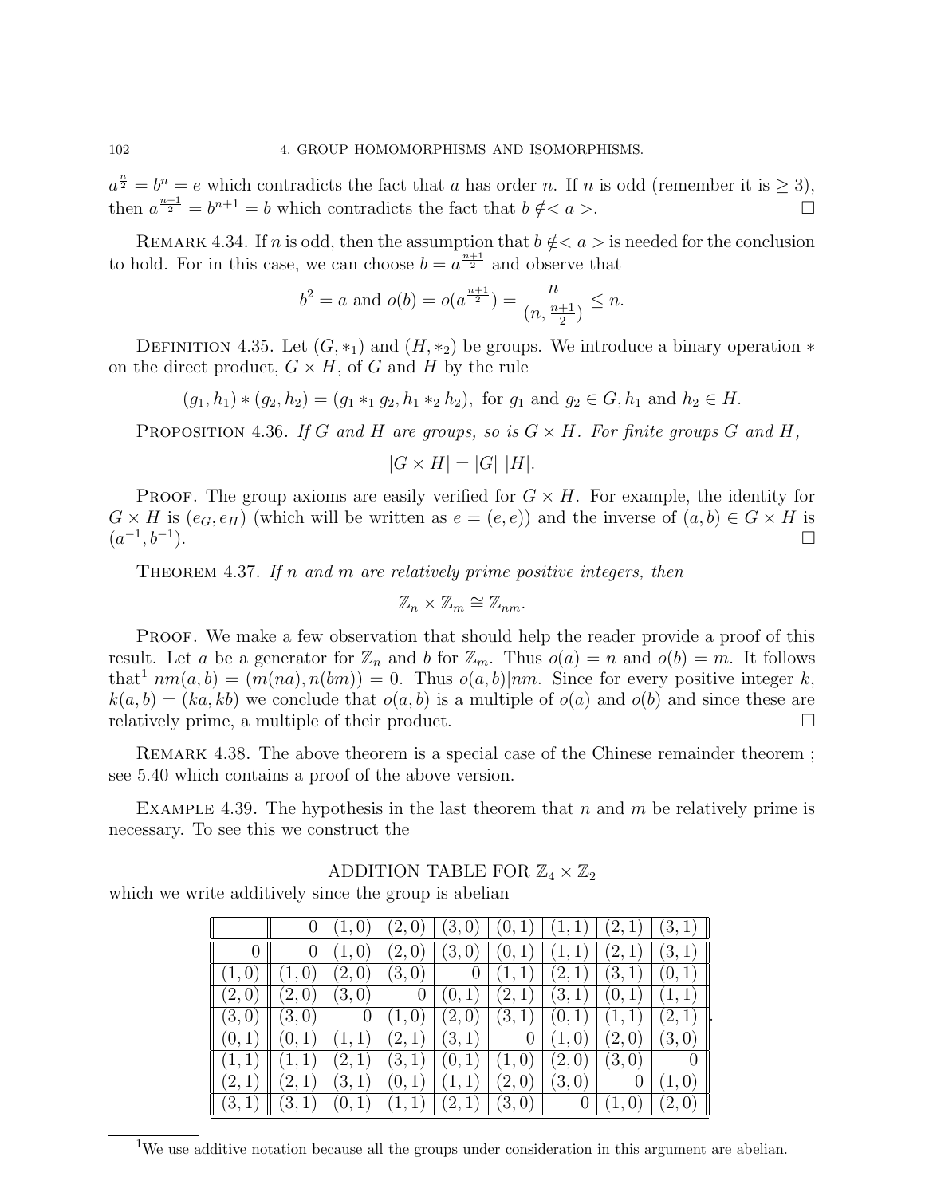$a^{\frac{n}{2}} = b^n = e$ which contradicts the fact that $a$ has order $n$. If $n$ is odd (remember it is $\geq 3$), then $a^{\frac{n+1}{2}} = b^{n+1} = b$ which contradicts the fact that $b \notin < a >$. $\square$

REMARK 4.34. If $n$ is odd, then the assumption that $b \notin < a >$ is needed for the conclusion to hold. For in this case, we can choose $b = a^{\frac{n+1}{2}}$ and observe that

$$b^2 = a \text{ and } o(b) = o(a^{\frac{n+1}{2}}) = \frac{n}{(n, \frac{n+1}{2})} \leq n.$$

DEFINITION 4.35. Let $(G, *_1)$ and $(H, *_2)$ be groups. We introduce a binary operation $*$ on the direct product, $G \times H$, of $G$ and $H$ by the rule

$$(g_1, h_1) * (g_2, h_2) = (g_1 *_1 g_2, h_1 *_2 h_2), \text{ for } g_1 \text{ and } g_2 \in G, h_1 \text{ and } h_2 \in H.$$

PROPOSITION 4.36. *If $G$ and $H$ are groups, so is $G \times H$. For finite groups $G$ and $H$,*

$$|G \times H| = |G| \; |H|.$$

PROOF. The group axioms are easily verified for $G \times H$. For example, the identity for $G \times H$ is $(e_G, e_H)$ (which will be written as $e = (e, e)$) and the inverse of $(a, b) \in G \times H$ is $(a^{-1}, b^{-1})$. $\square$

THEOREM 4.37. *If $n$ and $m$ are relatively prime positive integers, then*

$$\mathbb{Z}_n \times \mathbb{Z}_m \cong \mathbb{Z}_{nm}.$$

PROOF. We make a few observation that should help the reader provide a proof of this result. Let $a$ be a generator for $\mathbb{Z}_n$ and $b$ for $\mathbb{Z}_m$. Thus $o(a) = n$ and $o(b) = m$. It follows that[1] $nm(a, b) = (m(na), n(bm)) = 0$. Thus $o(a, b)|nm$. Since for every positive integer $k$, $k(a, b) = (ka, kb)$ we conclude that $o(a, b)$ is a multiple of $o(a)$ and $o(b)$ and since these are relatively prime, a multiple of their product. $\square$

REMARK 4.38. The above theorem is a special case of the Chinese remainder theorem ; see 5.40 which contains a proof of the above version.

EXAMPLE 4.39. The hypothesis in the last theorem that $n$ and $m$ be relatively prime is necessary. To see this we construct the

ADDITION TABLE FOR $\mathbb{Z}_4 \times \mathbb{Z}_2$

which we write additively since the group is abelian

| | 0 | (1, 0) | (2, 0) | (3, 0) | (0, 1) | (1, 1) | (2, 1) | (3, 1) |
|---|---|---|---|---|---|---|---|---|
| 0 | 0 | (1, 0) | (2, 0) | (3, 0) | (0, 1) | (1, 1) | (2, 1) | (3, 1) |
| (1, 0) | (1, 0) | (2, 0) | (3, 0) | 0 | (1, 1) | (2, 1) | (3, 1) | (0, 1) |
| (2, 0) | (2, 0) | (3, 0) | 0 | (0, 1) | (2, 1) | (3, 1) | (0, 1) | (1, 1) |
| (3, 0) | (3, 0) | 0 | (1, 0) | (2, 0) | (3, 1) | (0, 1) | (1, 1) | (2, 1) |
| (0, 1) | (0, 1) | (1, 1) | (2, 1) | (3, 1) | 0 | (1, 0) | (2, 0) | (3, 0) |
| (1, 1) | (1, 1) | (2, 1) | (3, 1) | (0, 1) | (1, 0) | (2, 0) | (3, 0) | 0 |
| (2, 1) | (2, 1) | (3, 1) | (0, 1) | (1, 1) | (2, 0) | (3, 0) | 0 | (1, 0) |
| (3, 1) | (3, 1) | (0, 1) | (1, 1) | (2, 1) | (3, 0) | 0 | (1, 0) | (2, 0) |

[1] We use additive notation because all the groups under consideration in this argument are abelian.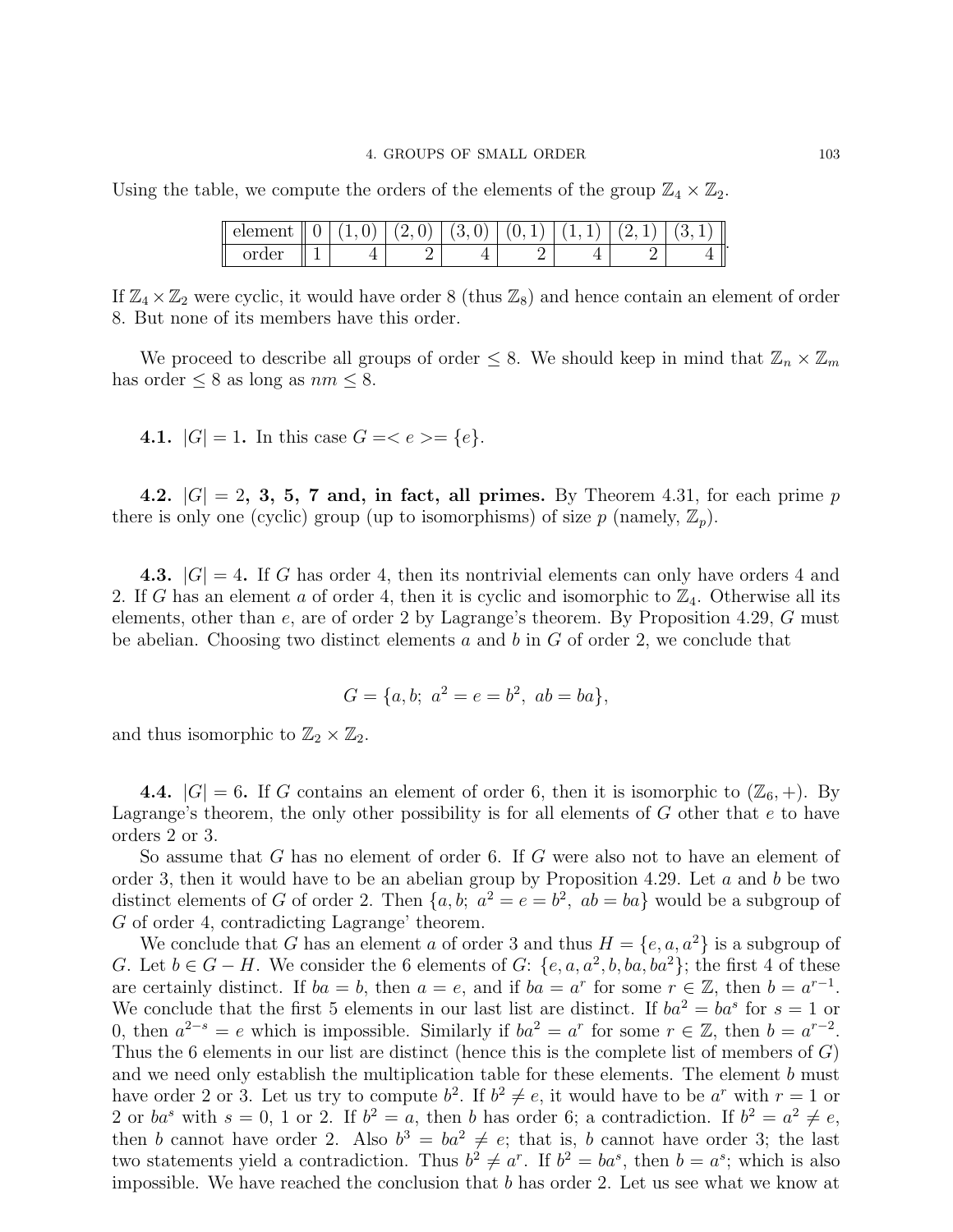Using the table, we compute the orders of the elements of the group $\mathbb{Z}_4 \times \mathbb{Z}_2$.

| element | 0 | (1, 0) | (2, 0) | (3, 0) | (0, 1) | (1, 1) | (2, 1) | (3, 1) |
|---|---|---|---|---|---|---|---|---|
| order | 1 | 4 | 2 | 4 | 2 | 4 | 2 | 4 |

If $\mathbb{Z}_4 \times \mathbb{Z}_2$ were cyclic, it would have order 8 (thus $\mathbb{Z}_8$) and hence contain an element of order 8. But none of its members have this order.

We proceed to describe all groups of order $\leq 8$. We should keep in mind that $\mathbb{Z}_n \times \mathbb{Z}_m$ has order $\leq 8$ as long as $nm \leq 8$.

**4.1.** $|G| = 1$**.** In this case $G =< e >= \{e\}$.

**4.2.** $|G| = 2$**, 3, 5, 7 and, in fact, all primes.** By Theorem 4.31, for each prime $p$ there is only one (cyclic) group (up to isomorphisms) of size $p$ (namely, $\mathbb{Z}_p$).

**4.3.** $|G| = 4$**.** If $G$ has order 4, then its nontrivial elements can only have orders 4 and 2. If $G$ has an element $a$ of order 4, then it is cyclic and isomorphic to $\mathbb{Z}_4$. Otherwise all its elements, other than $e$, are of order 2 by Lagrange's theorem. By Proposition 4.29, $G$ must be abelian. Choosing two distinct elements $a$ and $b$ in $G$ of order 2, we conclude that

$$G = \{a, b;\ a^2 = e = b^2,\ ab = ba\},$$

and thus isomorphic to $\mathbb{Z}_2 \times \mathbb{Z}_2$.

**4.4.** $|G| = 6$**.** If $G$ contains an element of order 6, then it is isomorphic to $(\mathbb{Z}_6, +)$. By Lagrange's theorem, the only other possibility is for all elements of $G$ other that $e$ to have orders 2 or 3.

So assume that $G$ has no element of order 6. If $G$ were also not to have an element of order 3, then it would have to be an abelian group by Proposition 4.29. Let $a$ and $b$ be two distinct elements of $G$ of order 2. Then $\{a, b;\ a^2 = e = b^2,\ ab = ba\}$ would be a subgroup of $G$ of order 4, contradicting Lagrange' theorem.

We conclude that $G$ has an element $a$ of order 3 and thus $H = \{e, a, a^2\}$ is a subgroup of $G$. Let $b \in G - H$. We consider the 6 elements of $G$: $\{e, a, a^2, b, ba, ba^2\}$; the first 4 of these are certainly distinct. If $ba = b$, then $a = e$, and if $ba = a^r$ for some $r \in \mathbb{Z}$, then $b = a^{r-1}$. We conclude that the first 5 elements in our last list are distinct. If $ba^2 = ba^s$ for $s = 1$ or 0, then $a^{2-s} = e$ which is impossible. Similarly if $ba^2 = a^r$ for some $r \in \mathbb{Z}$, then $b = a^{r-2}$. Thus the 6 elements in our list are distinct (hence this is the complete list of members of $G$) and we need only establish the multiplication table for these elements. The element $b$ must have order 2 or 3. Let us try to compute $b^2$. If $b^2 \neq e$, it would have to be $a^r$ with $r = 1$ or 2 or $ba^s$ with $s = 0$, 1 or 2. If $b^2 = a$, then $b$ has order 6; a contradiction. If $b^2 = a^2 \neq e$, then $b$ cannot have order 2. Also $b^3 = ba^2 \neq e$; that is, $b$ cannot have order 3; the last two statements yield a contradiction. Thus $b^2 \neq a^r$. If $b^2 = ba^s$, then $b = a^s$; which is also impossible. We have reached the conclusion that $b$ has order 2. Let us see what we know at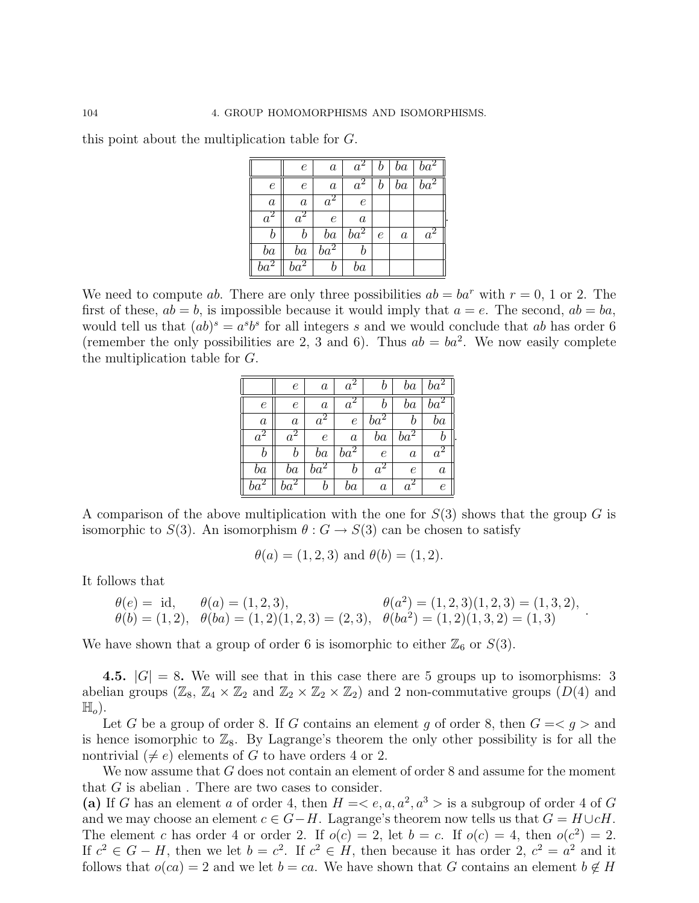this point about the multiplication table for $G$.

| | $e$ | $a$ | $a^2$ | $b$ | $ba$ | $ba^2$ |
|---|---|---|---|---|---|---|
| $e$ | $e$ | $a$ | $a^2$ | $b$ | $ba$ | $ba^2$ |
| $a$ | $a$ | $a^2$ | $e$ | | | |
| $a^2$ | $a^2$ | $e$ | $a$ | | | |
| $b$ | $b$ | $ba$ | $ba^2$ | $e$ | $a$ | $a^2$ |
| $ba$ | $ba$ | $ba^2$ | $b$ | | | |
| $ba^2$ | $ba^2$ | $b$ | $ba$ | | | |

We need to compute $ab$. There are only three possibilities $ab = ba^r$ with $r = 0$, 1 or 2. The first of these, $ab = b$, is impossible because it would imply that $a = e$. The second, $ab = ba$, would tell us that $(ab)^s = a^s b^s$ for all integers $s$ and we would conclude that $ab$ has order 6 (remember the only possibilities are 2, 3 and 6). Thus $ab = ba^2$. We now easily complete the multiplication table for $G$.

| | $e$ | $a$ | $a^2$ | $b$ | $ba$ | $ba^2$ |
|---|---|---|---|---|---|---|
| $e$ | $e$ | $a$ | $a^2$ | $b$ | $ba$ | $ba^2$ |
| $a$ | $a$ | $a^2$ | $e$ | $ba^2$ | $b$ | $ba$ |
| $a^2$ | $a^2$ | $e$ | $a$ | $ba$ | $ba^2$ | $b$ |
| $b$ | $b$ | $ba$ | $ba^2$ | $e$ | $a$ | $a^2$ |
| $ba$ | $ba$ | $ba^2$ | $b$ | $a^2$ | $e$ | $a$ |
| $ba^2$ | $ba^2$ | $b$ | $ba$ | $a$ | $a^2$ | $e$ |

A comparison of the above multiplication with the one for $S(3)$ shows that the group $G$ is isomorphic to $S(3)$. An isomorphism $\theta : G \to S(3)$ can be chosen to satisfy

$$\theta(a) = (1,2,3) \text{ and } \theta(b) = (1,2).$$

It follows that

$$\begin{array}{lll} \theta(e) = \text{ id}, & \theta(a) = (1,2,3), & \theta(a^2) = (1,2,3)(1,2,3) = (1,3,2), \\ \theta(b) = (1,2), & \theta(ba) = (1,2)(1,2,3) = (2,3), & \theta(ba^2) = (1,2)(1,3,2) = (1,3) \end{array}.$$

We have shown that a group of order 6 is isomorphic to either $\mathbb{Z}_6$ or $S(3)$.

**4.5.** $|G| = 8$**.** We will see that in this case there are 5 groups up to isomorphisms: 3 abelian groups ($\mathbb{Z}_8$, $\mathbb{Z}_4 \times \mathbb{Z}_2$ and $\mathbb{Z}_2 \times \mathbb{Z}_2 \times \mathbb{Z}_2$) and 2 non-commutative groups ($D(4)$ and $\mathbb{H}_o$).

Let $G$ be a group of order 8. If $G$ contains an element $g$ of order 8, then $G = < g >$ and is hence isomorphic to $\mathbb{Z}_8$. By Lagrange's theorem the only other possibility is for all the nontrivial ($\neq e$) elements of $G$ to have orders 4 or 2.

We now assume that $G$ does not contain an element of order 8 and assume for the moment that $G$ is abelian . There are two cases to consider.

**(a)** If $G$ has an element $a$ of order 4, then $H = < e, a, a^2, a^3 >$ is a subgroup of order 4 of $G$ and we may choose an element $c \in G - H$. Lagrange's theorem now tells us that $G = H \cup cH$. The element $c$ has order 4 or order 2. If $o(c) = 2$, let $b = c$. If $o(c) = 4$, then $o(c^2) = 2$. If $c^2 \in G - H$, then we let $b = c^2$. If $c^2 \in H$, then because it has order 2, $c^2 = a^2$ and it follows that $o(ca) = 2$ and we let $b = ca$. We have shown that $G$ contains an element $b \notin H$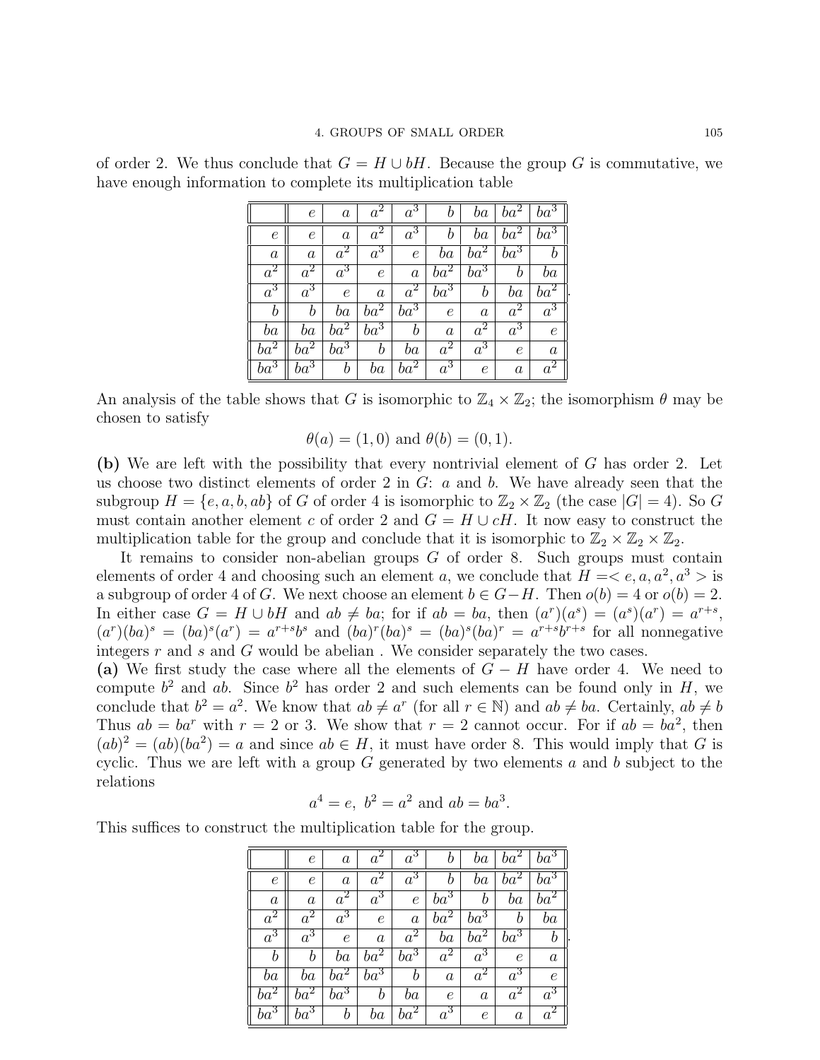of order 2. We thus conclude that $G = H \cup bH$. Because the group $G$ is commutative, we have enough information to complete its multiplication table

|  | $e$ | $a$ | $a^2$ | $a^3$ | $b$ | $ba$ | $ba^2$ | $ba^3$ |
|---|---|---|---|---|---|---|---|---|
| $e$ | $e$ | $a$ | $a^2$ | $a^3$ | $b$ | $ba$ | $ba^2$ | $ba^3$ |
| $a$ | $a$ | $a^2$ | $a^3$ | $e$ | $ba$ | $ba^2$ | $ba^3$ | $b$ |
| $a^2$ | $a^2$ | $a^3$ | $e$ | $a$ | $ba^2$ | $ba^3$ | $b$ | $ba$ |
| $a^3$ | $a^3$ | $e$ | $a$ | $a^2$ | $ba^3$ | $b$ | $ba$ | $ba^2$ |
| $b$ | $b$ | $ba$ | $ba^2$ | $ba^3$ | $e$ | $a$ | $a^2$ | $a^3$ |
| $ba$ | $ba$ | $ba^2$ | $ba^3$ | $b$ | $a$ | $a^2$ | $a^3$ | $e$ |
| $ba^2$ | $ba^2$ | $ba^3$ | $b$ | $ba$ | $a^2$ | $a^3$ | $e$ | $a$ |
| $ba^3$ | $ba^3$ | $b$ | $ba$ | $ba^2$ | $a^3$ | $e$ | $a$ | $a^2$ |

An analysis of the table shows that $G$ is isomorphic to $\mathbb{Z}_4 \times \mathbb{Z}_2$; the isomorphism $\theta$ may be chosen to satisfy

$$\theta(a) = (1, 0) \text{ and } \theta(b) = (0, 1).$$

**(b)** We are left with the possibility that every nontrivial element of $G$ has order 2. Let us choose two distinct elements of order 2 in $G$: $a$ and $b$. We have already seen that the subgroup $H = \{e, a, b, ab\}$ of $G$ of order 4 is isomorphic to $\mathbb{Z}_2 \times \mathbb{Z}_2$ (the case $|G| = 4$). So $G$ must contain another element $c$ of order 2 and $G = H \cup cH$. It now easy to construct the multiplication table for the group and conclude that it is isomorphic to $\mathbb{Z}_2 \times \mathbb{Z}_2 \times \mathbb{Z}_2$.

It remains to consider non-abelian groups $G$ of order 8. Such groups must contain elements of order 4 and choosing such an element $a$, we conclude that $H =< e, a, a^2, a^3 >$ is a subgroup of order 4 of $G$. We next choose an element $b \in G - H$. Then $o(b) = 4$ or $o(b) = 2$. In either case $G = H \cup bH$ and $ab \neq ba$; for if $ab = ba$, then $(a^r)(a^s) = (a^s)(a^r) = a^{r+s}$, $(a^r)(ba)^s = (ba)^s(a^r) = a^{r+s}b^s$ and $(ba)^r(ba)^s = (ba)^s(ba)^r = a^{r+s}b^{r+s}$ for all nonnegative integers $r$ and $s$ and $G$ would be abelian . We consider separately the two cases.

**(a)** We first study the case where all the elements of $G - H$ have order 4. We need to compute $b^2$ and $ab$. Since $b^2$ has order 2 and such elements can be found only in $H$, we conclude that $b^2 = a^2$. We know that $ab \neq a^r$ (for all $r \in \mathbb{N}$) and $ab \neq ba$. Certainly, $ab \neq b$ Thus $ab = ba^r$ with $r = 2$ or 3. We show that $r = 2$ cannot occur. For if $ab = ba^2$, then $(ab)^2 = (ab)(ba^2) = a$ and since $ab \in H$, it must have order 8. This would imply that $G$ is cyclic. Thus we are left with a group $G$ generated by two elements $a$ and $b$ subject to the relations

$$a^4 = e,\ b^2 = a^2 \text{ and } ab = ba^3.$$

This suffices to construct the multiplication table for the group.

|  | $e$ | $a$ | $a^2$ | $a^3$ | $b$ | $ba$ | $ba^2$ | $ba^3$ |
|---|---|---|---|---|---|---|---|---|
| $e$ | $e$ | $a$ | $a^2$ | $a^3$ | $b$ | $ba$ | $ba^2$ | $ba^3$ |
| $a$ | $a$ | $a^2$ | $a^3$ | $e$ | $ba^3$ | $b$ | $ba$ | $ba^2$ |
| $a^2$ | $a^2$ | $a^3$ | $e$ | $a$ | $ba^2$ | $ba^3$ | $b$ | $ba$ |
| $a^3$ | $a^3$ | $e$ | $a$ | $a^2$ | $ba$ | $ba^2$ | $ba^3$ | $b$ |
| $b$ | $b$ | $ba$ | $ba^2$ | $ba^3$ | $a^2$ | $a^3$ | $e$ | $a$ |
| $ba$ | $ba$ | $ba^2$ | $ba^3$ | $b$ | $a$ | $a^2$ | $a^3$ | $e$ |
| $ba^2$ | $ba^2$ | $ba^3$ | $b$ | $ba$ | $e$ | $a$ | $a^2$ | $a^3$ |
| $ba^3$ | $ba^3$ | $b$ | $ba$ | $ba^2$ | $a^3$ | $e$ | $a$ | $a^2$ |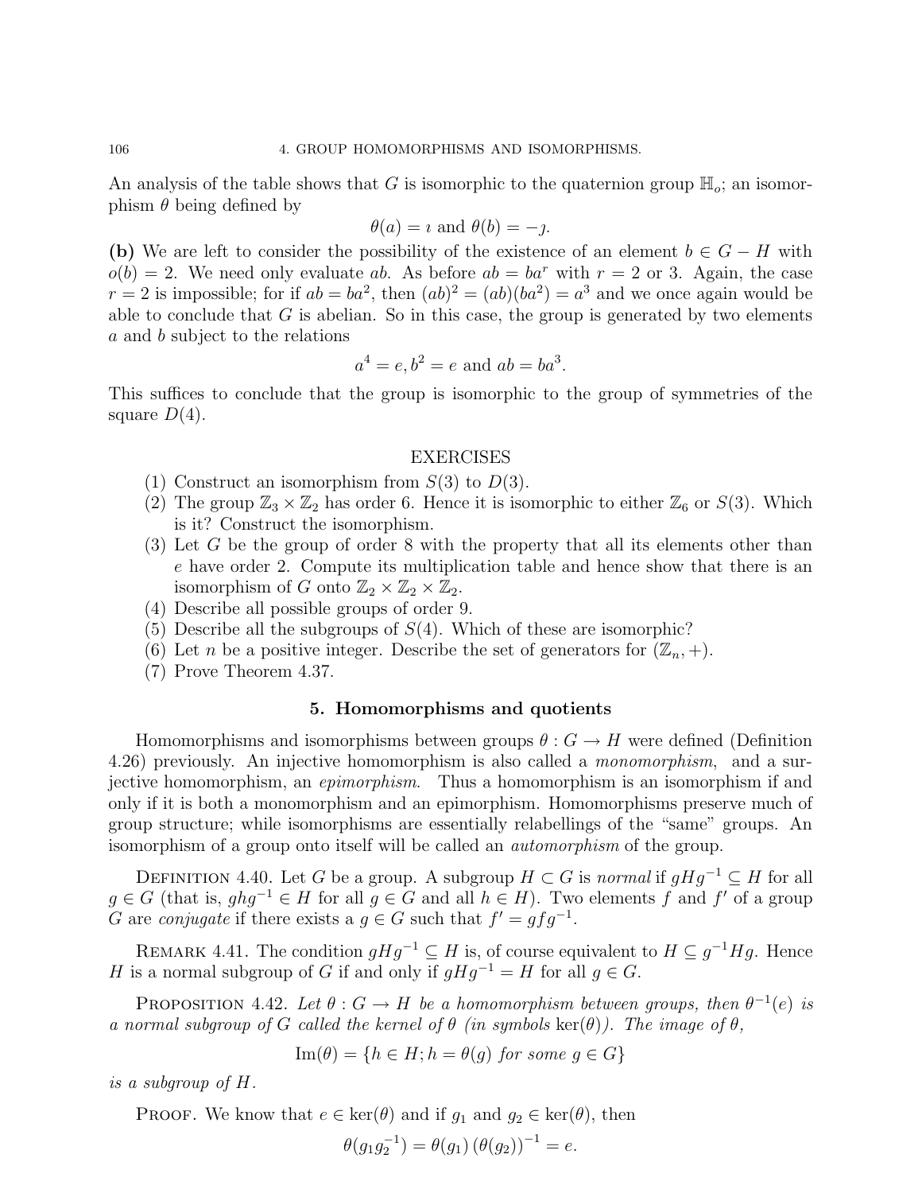An analysis of the table shows that $G$ is isomorphic to the quaternion group $\mathbb{H}_o$; an isomorphism $\theta$ being defined by

$$\theta(a) = \imath \text{ and } \theta(b) = -\jmath.$$

**(b)** We are left to consider the possibility of the existence of an element $b \in G - H$ with $o(b) = 2$. We need only evaluate $ab$. As before $ab = ba^r$ with $r = 2$ or $3$. Again, the case $r = 2$ is impossible; for if $ab = ba^2$, then $(ab)^2 = (ab)(ba^2) = a^3$ and we once again would be able to conclude that $G$ is abelian. So in this case, the group is generated by two elements $a$ and $b$ subject to the relations

$$a^4 = e, b^2 = e \text{ and } ab = ba^3.$$

This suffices to conclude that the group is isomorphic to the group of symmetries of the square $D(4)$.

## EXERCISES

(1) Construct an isomorphism from $S(3)$ to $D(3)$.
(2) The group $\mathbb{Z}_3 \times \mathbb{Z}_2$ has order 6. Hence it is isomorphic to either $\mathbb{Z}_6$ or $S(3)$. Which is it? Construct the isomorphism.
(3) Let $G$ be the group of order 8 with the property that all its elements other than $e$ have order 2. Compute its multiplication table and hence show that there is an isomorphism of $G$ onto $\mathbb{Z}_2 \times \mathbb{Z}_2 \times \mathbb{Z}_2$.
(4) Describe all possible groups of order 9.
(5) Describe all the subgroups of $S(4)$. Which of these are isomorphic?
(6) Let $n$ be a positive integer. Describe the set of generators for $(\mathbb{Z}_n, +)$.
(7) Prove Theorem 4.37.

## 5. Homomorphisms and quotients

Homomorphisms and isomorphisms between groups $\theta : G \to H$ were defined (Definition 4.26) previously. An injective homomorphism is also called a *monomorphism*, and a surjective homomorphism, an *epimorphism*. Thus a homomorphism is an isomorphism if and only if it is both a monomorphism and an epimorphism. Homomorphisms preserve much of group structure; while isomorphisms are essentially relabellings of the "same" groups. An isomorphism of a group onto itself will be called an *automorphism* of the group.

DEFINITION 4.40. Let $G$ be a group. A subgroup $H \subset G$ is *normal* if $gHg^{-1} \subseteq H$ for all $g \in G$ (that is, $ghg^{-1} \in H$ for all $g \in G$ and all $h \in H$). Two elements $f$ and $f'$ of a group $G$ are *conjugate* if there exists a $g \in G$ such that $f' = gfg^{-1}$.

REMARK 4.41. The condition $gHg^{-1} \subseteq H$ is, of course equivalent to $H \subseteq g^{-1}Hg$. Hence $H$ is a normal subgroup of $G$ if and only if $gHg^{-1} = H$ for all $g \in G$.

PROPOSITION 4.42. *Let $\theta : G \to H$ be a homomorphism between groups, then $\theta^{-1}(e)$ is a normal subgroup of $G$ called the kernel of $\theta$ (in symbols $\ker(\theta)$). The image of $\theta$,*

$$\text{Im}(\theta) = \{h \in H; h = \theta(g) \text{ for some } g \in G\}$$

*is a subgroup of $H$.*

PROOF. We know that $e \in \ker(\theta)$ and if $g_1$ and $g_2 \in \ker(\theta)$, then

$$\theta(g_1 g_2^{-1}) = \theta(g_1) \left(\theta(g_2)\right)^{-1} = e.$$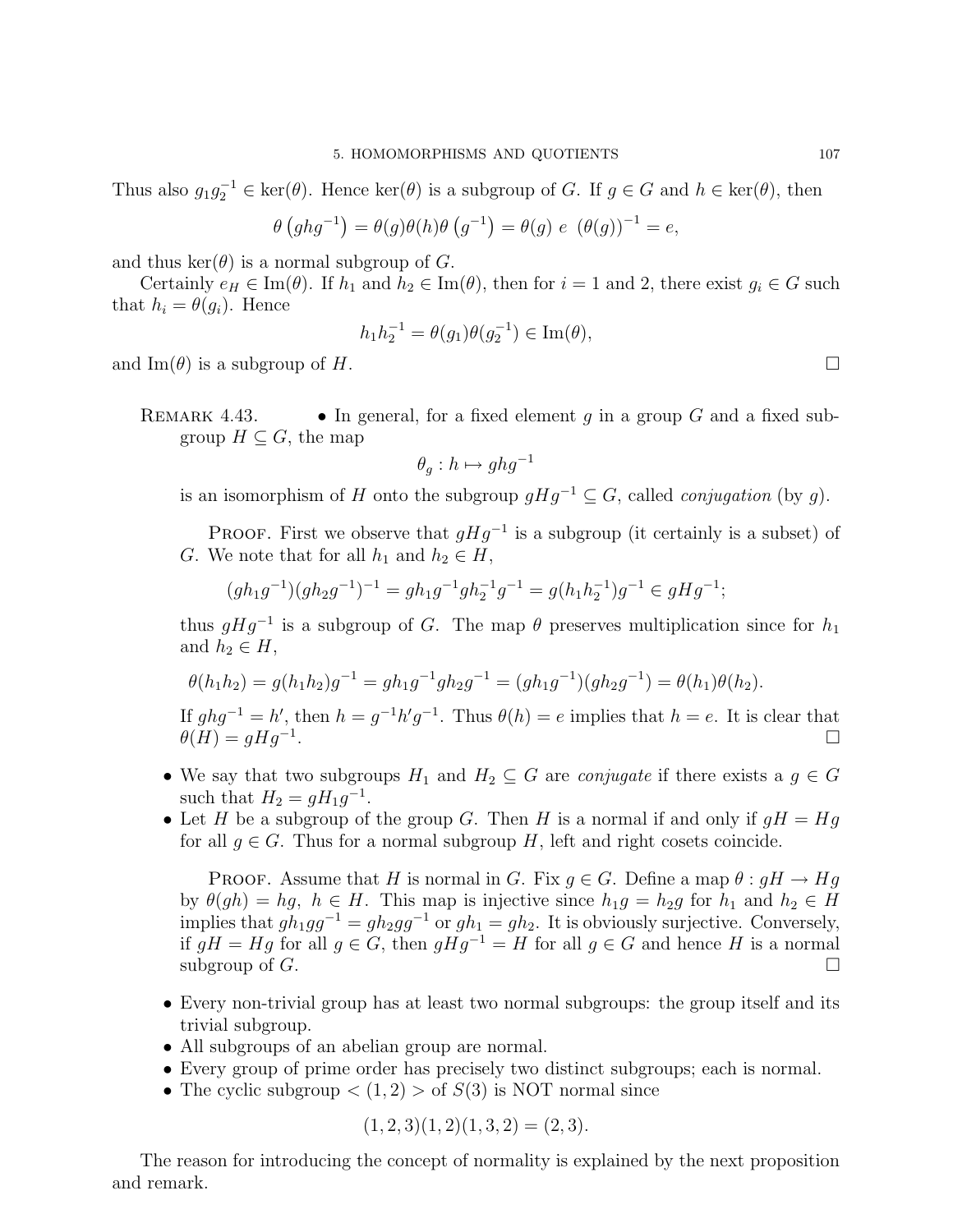Thus also $g_1 g_2^{-1} \in \ker(\theta)$. Hence $\ker(\theta)$ is a subgroup of $G$. If $g \in G$ and $h \in \ker(\theta)$, then

$$\theta\left(ghg^{-1}\right) = \theta(g)\theta(h)\theta\left(g^{-1}\right) = \theta(g)\ e\ \left(\theta(g)\right)^{-1} = e,$$

and thus $\ker(\theta)$ is a normal subgroup of $G$.

Certainly $e_H \in \operatorname{Im}(\theta)$. If $h_1$ and $h_2 \in \operatorname{Im}(\theta)$, then for $i = 1$ and 2, there exist $g_i \in G$ such that $h_i = \theta(g_i)$. Hence

$$h_1 h_2^{-1} = \theta(g_1)\theta(g_2^{-1}) \in \operatorname{Im}(\theta),$$

and $\operatorname{Im}(\theta)$ is a subgroup of $H$. $\square$

REMARK 4.43.

- In general, for a fixed element $g$ in a group $G$ and a fixed subgroup $H \subseteq G$, the map

$$\theta_g : h \mapsto ghg^{-1}$$

is an isomorphism of $H$ onto the subgroup $gHg^{-1} \subseteq G$, called *conjugation* (by $g$).

PROOF. First we observe that $gHg^{-1}$ is a subgroup (it certainly is a subset) of $G$. We note that for all $h_1$ and $h_2 \in H$,

$$(gh_1g^{-1})(gh_2g^{-1})^{-1} = gh_1g^{-1}gh_2^{-1}g^{-1} = g(h_1h_2^{-1})g^{-1} \in gHg^{-1};$$

thus $gHg^{-1}$ is a subgroup of $G$. The map $\theta$ preserves multiplication since for $h_1$ and $h_2 \in H$,

$$\theta(h_1h_2) = g(h_1h_2)g^{-1} = gh_1g^{-1}gh_2g^{-1} = (gh_1g^{-1})(gh_2g^{-1}) = \theta(h_1)\theta(h_2).$$

If $ghg^{-1} = h'$, then $h = g^{-1}h'g^{-1}$. Thus $\theta(h) = e$ implies that $h = e$. It is clear that $\theta(H) = gHg^{-1}$. $\square$

- We say that two subgroups $H_1$ and $H_2 \subseteq G$ are *conjugate* if there exists a $g \in G$ such that $H_2 = gH_1g^{-1}$.
- Let $H$ be a subgroup of the group $G$. Then $H$ is a normal if and only if $gH = Hg$ for all $g \in G$. Thus for a normal subgroup $H$, left and right cosets coincide.

PROOF. Assume that $H$ is normal in $G$. Fix $g \in G$. Define a map $\theta : gH \to Hg$ by $\theta(gh) = hg,\ h \in H$. This map is injective since $h_1g = h_2g$ for $h_1$ and $h_2 \in H$ implies that $gh_1gg^{-1} = gh_2gg^{-1}$ or $gh_1 = gh_2$. It is obviously surjective. Conversely, if $gH = Hg$ for all $g \in G$, then $gHg^{-1} = H$ for all $g \in G$ and hence $H$ is a normal subgroup of $G$. $\square$

- Every non-trivial group has at least two normal subgroups: the group itself and its trivial subgroup.
- All subgroups of an abelian group are normal.
- Every group of prime order has precisely two distinct subgroups; each is normal.
- The cyclic subgroup $<(1,2)>$ of $S(3)$ is NOT normal since

$$(1,2,3)(1,2)(1,3,2) = (2,3).$$

The reason for introducing the concept of normality is explained by the next proposition and remark.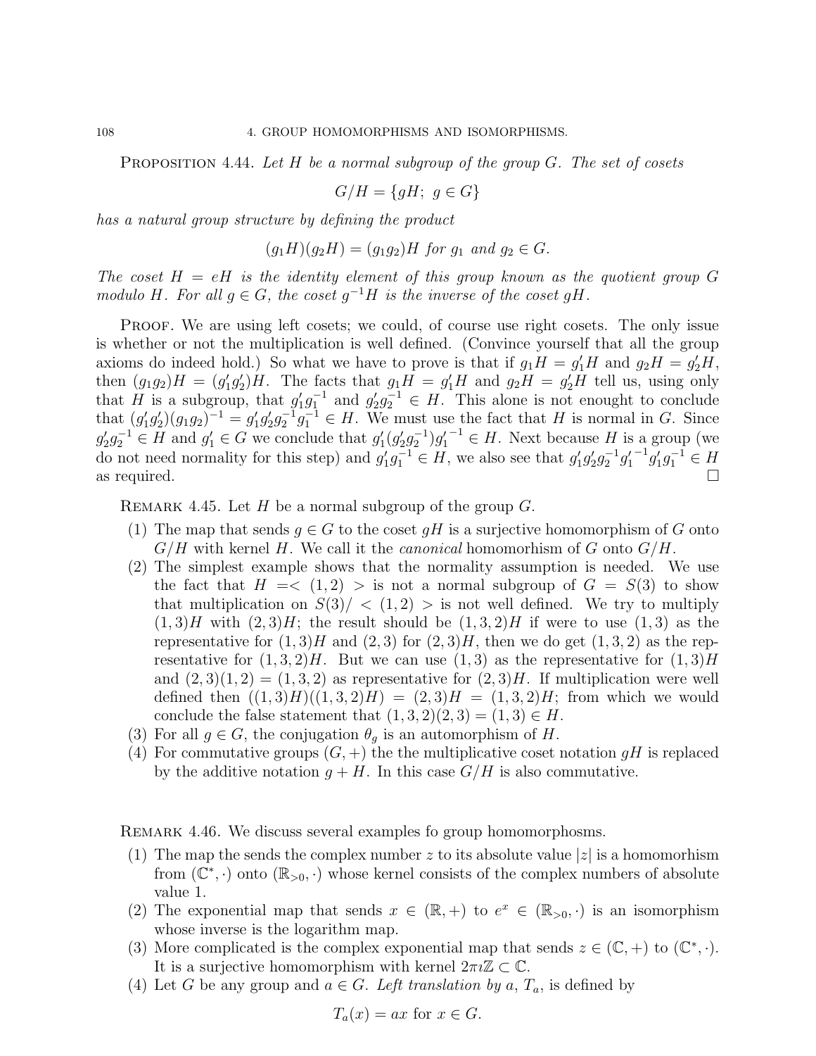**Proposition 4.44.** *Let $H$ be a normal subgroup of the group $G$. The set of cosets*

$$G/H = \{gH;\ g \in G\}$$

*has a natural group structure by defining the product*

$$(g_1H)(g_2H) = (g_1g_2)H \text{ for } g_1 \text{ and } g_2 \in G.$$

*The coset $H = eH$ is the identity element of this group known as the quotient group $G$ modulo $H$. For all $g \in G$, the coset $g^{-1}H$ is the inverse of the coset $gH$.*

Proof. We are using left cosets; we could, of course use right cosets. The only issue is whether or not the multiplication is well defined. (Convince yourself that all the group axioms do indeed hold.) So what we have to prove is that if $g_1H = g_1'H$ and $g_2H = g_2'H$, then $(g_1g_2)H = (g_1'g_2')H$. The facts that $g_1H = g_1'H$ and $g_2H = g_2'H$ tell us, using only that $H$ is a subgroup, that $g_1'g_1^{-1}$ and $g_2'g_2^{-1} \in H$. This alone is not enought to conclude that $(g_1'g_2')(g_1g_2)^{-1} = g_1'g_2'g_2^{-1}g_1^{-1} \in H$. We must use the fact that $H$ is normal in $G$. Since $g_2'g_2^{-1} \in H$ and $g_1' \in G$ we conclude that $g_1'(g_2'g_2^{-1}){g_1'}^{-1} \in H$. Next because $H$ is a group (we do not need normality for this step) and $g_1'g_1^{-1} \in H$, we also see that $g_1'g_2'g_2^{-1}{g_1'}^{-1}g_1'g_1^{-1} \in H$ as required. □

**Remark 4.45.** Let $H$ be a normal subgroup of the group $G$.

1. The map that sends $g \in G$ to the coset $gH$ is a surjective homomorphism of $G$ onto $G/H$ with kernel $H$. We call it the *canonical* homomorhism of $G$ onto $G/H$.
2. The simplest example shows that the normality assumption is needed. We use the fact that $H =< (1,2) >$ is not a normal subgroup of $G = S(3)$ to show that multiplication on $S(3)/ < (1,2) >$ is not well defined. We try to multiply $(1,3)H$ with $(2,3)H$; the result should be $(1,3,2)H$ if were to use $(1,3)$ as the representative for $(1,3)H$ and $(2,3)$ for $(2,3)H$, then we do get $(1,3,2)$ as the representative for $(1,3,2)H$. But we can use $(1,3)$ as the representative for $(1,3)H$ and $(2,3)(1,2) = (1,3,2)$ as representative for $(2,3)H$. If multiplication were well defined then $((1,3)H)((1,3,2)H) = (2,3)H = (1,3,2)H$; from which we would conclude the false statement that $(1,3,2)(2,3) = (1,3) \in H$.
3. For all $g \in G$, the conjugation $\theta_g$ is an automorphism of $H$.
4. For commutative groups $(G,+)$ the the multiplicative coset notation $gH$ is replaced by the additive notation $g + H$. In this case $G/H$ is also commutative.

**Remark 4.46.** We discuss several examples fo group homomorphosms.

1. The map the sends the complex number $z$ to its absolute value $|z|$ is a homomorhism from $(\mathbb{C}^*, \cdot)$ onto $(\mathbb{R}_{>0}, \cdot)$ whose kernel consists of the complex numbers of absolute value 1.
2. The exponential map that sends $x \in (\mathbb{R}, +)$ to $e^x \in (\mathbb{R}_{>0}, \cdot)$ is an isomorphism whose inverse is the logarithm map.
3. More complicated is the complex exponential map that sends $z \in (\mathbb{C}, +)$ to $(\mathbb{C}^*, \cdot)$. It is a surjective homomorphism with kernel $2\pi\imath\mathbb{Z} \subset \mathbb{C}$.
4. Let $G$ be any group and $a \in G$. *Left translation by $a$*, $T_a$, is defined by

$$T_a(x) = ax \text{ for } x \in G.$$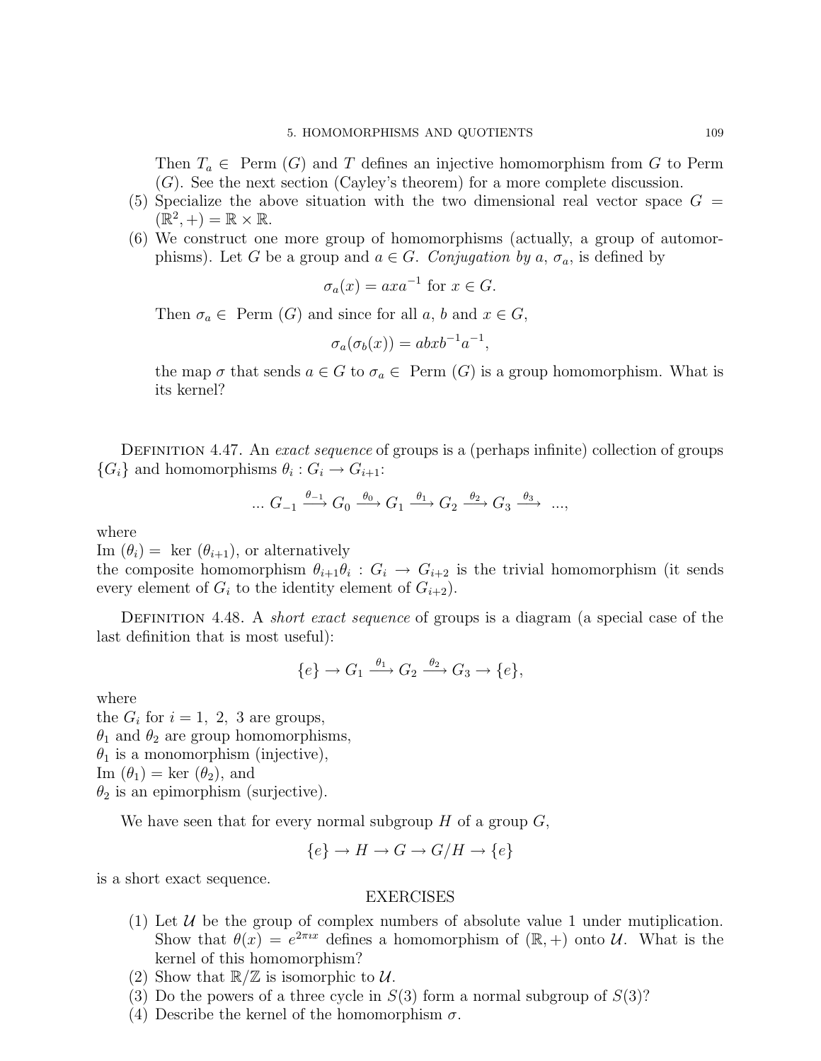Then $T_a \in$ Perm $(G)$ and $T$ defines an injective homomorphism from $G$ to Perm $(G)$. See the next section (Cayley's theorem) for a more complete discussion.

(5) Specialize the above situation with the two dimensional real vector space $G = (\mathbb{R}^2, +) = \mathbb{R} \times \mathbb{R}$.

(6) We construct one more group of homomorphisms (actually, a group of automorphisms). Let $G$ be a group and $a \in G$. *Conjugation by a*, $\sigma_a$, is defined by

$$\sigma_a(x) = axa^{-1} \text{ for } x \in G.$$

Then $\sigma_a \in$ Perm $(G)$ and since for all $a$, $b$ and $x \in G$,

$$\sigma_a(\sigma_b(x)) = abxb^{-1}a^{-1},$$

the map $\sigma$ that sends $a \in G$ to $\sigma_a \in$ Perm $(G)$ is a group homomorphism. What is its kernel?

Definition 4.47. An *exact sequence* of groups is a (perhaps infinite) collection of groups $\{G_i\}$ and homomorphisms $\theta_i : G_i \to G_{i+1}$:

$$\ldots\ G_{-1} \xrightarrow{\theta_{-1}} G_0 \xrightarrow{\theta_0} G_1 \xrightarrow{\theta_1} G_2 \xrightarrow{\theta_2} G_3 \xrightarrow{\theta_3}\ \ldots,$$

where
Im $(\theta_i) =$ ker $(\theta_{i+1})$, or alternatively
the composite homomorphism $\theta_{i+1}\theta_i : G_i \to G_{i+2}$ is the trivial homomorphism (it sends every element of $G_i$ to the identity element of $G_{i+2}$).

Definition 4.48. A *short exact sequence* of groups is a diagram (a special case of the last definition that is most useful):

$$\{e\} \to G_1 \xrightarrow{\theta_1} G_2 \xrightarrow{\theta_2} G_3 \to \{e\},$$

where
the $G_i$ for $i = 1,\ 2,\ 3$ are groups,
$\theta_1$ and $\theta_2$ are group homomorphisms,
$\theta_1$ is a monomorphism (injective),
Im $(\theta_1) =$ ker $(\theta_2)$, and
$\theta_2$ is an epimorphism (surjective).

We have seen that for every normal subgroup $H$ of a group $G$,

$$\{e\} \to H \to G \to G/H \to \{e\}$$

is a short exact sequence.

EXERCISES

(1) Let $\mathcal{U}$ be the group of complex numbers of absolute value 1 under mutiplication. Show that $\theta(x) = e^{2\pi \imath x}$ defines a homomorphism of $(\mathbb{R}, +)$ onto $\mathcal{U}$. What is the kernel of this homomorphism?
(2) Show that $\mathbb{R}/\mathbb{Z}$ is isomorphic to $\mathcal{U}$.
(3) Do the powers of a three cycle in $S(3)$ form a normal subgroup of $S(3)$?
(4) Describe the kernel of the homomorphism $\sigma$.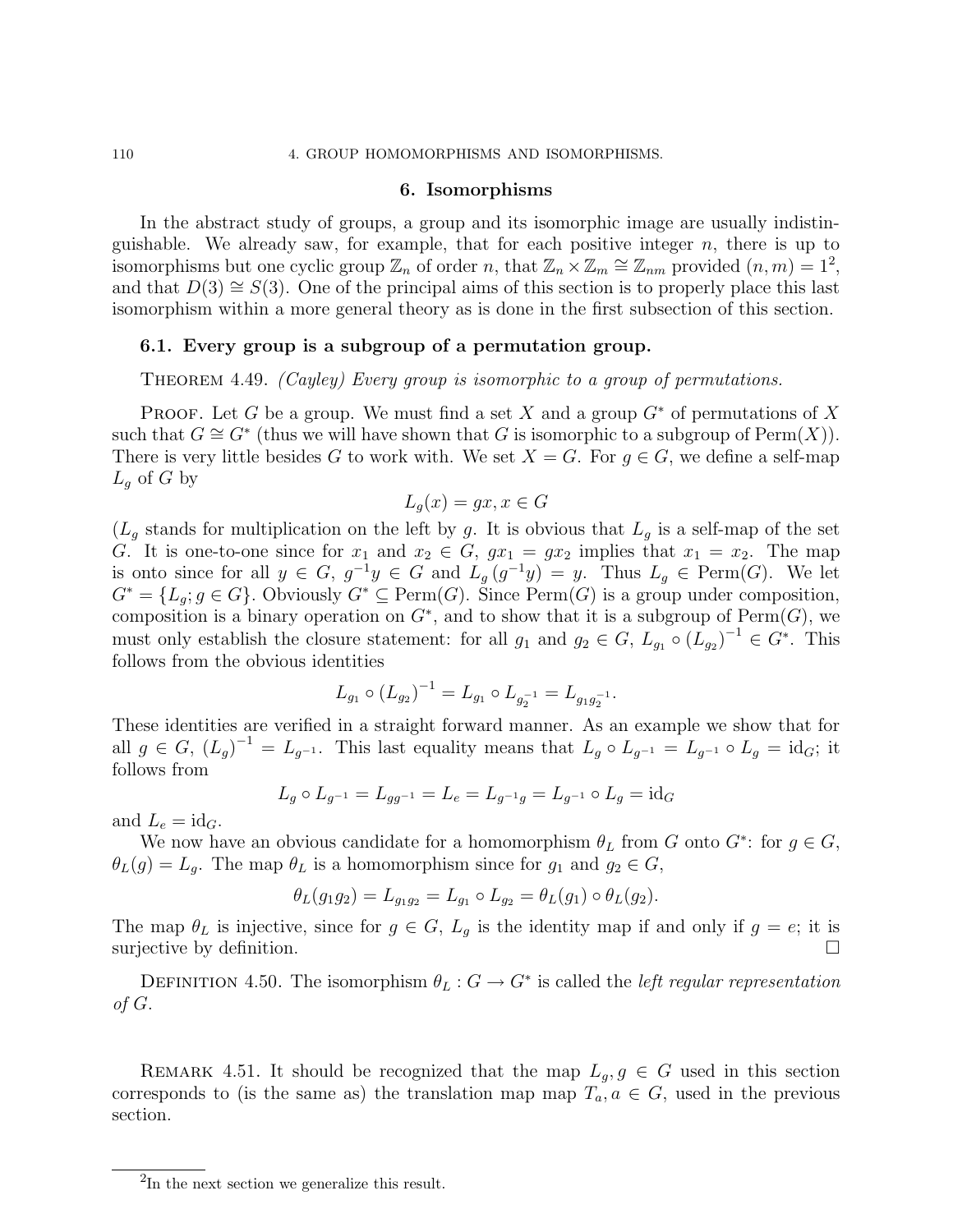## 6. Isomorphisms

In the abstract study of groups, a group and its isomorphic image are usually indistinguishable. We already saw, for example, that for each positive integer $n$, there is up to isomorphisms but one cyclic group $\mathbb{Z}_n$ of order $n$, that $\mathbb{Z}_n \times \mathbb{Z}_m \cong \mathbb{Z}_{nm}$ provided $(n, m) = 1$[2], and that $D(3) \cong S(3)$. One of the principal aims of this section is to properly place this last isomorphism within a more general theory as is done in the first subsection of this section.

### 6.1. Every group is a subgroup of a permutation group.

Theorem 4.49. *(Cayley) Every group is isomorphic to a group of permutations.*

Proof. Let $G$ be a group. We must find a set $X$ and a group $G^*$ of permutations of $X$ such that $G \cong G^*$ (thus we will have shown that $G$ is isomorphic to a subgroup of $\text{Perm}(X)$). There is very little besides $G$ to work with. We set $X = G$. For $g \in G$, we define a self-map $L_g$ of $G$ by

$$L_g(x) = gx, x \in G$$

($L_g$ stands for multiplication on the left by $g$. It is obvious that $L_g$ is a self-map of the set $G$. It is one-to-one since for $x_1$ and $x_2 \in G$, $gx_1 = gx_2$ implies that $x_1 = x_2$. The map is onto since for all $y \in G$, $g^{-1}y \in G$ and $L_g(g^{-1}y) = y$. Thus $L_g \in \text{Perm}(G)$. We let $G^* = \{L_g; g \in G\}$. Obviously $G^* \subseteq \text{Perm}(G)$. Since $\text{Perm}(G)$ is a group under composition, composition is a binary operation on $G^*$, and to show that it is a subgroup of $\text{Perm}(G)$, we must only establish the closure statement: for all $g_1$ and $g_2 \in G$, $L_{g_1} \circ (L_{g_2})^{-1} \in G^*$. This follows from the obvious identities

$$L_{g_1} \circ (L_{g_2})^{-1} = L_{g_1} \circ L_{g_2^{-1}} = L_{g_1 g_2^{-1}}.$$

These identities are verified in a straight forward manner. As an example we show that for all $g \in G$, $(L_g)^{-1} = L_{g^{-1}}$. This last equality means that $L_g \circ L_{g^{-1}} = L_{g^{-1}} \circ L_g = \text{id}_G$; it follows from

$$L_g \circ L_{g^{-1}} = L_{gg^{-1}} = L_e = L_{g^{-1}g} = L_{g^{-1}} \circ L_g = \text{id}_G$$

and $L_e = \text{id}_G$.

We now have an obvious candidate for a homomorphism $\theta_L$ from $G$ onto $G^*$: for $g \in G$, $\theta_L(g) = L_g$. The map $\theta_L$ is a homomorphism since for $g_1$ and $g_2 \in G$,

$$\theta_L(g_1 g_2) = L_{g_1 g_2} = L_{g_1} \circ L_{g_2} = \theta_L(g_1) \circ \theta_L(g_2).$$

The map $\theta_L$ is injective, since for $g \in G$, $L_g$ is the identity map if and only if $g = e$; it is surjective by definition. □

Definition 4.50. The isomorphism $\theta_L : G \to G^*$ is called the *left regular representation of G*.

Remark 4.51. It should be recognized that the map $L_g, g \in G$ used in this section corresponds to (is the same as) the translation map map $T_a, a \in G$, used in the previous section.

[2] In the next section we generalize this result.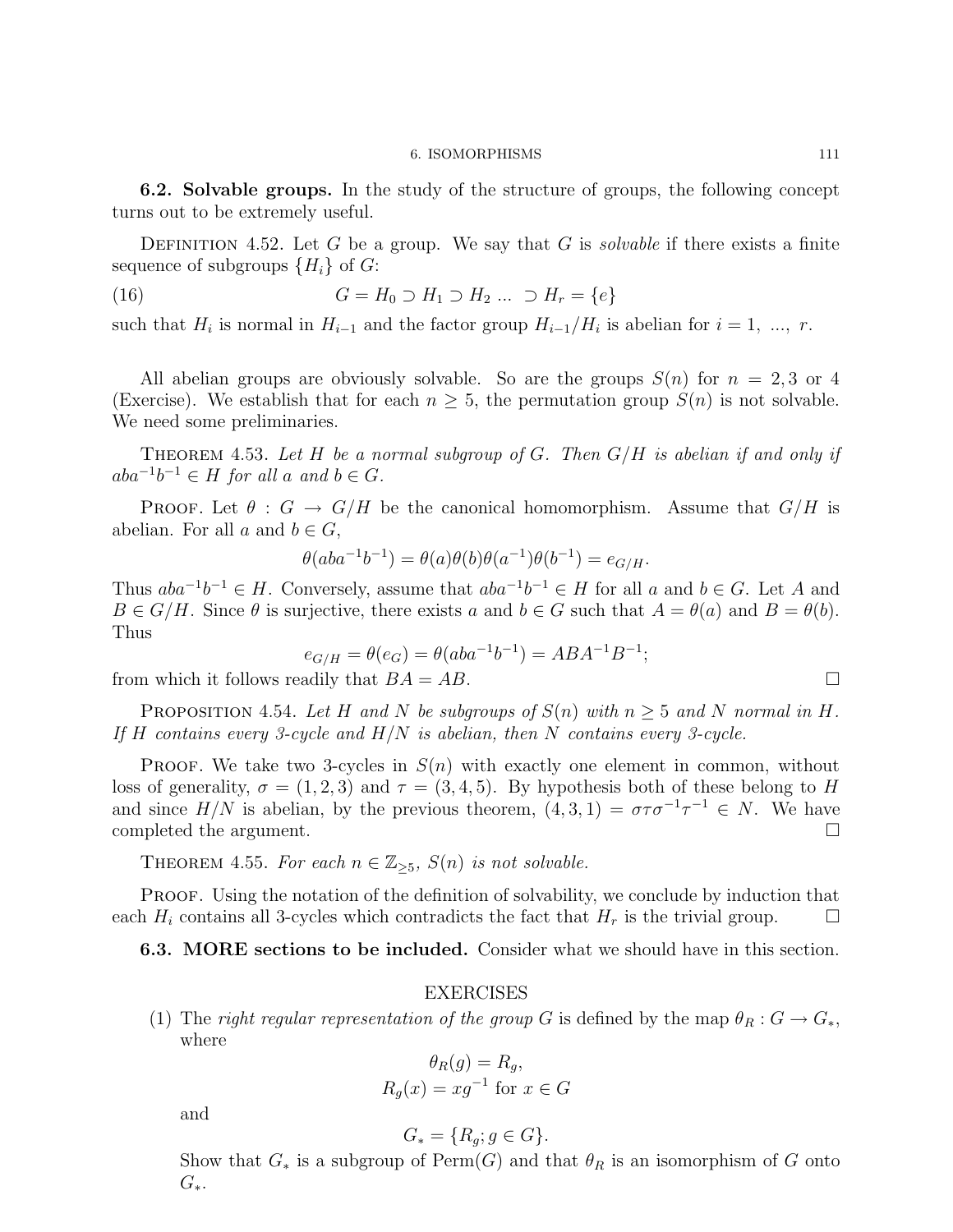### 6.2. Solvable groups.

In the study of the structure of groups, the following concept turns out to be extremely useful.

Definition 4.52. Let $G$ be a group. We say that $G$ is *solvable* if there exists a finite sequence of subgroups $\{H_i\}$ of $G$:

$$G = H_0 \supset H_1 \supset H_2 \; ... \; \supset H_r = \{e\} \tag{16}$$

such that $H_i$ is normal in $H_{i-1}$ and the factor group $H_{i-1}/H_i$ is abelian for $i = 1, \; ..., \; r$.

All abelian groups are obviously solvable. So are the groups $S(n)$ for $n = 2, 3$ or $4$ (Exercise). We establish that for each $n \geq 5$, the permutation group $S(n)$ is not solvable. We need some preliminaries.

Theorem 4.53. *Let $H$ be a normal subgroup of $G$. Then $G/H$ is abelian if and only if $aba^{-1}b^{-1} \in H$ for all $a$ and $b \in G$.*

Proof. Let $\theta : G \to G/H$ be the canonical homomorphism. Assume that $G/H$ is abelian. For all $a$ and $b \in G$,

$$\theta(aba^{-1}b^{-1}) = \theta(a)\theta(b)\theta(a^{-1})\theta(b^{-1}) = e_{G/H}.$$

Thus $aba^{-1}b^{-1} \in H$. Conversely, assume that $aba^{-1}b^{-1} \in H$ for all $a$ and $b \in G$. Let $A$ and $B \in G/H$. Since $\theta$ is surjective, there exists $a$ and $b \in G$ such that $A = \theta(a)$ and $B = \theta(b)$. Thus

$$e_{G/H} = \theta(e_G) = \theta(aba^{-1}b^{-1}) = ABA^{-1}B^{-1};$$

from which it follows readily that $BA = AB$. □

Proposition 4.54. *Let $H$ and $N$ be subgroups of $S(n)$ with $n \geq 5$ and $N$ normal in $H$. If $H$ contains every 3-cycle and $H/N$ is abelian, then $N$ contains every 3-cycle.*

Proof. We take two 3-cycles in $S(n)$ with exactly one element in common, without loss of generality, $\sigma = (1, 2, 3)$ and $\tau = (3, 4, 5)$. By hypothesis both of these belong to $H$ and since $H/N$ is abelian, by the previous theorem, $(4, 3, 1) = \sigma\tau\sigma^{-1}\tau^{-1} \in N$. We have completed the argument. □

Theorem 4.55. *For each $n \in \mathbb{Z}_{\geq 5}$, $S(n)$ is not solvable.*

Proof. Using the notation of the definition of solvability, we conclude by induction that each $H_i$ contains all 3-cycles which contradicts the fact that $H_r$ is the trivial group. □

### 6.3. MORE sections to be included.

Consider what we should have in this section.

## EXERCISES

(1) The *right regular representation of the group $G$* is defined by the map $\theta_R : G \to G_*$, where

$$\theta_R(g) = R_g,$$
$$R_g(x) = xg^{-1} \text{ for } x \in G$$

and

$$G_* = \{R_g; g \in G\}.$$

Show that $G_*$ is a subgroup of $\text{Perm}(G)$ and that $\theta_R$ is an isomorphism of $G$ onto $G_*$.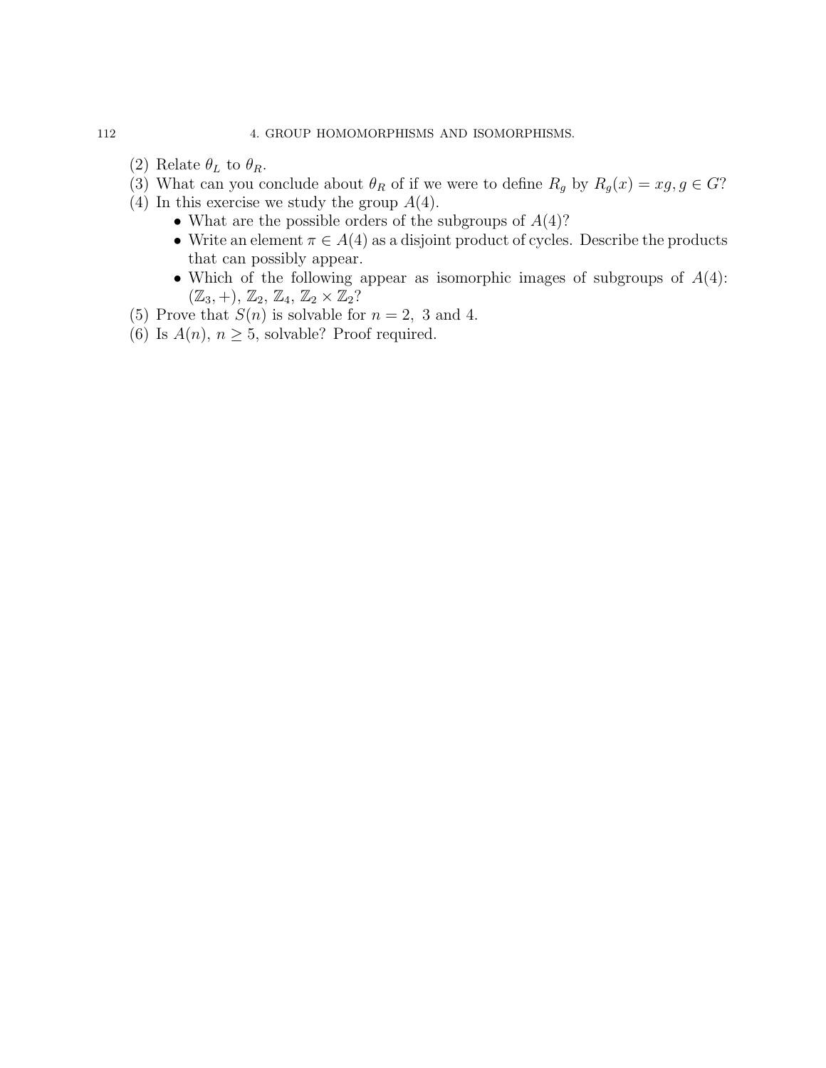(2) Relate $\theta_L$ to $\theta_R$.

(3) What can you conclude about $\theta_R$ of if we were to define $R_g$ by $R_g(x) = xg, g \in G$?

(4) In this exercise we study the group $A(4)$.
   - What are the possible orders of the subgroups of $A(4)$?
   - Write an element $\pi \in A(4)$ as a disjoint product of cycles. Describe the products that can possibly appear.
   - Which of the following appear as isomorphic images of subgroups of $A(4)$: $(\mathbb{Z}_3, +)$, $\mathbb{Z}_2$, $\mathbb{Z}_4$, $\mathbb{Z}_2 \times \mathbb{Z}_2$?

(5) Prove that $S(n)$ is solvable for $n = 2,\ 3$ and 4.

(6) Is $A(n)$, $n \geq 5$, solvable? Proof required.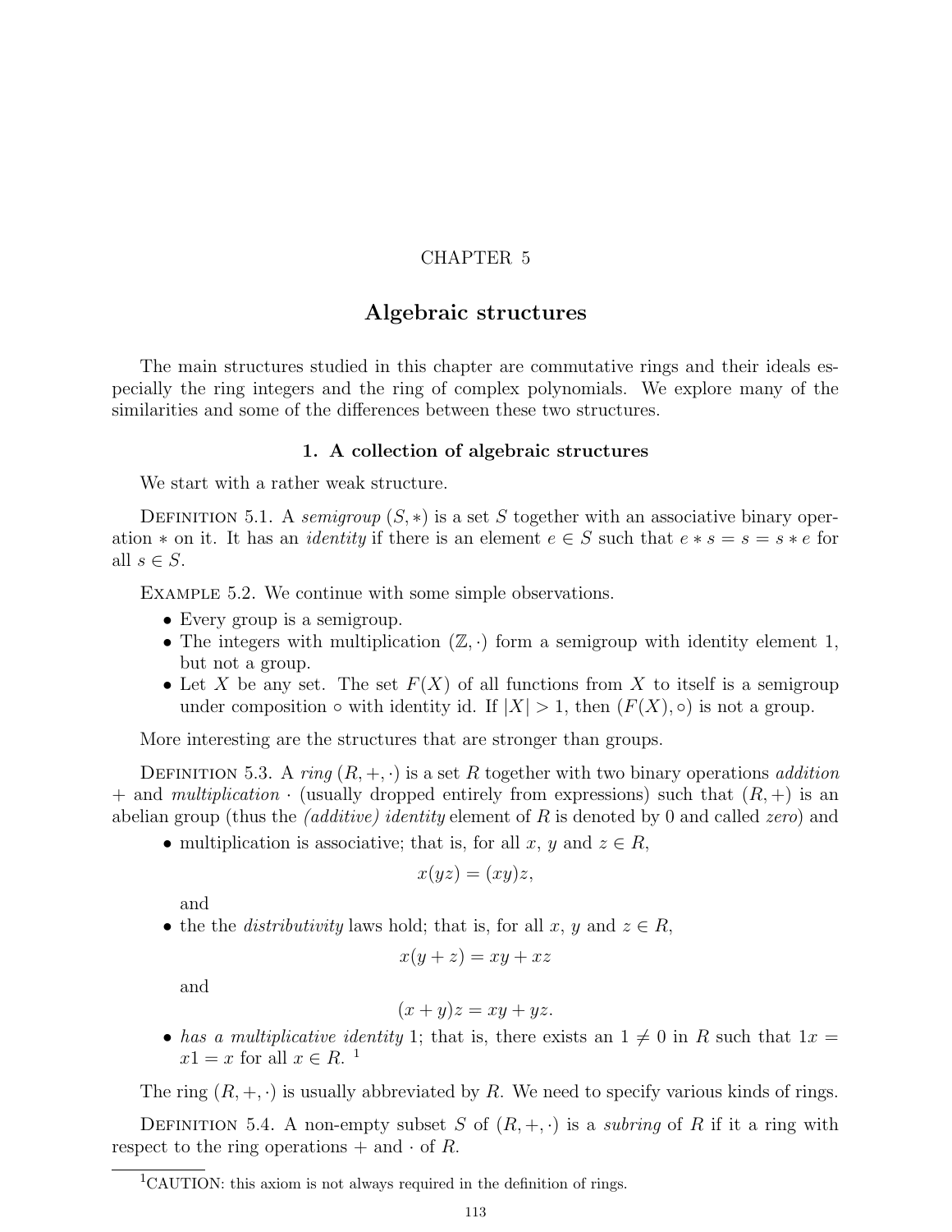# CHAPTER 5

# Algebraic structures

The main structures studied in this chapter are commutative rings and their ideals especially the ring integers and the ring of complex polynomials. We explore many of the similarities and some of the differences between these two structures.

## 1. A collection of algebraic structures

We start with a rather weak structure.

Definition 5.1. A *semigroup* $(S, *)$ is a set $S$ together with an associative binary operation $*$ on it. It has an *identity* if there is an element $e \in S$ such that $e * s = s = s * e$ for all $s \in S$.

Example 5.2. We continue with some simple observations.

- Every group is a semigroup.
- The integers with multiplication $(\mathbb{Z}, \cdot)$ form a semigroup with identity element 1, but not a group.
- Let $X$ be any set. The set $F(X)$ of all functions from $X$ to itself is a semigroup under composition $\circ$ with identity id. If $|X| > 1$, then $(F(X), \circ)$ is not a group.

More interesting are the structures that are stronger than groups.

Definition 5.3. A *ring* $(R, +, \cdot)$ is a set $R$ together with two binary operations *addition* $+$ and *multiplication* $\cdot$ (usually dropped entirely from expressions) such that $(R, +)$ is an abelian group (thus the *(additive) identity* element of $R$ is denoted by 0 and called *zero*) and

- multiplication is associative; that is, for all $x$, $y$ and $z \in R$,

$$x(yz) = (xy)z,$$

  and
- the the *distributivity* laws hold; that is, for all $x$, $y$ and $z \in R$,

$$x(y + z) = xy + xz$$

  and

$$(x + y)z = xy + yz.$$

- *has a multiplicative identity* 1; that is, there exists an $1 \neq 0$ in $R$ such that $1x = x1 = x$ for all $x \in R$. [1]

The ring $(R, +, \cdot)$ is usually abbreviated by $R$. We need to specify various kinds of rings.

Definition 5.4. A non-empty subset $S$ of $(R, +, \cdot)$ is a *subring* of $R$ if it a ring with respect to the ring operations $+$ and $\cdot$ of $R$.

[1] CAUTION: this axiom is not always required in the definition of rings.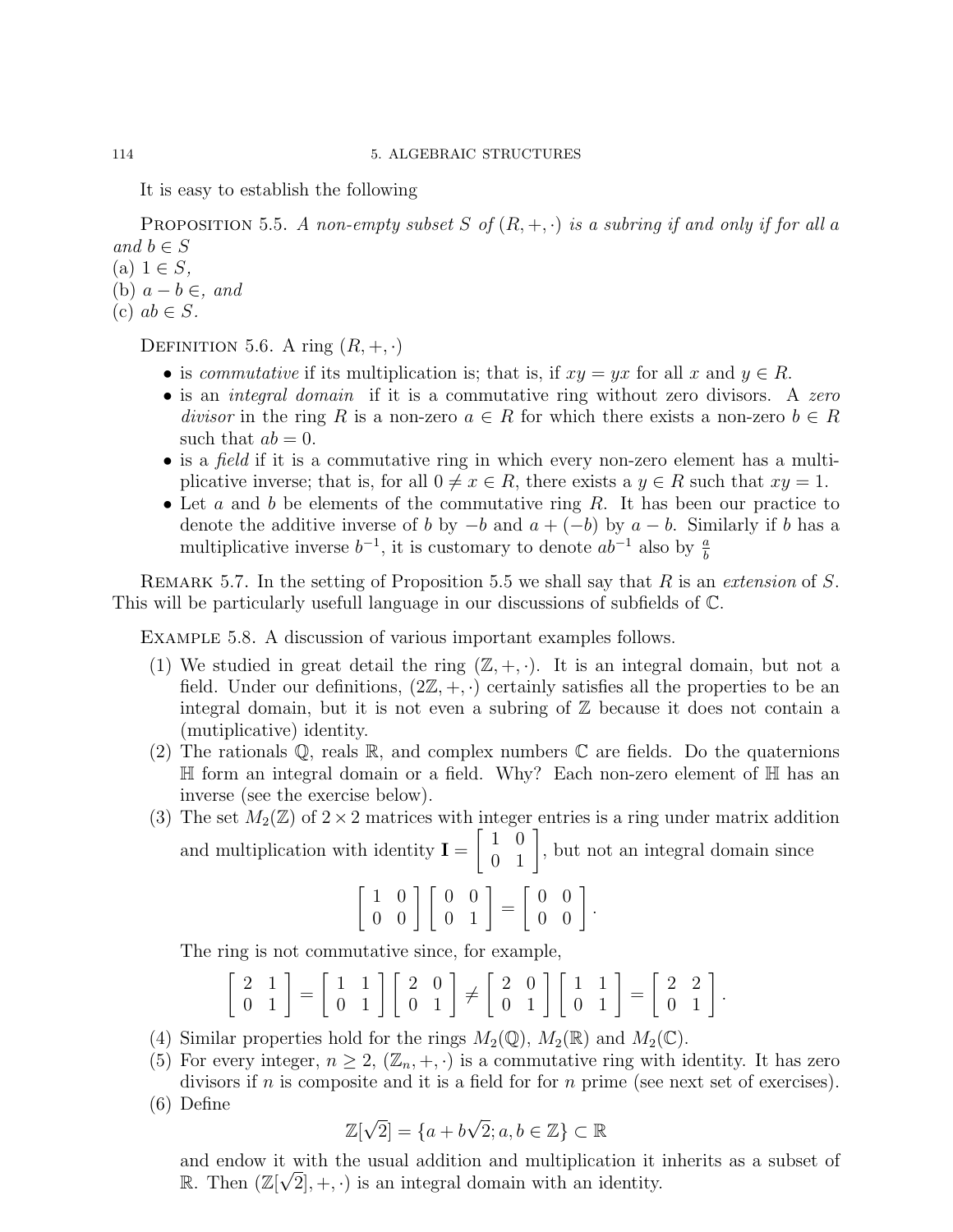It is easy to establish the following

**Proposition 5.5.** *A non-empty subset $S$ of $(R, +, \cdot)$ is a subring if and only if for all $a$ and $b \in S$*
(a) $1 \in S$,
(b) $a - b \in$, *and*
(c) $ab \in S$.

**Definition 5.6.** A ring $(R, +, \cdot)$

- is *commutative* if its multiplication is; that is, if $xy = yx$ for all $x$ and $y \in R$.
- is an *integral domain* if it is a commutative ring without zero divisors. A *zero divisor* in the ring $R$ is a non-zero $a \in R$ for which there exists a non-zero $b \in R$ such that $ab = 0$.
- is a *field* if it is a commutative ring in which every non-zero element has a multiplicative inverse; that is, for all $0 \neq x \in R$, there exists a $y \in R$ such that $xy = 1$.
- Let $a$ and $b$ be elements of the commutative ring $R$. It has been our practice to denote the additive inverse of $b$ by $-b$ and $a + (-b)$ by $a - b$. Similarly if $b$ has a multiplicative inverse $b^{-1}$, it is customary to denote $ab^{-1}$ also by $\frac{a}{b}$

**Remark 5.7.** In the setting of Proposition 5.5 we shall say that $R$ is an *extension* of $S$. This will be particularly usefull language in our discussions of subfields of $\mathbb{C}$.

**Example 5.8.** A discussion of various important examples follows.

(1) We studied in great detail the ring $(\mathbb{Z}, +, \cdot)$. It is an integral domain, but not a field. Under our definitions, $(2\mathbb{Z}, +, \cdot)$ certainly satisfies all the properties to be an integral domain, but it is not even a subring of $\mathbb{Z}$ because it does not contain a (mutiplicative) identity.
(2) The rationals $\mathbb{Q}$, reals $\mathbb{R}$, and complex numbers $\mathbb{C}$ are fields. Do the quaternions $\mathbb{H}$ form an integral domain or a field. Why? Each non-zero element of $\mathbb{H}$ has an inverse (see the exercise below).
(3) The set $M_2(\mathbb{Z})$ of $2 \times 2$ matrices with integer entries is a ring under matrix addition and multiplication with identity $\mathbf{I} = \begin{bmatrix} 1 & 0 \\ 0 & 1 \end{bmatrix}$, but not an integral domain since
$$\begin{bmatrix} 1 & 0 \\ 0 & 0 \end{bmatrix} \begin{bmatrix} 0 & 0 \\ 0 & 1 \end{bmatrix} = \begin{bmatrix} 0 & 0 \\ 0 & 0 \end{bmatrix}.$$
The ring is not commutative since, for example,
$$\begin{bmatrix} 2 & 1 \\ 0 & 1 \end{bmatrix} = \begin{bmatrix} 1 & 1 \\ 0 & 1 \end{bmatrix} \begin{bmatrix} 2 & 0 \\ 0 & 1 \end{bmatrix} \neq \begin{bmatrix} 2 & 0 \\ 0 & 1 \end{bmatrix} \begin{bmatrix} 1 & 1 \\ 0 & 1 \end{bmatrix} = \begin{bmatrix} 2 & 2 \\ 0 & 1 \end{bmatrix}.$$
(4) Similar properties hold for the rings $M_2(\mathbb{Q})$, $M_2(\mathbb{R})$ and $M_2(\mathbb{C})$.
(5) For every integer, $n \geq 2$, $(\mathbb{Z}_n, +, \cdot)$ is a commutative ring with identity. It has zero divisors if $n$ is composite and it is a field for for $n$ prime (see next set of exercises).
(6) Define
$$\mathbb{Z}[\sqrt{2}] = \{a + b\sqrt{2}; a, b \in \mathbb{Z}\} \subset \mathbb{R}$$
and endow it with the usual addition and multiplication it inherits as a subset of $\mathbb{R}$. Then $(\mathbb{Z}[\sqrt{2}], +, \cdot)$ is an integral domain with an identity.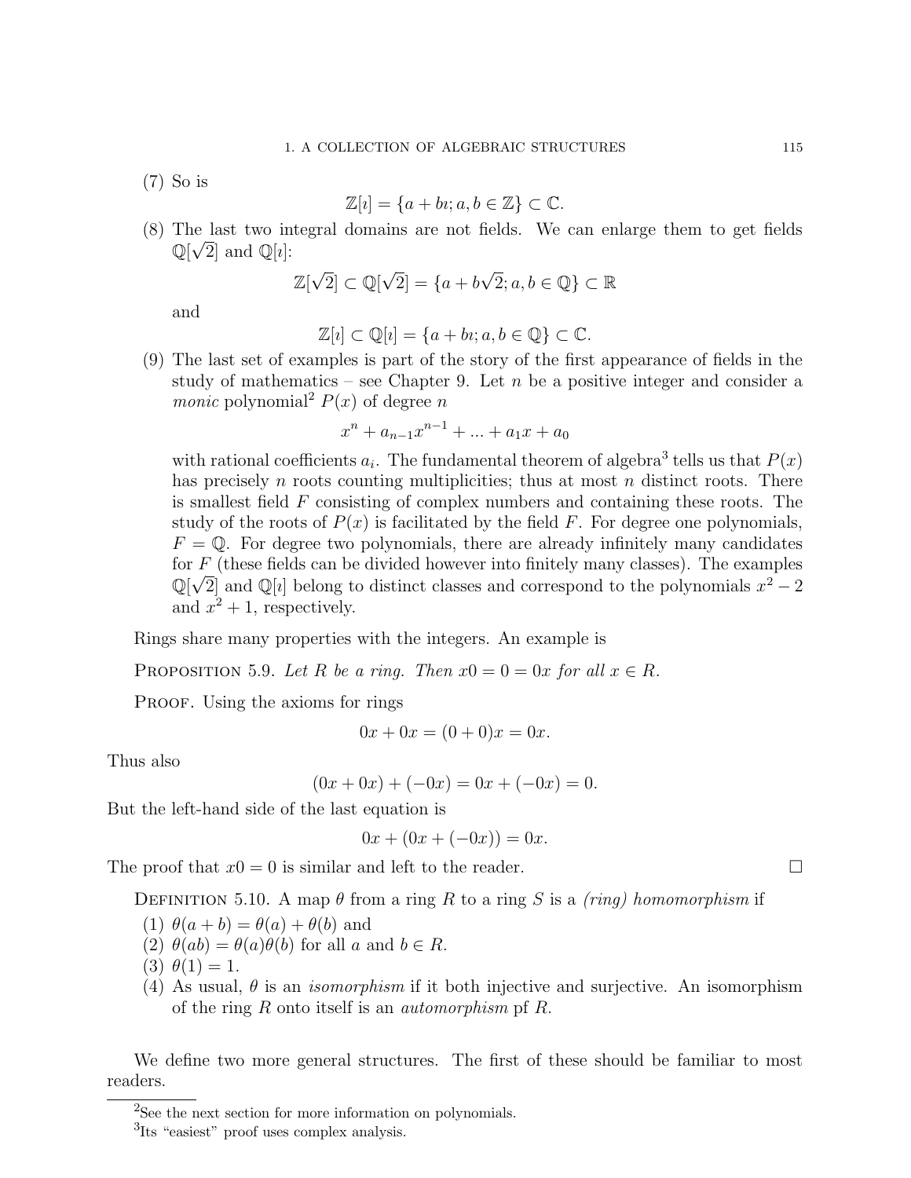(7) So is

$$\mathbb{Z}[\imath] = \{a + b\imath; a, b \in \mathbb{Z}\} \subset \mathbb{C}.$$

(8) The last two integral domains are not fields. We can enlarge them to get fields $\mathbb{Q}[\sqrt{2}]$ and $\mathbb{Q}[\imath]$:

$$\mathbb{Z}[\sqrt{2}] \subset \mathbb{Q}[\sqrt{2}] = \{a + b\sqrt{2}; a, b \in \mathbb{Q}\} \subset \mathbb{R}$$

and

$$\mathbb{Z}[\imath] \subset \mathbb{Q}[\imath] = \{a + b\imath; a, b \in \mathbb{Q}\} \subset \mathbb{C}.$$

(9) The last set of examples is part of the story of the first appearance of fields in the study of mathematics – see Chapter 9. Let $n$ be a positive integer and consider a *monic* polynomial[2] $P(x)$ of degree $n$

$$x^n + a_{n-1}x^{n-1} + ... + a_1 x + a_0$$

with rational coefficients $a_i$. The fundamental theorem of algebra[3] tells us that $P(x)$ has precisely $n$ roots counting multiplicities; thus at most $n$ distinct roots. There is smallest field $F$ consisting of complex numbers and containing these roots. The study of the roots of $P(x)$ is facilitated by the field $F$. For degree one polynomials, $F = \mathbb{Q}$. For degree two polynomials, there are already infinitely many candidates for $F$ (these fields can be divided however into finitely many classes). The examples $\mathbb{Q}[\sqrt{2}]$ and $\mathbb{Q}[\imath]$ belong to distinct classes and correspond to the polynomials $x^2 - 2$ and $x^2 + 1$, respectively.

Rings share many properties with the integers. An example is

PROPOSITION 5.9. *Let $R$ be a ring. Then $x0 = 0 = 0x$ for all $x \in R$.*

PROOF. Using the axioms for rings

$$0x + 0x = (0 + 0)x = 0x.$$

Thus also

$$(0x + 0x) + (-0x) = 0x + (-0x) = 0.$$

But the left-hand side of the last equation is

$$0x + (0x + (-0x)) = 0x.$$

The proof that $x0 = 0$ is similar and left to the reader. □

DEFINITION 5.10. A map $\theta$ from a ring $R$ to a ring $S$ is a *(ring) homomorphism* if

(1) $\theta(a + b) = \theta(a) + \theta(b)$ and
(2) $\theta(ab) = \theta(a)\theta(b)$ for all $a$ and $b \in R$.
(3) $\theta(1) = 1$.
(4) As usual, $\theta$ is an *isomorphism* if it both injective and surjective. An isomorphism of the ring $R$ onto itself is an *automorphism* pf $R$.

We define two more general structures. The first of these should be familiar to most readers.

[2] See the next section for more information on polynomials.

[3] Its "easiest" proof uses complex analysis.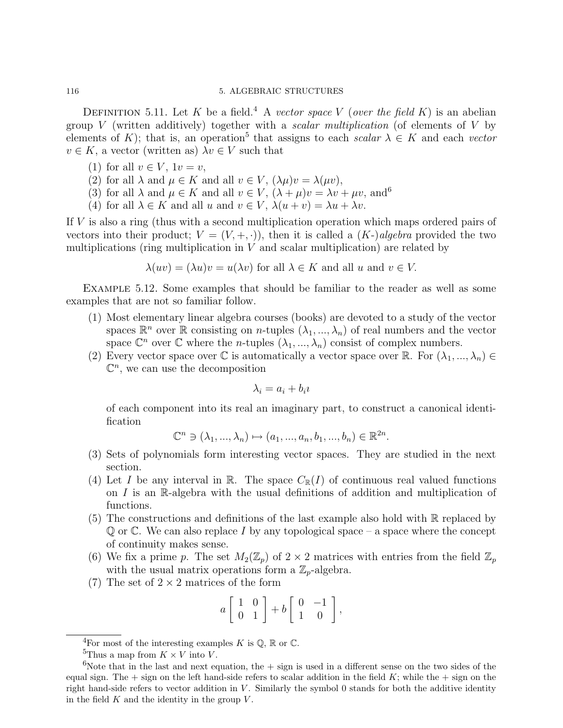**Definition 5.11.** Let $K$ be a field.[4] A *vector space* $V$ (*over the field* $K$) is an abelian group $V$ (written additively) together with a *scalar multiplication* (of elements of $V$ by elements of $K$); that is, an operation[5] that assigns to each *scalar* $\lambda \in K$ and each *vector* $v \in K$, a vector (written as) $\lambda v \in V$ such that

1. for all $v \in V$, $1v = v$,
2. for all $\lambda$ and $\mu \in K$ and all $v \in V$, $(\lambda\mu)v = \lambda(\mu v)$,
3. for all $\lambda$ and $\mu \in K$ and all $v \in V$, $(\lambda + \mu)v = \lambda v + \mu v$, and[6]
4. for all $\lambda \in K$ and all $u$ and $v \in V$, $\lambda(u + v) = \lambda u + \lambda v$.

If $V$ is also a ring (thus with a second multiplication operation which maps ordered pairs of vectors into their product; $V = (V, +, \cdot)$), then it is called a ($K$-)*algebra* provided the two multiplications (ring multiplication in $V$ and scalar multiplication) are related by

$$\lambda(uv) = (\lambda u)v = u(\lambda v) \text{ for all } \lambda \in K \text{ and all } u \text{ and } v \in V.$$

**Example 5.12.** Some examples that should be familiar to the reader as well as some examples that are not so familiar follow.

1. Most elementary linear algebra courses (books) are devoted to a study of the vector spaces $\mathbb{R}^n$ over $\mathbb{R}$ consisting on $n$-tuples $(\lambda_1, ..., \lambda_n)$ of real numbers and the vector space $\mathbb{C}^n$ over $\mathbb{C}$ where the $n$-tuples $(\lambda_1, ..., \lambda_n)$ consist of complex numbers.
2. Every vector space over $\mathbb{C}$ is automatically a vector space over $\mathbb{R}$. For $(\lambda_1, ..., \lambda_n) \in \mathbb{C}^n$, we can use the decomposition
$$\lambda_i = a_i + b_i\imath$$
of each component into its real an imaginary part, to construct a canonical identification
$$\mathbb{C}^n \ni (\lambda_1, ..., \lambda_n) \mapsto (a_1, ..., a_n, b_1, ..., b_n) \in \mathbb{R}^{2n}.$$
3. Sets of polynomials form interesting vector spaces. They are studied in the next section.
4. Let $I$ be any interval in $\mathbb{R}$. The space $C_{\mathbb{R}}(I)$ of continuous real valued functions on $I$ is an $\mathbb{R}$-algebra with the usual definitions of addition and multiplication of functions.
5. The constructions and definitions of the last example also hold with $\mathbb{R}$ replaced by $\mathbb{Q}$ or $\mathbb{C}$. We can also replace $I$ by any topological space – a space where the concept of continuity makes sense.
6. We fix a prime $p$. The set $M_2(\mathbb{Z}_p)$ of $2 \times 2$ matrices with entries from the field $\mathbb{Z}_p$ with the usual matrix operations form a $\mathbb{Z}_p$-algebra.
7. The set of $2 \times 2$ matrices of the form
$$a \begin{bmatrix} 1 & 0 \\ 0 & 1 \end{bmatrix} + b \begin{bmatrix} 0 & -1 \\ 1 & 0 \end{bmatrix},$$

---

[4] For most of the interesting examples $K$ is $\mathbb{Q}$, $\mathbb{R}$ or $\mathbb{C}$.

[5] Thus a map from $K \times V$ into $V$.

[6] Note that in the last and next equation, the $+$ sign is used in a different sense on the two sides of the equal sign. The $+$ sign on the left hand-side refers to scalar addition in the field $K$; while the $+$ sign on the right hand-side refers to vector addition in $V$. Similarly the symbol 0 stands for both the additive identity in the field $K$ and the identity in the group $V$.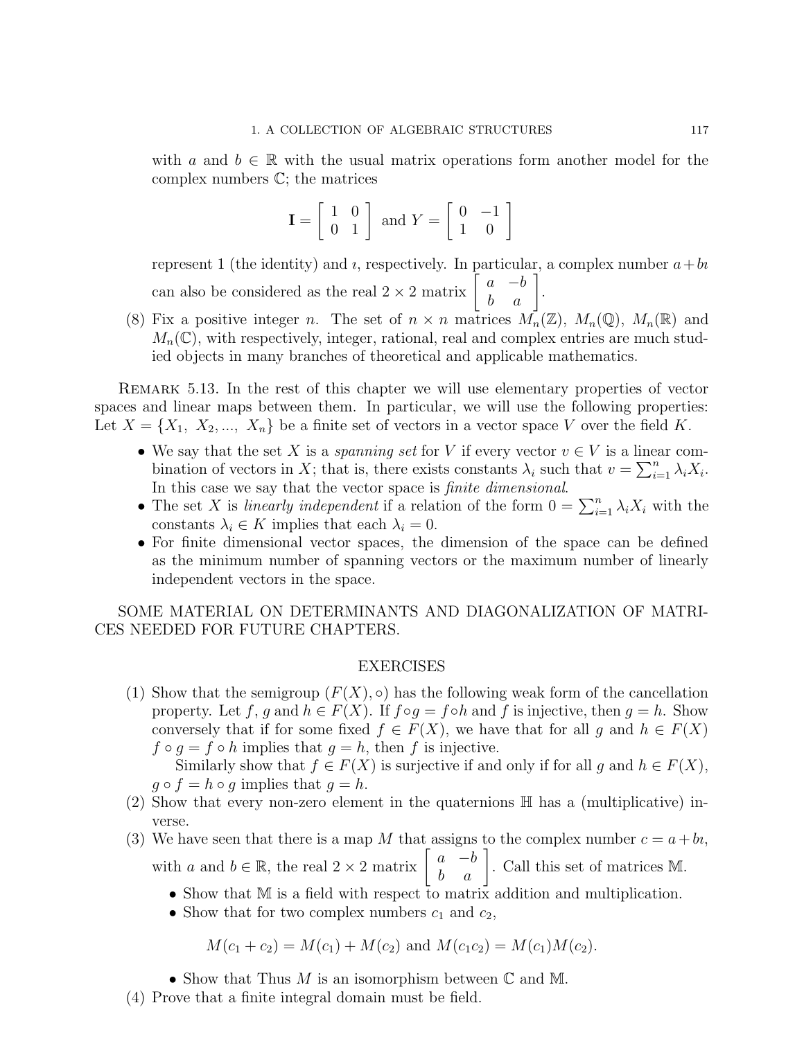with $a$ and $b \in \mathbb{R}$ with the usual matrix operations form another model for the complex numbers $\mathbb{C}$; the matrices

$$\mathbf{I} = \begin{bmatrix} 1 & 0 \\ 0 & 1 \end{bmatrix} \text{ and } Y = \begin{bmatrix} 0 & -1 \\ 1 & 0 \end{bmatrix}$$

represent 1 (the identity) and $\imath$, respectively. In particular, a complex number $a + b\imath$ can also be considered as the real $2 \times 2$ matrix $\begin{bmatrix} a & -b \\ b & a \end{bmatrix}$.

(8) Fix a positive integer $n$. The set of $n \times n$ matrices $M_n(\mathbb{Z})$, $M_n(\mathbb{Q})$, $M_n(\mathbb{R})$ and $M_n(\mathbb{C})$, with respectively, integer, rational, real and complex entries are much studied objects in many branches of theoretical and applicable mathematics.

Remark 5.13. In the rest of this chapter we will use elementary properties of vector spaces and linear maps between them. In particular, we will use the following properties: Let $X = \{X_1,\ X_2, ...,\ X_n\}$ be a finite set of vectors in a vector space $V$ over the field $K$.

- We say that the set $X$ is a *spanning set* for $V$ if every vector $v \in V$ is a linear combination of vectors in $X$; that is, there exists constants $\lambda_i$ such that $v = \sum_{i=1}^{n} \lambda_i X_i$. In this case we say that the vector space is *finite dimensional*.
- The set $X$ is *linearly independent* if a relation of the form $0 = \sum_{i=1}^{n} \lambda_i X_i$ with the constants $\lambda_i \in K$ implies that each $\lambda_i = 0$.
- For finite dimensional vector spaces, the dimension of the space can be defined as the minimum number of spanning vectors or the maximum number of linearly independent vectors in the space.

SOME MATERIAL ON DETERMINANTS AND DIAGONALIZATION OF MATRICES NEEDED FOR FUTURE CHAPTERS.

## EXERCISES

(1) Show that the semigroup $(F(X), \circ)$ has the following weak form of the cancellation property. Let $f$, $g$ and $h \in F(X)$. If $f \circ g = f \circ h$ and $f$ is injective, then $g = h$. Show conversely that if for some fixed $f \in F(X)$, we have that for all $g$ and $h \in F(X)$ $f \circ g = f \circ h$ implies that $g = h$, then $f$ is injective.

Similarly show that $f \in F(X)$ is surjective if and only if for all $g$ and $h \in F(X)$, $g \circ f = h \circ g$ implies that $g = h$.

(2) Show that every non-zero element in the quaternions $\mathbb{H}$ has a (multiplicative) inverse.

(3) We have seen that there is a map $M$ that assigns to the complex number $c = a + b\imath$, with $a$ and $b \in \mathbb{R}$, the real $2 \times 2$ matrix $\begin{bmatrix} a & -b \\ b & a \end{bmatrix}$. Call this set of matrices $\mathbb{M}$.

- Show that $\mathbb{M}$ is a field with respect to matrix addition and multiplication.
- Show that for two complex numbers $c_1$ and $c_2$,

$$M(c_1 + c_2) = M(c_1) + M(c_2) \text{ and } M(c_1 c_2) = M(c_1)M(c_2).$$

- Show that Thus $M$ is an isomorphism between $\mathbb{C}$ and $\mathbb{M}$.

(4) Prove that a finite integral domain must be field.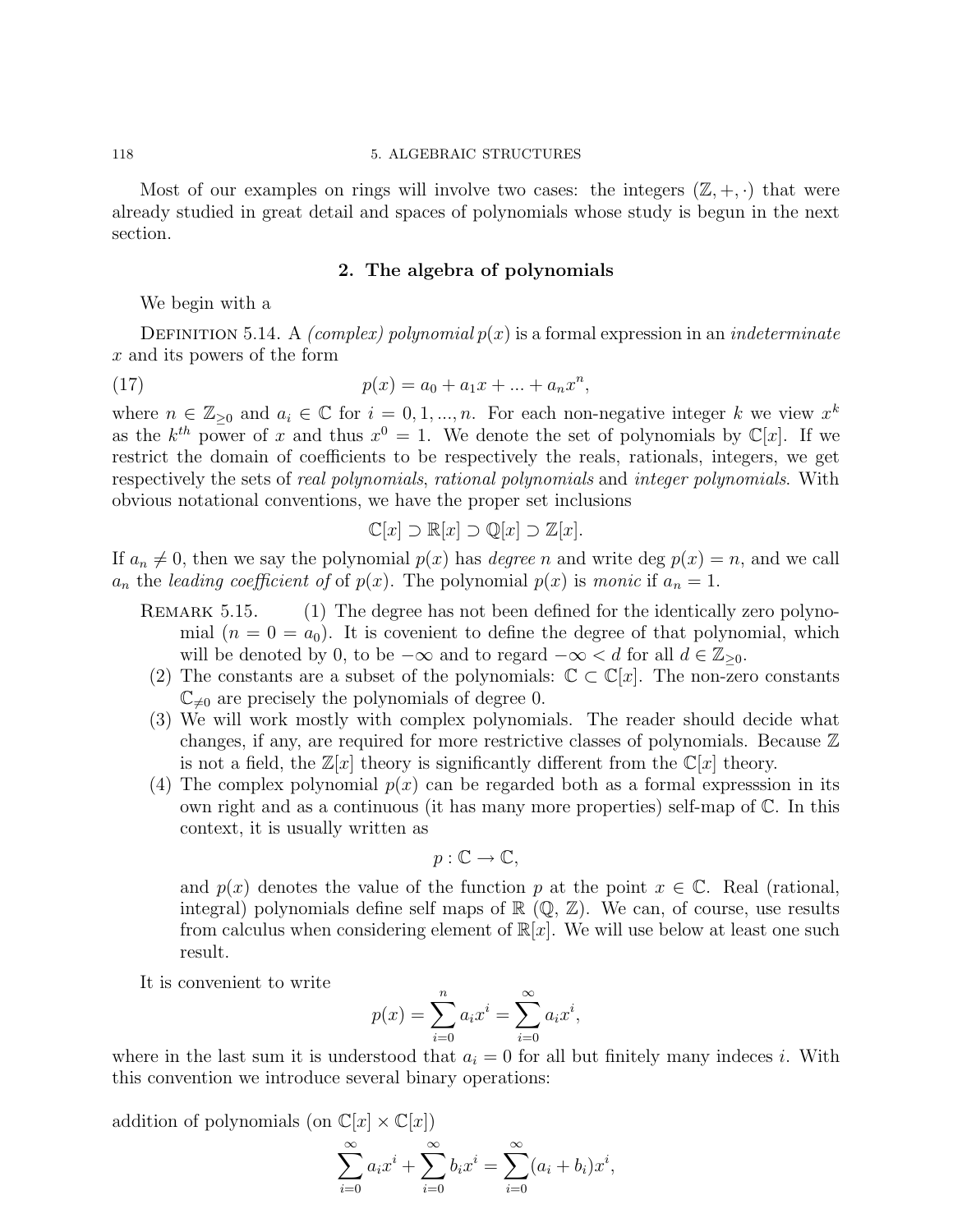Most of our examples on rings will involve two cases: the integers $(\mathbb{Z}, +, \cdot)$ that were already studied in great detail and spaces of polynomials whose study is begun in the next section.

## 2. The algebra of polynomials

We begin with a

DEFINITION 5.14. A *(complex) polynomial* $p(x)$ is a formal expression in an *indeterminate* $x$ and its powers of the form

$$p(x) = a_0 + a_1 x + ... + a_n x^n, \tag{17}$$

where $n \in \mathbb{Z}_{\geq 0}$ and $a_i \in \mathbb{C}$ for $i = 0, 1, ..., n$. For each non-negative integer $k$ we view $x^k$ as the $k^{th}$ power of $x$ and thus $x^0 = 1$. We denote the set of polynomials by $\mathbb{C}[x]$. If we restrict the domain of coefficients to be respectively the reals, rationals, integers, we get respectively the sets of *real polynomials*, *rational polynomials* and *integer polynomials*. With obvious notational conventions, we have the proper set inclusions

$$\mathbb{C}[x] \supset \mathbb{R}[x] \supset \mathbb{Q}[x] \supset \mathbb{Z}[x].$$

If $a_n \neq 0$, then we say the polynomial $p(x)$ has *degree* $n$ and write deg $p(x) = n$, and we call $a_n$ the *leading coefficient of* of $p(x)$. The polynomial $p(x)$ is *monic* if $a_n = 1$.

REMARK 5.15.
1. The degree has not been defined for the identically zero polynomial ($n = 0 = a_0$). It is covenient to define the degree of that polynomial, which will be denoted by 0, to be $-\infty$ and to regard $-\infty < d$ for all $d \in \mathbb{Z}_{\geq 0}$.
2. The constants are a subset of the polynomials: $\mathbb{C} \subset \mathbb{C}[x]$. The non-zero constants $\mathbb{C}_{\neq 0}$ are precisely the polynomials of degree 0.
3. We will work mostly with complex polynomials. The reader should decide what changes, if any, are required for more restrictive classes of polynomials. Because $\mathbb{Z}$ is not a field, the $\mathbb{Z}[x]$ theory is significantly different from the $\mathbb{C}[x]$ theory.
4. The complex polynomial $p(x)$ can be regarded both as a formal expresssion in its own right and as a continuous (it has many more properties) self-map of $\mathbb{C}$. In this context, it is usually written as
$$p : \mathbb{C} \to \mathbb{C},$$
and $p(x)$ denotes the value of the function $p$ at the point $x \in \mathbb{C}$. Real (rational, integral) polynomials define self maps of $\mathbb{R}$ ($\mathbb{Q}$, $\mathbb{Z}$). We can, of course, use results from calculus when considering element of $\mathbb{R}[x]$. We will use below at least one such result.

It is convenient to write

$$p(x) = \sum_{i=0}^{n} a_i x^i = \sum_{i=0}^{\infty} a_i x^i,$$

where in the last sum it is understood that $a_i = 0$ for all but finitely many indeces $i$. With this convention we introduce several binary operations:

addition of polynomials (on $\mathbb{C}[x] \times \mathbb{C}[x]$)

$$\sum_{i=0}^{\infty} a_i x^i + \sum_{i=0}^{\infty} b_i x^i = \sum_{i=0}^{\infty} (a_i + b_i) x^i,$$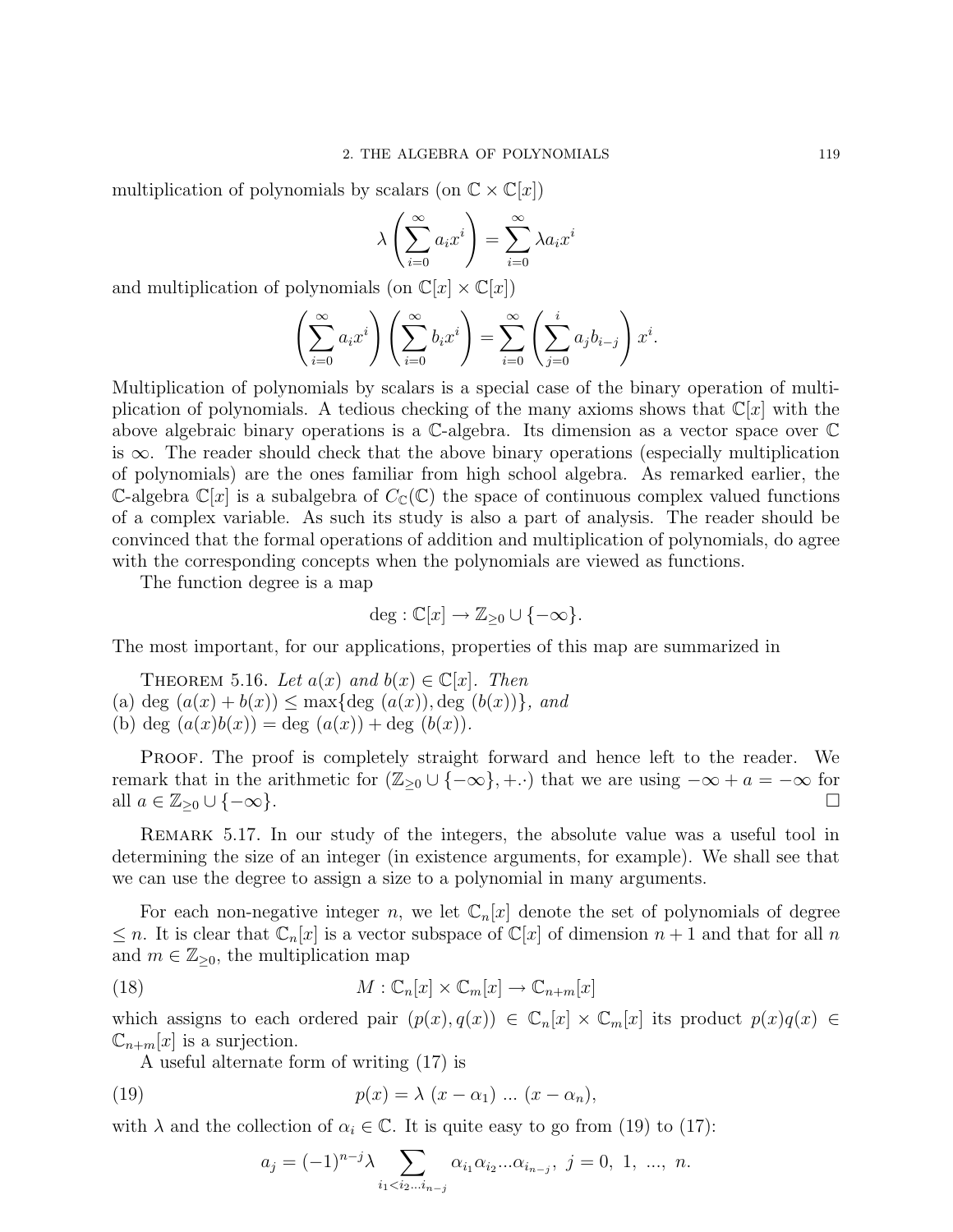multiplication of polynomials by scalars (on $\mathbb{C} \times \mathbb{C}[x]$)

$$\lambda \left( \sum_{i=0}^{\infty} a_i x^i \right) = \sum_{i=0}^{\infty} \lambda a_i x^i$$

and multiplication of polynomials (on $\mathbb{C}[x] \times \mathbb{C}[x]$)

$$\left( \sum_{i=0}^{\infty} a_i x^i \right) \left( \sum_{i=0}^{\infty} b_i x^i \right) = \sum_{i=0}^{\infty} \left( \sum_{j=0}^{i} a_j b_{i-j} \right) x^i.$$

Multiplication of polynomials by scalars is a special case of the binary operation of multiplication of polynomials. A tedious checking of the many axioms shows that $\mathbb{C}[x]$ with the above algebraic binary operations is a $\mathbb{C}$-algebra. Its dimension as a vector space over $\mathbb{C}$ is $\infty$. The reader should check that the above binary operations (especially multiplication of polynomials) are the ones familiar from high school algebra. As remarked earlier, the $\mathbb{C}$-algebra $\mathbb{C}[x]$ is a subalgebra of $C_{\mathbb{C}}(\mathbb{C})$ the space of continuous complex valued functions of a complex variable. As such its study is also a part of analysis. The reader should be convinced that the formal operations of addition and multiplication of polynomials, do agree with the corresponding concepts when the polynomials are viewed as functions.

The function degree is a map

$$\deg : \mathbb{C}[x] \to \mathbb{Z}_{\geq 0} \cup \{-\infty\}.$$

The most important, for our applications, properties of this map are summarized in

Theorem 5.16. *Let $a(x)$ and $b(x) \in \mathbb{C}[x]$. Then*
(a) $\deg\ (a(x) + b(x)) \leq \max\{\deg\ (a(x)), \deg\ (b(x))\}$, *and*
(b) $\deg\ (a(x)b(x)) = \deg\ (a(x)) + \deg\ (b(x))$.

Proof. The proof is completely straight forward and hence left to the reader. We remark that in the arithmetic for $(\mathbb{Z}_{\geq 0} \cup \{-\infty\}, +.\cdot)$ that we are using $-\infty + a = -\infty$ for all $a \in \mathbb{Z}_{\geq 0} \cup \{-\infty\}$. □

Remark 5.17. In our study of the integers, the absolute value was a useful tool in determining the size of an integer (in existence arguments, for example). We shall see that we can use the degree to assign a size to a polynomial in many arguments.

For each non-negative integer $n$, we let $\mathbb{C}_n[x]$ denote the set of polynomials of degree $\leq n$. It is clear that $\mathbb{C}_n[x]$ is a vector subspace of $\mathbb{C}[x]$ of dimension $n+1$ and that for all $n$ and $m \in \mathbb{Z}_{\geq 0}$, the multiplication map

$$M : \mathbb{C}_n[x] \times \mathbb{C}_m[x] \to \mathbb{C}_{n+m}[x] \tag{18}$$

which assigns to each ordered pair $(p(x), q(x)) \in \mathbb{C}_n[x] \times \mathbb{C}_m[x]$ its product $p(x)q(x) \in \mathbb{C}_{n+m}[x]$ is a surjection.

A useful alternate form of writing (17) is

$$p(x) = \lambda\ (x - \alpha_1)\ ...\ (x - \alpha_n), \tag{19}$$

with $\lambda$ and the collection of $\alpha_i \in \mathbb{C}$. It is quite easy to go from (19) to (17):

$$a_j = (-1)^{n-j} \lambda \sum_{i_1 < i_2 ... i_{n-j}} \alpha_{i_1} \alpha_{i_2} ... \alpha_{i_{n-j}},\ j = 0,\ 1,\ ...,\ n.$$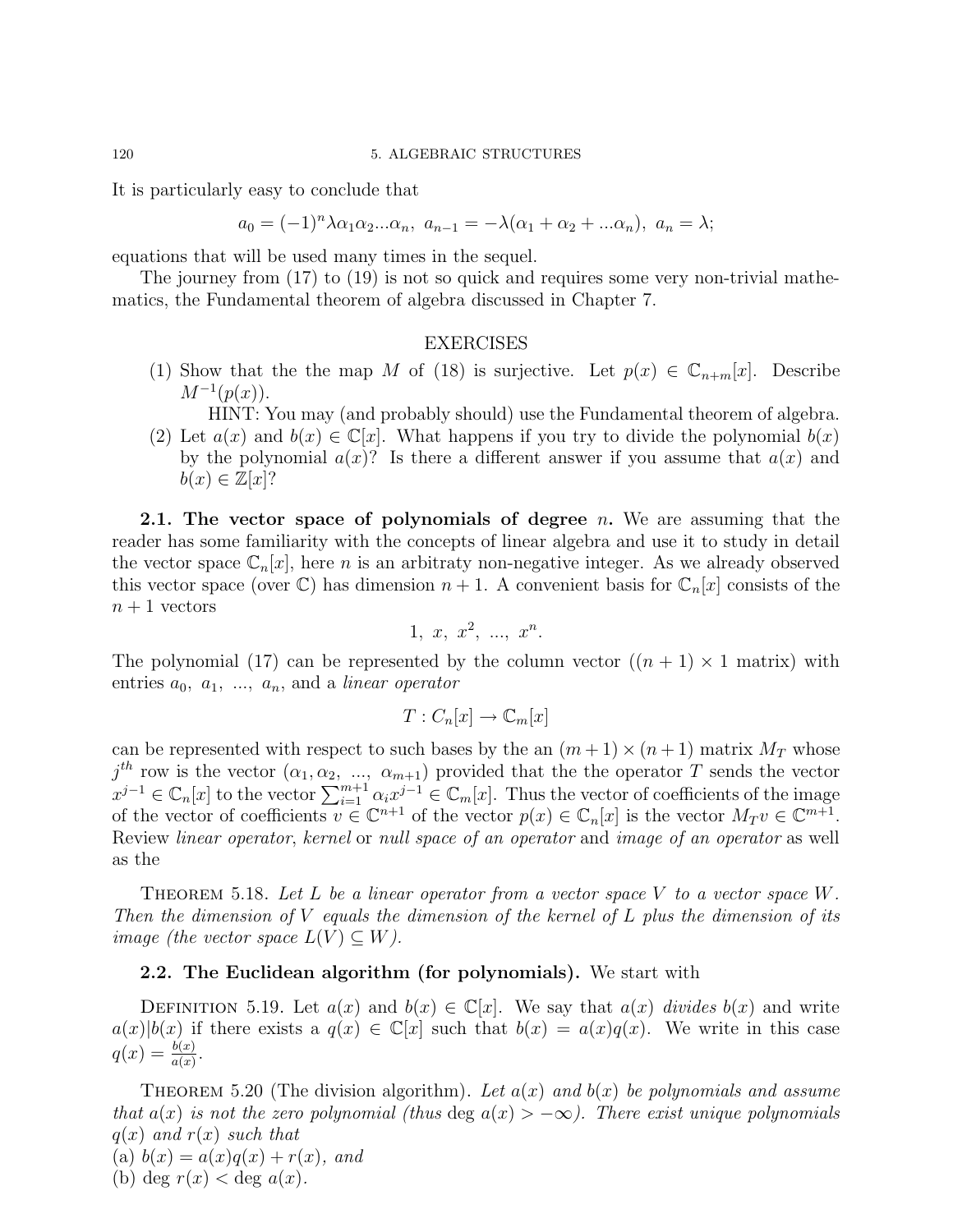It is particularly easy to conclude that

$$a_0 = (-1)^n \lambda \alpha_1 \alpha_2 ... \alpha_n, \ a_{n-1} = -\lambda(\alpha_1 + \alpha_2 + ... \alpha_n), \ a_n = \lambda;$$

equations that will be used many times in the sequel.

The journey from (17) to (19) is not so quick and requires some very non-trivial mathematics, the Fundamental theorem of algebra discussed in Chapter 7.

EXERCISES

(1) Show that the the map $M$ of (18) is surjective. Let $p(x) \in \mathbb{C}_{n+m}[x]$. Describe $M^{-1}(p(x))$.
    HINT: You may (and probably should) use the Fundamental theorem of algebra.
(2) Let $a(x)$ and $b(x) \in \mathbb{C}[x]$. What happens if you try to divide the polynomial $b(x)$ by the polynomial $a(x)$? Is there a different answer if you assume that $a(x)$ and $b(x) \in \mathbb{Z}[x]$?

**2.1. The vector space of polynomials of degree $n$.** We are assuming that the reader has some familiarity with the concepts of linear algebra and use it to study in detail the vector space $\mathbb{C}_n[x]$, here $n$ is an arbitraty non-negative integer. As we already observed this vector space (over $\mathbb{C}$) has dimension $n+1$. A convenient basis for $\mathbb{C}_n[x]$ consists of the $n+1$ vectors

$$1, \ x, \ x^2, \ ..., \ x^n.$$

The polynomial (17) can be represented by the column vector ($(n+1) \times 1$ matrix) with entries $a_0, \ a_1, \ ..., \ a_n$, and a *linear operator*

$$T : C_n[x] \to \mathbb{C}_m[x]$$

can be represented with respect to such bases by the an $(m+1) \times (n+1)$ matrix $M_T$ whose $j^{th}$ row is the vector $(\alpha_1, \alpha_2, \ ..., \ \alpha_{m+1})$ provided that the the operator $T$ sends the vector $x^{j-1} \in \mathbb{C}_n[x]$ to the vector $\sum_{i=1}^{m+1} \alpha_i x^{j-1} \in \mathbb{C}_m[x]$. Thus the vector of coefficients of the image of the vector of coefficients $v \in \mathbb{C}^{n+1}$ of the vector $p(x) \in \mathbb{C}_n[x]$ is the vector $M_T v \in \mathbb{C}^{m+1}$. Review *linear operator*, *kernel* or *null space of an operator* and *image of an operator* as well as the

THEOREM 5.18. *Let $L$ be a linear operator from a vector space $V$ to a vector space $W$. Then the dimension of $V$ equals the dimension of the kernel of $L$ plus the dimension of its image (the vector space $L(V) \subseteq W$).*

**2.2. The Euclidean algorithm (for polynomials).** We start with

DEFINITION 5.19. Let $a(x)$ and $b(x) \in \mathbb{C}[x]$. We say that $a(x)$ *divides* $b(x)$ and write $a(x)|b(x)$ if there exists a $q(x) \in \mathbb{C}[x]$ such that $b(x) = a(x)q(x)$. We write in this case $q(x) = \frac{b(x)}{a(x)}$.

THEOREM 5.20 (The division algorithm). *Let $a(x)$ and $b(x)$ be polynomials and assume that $a(x)$ is not the zero polynomial (thus $\deg a(x) > -\infty$). There exist unique polynomials $q(x)$ and $r(x)$ such that*
(a) $b(x) = a(x)q(x) + r(x)$, *and*
(b) $\deg r(x) < \deg a(x)$.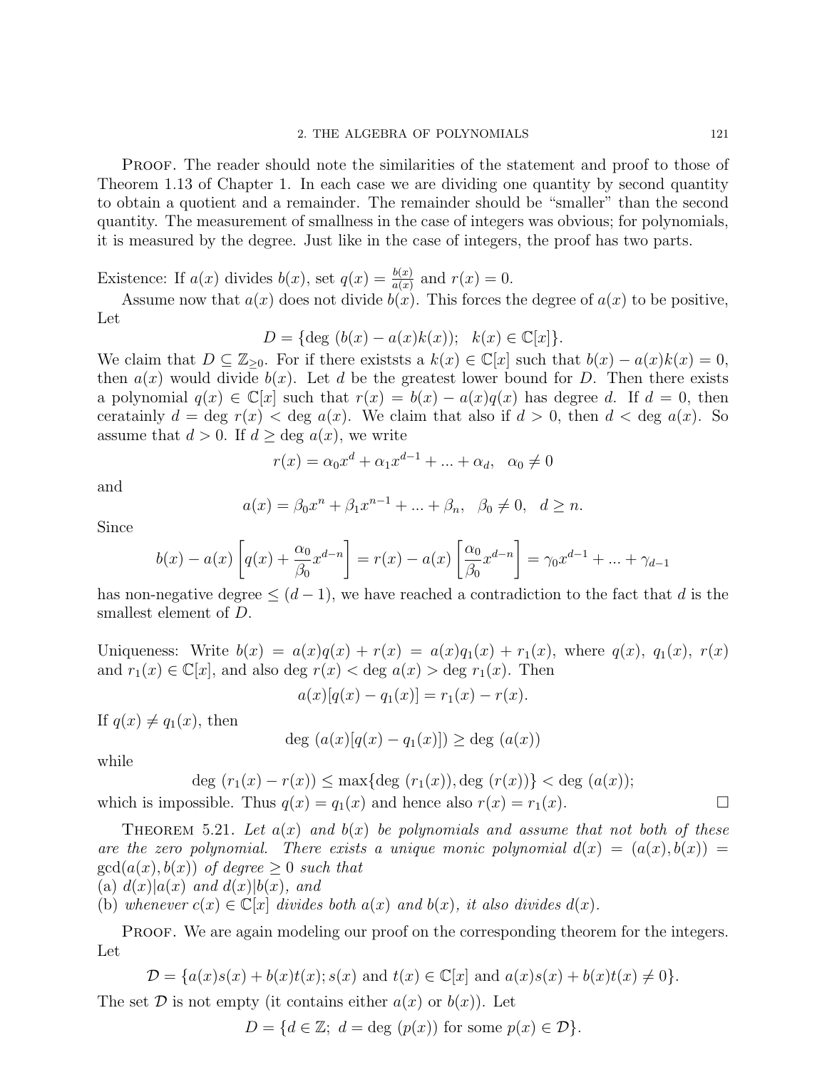Proof. The reader should note the similarities of the statement and proof to those of Theorem 1.13 of Chapter 1. In each case we are dividing one quantity by second quantity to obtain a quotient and a remainder. The remainder should be "smaller" than the second quantity. The measurement of smallness in the case of integers was obvious; for polynomials, it is measured by the degree. Just like in the case of integers, the proof has two parts.

Existence: If $a(x)$ divides $b(x)$, set $q(x) = \frac{b(x)}{a(x)}$ and $r(x) = 0$.

Assume now that $a(x)$ does not divide $b(x)$. This forces the degree of $a(x)$ to be positive, Let

$$D = \{\deg\ (b(x) - a(x)k(x));\quad k(x) \in \mathbb{C}[x]\}.$$

We claim that $D \subseteq \mathbb{Z}_{\geq 0}$. For if there existsts a $k(x) \in \mathbb{C}[x]$ such that $b(x) - a(x)k(x) = 0$, then $a(x)$ would divide $b(x)$. Let $d$ be the greatest lower bound for $D$. Then there exists a polynomial $q(x) \in \mathbb{C}[x]$ such that $r(x) = b(x) - a(x)q(x)$ has degree $d$. If $d = 0$, then ceratainly $d = \deg\ r(x) < \deg\ a(x)$. We claim that also if $d > 0$, then $d < \deg\ a(x)$. So assume that $d > 0$. If $d \geq \deg\ a(x)$, we write

$$r(x) = \alpha_0 x^d + \alpha_1 x^{d-1} + ... + \alpha_d,\quad \alpha_0 \neq 0$$

and

$$a(x) = \beta_0 x^n + \beta_1 x^{n-1} + ... + \beta_n,\quad \beta_0 \neq 0,\quad d \geq n.$$

Since

$$b(x) - a(x)\left[q(x) + \frac{\alpha_0}{\beta_0}x^{d-n}\right] = r(x) - a(x)\left[\frac{\alpha_0}{\beta_0}x^{d-n}\right] = \gamma_0 x^{d-1} + ... + \gamma_{d-1}$$

has non-negative degree $\leq (d-1)$, we have reached a contradiction to the fact that $d$ is the smallest element of $D$.

Uniqueness: Write $b(x) = a(x)q(x) + r(x) = a(x)q_1(x) + r_1(x)$, where $q(x)$, $q_1(x)$, $r(x)$ and $r_1(x) \in \mathbb{C}[x]$, and also $\deg\ r(x) < \deg\ a(x) > \deg\ r_1(x)$. Then

$$a(x)[q(x) - q_1(x)] = r_1(x) - r(x).$$

If $q(x) \neq q_1(x)$, then

$$\deg\ (a(x)[q(x) - q_1(x)]) \geq \deg\ (a(x))$$

while

$$\deg\ (r_1(x) - r(x)) \leq \max\{\deg\ (r_1(x)), \deg\ (r(x))\} < \deg\ (a(x));$$

which is impossible. Thus $q(x) = q_1(x)$ and hence also $r(x) = r_1(x)$. $\square$

Theorem 5.21. *Let $a(x)$ and $b(x)$ be polynomials and assume that not both of these are the zero polynomial. There exists a unique monic polynomial $d(x) = (a(x), b(x)) = \gcd(a(x), b(x))$ of degree $\geq 0$ such that*
(a) *$d(x)|a(x)$ and $d(x)|b(x)$, and*
(b) *whenever $c(x) \in \mathbb{C}[x]$ divides both $a(x)$ and $b(x)$, it also divides $d(x)$.*

Proof. We are again modeling our proof on the corresponding theorem for the integers. Let

$$\mathcal{D} = \{a(x)s(x) + b(x)t(x); s(x) \text{ and } t(x) \in \mathbb{C}[x] \text{ and } a(x)s(x) + b(x)t(x) \neq 0\}.$$

The set $\mathcal{D}$ is not empty (it contains either $a(x)$ or $b(x)$). Let

$$D = \{d \in \mathbb{Z};\ d = \deg\ (p(x)) \text{ for some } p(x) \in \mathcal{D}\}.$$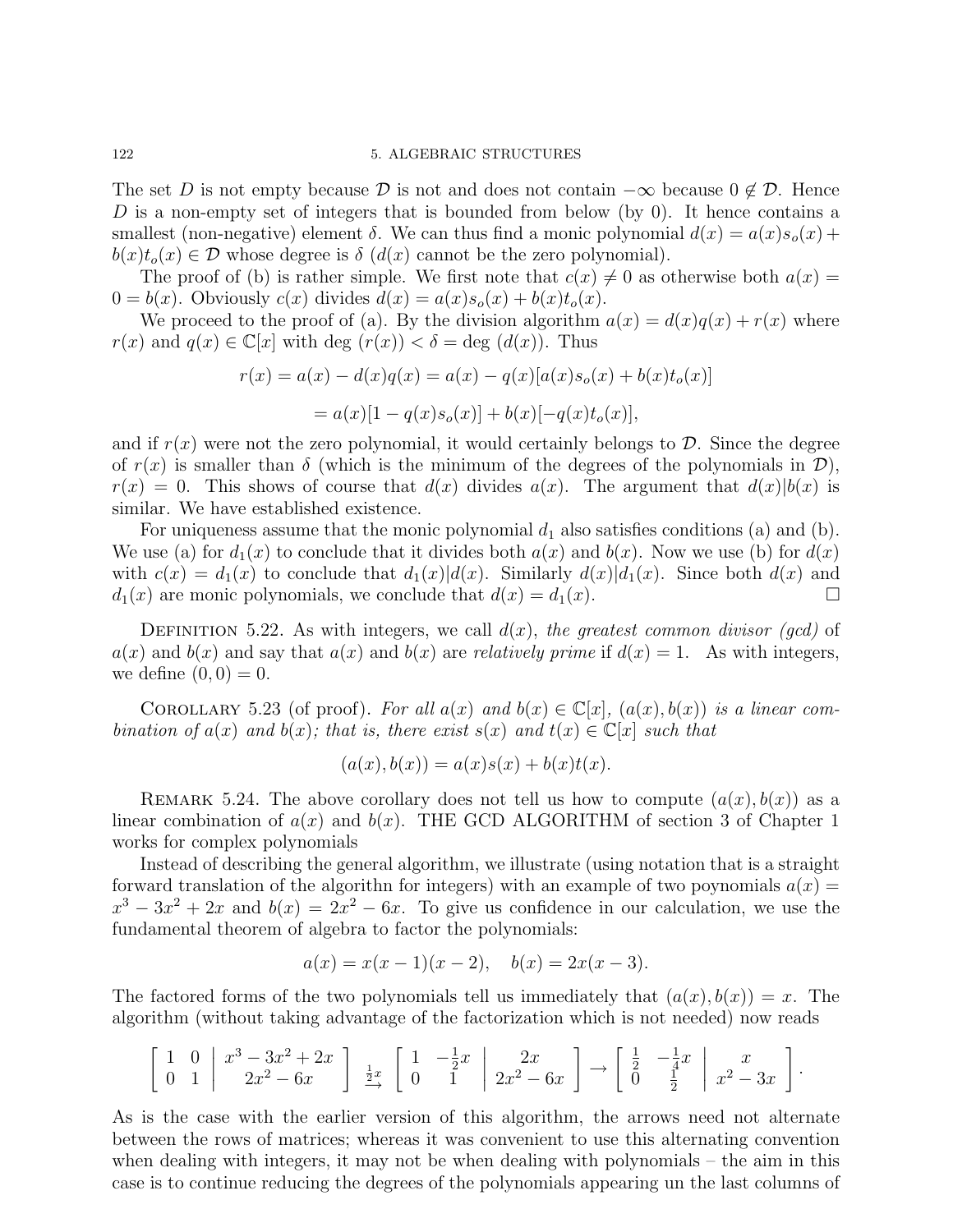The set $D$ is not empty because $\mathcal{D}$ is not and does not contain $-\infty$ because $0 \notin \mathcal{D}$. Hence $D$ is a non-empty set of integers that is bounded from below (by 0). It hence contains a smallest (non-negative) element $\delta$. We can thus find a monic polynomial $d(x) = a(x)s_o(x) + b(x)t_o(x) \in \mathcal{D}$ whose degree is $\delta$ ($d(x)$ cannot be the zero polynomial).

The proof of (b) is rather simple. We first note that $c(x) \neq 0$ as otherwise both $a(x) = 0 = b(x)$. Obviously $c(x)$ divides $d(x) = a(x)s_o(x) + b(x)t_o(x)$.

We proceed to the proof of (a). By the division algorithm $a(x) = d(x)q(x) + r(x)$ where $r(x)$ and $q(x) \in \mathbb{C}[x]$ with deg $(r(x)) < \delta =$ deg $(d(x))$. Thus

$$r(x) = a(x) - d(x)q(x) = a(x) - q(x)[a(x)s_o(x) + b(x)t_o(x)]$$

$$= a(x)[1 - q(x)s_o(x)] + b(x)[-q(x)t_o(x)],$$

and if $r(x)$ were not the zero polynomial, it would certainly belongs to $\mathcal{D}$. Since the degree of $r(x)$ is smaller than $\delta$ (which is the minimum of the degrees of the polynomials in $\mathcal{D}$), $r(x) = 0$. This shows of course that $d(x)$ divides $a(x)$. The argument that $d(x)|b(x)$ is similar. We have established existence.

For uniqueness assume that the monic polynomial $d_1$ also satisfies conditions (a) and (b). We use (a) for $d_1(x)$ to conclude that it divides both $a(x)$ and $b(x)$. Now we use (b) for $d(x)$ with $c(x) = d_1(x)$ to conclude that $d_1(x)|d(x)$. Similarly $d(x)|d_1(x)$. Since both $d(x)$ and $d_1(x)$ are monic polynomials, we conclude that $d(x) = d_1(x)$. □

DEFINITION 5.22. As with integers, we call $d(x)$, *the greatest common divisor (gcd)* of $a(x)$ and $b(x)$ and say that $a(x)$ and $b(x)$ are *relatively prime* if $d(x) = 1$. As with integers, we define $(0, 0) = 0$.

COROLLARY 5.23 (of proof). *For all $a(x)$ and $b(x) \in \mathbb{C}[x]$, $(a(x), b(x))$ is a linear combination of $a(x)$ and $b(x)$; that is, there exist $s(x)$ and $t(x) \in \mathbb{C}[x]$ such that*

$$(a(x), b(x)) = a(x)s(x) + b(x)t(x).$$

REMARK 5.24. The above corollary does not tell us how to compute $(a(x), b(x))$ as a linear combination of $a(x)$ and $b(x)$. THE GCD ALGORITHM of section 3 of Chapter 1 works for complex polynomials

Instead of describing the general algorithm, we illustrate (using notation that is a straight forward translation of the algorithn for integers) with an example of two poynomials $a(x) = x^3 - 3x^2 + 2x$ and $b(x) = 2x^2 - 6x$. To give us confidence in our calculation, we use the fundamental theorem of algebra to factor the polynomials:

$$a(x) = x(x-1)(x-2), \quad b(x) = 2x(x-3).$$

The factored forms of the two polynomials tell us immediately that $(a(x), b(x)) = x$. The algorithm (without taking advantage of the factorization which is not needed) now reads

$$\left[\begin{array}{cc|c} 1 & 0 & x^3 - 3x^2 + 2x \\ 0 & 1 & 2x^2 - 6x \end{array}\right] \overset{\frac{1}{2}x}{\longrightarrow} \left[\begin{array}{cc|c} 1 & -\frac{1}{2}x & 2x \\ 0 & 1 & 2x^2 - 6x \end{array}\right] \rightarrow \left[\begin{array}{cc|c} \frac{1}{2} & -\frac{1}{4}x & x \\ 0 & \frac{1}{2} & x^2 - 3x \end{array}\right].$$

As is the case with the earlier version of this algorithm, the arrows need not alternate between the rows of matrices; whereas it was convenient to use this alternating convention when dealing with integers, it may not be when dealing with polynomials – the aim in this case is to continue reducing the degrees of the polynomials appearing un the last columns of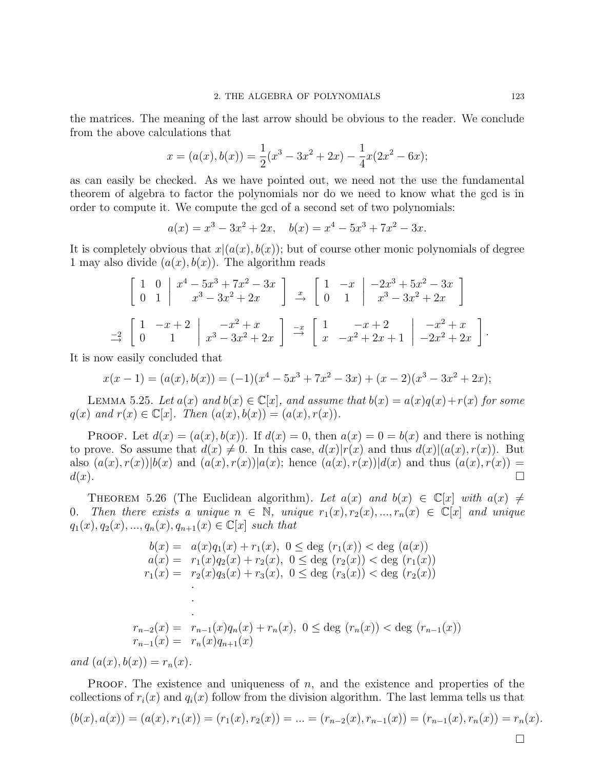the matrices. The meaning of the last arrow should be obvious to the reader. We conclude from the above calculations that

$$x = (a(x), b(x)) = \frac{1}{2}(x^3 - 3x^2 + 2x) - \frac{1}{4}x(2x^2 - 6x);$$

as can easily be checked. As we have pointed out, we need not the use the fundamental theorem of algebra to factor the polynomials nor do we need to know what the gcd is in order to compute it. We compute the gcd of a second set of two polynomials:

$$a(x) = x^3 - 3x^2 + 2x, \quad b(x) = x^4 - 5x^3 + 7x^2 - 3x.$$

It is completely obvious that $x|(a(x), b(x))$; but of course other monic polynomials of degree 1 may also divide $(a(x), b(x))$. The algorithm reads

$$\left[\begin{array}{cc|c} 1 & 0 & x^4 - 5x^3 + 7x^2 - 3x \\ 0 & 1 & x^3 - 3x^2 + 2x \end{array}\right] \overset{x}{\to} \left[\begin{array}{cc|c} 1 & -x & -2x^3 + 5x^2 - 3x \\ 0 & 1 & x^3 - 3x^2 + 2x \end{array}\right]$$

$$\overset{-2}{\to} \left[\begin{array}{cc|c} 1 & -x+2 & -x^2 + x \\ 0 & 1 & x^3 - 3x^2 + 2x \end{array}\right] \overset{-x}{\to} \left[\begin{array}{cc|c} 1 & -x+2 & -x^2 + x \\ x & -x^2 + 2x + 1 & -2x^2 + 2x \end{array}\right].$$

It is now easily concluded that

$$x(x-1) = (a(x), b(x)) = (-1)(x^4 - 5x^3 + 7x^2 - 3x) + (x-2)(x^3 - 3x^2 + 2x);$$

**Lemma 5.25.** *Let $a(x)$ and $b(x) \in \mathbb{C}[x]$, and assume that $b(x) = a(x)q(x) + r(x)$ for some $q(x)$ and $r(x) \in \mathbb{C}[x]$. Then $(a(x), b(x)) = (a(x), r(x))$.*

**Proof.** Let $d(x) = (a(x), b(x))$. If $d(x) = 0$, then $a(x) = 0 = b(x)$ and there is nothing to prove. So assume that $d(x) \neq 0$. In this case, $d(x)|r(x)$ and thus $d(x)|(a(x), r(x))$. But also $(a(x), r(x))|b(x)$ and $(a(x), r(x))|a(x)$; hence $(a(x), r(x))|d(x)$ and thus $(a(x), r(x)) = d(x)$. □

**Theorem 5.26** (The Euclidean algorithm). *Let $a(x)$ and $b(x) \in \mathbb{C}[x]$ with $a(x) \neq 0$. Then there exists a unique $n \in \mathbb{N}$, unique $r_1(x), r_2(x), ..., r_n(x) \in \mathbb{C}[x]$ and unique $q_1(x), q_2(x), ..., q_n(x), q_{n+1}(x) \in \mathbb{C}[x]$ such that*

$$\begin{aligned} b(x) &= a(x)q_1(x) + r_1(x),\ 0 \leq \deg\ (r_1(x)) < \deg\ (a(x)) \\ a(x) &= r_1(x)q_2(x) + r_2(x),\ 0 \leq \deg\ (r_2(x)) < \deg\ (r_1(x)) \\ r_1(x) &= r_2(x)q_3(x) + r_3(x),\ 0 \leq \deg\ (r_3(x)) < \deg\ (r_2(x)) \\ &\ \ \vdots \\ r_{n-2}(x) &= r_{n-1}(x)q_n(x) + r_n(x),\ 0 \leq \deg\ (r_n(x)) < \deg\ (r_{n-1}(x)) \\ r_{n-1}(x) &= r_n(x)q_{n+1}(x) \end{aligned}$$

*and $(a(x), b(x)) = r_n(x)$.*

**Proof.** The existence and uniqueness of $n$, and the existence and properties of the collections of $r_i(x)$ and $q_i(x)$ follow from the division algorithm. The last lemma tells us that

$$(b(x), a(x)) = (a(x), r_1(x)) = (r_1(x), r_2(x)) = ... = (r_{n-2}(x), r_{n-1}(x)) = (r_{n-1}(x), r_n(x)) = r_n(x).$$

□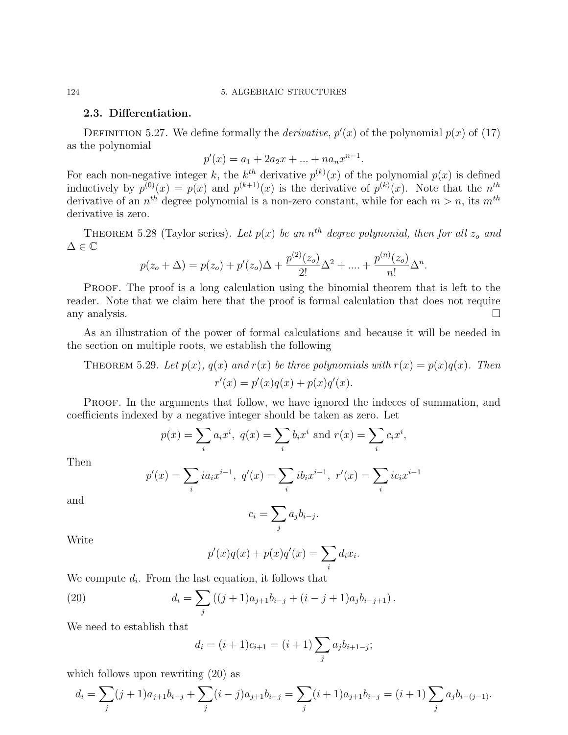### 2.3. Differentiation.

DEFINITION 5.27. We define formally the *derivative*, $p'(x)$ of the polynomial $p(x)$ of (17) as the polynomial

$$p'(x) = a_1 + 2a_2x + ... + na_nx^{n-1}.$$

For each non-negative integer $k$, the $k^{th}$ derivative $p^{(k)}(x)$ of the polynomial $p(x)$ is defined inductively by $p^{(0)}(x) = p(x)$ and $p^{(k+1)}(x)$ is the derivative of $p^{(k)}(x)$. Note that the $n^{th}$ derivative of an $n^{th}$ degree polynomial is a non-zero constant, while for each $m > n$, its $m^{th}$ derivative is zero.

THEOREM 5.28 (Taylor series). *Let $p(x)$ be an $n^{th}$ degree polynonial, then for all $z_o$ and $\Delta \in \mathbb{C}$*

$$p(z_o + \Delta) = p(z_o) + p'(z_o)\Delta + \frac{p^{(2)}(z_o)}{2!}\Delta^2 + .... + \frac{p^{(n)}(z_o)}{n!}\Delta^n.$$

PROOF. The proof is a long calculation using the binomial theorem that is left to the reader. Note that we claim here that the proof is formal calculation that does not require any analysis. □

As an illustration of the power of formal calculations and because it will be needed in the section on multiple roots, we establish the following

THEOREM 5.29. *Let $p(x)$, $q(x)$ and $r(x)$ be three polynomials with $r(x) = p(x)q(x)$. Then*

$$r'(x) = p'(x)q(x) + p(x)q'(x).$$

PROOF. In the arguments that follow, we have ignored the indeces of summation, and coefficients indexed by a negative integer should be taken as zero. Let

$$p(x) = \sum_i a_i x^i, \; q(x) = \sum_i b_i x^i \text{ and } r(x) = \sum_i c_i x^i,$$

Then

$$p'(x) = \sum_i i a_i x^{i-1}, \; q'(x) = \sum_i i b_i x^{i-1}, \; r'(x) = \sum_i i c_i x^{i-1}$$

and

$$c_i = \sum_j a_j b_{i-j}.$$

Write

$$p'(x)q(x) + p(x)q'(x) = \sum_i d_i x_i.$$

We compute $d_i$. From the last equation, it follows that

$$d_i = \sum_j \left((j+1)a_{j+1}b_{i-j} + (i-j+1)a_j b_{i-j+1}\right). \tag{20}$$

We need to establish that

$$d_i = (i+1)c_{i+1} = (i+1)\sum_j a_j b_{i+1-j};$$

which follows upon rewriting (20) as

$$d_i = \sum_j (j+1)a_{j+1}b_{i-j} + \sum_j (i-j)a_{j+1}b_{i-j} = \sum_j (i+1)a_{j+1}b_{i-j} = (i+1)\sum_j a_j b_{i-(j-1)}.$$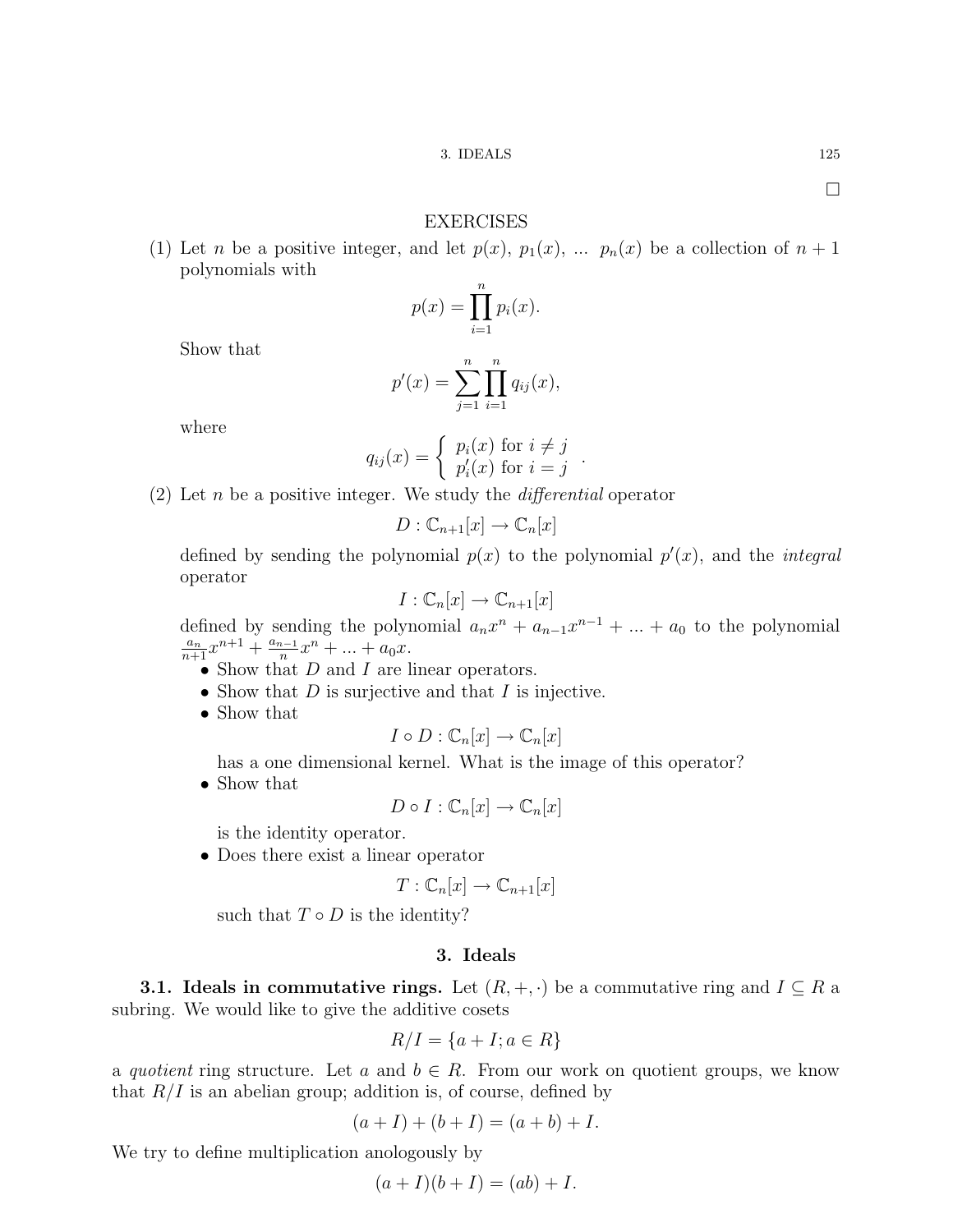□

## EXERCISES

(1) Let $n$ be a positive integer, and let $p(x)$, $p_1(x)$, ... $p_n(x)$ be a collection of $n+1$ polynomials with

$$p(x) = \prod_{i=1}^{n} p_i(x).$$

Show that

$$p'(x) = \sum_{j=1}^{n} \prod_{i=1}^{n} q_{ij}(x),$$

where

$$q_{ij}(x) = \begin{cases} p_i(x) \text{ for } i \neq j \\ p_i'(x) \text{ for } i = j \end{cases}.$$

(2) Let $n$ be a positive integer. We study the *differential* operator

$$D : \mathbb{C}_{n+1}[x] \to \mathbb{C}_n[x]$$

defined by sending the polynomial $p(x)$ to the polynomial $p'(x)$, and the *integral* operator

$$I : \mathbb{C}_n[x] \to \mathbb{C}_{n+1}[x]$$

defined by sending the polynomial $a_n x^n + a_{n-1}x^{n-1} + ... + a_0$ to the polynomial $\frac{a_n}{n+1}x^{n+1} + \frac{a_{n-1}}{n}x^n + ... + a_0 x$.

- Show that $D$ and $I$ are linear operators.
- Show that $D$ is surjective and that $I$ is injective.
- Show that

$$I \circ D : \mathbb{C}_n[x] \to \mathbb{C}_n[x]$$

has a one dimensional kernel. What is the image of this operator?

- Show that

$$D \circ I : \mathbb{C}_n[x] \to \mathbb{C}_n[x]$$

is the identity operator.

- Does there exist a linear operator

$$T : \mathbb{C}_n[x] \to \mathbb{C}_{n+1}[x]$$

such that $T \circ D$ is the identity?

## 3. Ideals

**3.1. Ideals in commutative rings.** Let $(R, +, \cdot)$ be a commutative ring and $I \subseteq R$ a subring. We would like to give the additive cosets

$$R/I = \{a + I; a \in R\}$$

a *quotient* ring structure. Let $a$ and $b \in R$. From our work on quotient groups, we know that $R/I$ is an abelian group; addition is, of course, defined by

$$(a + I) + (b + I) = (a + b) + I.$$

We try to define multiplication anologously by

$$(a + I)(b + I) = (ab) + I.$$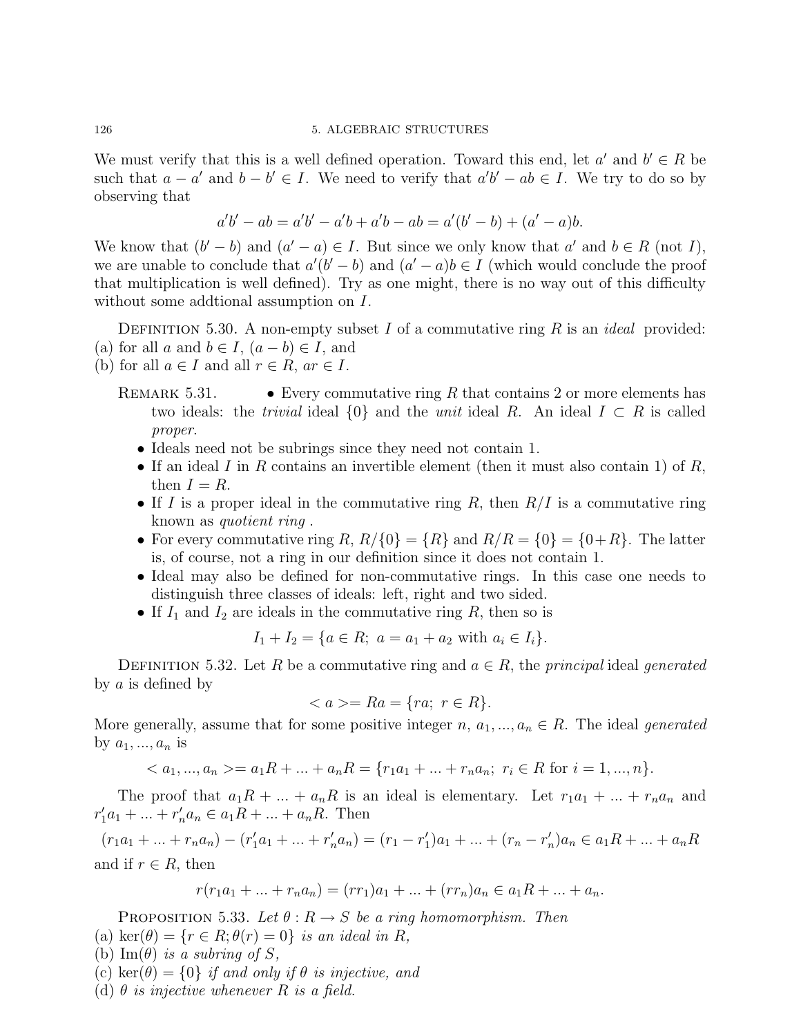We must verify that this is a well defined operation. Toward this end, let $a'$ and $b' \in R$ be such that $a - a'$ and $b - b' \in I$. We need to verify that $a'b' - ab \in I$. We try to do so by observing that

$$a'b' - ab = a'b' - a'b + a'b - ab = a'(b' - b) + (a' - a)b.$$

We know that $(b' - b)$ and $(a' - a) \in I$. But since we only know that $a'$ and $b \in R$ (not $I$), we are unable to conclude that $a'(b' - b)$ and $(a' - a)b \in I$ (which would conclude the proof that multiplication is well defined). Try as one might, there is no way out of this difficulty without some addtional assumption on $I$.

Definition 5.30. A non-empty subset $I$ of a commutative ring $R$ is an *ideal* provided:
(a) for all $a$ and $b \in I$, $(a - b) \in I$, and
(b) for all $a \in I$ and all $r \in R$, $ar \in I$.

Remark 5.31.

- Every commutative ring $R$ that contains 2 or more elements has two ideals: the *trivial* ideal $\{0\}$ and the *unit* ideal $R$. An ideal $I \subset R$ is called *proper*.
- Ideals need not be subrings since they need not contain 1.
- If an ideal $I$ in $R$ contains an invertible element (then it must also contain 1) of $R$, then $I = R$.
- If $I$ is a proper ideal in the commutative ring $R$, then $R/I$ is a commutative ring known as *quotient ring* .
- For every commutative ring $R$, $R/\{0\} = \{R\}$ and $R/R = \{0\} = \{0 + R\}$. The latter is, of course, not a ring in our definition since it does not contain 1.
- Ideal may also be defined for non-commutative rings. In this case one needs to distinguish three classes of ideals: left, right and two sided.
- If $I_1$ and $I_2$ are ideals in the commutative ring $R$, then so is

$$I_1 + I_2 = \{a \in R;\ a = a_1 + a_2 \text{ with } a_i \in I_i\}.$$

Definition 5.32. Let $R$ be a commutative ring and $a \in R$, the *principal* ideal *generated* by $a$ is defined by

$$< a >= Ra = \{ra;\ r \in R\}.$$

More generally, assume that for some positive integer $n$, $a_1, ..., a_n \in R$. The ideal *generated* by $a_1, ..., a_n$ is

$$< a_1, ..., a_n >= a_1R + ... + a_nR = \{r_1a_1 + ... + r_na_n;\ r_i \in R \text{ for } i = 1, ..., n\}.$$

The proof that $a_1R + ... + a_nR$ is an ideal is elementary. Let $r_1a_1 + ... + r_na_n$ and $r'_1a_1 + ... + r'_na_n \in a_1R + ... + a_nR$. Then

$$(r_1a_1 + ... + r_na_n) - (r'_1a_1 + ... + r'_na_n) = (r_1 - r'_1)a_1 + ... + (r_n - r'_n)a_n \in a_1R + ... + a_nR$$

and if $r \in R$, then

$$r(r_1a_1 + ... + r_na_n) = (rr_1)a_1 + ... + (rr_n)a_n \in a_1R + ... + a_n.$$

Proposition 5.33. *Let $\theta : R \to S$ be a ring homomorphism. Then*
(a) $\ker(\theta) = \{r \in R; \theta(r) = 0\}$ *is an ideal in $R$,*
(b) $\text{Im}(\theta)$ *is a subring of $S$,*
(c) $\ker(\theta) = \{0\}$ *if and only if $\theta$ is injective, and*
(d) *$\theta$ is injective whenever $R$ is a field.*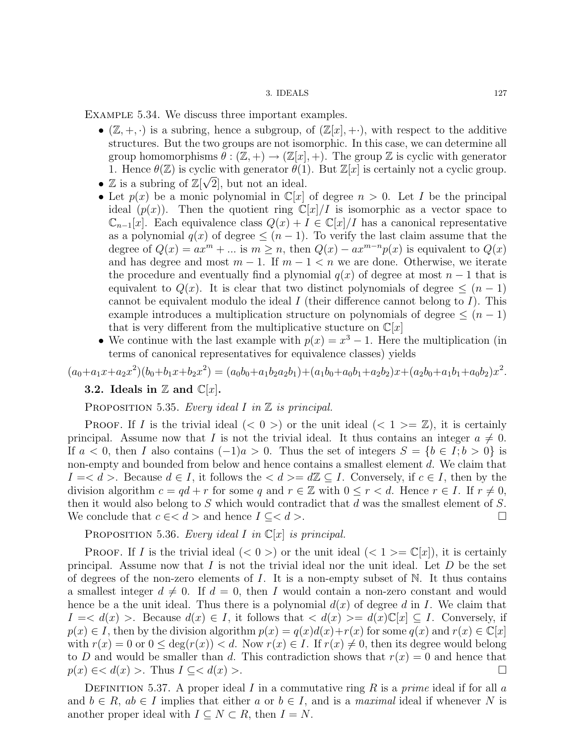Example 5.34. We discuss three important examples.

- $(\mathbb{Z}, +, \cdot)$ is a subring, hence a subgroup, of $(\mathbb{Z}[x], +\cdot)$, with respect to the additive structures. But the two groups are not isomorphic. In this case, we can determine all group homomorphisms $\theta : (\mathbb{Z}, +) \to (\mathbb{Z}[x], +)$. The group $\mathbb{Z}$ is cyclic with generator 1. Hence $\theta(\mathbb{Z})$ is cyclic with generator $\theta(1)$. But $\mathbb{Z}[x]$ is certainly not a cyclic group.
- $\mathbb{Z}$ is a subring of $\mathbb{Z}[\sqrt{2}]$, but not an ideal.
- Let $p(x)$ be a monic polynomial in $\mathbb{C}[x]$ of degree $n > 0$. Let $I$ be the principal ideal $(p(x))$. Then the quotient ring $\mathbb{C}[x]/I$ is isomorphic as a vector space to $\mathbb{C}_{n-1}[x]$. Each equivalence class $Q(x) + I \in \mathbb{C}[x]/I$ has a canonical representative as a polynomial $q(x)$ of degree $\leq (n-1)$. To verify the last claim assume that the degree of $Q(x) = ax^m + ...$ is $m \geq n$, then $Q(x) - ax^{m-n}p(x)$ is equivalent to $Q(x)$ and has degree and most $m-1$. If $m - 1 < n$ we are done. Otherwise, we iterate the procedure and eventually find a plynomial $q(x)$ of degree at most $n-1$ that is equivalent to $Q(x)$. It is clear that two distinct polynomials of degree $\leq (n-1)$ cannot be equivalent modulo the ideal $I$ (their difference cannot belong to $I$). This example introduces a multiplication structure on polynomials of degree $\leq (n-1)$ that is very different from the multiplicative stucture on $\mathbb{C}[x]$
- We continue with the last example with $p(x) = x^3 - 1$. Here the multiplication (in terms of canonical representatives for equivalence classes) yields

$$(a_0+a_1x+a_2x^2)(b_0+b_1x+b_2x^2) = (a_0b_0+a_1b_2a_2b_1)+(a_1b_0+a_0b_1+a_2b_2)x+(a_2b_0+a_1b_1+a_0b_2)x^2.$$

### 3.2. Ideals in $\mathbb{Z}$ and $\mathbb{C}[x]$.

Proposition 5.35. *Every ideal $I$ in $\mathbb{Z}$ is principal.*

Proof. If $I$ is the trivial ideal ($< 0 >$) or the unit ideal ($< 1 >= \mathbb{Z}$), it is certainly principal. Assume now that $I$ is not the trivial ideal. It thus contains an integer $a \neq 0$. If $a < 0$, then $I$ also contains $(-1)a > 0$. Thus the set of integers $S = \{b \in I; b > 0\}$ is non-empty and bounded from below and hence contains a smallest element $d$. We claim that $I =< d >$. Because $d \in I$, it follows the $< d >= d\mathbb{Z} \subseteq I$. Conversely, if $c \in I$, then by the division algorithm $c = qd + r$ for some $q$ and $r \in \mathbb{Z}$ with $0 \leq r < d$. Hence $r \in I$. If $r \neq 0$, then it would also belong to $S$ which would contradict that $d$ was the smallest element of $S$. We conclude that $c \in < d >$ and hence $I \subseteq < d >$. ☐

Proposition 5.36. *Every ideal $I$ in $\mathbb{C}[x]$ is principal.*

Proof. If $I$ is the trivial ideal ($< 0 >$) or the unit ideal ($< 1 >= \mathbb{C}[x]$), it is certainly principal. Assume now that $I$ is not the trivial ideal nor the unit ideal. Let $D$ be the set of degrees of the non-zero elements of $I$. It is a non-empty subset of $\mathbb{N}$. It thus contains a smallest integer $d \neq 0$. If $d = 0$, then $I$ would contain a non-zero constant and would hence be a the unit ideal. Thus there is a polynomial $d(x)$ of degree $d$ in $I$. We claim that $I =< d(x) >$. Because $d(x) \in I$, it follows that $< d(x) >= d(x)\mathbb{C}[x] \subseteq I$. Conversely, if $p(x) \in I$, then by the division algorithm $p(x) = q(x)d(x)+r(x)$ for some $q(x)$ and $r(x) \in \mathbb{C}[x]$ with $r(x) = 0$ or $0 \leq \deg(r(x)) < d$. Now $r(x) \in I$. If $r(x) \neq 0$, then its degree would belong to $D$ and would be smaller than $d$. This contradiction shows that $r(x) = 0$ and hence that $p(x) \in < d(x) >$. Thus $I \subseteq < d(x) >$. ☐

Definition 5.37. A proper ideal $I$ in a commutative ring $R$ is a *prime* ideal if for all $a$ and $b \in R$, $ab \in I$ implies that either $a$ or $b \in I$, and is a *maximal* ideal if whenever $N$ is another proper ideal with $I \subseteq N \subset R$, then $I = N$.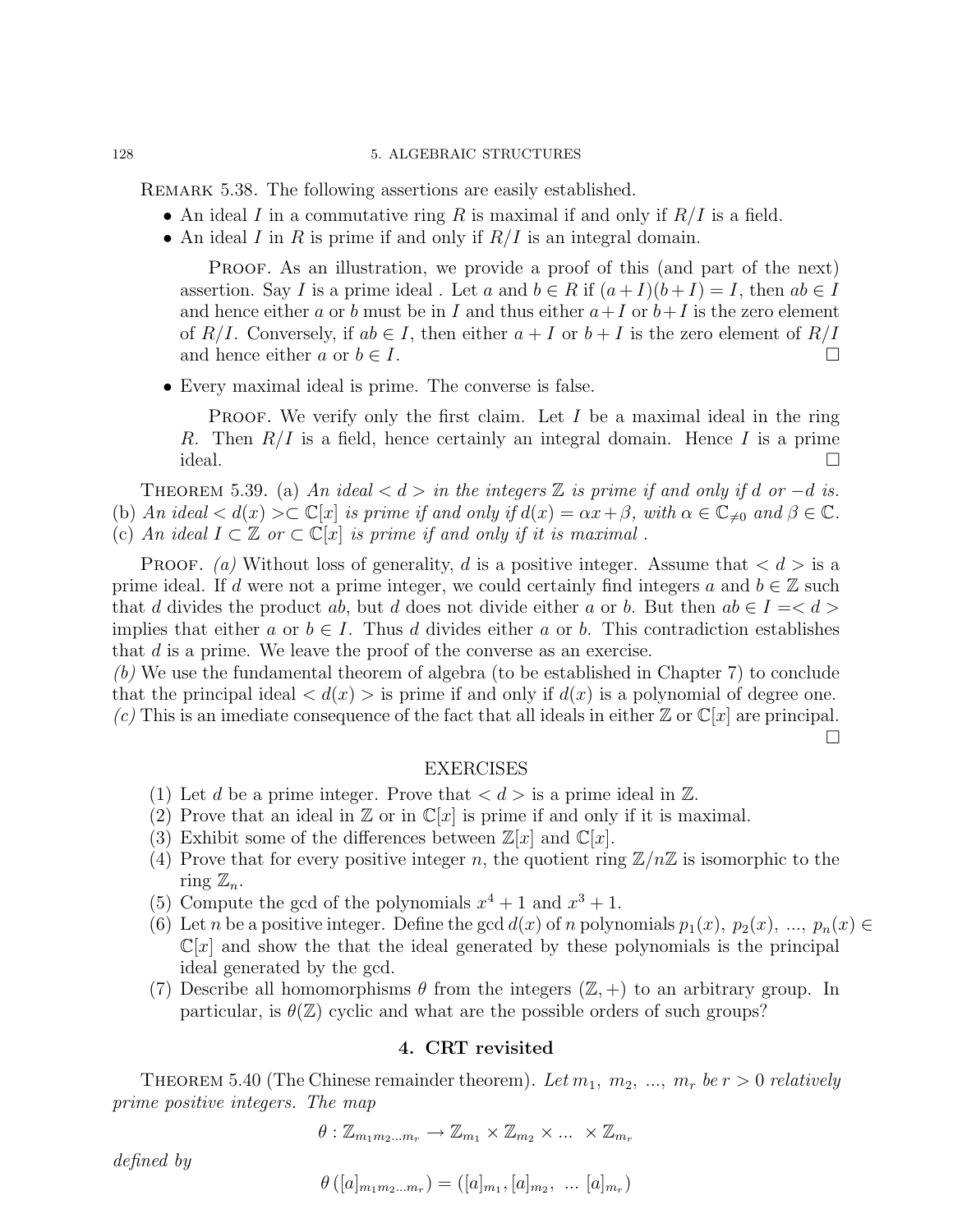Remark 5.38. The following assertions are easily established.

- An ideal $I$ in a commutative ring $R$ is maximal if and only if $R/I$ is a field.
- An ideal $I$ in $R$ is prime if and only if $R/I$ is an integral domain.

  Proof. As an illustration, we provide a proof of this (and part of the next) assertion. Say $I$ is a prime ideal . Let $a$ and $b \in R$ if $(a+I)(b+I) = I$, then $ab \in I$ and hence either $a$ or $b$ must be in $I$ and thus either $a+I$ or $b+I$ is the zero element of $R/I$. Conversely, if $ab \in I$, then either $a+I$ or $b+I$ is the zero element of $R/I$ and hence either $a$ or $b \in I$. □

- Every maximal ideal is prime. The converse is false.

  Proof. We verify only the first claim. Let $I$ be a maximal ideal in the ring $R$. Then $R/I$ is a field, hence certainly an integral domain. Hence $I$ is a prime ideal. □

Theorem 5.39. (a) *An ideal $< d >$ in the integers $\mathbb{Z}$ is prime if and only if $d$ or $-d$ is.*
(b) *An ideal $< d(x) > \subset \mathbb{C}[x]$ is prime if and only if $d(x) = \alpha x + \beta$, with $\alpha \in \mathbb{C}_{\neq 0}$ and $\beta \in \mathbb{C}$.*
(c) *An ideal $I \subset \mathbb{Z}$ or $\subset \mathbb{C}[x]$ is prime if and only if it is maximal .*

Proof. *(a)* Without loss of generality, $d$ is a positive integer. Assume that $< d >$ is a prime ideal. If $d$ were not a prime integer, we could certainly find integers $a$ and $b \in \mathbb{Z}$ such that $d$ divides the product $ab$, but $d$ does not divide either $a$ or $b$. But then $ab \in I =< d >$ implies that either $a$ or $b \in I$. Thus $d$ divides either $a$ or $b$. This contradiction establishes that $d$ is a prime. We leave the proof of the converse as an exercise.
*(b)* We use the fundamental theorem of algebra (to be established in Chapter 7) to conclude that the principal ideal $< d(x) >$ is prime if and only if $d(x)$ is a polynomial of degree one.
*(c)* This is an imediate consequence of the fact that all ideals in either $\mathbb{Z}$ or $\mathbb{C}[x]$ are principal. □

EXERCISES

(1) Let $d$ be a prime integer. Prove that $< d >$ is a prime ideal in $\mathbb{Z}$.
(2) Prove that an ideal in $\mathbb{Z}$ or in $\mathbb{C}[x]$ is prime if and only if it is maximal.
(3) Exhibit some of the differences between $\mathbb{Z}[x]$ and $\mathbb{C}[x]$.
(4) Prove that for every positive integer $n$, the quotient ring $\mathbb{Z}/n\mathbb{Z}$ is isomorphic to the ring $\mathbb{Z}_n$.
(5) Compute the gcd of the polynomials $x^4+1$ and $x^3+1$.
(6) Let $n$ be a positive integer. Define the gcd $d(x)$ of $n$ polynomials $p_1(x),\ p_2(x),\ ...,\ p_n(x) \in \mathbb{C}[x]$ and show the that the ideal generated by these polynomials is the principal ideal generated by the gcd.
(7) Describe all homomorphisms $\theta$ from the integers $(\mathbb{Z}, +)$ to an arbitrary group. In particular, is $\theta(\mathbb{Z})$ cyclic and what are the possible orders of such groups?

## 4. CRT revisited

Theorem 5.40 (The Chinese remainder theorem). *Let $m_1,\ m_2,\ ...,\ m_r$ be $r > 0$ relatively prime positive integers. The map*

$$\theta : \mathbb{Z}_{m_1 m_2 \ldots m_r} \to \mathbb{Z}_{m_1} \times \mathbb{Z}_{m_2} \times \ldots \times \mathbb{Z}_{m_r}$$

*defined by*

$$\theta\left([a]_{m_1 m_2 \ldots m_r}\right) = \left([a]_{m_1}, [a]_{m_2},\ \ldots\ [a]_{m_r}\right)$$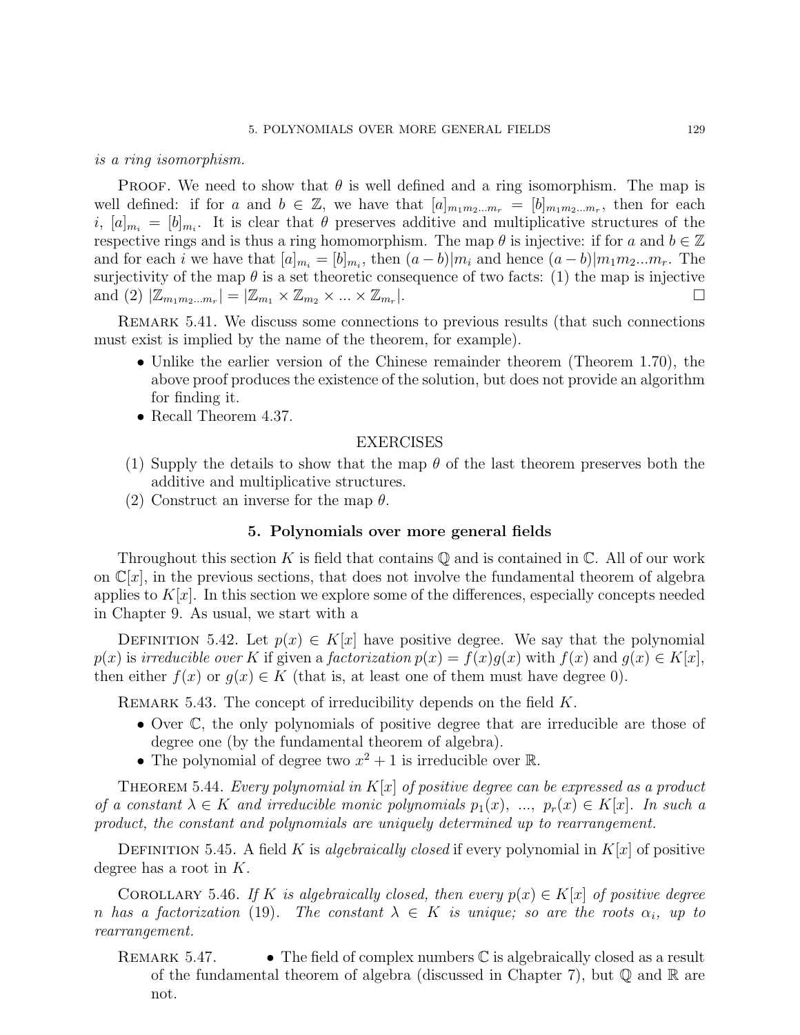*is a ring isomorphism.*

Proof. We need to show that $\theta$ is well defined and a ring isomorphism. The map is well defined: if for $a$ and $b \in \mathbb{Z}$, we have that $[a]_{m_1 m_2 ... m_r} = [b]_{m_1 m_2 ... m_r}$, then for each $i$, $[a]_{m_i} = [b]_{m_i}$. It is clear that $\theta$ preserves additive and multiplicative structures of the respective rings and is thus a ring homomorphism. The map $\theta$ is injective: if for $a$ and $b \in \mathbb{Z}$ and for each $i$ we have that $[a]_{m_i} = [b]_{m_i}$, then $(a-b)|m_i$ and hence $(a-b)|m_1 m_2 ... m_r$. The surjectivity of the map $\theta$ is a set theoretic consequence of two facts: (1) the map is injective and (2) $|\mathbb{Z}_{m_1 m_2 ... m_r}| = |\mathbb{Z}_{m_1} \times \mathbb{Z}_{m_2} \times ... \times \mathbb{Z}_{m_r}|$. □

Remark 5.41. We discuss some connections to previous results (that such connections must exist is implied by the name of the theorem, for example).

- Unlike the earlier version of the Chinese remainder theorem (Theorem 1.70), the above proof produces the existence of the solution, but does not provide an algorithm for finding it.
- Recall Theorem 4.37.

EXERCISES

1. Supply the details to show that the map $\theta$ of the last theorem preserves both the additive and multiplicative structures.
2. Construct an inverse for the map $\theta$.

## 5. Polynomials over more general fields

Throughout this section $K$ is field that contains $\mathbb{Q}$ and is contained in $\mathbb{C}$. All of our work on $\mathbb{C}[x]$, in the previous sections, that does not involve the fundamental theorem of algebra applies to $K[x]$. In this section we explore some of the differences, especially concepts needed in Chapter 9. As usual, we start with a

Definition 5.42. Let $p(x) \in K[x]$ have positive degree. We say that the polynomial $p(x)$ is *irreducible over* $K$ if given a *factorization* $p(x) = f(x)g(x)$ with $f(x)$ and $g(x) \in K[x]$, then either $f(x)$ or $g(x) \in K$ (that is, at least one of them must have degree 0).

Remark 5.43. The concept of irreducibility depends on the field $K$.

- Over $\mathbb{C}$, the only polynomials of positive degree that are irreducible are those of degree one (by the fundamental theorem of algebra).
- The polynomial of degree two $x^2 + 1$ is irreducible over $\mathbb{R}$.

Theorem 5.44. *Every polynomial in $K[x]$ of positive degree can be expressed as a product of a constant $\lambda \in K$ and irreducible monic polynomials $p_1(x)$, ..., $p_r(x) \in K[x]$. In such a product, the constant and polynomials are uniquely determined up to rearrangement.*

Definition 5.45. A field $K$ is *algebraically closed* if every polynomial in $K[x]$ of positive degree has a root in $K$.

Corollary 5.46. *If $K$ is algebraically closed, then every $p(x) \in K[x]$ of positive degree $n$ has a factorization* (19). *The constant $\lambda \in K$ is unique; so are the roots $\alpha_i$, up to rearrangement.*

Remark 5.47.
- The field of complex numbers $\mathbb{C}$ is algebraically closed as a result of the fundamental theorem of algebra (discussed in Chapter 7), but $\mathbb{Q}$ and $\mathbb{R}$ are not.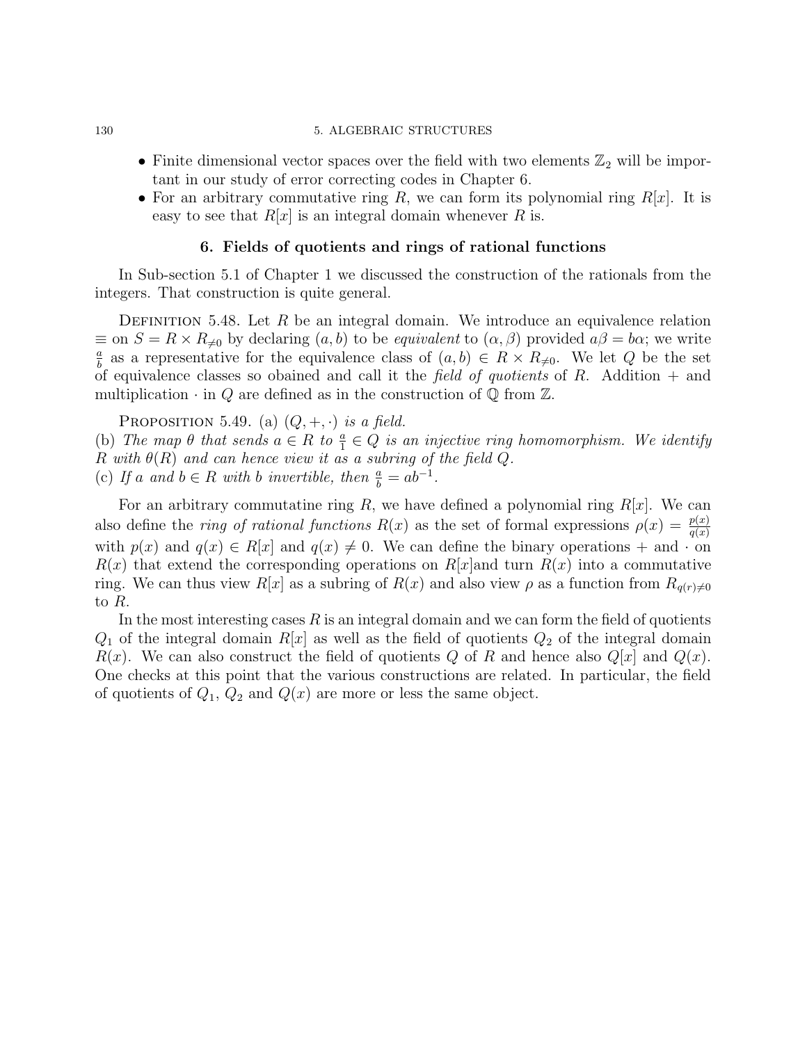- Finite dimensional vector spaces over the field with two elements $\mathbb{Z}_2$ will be important in our study of error correcting codes in Chapter 6.
- For an arbitrary commutative ring $R$, we can form its polynomial ring $R[x]$. It is easy to see that $R[x]$ is an integral domain whenever $R$ is.

## 6. Fields of quotients and rings of rational functions

In Sub-section 5.1 of Chapter 1 we discussed the construction of the rationals from the integers. That construction is quite general.

Definition 5.48. Let $R$ be an integral domain. We introduce an equivalence relation $\equiv$ on $S = R \times R_{\neq 0}$ by declaring $(a, b)$ to be *equivalent* to $(\alpha, \beta)$ provided $a\beta = b\alpha$; we write $\frac{a}{b}$ as a representative for the equivalence class of $(a, b) \in R \times R_{\neq 0}$. We let $Q$ be the set of equivalence classes so obained and call it the *field of quotients* of $R$. Addition $+$ and multiplication $\cdot$ in $Q$ are defined as in the construction of $\mathbb{Q}$ from $\mathbb{Z}$.

Proposition 5.49. (a) *$(Q, +, \cdot)$ is a field.*
(b) *The map $\theta$ that sends $a \in R$ to $\frac{a}{1} \in Q$ is an injective ring homomorphism. We identify $R$ with $\theta(R)$ and can hence view it as a subring of the field $Q$.*
(c) *If $a$ and $b \in R$ with $b$ invertible, then $\frac{a}{b} = ab^{-1}$.*

For an arbitrary commutatine ring $R$, we have defined a polynomial ring $R[x]$. We can also define the *ring of rational functions* $R(x)$ as the set of formal expressions $\rho(x) = \frac{p(x)}{q(x)}$ with $p(x)$ and $q(x) \in R[x]$ and $q(x) \neq 0$. We can define the binary operations $+$ and $\cdot$ on $R(x)$ that extend the corresponding operations on $R[x]$and turn $R(x)$ into a commutative ring. We can thus view $R[x]$ as a subring of $R(x)$ and also view $\rho$ as a function from $R_{q(r)\neq 0}$ to $R$.

In the most interesting cases $R$ is an integral domain and we can form the field of quotients $Q_1$ of the integral domain $R[x]$ as well as the field of quotients $Q_2$ of the integral domain $R(x)$. We can also construct the field of quotients $Q$ of $R$ and hence also $Q[x]$ and $Q(x)$. One checks at this point that the various constructions are related. In particular, the field of quotients of $Q_1$, $Q_2$ and $Q(x)$ are more or less the same object.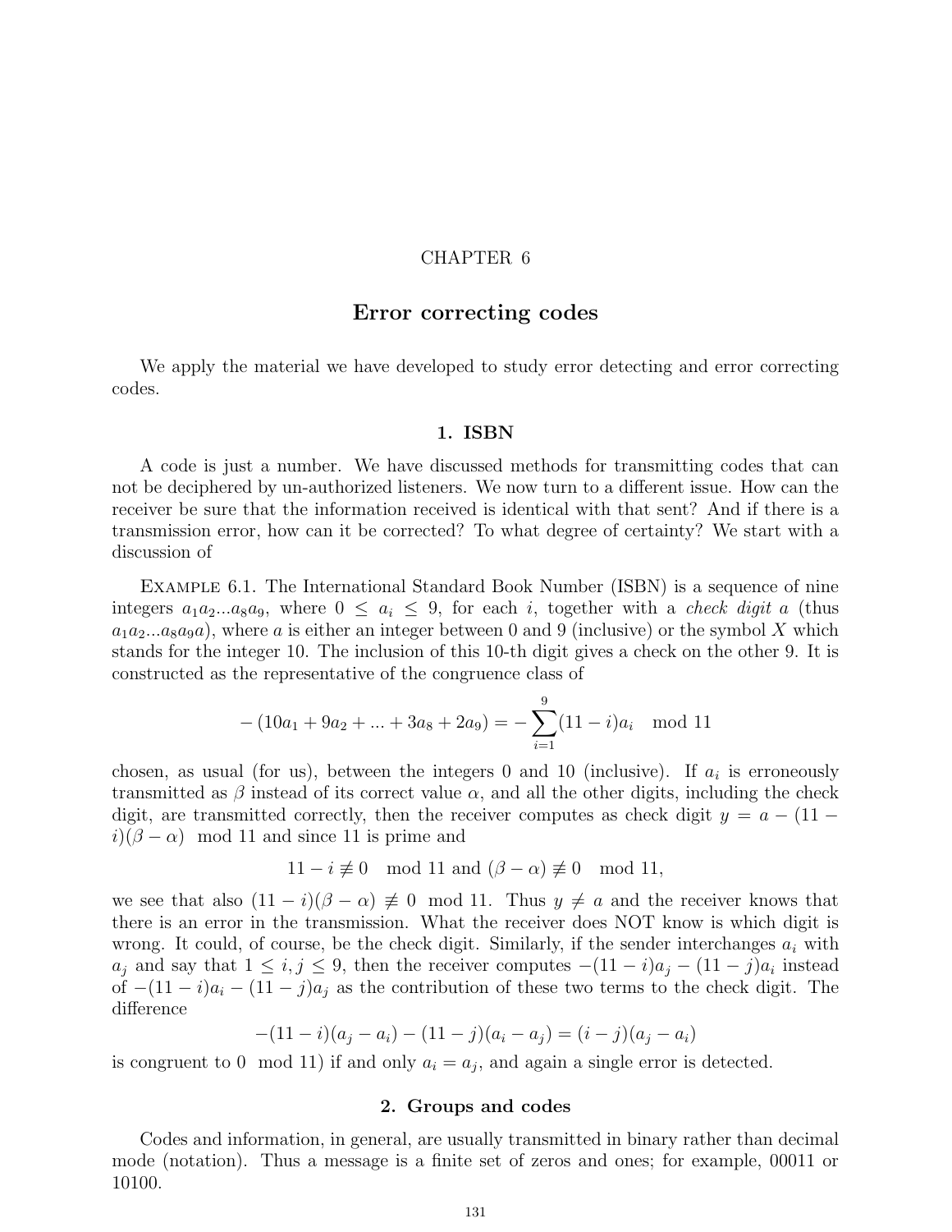# CHAPTER 6

## Error correcting codes

We apply the material we have developed to study error detecting and error correcting codes.

### 1. ISBN

A code is just a number. We have discussed methods for transmitting codes that can not be deciphered by un-authorized listeners. We now turn to a different issue. How can the receiver be sure that the information received is identical with that sent? And if there is a transmission error, how can it be corrected? To what degree of certainty? We start with a discussion of

Example 6.1. The International Standard Book Number (ISBN) is a sequence of nine integers $a_1 a_2 ... a_8 a_9$, where $0 \leq a_i \leq 9$, for each $i$, together with a *check digit* $a$ (thus $a_1 a_2 ... a_8 a_9 a$), where $a$ is either an integer between 0 and 9 (inclusive) or the symbol $X$ which stands for the integer 10. The inclusion of this 10-th digit gives a check on the other 9. It is constructed as the representative of the congruence class of

$$-(10a_1 + 9a_2 + ... + 3a_8 + 2a_9) = -\sum_{i=1}^{9}(11-i)a_i \mod 11$$

chosen, as usual (for us), between the integers 0 and 10 (inclusive). If $a_i$ is erroneously transmitted as $\beta$ instead of its correct value $\alpha$, and all the other digits, including the check digit, are transmitted correctly, then the receiver computes as check digit $y = a - (11 - i)(\beta - \alpha) \mod 11$ and since 11 is prime and

$$11 - i \not\equiv 0 \mod 11 \text{ and } (\beta - \alpha) \not\equiv 0 \mod 11,$$

we see that also $(11 - i)(\beta - \alpha) \not\equiv 0 \mod 11$. Thus $y \neq a$ and the receiver knows that there is an error in the transmission. What the receiver does NOT know is which digit is wrong. It could, of course, be the check digit. Similarly, if the sender interchanges $a_i$ with $a_j$ and say that $1 \leq i, j \leq 9$, then the receiver computes $-(11-i)a_j - (11-j)a_i$ instead of $-(11-i)a_i - (11-j)a_j$ as the contribution of these two terms to the check digit. The difference

$$-(11-i)(a_j - a_i) - (11-j)(a_i - a_j) = (i-j)(a_j - a_i)$$

is congruent to $0 \mod 11$) if and only $a_i = a_j$, and again a single error is detected.

### 2. Groups and codes

Codes and information, in general, are usually transmitted in binary rather than decimal mode (notation). Thus a message is a finite set of zeros and ones; for example, 00011 or 10100.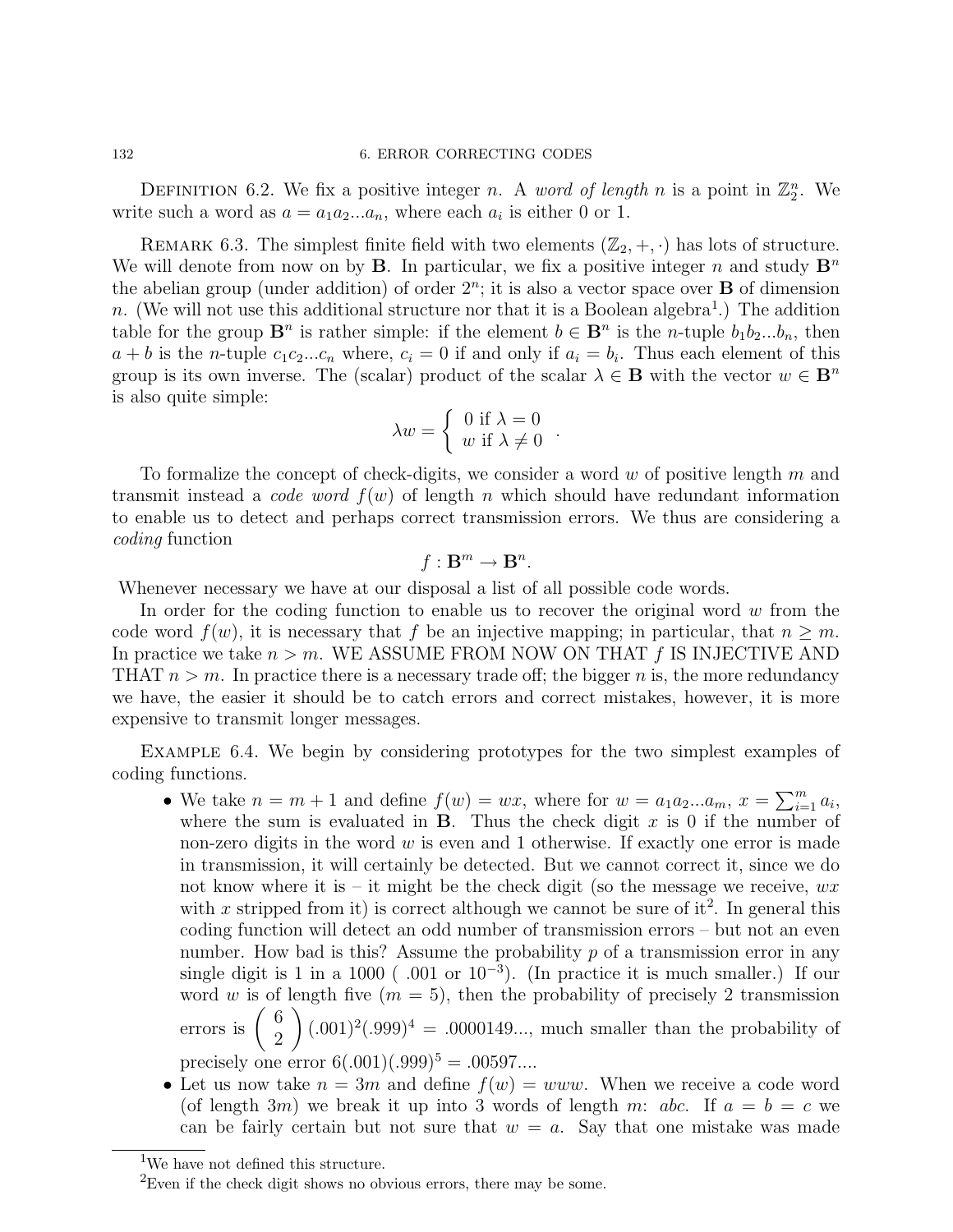DEFINITION 6.2. We fix a positive integer $n$. A *word of length* $n$ is a point in $\mathbb{Z}_2^n$. We write such a word as $a = a_1 a_2 ... a_n$, where each $a_i$ is either 0 or 1.

REMARK 6.3. The simplest finite field with two elements $(\mathbb{Z}_2, +, \cdot)$ has lots of structure. We will denote from now on by $\mathbf{B}$. In particular, we fix a positive integer $n$ and study $\mathbf{B}^n$ the abelian group (under addition) of order $2^n$; it is also a vector space over $\mathbf{B}$ of dimension $n$. (We will not use this additional structure nor that it is a Boolean algebra[1].) The addition table for the group $\mathbf{B}^n$ is rather simple: if the element $b \in \mathbf{B}^n$ is the $n$-tuple $b_1 b_2 ... b_n$, then $a + b$ is the $n$-tuple $c_1 c_2 ... c_n$ where, $c_i = 0$ if and only if $a_i = b_i$. Thus each element of this group is its own inverse. The (scalar) product of the scalar $\lambda \in \mathbf{B}$ with the vector $w \in \mathbf{B}^n$ is also quite simple:

$$\lambda w = \begin{cases} 0 \text{ if } \lambda = 0 \\ w \text{ if } \lambda \neq 0 \end{cases}.$$

To formalize the concept of check-digits, we consider a word $w$ of positive length $m$ and transmit instead a *code word* $f(w)$ of length $n$ which should have redundant information to enable us to detect and perhaps correct transmission errors. We thus are considering a *coding* function

$$f : \mathbf{B}^m \to \mathbf{B}^n.$$

Whenever necessary we have at our disposal a list of all possible code words.

In order for the coding function to enable us to recover the original word $w$ from the code word $f(w)$, it is necessary that $f$ be an injective mapping; in particular, that $n \geq m$. In practice we take $n > m$. WE ASSUME FROM NOW ON THAT $f$ IS INJECTIVE AND THAT $n > m$. In practice there is a necessary trade off; the bigger $n$ is, the more redundancy we have, the easier it should be to catch errors and correct mistakes, however, it is more expensive to transmit longer messages.

EXAMPLE 6.4. We begin by considering prototypes for the two simplest examples of coding functions.

- We take $n = m + 1$ and define $f(w) = wx$, where for $w = a_1 a_2 ... a_m$, $x = \sum_{i=1}^m a_i$, where the sum is evaluated in $\mathbf{B}$. Thus the check digit $x$ is 0 if the number of non-zero digits in the word $w$ is even and 1 otherwise. If exactly one error is made in transmission, it will certainly be detected. But we cannot correct it, since we do not know where it is – it might be the check digit (so the message we receive, $wx$ with $x$ stripped from it) is correct although we cannot be sure of it[2]. In general this coding function will detect an odd number of transmission errors – but not an even number. How bad is this? Assume the probability $p$ of a transmission error in any single digit is 1 in a 1000 ( .001 or $10^{-3}$). (In practice it is much smaller.) If our word $w$ is of length five ($m = 5$), then the probability of precisely 2 transmission errors is $\binom{6}{2}(.001)^2(.999)^4 = .0000149...$, much smaller than the probability of precisely one error $6(.001)(.999)^5 = .00597....$
- Let us now take $n = 3m$ and define $f(w) = www$. When we receive a code word (of length $3m$) we break it up into 3 words of length $m$: $abc$. If $a = b = c$ we can be fairly certain but not sure that $w = a$. Say that one mistake was made

[1] We have not defined this structure.

[2] Even if the check digit shows no obvious errors, there may be some.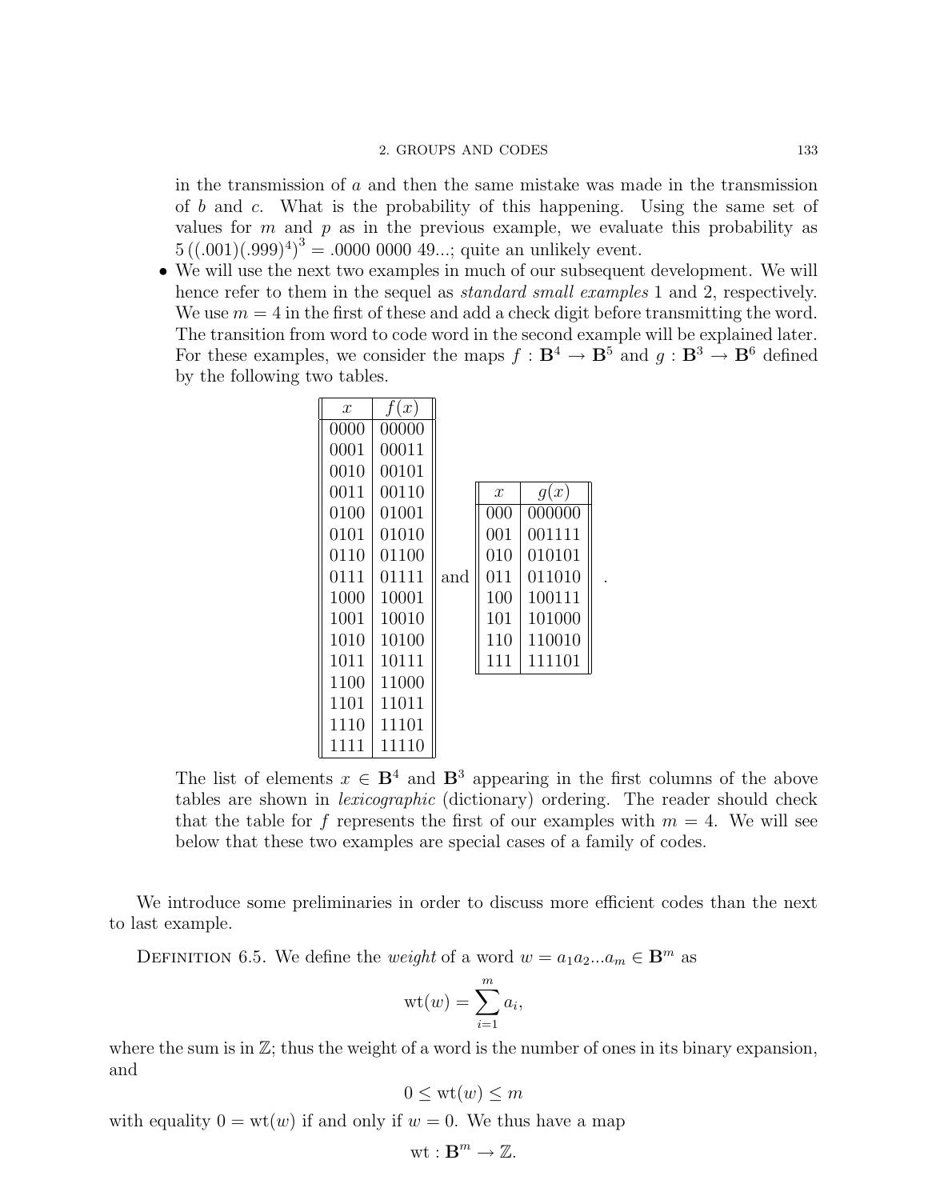in the transmission of $a$ and then the same mistake was made in the transmission of $b$ and $c$. What is the probability of this happening. Using the same set of values for $m$ and $p$ as in the previous example, we evaluate this probability as $5\left((.001)(.999)^4\right)^3 = .0000\ 0000\ 49...$; quite an unlikely event.

- We will use the next two examples in much of our subsequent development. We will hence refer to them in the sequel as *standard small examples* 1 and 2, respectively. We use $m = 4$ in the first of these and add a check digit before transmitting the word. The transition from word to code word in the second example will be explained later. For these examples, we consider the maps $f : \mathbf{B}^4 \to \mathbf{B}^5$ and $g : \mathbf{B}^3 \to \mathbf{B}^6$ defined by the following two tables.

| $x$ | $f(x)$ |
|---|---|
| 0000 | 00000 |
| 0001 | 00011 |
| 0010 | 00101 |
| 0011 | 00110 |
| 0100 | 01001 |
| 0101 | 01010 |
| 0110 | 01100 |
| 0111 | 01111 |
| 1000 | 10001 |
| 1001 | 10010 |
| 1010 | 10100 |
| 1011 | 10111 |
| 1100 | 11000 |
| 1101 | 11011 |
| 1110 | 11101 |
| 1111 | 11110 |

and

| $x$ | $g(x)$ |
|---|---|
| 000 | 000000 |
| 001 | 001111 |
| 010 | 010101 |
| 011 | 011010 |
| 100 | 100111 |
| 101 | 101000 |
| 110 | 110010 |
| 111 | 111101 |

The list of elements $x \in \mathbf{B}^4$ and $\mathbf{B}^3$ appearing in the first columns of the above tables are shown in *lexicographic* (dictionary) ordering. The reader should check that the table for $f$ represents the first of our examples with $m = 4$. We will see below that these two examples are special cases of a family of codes.

We introduce some preliminaries in order to discuss more efficient codes than the next to last example.

Definition 6.5. We define the *weight* of a word $w = a_1 a_2 ... a_m \in \mathbf{B}^m$ as

$$\mathrm{wt}(w) = \sum_{i=1}^{m} a_i,$$

where the sum is in $\mathbb{Z}$; thus the weight of a word is the number of ones in its binary expansion, and

$$0 \le \mathrm{wt}(w) \le m$$

with equality $0 = \mathrm{wt}(w)$ if and only if $w = 0$. We thus have a map

$$\mathrm{wt} : \mathbf{B}^m \to \mathbb{Z}.$$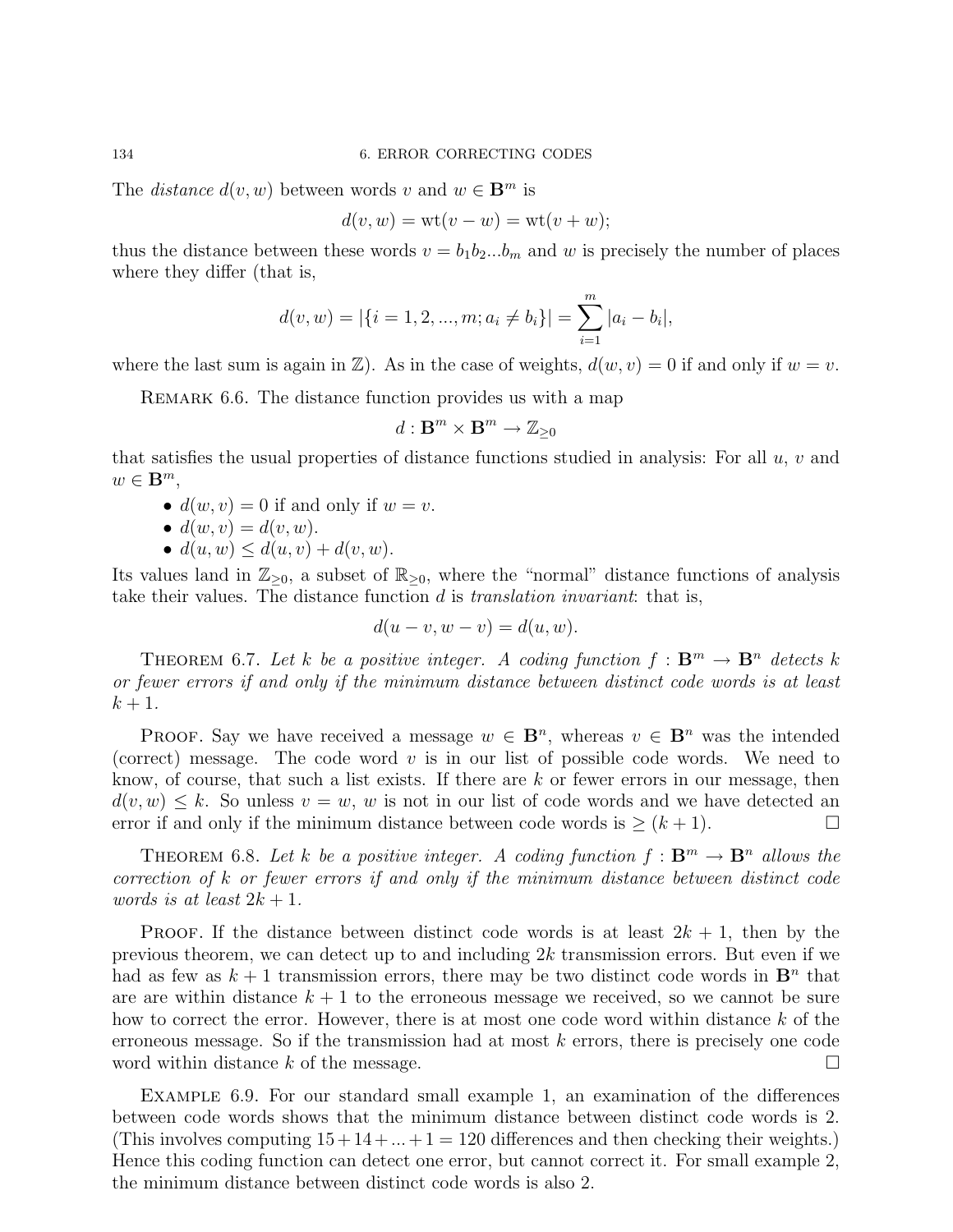The *distance* $d(v, w)$ between words $v$ and $w \in \mathbf{B}^m$ is

$$d(v, w) = \text{wt}(v - w) = \text{wt}(v + w);$$

thus the distance between these words $v = b_1 b_2 ... b_m$ and $w$ is precisely the number of places where they differ (that is,

$$d(v, w) = |\{i = 1, 2, ..., m; a_i \neq b_i\}| = \sum_{i=1}^{m} |a_i - b_i|,$$

where the last sum is again in $\mathbb{Z}$). As in the case of weights, $d(w, v) = 0$ if and only if $w = v$.

REMARK 6.6. The distance function provides us with a map

$$d : \mathbf{B}^m \times \mathbf{B}^m \to \mathbb{Z}_{\geq 0}$$

that satisfies the usual properties of distance functions studied in analysis: For all $u$, $v$ and $w \in \mathbf{B}^m$,

- $d(w, v) = 0$ if and only if $w = v$.
- $d(w, v) = d(v, w)$.
- $d(u, w) \leq d(u, v) + d(v, w)$.

Its values land in $\mathbb{Z}_{\geq 0}$, a subset of $\mathbb{R}_{\geq 0}$, where the "normal" distance functions of analysis take their values. The distance function $d$ is *translation invariant*: that is,

$$d(u - v, w - v) = d(u, w).$$

THEOREM 6.7. *Let $k$ be a positive integer. A coding function $f : \mathbf{B}^m \to \mathbf{B}^n$ detects $k$ or fewer errors if and only if the minimum distance between distinct code words is at least $k + 1$.*

PROOF. Say we have received a message $w \in \mathbf{B}^n$, whereas $v \in \mathbf{B}^n$ was the intended (correct) message. The code word $v$ is in our list of possible code words. We need to know, of course, that such a list exists. If there are $k$ or fewer errors in our message, then $d(v, w) \leq k$. So unless $v = w$, $w$ is not in our list of code words and we have detected an error if and only if the minimum distance between code words is $\geq (k + 1)$. □

THEOREM 6.8. *Let $k$ be a positive integer. A coding function $f : \mathbf{B}^m \to \mathbf{B}^n$ allows the correction of $k$ or fewer errors if and only if the minimum distance between distinct code words is at least $2k + 1$.*

PROOF. If the distance between distinct code words is at least $2k + 1$, then by the previous theorem, we can detect up to and including $2k$ transmission errors. But even if we had as few as $k + 1$ transmission errors, there may be two distinct code words in $\mathbf{B}^n$ that are are within distance $k + 1$ to the erroneous message we received, so we cannot be sure how to correct the error. However, there is at most one code word within distance $k$ of the erroneous message. So if the transmission had at most $k$ errors, there is precisely one code word within distance $k$ of the message. □

EXAMPLE 6.9. For our standard small example 1, an examination of the differences between code words shows that the minimum distance between distinct code words is 2. (This involves computing $15 + 14 + ... + 1 = 120$ differences and then checking their weights.) Hence this coding function can detect one error, but cannot correct it. For small example 2, the minimum distance between distinct code words is also 2.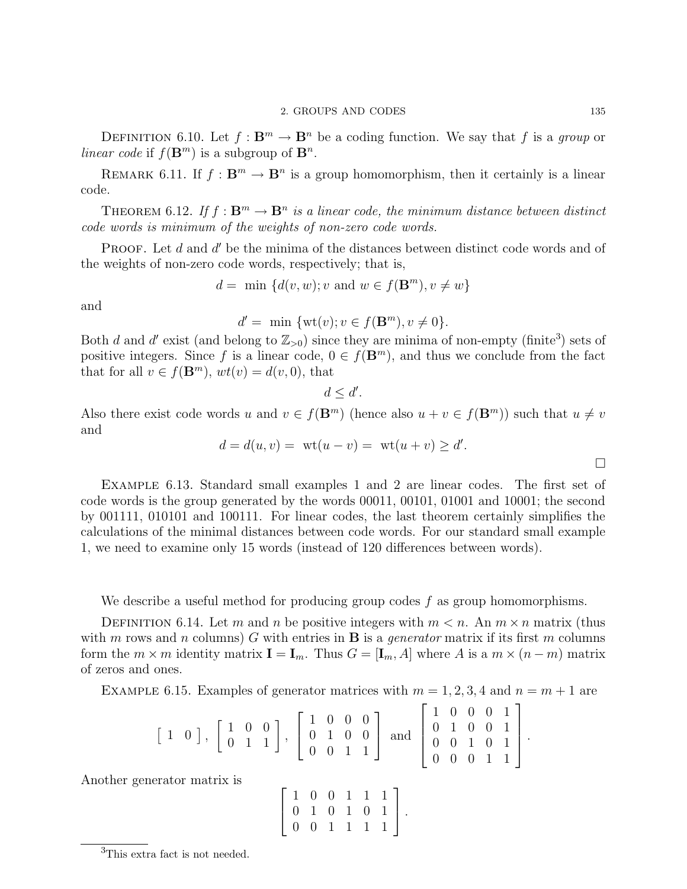Definition 6.10. Let $f : \mathbf{B}^m \to \mathbf{B}^n$ be a coding function. We say that $f$ is a *group* or *linear code* if $f(\mathbf{B}^m)$ is a subgroup of $\mathbf{B}^n$.

Remark 6.11. If $f : \mathbf{B}^m \to \mathbf{B}^n$ is a group homomorphism, then it certainly is a linear code.

Theorem 6.12. *If $f : \mathbf{B}^m \to \mathbf{B}^n$ is a linear code, the minimum distance between distinct code words is minimum of the weights of non-zero code words.*

Proof. Let $d$ and $d'$ be the minima of the distances between distinct code words and of the weights of non-zero code words, respectively; that is,

$$d = \min \{d(v, w); v \text{ and } w \in f(\mathbf{B}^m), v \neq w\}$$

and

$$d' = \min \{\text{wt}(v); v \in f(\mathbf{B}^m), v \neq 0\}.$$

Both $d$ and $d'$ exist (and belong to $\mathbb{Z}_{>0}$) since they are minima of non-empty (finite[3]) sets of positive integers. Since $f$ is a linear code, $0 \in f(\mathbf{B}^m)$, and thus we conclude from the fact that for all $v \in f(\mathbf{B}^m)$, $wt(v) = d(v, 0)$, that

$$d \leq d'.$$

Also there exist code words $u$ and $v \in f(\mathbf{B}^m)$ (hence also $u + v \in f(\mathbf{B}^m)$) such that $u \neq v$ and

$$d = d(u, v) = \text{wt}(u - v) = \text{wt}(u + v) \geq d'.$$

□

Example 6.13. Standard small examples 1 and 2 are linear codes. The first set of code words is the group generated by the words 00011, 00101, 01001 and 10001; the second by 001111, 010101 and 100111. For linear codes, the last theorem certainly simplifies the calculations of the minimal distances between code words. For our standard small example 1, we need to examine only 15 words (instead of 120 differences between words).

We describe a useful method for producing group codes $f$ as group homomorphisms.

Definition 6.14. Let $m$ and $n$ be positive integers with $m < n$. An $m \times n$ matrix (thus with $m$ rows and $n$ columns) $G$ with entries in $\mathbf{B}$ is a *generator* matrix if its first $m$ columns form the $m \times m$ identity matrix $\mathbf{I} = \mathbf{I}_m$. Thus $G = [\mathbf{I}_m, A]$ where $A$ is a $m \times (n - m)$ matrix of zeros and ones.

Example 6.15. Examples of generator matrices with $m = 1, 2, 3, 4$ and $n = m + 1$ are

$$\begin{bmatrix} 1 & 0 \end{bmatrix}, \begin{bmatrix} 1 & 0 & 0 \\ 0 & 1 & 1 \end{bmatrix}, \begin{bmatrix} 1 & 0 & 0 & 0 \\ 0 & 1 & 0 & 0 \\ 0 & 0 & 1 & 1 \end{bmatrix} \text{ and } \begin{bmatrix} 1 & 0 & 0 & 0 & 1 \\ 0 & 1 & 0 & 0 & 1 \\ 0 & 0 & 1 & 0 & 1 \\ 0 & 0 & 0 & 1 & 1 \end{bmatrix}.$$

Another generator matrix is

$$\begin{bmatrix} 1 & 0 & 0 & 1 & 1 & 1 \\ 0 & 1 & 0 & 1 & 0 & 1 \\ 0 & 0 & 1 & 1 & 1 & 1 \end{bmatrix}.$$

---

[3] This extra fact is not needed.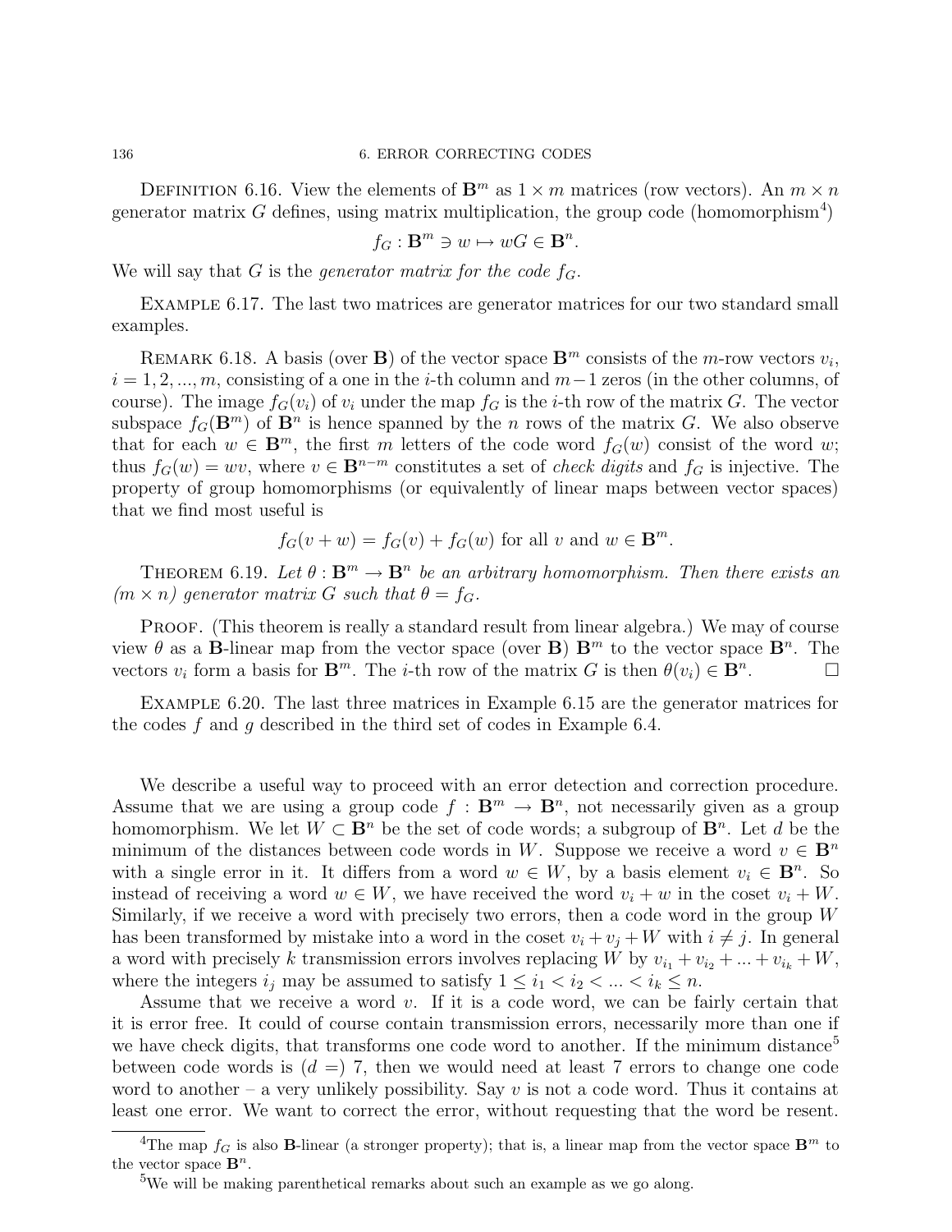Definition 6.16. View the elements of $\mathbf{B}^m$ as $1 \times m$ matrices (row vectors). An $m \times n$ generator matrix $G$ defines, using matrix multiplication, the group code (homomorphism[4])

$$f_G : \mathbf{B}^m \ni w \mapsto wG \in \mathbf{B}^n.$$

We will say that $G$ is the *generator matrix for the code* $f_G$.

Example 6.17. The last two matrices are generator matrices for our two standard small examples.

Remark 6.18. A basis (over $\mathbf{B}$) of the vector space $\mathbf{B}^m$ consists of the $m$-row vectors $v_i$, $i = 1, 2, ..., m$, consisting of a one in the $i$-th column and $m-1$ zeros (in the other columns, of course). The image $f_G(v_i)$ of $v_i$ under the map $f_G$ is the $i$-th row of the matrix $G$. The vector subspace $f_G(\mathbf{B}^m)$ of $\mathbf{B}^n$ is hence spanned by the $n$ rows of the matrix $G$. We also observe that for each $w \in \mathbf{B}^m$, the first $m$ letters of the code word $f_G(w)$ consist of the word $w$; thus $f_G(w) = wv$, where $v \in \mathbf{B}^{n-m}$ constitutes a set of *check digits* and $f_G$ is injective. The property of group homomorphisms (or equivalently of linear maps between vector spaces) that we find most useful is

$$f_G(v + w) = f_G(v) + f_G(w) \text{ for all } v \text{ and } w \in \mathbf{B}^m.$$

Theorem 6.19. *Let $\theta : \mathbf{B}^m \to \mathbf{B}^n$ be an arbitrary homomorphism. Then there exists an $(m \times n)$ generator matrix $G$ such that $\theta = f_G$.*

Proof. (This theorem is really a standard result from linear algebra.) We may of course view $\theta$ as a $\mathbf{B}$-linear map from the vector space (over $\mathbf{B}$) $\mathbf{B}^m$ to the vector space $\mathbf{B}^n$. The vectors $v_i$ form a basis for $\mathbf{B}^m$. The $i$-th row of the matrix $G$ is then $\theta(v_i) \in \mathbf{B}^n$. □

Example 6.20. The last three matrices in Example 6.15 are the generator matrices for the codes $f$ and $g$ described in the third set of codes in Example 6.4.

We describe a useful way to proceed with an error detection and correction procedure. Assume that we are using a group code $f : \mathbf{B}^m \to \mathbf{B}^n$, not necessarily given as a group homomorphism. We let $W \subset \mathbf{B}^n$ be the set of code words; a subgroup of $\mathbf{B}^n$. Let $d$ be the minimum of the distances between code words in $W$. Suppose we receive a word $v \in \mathbf{B}^n$ with a single error in it. It differs from a word $w \in W$, by a basis element $v_i \in \mathbf{B}^n$. So instead of receiving a word $w \in W$, we have received the word $v_i + w$ in the coset $v_i + W$. Similarly, if we receive a word with precisely two errors, then a code word in the group $W$ has been transformed by mistake into a word in the coset $v_i + v_j + W$ with $i \neq j$. In general a word with precisely $k$ transmission errors involves replacing $W$ by $v_{i_1} + v_{i_2} + ... + v_{i_k} + W$, where the integers $i_j$ may be assumed to satisfy $1 \leq i_1 < i_2 < ... < i_k \leq n$.

Assume that we receive a word $v$. If it is a code word, we can be fairly certain that it is error free. It could of course contain transmission errors, necessarily more than one if we have check digits, that transforms one code word to another. If the minimum distance[5] between code words is ($d =$) 7, then we would need at least 7 errors to change one code word to another – a very unlikely possibility. Say $v$ is not a code word. Thus it contains at least one error. We want to correct the error, without requesting that the word be resent.

[4]The map $f_G$ is also $\mathbf{B}$-linear (a stronger property); that is, a linear map from the vector space $\mathbf{B}^m$ to the vector space $\mathbf{B}^n$.

[5]We will be making parenthetical remarks about such an example as we go along.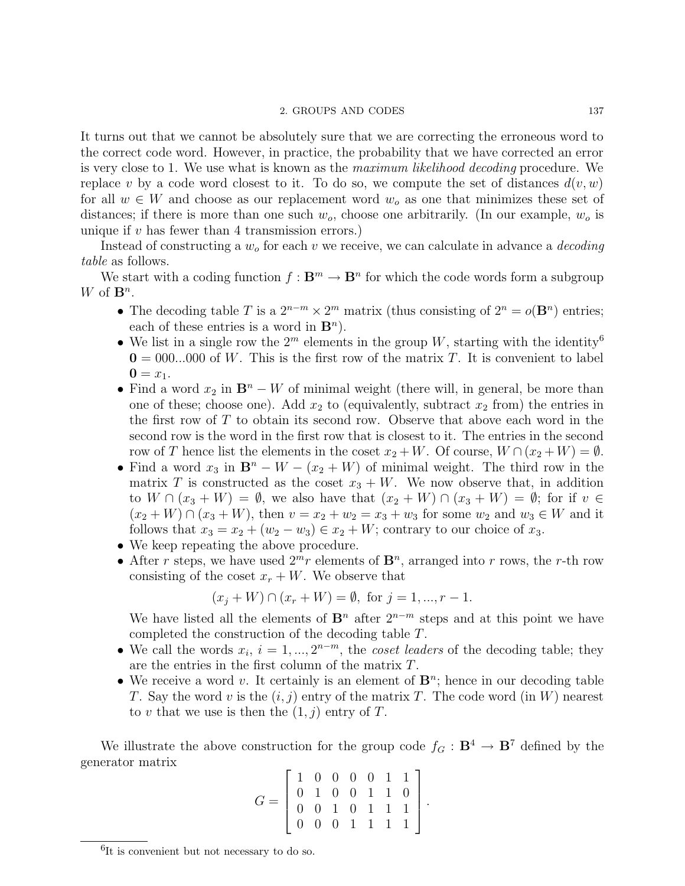It turns out that we cannot be absolutely sure that we are correcting the erroneous word to the correct code word. However, in practice, the probability that we have corrected an error is very close to 1. We use what is known as the *maximum likelihood decoding* procedure. We replace $v$ by a code word closest to it. To do so, we compute the set of distances $d(v, w)$ for all $w \in W$ and choose as our replacement word $w_o$ as one that minimizes these set of distances; if there is more than one such $w_o$, choose one arbitrarily. (In our example, $w_o$ is unique if $v$ has fewer than 4 transmission errors.)

Instead of constructing a $w_o$ for each $v$ we receive, we can calculate in advance a *decoding table* as follows.

We start with a coding function $f : \mathbf{B}^m \to \mathbf{B}^n$ for which the code words form a subgroup $W$ of $\mathbf{B}^n$.

- The decoding table $T$ is a $2^{n-m} \times 2^m$ matrix (thus consisting of $2^n = o(\mathbf{B}^n)$ entries; each of these entries is a word in $\mathbf{B}^n$).
- We list in a single row the $2^m$ elements in the group $W$, starting with the identity[6] $\mathbf{0} = 000...000$ of $W$. This is the first row of the matrix $T$. It is convenient to label $\mathbf{0} = x_1$.
- Find a word $x_2$ in $\mathbf{B}^n - W$ of minimal weight (there will, in general, be more than one of these; choose one). Add $x_2$ to (equivalently, subtract $x_2$ from) the entries in the first row of $T$ to obtain its second row. Observe that above each word in the second row is the word in the first row that is closest to it. The entries in the second row of $T$ hence list the elements in the coset $x_2 + W$. Of course, $W \cap (x_2 + W) = \emptyset$.
- Find a word $x_3$ in $\mathbf{B}^n - W - (x_2 + W)$ of minimal weight. The third row in the matrix $T$ is constructed as the coset $x_3 + W$. We now observe that, in addition to $W \cap (x_3 + W) = \emptyset$, we also have that $(x_2 + W) \cap (x_3 + W) = \emptyset$; for if $v \in (x_2 + W) \cap (x_3 + W)$, then $v = x_2 + w_2 = x_3 + w_3$ for some $w_2$ and $w_3 \in W$ and it follows that $x_3 = x_2 + (w_2 - w_3) \in x_2 + W$; contrary to our choice of $x_3$.
- We keep repeating the above procedure.
- After $r$ steps, we have used $2^m r$ elements of $\mathbf{B}^n$, arranged into $r$ rows, the $r$-th row consisting of the coset $x_r + W$. We observe that
$$(x_j + W) \cap (x_r + W) = \emptyset, \text{ for } j = 1, ..., r - 1.$$
We have listed all the elements of $\mathbf{B}^n$ after $2^{n-m}$ steps and at this point we have completed the construction of the decoding table $T$.
- We call the words $x_i$, $i = 1, ..., 2^{n-m}$, the *coset leaders* of the decoding table; they are the entries in the first column of the matrix $T$.
- We receive a word $v$. It certainly is an element of $\mathbf{B}^n$; hence in our decoding table $T$. Say the word $v$ is the $(i, j)$ entry of the matrix $T$. The code word (in $W$) nearest to $v$ that we use is then the $(1, j)$ entry of $T$.

We illustrate the above construction for the group code $f_G : \mathbf{B}^4 \to \mathbf{B}^7$ defined by the generator matrix

$$G = \begin{bmatrix} 1 & 0 & 0 & 0 & 0 & 1 & 1 \\ 0 & 1 & 0 & 0 & 1 & 1 & 0 \\ 0 & 0 & 1 & 0 & 1 & 1 & 1 \\ 0 & 0 & 0 & 1 & 1 & 1 & 1 \end{bmatrix}.$$

[6] It is convenient but not necessary to do so.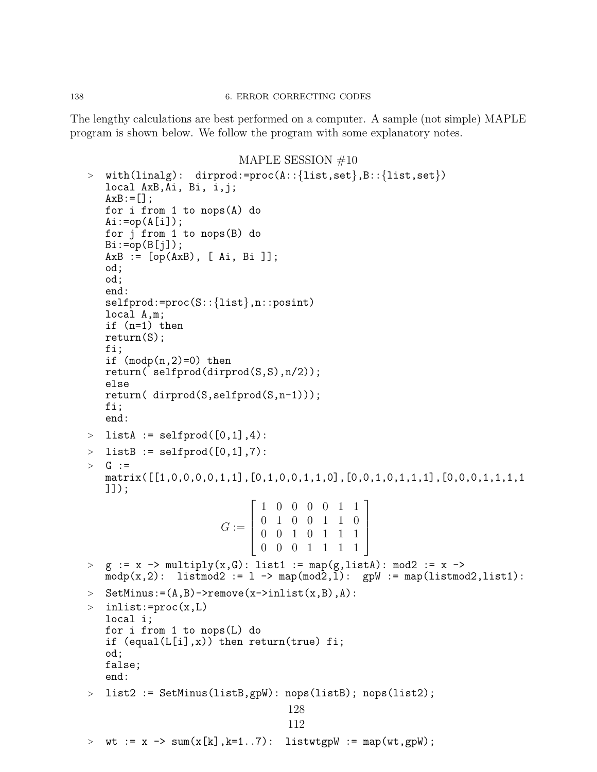The lengthy calculations are best performed on a computer. A sample (not simple) MAPLE program is shown below. We follow the program with some explanatory notes.

MAPLE SESSION #10

```
> with(linalg):  dirprod:=proc(A::{list,set},B::{list,set})
  local AxB,Ai, Bi, i,j;
  AxB:=[];
  for i from 1 to nops(A) do
  Ai:=op(A[i]);
  for j from 1 to nops(B) do
  Bi:=op(B[j]);
  AxB := [op(AxB), [ Ai, Bi ]];
  od;
  od;
  end:
  selfprod:=proc(S::{list},n::posint)
  local A,m;
  if (n=1) then
  return(S);
  fi;
  if (modp(n,2)=0) then
  return( selfprod(dirprod(S,S),n/2));
  else
  return( dirprod(S,selfprod(S,n-1)));
  fi;
  end:
> listA := selfprod([0,1],4):
> listB := selfprod([0,1],7):
> G :=
  matrix([[1,0,0,0,0,1,1],[0,1,0,0,1,1,0],[0,0,1,0,1,1,1],[0,0,0,1,1,1,1
  ]]);
```

$$G := \begin{bmatrix} 1 & 0 & 0 & 0 & 0 & 1 & 1 \\ 0 & 1 & 0 & 0 & 1 & 1 & 0 \\ 0 & 0 & 1 & 0 & 1 & 1 & 1 \\ 0 & 0 & 0 & 1 & 1 & 1 & 1 \end{bmatrix}$$

```
> g := x -> multiply(x,G): list1 := map(g,listA): mod2 := x ->
  modp(x,2):  listmod2 := l -> map(mod2,l):  gpW := map(listmod2,list1):
> SetMinus:=(A,B)->remove(x->inlist(x,B),A):
> inlist:=proc(x,L)
  local i;
  for i from 1 to nops(L) do
  if (equal(L[i],x)) then return(true) fi;
  od;
  false;
  end:
> list2 := SetMinus(listB,gpW): nops(listB); nops(list2);
```

128

112

```
> wt := x -> sum(x[k],k=1..7):  listwtgpW := map(wt,gpW);
```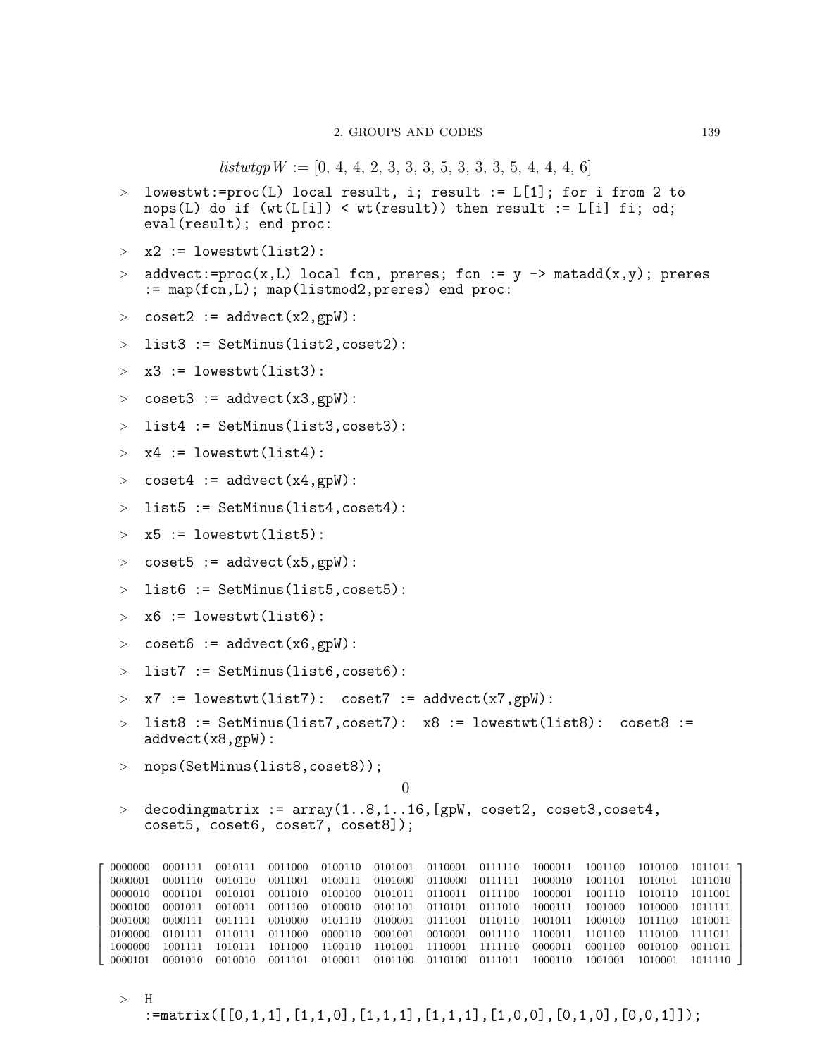$$listwtgpW := [0, 4, 4, 2, 3, 3, 3, 5, 3, 3, 3, 5, 4, 4, 4, 6]$$

```
> lowestwt:=proc(L) local result, i; result := L[1]; for i from 2 to
  nops(L) do if (wt(L[i]) < wt(result)) then result := L[i] fi; od;
  eval(result); end proc:
> x2 := lowestwt(list2):
> addvect:=proc(x,L) local fcn, preres; fcn := y -> matadd(x,y); preres
  := map(fcn,L); map(listmod2,preres) end proc:
> coset2 := addvect(x2,gpW):
> list3 := SetMinus(list2,coset2):
> x3 := lowestwt(list3):
> coset3 := addvect(x3,gpW):
> list4 := SetMinus(list3,coset3):
> x4 := lowestwt(list4):
> coset4 := addvect(x4,gpW):
> list5 := SetMinus(list4,coset4):
> x5 := lowestwt(list5):
> coset5 := addvect(x5,gpW):
> list6 := SetMinus(list5,coset5):
> x6 := lowestwt(list6):
> coset6 := addvect(x6,gpW):
> list7 := SetMinus(list6,coset6):
> x7 := lowestwt(list7):  coset7 := addvect(x7,gpW):
> list8 := SetMinus(list7,coset7):  x8 := lowestwt(list8):  coset8 :=
  addvect(x8,gpW):
> nops(SetMinus(list8,coset8));
```

$$0$$

```
> decodingmatrix := array(1..8,1..16,[gpW, coset2, coset3,coset4,
  coset5, coset6, coset7, coset8]);
```

$$\begin{bmatrix}
0000000 & 0001111 & 0010111 & 0011000 & 0100110 & 0101001 & 0110001 & 0111110 & 1000011 & 1001100 & 1010100 & 1011011 \\
0000001 & 0001110 & 0010110 & 0011001 & 0100111 & 0101000 & 0110000 & 0111111 & 1000010 & 1001101 & 1010101 & 1011010 \\
0000010 & 0001101 & 0010101 & 0011010 & 0100100 & 0101011 & 0110011 & 0111100 & 1000001 & 1001110 & 1010110 & 1011001 \\
0000100 & 0001011 & 0010011 & 0011100 & 0100010 & 0101101 & 0110101 & 0111010 & 1000111 & 1001000 & 1010000 & 1011111 \\
0001000 & 0000111 & 0011111 & 0010000 & 0101110 & 0100001 & 0111001 & 0110110 & 1001011 & 1000100 & 1011100 & 1010011 \\
0100000 & 0101111 & 0110111 & 0111000 & 0000110 & 0001001 & 0010001 & 0011110 & 1100011 & 1101100 & 1110100 & 1111011 \\
1000000 & 1001111 & 1010111 & 1011000 & 1100110 & 1101001 & 1110001 & 1111110 & 0000011 & 0001100 & 0010100 & 0011011 \\
0000101 & 0001010 & 0010010 & 0011101 & 0100011 & 0101100 & 0110100 & 0111011 & 1000110 & 1001001 & 1010001 & 1011110
\end{bmatrix}$$

```
> H
  :=matrix([[0,1,1],[1,1,0],[1,1,1],[1,1,1],[1,0,0],[0,1,0],[0,0,1]]);
```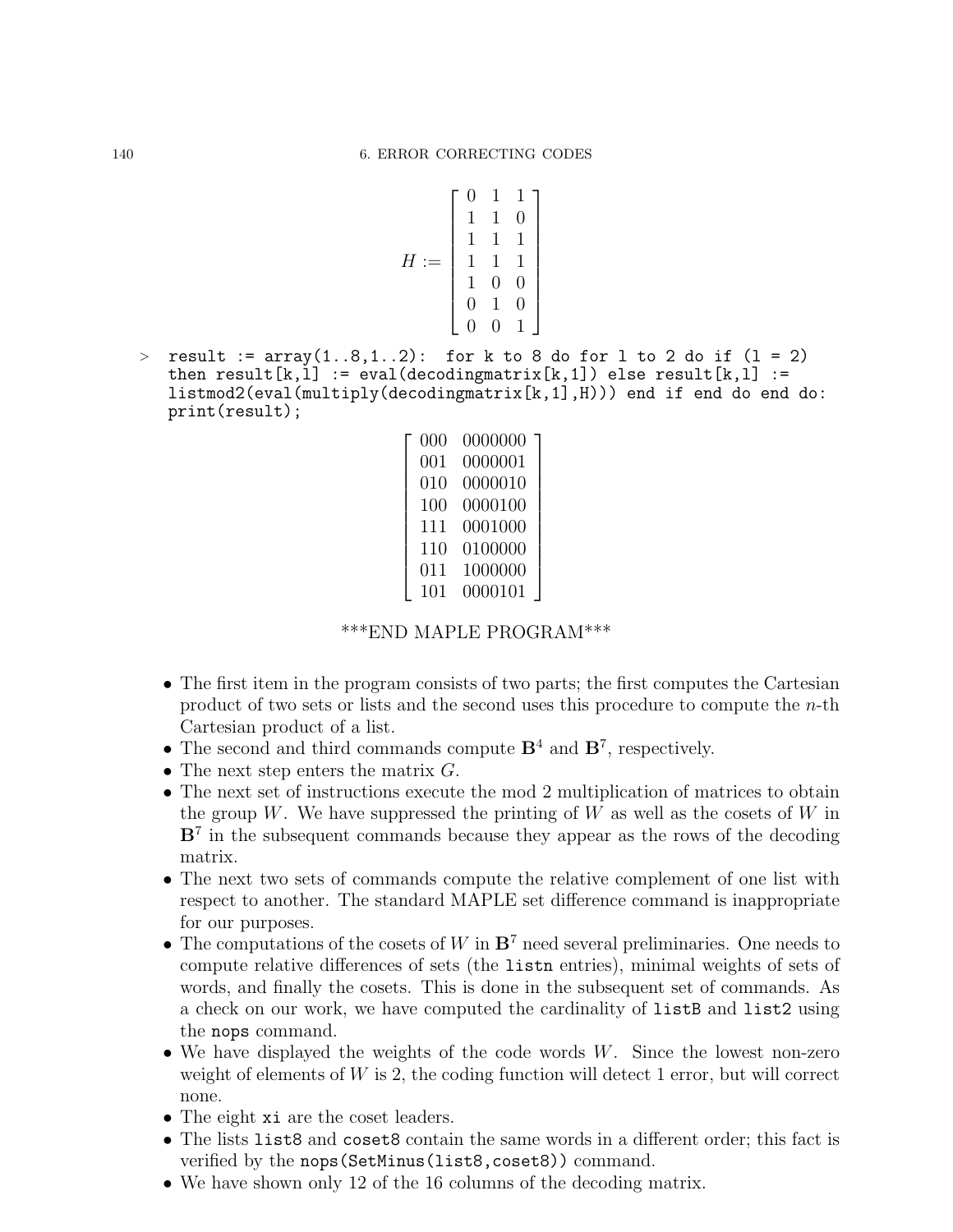$$H := \begin{bmatrix} 0 & 1 & 1 \\ 1 & 1 & 0 \\ 1 & 1 & 1 \\ 1 & 1 & 1 \\ 1 & 0 & 0 \\ 0 & 1 & 0 \\ 0 & 0 & 1 \end{bmatrix}$$

```
> result := array(1..8,1..2):  for k to 8 do for l to 2 do if (l = 2)
  then result[k,l] := eval(decodingmatrix[k,1]) else result[k,l] :=
  listmod2(eval(multiply(decodingmatrix[k,1],H))) end if end do end do:
  print(result);
```

$$\begin{bmatrix} 000 & 0000000 \\ 001 & 0000001 \\ 010 & 0000010 \\ 100 & 0000100 \\ 111 & 0001000 \\ 110 & 0100000 \\ 011 & 1000000 \\ 101 & 0000101 \end{bmatrix}$$

***END MAPLE PROGRAM***

- The first item in the program consists of two parts; the first computes the Cartesian product of two sets or lists and the second uses this procedure to compute the $n$-th Cartesian product of a list.
- The second and third commands compute $\mathbf{B}^4$ and $\mathbf{B}^7$, respectively.
- The next step enters the matrix $G$.
- The next set of instructions execute the mod 2 multiplication of matrices to obtain the group $W$. We have suppressed the printing of $W$ as well as the cosets of $W$ in $\mathbf{B}^7$ in the subsequent commands because they appear as the rows of the decoding matrix.
- The next two sets of commands compute the relative complement of one list with respect to another. The standard MAPLE set difference command is inappropriate for our purposes.
- The computations of the cosets of $W$ in $\mathbf{B}^7$ need several preliminaries. One needs to compute relative differences of sets (the `listn` entries), minimal weights of sets of words, and finally the cosets. This is done in the subsequent set of commands. As a check on our work, we have computed the cardinality of `listB` and `list2` using the `nops` command.
- We have displayed the weights of the code words $W$. Since the lowest non-zero weight of elements of $W$ is 2, the coding function will detect 1 error, but will correct none.
- The eight `xi` are the coset leaders.
- The lists `list8` and `coset8` contain the same words in a different order; this fact is verified by the `nops(SetMinus(list8,coset8))` command.
- We have shown only 12 of the 16 columns of the decoding matrix.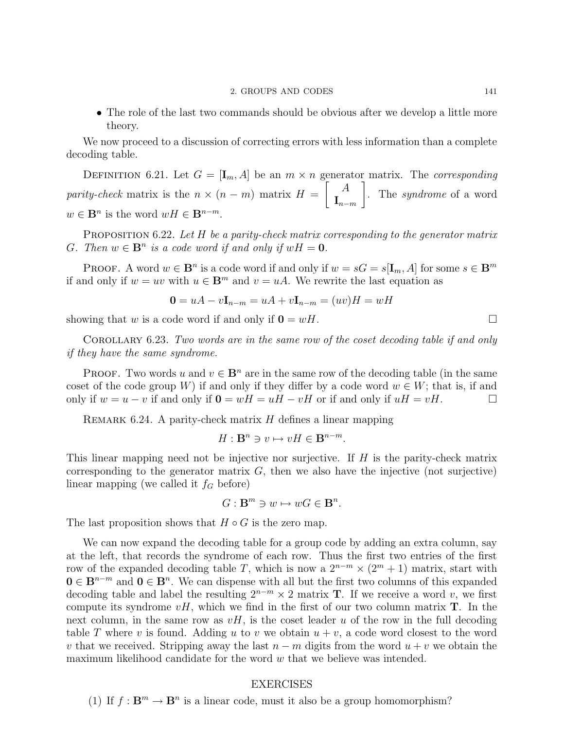- The role of the last two commands should be obvious after we develop a little more theory.

We now proceed to a discussion of correcting errors with less information than a complete decoding table.

Definition 6.21. Let $G = [\mathbf{I}_m, A]$ be an $m \times n$ generator matrix. The *corresponding parity-check* matrix is the $n \times (n-m)$ matrix $H = \left[ \begin{array}{c} A \\ \mathbf{I}_{n-m} \end{array} \right]$. The *syndrome* of a word $w \in \mathbf{B}^n$ is the word $wH \in \mathbf{B}^{n-m}$.

Proposition 6.22. *Let $H$ be a parity-check matrix corresponding to the generator matrix $G$. Then $w \in \mathbf{B}^n$ is a code word if and only if $wH = \mathbf{0}$.*

Proof. A word $w \in \mathbf{B}^n$ is a code word if and only if $w = sG = s[\mathbf{I}_m, A]$ for some $s \in \mathbf{B}^m$ if and only if $w = uv$ with $u \in \mathbf{B}^m$ and $v = uA$. We rewrite the last equation as

$$\mathbf{0} = uA - v\mathbf{I}_{n-m} = uA + v\mathbf{I}_{n-m} = (uv)H = wH$$

showing that $w$ is a code word if and only if $\mathbf{0} = wH$. $\square$

Corollary 6.23. *Two words are in the same row of the coset decoding table if and only if they have the same syndrome.*

Proof. Two words $u$ and $v \in \mathbf{B}^n$ are in the same row of the decoding table (in the same coset of the code group $W$) if and only if they differ by a code word $w \in W$; that is, if and only if $w = u - v$ if and only if $\mathbf{0} = wH = uH - vH$ or if and only if $uH = vH$. $\square$

Remark 6.24. A parity-check matrix $H$ defines a linear mapping

$$H : \mathbf{B}^n \ni v \mapsto vH \in \mathbf{B}^{n-m}.$$

This linear mapping need not be injective nor surjective. If $H$ is the parity-check matrix corresponding to the generator matrix $G$, then we also have the injective (not surjective) linear mapping (we called it $f_G$ before)

$$G : \mathbf{B}^m \ni w \mapsto wG \in \mathbf{B}^n.$$

The last proposition shows that $H \circ G$ is the zero map.

We can now expand the decoding table for a group code by adding an extra column, say at the left, that records the syndrome of each row. Thus the first two entries of the first row of the expanded decoding table $T$, which is now a $2^{n-m} \times (2^m + 1)$ matrix, start with $\mathbf{0} \in \mathbf{B}^{n-m}$ and $\mathbf{0} \in \mathbf{B}^n$. We can dispense with all but the first two columns of this expanded decoding table and label the resulting $2^{n-m} \times 2$ matrix $\mathbf{T}$. If we receive a word $v$, we first compute its syndrome $vH$, which we find in the first of our two column matrix $\mathbf{T}$. In the next column, in the same row as $vH$, is the coset leader $u$ of the row in the full decoding table $T$ where $v$ is found. Adding $u$ to $v$ we obtain $u + v$, a code word closest to the word $v$ that we received. Stripping away the last $n - m$ digits from the word $u + v$ we obtain the maximum likelihood candidate for the word $w$ that we believe was intended.

## EXERCISES

(1) If $f : \mathbf{B}^m \to \mathbf{B}^n$ is a linear code, must it also be a group homomorphism?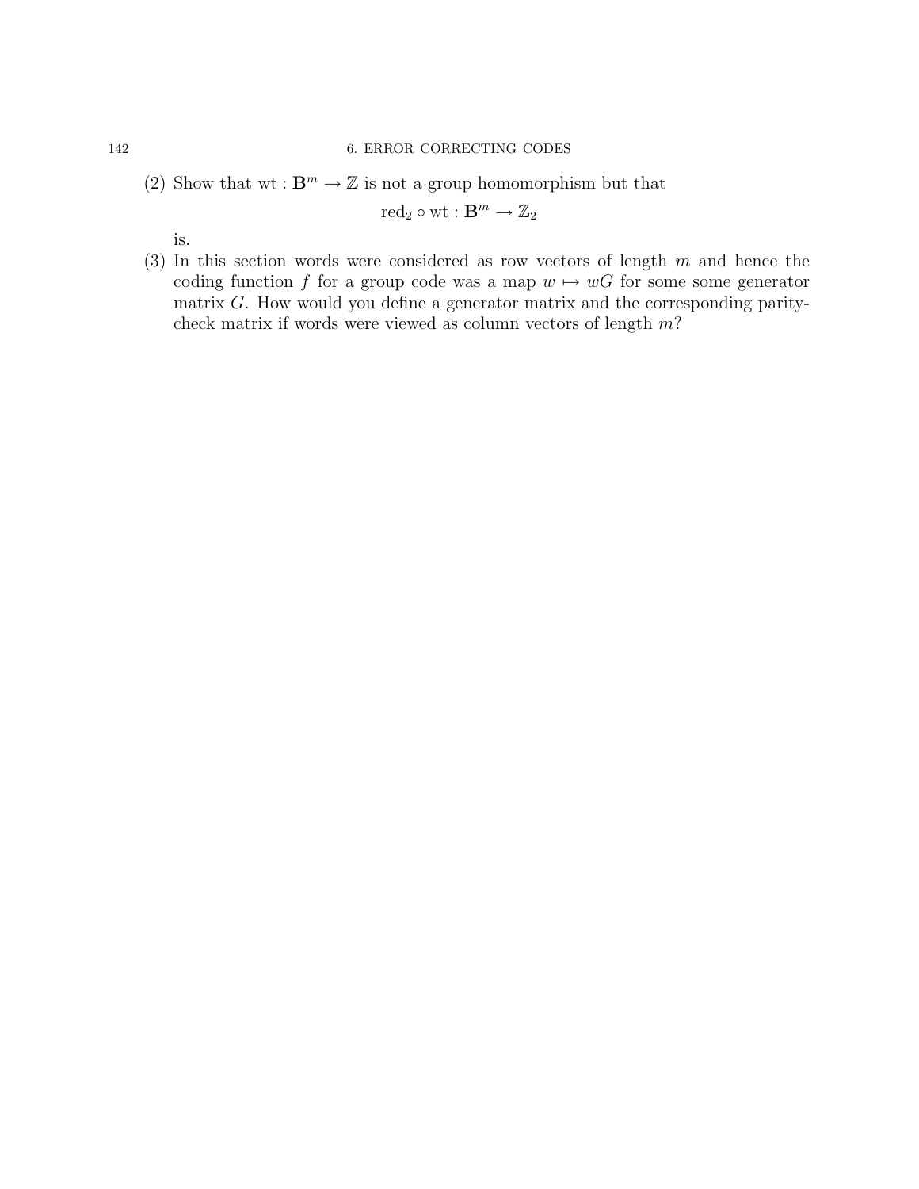(2) Show that $\text{wt} : \mathbf{B}^m \to \mathbb{Z}$ is not a group homomorphism but that

$$\text{red}_2 \circ \text{wt} : \mathbf{B}^m \to \mathbb{Z}_2$$

is.

(3) In this section words were considered as row vectors of length $m$ and hence the coding function $f$ for a group code was a map $w \mapsto wG$ for some some generator matrix $G$. How would you define a generator matrix and the corresponding parity-check matrix if words were viewed as column vectors of length $m$?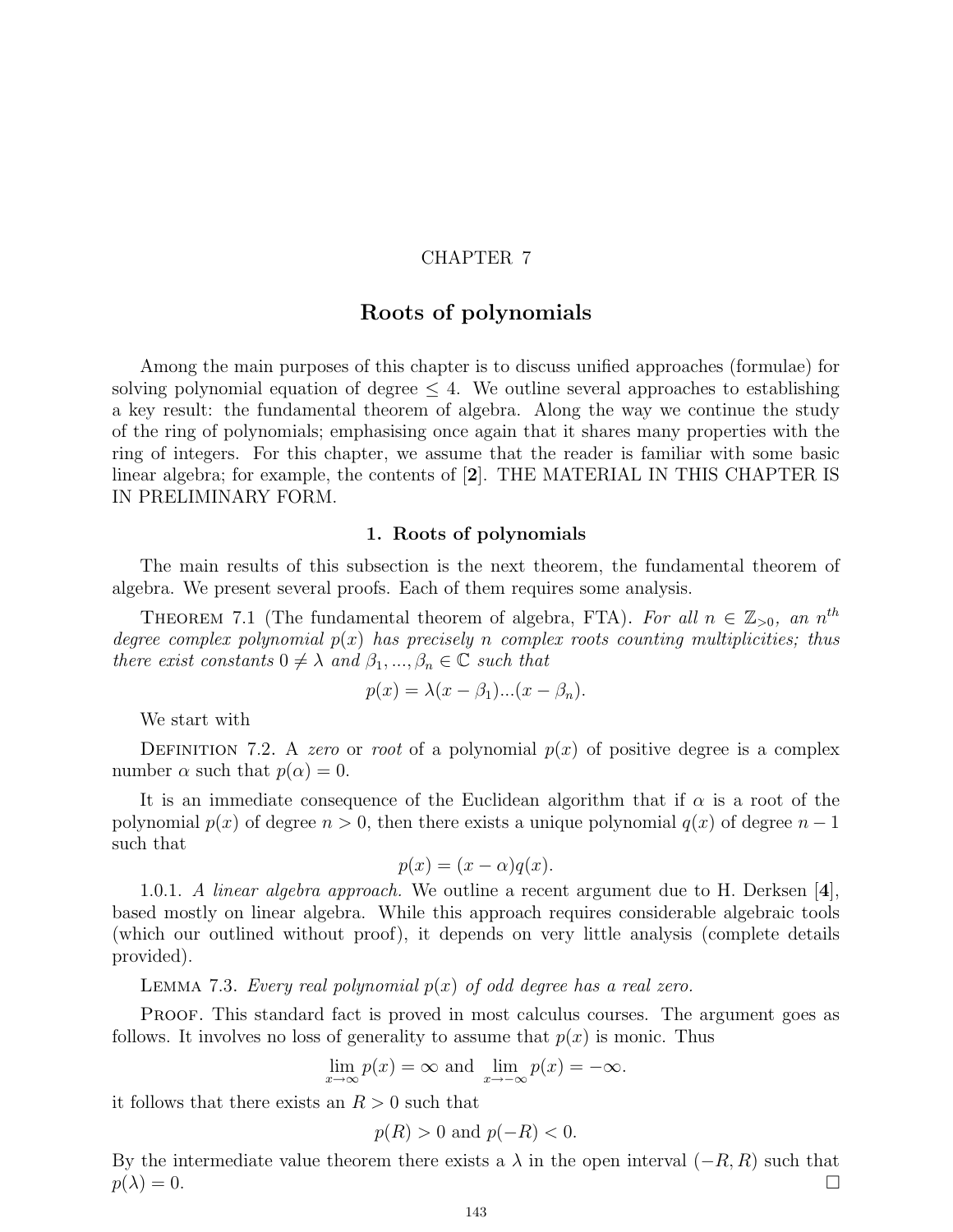# CHAPTER 7

# Roots of polynomials

Among the main purposes of this chapter is to discuss unified approaches (formulae) for solving polynomial equation of degree $\leq 4$. We outline several approaches to establishing a key result: the fundamental theorem of algebra. Along the way we continue the study of the ring of polynomials; emphasising once again that it shares many properties with the ring of integers. For this chapter, we assume that the reader is familiar with some basic linear algebra; for example, the contents of [**2**]. THE MATERIAL IN THIS CHAPTER IS IN PRELIMINARY FORM.

## 1. Roots of polynomials

The main results of this subsection is the next theorem, the fundamental theorem of algebra. We present several proofs. Each of them requires some analysis.

Theorem 7.1 (The fundamental theorem of algebra, FTA). *For all $n \in \mathbb{Z}_{>0}$, an $n^{th}$ degree complex polynomial $p(x)$ has precisely $n$ complex roots counting multiplicities; thus there exist constants $0 \neq \lambda$ and $\beta_1, ..., \beta_n \in \mathbb{C}$ such that*

$$p(x) = \lambda(x - \beta_1)...(x - \beta_n).$$

We start with

Definition 7.2. A *zero* or *root* of a polynomial $p(x)$ of positive degree is a complex number $\alpha$ such that $p(\alpha) = 0$.

It is an immediate consequence of the Euclidean algorithm that if $\alpha$ is a root of the polynomial $p(x)$ of degree $n > 0$, then there exists a unique polynomial $q(x)$ of degree $n - 1$ such that

$$p(x) = (x - \alpha)q(x).$$

1.0.1. *A linear algebra approach.* We outline a recent argument due to H. Derksen [**4**], based mostly on linear algebra. While this approach requires considerable algebraic tools (which our outlined without proof), it depends on very little analysis (complete details provided).

Lemma 7.3. *Every real polynomial $p(x)$ of odd degree has a real zero.*

Proof. This standard fact is proved in most calculus courses. The argument goes as follows. It involves no loss of generality to assume that $p(x)$ is monic. Thus

$$\lim_{x\to\infty} p(x) = \infty \text{ and } \lim_{x\to-\infty} p(x) = -\infty.$$

it follows that there exists an $R > 0$ such that

$$p(R) > 0 \text{ and } p(-R) < 0.$$

By the intermediate value theorem there exists a $\lambda$ in the open interval $(-R, R)$ such that $p(\lambda) = 0$. $\square$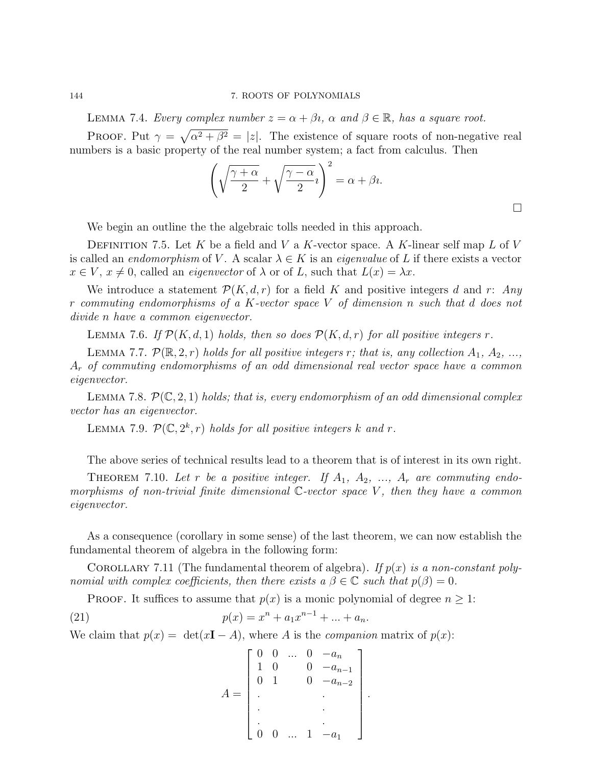**Lemma 7.4.** *Every complex number $z = \alpha + \beta\imath$, $\alpha$ and $\beta \in \mathbb{R}$, has a square root.*

**Proof.** Put $\gamma = \sqrt{\alpha^2 + \beta^2} = |z|$. The existence of square roots of non-negative real numbers is a basic property of the real number system; a fact from calculus. Then

$$\left(\sqrt{\frac{\gamma + \alpha}{2}} + \sqrt{\frac{\gamma - \alpha}{2}}\imath\right)^2 = \alpha + \beta\imath.$$

$\square$

We begin an outline the the algebraic tolls needed in this approach.

**Definition 7.5.** Let $K$ be a field and $V$ a $K$-vector space. A $K$-linear self map $L$ of $V$ is called an *endomorphism* of $V$. A scalar $\lambda \in K$ is an *eigenvalue* of $L$ if there exists a vector $x \in V$, $x \neq 0$, called an *eigenvector* of $\lambda$ or of $L$, such that $L(x) = \lambda x$.

We introduce a statement $\mathcal{P}(K, d, r)$ for a field $K$ and positive integers $d$ and $r$: *Any $r$ commuting endomorphisms of a $K$-vector space $V$ of dimension $n$ such that $d$ does not divide $n$ have a common eigenvector.*

**Lemma 7.6.** *If $\mathcal{P}(K, d, 1)$ holds, then so does $\mathcal{P}(K, d, r)$ for all positive integers $r$.*

**Lemma 7.7.** *$\mathcal{P}(\mathbb{R}, 2, r)$ holds for all positive integers $r$; that is, any collection $A_1$, $A_2$, ..., $A_r$ of commuting endomorphisms of an odd dimensional real vector space have a common eigenvector.*

**Lemma 7.8.** *$\mathcal{P}(\mathbb{C}, 2, 1)$ holds; that is, every endomorphism of an odd dimensional complex vector has an eigenvector.*

**Lemma 7.9.** *$\mathcal{P}(\mathbb{C}, 2^k, r)$ holds for all positive integers $k$ and $r$.*

The above series of technical results lead to a theorem that is of interest in its own right.

**Theorem 7.10.** *Let $r$ be a positive integer. If $A_1$, $A_2$, ..., $A_r$ are commuting endomorphisms of non-trivial finite dimensional $\mathbb{C}$-vector space $V$, then they have a common eigenvector.*

As a consequence (corollary in some sense) of the last theorem, we can now establish the fundamental theorem of algebra in the following form:

**Corollary 7.11** (The fundamental theorem of algebra). *If $p(x)$ is a non-constant polynomial with complex coefficients, then there exists a $\beta \in \mathbb{C}$ such that $p(\beta) = 0$.*

**Proof.** It suffices to assume that $p(x)$ is a monic polynomial of degree $n \geq 1$:

$$p(x) = x^n + a_1 x^{n-1} + ... + a_n. \tag{21}$$

We claim that $p(x) = \det(x\mathbf{I} - A)$, where $A$ is the *companion* matrix of $p(x)$:

$$A = \begin{bmatrix} 0 & 0 & ... & 0 & -a_n \\ 1 & 0 & & 0 & -a_{n-1} \\ 0 & 1 & & 0 & -a_{n-2} \\ . & & & . & \\ . & & & . & \\ . & & & . & \\ 0 & 0 & ... & 1 & -a_1 \end{bmatrix}.$$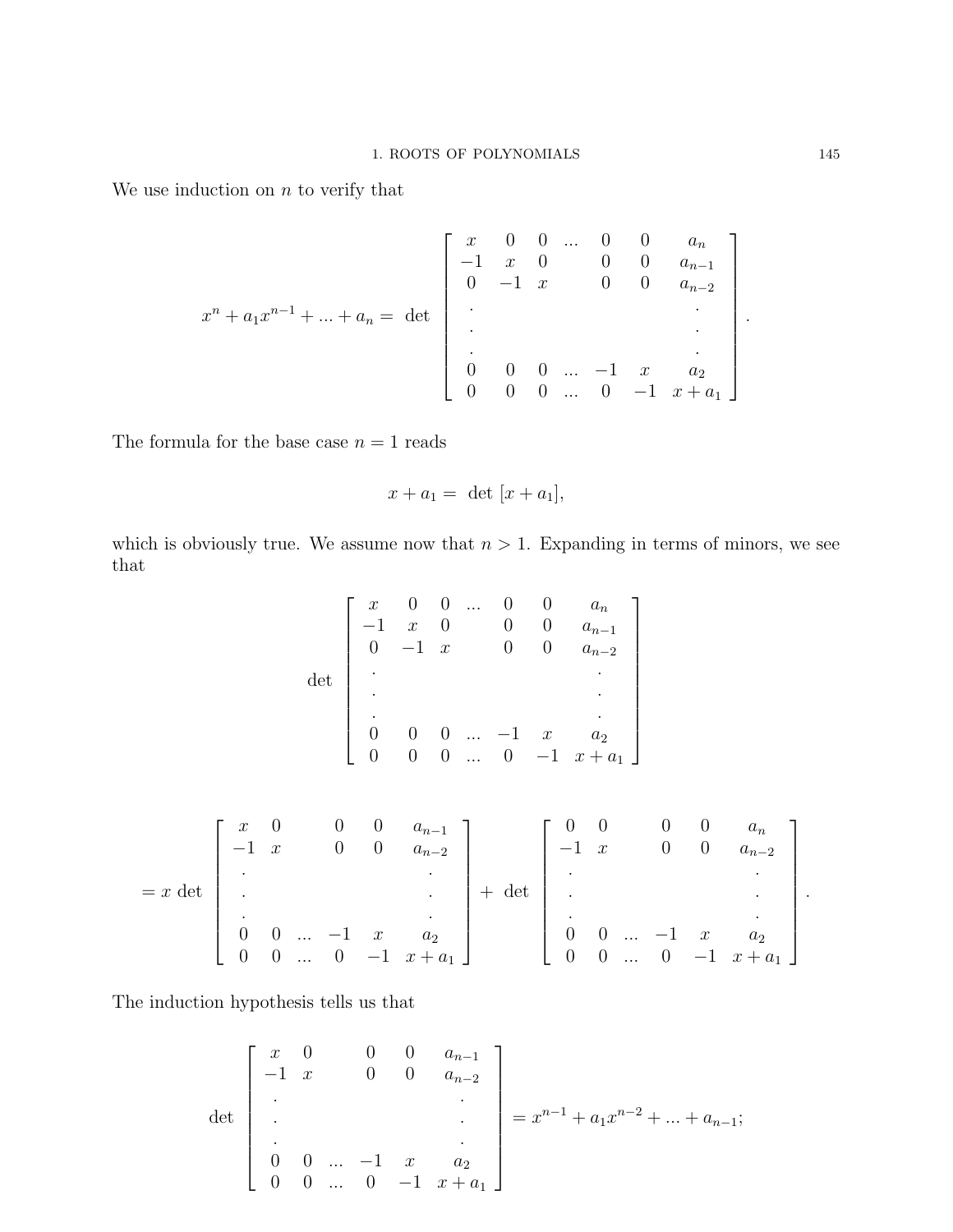We use induction on $n$ to verify that

$$
x^n + a_1 x^{n-1} + ... + a_n = \det \begin{bmatrix} x & 0 & 0 & ... & 0 & 0 & a_n \\ -1 & x & 0 & & 0 & 0 & a_{n-1} \\ 0 & -1 & x & & 0 & 0 & a_{n-2} \\ . & & & & & & . \\ . & & & & & & . \\ . & & & & & & . \\ 0 & 0 & 0 & ... & -1 & x & a_2 \\ 0 & 0 & 0 & ... & 0 & -1 & x + a_1 \end{bmatrix}.
$$

The formula for the base case $n = 1$ reads

$$
x + a_1 = \det [x + a_1],
$$

which is obviously true. We assume now that $n > 1$. Expanding in terms of minors, we see that

$$
\det \begin{bmatrix} x & 0 & 0 & ... & 0 & 0 & a_n \\ -1 & x & 0 & & 0 & 0 & a_{n-1} \\ 0 & -1 & x & & 0 & 0 & a_{n-2} \\ . & & & & & & . \\ . & & & & & & . \\ . & & & & & & . \\ 0 & 0 & 0 & ... & -1 & x & a_2 \\ 0 & 0 & 0 & ... & 0 & -1 & x + a_1 \end{bmatrix}
$$

$$
= x \det \begin{bmatrix} x & 0 & & 0 & 0 & a_{n-1} \\ -1 & x & & 0 & 0 & a_{n-2} \\ . & & & & & . \\ . & & & & & . \\ . & & & & & . \\ 0 & 0 & ... & -1 & x & a_2 \\ 0 & 0 & ... & 0 & -1 & x + a_1 \end{bmatrix} + \det \begin{bmatrix} 0 & 0 & & 0 & 0 & a_n \\ -1 & x & & 0 & 0 & a_{n-2} \\ . & & & & & . \\ . & & & & & . \\ . & & & & & . \\ 0 & 0 & ... & -1 & x & a_2 \\ 0 & 0 & ... & 0 & -1 & x + a_1 \end{bmatrix}.
$$

The induction hypothesis tells us that

$$
\det \begin{bmatrix} x & 0 & & 0 & 0 & a_{n-1} \\ -1 & x & & 0 & 0 & a_{n-2} \\ . & & & & & . \\ . & & & & & . \\ . & & & & & . \\ 0 & 0 & ... & -1 & x & a_2 \\ 0 & 0 & ... & 0 & -1 & x + a_1 \end{bmatrix} = x^{n-1} + a_1 x^{n-2} + ... + a_{n-1};
$$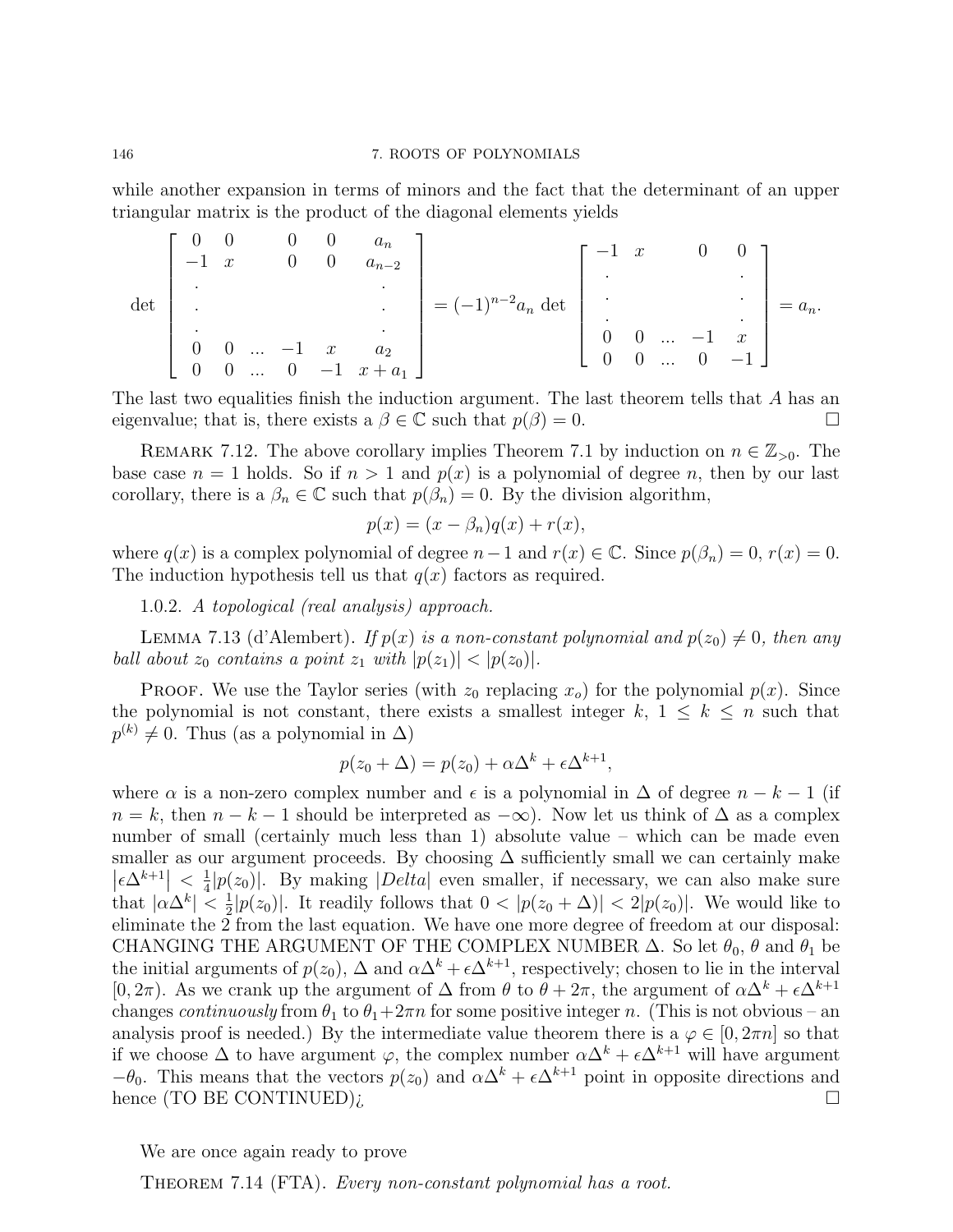while another expansion in terms of minors and the fact that the determinant of an upper triangular matrix is the product of the diagonal elements yields

$$\det \begin{bmatrix} 0 & 0 & & 0 & 0 & a_n \\ -1 & x & & 0 & 0 & a_{n-2} \\ \cdot & & & & & \cdot \\ \cdot & & & & & \cdot \\ \cdot & & & & & \cdot \\ 0 & 0 & \dots & -1 & x & a_2 \\ 0 & 0 & \dots & 0 & -1 & x+a_1 \end{bmatrix} = (-1)^{n-2} a_n \det \begin{bmatrix} -1 & x & & 0 & 0 \\ \cdot & & & & \cdot \\ \cdot & & & & \cdot \\ \cdot & & & & \cdot \\ 0 & 0 & \dots & -1 & x \\ 0 & 0 & \dots & 0 & -1 \end{bmatrix} = a_n.$$

The last two equalities finish the induction argument. The last theorem tells that $A$ has an eigenvalue; that is, there exists a $\beta \in \mathbb{C}$ such that $p(\beta) = 0$. □

Remark 7.12. The above corollary implies Theorem 7.1 by induction on $n \in \mathbb{Z}_{>0}$. The base case $n = 1$ holds. So if $n > 1$ and $p(x)$ is a polynomial of degree $n$, then by our last corollary, there is a $\beta_n \in \mathbb{C}$ such that $p(\beta_n) = 0$. By the division algorithm,

$$p(x) = (x - \beta_n)q(x) + r(x),$$

where $q(x)$ is a complex polynomial of degree $n-1$ and $r(x) \in \mathbb{C}$. Since $p(\beta_n) = 0$, $r(x) = 0$. The induction hypothesis tell us that $q(x)$ factors as required.

1.0.2. *A topological (real analysis) approach.*

Lemma 7.13 (d'Alembert). *If $p(x)$ is a non-constant polynomial and $p(z_0) \neq 0$, then any ball about $z_0$ contains a point $z_1$ with $|p(z_1)| < |p(z_0)|$.*

Proof. We use the Taylor series (with $z_0$ replacing $x_o$) for the polynomial $p(x)$. Since the polynomial is not constant, there exists a smallest integer $k$, $1 \leq k \leq n$ such that $p^{(k)} \neq 0$. Thus (as a polynomial in $\Delta$)

$$p(z_0 + \Delta) = p(z_0) + \alpha\Delta^k + \epsilon\Delta^{k+1},$$

where $\alpha$ is a non-zero complex number and $\epsilon$ is a polynomial in $\Delta$ of degree $n - k - 1$ (if $n = k$, then $n - k - 1$ should be interpreted as $-\infty$). Now let us think of $\Delta$ as a complex number of small (certainly much less than 1) absolute value – which can be made even smaller as our argument proceeds. By choosing $\Delta$ sufficiently small we can certainly make $\left|\epsilon\Delta^{k+1}\right| < \frac{1}{4}|p(z_0)|$. By making $|Delta|$ even smaller, if necessary, we can also make sure that $|\alpha\Delta^k| < \frac{1}{2}|p(z_0)|$. It readily follows that $0 < |p(z_0 + \Delta)| < 2|p(z_0)|$. We would like to eliminate the 2 from the last equation. We have one more degree of freedom at our disposal: CHANGING THE ARGUMENT OF THE COMPLEX NUMBER $\Delta$. So let $\theta_0$, $\theta$ and $\theta_1$ be the initial arguments of $p(z_0)$, $\Delta$ and $\alpha\Delta^k + \epsilon\Delta^{k+1}$, respectively; chosen to lie in the interval $[0, 2\pi)$. As we crank up the argument of $\Delta$ from $\theta$ to $\theta + 2\pi$, the argument of $\alpha\Delta^k + \epsilon\Delta^{k+1}$ changes *continuously* from $\theta_1$ to $\theta_1 + 2\pi n$ for some positive integer $n$. (This is not obvious – an analysis proof is needed.) By the intermediate value theorem there is a $\varphi \in [0, 2\pi n]$ so that if we choose $\Delta$ to have argument $\varphi$, the complex number $\alpha\Delta^k + \epsilon\Delta^{k+1}$ will have argument $-\theta_0$. This means that the vectors $p(z_0)$ and $\alpha\Delta^k + \epsilon\Delta^{k+1}$ point in opposite directions and hence (TO BE CONTINUED)¿ □

We are once again ready to prove

Theorem 7.14 (FTA). *Every non-constant polynomial has a root.*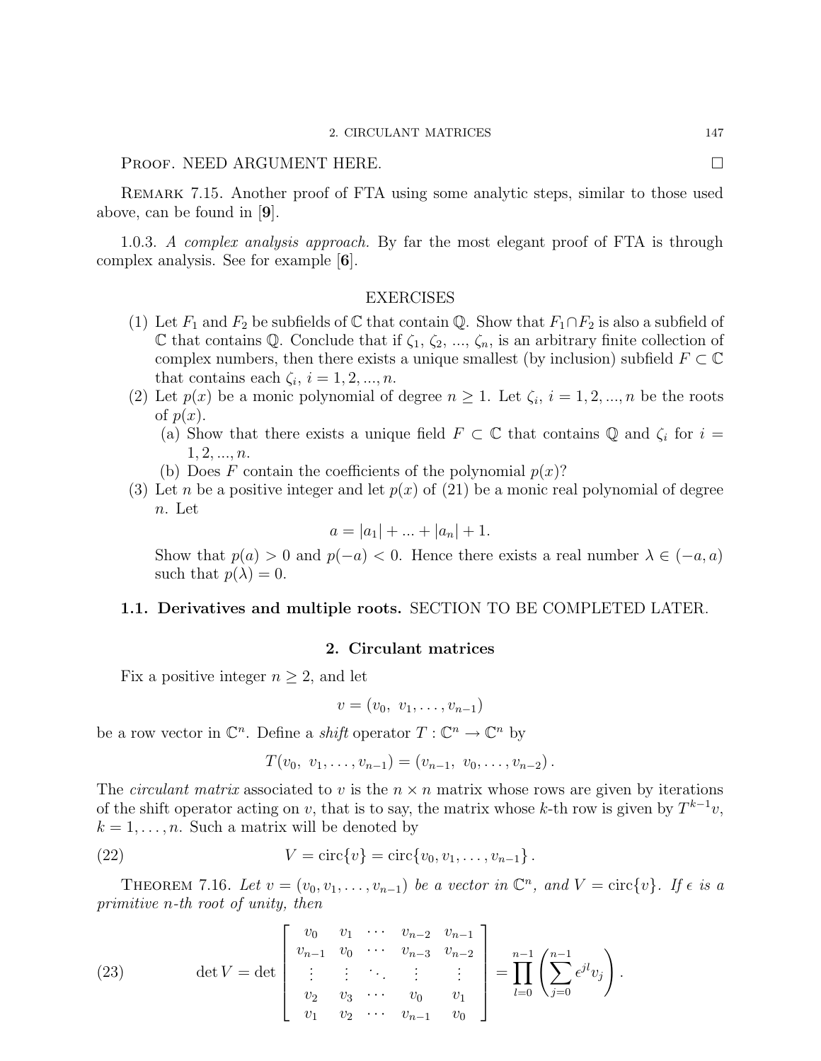PROOF. NEED ARGUMENT HERE. $\square$

REMARK 7.15. Another proof of FTA using some analytic steps, similar to those used above, can be found in [**9**].

1.0.3. *A complex analysis approach.* By far the most elegant proof of FTA is through complex analysis. See for example [**6**].

EXERCISES

(1) Let $F_1$ and $F_2$ be subfields of $\mathbb{C}$ that contain $\mathbb{Q}$. Show that $F_1 \cap F_2$ is also a subfield of $\mathbb{C}$ that contains $\mathbb{Q}$. Conclude that if $\zeta_1$, $\zeta_2$, ..., $\zeta_n$, is an arbitrary finite collection of complex numbers, then there exists a unique smallest (by inclusion) subfield $F \subset \mathbb{C}$ that contains each $\zeta_i$, $i = 1, 2, ..., n$.

(2) Let $p(x)$ be a monic polynomial of degree $n \geq 1$. Let $\zeta_i$, $i = 1, 2, ..., n$ be the roots of $p(x)$.
   (a) Show that there exists a unique field $F \subset \mathbb{C}$ that contains $\mathbb{Q}$ and $\zeta_i$ for $i = 1, 2, ..., n$.
   (b) Does $F$ contain the coefficients of the polynomial $p(x)$?

(3) Let $n$ be a positive integer and let $p(x)$ of (21) be a monic real polynomial of degree $n$. Let
$$a = |a_1| + ... + |a_n| + 1.$$
Show that $p(a) > 0$ and $p(-a) < 0$. Hence there exists a real number $\lambda \in (-a, a)$ such that $p(\lambda) = 0$.

### 1.1. Derivatives and multiple roots.

SECTION TO BE COMPLETED LATER.

## 2. Circulant matrices

Fix a positive integer $n \geq 2$, and let
$$v = (v_0,\ v_1, \ldots, v_{n-1})$$
be a row vector in $\mathbb{C}^n$. Define a *shift* operator $T : \mathbb{C}^n \to \mathbb{C}^n$ by
$$T(v_0,\ v_1, \ldots, v_{n-1}) = (v_{n-1},\ v_0, \ldots, v_{n-2})\,.$$
The *circulant matrix* associated to $v$ is the $n \times n$ matrix whose rows are given by iterations of the shift operator acting on $v$, that is to say, the matrix whose $k$-th row is given by $T^{k-1}v$, $k = 1, \ldots, n$. Such a matrix will be denoted by

$$V = \mathrm{circ}\{v\} = \mathrm{circ}\{v_0, v_1, \ldots, v_{n-1}\}\,. \tag{22}$$

THEOREM 7.16. *Let $v = (v_0, v_1, \ldots, v_{n-1})$ be a vector in $\mathbb{C}^n$, and $V = \mathrm{circ}\{v\}$. If $\epsilon$ is a primitive $n$-th root of unity, then*

$$\det V = \det \begin{bmatrix} v_0 & v_1 & \cdots & v_{n-2} & v_{n-1} \\ v_{n-1} & v_0 & \cdots & v_{n-3} & v_{n-2} \\ \vdots & \vdots & \ddots & \vdots & \vdots \\ v_2 & v_3 & \cdots & v_0 & v_1 \\ v_1 & v_2 & \cdots & v_{n-1} & v_0 \end{bmatrix} = \prod_{l=0}^{n-1} \left( \sum_{j=0}^{n-1} \epsilon^{jl} v_j \right). \tag{23}$$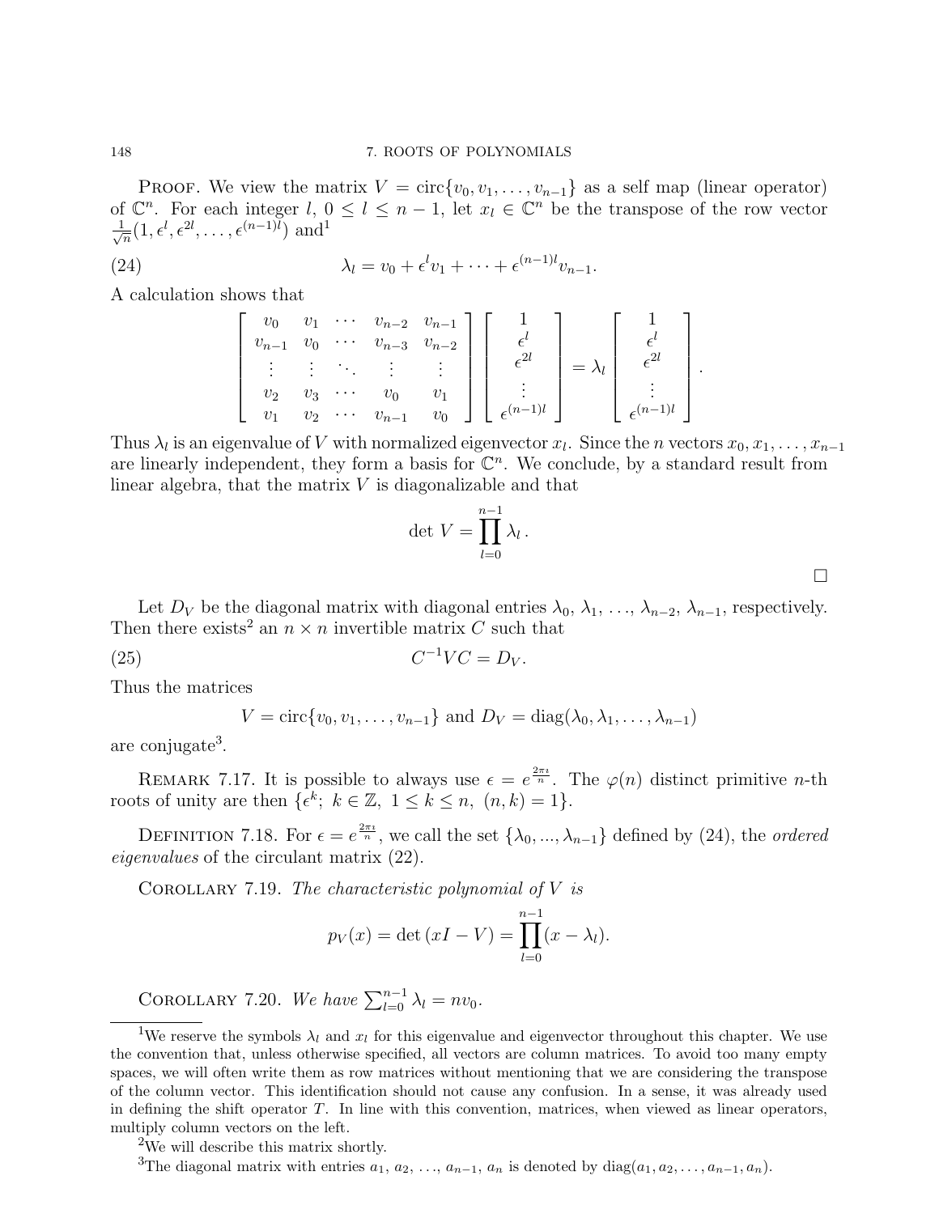PROOF. We view the matrix $V = \text{circ}\{v_0, v_1, \ldots, v_{n-1}\}$ as a self map (linear operator) of $\mathbb{C}^n$. For each integer $l$, $0 \le l \le n-1$, let $x_l \in \mathbb{C}^n$ be the transpose of the row vector $\frac{1}{\sqrt{n}}(1, \epsilon^l, \epsilon^{2l}, \ldots, \epsilon^{(n-1)l})$ and[1]

$$\lambda_l = v_0 + \epsilon^l v_1 + \cdots + \epsilon^{(n-1)l} v_{n-1}. \tag{24}$$

A calculation shows that

$$\begin{bmatrix} v_0 & v_1 & \cdots & v_{n-2} & v_{n-1} \\ v_{n-1} & v_0 & \cdots & v_{n-3} & v_{n-2} \\ \vdots & \vdots & \ddots & \vdots & \vdots \\ v_2 & v_3 & \cdots & v_0 & v_1 \\ v_1 & v_2 & \cdots & v_{n-1} & v_0 \end{bmatrix} \begin{bmatrix} 1 \\ \epsilon^l \\ \epsilon^{2l} \\ \vdots \\ \epsilon^{(n-1)l} \end{bmatrix} = \lambda_l \begin{bmatrix} 1 \\ \epsilon^l \\ \epsilon^{2l} \\ \vdots \\ \epsilon^{(n-1)l} \end{bmatrix}.$$

Thus $\lambda_l$ is an eigenvalue of $V$ with normalized eigenvector $x_l$. Since the $n$ vectors $x_0, x_1, \ldots, x_{n-1}$ are linearly independent, they form a basis for $\mathbb{C}^n$. We conclude, by a standard result from linear algebra, that the matrix $V$ is diagonalizable and that

$$\det V = \prod_{l=0}^{n-1} \lambda_l \,.$$

□

Let $D_V$ be the diagonal matrix with diagonal entries $\lambda_0, \lambda_1, \ldots, \lambda_{n-2}, \lambda_{n-1}$, respectively. Then there exists[2] an $n \times n$ invertible matrix $C$ such that

$$C^{-1} V C = D_V. \tag{25}$$

Thus the matrices

$$V = \text{circ}\{v_0, v_1, \ldots, v_{n-1}\} \text{ and } D_V = \text{diag}(\lambda_0, \lambda_1, \ldots, \lambda_{n-1})$$

are conjugate[3].

REMARK 7.17. It is possible to always use $\epsilon = e^{\frac{2\pi\imath}{n}}$. The $\varphi(n)$ distinct primitive $n$-th roots of unity are then $\{\epsilon^k;\ k \in \mathbb{Z},\ 1 \le k \le n,\ (n,k) = 1\}$.

DEFINITION 7.18. For $\epsilon = e^{\frac{2\pi\imath}{n}}$, we call the set $\{\lambda_0, ..., \lambda_{n-1}\}$ defined by (24), the *ordered eigenvalues* of the circulant matrix (22).

COROLLARY 7.19. *The characteristic polynomial of $V$ is*

$$p_V(x) = \det(xI - V) = \prod_{l=0}^{n-1} (x - \lambda_l).$$

COROLLARY 7.20. *We have* $\sum_{l=0}^{n-1} \lambda_l = n v_0$.

---

[1] We reserve the symbols $\lambda_l$ and $x_l$ for this eigenvalue and eigenvector throughout this chapter. We use the convention that, unless otherwise specified, all vectors are column matrices. To avoid too many empty spaces, we will often write them as row matrices without mentioning that we are considering the transpose of the column vector. This identification should not cause any confusion. In a sense, it was already used in defining the shift operator $T$. In line with this convention, matrices, when viewed as linear operators, multiply column vectors on the left.

[2] We will describe this matrix shortly.

[3] The diagonal matrix with entries $a_1, a_2, \ldots, a_{n-1}, a_n$ is denoted by $\text{diag}(a_1, a_2, \ldots, a_{n-1}, a_n)$.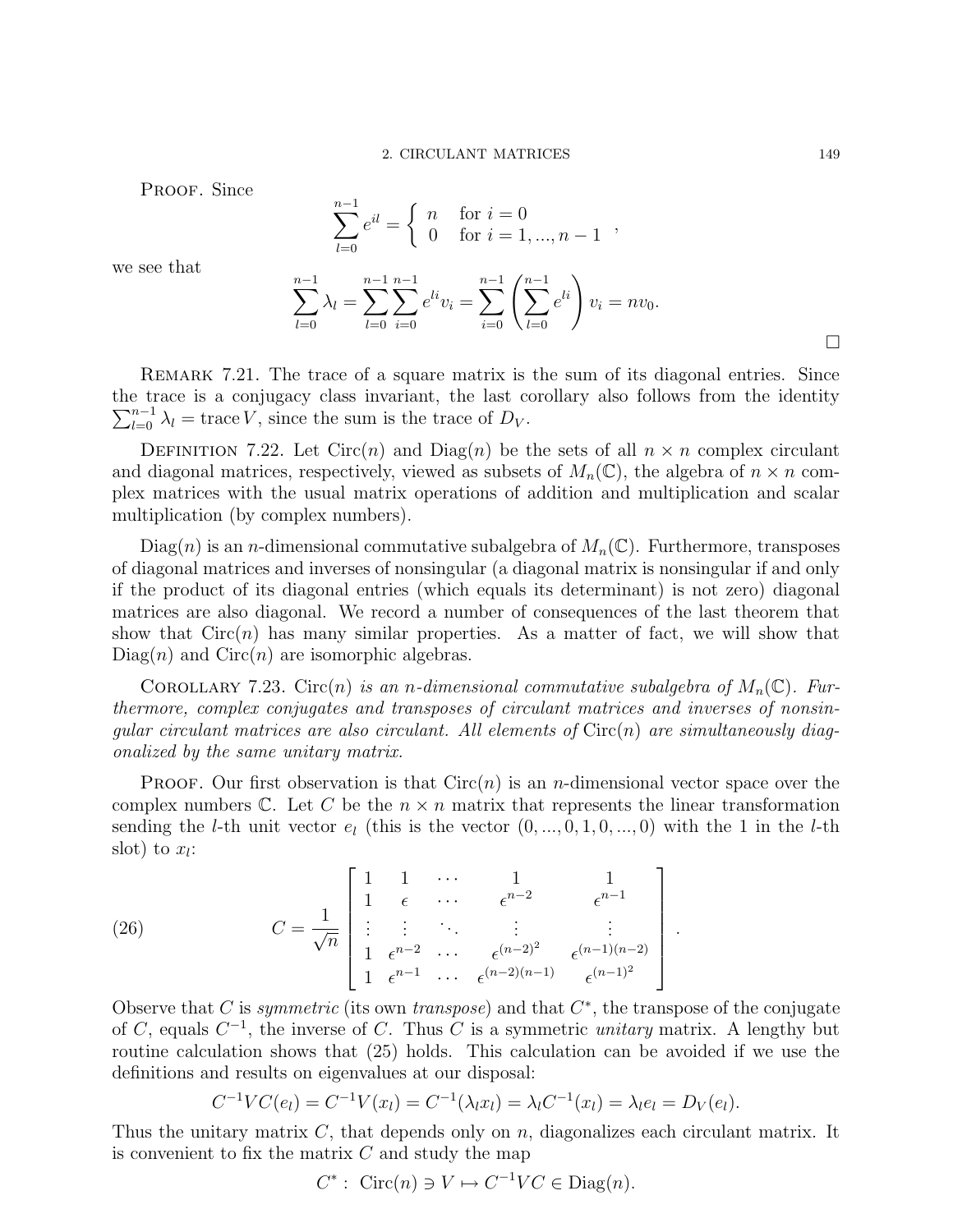PROOF. Since

$$\sum_{l=0}^{n-1} e^{il} = \begin{cases} n & \text{for } i = 0 \\ 0 & \text{for } i = 1, ..., n-1 \end{cases},$$

we see that

$$\sum_{l=0}^{n-1} \lambda_l = \sum_{l=0}^{n-1} \sum_{i=0}^{n-1} e^{li} v_i = \sum_{i=0}^{n-1} \left( \sum_{l=0}^{n-1} e^{li} \right) v_i = n v_0.$$

□

REMARK 7.21. The trace of a square matrix is the sum of its diagonal entries. Since the trace is a conjugacy class invariant, the last corollary also follows from the identity $\sum_{l=0}^{n-1} \lambda_l = \operatorname{trace} V$, since the sum is the trace of $D_V$.

DEFINITION 7.22. Let $\operatorname{Circ}(n)$ and $\operatorname{Diag}(n)$ be the sets of all $n \times n$ complex circulant and diagonal matrices, respectively, viewed as subsets of $M_n(\mathbb{C})$, the algebra of $n \times n$ complex matrices with the usual matrix operations of addition and multiplication and scalar multiplication (by complex numbers).

$\operatorname{Diag}(n)$ is an $n$-dimensional commutative subalgebra of $M_n(\mathbb{C})$. Furthermore, transposes of diagonal matrices and inverses of nonsingular (a diagonal matrix is nonsingular if and only if the product of its diagonal entries (which equals its determinant) is not zero) diagonal matrices are also diagonal. We record a number of consequences of the last theorem that show that $\operatorname{Circ}(n)$ has many similar properties. As a matter of fact, we will show that $\operatorname{Diag}(n)$ and $\operatorname{Circ}(n)$ are isomorphic algebras.

COROLLARY 7.23. *$\operatorname{Circ}(n)$ is an $n$-dimensional commutative subalgebra of $M_n(\mathbb{C})$. Furthermore, complex conjugates and transposes of circulant matrices and inverses of nonsingular circulant matrices are also circulant. All elements of $\operatorname{Circ}(n)$ are simultaneously diagonalized by the same unitary matrix.*

PROOF. Our first observation is that $\operatorname{Circ}(n)$ is an $n$-dimensional vector space over the complex numbers $\mathbb{C}$. Let $C$ be the $n \times n$ matrix that represents the linear transformation sending the $l$-th unit vector $e_l$ (this is the vector $(0, ..., 0, 1, 0, ..., 0)$ with the 1 in the $l$-th slot) to $x_l$:

$$C = \frac{1}{\sqrt{n}} \begin{bmatrix} 1 & 1 & \cdots & 1 & 1 \\ 1 & \epsilon & \cdots & \epsilon^{n-2} & \epsilon^{n-1} \\ \vdots & \vdots & \ddots & \vdots & \vdots \\ 1 & \epsilon^{n-2} & \cdots & \epsilon^{(n-2)^2} & \epsilon^{(n-1)(n-2)} \\ 1 & \epsilon^{n-1} & \cdots & \epsilon^{(n-2)(n-1)} & \epsilon^{(n-1)^2} \end{bmatrix}. \tag{26}$$

Observe that $C$ is *symmetric* (its own *transpose*) and that $C^*$, the transpose of the conjugate of $C$, equals $C^{-1}$, the inverse of $C$. Thus $C$ is a symmetric *unitary* matrix. A lengthy but routine calculation shows that (25) holds. This calculation can be avoided if we use the definitions and results on eigenvalues at our disposal:

$$C^{-1} V C(e_l) = C^{-1} V(x_l) = C^{-1}(\lambda_l x_l) = \lambda_l C^{-1}(x_l) = \lambda_l e_l = D_V(e_l).$$

Thus the unitary matrix $C$, that depends only on $n$, diagonalizes each circulant matrix. It is convenient to fix the matrix $C$ and study the map

$$C^* : \operatorname{Circ}(n) \ni V \mapsto C^{-1} V C \in \operatorname{Diag}(n).$$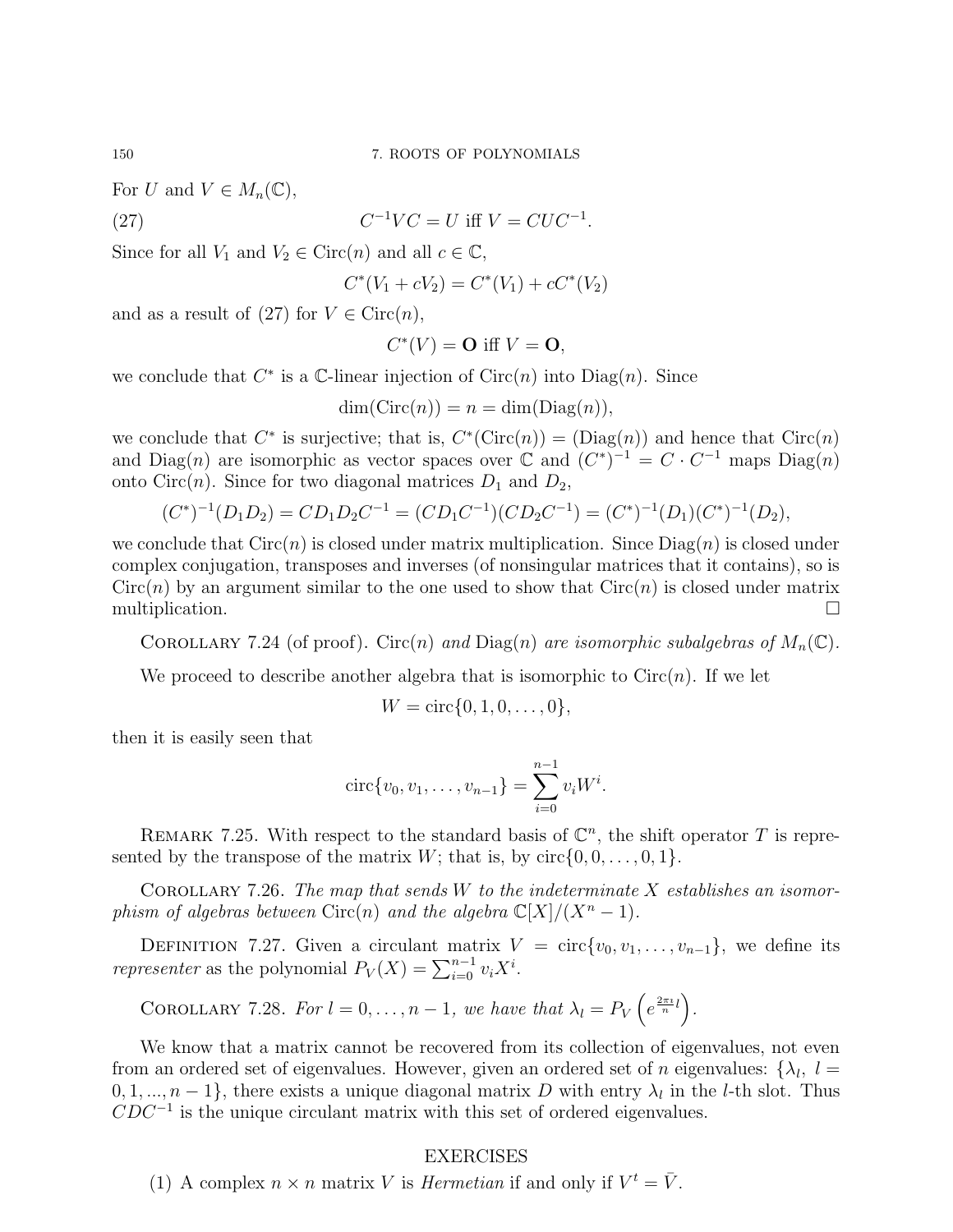For $U$ and $V \in M_n(\mathbb{C})$,

$$C^{-1}VC = U \text{ iff } V = CUC^{-1}. \tag{27}$$

Since for all $V_1$ and $V_2 \in \text{Circ}(n)$ and all $c \in \mathbb{C}$,

$$C^*(V_1 + cV_2) = C^*(V_1) + cC^*(V_2)$$

and as a result of (27) for $V \in \text{Circ}(n)$,

$$C^*(V) = \mathbf{O} \text{ iff } V = \mathbf{O},$$

we conclude that $C^*$ is a $\mathbb{C}$-linear injection of $\text{Circ}(n)$ into $\text{Diag}(n)$. Since

$$\dim(\text{Circ}(n)) = n = \dim(\text{Diag}(n)),$$

we conclude that $C^*$ is surjective; that is, $C^*(\text{Circ}(n)) = (\text{Diag}(n))$ and hence that $\text{Circ}(n)$ and $\text{Diag}(n)$ are isomorphic as vector spaces over $\mathbb{C}$ and $(C^*)^{-1} = C \cdot C^{-1}$ maps $\text{Diag}(n)$ onto $\text{Circ}(n)$. Since for two diagonal matrices $D_1$ and $D_2$,

$$(C^*)^{-1}(D_1D_2) = CD_1D_2C^{-1} = (CD_1C^{-1})(CD_2C^{-1}) = (C^*)^{-1}(D_1)(C^*)^{-1}(D_2),$$

we conclude that $\text{Circ}(n)$ is closed under matrix multiplication. Since $\text{Diag}(n)$ is closed under complex conjugation, transposes and inverses (of nonsingular matrices that it contains), so is $\text{Circ}(n)$ by an argument similar to the one used to show that $\text{Circ}(n)$ is closed under matrix multiplication. □

Corollary 7.24 (of proof). *$\text{Circ}(n)$ and $\text{Diag}(n)$ are isomorphic subalgebras of $M_n(\mathbb{C})$.*

We proceed to describe another algebra that is isomorphic to $\text{Circ}(n)$. If we let

$$W = \text{circ}\{0, 1, 0, \ldots, 0\},$$

then it is easily seen that

$$\text{circ}\{v_0, v_1, \ldots, v_{n-1}\} = \sum_{i=0}^{n-1} v_i W^i.$$

Remark 7.25. With respect to the standard basis of $\mathbb{C}^n$, the shift operator $T$ is represented by the transpose of the matrix $W$; that is, by $\text{circ}\{0, 0, \ldots, 0, 1\}$.

Corollary 7.26. *The map that sends $W$ to the indeterminate $X$ establishes an isomorphism of algebras between $\text{Circ}(n)$ and the algebra $\mathbb{C}[X]/(X^n - 1)$.*

Definition 7.27. Given a circulant matrix $V = \text{circ}\{v_0, v_1, \ldots, v_{n-1}\}$, we define its *representer* as the polynomial $P_V(X) = \sum_{i=0}^{n-1} v_i X^i$.

Corollary 7.28. *For $l = 0, \ldots, n-1$, we have that $\lambda_l = P_V\left(e^{\frac{2\pi\imath}{n}l}\right)$.*

We know that a matrix cannot be recovered from its collection of eigenvalues, not even from an ordered set of eigenvalues. However, given an ordered set of $n$ eigenvalues: $\{\lambda_l,\ l = 0, 1, ..., n-1\}$, there exists a unique diagonal matrix $D$ with entry $\lambda_l$ in the $l$-th slot. Thus $CDC^{-1}$ is the unique circulant matrix with this set of ordered eigenvalues.

## EXERCISES

(1) A complex $n \times n$ matrix $V$ is *Hermetian* if and only if $V^t = \bar{V}$.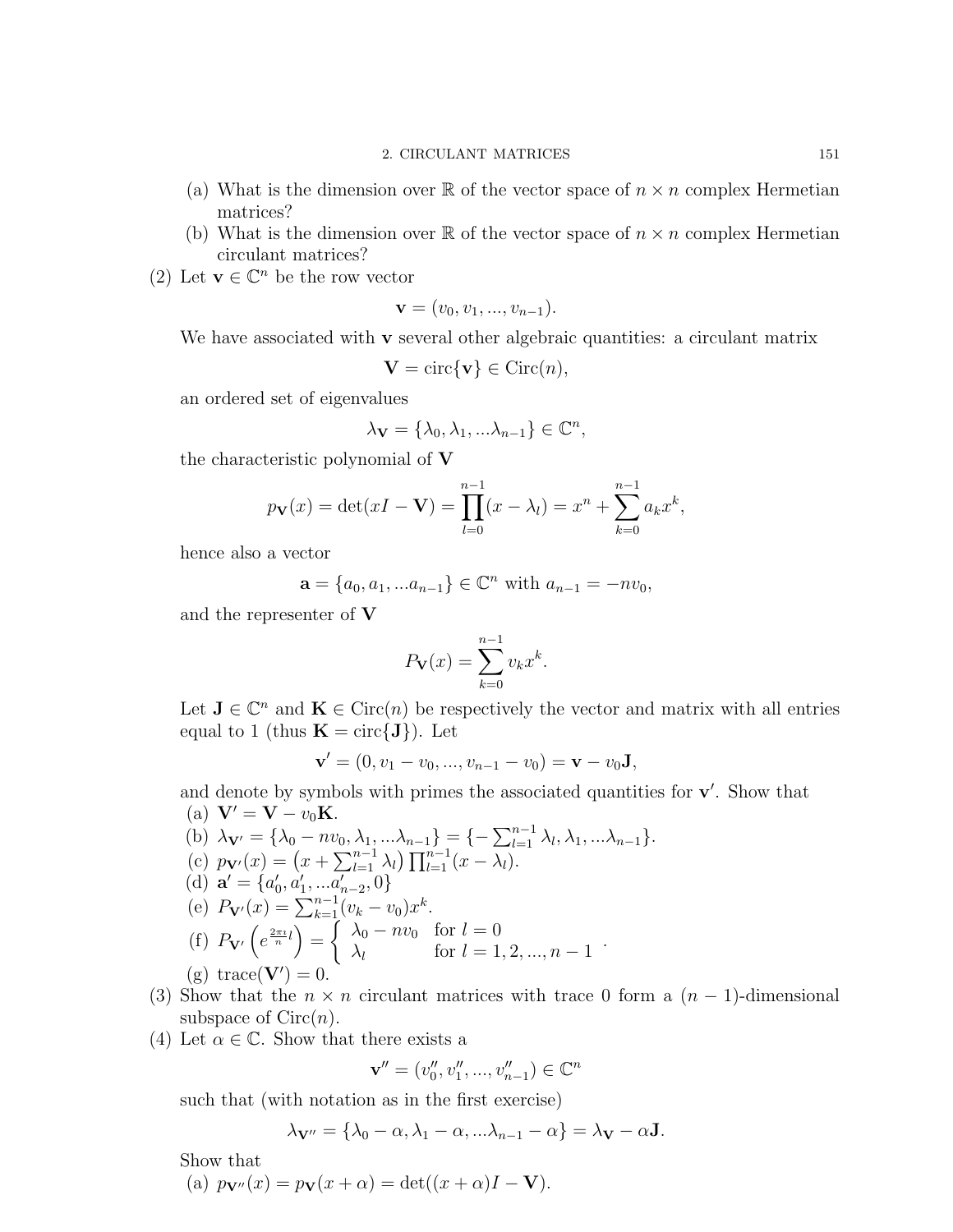(a) What is the dimension over $\mathbb{R}$ of the vector space of $n \times n$ complex Hermetian matrices?
(b) What is the dimension over $\mathbb{R}$ of the vector space of $n \times n$ complex Hermetian circulant matrices?

(2) Let $\mathbf{v} \in \mathbb{C}^n$ be the row vector

$$\mathbf{v} = (v_0, v_1, ..., v_{n-1}).$$

We have associated with $\mathbf{v}$ several other algebraic quantities: a circulant matrix

$$\mathbf{V} = \text{circ}\{\mathbf{v}\} \in \text{Circ}(n),$$

an ordered set of eigenvalues

$$\lambda_{\mathbf{V}} = \{\lambda_0, \lambda_1, ...\lambda_{n-1}\} \in \mathbb{C}^n,$$

the characteristic polynomial of $\mathbf{V}$

$$p_{\mathbf{V}}(x) = \det(xI - \mathbf{V}) = \prod_{l=0}^{n-1}(x - \lambda_l) = x^n + \sum_{k=0}^{n-1} a_k x^k,$$

hence also a vector

$$\mathbf{a} = \{a_0, a_1, ...a_{n-1}\} \in \mathbb{C}^n \text{ with } a_{n-1} = -nv_0,$$

and the representer of $\mathbf{V}$

$$P_{\mathbf{V}}(x) = \sum_{k=0}^{n-1} v_k x^k.$$

Let $\mathbf{J} \in \mathbb{C}^n$ and $\mathbf{K} \in \text{Circ}(n)$ be respectively the vector and matrix with all entries equal to 1 (thus $\mathbf{K} = \text{circ}\{\mathbf{J}\}$). Let

$$\mathbf{v}' = (0, v_1 - v_0, ..., v_{n-1} - v_0) = \mathbf{v} - v_0\mathbf{J},$$

and denote by symbols with primes the associated quantities for $\mathbf{v}'$. Show that

(a) $\mathbf{V}' = \mathbf{V} - v_0\mathbf{K}$.
(b) $\lambda_{\mathbf{V}'} = \{\lambda_0 - nv_0, \lambda_1, ...\lambda_{n-1}\} = \{-\sum_{l=1}^{n-1}\lambda_l, \lambda_1, ...\lambda_{n-1}\}$.
(c) $p_{\mathbf{V}'}(x) = \left(x + \sum_{l=1}^{n-1}\lambda_l\right)\prod_{l=1}^{n-1}(x - \lambda_l)$.
(d) $\mathbf{a}' = \{a'_0, a'_1, ...a'_{n-2}, 0\}$
(e) $P_{\mathbf{V}'}(x) = \sum_{k=1}^{n-1}(v_k - v_0)x^k$.
(f) $P_{\mathbf{V}'}\left(e^{\frac{2\pi\imath}{n}l}\right) = \begin{cases} \lambda_0 - nv_0 & \text{for } l = 0 \\ \lambda_l & \text{for } l = 1, 2, ..., n-1 \end{cases}$.
(g) $\text{trace}(\mathbf{V}') = 0$.

(3) Show that the $n \times n$ circulant matrices with trace 0 form a $(n-1)$-dimensional subspace of $\text{Circ}(n)$.

(4) Let $\alpha \in \mathbb{C}$. Show that there exists a

$$\mathbf{v}'' = (v''_0, v''_1, ..., v''_{n-1}) \in \mathbb{C}^n$$

such that (with notation as in the first exercise)

$$\lambda_{\mathbf{V}''} = \{\lambda_0 - \alpha, \lambda_1 - \alpha, ...\lambda_{n-1} - \alpha\} = \lambda_{\mathbf{V}} - \alpha\mathbf{J}.$$

Show that

(a) $p_{\mathbf{V}''}(x) = p_{\mathbf{V}}(x + \alpha) = \det((x + \alpha)I - \mathbf{V})$.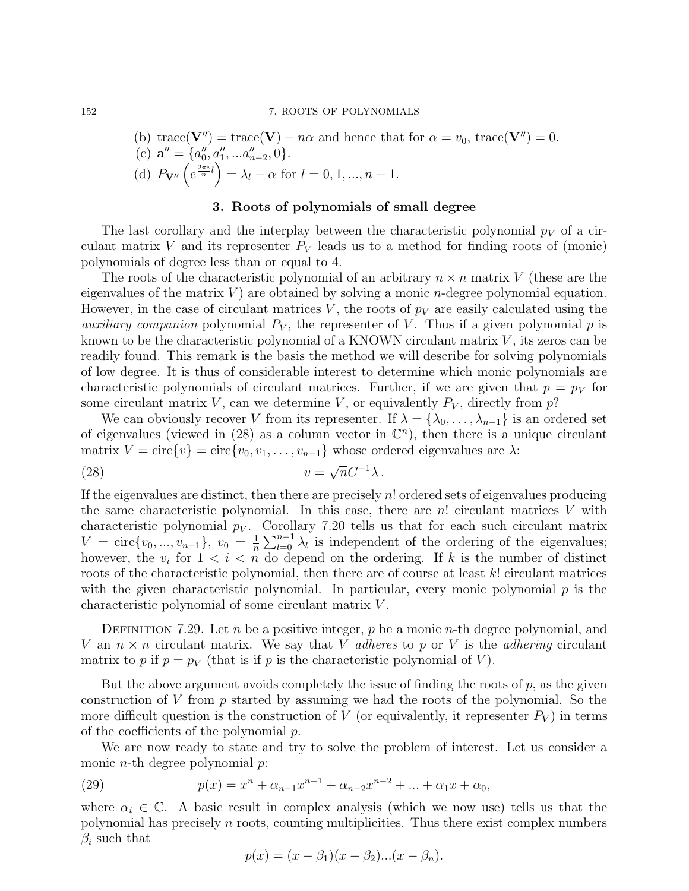(b) $\text{trace}(\mathbf{V}'') = \text{trace}(\mathbf{V}) - n\alpha$ and hence that for $\alpha = v_0$, $\text{trace}(\mathbf{V}'') = 0$.
(c) $\mathbf{a}'' = \{a_0'', a_1'', ...a_{n-2}'', 0\}$.
(d) $P_{\mathbf{V}''}\left(e^{\frac{2\pi\imath}{n}l}\right) = \lambda_l - \alpha$ for $l = 0, 1, ..., n-1$.

## 3. Roots of polynomials of small degree

The last corollary and the interplay between the characteristic polynomial $p_V$ of a circulant matrix $V$ and its representer $P_V$ leads us to a method for finding roots of (monic) polynomials of degree less than or equal to 4.

The roots of the characteristic polynomial of an arbitrary $n \times n$ matrix $V$ (these are the eigenvalues of the matrix $V$) are obtained by solving a monic $n$-degree polynomial equation. However, in the case of circulant matrices $V$, the roots of $p_V$ are easily calculated using the *auxiliary companion* polynomial $P_V$, the representer of $V$. Thus if a given polynomial $p$ is known to be the characteristic polynomial of a KNOWN circulant matrix $V$, its zeros can be readily found. This remark is the basis the method we will describe for solving polynomials of low degree. It is thus of considerable interest to determine which monic polynomials are characteristic polynomials of circulant matrices. Further, if we are given that $p = p_V$ for some circulant matrix $V$, can we determine $V$, or equivalently $P_V$, directly from $p$?

We can obviously recover $V$ from its representer. If $\lambda = \{\lambda_0, \ldots, \lambda_{n-1}\}$ is an ordered set of eigenvalues (viewed in (28) as a column vector in $\mathbb{C}^n$), then there is a unique circulant matrix $V = \text{circ}\{v\} = \text{circ}\{v_0, v_1, \ldots, v_{n-1}\}$ whose ordered eigenvalues are $\lambda$:

$$v = \sqrt{n}C^{-1}\lambda\,. \tag{28}$$

If the eigenvalues are distinct, then there are precisely $n!$ ordered sets of eigenvalues producing the same characteristic polynomial. In this case, there are $n!$ circulant matrices $V$ with characteristic polynomial $p_V$. Corollary 7.20 tells us that for each such circulant matrix $V = \text{circ}\{v_0, ..., v_{n-1}\}$, $v_0 = \frac{1}{n}\sum_{l=0}^{n-1}\lambda_l$ is independent of the ordering of the eigenvalues; however, the $v_i$ for $1 < i < n$ do depend on the ordering. If $k$ is the number of distinct roots of the characteristic polynomial, then there are of course at least $k!$ circulant matrices with the given characteristic polynomial. In particular, every monic polynomial $p$ is the characteristic polynomial of some circulant matrix $V$.

Definition 7.29. Let $n$ be a positive integer, $p$ be a monic $n$-th degree polynomial, and $V$ an $n \times n$ circulant matrix. We say that $V$ *adheres* to $p$ or $V$ is the *adhering* circulant matrix to $p$ if $p = p_V$ (that is if $p$ is the characteristic polynomial of $V$).

But the above argument avoids completely the issue of finding the roots of $p$, as the given construction of $V$ from $p$ started by assuming we had the roots of the polynomial. So the more difficult question is the construction of $V$ (or equivalently, it representer $P_V$) in terms of the coefficients of the polynomial $p$.

We are now ready to state and try to solve the problem of interest. Let us consider a monic $n$-th degree polynomial $p$:

$$p(x) = x^n + \alpha_{n-1}x^{n-1} + \alpha_{n-2}x^{n-2} + ... + \alpha_1 x + \alpha_0, \tag{29}$$

where $\alpha_i \in \mathbb{C}$. A basic result in complex analysis (which we now use) tells us that the polynomial has precisely $n$ roots, counting multiplicities. Thus there exist complex numbers $\beta_i$ such that

$$p(x) = (x - \beta_1)(x - \beta_2)...(x - \beta_n).$$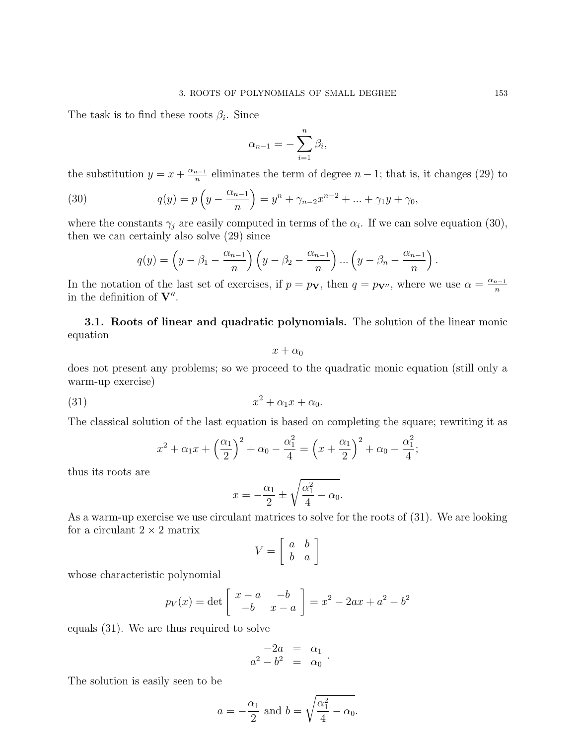The task is to find these roots $\beta_i$. Since

$$\alpha_{n-1} = -\sum_{i=1}^{n} \beta_i,$$

the substitution $y = x + \frac{\alpha_{n-1}}{n}$ eliminates the term of degree $n-1$; that is, it changes (29) to

$$q(y) = p\left(y - \frac{\alpha_{n-1}}{n}\right) = y^n + \gamma_{n-2}x^{n-2} + ... + \gamma_1 y + \gamma_0, \tag{30}$$

where the constants $\gamma_j$ are easily computed in terms of the $\alpha_i$. If we can solve equation (30), then we can certainly also solve (29) since

$$q(y) = \left(y - \beta_1 - \frac{\alpha_{n-1}}{n}\right)\left(y - \beta_2 - \frac{\alpha_{n-1}}{n}\right) ... \left(y - \beta_n - \frac{\alpha_{n-1}}{n}\right).$$

In the notation of the last set of exercises, if $p = p_{\mathbf{V}}$, then $q = p_{\mathbf{V}''}$, where we use $\alpha = \frac{\alpha_{n-1}}{n}$ in the definition of $\mathbf{V}''$.

**3.1. Roots of linear and quadratic polynomials.** The solution of the linear monic equation

$$x + \alpha_0$$

does not present any problems; so we proceed to the quadratic monic equation (still only a warm-up exercise)

$$x^2 + \alpha_1 x + \alpha_0. \tag{31}$$

The classical solution of the last equation is based on completing the square; rewriting it as

$$x^2 + \alpha_1 x + \left(\frac{\alpha_1}{2}\right)^2 + \alpha_0 - \frac{\alpha_1^2}{4} = \left(x + \frac{\alpha_1}{2}\right)^2 + \alpha_0 - \frac{\alpha_1^2}{4};$$

thus its roots are

$$x = -\frac{\alpha_1}{2} \pm \sqrt{\frac{\alpha_1^2}{4} - \alpha_0}.$$

As a warm-up exercise we use circulant matrices to solve for the roots of (31). We are looking for a circulant $2 \times 2$ matrix

$$V = \begin{bmatrix} a & b \\ b & a \end{bmatrix}$$

whose characteristic polynomial

$$p_V(x) = \det \begin{bmatrix} x - a & -b \\ -b & x - a \end{bmatrix} = x^2 - 2ax + a^2 - b^2$$

equals (31). We are thus required to solve

$$\begin{array}{rcl} -2a & = & \alpha_1 \\ a^2 - b^2 & = & \alpha_0 \end{array}.$$

The solution is easily seen to be

$$a = -\frac{\alpha_1}{2} \text{ and } b = \sqrt{\frac{\alpha_1^2}{4} - \alpha_0}.$$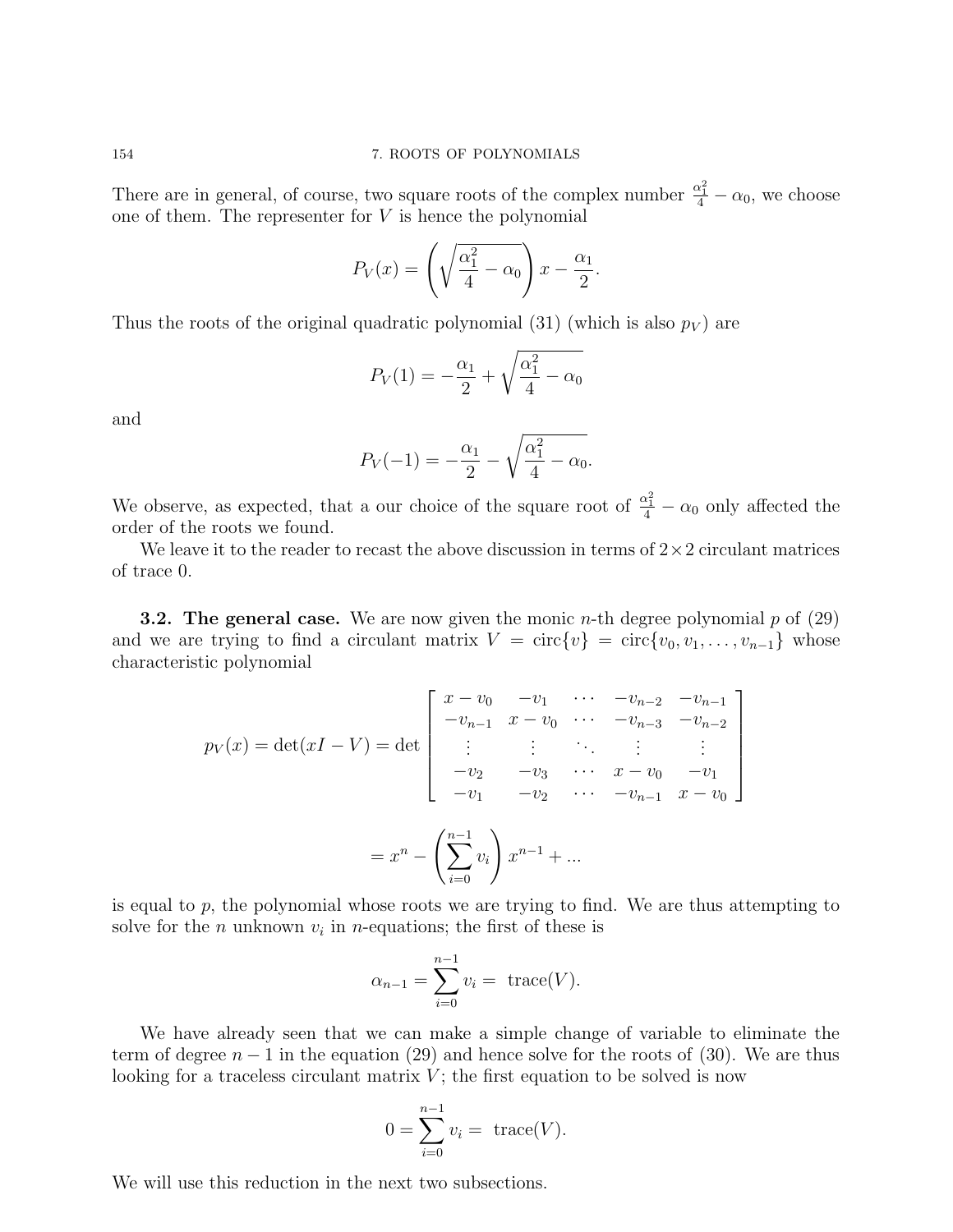There are in general, of course, two square roots of the complex number $\frac{\alpha_1^2}{4} - \alpha_0$, we choose one of them. The representer for $V$ is hence the polynomial

$$P_V(x) = \left(\sqrt{\frac{\alpha_1^2}{4} - \alpha_0}\right) x - \frac{\alpha_1}{2}.$$

Thus the roots of the original quadratic polynomial (31) (which is also $p_V$) are

$$P_V(1) = -\frac{\alpha_1}{2} + \sqrt{\frac{\alpha_1^2}{4} - \alpha_0}$$

and

$$P_V(-1) = -\frac{\alpha_1}{2} - \sqrt{\frac{\alpha_1^2}{4} - \alpha_0}.$$

We observe, as expected, that a our choice of the square root of $\frac{\alpha_1^2}{4} - \alpha_0$ only affected the order of the roots we found.

We leave it to the reader to recast the above discussion in terms of $2 \times 2$ circulant matrices of trace 0.

**3.2. The general case.** We are now given the monic $n$-th degree polynomial $p$ of (29) and we are trying to find a circulant matrix $V = \text{circ}\{v\} = \text{circ}\{v_0, v_1, \ldots, v_{n-1}\}$ whose characteristic polynomial

$$p_V(x) = \det(xI - V) = \det \begin{bmatrix} x - v_0 & -v_1 & \cdots & -v_{n-2} & -v_{n-1} \\ -v_{n-1} & x - v_0 & \cdots & -v_{n-3} & -v_{n-2} \\ \vdots & \vdots & \ddots & \vdots & \vdots \\ -v_2 & -v_3 & \cdots & x - v_0 & -v_1 \\ -v_1 & -v_2 & \cdots & -v_{n-1} & x - v_0 \end{bmatrix}$$

$$= x^n - \left(\sum_{i=0}^{n-1} v_i\right) x^{n-1} + \ldots$$

is equal to $p$, the polynomial whose roots we are trying to find. We are thus attempting to solve for the $n$ unknown $v_i$ in $n$-equations; the first of these is

$$\alpha_{n-1} = \sum_{i=0}^{n-1} v_i = \text{ trace}(V).$$

We have already seen that we can make a simple change of variable to eliminate the term of degree $n-1$ in the equation (29) and hence solve for the roots of (30). We are thus looking for a traceless circulant matrix $V$; the first equation to be solved is now

$$0 = \sum_{i=0}^{n-1} v_i = \text{ trace}(V).$$

We will use this reduction in the next two subsections.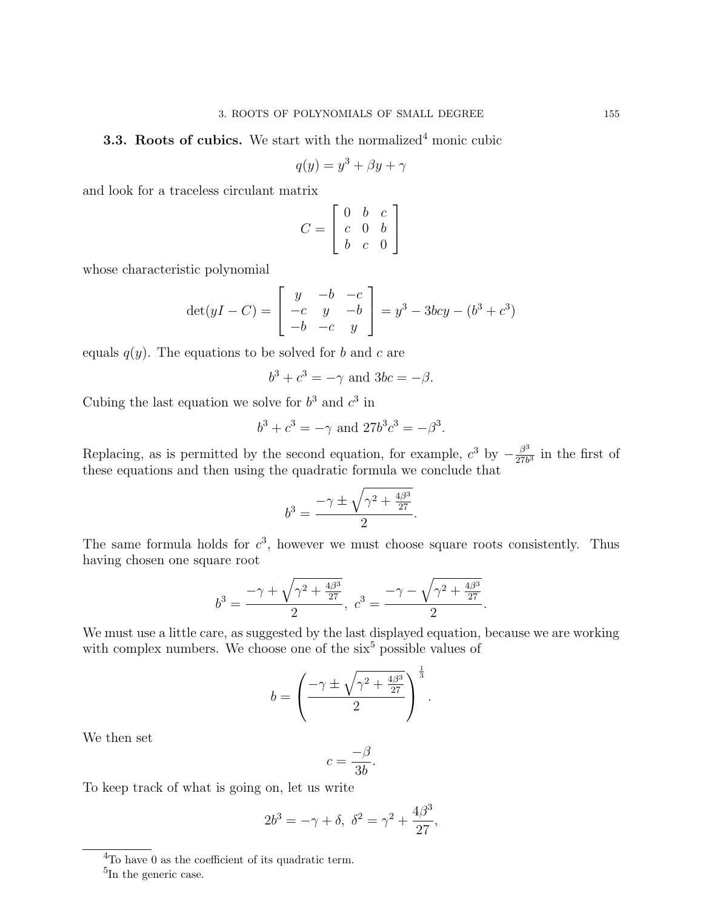**3.3. Roots of cubics.** We start with the normalized[4] monic cubic

$$q(y) = y^3 + \beta y + \gamma$$

and look for a traceless circulant matrix

$$C = \begin{bmatrix} 0 & b & c \\ c & 0 & b \\ b & c & 0 \end{bmatrix}$$

whose characteristic polynomial

$$\det(yI - C) = \begin{bmatrix} y & -b & -c \\ -c & y & -b \\ -b & -c & y \end{bmatrix} = y^3 - 3bcy - (b^3 + c^3)$$

equals $q(y)$. The equations to be solved for $b$ and $c$ are

$$b^3 + c^3 = -\gamma \text{ and } 3bc = -\beta.$$

Cubing the last equation we solve for $b^3$ and $c^3$ in

$$b^3 + c^3 = -\gamma \text{ and } 27b^3c^3 = -\beta^3.$$

Replacing, as is permitted by the second equation, for example, $c^3$ by $-\frac{\beta^3}{27b^3}$ in the first of these equations and then using the quadratic formula we conclude that

$$b^3 = \frac{-\gamma \pm \sqrt{\gamma^2 + \frac{4\beta^3}{27}}}{2}.$$

The same formula holds for $c^3$, however we must choose square roots consistently. Thus having chosen one square root

$$b^3 = \frac{-\gamma + \sqrt{\gamma^2 + \frac{4\beta^3}{27}}}{2},\ c^3 = \frac{-\gamma - \sqrt{\gamma^2 + \frac{4\beta^3}{27}}}{2}.$$

We must use a little care, as suggested by the last displayed equation, because we are working with complex numbers. We choose one of the six[5] possible values of

$$b = \left( \frac{-\gamma \pm \sqrt{\gamma^2 + \frac{4\beta^3}{27}}}{2} \right)^{\frac{1}{3}}.$$

We then set

$$c = \frac{-\beta}{3b}.$$

To keep track of what is going on, let us write

$$2b^3 = -\gamma + \delta,\ \delta^2 = \gamma^2 + \frac{4\beta^3}{27},$$

---

[4] To have 0 as the coefficient of its quadratic term.

[5] In the generic case.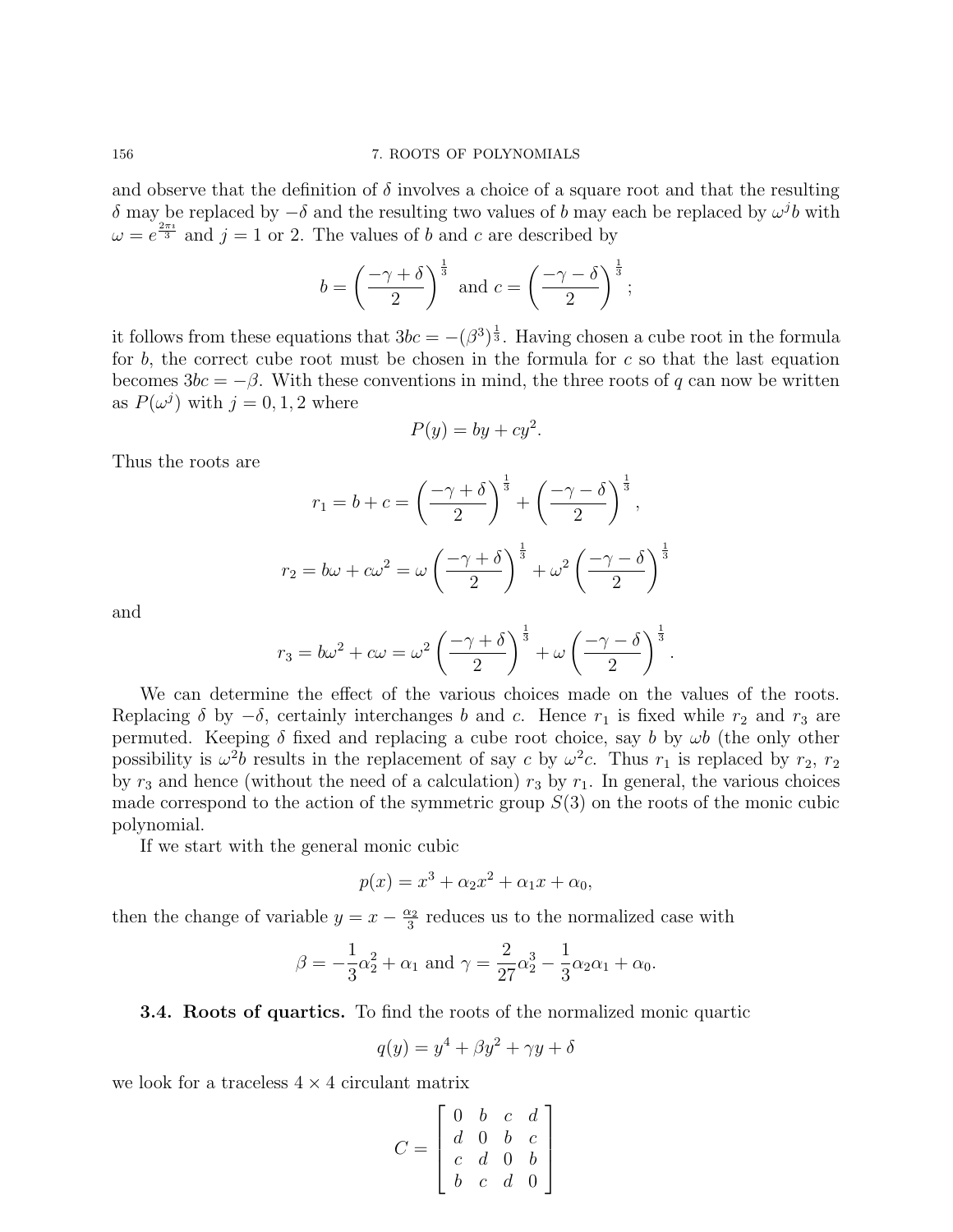and observe that the definition of $\delta$ involves a choice of a square root and that the resulting $\delta$ may be replaced by $-\delta$ and the resulting two values of $b$ may each be replaced by $\omega^j b$ with $\omega = e^{\frac{2\pi\imath}{3}}$ and $j = 1$ or 2. The values of $b$ and $c$ are described by

$$b = \left(\frac{-\gamma + \delta}{2}\right)^{\frac{1}{3}} \text{ and } c = \left(\frac{-\gamma - \delta}{2}\right)^{\frac{1}{3}};$$

it follows from these equations that $3bc = -(\beta^3)^{\frac{1}{3}}$. Having chosen a cube root in the formula for $b$, the correct cube root must be chosen in the formula for $c$ so that the last equation becomes $3bc = -\beta$. With these conventions in mind, the three roots of $q$ can now be written as $P(\omega^j)$ with $j = 0, 1, 2$ where

$$P(y) = by + cy^2.$$

Thus the roots are

$$r_1 = b + c = \left(\frac{-\gamma + \delta}{2}\right)^{\frac{1}{3}} + \left(\frac{-\gamma - \delta}{2}\right)^{\frac{1}{3}},$$

$$r_2 = b\omega + c\omega^2 = \omega\left(\frac{-\gamma + \delta}{2}\right)^{\frac{1}{3}} + \omega^2\left(\frac{-\gamma - \delta}{2}\right)^{\frac{1}{3}}$$

and

$$r_3 = b\omega^2 + c\omega = \omega^2\left(\frac{-\gamma + \delta}{2}\right)^{\frac{1}{3}} + \omega\left(\frac{-\gamma - \delta}{2}\right)^{\frac{1}{3}}.$$

We can determine the effect of the various choices made on the values of the roots. Replacing $\delta$ by $-\delta$, certainly interchanges $b$ and $c$. Hence $r_1$ is fixed while $r_2$ and $r_3$ are permuted. Keeping $\delta$ fixed and replacing a cube root choice, say $b$ by $\omega b$ (the only other possibility is $\omega^2 b$ results in the replacement of say $c$ by $\omega^2 c$. Thus $r_1$ is replaced by $r_2$, $r_2$ by $r_3$ and hence (without the need of a calculation) $r_3$ by $r_1$. In general, the various choices made correspond to the action of the symmetric group $S(3)$ on the roots of the monic cubic polynomial.

If we start with the general monic cubic

$$p(x) = x^3 + \alpha_2 x^2 + \alpha_1 x + \alpha_0,$$

then the change of variable $y = x - \frac{\alpha_2}{3}$ reduces us to the normalized case with

$$\beta = -\frac{1}{3}\alpha_2^2 + \alpha_1 \text{ and } \gamma = \frac{2}{27}\alpha_2^3 - \frac{1}{3}\alpha_2\alpha_1 + \alpha_0.$$

**3.4. Roots of quartics.** To find the roots of the normalized monic quartic

$$q(y) = y^4 + \beta y^2 + \gamma y + \delta$$

we look for a traceless $4 \times 4$ circulant matrix

$$C = \begin{bmatrix} 0 & b & c & d \\ d & 0 & b & c \\ c & d & 0 & b \\ b & c & d & 0 \end{bmatrix}$$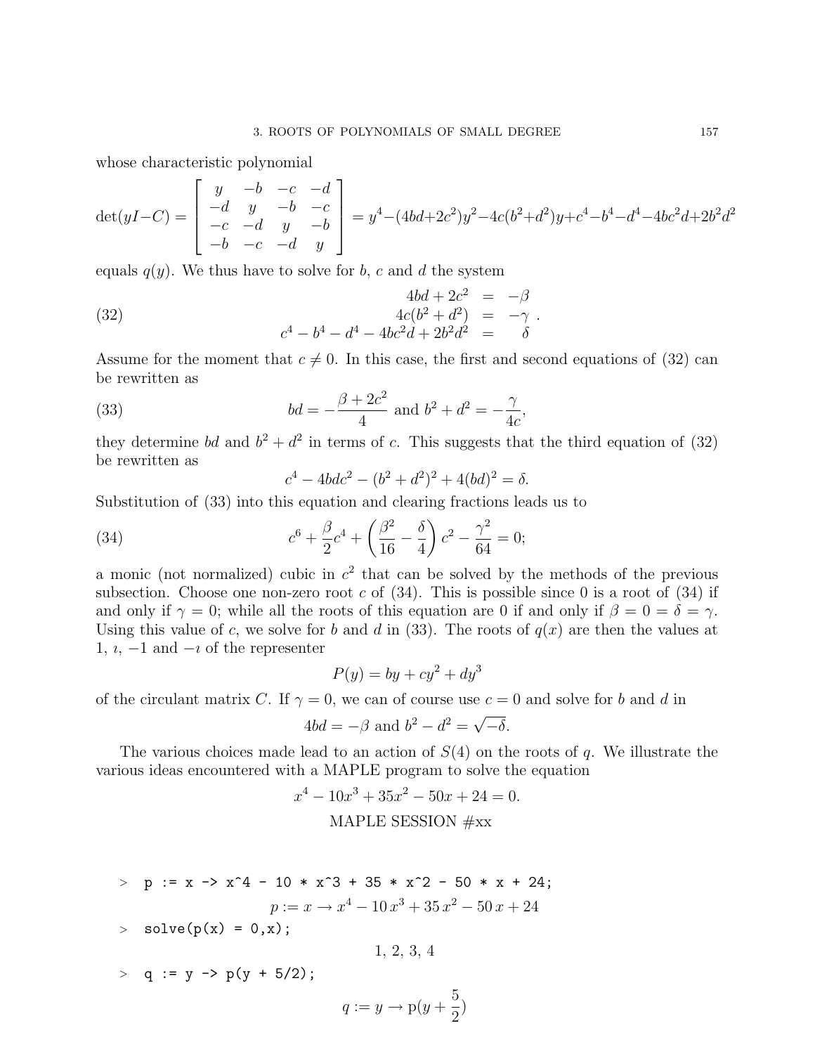whose characteristic polynomial

$$\det(yI - C) = \begin{bmatrix} y & -b & -c & -d \\ -d & y & -b & -c \\ -c & -d & y & -b \\ -b & -c & -d & y \end{bmatrix} = y^4 - (4bd + 2c^2)y^2 - 4c(b^2 + d^2)y + c^4 - b^4 - d^4 - 4bc^2 d + 2b^2 d^2$$

equals $q(y)$. We thus have to solve for $b$, $c$ and $d$ the system

$$\begin{aligned} 4bd + 2c^2 &= -\beta \\ 4c(b^2 + d^2) &= -\gamma \\ c^4 - b^4 - d^4 - 4bc^2 d + 2b^2 d^2 &= \delta \end{aligned} \tag{32}$$

Assume for the moment that $c \neq 0$. In this case, the first and second equations of (32) can be rewritten as

$$bd = -\frac{\beta + 2c^2}{4} \text{ and } b^2 + d^2 = -\frac{\gamma}{4c}, \tag{33}$$

they determine $bd$ and $b^2 + d^2$ in terms of $c$. This suggests that the third equation of (32) be rewritten as

$$c^4 - 4bdc^2 - (b^2 + d^2)^2 + 4(bd)^2 = \delta.$$

Substitution of (33) into this equation and clearing fractions leads us to

$$c^6 + \frac{\beta}{2}c^4 + \left(\frac{\beta^2}{16} - \frac{\delta}{4}\right)c^2 - \frac{\gamma^2}{64} = 0; \tag{34}$$

a monic (not normalized) cubic in $c^2$ that can be solved by the methods of the previous subsection. Choose one non-zero root $c$ of (34). This is possible since 0 is a root of (34) if and only if $\gamma = 0$; while all the roots of this equation are 0 if and only if $\beta = 0 = \delta = \gamma$. Using this value of $c$, we solve for $b$ and $d$ in (33). The roots of $q(x)$ are then the values at 1, $\imath$, $-1$ and $-\imath$ of the representer

$$P(y) = by + cy^2 + dy^3$$

of the circulant matrix $C$. If $\gamma = 0$, we can of course use $c = 0$ and solve for $b$ and $d$ in

$$4bd = -\beta \text{ and } b^2 - d^2 = \sqrt{-\delta}.$$

The various choices made lead to an action of $S(4)$ on the roots of $q$. We illustrate the various ideas encountered with a MAPLE program to solve the equation

$$x^4 - 10x^3 + 35x^2 - 50x + 24 = 0.$$

MAPLE SESSION #xx

```
>  p := x -> x^4 - 10 * x^3 + 35 * x^2 - 50 * x + 24;
```

$$p := x \to x^4 - 10\,x^3 + 35\,x^2 - 50\,x + 24$$

```
>  solve(p(x) = 0,x);
```

$$1,\ 2,\ 3,\ 4$$

```
>  q := y -> p(y + 5/2);
```

$$q := y \to \mathrm{p}(y + \frac{5}{2})$$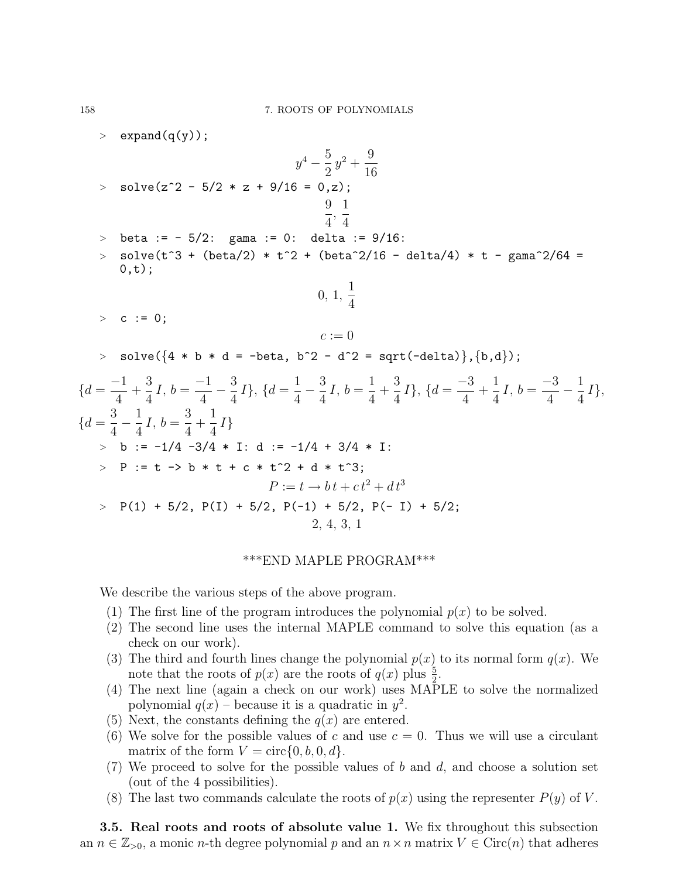```
>  expand(q(y));
```

$$y^4 - \frac{5}{2}\,y^2 + \frac{9}{16}$$

```
>  solve(z^2 - 5/2 * z + 9/16 = 0,z);
```

$$\frac{9}{4},\, \frac{1}{4}$$

```
>  beta := - 5/2:  gama := 0:  delta := 9/16:
>  solve(t^3 + (beta/2) * t^2 + (beta^2/16 - delta/4) * t - gama^2/64 =
   0,t);
```

$$0,\, 1,\, \frac{1}{4}$$

```
>  c := 0;
```

$$c := 0$$

```
>  solve({4 * b * d = -beta, b^2 - d^2 = sqrt(-delta)},{b,d});
```

$$\{d = \frac{-1}{4} + \frac{3}{4}\,I,\, b = \frac{-1}{4} - \frac{3}{4}\,I\},\ \{d = \frac{1}{4} - \frac{3}{4}\,I,\, b = \frac{1}{4} + \frac{3}{4}\,I\},\ \{d = \frac{-3}{4} + \frac{1}{4}\,I,\, b = \frac{-3}{4} - \frac{1}{4}\,I\},$$
$$\{d = \frac{3}{4} - \frac{1}{4}\,I,\, b = \frac{3}{4} + \frac{1}{4}\,I\}$$

```
>  b := -1/4 -3/4 * I: d := -1/4 + 3/4 * I:
>  P := t -> b * t + c * t^2 + d * t^3;
```

$$P := t \to b\,t + c\,t^2 + d\,t^3$$

```
>  P(1) + 5/2, P(I) + 5/2, P(-1) + 5/2, P(- I) + 5/2;
```

$$2,\, 4,\, 3,\, 1$$

***END MAPLE PROGRAM***

We describe the various steps of the above program.

1. The first line of the program introduces the polynomial $p(x)$ to be solved.
2. The second line uses the internal MAPLE command to solve this equation (as a check on our work).
3. The third and fourth lines change the polynomial $p(x)$ to its normal form $q(x)$. We note that the roots of $p(x)$ are the roots of $q(x)$ plus $\frac{5}{2}$.
4. The next line (again a check on our work) uses MAPLE to solve the normalized polynomial $q(x)$ – because it is a quadratic in $y^2$.
5. Next, the constants defining the $q(x)$ are entered.
6. We solve for the possible values of $c$ and use $c = 0$. Thus we will use a circulant matrix of the form $V = \mathrm{circ}\{0, b, 0, d\}$.
7. We proceed to solve for the possible values of $b$ and $d$, and choose a solution set (out of the 4 possibilities).
8. The last two commands calculate the roots of $p(x)$ using the representer $P(y)$ of $V$.

**3.5. Real roots and roots of absolute value 1.** We fix throughout this subsection an $n \in \mathbb{Z}_{>0}$, a monic $n$-th degree polynomial $p$ and an $n \times n$ matrix $V \in \mathrm{Circ}(n)$ that adheres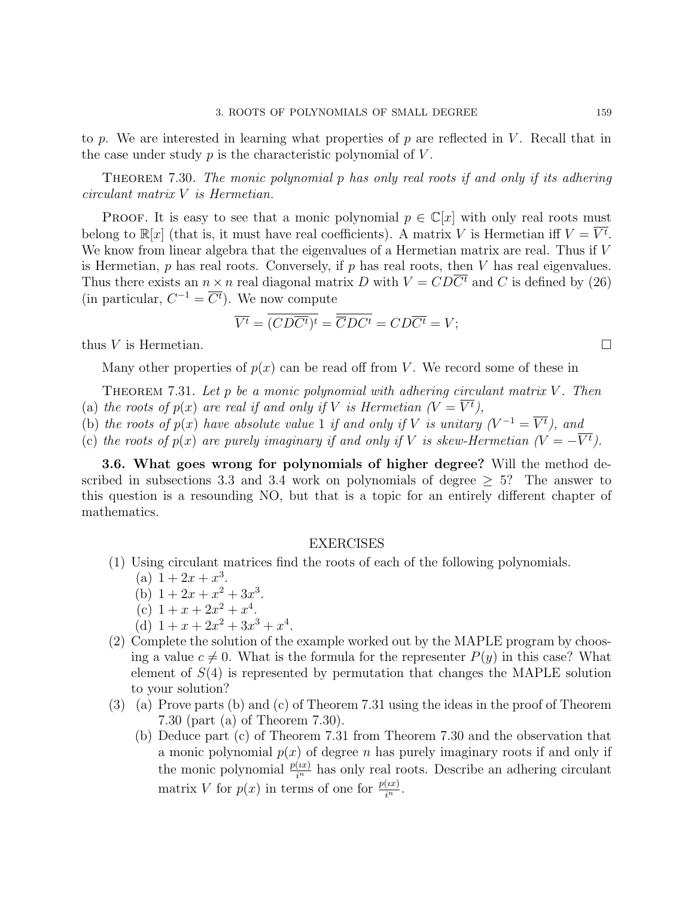to $p$. We are interested in learning what properties of $p$ are reflected in $V$. Recall that in the case under study $p$ is the characteristic polynomial of $V$.

**Theorem 7.30.** *The monic polynomial $p$ has only real roots if and only if its adhering circulant matrix $V$ is Hermetian.*

**Proof.** It is easy to see that a monic polynomial $p \in \mathbb{C}[x]$ with only real roots must belong to $\mathbb{R}[x]$ (that is, it must have real coefficients). A matrix $V$ is Hermetian iff $V = \overline{V^t}$. We know from linear algebra that the eigenvalues of a Hermetian matrix are real. Thus if $V$ is Hermetian, $p$ has real roots. Conversely, if $p$ has real roots, then $V$ has real eigenvalues. Thus there exists an $n \times n$ real diagonal matrix $D$ with $V = CD\overline{C^t}$ and $C$ is defined by (26) (in particular, $C^{-1} = \overline{C^t}$). We now compute

$$\overline{V^t} = \overline{(CD\overline{C^t})^t} = \overline{\overline{C}DC^t} = CD\overline{C^t} = V;$$

thus $V$ is Hermetian. $\square$

Many other properties of $p(x)$ can be read off from $V$. We record some of these in

**Theorem 7.31.** *Let $p$ be a monic polynomial with adhering circulant matrix $V$. Then*
(a) *the roots of $p(x)$ are real if and only if $V$ is Hermetian ($V = \overline{V^t}$),*
(b) *the roots of $p(x)$ have absolute value 1 if and only if $V$ is unitary ($V^{-1} = \overline{V^t}$), and*
(c) *the roots of $p(x)$ are purely imaginary if and only if $V$ is skew-Hermetian ($V = -\overline{V^t}$).*

**3.6. What goes wrong for polynomials of higher degree?** Will the method described in subsections 3.3 and 3.4 work on polynomials of degree $\geq 5$? The answer to this question is a resounding NO, but that is a topic for an entirely different chapter of mathematics.

## EXERCISES

(1) Using circulant matrices find the roots of each of the following polynomials.
  (a) $1 + 2x + x^3$.
  (b) $1 + 2x + x^2 + 3x^3$.
  (c) $1 + x + 2x^2 + x^4$.
  (d) $1 + x + 2x^2 + 3x^3 + x^4$.

(2) Complete the solution of the example worked out by the MAPLE program by choosing a value $c \neq 0$. What is the formula for the representer $P(y)$ in this case? What element of $S(4)$ is represented by permutation that changes the MAPLE solution to your solution?

(3) (a) Prove parts (b) and (c) of Theorem 7.31 using the ideas in the proof of Theorem 7.30 (part (a) of Theorem 7.30).
  (b) Deduce part (c) of Theorem 7.31 from Theorem 7.30 and the observation that a monic polynomial $p(x)$ of degree $n$ has purely imaginary roots if and only if the monic polynomial $\frac{p(\imath x)}{\imath^n}$ has only real roots. Describe an adhering circulant matrix $V$ for $p(x)$ in terms of one for $\frac{p(\imath x)}{\imath^n}$.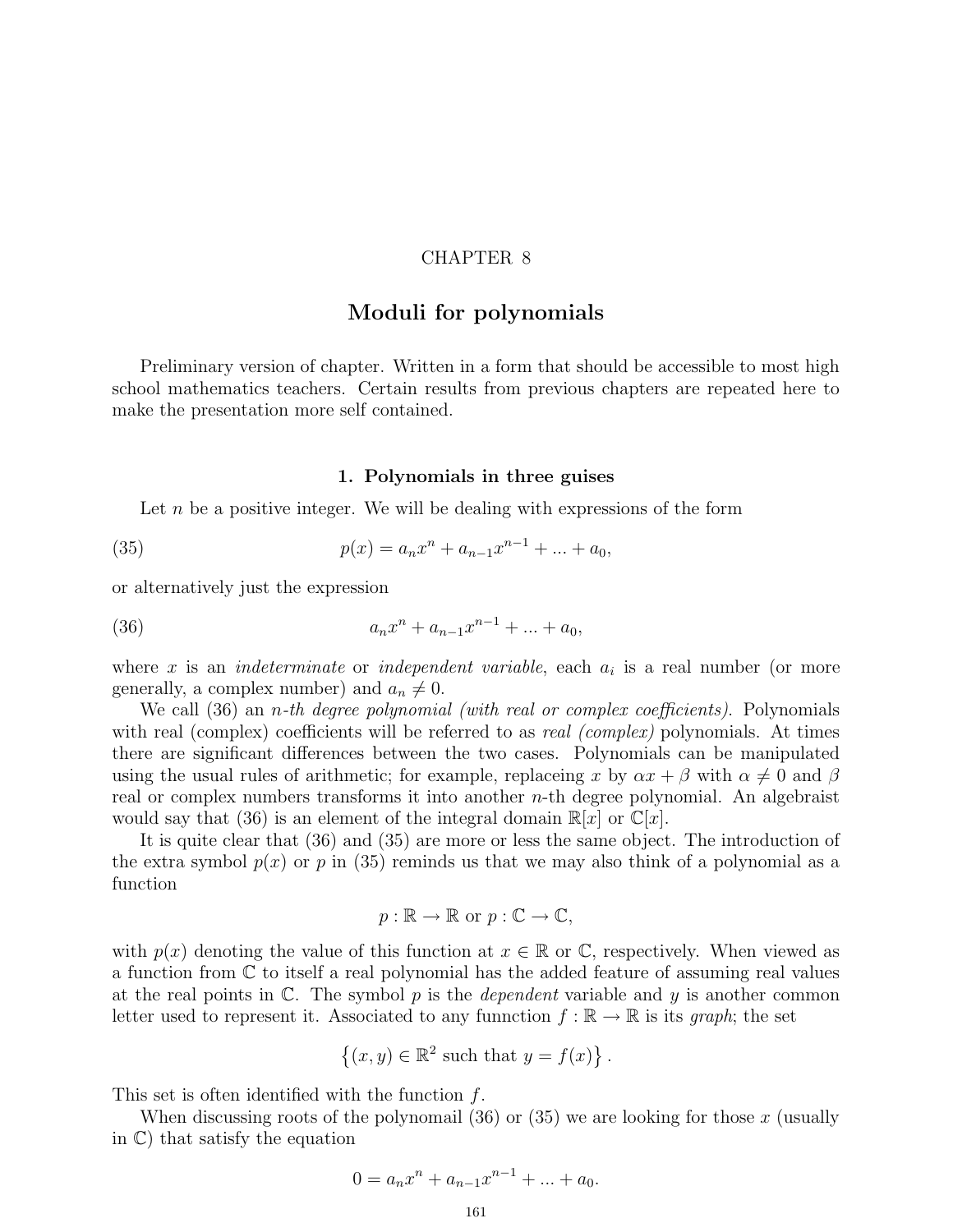CHAPTER 8

# Moduli for polynomials

Preliminary version of chapter. Written in a form that should be accessible to most high school mathematics teachers. Certain results from previous chapters are repeated here to make the presentation more self contained.

## 1. Polynomials in three guises

Let $n$ be a positive integer. We will be dealing with expressions of the form

$$p(x) = a_n x^n + a_{n-1}x^{n-1} + ... + a_0, \tag{35}$$

or alternatively just the expression

$$a_n x^n + a_{n-1}x^{n-1} + ... + a_0, \tag{36}$$

where $x$ is an *indeterminate* or *independent variable*, each $a_i$ is a real number (or more generally, a complex number) and $a_n \neq 0$.

We call (36) an *$n$-th degree polynomial (with real or complex coefficients).* Polynomials with real (complex) coefficients will be referred to as *real (complex)* polynomials. At times there are significant differences between the two cases. Polynomials can be manipulated using the usual rules of arithmetic; for example, replaceing $x$ by $\alpha x + \beta$ with $\alpha \neq 0$ and $\beta$ real or complex numbers transforms it into another $n$-th degree polynomial. An algebraist would say that (36) is an element of the integral domain $\mathbb{R}[x]$ or $\mathbb{C}[x]$.

It is quite clear that (36) and (35) are more or less the same object. The introduction of the extra symbol $p(x)$ or $p$ in (35) reminds us that we may also think of a polynomial as a function

$$p : \mathbb{R} \to \mathbb{R} \text{ or } p : \mathbb{C} \to \mathbb{C},$$

with $p(x)$ denoting the value of this function at $x \in \mathbb{R}$ or $\mathbb{C}$, respectively. When viewed as a function from $\mathbb{C}$ to itself a real polynomial has the added feature of assuming real values at the real points in $\mathbb{C}$. The symbol $p$ is the *dependent* variable and $y$ is another common letter used to represent it. Associated to any funnction $f : \mathbb{R} \to \mathbb{R}$ is its *graph*; the set

$$\left\{(x, y) \in \mathbb{R}^2 \text{ such that } y = f(x)\right\}.$$

This set is often identified with the function $f$.

When discussing roots of the polynomail (36) or (35) we are looking for those $x$ (usually in $\mathbb{C}$) that satisfy the equation

$$0 = a_n x^n + a_{n-1}x^{n-1} + ... + a_0.$$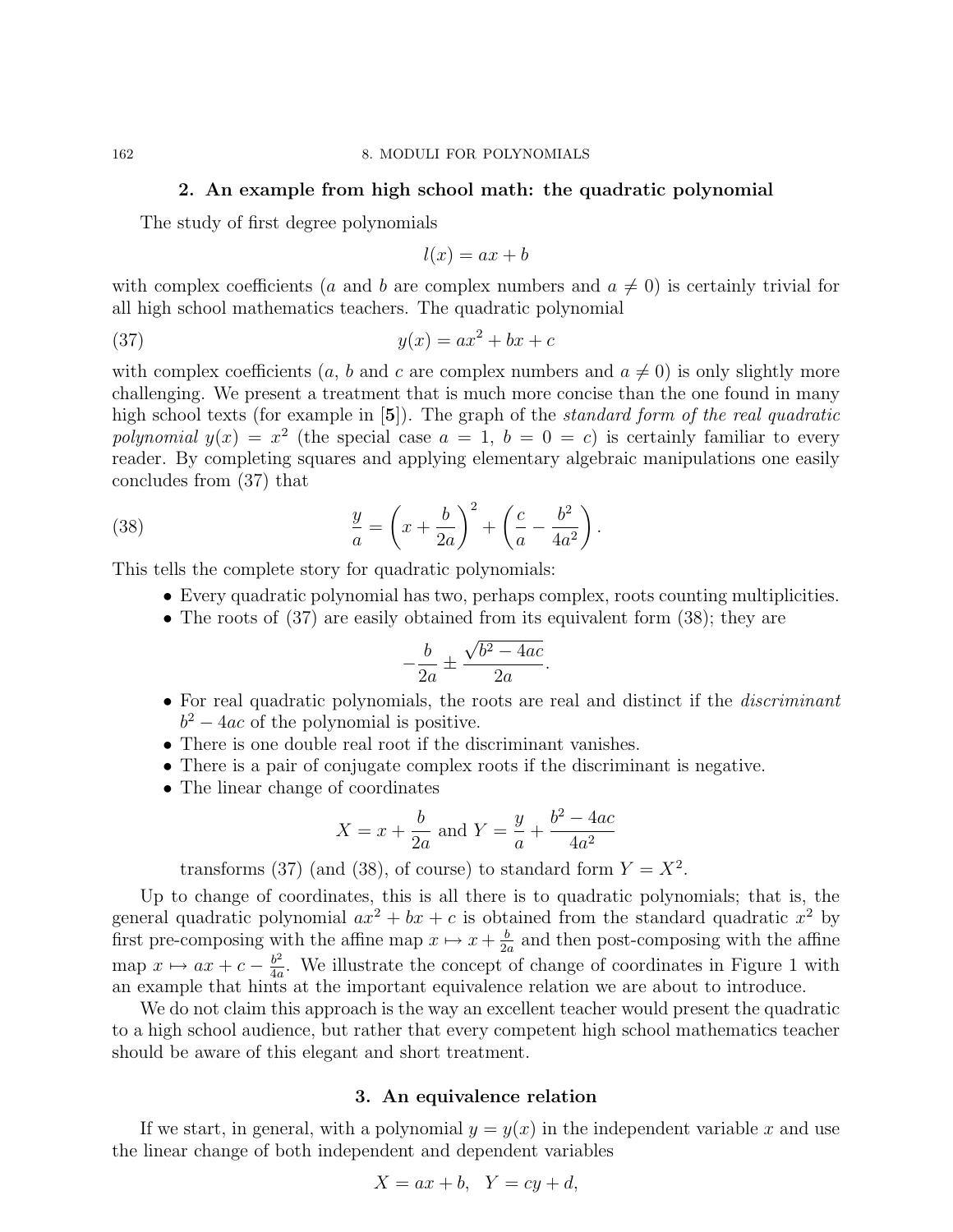## 2. An example from high school math: the quadratic polynomial

The study of first degree polynomials

$$l(x) = ax + b$$

with complex coefficients ($a$ and $b$ are complex numbers and $a \neq 0$) is certainly trivial for all high school mathematics teachers. The quadratic polynomial

$$y(x) = ax^2 + bx + c \tag{37}$$

with complex coefficients ($a$, $b$ and $c$ are complex numbers and $a \neq 0$) is only slightly more challenging. We present a treatment that is much more concise than the one found in many high school texts (for example in [**5**]). The graph of the *standard form of the real quadratic polynomial* $y(x) = x^2$ (the special case $a = 1$, $b = 0 = c$) is certainly familiar to every reader. By completing squares and applying elementary algebraic manipulations one easily concludes from (37) that

$$\frac{y}{a} = \left(x + \frac{b}{2a}\right)^2 + \left(\frac{c}{a} - \frac{b^2}{4a^2}\right). \tag{38}$$

This tells the complete story for quadratic polynomials:

- Every quadratic polynomial has two, perhaps complex, roots counting multiplicities.
- The roots of (37) are easily obtained from its equivalent form (38); they are
$$-\frac{b}{2a} \pm \frac{\sqrt{b^2 - 4ac}}{2a}.$$
- For real quadratic polynomials, the roots are real and distinct if the *discriminant* $b^2 - 4ac$ of the polynomial is positive.
- There is one double real root if the discriminant vanishes.
- There is a pair of conjugate complex roots if the discriminant is negative.
- The linear change of coordinates
$$X = x + \frac{b}{2a} \text{ and } Y = \frac{y}{a} + \frac{b^2 - 4ac}{4a^2}$$
transforms (37) (and (38), of course) to standard form $Y = X^2$.

Up to change of coordinates, this is all there is to quadratic polynomials; that is, the general quadratic polynomial $ax^2 + bx + c$ is obtained from the standard quadratic $x^2$ by first pre-composing with the affine map $x \mapsto x + \frac{b}{2a}$ and then post-composing with the affine map $x \mapsto ax + c - \frac{b^2}{4a}$. We illustrate the concept of change of coordinates in Figure 1 with an example that hints at the important equivalence relation we are about to introduce.

We do not claim this approach is the way an excellent teacher would present the quadratic to a high school audience, but rather that every competent high school mathematics teacher should be aware of this elegant and short treatment.

## 3. An equivalence relation

If we start, in general, with a polynomial $y = y(x)$ in the independent variable $x$ and use the linear change of both independent and dependent variables

$$X = ax + b, \quad Y = cy + d,$$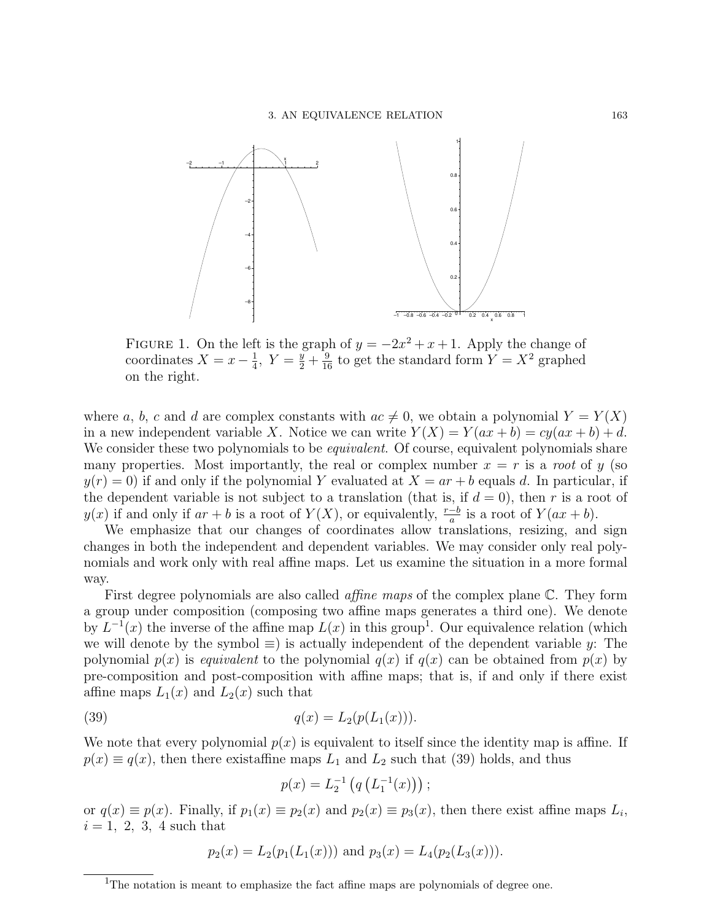FIGURE 1. On the left is the graph of $y = -2x^2 + x + 1$. Apply the change of coordinates $X = x - \frac{1}{4}$, $Y = \frac{y}{2} + \frac{9}{16}$ to get the standard form $Y = X^2$ graphed on the right.

where $a$, $b$, $c$ and $d$ are complex constants with $ac \neq 0$, we obtain a polynomial $Y = Y(X)$ in a new independent variable $X$. Notice we can write $Y(X) = Y(ax+b) = cy(ax+b) + d$. We consider these two polynomials to be *equivalent*. Of course, equivalent polynomials share many properties. Most importantly, the real or complex number $x = r$ is a *root* of $y$ (so $y(r) = 0$) if and only if the polynomial $Y$ evaluated at $X = ar + b$ equals $d$. In particular, if the dependent variable is not subject to a translation (that is, if $d = 0$), then $r$ is a root of $y(x)$ if and only if $ar + b$ is a root of $Y(X)$, or equivalently, $\frac{r-b}{a}$ is a root of $Y(ax+b)$.

We emphasize that our changes of coordinates allow translations, resizing, and sign changes in both the independent and dependent variables. We may consider only real polynomials and work only with real affine maps. Let us examine the situation in a more formal way.

First degree polynomials are also called *affine maps* of the complex plane $\mathbb{C}$. They form a group under composition (composing two affine maps generates a third one). We denote by $L^{-1}(x)$ the inverse of the affine map $L(x)$ in this group[1]. Our equivalence relation (which we will denote by the symbol $\equiv$) is actually independent of the dependent variable $y$: The polynomial $p(x)$ is *equivalent* to the polynomial $q(x)$ if $q(x)$ can be obtained from $p(x)$ by pre-composition and post-composition with affine maps; that is, if and only if there exist affine maps $L_1(x)$ and $L_2(x)$ such that

$$q(x) = L_2(p(L_1(x))). \tag{39}$$

We note that every polynomial $p(x)$ is equivalent to itself since the identity map is affine. If $p(x) \equiv q(x)$, then there existaffine maps $L_1$ and $L_2$ such that (39) holds, and thus

$$p(x) = L_2^{-1}\left(q\left(L_1^{-1}(x)\right)\right);$$

or $q(x) \equiv p(x)$. Finally, if $p_1(x) \equiv p_2(x)$ and $p_2(x) \equiv p_3(x)$, then there exist affine maps $L_i$, $i = 1,\ 2,\ 3,\ 4$ such that

$$p_2(x) = L_2(p_1(L_1(x))) \text{ and } p_3(x) = L_4(p_2(L_3(x))).$$

[1] The notation is meant to emphasize the fact affine maps are polynomials of degree one.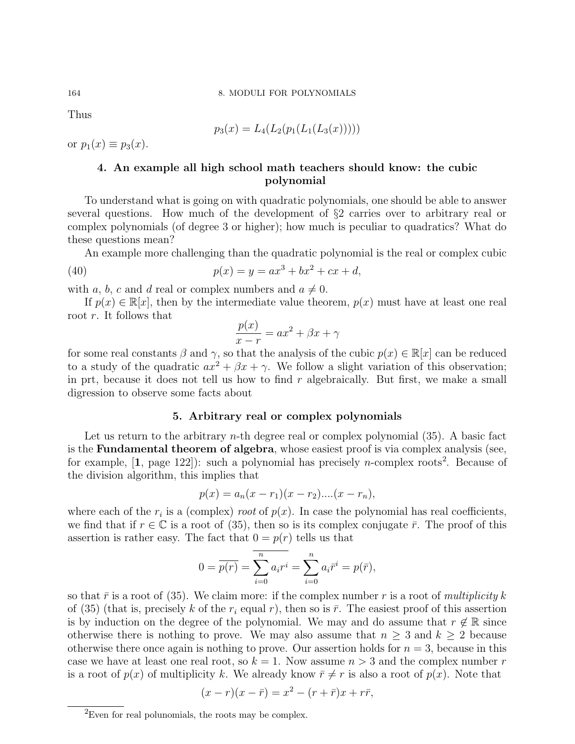Thus

$$p_3(x) = L_4(L_2(p_1(L_1(L_3(x)))))$$

or $p_1(x) \equiv p_3(x)$.

## 4. An example all high school math teachers should know: the cubic polynomial

To understand what is going on with quadratic polynomials, one should be able to answer several questions. How much of the development of §2 carries over to arbitrary real or complex polynomials (of degree 3 or higher); how much is peculiar to quadratics? What do these questions mean?

An example more challenging than the quadratic polynomial is the real or complex cubic

$$p(x) = y = ax^3 + bx^2 + cx + d, \tag{40}$$

with $a$, $b$, $c$ and $d$ real or complex numbers and $a \neq 0$.

If $p(x) \in \mathbb{R}[x]$, then by the intermediate value theorem, $p(x)$ must have at least one real root $r$. It follows that

$$\frac{p(x)}{x - r} = ax^2 + \beta x + \gamma$$

for some real constants $\beta$ and $\gamma$, so that the analysis of the cubic $p(x) \in \mathbb{R}[x]$ can be reduced to a study of the quadratic $ax^2 + \beta x + \gamma$. We follow a slight variation of this observation; in prt, because it does not tell us how to find $r$ algebraically. But first, we make a small digression to observe some facts about

## 5. Arbitrary real or complex polynomials

Let us return to the arbitrary $n$-th degree real or complex polynomial (35). A basic fact is the **Fundamental theorem of algebra**, whose easiest proof is via complex analysis (see, for example, [**1**, page 122]): such a polynomial has precisely $n$-complex roots[2]. Because of the division algorithm, this implies that

$$p(x) = a_n(x - r_1)(x - r_2)....(x - r_n),$$

where each of the $r_i$ is a (complex) *root* of $p(x)$. In case the polynomial has real coefficients, we find that if $r \in \mathbb{C}$ is a root of (35), then so is its complex conjugate $\bar{r}$. The proof of this assertion is rather easy. The fact that $0 = p(r)$ tells us that

$$0 = \overline{p(r)} = \overline{\sum_{i=0}^{n} a_i r^i} = \sum_{i=0}^{n} a_i \bar{r}^i = p(\bar{r}),$$

so that $\bar{r}$ is a root of (35). We claim more: if the complex number $r$ is a root of *multiplicity* $k$ of (35) (that is, precisely $k$ of the $r_i$ equal $r$), then so is $\bar{r}$. The easiest proof of this assertion is by induction on the degree of the polynomial. We may and do assume that $r \notin \mathbb{R}$ since otherwise there is nothing to prove. We may also assume that $n \geq 3$ and $k \geq 2$ because otherwise there once again is nothing to prove. Our assertion holds for $n = 3$, because in this case we have at least one real root, so $k = 1$. Now assume $n > 3$ and the complex number $r$ is a root of $p(x)$ of multiplicity $k$. We already know $\bar{r} \neq r$ is also a root of $p(x)$. Note that

$$(x - r)(x - \bar{r}) = x^2 - (r + \bar{r})x + r\bar{r},$$

[2] Even for real polunomials, the roots may be complex.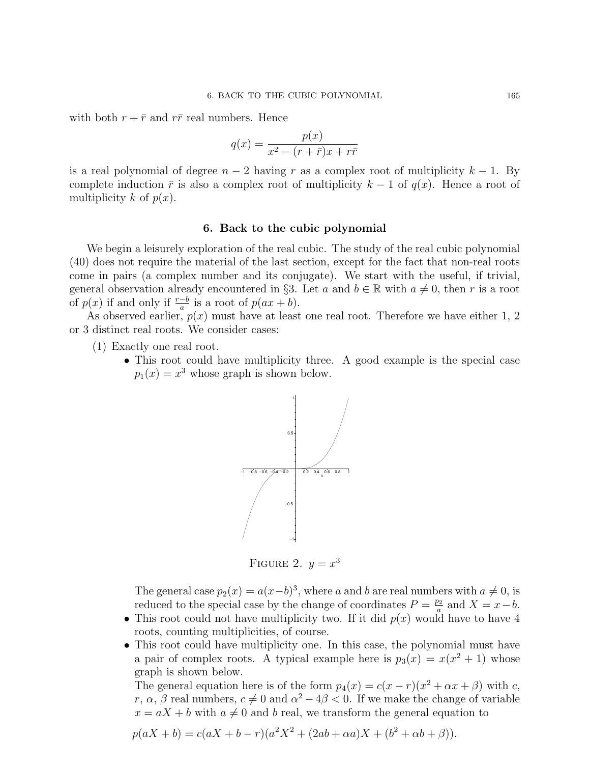with both $r + \bar{r}$ and $r\bar{r}$ real numbers. Hence

$$q(x) = \frac{p(x)}{x^2 - (r + \bar{r})x + r\bar{r}}$$

is a real polynomial of degree $n - 2$ having $r$ as a complex root of multiplicity $k - 1$. By complete induction $\bar{r}$ is also a complex root of multiplicity $k - 1$ of $q(x)$. Hence a root of multiplicity $k$ of $p(x)$.

## 6. Back to the cubic polynomial

We begin a leisurely exploration of the real cubic. The study of the real cubic polynomial (40) does not require the material of the last section, except for the fact that non-real roots come in pairs (a complex number and its conjugate). We start with the useful, if trivial, general observation already encountered in §3. Let $a$ and $b \in \mathbb{R}$ with $a \neq 0$, then $r$ is a root of $p(x)$ if and only if $\frac{r-b}{a}$ is a root of $p(ax + b)$.

As observed earlier, $p(x)$ must have at least one real root. Therefore we have either 1, 2 or 3 distinct real roots. We consider cases:

(1) Exactly one real root.
- This root could have multiplicity three. A good example is the special case $p_1(x) = x^3$ whose graph is shown below.

FIGURE 2. $y = x^3$

The general case $p_2(x) = a(x-b)^3$, where $a$ and $b$ are real numbers with $a \neq 0$, is reduced to the special case by the change of coordinates $P = \frac{p_2}{a}$ and $X = x - b$.
- This root could not have multiplicity two. If it did $p(x)$ would have to have 4 roots, counting multiplicities, of course.
- This root could have multiplicity one. In this case, the polynomial must have a pair of complex roots. A typical example here is $p_3(x) = x(x^2 + 1)$ whose graph is shown below.

The general equation here is of the form $p_4(x) = c(x - r)(x^2 + \alpha x + \beta)$ with $c$, $r$, $\alpha$, $\beta$ real numbers, $c \neq 0$ and $\alpha^2 - 4\beta < 0$. If we make the change of variable $x = aX + b$ with $a \neq 0$ and $b$ real, we transform the general equation to

$$p(aX + b) = c(aX + b - r)(a^2X^2 + (2ab + \alpha a)X + (b^2 + \alpha b + \beta)).$$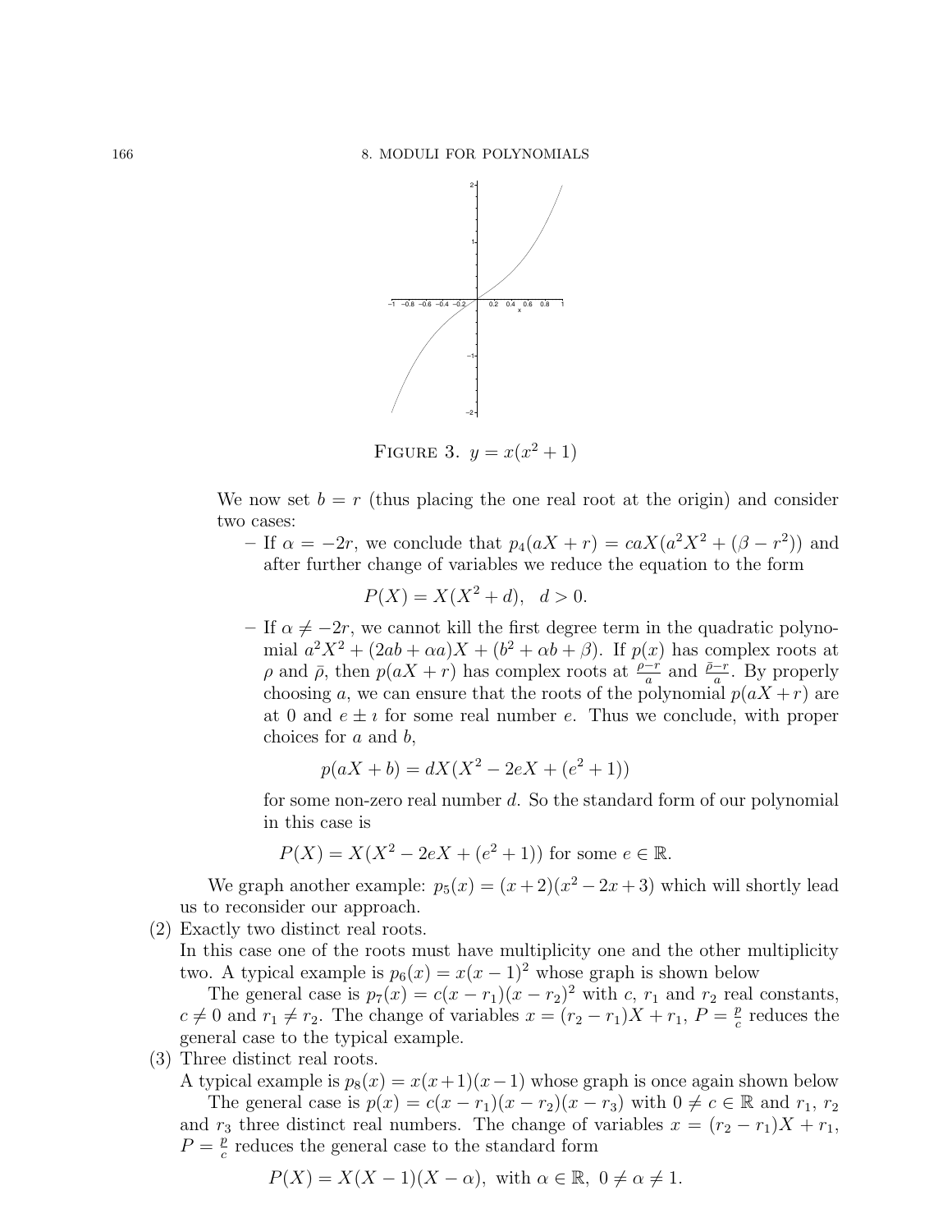FIGURE 3. $y = x(x^2 + 1)$

We now set $b = r$ (thus placing the one real root at the origin) and consider two cases:

- If $\alpha = -2r$, we conclude that $p_4(aX + r) = caX(a^2X^2 + (\beta - r^2))$ and after further change of variables we reduce the equation to the form

$$P(X) = X(X^2 + d), \quad d > 0.$$

- If $\alpha \neq -2r$, we cannot kill the first degree term in the quadratic polynomial $a^2X^2 + (2ab + \alpha a)X + (b^2 + \alpha b + \beta)$. If $p(x)$ has complex roots at $\rho$ and $\bar{\rho}$, then $p(aX + r)$ has complex roots at $\frac{\rho - r}{a}$ and $\frac{\bar{\rho} - r}{a}$. By properly choosing $a$, we can ensure that the roots of the polynomial $p(aX + r)$ are at 0 and $e \pm \imath$ for some real number $e$. Thus we conclude, with proper choices for $a$ and $b$,

$$p(aX + b) = dX(X^2 - 2eX + (e^2 + 1))$$

for some non-zero real number $d$. So the standard form of our polynomial in this case is

$$P(X) = X(X^2 - 2eX + (e^2 + 1)) \text{ for some } e \in \mathbb{R}.$$

We graph another example: $p_5(x) = (x + 2)(x^2 - 2x + 3)$ which will shortly lead us to reconsider our approach.

(2) Exactly two distinct real roots.
In this case one of the roots must have multiplicity one and the other multiplicity two. A typical example is $p_6(x) = x(x - 1)^2$ whose graph is shown below

The general case is $p_7(x) = c(x - r_1)(x - r_2)^2$ with $c$, $r_1$ and $r_2$ real constants, $c \neq 0$ and $r_1 \neq r_2$. The change of variables $x = (r_2 - r_1)X + r_1$, $P = \frac{p}{c}$ reduces the general case to the typical example.

(3) Three distinct real roots.
A typical example is $p_8(x) = x(x+1)(x-1)$ whose graph is once again shown below

The general case is $p(x) = c(x - r_1)(x - r_2)(x - r_3)$ with $0 \neq c \in \mathbb{R}$ and $r_1$, $r_2$ and $r_3$ three distinct real numbers. The change of variables $x = (r_2 - r_1)X + r_1$, $P = \frac{p}{c}$ reduces the general case to the standard form

$$P(X) = X(X - 1)(X - \alpha), \text{ with } \alpha \in \mathbb{R}, \ 0 \neq \alpha \neq 1.$$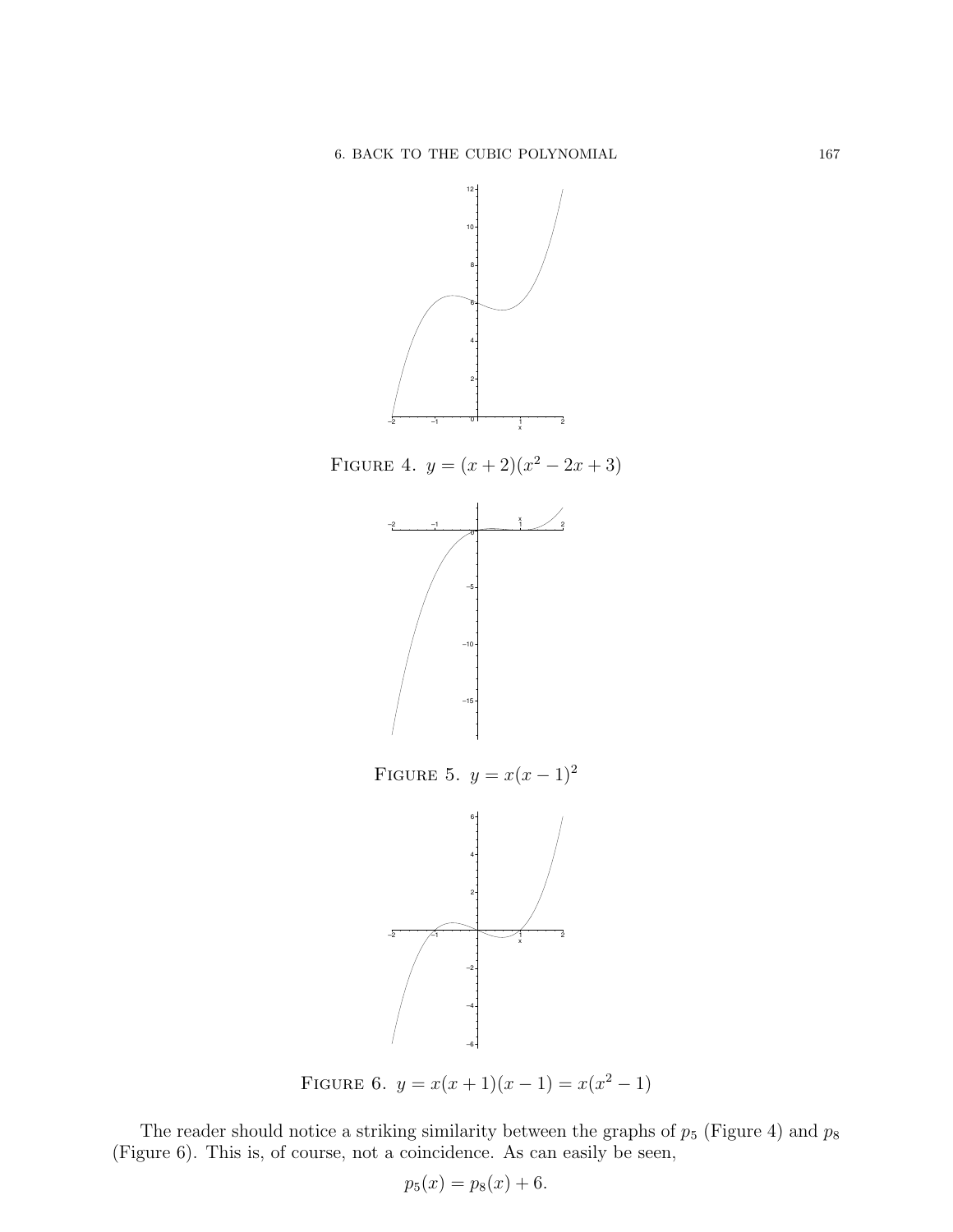FIGURE 4. $y = (x + 2)(x^2 - 2x + 3)$

FIGURE 5. $y = x(x - 1)^2$

FIGURE 6. $y = x(x + 1)(x - 1) = x(x^2 - 1)$

The reader should notice a striking similarity between the graphs of $p_5$ (Figure 4) and $p_8$ (Figure 6). This is, of course, not a coincidence. As can easily be seen,

$$p_5(x) = p_8(x) + 6.$$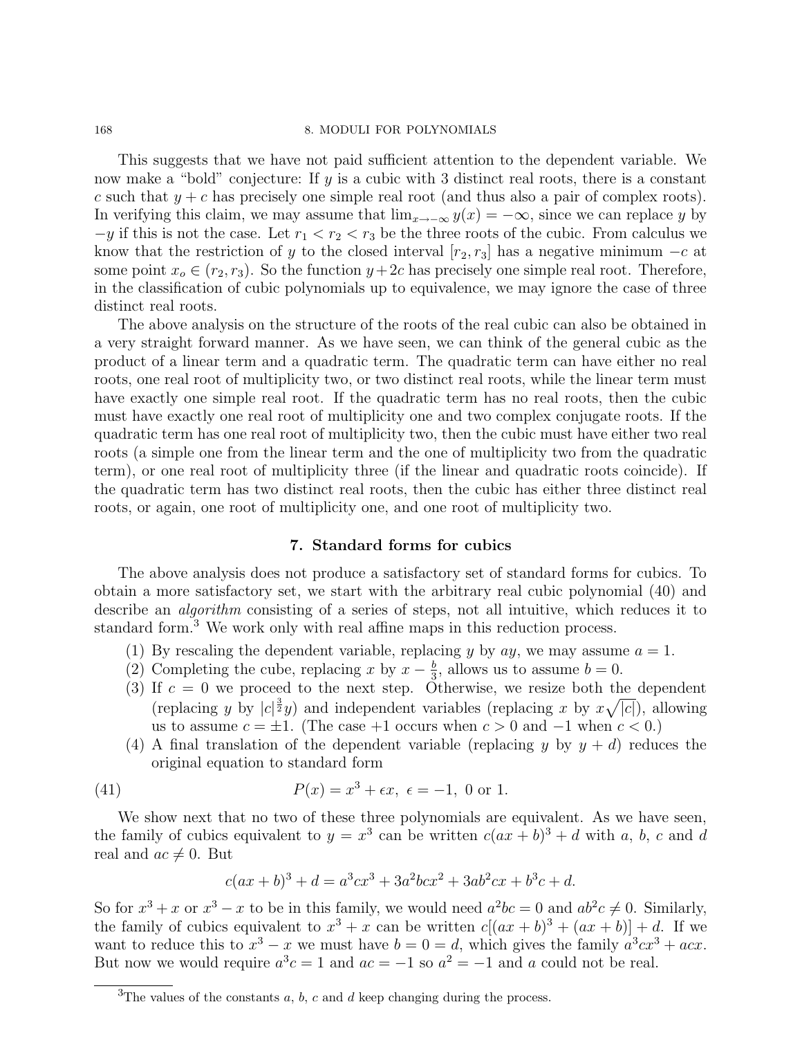This suggests that we have not paid sufficient attention to the dependent variable. We now make a "bold" conjecture: If $y$ is a cubic with 3 distinct real roots, there is a constant $c$ such that $y + c$ has precisely one simple real root (and thus also a pair of complex roots). In verifying this claim, we may assume that $\lim_{x \to -\infty} y(x) = -\infty$, since we can replace $y$ by $-y$ if this is not the case. Let $r_1 < r_2 < r_3$ be the three roots of the cubic. From calculus we know that the restriction of $y$ to the closed interval $[r_2, r_3]$ has a negative minimum $-c$ at some point $x_o \in (r_2, r_3)$. So the function $y + 2c$ has precisely one simple real root. Therefore, in the classification of cubic polynomials up to equivalence, we may ignore the case of three distinct real roots.

The above analysis on the structure of the roots of the real cubic can also be obtained in a very straight forward manner. As we have seen, we can think of the general cubic as the product of a linear term and a quadratic term. The quadratic term can have either no real roots, one real root of multiplicity two, or two distinct real roots, while the linear term must have exactly one simple real root. If the quadratic term has no real roots, then the cubic must have exactly one real root of multiplicity one and two complex conjugate roots. If the quadratic term has one real root of multiplicity two, then the cubic must have either two real roots (a simple one from the linear term and the one of multiplicity two from the quadratic term), or one real root of multiplicity three (if the linear and quadratic roots coincide). If the quadratic term has two distinct real roots, then the cubic has either three distinct real roots, or again, one root of multiplicity one, and one root of multiplicity two.

## 7. Standard forms for cubics

The above analysis does not produce a satisfactory set of standard forms for cubics. To obtain a more satisfactory set, we start with the arbitrary real cubic polynomial (40) and describe an *algorithm* consisting of a series of steps, not all intuitive, which reduces it to standard form.[3] We work only with real affine maps in this reduction process.

1. By rescaling the dependent variable, replacing $y$ by $ay$, we may assume $a = 1$.
2. Completing the cube, replacing $x$ by $x - \frac{b}{3}$, allows us to assume $b = 0$.
3. If $c = 0$ we proceed to the next step. Otherwise, we resize both the dependent (replacing $y$ by $|c|^{\frac{3}{2}}y$) and independent variables (replacing $x$ by $x\sqrt{|c|}$), allowing us to assume $c = \pm 1$. (The case $+1$ occurs when $c > 0$ and $-1$ when $c < 0$.)
4. A final translation of the dependent variable (replacing $y$ by $y + d$) reduces the original equation to standard form

$$P(x) = x^3 + \epsilon x, \ \epsilon = -1, \ 0 \text{ or } 1. \tag{41}$$

We show next that no two of these three polynomials are equivalent. As we have seen, the family of cubics equivalent to $y = x^3$ can be written $c(ax + b)^3 + d$ with $a$, $b$, $c$ and $d$ real and $ac \neq 0$. But

$$c(ax + b)^3 + d = a^3cx^3 + 3a^2bcx^2 + 3ab^2cx + b^3c + d.$$

So for $x^3 + x$ or $x^3 - x$ to be in this family, we would need $a^2bc = 0$ and $ab^2c \neq 0$. Similarly, the family of cubics equivalent to $x^3 + x$ can be written $c[(ax + b)^3 + (ax + b)] + d$. If we want to reduce this to $x^3 - x$ we must have $b = 0 = d$, which gives the family $a^3cx^3 + acx$. But now we would require $a^3c = 1$ and $ac = -1$ so $a^2 = -1$ and $a$ could not be real.

---

[3] The values of the constants $a$, $b$, $c$ and $d$ keep changing during the process.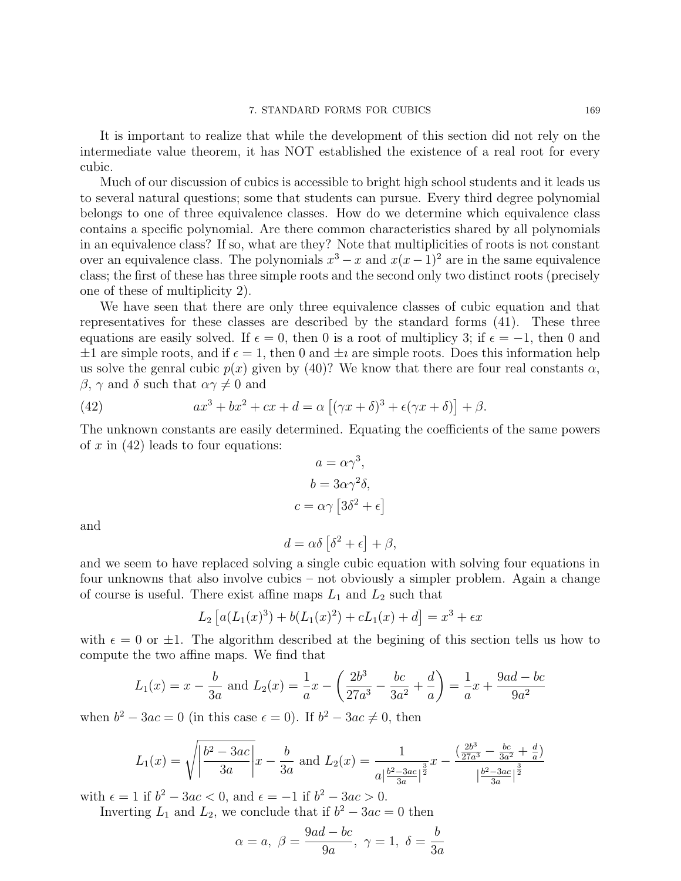It is important to realize that while the development of this section did not rely on the intermediate value theorem, it has NOT established the existence of a real root for every cubic.

Much of our discussion of cubics is accessible to bright high school students and it leads us to several natural questions; some that students can pursue. Every third degree polynomial belongs to one of three equivalence classes. How do we determine which equivalence class contains a specific polynomial. Are there common characteristics shared by all polynomials in an equivalence class? If so, what are they? Note that multiplicities of roots is not constant over an equivalence class. The polynomials $x^3 - x$ and $x(x-1)^2$ are in the same equivalence class; the first of these has three simple roots and the second only two distinct roots (precisely one of these of multiplicity 2).

We have seen that there are only three equivalence classes of cubic equation and that representatives for these classes are described by the standard forms (41). These three equations are easily solved. If $\epsilon = 0$, then 0 is a root of multiplicy 3; if $\epsilon = -1$, then 0 and $\pm 1$ are simple roots, and if $\epsilon = 1$, then 0 and $\pm \imath$ are simple roots. Does this information help us solve the genral cubic $p(x)$ given by (40)? We know that there are four real constants $\alpha$, $\beta$, $\gamma$ and $\delta$ such that $\alpha\gamma \neq 0$ and

$$ax^3 + bx^2 + cx + d = \alpha \left[(\gamma x + \delta)^3 + \epsilon(\gamma x + \delta)\right] + \beta. \tag{42}$$

The unknown constants are easily determined. Equating the coefficients of the same powers of $x$ in (42) leads to four equations:

$$a = \alpha\gamma^3,$$

$$b = 3\alpha\gamma^2\delta,$$

$$c = \alpha\gamma\left[3\delta^2 + \epsilon\right]$$

and

$$d = \alpha\delta\left[\delta^2 + \epsilon\right] + \beta,$$

and we seem to have replaced solving a single cubic equation with solving four equations in four unknowns that also involve cubics – not obviously a simpler problem. Again a change of course is useful. There exist affine maps $L_1$ and $L_2$ such that

$$L_2\left[a(L_1(x)^3) + b(L_1(x)^2) + cL_1(x) + d\right] = x^3 + \epsilon x$$

with $\epsilon = 0$ or $\pm 1$. The algorithm described at the begining of this section tells us how to compute the two affine maps. We find that

$$L_1(x) = x - \frac{b}{3a} \text{ and } L_2(x) = \frac{1}{a}x - \left(\frac{2b^3}{27a^3} - \frac{bc}{3a^2} + \frac{d}{a}\right) = \frac{1}{a}x + \frac{9ad - bc}{9a^2}$$

when $b^2 - 3ac = 0$ (in this case $\epsilon = 0$). If $b^2 - 3ac \neq 0$, then

$$L_1(x) = \sqrt{\left|\frac{b^2 - 3ac}{3a}\right|}x - \frac{b}{3a} \text{ and } L_2(x) = \frac{1}{a\left|\frac{b^2-3ac}{3a}\right|^{\frac{3}{2}}}x - \frac{\left(\frac{2b^3}{27a^3} - \frac{bc}{3a^2} + \frac{d}{a}\right)}{\left|\frac{b^2-3ac}{3a}\right|^{\frac{3}{2}}}$$

with $\epsilon = 1$ if $b^2 - 3ac < 0$, and $\epsilon = -1$ if $b^2 - 3ac > 0$.

Inverting $L_1$ and $L_2$, we conclude that if $b^2 - 3ac = 0$ then

$$\alpha = a,\ \beta = \frac{9ad - bc}{9a},\ \gamma = 1,\ \delta = \frac{b}{3a}$$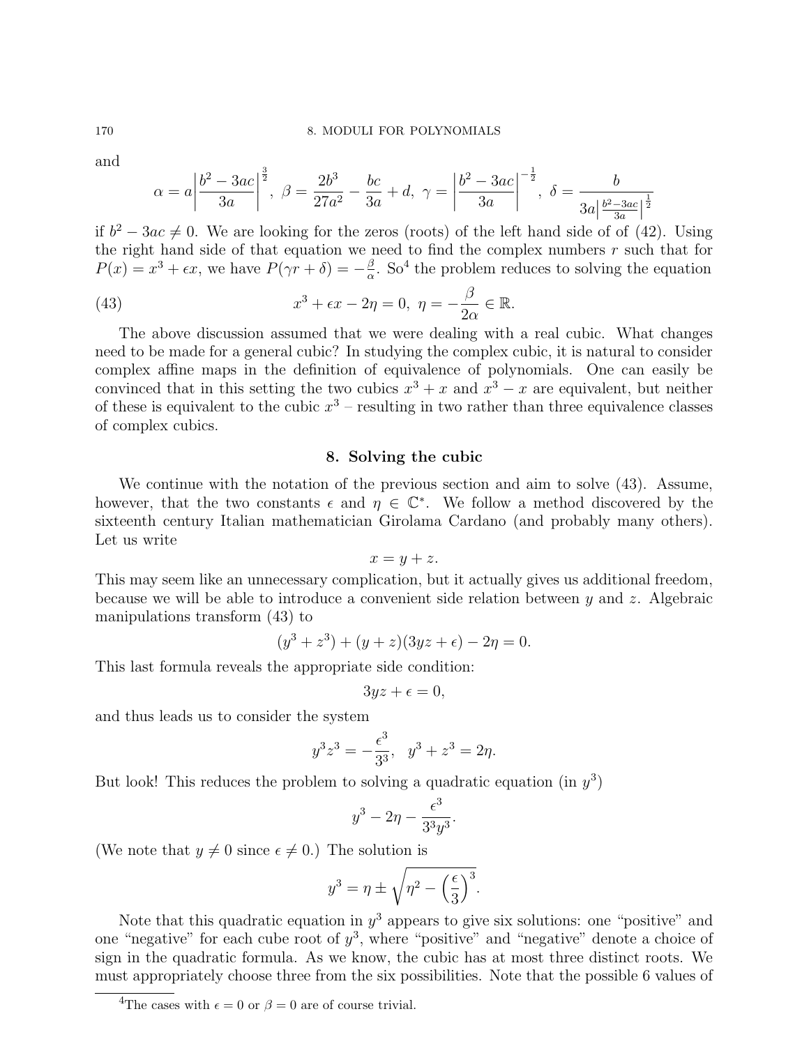and

$$\alpha = a\left|\frac{b^2 - 3ac}{3a}\right|^{\frac{3}{2}},\ \beta = \frac{2b^3}{27a^2} - \frac{bc}{3a} + d,\ \gamma = \left|\frac{b^2 - 3ac}{3a}\right|^{-\frac{1}{2}},\ \delta = \frac{b}{3a\left|\frac{b^2-3ac}{3a}\right|^{\frac{1}{2}}}$$

if $b^2 - 3ac \neq 0$. We are looking for the zeros (roots) of the left hand side of of (42). Using the right hand side of that equation we need to find the complex numbers $r$ such that for $P(x) = x^3 + \epsilon x$, we have $P(\gamma r + \delta) = -\frac{\beta}{\alpha}$. So[4] the problem reduces to solving the equation

$$x^3 + \epsilon x - 2\eta = 0,\ \eta = -\frac{\beta}{2\alpha} \in \mathbb{R}. \tag{43}$$

The above discussion assumed that we were dealing with a real cubic. What changes need to be made for a general cubic? In studying the complex cubic, it is natural to consider complex affine maps in the definition of equivalence of polynomials. One can easily be convinced that in this setting the two cubics $x^3 + x$ and $x^3 - x$ are equivalent, but neither of these is equivalent to the cubic $x^3$ – resulting in two rather than three equivalence classes of complex cubics.

## 8. Solving the cubic

We continue with the notation of the previous section and aim to solve (43). Assume, however, that the two constants $\epsilon$ and $\eta \in \mathbb{C}^*$. We follow a method discovered by the sixteenth century Italian mathematician Girolama Cardano (and probably many others). Let us write

$$x = y + z.$$

This may seem like an unnecessary complication, but it actually gives us additional freedom, because we will be able to introduce a convenient side relation between $y$ and $z$. Algebraic manipulations transform (43) to

$$(y^3 + z^3) + (y + z)(3yz + \epsilon) - 2\eta = 0.$$

This last formula reveals the appropriate side condition:

$$3yz + \epsilon = 0,$$

and thus leads us to consider the system

$$y^3 z^3 = -\frac{\epsilon^3}{3^3},\quad y^3 + z^3 = 2\eta.$$

But look! This reduces the problem to solving a quadratic equation (in $y^3$)

$$y^3 - 2\eta - \frac{\epsilon^3}{3^3 y^3}.$$

(We note that $y \neq 0$ since $\epsilon \neq 0$.) The solution is

$$y^3 = \eta \pm \sqrt{\eta^2 - \left(\frac{\epsilon}{3}\right)^3}.$$

Note that this quadratic equation in $y^3$ appears to give six solutions: one "positive" and one "negative" for each cube root of $y^3$, where "positive" and "negative" denote a choice of sign in the quadratic formula. As we know, the cubic has at most three distinct roots. We must appropriately choose three from the six possibilities. Note that the possible 6 values of

[4] The cases with $\epsilon = 0$ or $\beta = 0$ are of course trivial.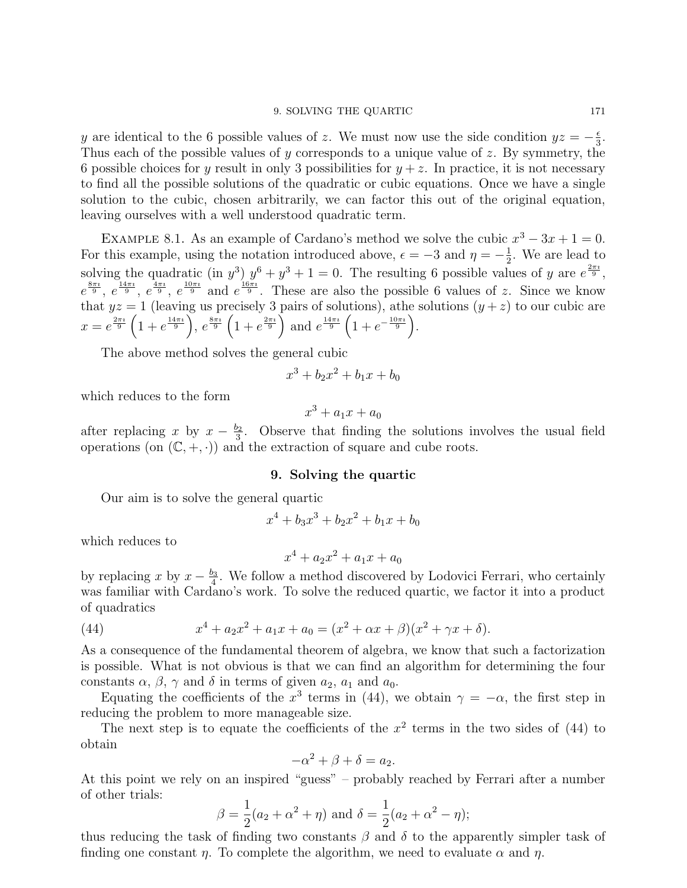$y$ are identical to the 6 possible values of $z$. We must now use the side condition $yz = -\frac{\epsilon}{3}$. Thus each of the possible values of $y$ corresponds to a unique value of $z$. By symmetry, the 6 possible choices for $y$ result in only 3 possibilities for $y+z$. In practice, it is not necessary to find all the possible solutions of the quadratic or cubic equations. Once we have a single solution to the cubic, chosen arbitrarily, we can factor this out of the original equation, leaving ourselves with a well understood quadratic term.

Example 8.1. As an example of Cardano's method we solve the cubic $x^3 - 3x + 1 = 0$. For this example, using the notation introduced above, $\epsilon = -3$ and $\eta = -\frac{1}{2}$. We are lead to solving the quadratic (in $y^3$) $y^6 + y^3 + 1 = 0$. The resulting 6 possible values of $y$ are $e^{\frac{2\pi\imath}{9}}$, $e^{\frac{8\pi\imath}{9}}$, $e^{\frac{14\pi\imath}{9}}$, $e^{\frac{4\pi\imath}{9}}$, $e^{\frac{10\pi\imath}{9}}$ and $e^{\frac{16\pi\imath}{9}}$. These are also the possible 6 values of $z$. Since we know that $yz = 1$ (leaving us precisely 3 pairs of solutions), athe solutions $(y+z)$ to our cubic are $x = e^{\frac{2\pi\imath}{9}}\left(1 + e^{\frac{14\pi\imath}{9}}\right)$, $e^{\frac{8\pi\imath}{9}}\left(1 + e^{\frac{2\pi\imath}{9}}\right)$ and $e^{\frac{14\pi\imath}{9}}\left(1 + e^{-\frac{10\pi\imath}{9}}\right)$.

The above method solves the general cubic

$$x^3 + b_2x^2 + b_1x + b_0$$

which reduces to the form

$$x^3 + a_1x + a_0$$

after replacing $x$ by $x - \frac{b_2}{3}$. Observe that finding the solutions involves the usual field operations (on $(\mathbb{C}, +, \cdot)$) and the extraction of square and cube roots.

## 9. Solving the quartic

Our aim is to solve the general quartic

$$x^4 + b_3x^3 + b_2x^2 + b_1x + b_0$$

which reduces to

$$x^4 + a_2x^2 + a_1x + a_0$$

by replacing $x$ by $x - \frac{b_3}{4}$. We follow a method discovered by Lodovici Ferrari, who certainly was familiar with Cardano's work. To solve the reduced quartic, we factor it into a product of quadratics

$$x^4 + a_2x^2 + a_1x + a_0 = (x^2 + \alpha x + \beta)(x^2 + \gamma x + \delta). \tag{44}$$

As a consequence of the fundamental theorem of algebra, we know that such a factorization is possible. What is not obvious is that we can find an algorithm for determining the four constants $\alpha$, $\beta$, $\gamma$ and $\delta$ in terms of given $a_2$, $a_1$ and $a_0$.

Equating the coefficients of the $x^3$ terms in (44), we obtain $\gamma = -\alpha$, the first step in reducing the problem to more manageable size.

The next step is to equate the coefficients of the $x^2$ terms in the two sides of (44) to obtain

$$-\alpha^2 + \beta + \delta = a_2.$$

At this point we rely on an inspired "guess" – probably reached by Ferrari after a number of other trials:

$$\beta = \frac{1}{2}(a_2 + \alpha^2 + \eta) \text{ and } \delta = \frac{1}{2}(a_2 + \alpha^2 - \eta);$$

thus reducing the task of finding two constants $\beta$ and $\delta$ to the apparently simpler task of finding one constant $\eta$. To complete the algorithm, we need to evaluate $\alpha$ and $\eta$.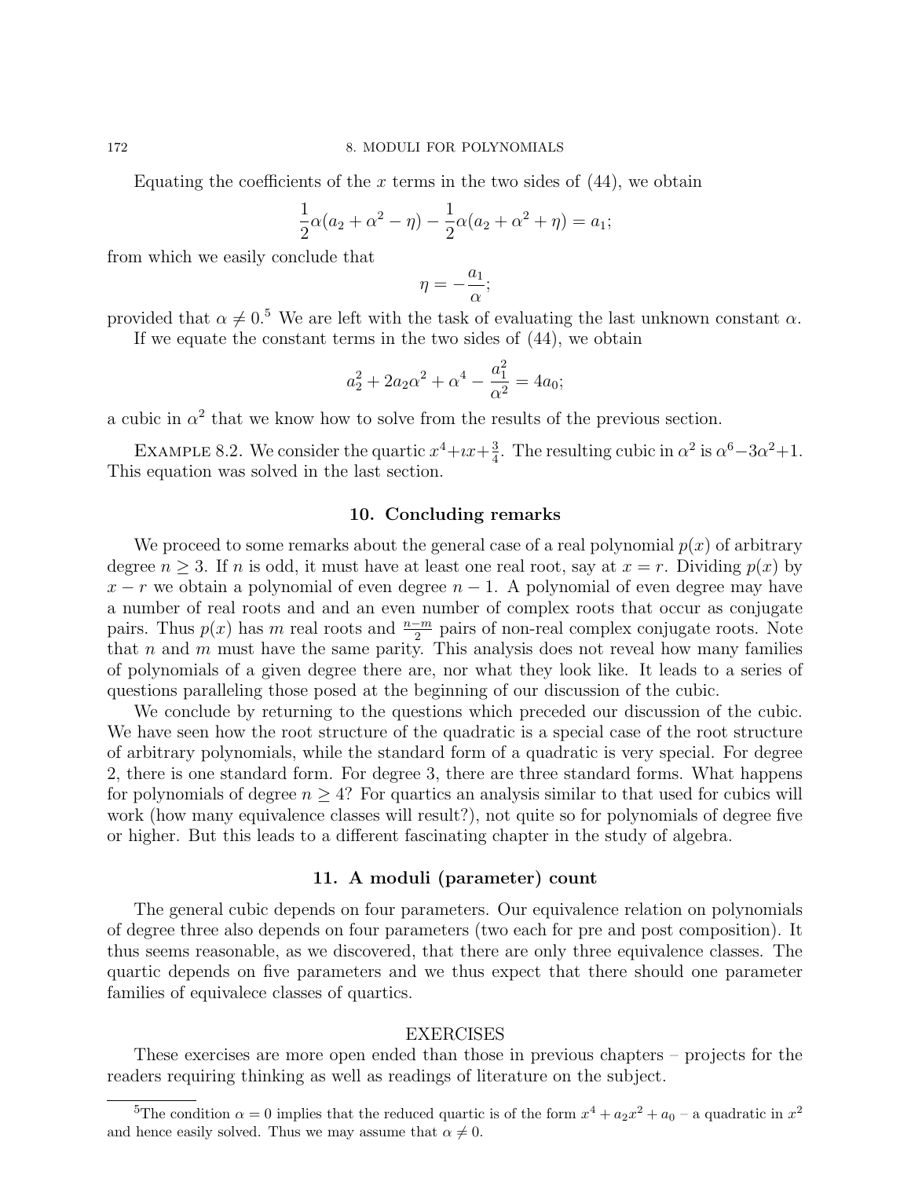Equating the coefficients of the $x$ terms in the two sides of (44), we obtain

$$\frac{1}{2}\alpha(a_2 + \alpha^2 - \eta) - \frac{1}{2}\alpha(a_2 + \alpha^2 + \eta) = a_1;$$

from which we easily conclude that

$$\eta = -\frac{a_1}{\alpha};$$

provided that $\alpha \neq 0$.[5] We are left with the task of evaluating the last unknown constant $\alpha$.

If we equate the constant terms in the two sides of (44), we obtain

$$a_2^2 + 2a_2\alpha^2 + \alpha^4 - \frac{a_1^2}{\alpha^2} = 4a_0;$$

a cubic in $\alpha^2$ that we know how to solve from the results of the previous section.

EXAMPLE 8.2. We consider the quartic $x^4 + \imath x + \frac{3}{4}$. The resulting cubic in $\alpha^2$ is $\alpha^6 - 3\alpha^2 + 1$. This equation was solved in the last section.

## 10. Concluding remarks

We proceed to some remarks about the general case of a real polynomial $p(x)$ of arbitrary degree $n \geq 3$. If $n$ is odd, it must have at least one real root, say at $x = r$. Dividing $p(x)$ by $x - r$ we obtain a polynomial of even degree $n - 1$. A polynomial of even degree may have a number of real roots and and an even number of complex roots that occur as conjugate pairs. Thus $p(x)$ has $m$ real roots and $\frac{n-m}{2}$ pairs of non-real complex conjugate roots. Note that $n$ and $m$ must have the same parity. This analysis does not reveal how many families of polynomials of a given degree there are, nor what they look like. It leads to a series of questions paralleling those posed at the beginning of our discussion of the cubic.

We conclude by returning to the questions which preceded our discussion of the cubic. We have seen how the root structure of the quadratic is a special case of the root structure of arbitrary polynomials, while the standard form of a quadratic is very special. For degree 2, there is one standard form. For degree 3, there are three standard forms. What happens for polynomials of degree $n \geq 4$? For quartics an analysis similar to that used for cubics will work (how many equivalence classes will result?), not quite so for polynomials of degree five or higher. But this leads to a different fascinating chapter in the study of algebra.

## 11. A moduli (parameter) count

The general cubic depends on four parameters. Our equivalence relation on polynomials of degree three also depends on four parameters (two each for pre and post composition). It thus seems reasonable, as we discovered, that there are only three equivalence classes. The quartic depends on five parameters and we thus expect that there should one parameter families of equivalece classes of quartics.

## EXERCISES

These exercises are more open ended than those in previous chapters – projects for the readers requiring thinking as well as readings of literature on the subject.

---

[5] The condition $\alpha = 0$ implies that the reduced quartic is of the form $x^4 + a_2x^2 + a_0$ – a quadratic in $x^2$ and hence easily solved. Thus we may assume that $\alpha \neq 0$.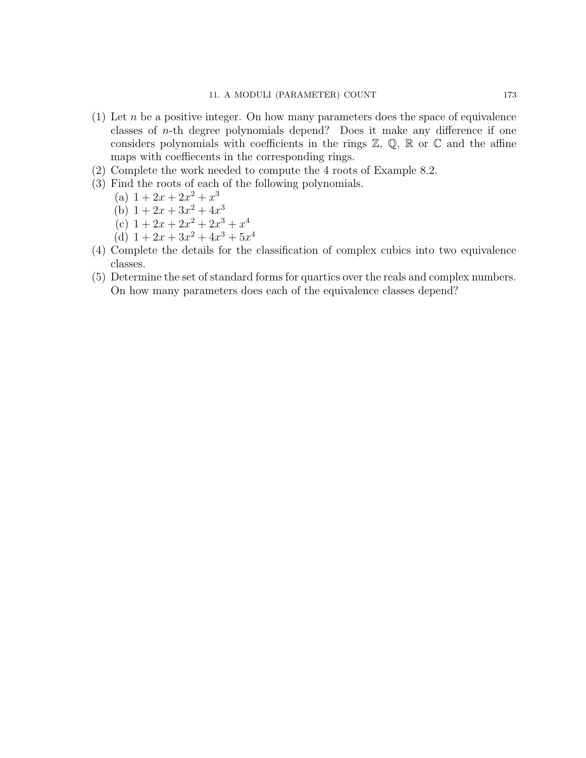(1) Let $n$ be a positive integer. On how many parameters does the space of equivalence classes of $n$-th degree polynomials depend? Does it make any difference if one considers polynomials with coefficients in the rings $\mathbb{Z}$, $\mathbb{Q}$, $\mathbb{R}$ or $\mathbb{C}$ and the affine maps with coeffiecents in the corresponding rings.

(2) Complete the work needed to compute the 4 roots of Example 8.2.

(3) Find the roots of each of the following polynomials.
   (a) $1 + 2x + 2x^2 + x^3$
   (b) $1 + 2x + 3x^2 + 4x^3$
   (c) $1 + 2x + 2x^2 + 2x^3 + x^4$
   (d) $1 + 2x + 3x^2 + 4x^3 + 5x^4$

(4) Complete the details for the classification of complex cubics into two equivalence classes.

(5) Determine the set of standard forms for quartics over the reals and complex numbers. On how many parameters does each of the equivalence classes depend?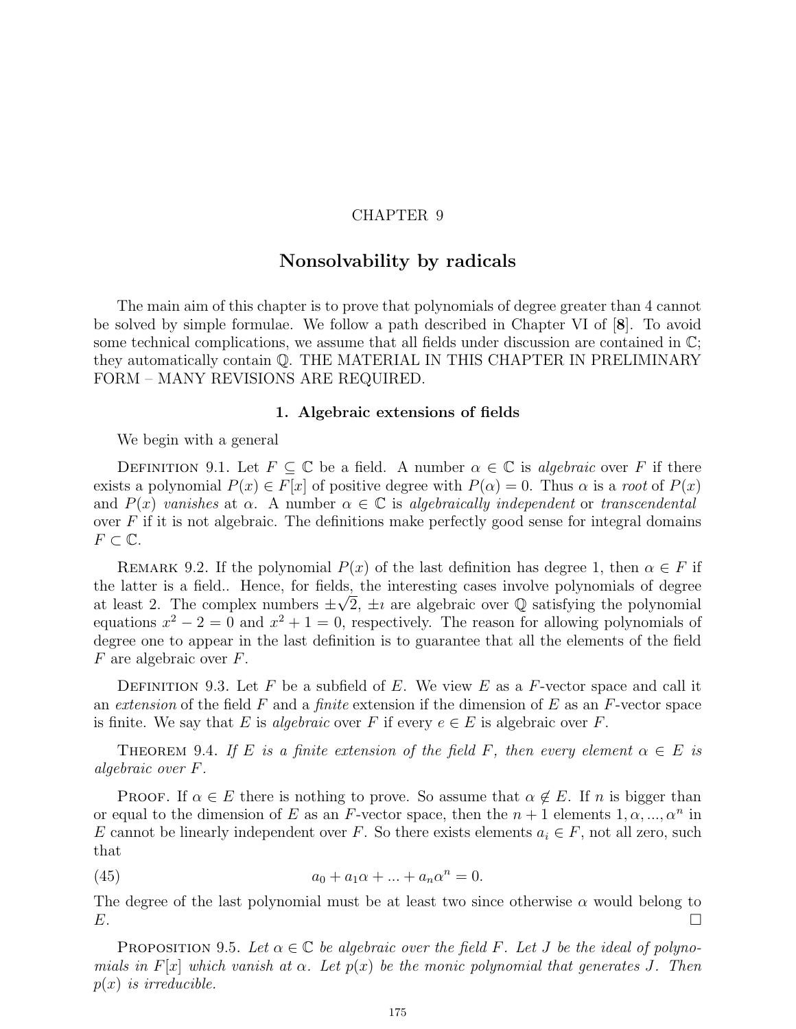# CHAPTER 9

# Nonsolvability by radicals

The main aim of this chapter is to prove that polynomials of degree greater than 4 cannot be solved by simple formulae. We follow a path described in Chapter VI of [**8**]. To avoid some technical complications, we assume that all fields under discussion are contained in $\mathbb{C}$; they automatically contain $\mathbb{Q}$. THE MATERIAL IN THIS CHAPTER IN PRELIMINARY FORM – MANY REVISIONS ARE REQUIRED.

## 1. Algebraic extensions of fields

We begin with a general

Definition 9.1. Let $F \subseteq \mathbb{C}$ be a field. A number $\alpha \in \mathbb{C}$ is *algebraic* over $F$ if there exists a polynomial $P(x) \in F[x]$ of positive degree with $P(\alpha) = 0$. Thus $\alpha$ is a *root* of $P(x)$ and $P(x)$ *vanishes* at $\alpha$. A number $\alpha \in \mathbb{C}$ is *algebraically independent* or *transcendental* over $F$ if it is not algebraic. The definitions make perfectly good sense for integral domains $F \subset \mathbb{C}$.

Remark 9.2. If the polynomial $P(x)$ of the last definition has degree 1, then $\alpha \in F$ if the latter is a field.. Hence, for fields, the interesting cases involve polynomials of degree at least 2. The complex numbers $\pm\sqrt{2}$, $\pm\imath$ are algebraic over $\mathbb{Q}$ satisfying the polynomial equations $x^2 - 2 = 0$ and $x^2 + 1 = 0$, respectively. The reason for allowing polynomials of degree one to appear in the last definition is to guarantee that all the elements of the field $F$ are algebraic over $F$.

Definition 9.3. Let $F$ be a subfield of $E$. We view $E$ as a $F$-vector space and call it an *extension* of the field $F$ and a *finite* extension if the dimension of $E$ as an $F$-vector space is finite. We say that $E$ is *algebraic* over $F$ if every $e \in E$ is algebraic over $F$.

Theorem 9.4. *If $E$ is a finite extension of the field $F$, then every element $\alpha \in E$ is algebraic over $F$.*

Proof. If $\alpha \in E$ there is nothing to prove. So assume that $\alpha \notin E$. If $n$ is bigger than or equal to the dimension of $E$ as an $F$-vector space, then the $n+1$ elements $1, \alpha, ..., \alpha^n$ in $E$ cannot be linearly independent over $F$. So there exists elements $a_i \in F$, not all zero, such that

$$a_0 + a_1\alpha + ... + a_n\alpha^n = 0. \tag{45}$$

The degree of the last polynomial must be at least two since otherwise $\alpha$ would belong to $E$. $\square$

Proposition 9.5. *Let $\alpha \in \mathbb{C}$ be algebraic over the field $F$. Let $J$ be the ideal of polynomials in $F[x]$ which vanish at $\alpha$. Let $p(x)$ be the monic polynomial that generates $J$. Then $p(x)$ is irreducible.*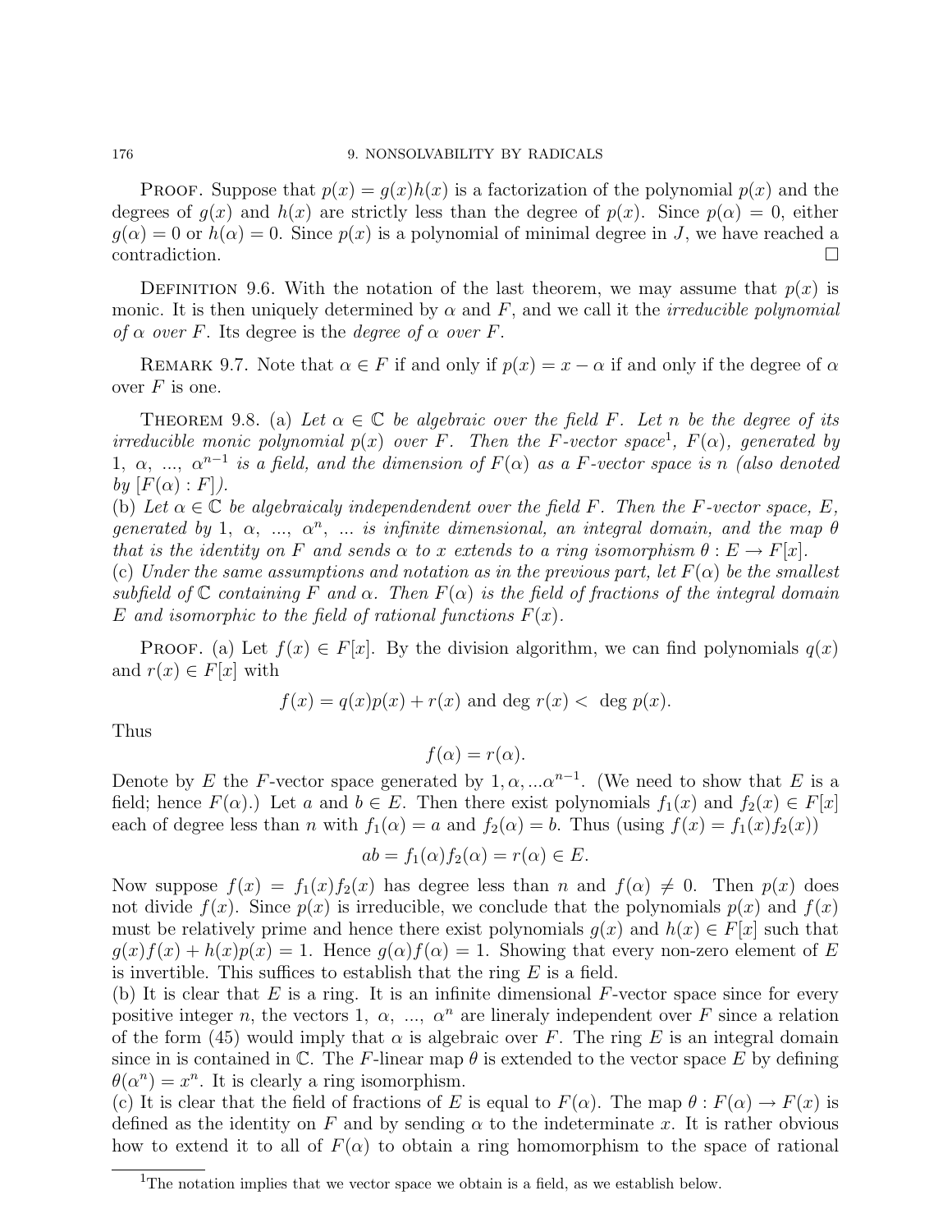Proof. Suppose that $p(x) = g(x)h(x)$ is a factorization of the polynomial $p(x)$ and the degrees of $g(x)$ and $h(x)$ are strictly less than the degree of $p(x)$. Since $p(\alpha) = 0$, either $g(\alpha) = 0$ or $h(\alpha) = 0$. Since $p(x)$ is a polynomial of minimal degree in $J$, we have reached a contradiction. □

Definition 9.6. With the notation of the last theorem, we may assume that $p(x)$ is monic. It is then uniquely determined by $\alpha$ and $F$, and we call it the *irreducible polynomial of $\alpha$ over $F$*. Its degree is the *degree of $\alpha$ over $F$*.

Remark 9.7. Note that $\alpha \in F$ if and only if $p(x) = x - \alpha$ if and only if the degree of $\alpha$ over $F$ is one.

Theorem 9.8. (a) *Let $\alpha \in \mathbb{C}$ be algebraic over the field $F$. Let $n$ be the degree of its irreducible monic polynomial $p(x)$ over $F$. Then the $F$-vector space*[1]*, $F(\alpha)$, generated by $1$, $\alpha$, ..., $\alpha^{n-1}$ is a field, and the dimension of $F(\alpha)$ as a $F$-vector space is $n$ (also denoted by $[F(\alpha) : F]$).*
(b) *Let $\alpha \in \mathbb{C}$ be algebraicaly independendent over the field $F$. Then the $F$-vector space, $E$, generated by $1$, $\alpha$, ..., $\alpha^n$, ... is infinite dimensional, an integral domain, and the map $\theta$ that is the identity on $F$ and sends $\alpha$ to $x$ extends to a ring isomorphism $\theta : E \to F[x]$.*
(c) *Under the same assumptions and notation as in the previous part, let $F(\alpha)$ be the smallest subfield of $\mathbb{C}$ containing $F$ and $\alpha$. Then $F(\alpha)$ is the field of fractions of the integral domain $E$ and isomorphic to the field of rational functions $F(x)$.*

Proof. (a) Let $f(x) \in F[x]$. By the division algorithm, we can find polynomials $q(x)$ and $r(x) \in F[x]$ with

$$f(x) = q(x)p(x) + r(x) \text{ and } \deg r(x) < \deg p(x).$$

Thus

$$f(\alpha) = r(\alpha).$$

Denote by $E$ the $F$-vector space generated by $1, \alpha, ...\alpha^{n-1}$. (We need to show that $E$ is a field; hence $F(\alpha)$.) Let $a$ and $b \in E$. Then there exist polynomials $f_1(x)$ and $f_2(x) \in F[x]$ each of degree less than $n$ with $f_1(\alpha) = a$ and $f_2(\alpha) = b$. Thus (using $f(x) = f_1(x)f_2(x)$)

$$ab = f_1(\alpha)f_2(\alpha) = r(\alpha) \in E.$$

Now suppose $f(x) = f_1(x)f_2(x)$ has degree less than $n$ and $f(\alpha) \neq 0$. Then $p(x)$ does not divide $f(x)$. Since $p(x)$ is irreducible, we conclude that the polynomials $p(x)$ and $f(x)$ must be relatively prime and hence there exist polynomials $g(x)$ and $h(x) \in F[x]$ such that $g(x)f(x) + h(x)p(x) = 1$. Hence $g(\alpha)f(\alpha) = 1$. Showing that every non-zero element of $E$ is invertible. This suffices to establish that the ring $E$ is a field.
(b) It is clear that $E$ is a ring. It is an infinite dimensional $F$-vector space since for every positive integer $n$, the vectors $1$, $\alpha$, ..., $\alpha^n$ are lineraly independent over $F$ since a relation of the form (45) would imply that $\alpha$ is algebraic over $F$. The ring $E$ is an integral domain since in is contained in $\mathbb{C}$. The $F$-linear map $\theta$ is extended to the vector space $E$ by defining $\theta(\alpha^n) = x^n$. It is clearly a ring isomorphism.
(c) It is clear that the field of fractions of $E$ is equal to $F(\alpha)$. The map $\theta : F(\alpha) \to F(x)$ is defined as the identity on $F$ and by sending $\alpha$ to the indeterminate $x$. It is rather obvious how to extend it to all of $F(\alpha)$ to obtain a ring homomorphism to the space of rational

[1] The notation implies that we vector space we obtain is a field, as we establish below.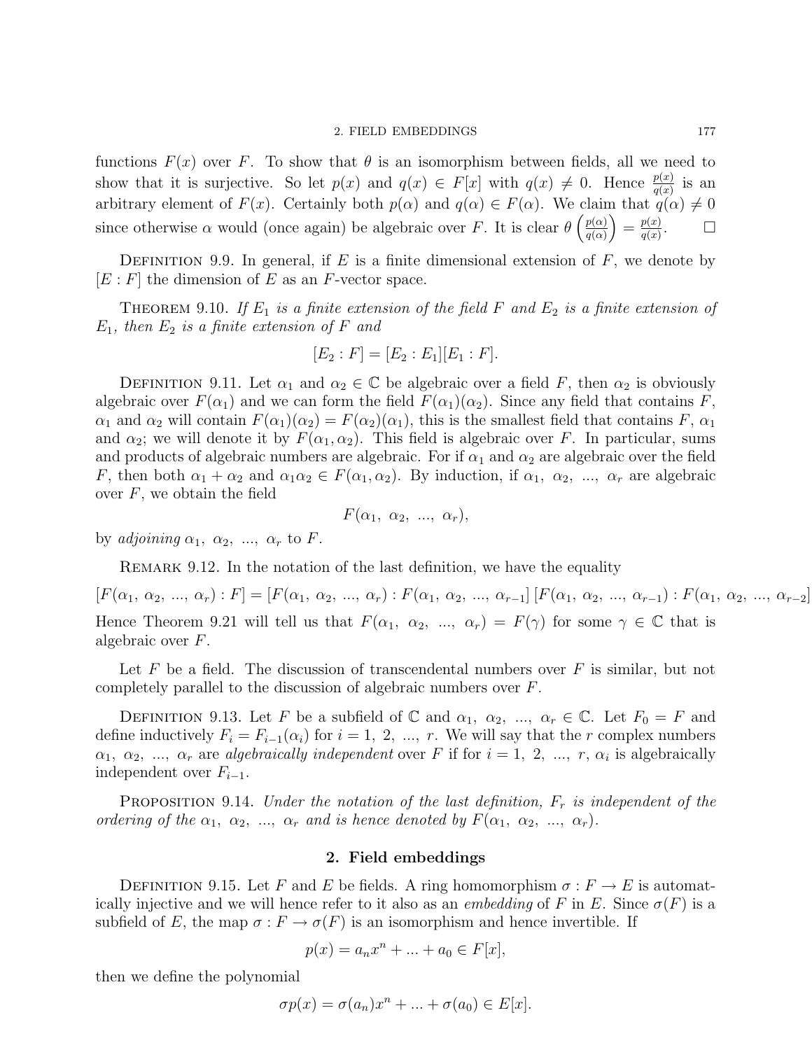functions $F(x)$ over $F$. To show that $\theta$ is an isomorphism between fields, all we need to show that it is surjective. So let $p(x)$ and $q(x) \in F[x]$ with $q(x) \neq 0$. Hence $\frac{p(x)}{q(x)}$ is an arbitrary element of $F(x)$. Certainly both $p(\alpha)$ and $q(\alpha) \in F(\alpha)$. We claim that $q(\alpha) \neq 0$ since otherwise $\alpha$ would (once again) be algebraic over $F$. It is clear $\theta\left(\frac{p(\alpha)}{q(\alpha)}\right) = \frac{p(x)}{q(x)}$. □

DEFINITION 9.9. In general, if $E$ is a finite dimensional extension of $F$, we denote by $[E : F]$ the dimension of $E$ as an $F$-vector space.

THEOREM 9.10. *If $E_1$ is a finite extension of the field $F$ and $E_2$ is a finite extension of $E_1$, then $E_2$ is a finite extension of $F$ and*

$$[E_2 : F] = [E_2 : E_1][E_1 : F].$$

DEFINITION 9.11. Let $\alpha_1$ and $\alpha_2 \in \mathbb{C}$ be algebraic over a field $F$, then $\alpha_2$ is obviously algebraic over $F(\alpha_1)$ and we can form the field $F(\alpha_1)(\alpha_2)$. Since any field that contains $F$, $\alpha_1$ and $\alpha_2$ will contain $F(\alpha_1)(\alpha_2) = F(\alpha_2)(\alpha_1)$, this is the smallest field that contains $F$, $\alpha_1$ and $\alpha_2$; we will denote it by $F(\alpha_1, \alpha_2)$. This field is algebraic over $F$. In particular, sums and products of algebraic numbers are algebraic. For if $\alpha_1$ and $\alpha_2$ are algebraic over the field $F$, then both $\alpha_1 + \alpha_2$ and $\alpha_1\alpha_2 \in F(\alpha_1, \alpha_2)$. By induction, if $\alpha_1,\ \alpha_2,\ ...,\ \alpha_r$ are algebraic over $F$, we obtain the field

$$F(\alpha_1,\ \alpha_2,\ ...,\ \alpha_r),$$

by *adjoining* $\alpha_1,\ \alpha_2,\ ...,\ \alpha_r$ to $F$.

REMARK 9.12. In the notation of the last definition, we have the equality

$$[F(\alpha_1,\ \alpha_2,\ ...,\ \alpha_r) : F] = [F(\alpha_1,\ \alpha_2,\ ...,\ \alpha_r) : F(\alpha_1,\ \alpha_2,\ ...,\ \alpha_{r-1}]\ [F(\alpha_1,\ \alpha_2,\ ...,\ \alpha_{r-1}) : F(\alpha_1,\ \alpha_2,\ ...,\ \alpha_{r-2}]$$

Hence Theorem 9.21 will tell us that $F(\alpha_1,\ \alpha_2,\ ...,\ \alpha_r) = F(\gamma)$ for some $\gamma \in \mathbb{C}$ that is algebraic over $F$.

Let $F$ be a field. The discussion of transcendental numbers over $F$ is similar, but not completely parallel to the discussion of algebraic numbers over $F$.

DEFINITION 9.13. Let $F$ be a subfield of $\mathbb{C}$ and $\alpha_1,\ \alpha_2,\ ...,\ \alpha_r \in \mathbb{C}$. Let $F_0 = F$ and define inductively $F_i = F_{i-1}(\alpha_i)$ for $i = 1,\ 2,\ ...,\ r$. We will say that the $r$ complex numbers $\alpha_1,\ \alpha_2,\ ...,\ \alpha_r$ are *algebraically independent* over $F$ if for $i = 1,\ 2,\ ...,\ r$, $\alpha_i$ is algebraically independent over $F_{i-1}$.

PROPOSITION 9.14. *Under the notation of the last definition, $F_r$ is independent of the ordering of the $\alpha_1,\ \alpha_2,\ ...,\ \alpha_r$ and is hence denoted by $F(\alpha_1,\ \alpha_2,\ ...,\ \alpha_r)$.*

## 2. Field embeddings

DEFINITION 9.15. Let $F$ and $E$ be fields. A ring homomorphism $\sigma : F \to E$ is automatically injective and we will hence refer to it also as an *embedding* of $F$ in $E$. Since $\sigma(F)$ is a subfield of $E$, the map $\sigma : F \to \sigma(F)$ is an isomorphism and hence invertible. If

$$p(x) = a_n x^n + ... + a_0 \in F[x],$$

then we define the polynomial

$$\sigma p(x) = \sigma(a_n)x^n + ... + \sigma(a_0) \in E[x].$$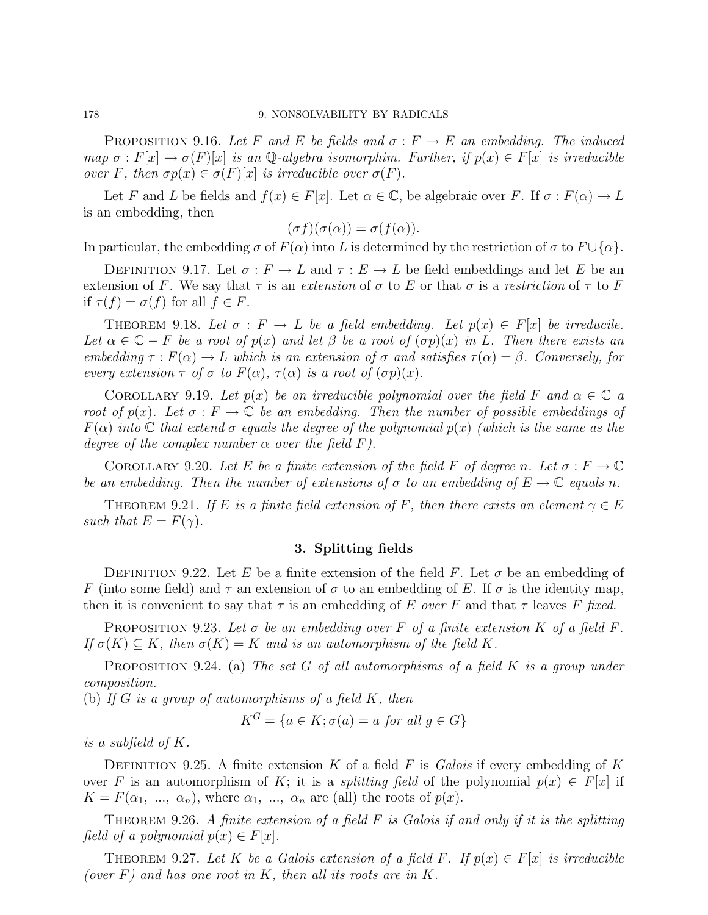Proposition 9.16. *Let $F$ and $E$ be fields and $\sigma : F \to E$ an embedding. The induced map $\sigma : F[x] \to \sigma(F)[x]$ is an $\mathbb{Q}$-algebra isomorphim. Further, if $p(x) \in F[x]$ is irreducible over $F$, then $\sigma p(x) \in \sigma(F)[x]$ is irreducible over $\sigma(F)$.*

Let $F$ and $L$ be fields and $f(x) \in F[x]$. Let $\alpha \in \mathbb{C}$, be algebraic over $F$. If $\sigma : F(\alpha) \to L$ is an embedding, then

$$(\sigma f)(\sigma(\alpha)) = \sigma(f(\alpha)).$$

In particular, the embedding $\sigma$ of $F(\alpha)$ into $L$ is determined by the restriction of $\sigma$ to $F \cup \{\alpha\}$.

Definition 9.17. Let $\sigma : F \to L$ and $\tau : E \to L$ be field embeddings and let $E$ be an extension of $F$. We say that $\tau$ is an *extension* of $\sigma$ to $E$ or that $\sigma$ is a *restriction* of $\tau$ to $F$ if $\tau(f) = \sigma(f)$ for all $f \in F$.

Theorem 9.18. *Let $\sigma : F \to L$ be a field embedding. Let $p(x) \in F[x]$ be irreducile. Let $\alpha \in \mathbb{C} - F$ be a root of $p(x)$ and let $\beta$ be a root of $(\sigma p)(x)$ in $L$. Then there exists an embedding $\tau : F(\alpha) \to L$ which is an extension of $\sigma$ and satisfies $\tau(\alpha) = \beta$. Conversely, for every extension $\tau$ of $\sigma$ to $F(\alpha)$, $\tau(\alpha)$ is a root of $(\sigma p)(x)$.*

Corollary 9.19. *Let $p(x)$ be an irreducible polynomial over the field $F$ and $\alpha \in \mathbb{C}$ a root of $p(x)$. Let $\sigma : F \to \mathbb{C}$ be an embedding. Then the number of possible embeddings of $F(\alpha)$ into $\mathbb{C}$ that extend $\sigma$ equals the degree of the polynomial $p(x)$ (which is the same as the degree of the complex number $\alpha$ over the field $F$).*

Corollary 9.20. *Let $E$ be a finite extension of the field $F$ of degree $n$. Let $\sigma : F \to \mathbb{C}$ be an embedding. Then the number of extensions of $\sigma$ to an embedding of $E \to \mathbb{C}$ equals $n$.*

Theorem 9.21. *If $E$ is a finite field extension of $F$, then there exists an element $\gamma \in E$ such that $E = F(\gamma)$.*

## 3. Splitting fields

Definition 9.22. Let $E$ be a finite extension of the field $F$. Let $\sigma$ be an embedding of $F$ (into some field) and $\tau$ an extension of $\sigma$ to an embedding of $E$. If $\sigma$ is the identity map, then it is convenient to say that $\tau$ is an embedding of $E$ *over* $F$ and that $\tau$ leaves $F$ *fixed*.

Proposition 9.23. *Let $\sigma$ be an embedding over $F$ of a finite extension $K$ of a field $F$. If $\sigma(K) \subseteq K$, then $\sigma(K) = K$ and is an automorphism of the field $K$.*

Proposition 9.24. (a) *The set $G$ of all automorphisms of a field $K$ is a group under composition.*
(b) *If $G$ is a group of automorphisms of a field $K$, then*

$$K^G = \{a \in K; \sigma(a) = a \text{ for all } g \in G\}$$

*is a subfield of $K$.*

Definition 9.25. A finite extension $K$ of a field $F$ is *Galois* if every embedding of $K$ over $F$ is an automorphism of $K$; it is a *splitting field* of the polynomial $p(x) \in F[x]$ if $K = F(\alpha_1, \ ..., \ \alpha_n)$, where $\alpha_1, \ ..., \ \alpha_n$ are (all) the roots of $p(x)$.

Theorem 9.26. *A finite extension of a field $F$ is Galois if and only if it is the splitting field of a polynomial $p(x) \in F[x]$.*

Theorem 9.27. *Let $K$ be a Galois extension of a field $F$. If $p(x) \in F[x]$ is irreducible (over $F$) and has one root in $K$, then all its roots are in $K$.*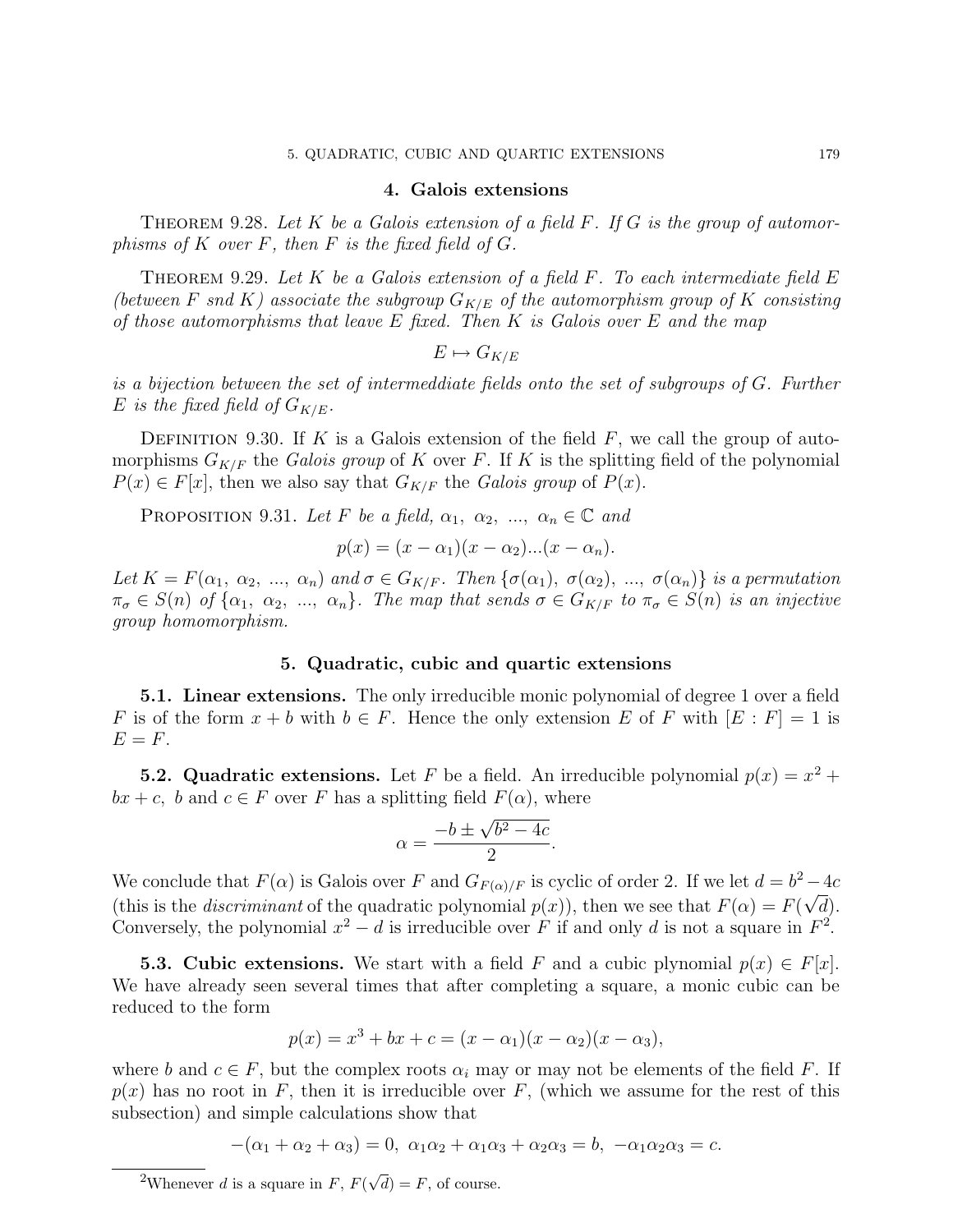## 4. Galois extensions

Theorem 9.28. *Let $K$ be a Galois extension of a field $F$. If $G$ is the group of automorphisms of $K$ over $F$, then $F$ is the fixed field of $G$.*

Theorem 9.29. *Let $K$ be a Galois extension of a field $F$. To each intermediate field $E$ (between $F$ snd $K$) associate the subgroup $G_{K/E}$ of the automorphism group of $K$ consisting of those automorphisms that leave $E$ fixed. Then $K$ is Galois over $E$ and the map*

$$E \mapsto G_{K/E}$$

*is a bijection between the set of intermeddiate fields onto the set of subgroups of $G$. Further $E$ is the fixed field of $G_{K/E}$.*

Definition 9.30. If $K$ is a Galois extension of the field $F$, we call the group of automorphisms $G_{K/F}$ the *Galois group* of $K$ over $F$. If $K$ is the splitting field of the polynomial $P(x) \in F[x]$, then we also say that $G_{K/F}$ the *Galois group* of $P(x)$.

Proposition 9.31. *Let $F$ be a field, $\alpha_1,\ \alpha_2,\ ...,\ \alpha_n \in \mathbb{C}$ and*

$$p(x) = (x - \alpha_1)(x - \alpha_2)...(x - \alpha_n).$$

*Let $K = F(\alpha_1,\ \alpha_2,\ ...,\ \alpha_n)$ and $\sigma \in G_{K/F}$. Then $\{\sigma(\alpha_1),\ \sigma(\alpha_2),\ ...,\ \sigma(\alpha_n)\}$ is a permutation $\pi_\sigma \in S(n)$ of $\{\alpha_1,\ \alpha_2,\ ...,\ \alpha_n\}$. The map that sends $\sigma \in G_{K/F}$ to $\pi_\sigma \in S(n)$ is an injective group homomorphism.*

## 5. Quadratic, cubic and quartic extensions

**5.1. Linear extensions.** The only irreducible monic polynomial of degree 1 over a field $F$ is of the form $x + b$ with $b \in F$. Hence the only extension $E$ of $F$ with $[E : F] = 1$ is $E = F$.

**5.2. Quadratic extensions.** Let $F$ be a field. An irreducible polynomial $p(x) = x^2 + bx + c,\ b$ and $c \in F$ over $F$ has a splitting field $F(\alpha)$, where

$$\alpha = \frac{-b \pm \sqrt{b^2 - 4c}}{2}.$$

We conclude that $F(\alpha)$ is Galois over $F$ and $G_{F(\alpha)/F}$ is cyclic of order 2. If we let $d = b^2 - 4c$ (this is the *discriminant* of the quadratic polynomial $p(x)$), then we see that $F(\alpha) = F(\sqrt{d})$. Conversely, the polynomial $x^2 - d$ is irreducible over $F$ if and only $d$ is not a square in $F^2$.

**5.3. Cubic extensions.** We start with a field $F$ and a cubic plynomial $p(x) \in F[x]$. We have already seen several times that after completing a square, a monic cubic can be reduced to the form

$$p(x) = x^3 + bx + c = (x - \alpha_1)(x - \alpha_2)(x - \alpha_3),$$

where $b$ and $c \in F$, but the complex roots $\alpha_i$ may or may not be elements of the field $F$. If $p(x)$ has no root in $F$, then it is irreducible over $F$, (which we assume for the rest of this subsection) and simple calculations show that

$$-(\alpha_1 + \alpha_2 + \alpha_3) = 0,\ \alpha_1\alpha_2 + \alpha_1\alpha_3 + \alpha_2\alpha_3 = b,\ -\alpha_1\alpha_2\alpha_3 = c.$$

[2] Whenever $d$ is a square in $F$, $F(\sqrt{d}) = F$, of course.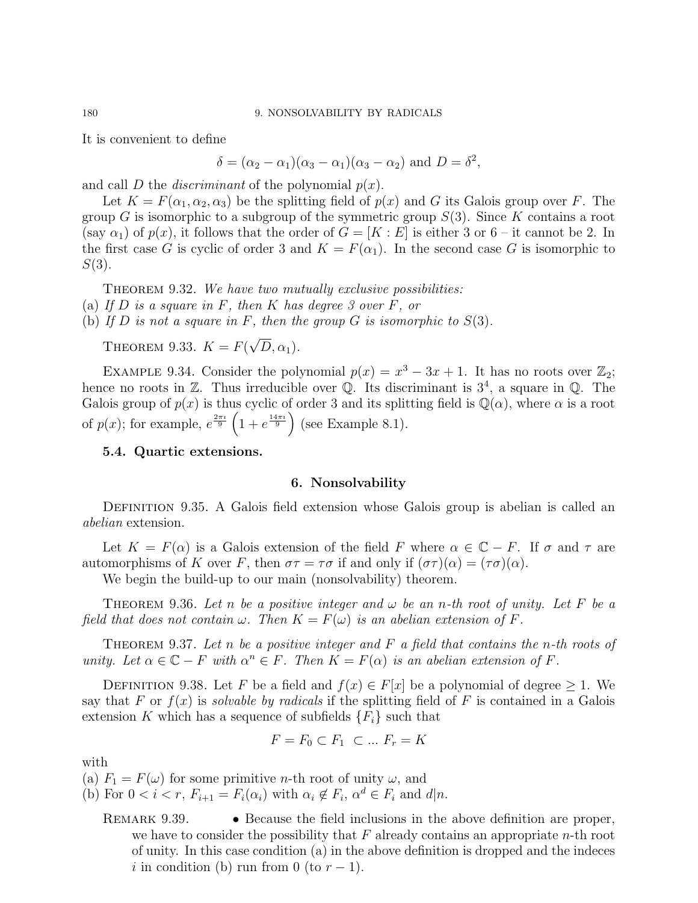It is convenient to define

$$\delta = (\alpha_2 - \alpha_1)(\alpha_3 - \alpha_1)(\alpha_3 - \alpha_2) \text{ and } D = \delta^2,$$

and call $D$ the *discriminant* of the polynomial $p(x)$.

Let $K = F(\alpha_1, \alpha_2, \alpha_3)$ be the splitting field of $p(x)$ and $G$ its Galois group over $F$. The group $G$ is isomorphic to a subgroup of the symmetric group $S(3)$. Since $K$ contains a root (say $\alpha_1$) of $p(x)$, it follows that the order of $G = [K : E]$ is either 3 or 6 – it cannot be 2. In the first case $G$ is cyclic of order 3 and $K = F(\alpha_1)$. In the second case $G$ is isomorphic to $S(3)$.

THEOREM 9.32. *We have two mutually exclusive possibilities:*
(a) *If $D$ is a square in $F$, then $K$ has degree 3 over $F$, or*
(b) *If $D$ is not a square in $F$, then the group $G$ is isomorphic to $S(3)$.*

THEOREM 9.33. $K = F(\sqrt{D}, \alpha_1)$.

EXAMPLE 9.34. Consider the polynomial $p(x) = x^3 - 3x + 1$. It has no roots over $\mathbb{Z}_2$; hence no roots in $\mathbb{Z}$. Thus irreducible over $\mathbb{Q}$. Its discriminant is $3^4$, a square in $\mathbb{Q}$. The Galois group of $p(x)$ is thus cyclic of order 3 and its splitting field is $\mathbb{Q}(\alpha)$, where $\alpha$ is a root of $p(x)$; for example, $e^{\frac{2\pi\imath}{9}}\left(1 + e^{\frac{14\pi\imath}{9}}\right)$ (see Example 8.1).

### 5.4. Quartic extensions.

## 6. Nonsolvability

DEFINITION 9.35. A Galois field extension whose Galois group is abelian is called an *abelian* extension.

Let $K = F(\alpha)$ is a Galois extension of the field $F$ where $\alpha \in \mathbb{C} - F$. If $\sigma$ and $\tau$ are automorphisms of $K$ over $F$, then $\sigma\tau = \tau\sigma$ if and only if $(\sigma\tau)(\alpha) = (\tau\sigma)(\alpha)$.

We begin the build-up to our main (nonsolvability) theorem.

THEOREM 9.36. *Let $n$ be a positive integer and $\omega$ be an $n$-th root of unity. Let $F$ be a field that does not contain $\omega$. Then $K = F(\omega)$ is an abelian extension of $F$.*

THEOREM 9.37. *Let $n$ be a positive integer and $F$ a field that contains the $n$-th roots of unity. Let $\alpha \in \mathbb{C} - F$ with $\alpha^n \in F$. Then $K = F(\alpha)$ is an abelian extension of $F$.*

DEFINITION 9.38. Let $F$ be a field and $f(x) \in F[x]$ be a polynomial of degree $\geq 1$. We say that $F$ or $f(x)$ is *solvable by radicals* if the splitting field of $F$ is contained in a Galois extension $K$ which has a sequence of subfields $\{F_i\}$ such that

$$F = F_0 \subset F_1 \ \subset ... \ F_r = K$$

with
(a) $F_1 = F(\omega)$ for some primitive $n$-th root of unity $\omega$, and
(b) For $0 < i < r$, $F_{i+1} = F_i(\alpha_i)$ with $\alpha_i \notin F_i$, $\alpha^d \in F_i$ and $d|n$.

REMARK 9.39.
- Because the field inclusions in the above definition are proper, we have to consider the possibility that $F$ already contains an appropriate $n$-th root of unity. In this case condition (a) in the above definition is dropped and the indeces $i$ in condition (b) run from 0 (to $r - 1$).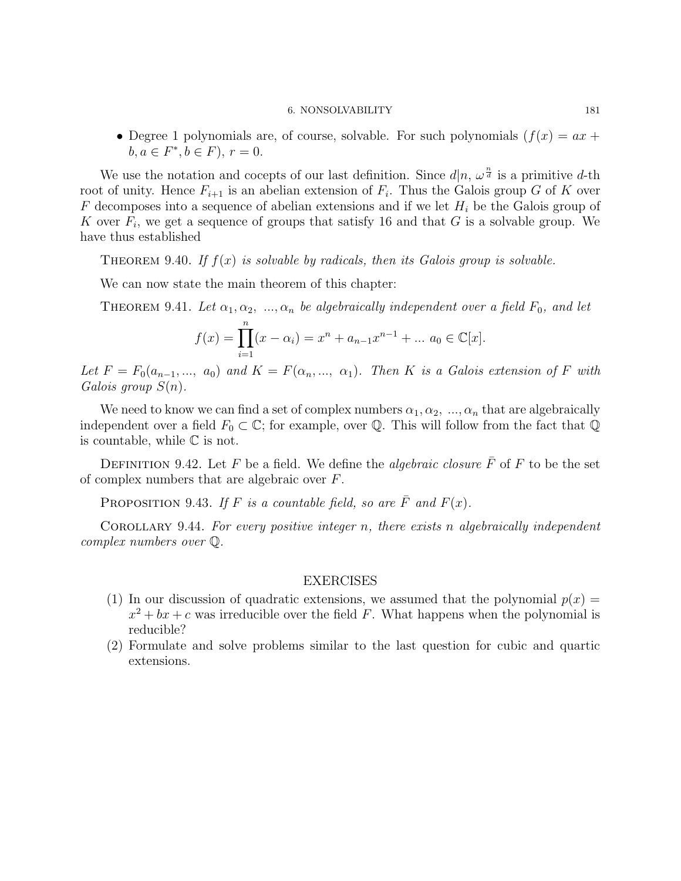- Degree 1 polynomials are, of course, solvable. For such polynomials ($f(x) = ax + b, a \in F^*, b \in F$), $r = 0$.

We use the notation and cocepts of our last definition. Since $d|n$, $\omega^{\frac{n}{d}}$ is a primitive $d$-th root of unity. Hence $F_{i+1}$ is an abelian extension of $F_i$. Thus the Galois group $G$ of $K$ over $F$ decomposes into a sequence of abelian extensions and if we let $H_i$ be the Galois group of $K$ over $F_i$, we get a sequence of groups that satisfy 16 and that $G$ is a solvable group. We have thus established

THEOREM 9.40. *If $f(x)$ is solvable by radicals, then its Galois group is solvable.*

We can now state the main theorem of this chapter:

THEOREM 9.41. *Let $\alpha_1, \alpha_2, ..., \alpha_n$ be algebraically independent over a field $F_0$, and let*

$$f(x) = \prod_{i=1}^{n}(x - \alpha_i) = x^n + a_{n-1}x^{n-1} + ... \ a_0 \in \mathbb{C}[x].$$

*Let $F = F_0(a_{n-1}, ..., a_0)$ and $K = F(\alpha_n, ..., \alpha_1)$. Then $K$ is a Galois extension of $F$ with Galois group $S(n)$.*

We need to know we can find a set of complex numbers $\alpha_1, \alpha_2, ..., \alpha_n$ that are algebraically independent over a field $F_0 \subset \mathbb{C}$; for example, over $\mathbb{Q}$. This will follow from the fact that $\mathbb{Q}$ is countable, while $\mathbb{C}$ is not.

DEFINITION 9.42. Let $F$ be a field. We define the *algebraic closure* $\bar{F}$ of $F$ to be the set of complex numbers that are algebraic over $F$.

PROPOSITION 9.43. *If $F$ is a countable field, so are $\bar{F}$ and $F(x)$.*

COROLLARY 9.44. *For every positive integer $n$, there exists $n$ algebraically independent complex numbers over $\mathbb{Q}$.*

## EXERCISES

(1) In our discussion of quadratic extensions, we assumed that the polynomial $p(x) = x^2 + bx + c$ was irreducible over the field $F$. What happens when the polynomial is reducible?

(2) Formulate and solve problems similar to the last question for cubic and quartic extensions.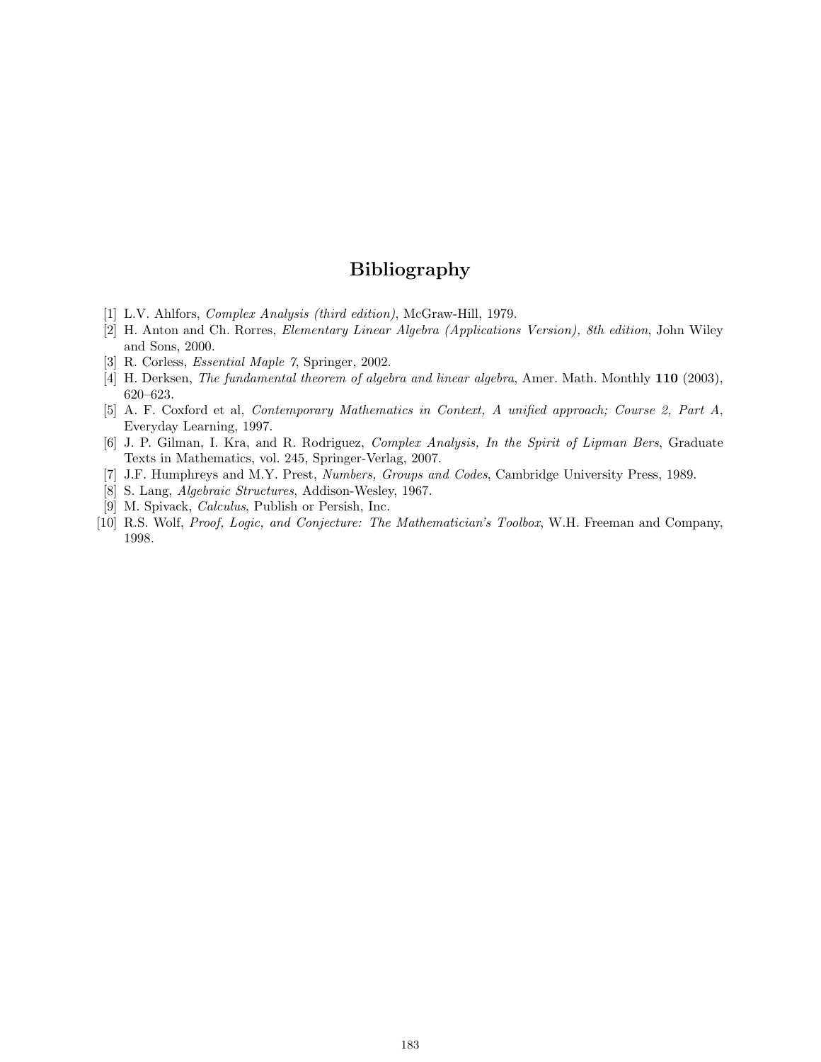# Bibliography

[1] L.V. Ahlfors, *Complex Analysis (third edition)*, McGraw-Hill, 1979.

[2] H. Anton and Ch. Rorres, *Elementary Linear Algebra (Applications Version), 8th edition*, John Wiley and Sons, 2000.

[3] R. Corless, *Essential Maple 7*, Springer, 2002.

[4] H. Derksen, *The fundamental theorem of algebra and linear algebra*, Amer. Math. Monthly **110** (2003), 620–623.

[5] A. F. Coxford et al, *Contemporary Mathematics in Context, A unified approach; Course 2, Part A*, Everyday Learning, 1997.

[6] J. P. Gilman, I. Kra, and R. Rodriguez, *Complex Analysis, In the Spirit of Lipman Bers*, Graduate Texts in Mathematics, vol. 245, Springer-Verlag, 2007.

[7] J.F. Humphreys and M.Y. Prest, *Numbers, Groups and Codes*, Cambridge University Press, 1989.

[8] S. Lang, *Algebraic Structures*, Addison-Wesley, 1967.

[9] M. Spivack, *Calculus*, Publish or Persish, Inc.

[10] R.S. Wolf, *Proof, Logic, and Conjecture: The Mathematician's Toolbox*, W.H. Freeman and Company, 1998.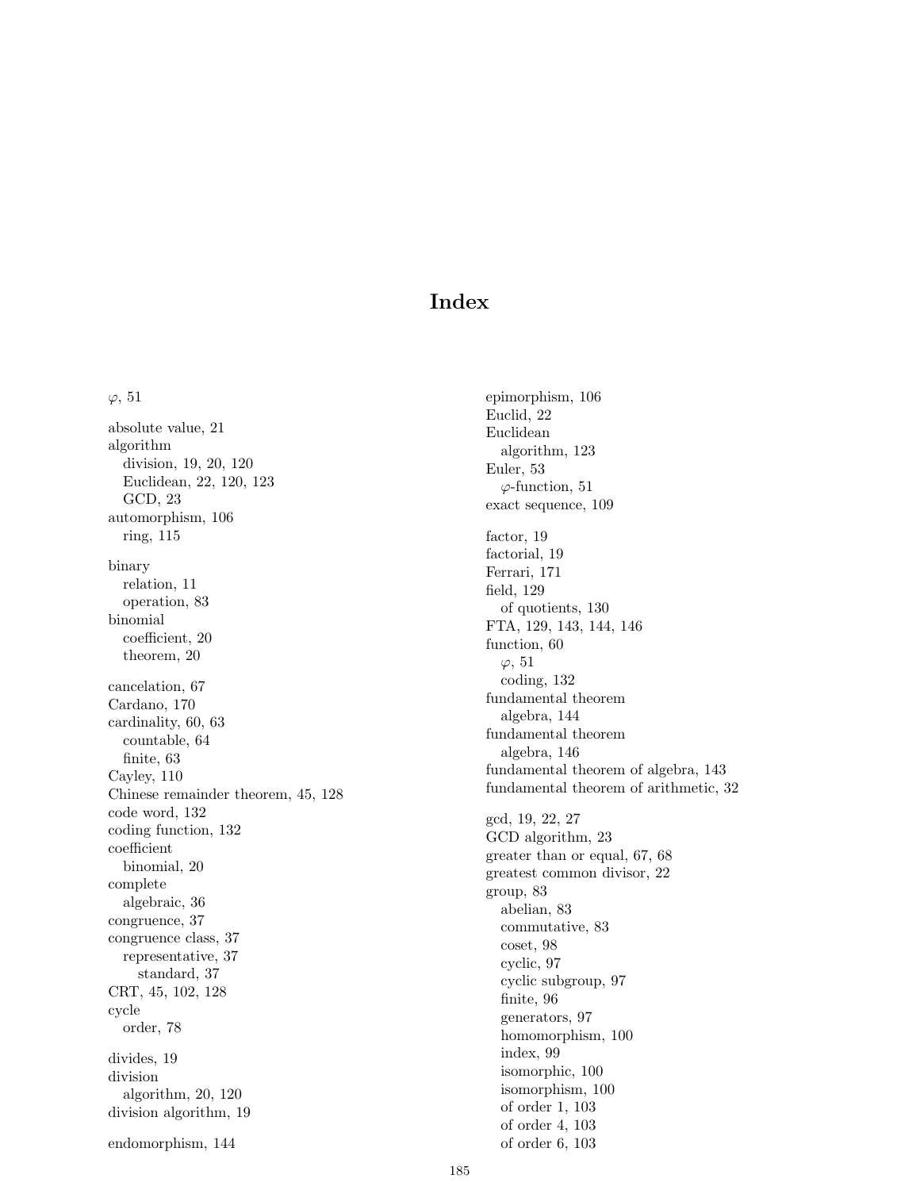# Index

$\varphi$, 51

absolute value, 21
algorithm
  division, 19, 20, 120
  Euclidean, 22, 120, 123
  GCD, 23
automorphism, 106
  ring, 115

binary
  relation, 11
  operation, 83
binomial
  coefficient, 20
  theorem, 20

cancelation, 67
Cardano, 170
cardinality, 60, 63
  countable, 64
  finite, 63
Cayley, 110
Chinese remainder theorem, 45, 128
code word, 132
coding function, 132
coefficient
  binomial, 20
complete
  algebraic, 36
congruence, 37
congruence class, 37
  representative, 37
    standard, 37
CRT, 45, 102, 128
cycle
  order, 78

divides, 19
division
  algorithm, 20, 120
division algorithm, 19

endomorphism, 144
epimorphism, 106
Euclid, 22
Euclidean
  algorithm, 123
Euler, 53
  $\varphi$-function, 51
exact sequence, 109

factor, 19
factorial, 19
Ferrari, 171
field, 129
  of quotients, 130
FTA, 129, 143, 144, 146
function, 60
  $\varphi$, 51
  coding, 132
fundamental theorem
  algebra, 144
fundamental theorem
  algebra, 146
fundamental theorem of algebra, 143
fundamental theorem of arithmetic, 32

gcd, 19, 22, 27
GCD algorithm, 23
greater than or equal, 67, 68
greatest common divisor, 22
group, 83
  abelian, 83
  commutative, 83
  coset, 98
  cyclic, 97
  cyclic subgroup, 97
  finite, 96
  generators, 97
  homomorphism, 100
  index, 99
  isomorphic, 100
  isomorphism, 100
  of order 1, 103
  of order 4, 103
  of order 6, 103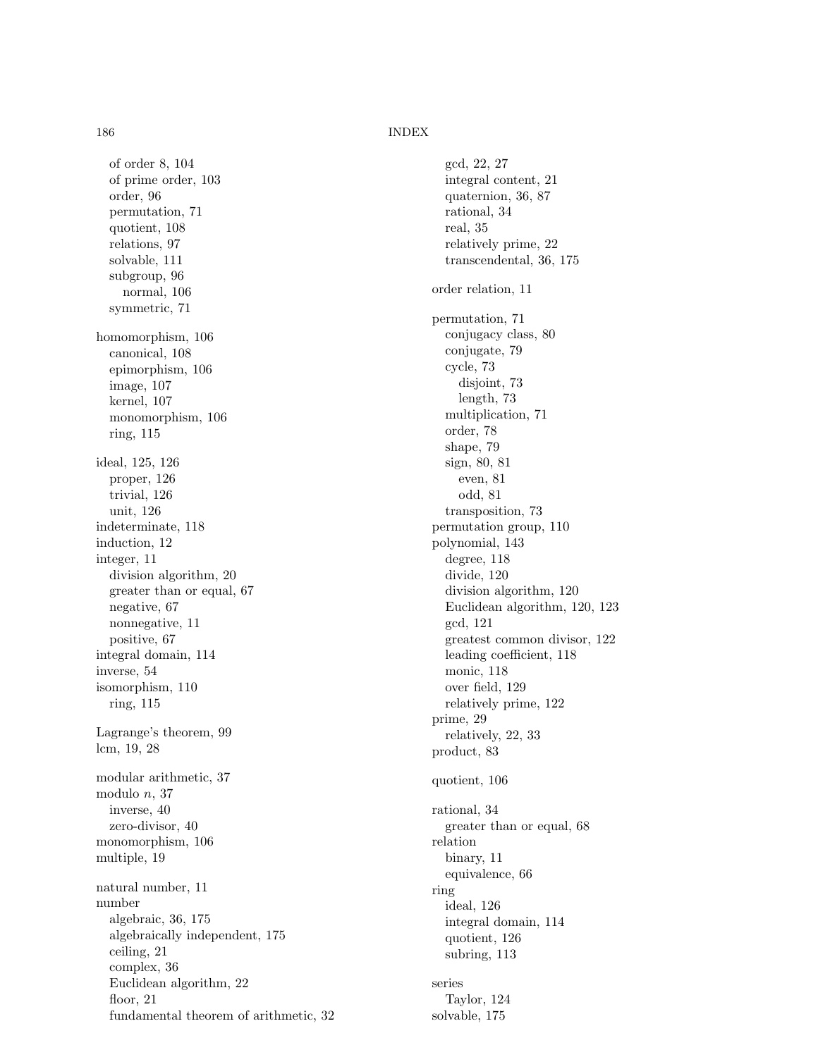of order 8, 104
    of prime order, 103
    order, 96
    permutation, 71
    quotient, 108
    relations, 97
    solvable, 111
    subgroup, 96
        normal, 106
    symmetric, 71

homomorphism, 106
    canonical, 108
    epimorphism, 106
    image, 107
    kernel, 107
    monomorphism, 106
    ring, 115

ideal, 125, 126
    proper, 126
    trivial, 126
    unit, 126
indeterminate, 118
induction, 12
integer, 11
    division algorithm, 20
    greater than or equal, 67
    negative, 67
    nonnegative, 11
    positive, 67
integral domain, 114
inverse, 54
isomorphism, 110
    ring, 115

Lagrange's theorem, 99
lcm, 19, 28

modular arithmetic, 37
modulo $n$, 37
    inverse, 40
    zero-divisor, 40
monomorphism, 106
multiple, 19

natural number, 11
number
    algebraic, 36, 175
    algebraically independent, 175
    ceiling, 21
    complex, 36
    Euclidean algorithm, 22
    floor, 21
    fundamental theorem of arithmetic, 32
    gcd, 22, 27
    integral content, 21
    quaternion, 36, 87
    rational, 34
    real, 35
    relatively prime, 22
    transcendental, 36, 175

order relation, 11

permutation, 71
    conjugacy class, 80
    conjugate, 79
    cycle, 73
        disjoint, 73
        length, 73
    multiplication, 71
    order, 78
    shape, 79
    sign, 80, 81
        even, 81
        odd, 81
    transposition, 73
permutation group, 110
polynomial, 143
    degree, 118
    divide, 120
    division algorithm, 120
    Euclidean algorithm, 120, 123
    gcd, 121
    greatest common divisor, 122
    leading coefficient, 118
    monic, 118
    over field, 129
    relatively prime, 122
prime, 29
    relatively, 22, 33
product, 83

quotient, 106

rational, 34
    greater than or equal, 68
relation
    binary, 11
    equivalence, 66
ring
    ideal, 126
    integral domain, 114
    quotient, 126
    subring, 113

series
    Taylor, 124
solvable, 175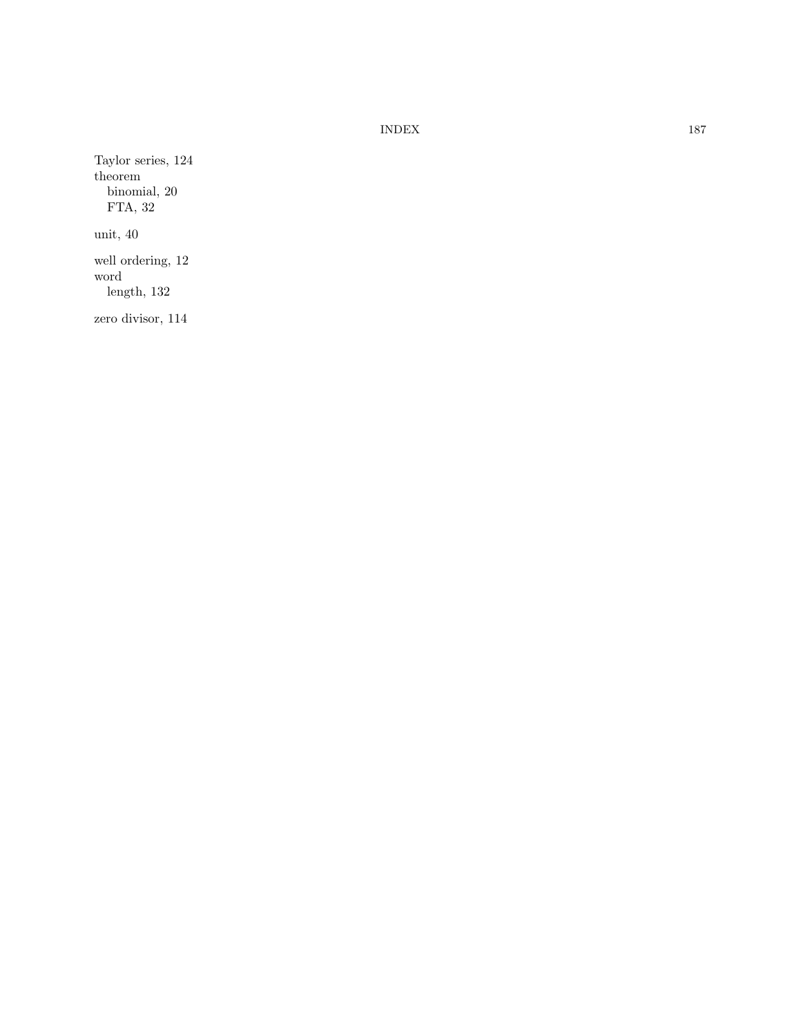Taylor series, 124
theorem
  binomial, 20
  FTA, 32

unit, 40

well ordering, 12
word
  length, 132

zero divisor, 114